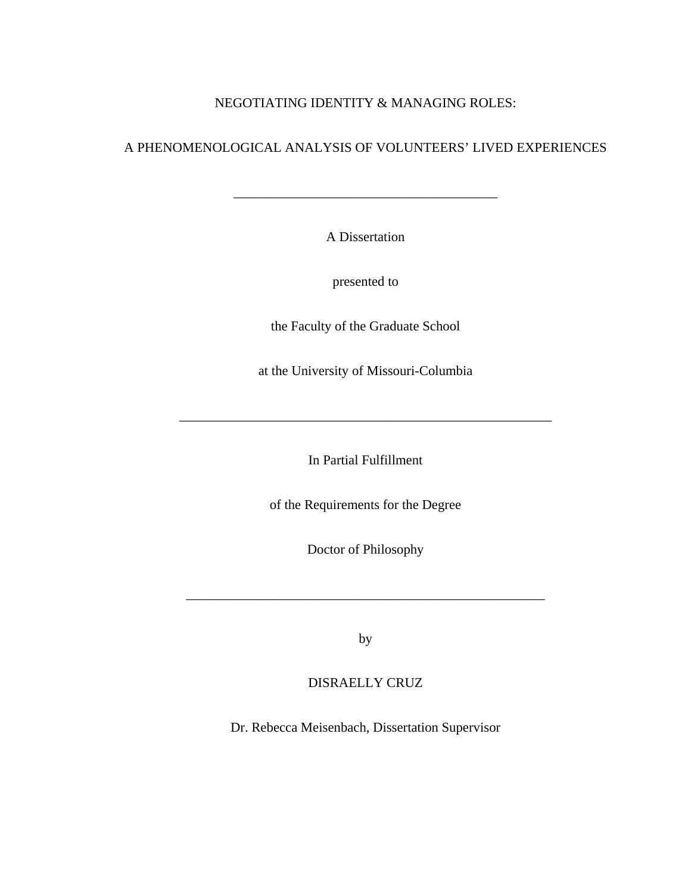# NEGOTIATING IDENTITY & MANAGING ROLES:

# A PHENOMENOLOGICAL ANALYSIS OF VOLUNTEERS' LIVED EXPERIENCES

---

A Dissertation

presented to

the Faculty of the Graduate School

at the University of Missouri-Columbia

---

In Partial Fulfillment

of the Requirements for the Degree

Doctor of Philosophy

---

by

DISRAELLY CRUZ

Dr. Rebecca Meisenbach, Dissertation Supervisor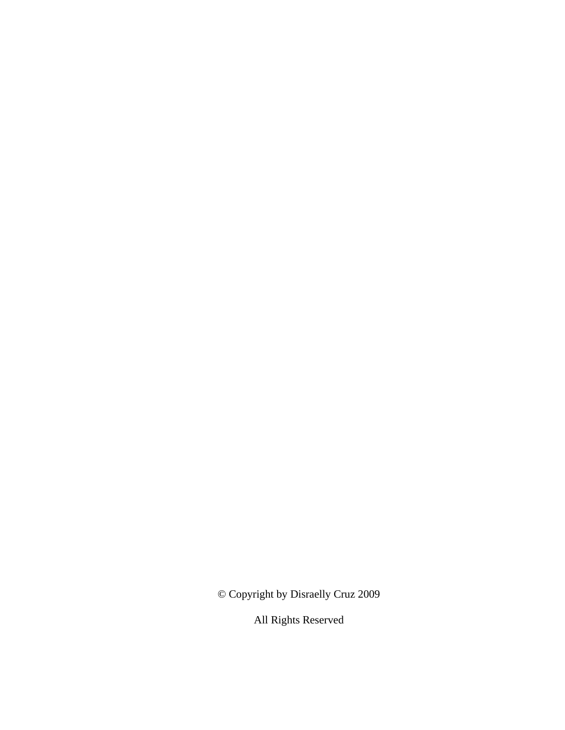© Copyright by Disraelly Cruz 2009

All Rights Reserved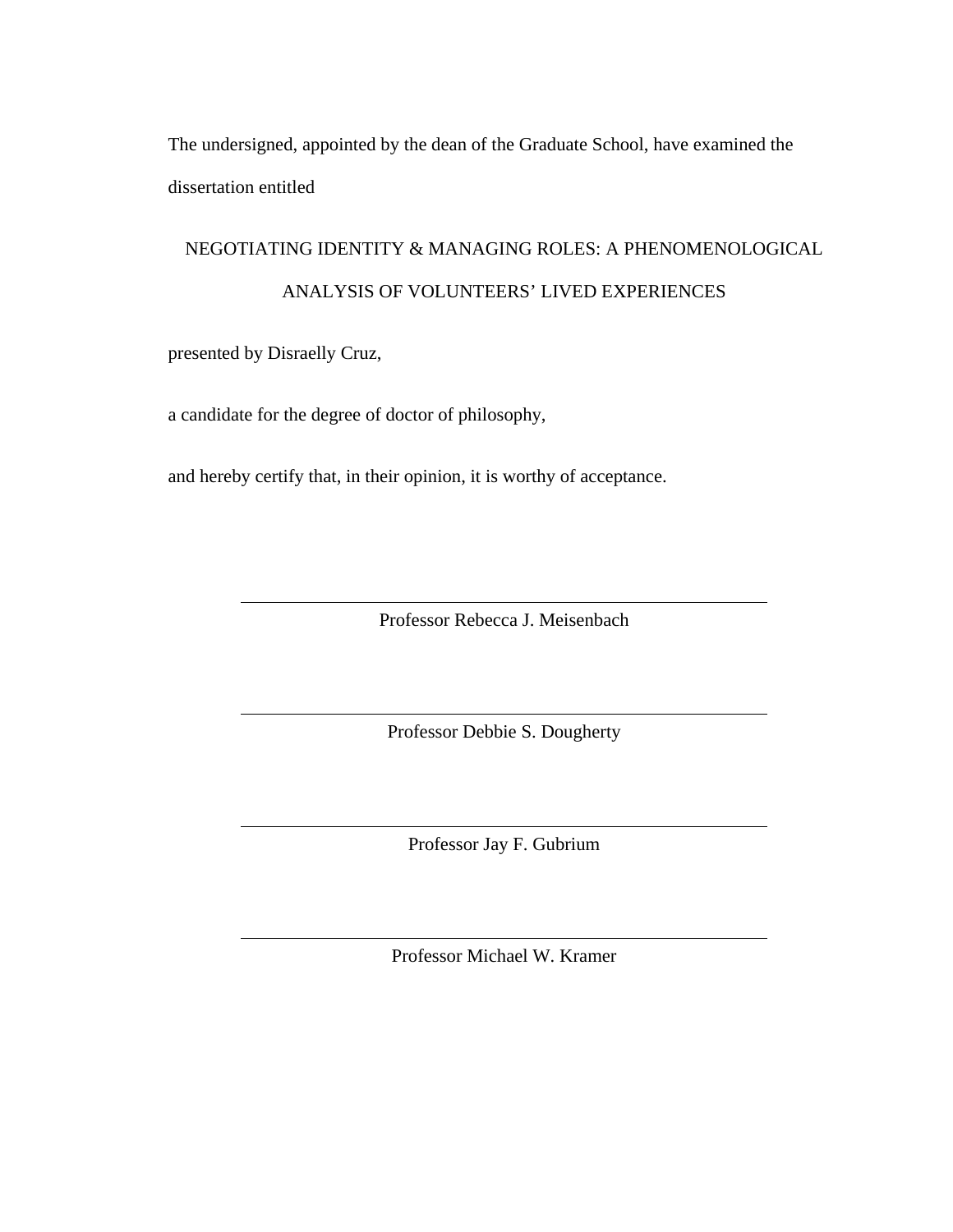The undersigned, appointed by the dean of the Graduate School, have examined the dissertation entitled

NEGOTIATING IDENTITY & MANAGING ROLES: A PHENOMENOLOGICAL ANALYSIS OF VOLUNTEERS' LIVED EXPERIENCES

presented by Disraelly Cruz,

a candidate for the degree of doctor of philosophy,

and hereby certify that, in their opinion, it is worthy of acceptance.

\_\_\_\_\_\_\_\_\_\_\_\_\_\_\_\_\_\_\_\_\_\_\_\_\_\_\_\_\_\_\_\_\_\_\_\_\_\_\_\_\_\_\_\_\_\_

Professor Rebecca J. Meisenbach

\_\_\_\_\_\_\_\_\_\_\_\_\_\_\_\_\_\_\_\_\_\_\_\_\_\_\_\_\_\_\_\_\_\_\_\_\_\_\_\_\_\_\_\_\_\_

Professor Debbie S. Dougherty

\_\_\_\_\_\_\_\_\_\_\_\_\_\_\_\_\_\_\_\_\_\_\_\_\_\_\_\_\_\_\_\_\_\_\_\_\_\_\_\_\_\_\_\_\_\_

Professor Jay F. Gubrium

\_\_\_\_\_\_\_\_\_\_\_\_\_\_\_\_\_\_\_\_\_\_\_\_\_\_\_\_\_\_\_\_\_\_\_\_\_\_\_\_\_\_\_\_\_\_

Professor Michael W. Kramer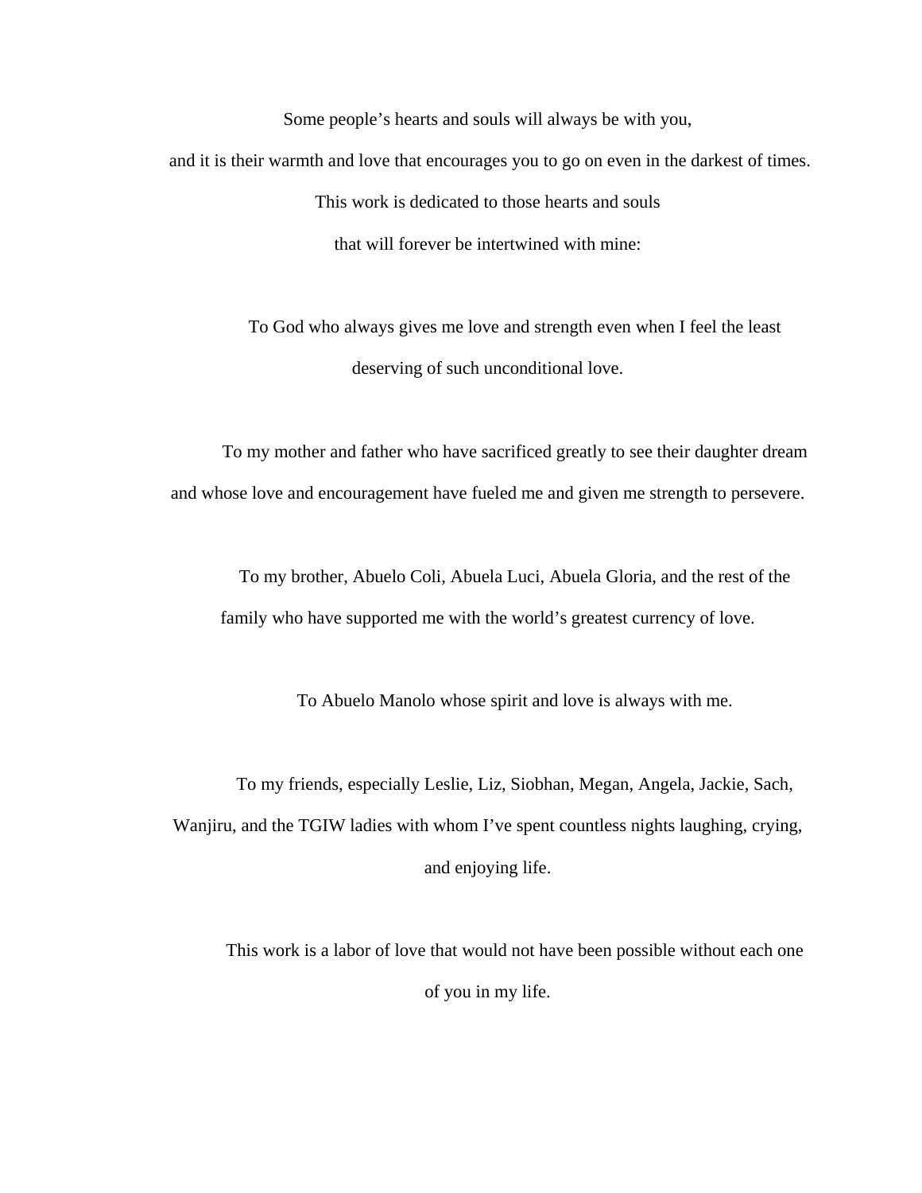Some people's hearts and souls will always be with you,

and it is their warmth and love that encourages you to go on even in the darkest of times.

This work is dedicated to those hearts and souls

that will forever be intertwined with mine:

To God who always gives me love and strength even when I feel the least deserving of such unconditional love.

To my mother and father who have sacrificed greatly to see their daughter dream and whose love and encouragement have fueled me and given me strength to persevere.

To my brother, Abuelo Coli, Abuela Luci, Abuela Gloria, and the rest of the family who have supported me with the world's greatest currency of love.

To Abuelo Manolo whose spirit and love is always with me.

To my friends, especially Leslie, Liz, Siobhan, Megan, Angela, Jackie, Sach, Wanjiru, and the TGIW ladies with whom I've spent countless nights laughing, crying, and enjoying life.

This work is a labor of love that would not have been possible without each one of you in my life.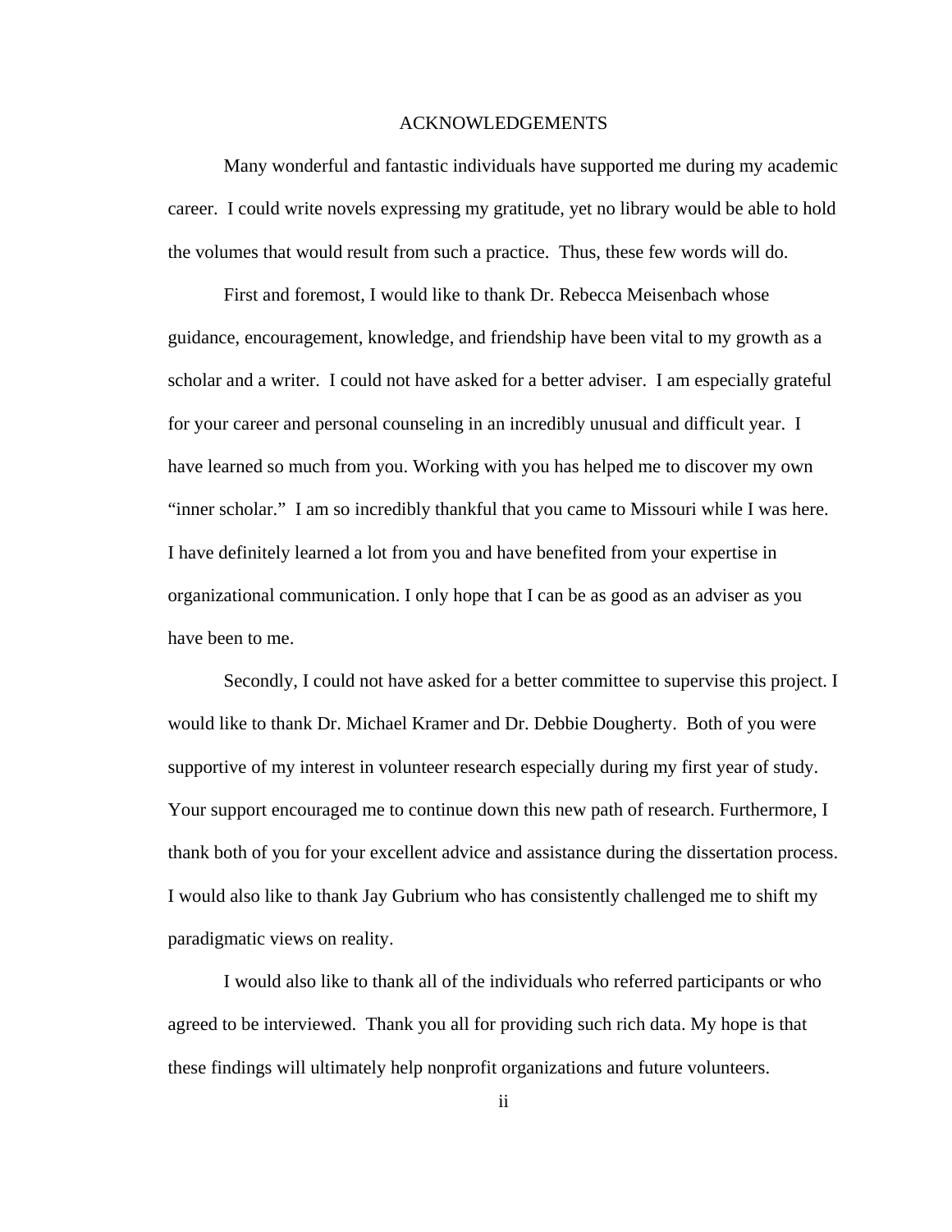# ACKNOWLEDGEMENTS

Many wonderful and fantastic individuals have supported me during my academic career. I could write novels expressing my gratitude, yet no library would be able to hold the volumes that would result from such a practice. Thus, these few words will do.

First and foremost, I would like to thank Dr. Rebecca Meisenbach whose guidance, encouragement, knowledge, and friendship have been vital to my growth as a scholar and a writer. I could not have asked for a better adviser. I am especially grateful for your career and personal counseling in an incredibly unusual and difficult year. I have learned so much from you. Working with you has helped me to discover my own "inner scholar." I am so incredibly thankful that you came to Missouri while I was here. I have definitely learned a lot from you and have benefited from your expertise in organizational communication. I only hope that I can be as good as an adviser as you have been to me.

Secondly, I could not have asked for a better committee to supervise this project. I would like to thank Dr. Michael Kramer and Dr. Debbie Dougherty. Both of you were supportive of my interest in volunteer research especially during my first year of study. Your support encouraged me to continue down this new path of research. Furthermore, I thank both of you for your excellent advice and assistance during the dissertation process. I would also like to thank Jay Gubrium who has consistently challenged me to shift my paradigmatic views on reality.

I would also like to thank all of the individuals who referred participants or who agreed to be interviewed. Thank you all for providing such rich data. My hope is that these findings will ultimately help nonprofit organizations and future volunteers.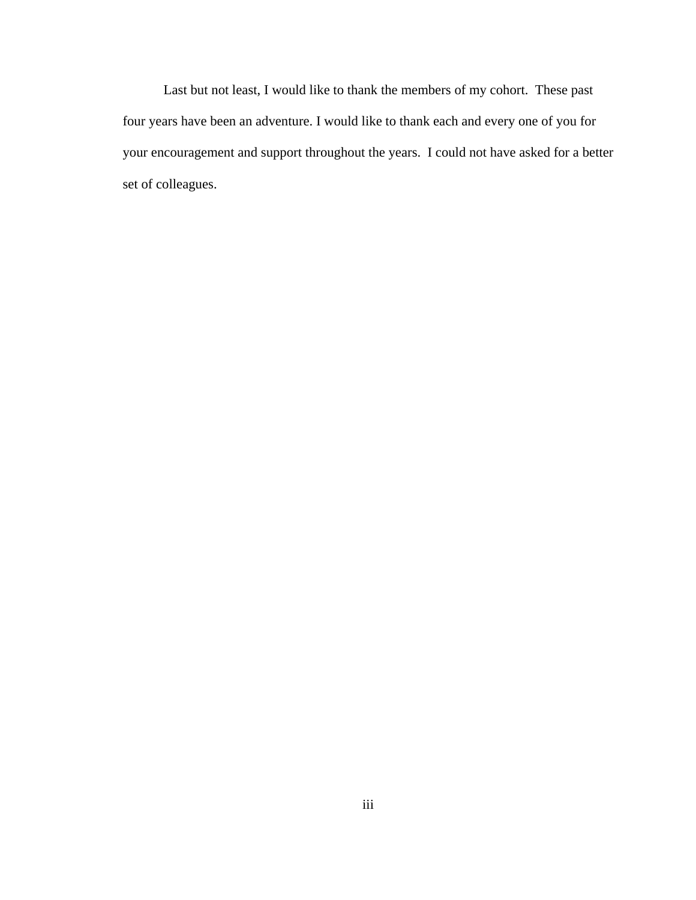Last but not least, I would like to thank the members of my cohort. These past four years have been an adventure. I would like to thank each and every one of you for your encouragement and support throughout the years. I could not have asked for a better set of colleagues.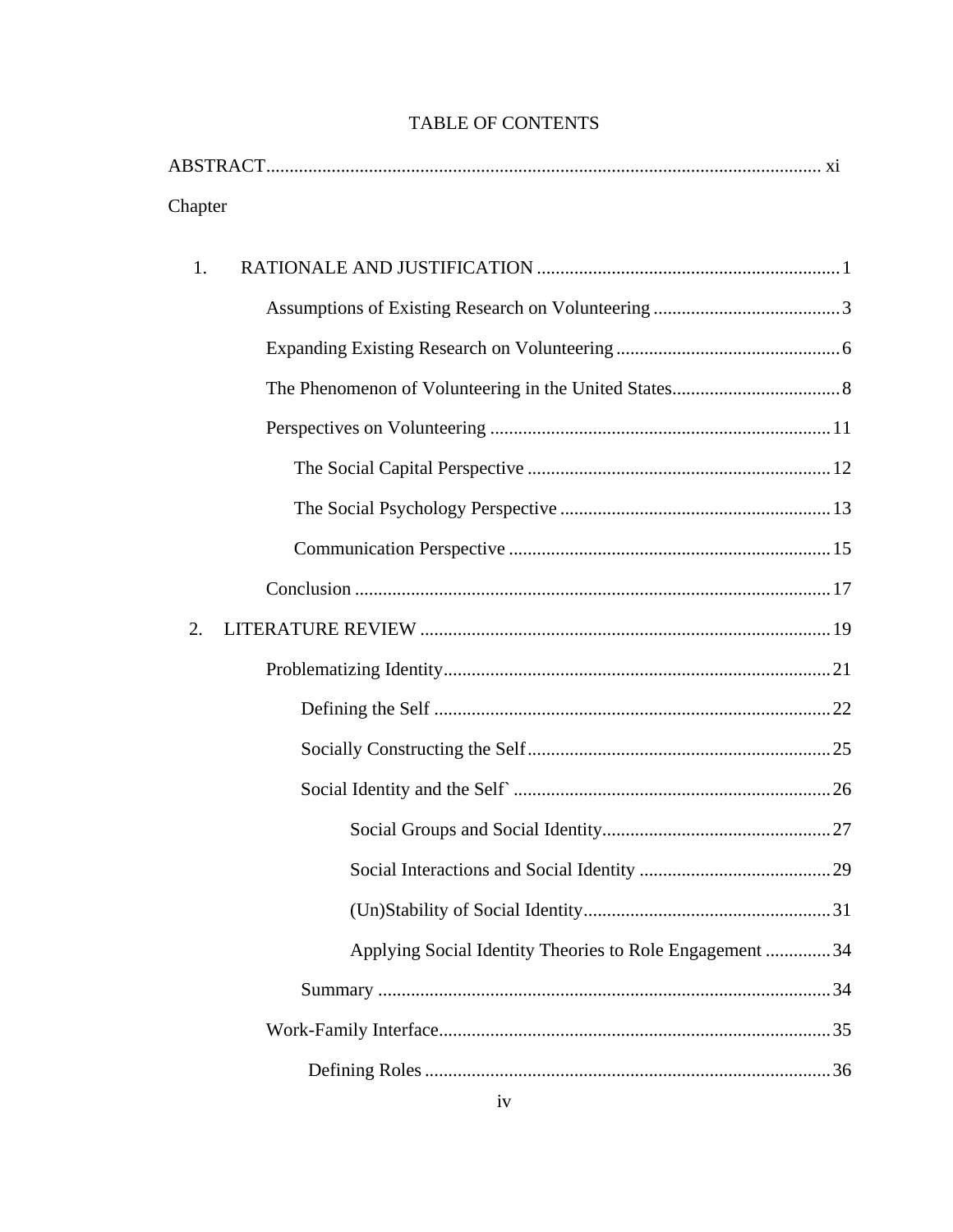# TABLE OF CONTENTS

ABSTRACT ..................................................................................................................... xi

Chapter

1. RATIONALE AND JUSTIFICATION ................................................................. 1
   - Assumptions of Existing Research on Volunteering ........................................ 3
   - Expanding Existing Research on Volunteering ................................................ 6
   - The Phenomenon of Volunteering in the United States .................................... 8
   - Perspectives on Volunteering ......................................................................... 11
     - The Social Capital Perspective ................................................................. 12
     - The Social Psychology Perspective .......................................................... 13
     - Communication Perspective ..................................................................... 15
   - Conclusion ..................................................................................................... 17
2. LITERATURE REVIEW ...................................................................................... 19
   - Problematizing Identity ................................................................................... 21
     - Defining the Self ..................................................................................... 22
     - Socially Constructing the Self ................................................................. 25
     - Social Identity and the Self` .................................................................... 26
       - Social Groups and Social Identity ................................................. 27
       - Social Interactions and Social Identity .......................................... 29
       - (Un)Stability of Social Identity ..................................................... 31
       - Applying Social Identity Theories to Role Engagement .............. 34
     - Summary ................................................................................................. 34
   - Work-Family Interface .................................................................................... 35
     - Defining Roles ........................................................................................ 36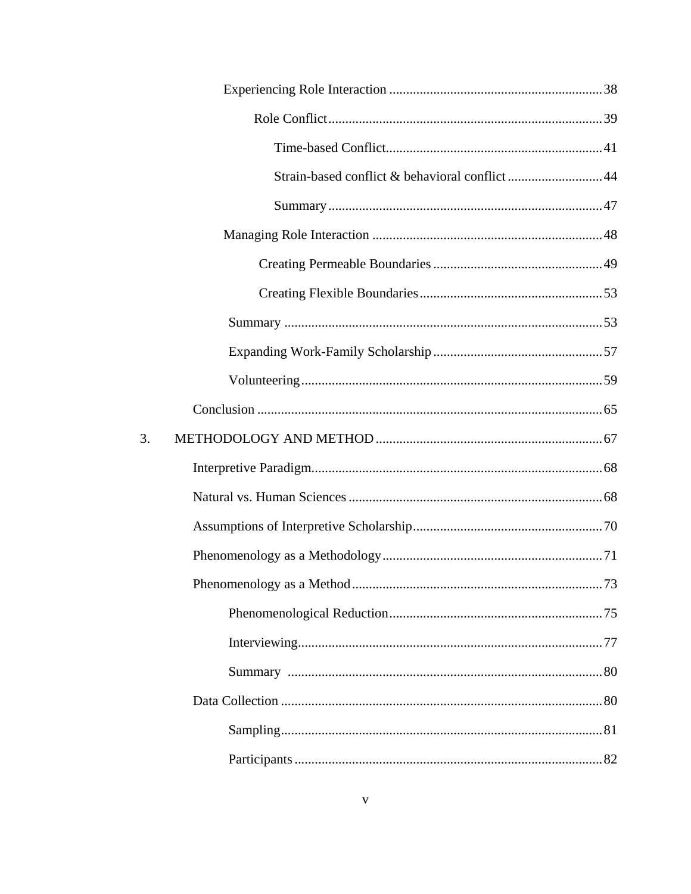Experiencing Role Interaction ..... 38

Role Conflict ..... 39

Time-based Conflict ..... 41

Strain-based conflict & behavioral conflict ..... 44

Summary ..... 47

Managing Role Interaction ..... 48

Creating Permeable Boundaries ..... 49

Creating Flexible Boundaries ..... 53

Summary ..... 53

Expanding Work-Family Scholarship ..... 57

Volunteering ..... 59

Conclusion ..... 65

3. METHODOLOGY AND METHOD ..... 67

Interpretive Paradigm ..... 68

Natural vs. Human Sciences ..... 68

Assumptions of Interpretive Scholarship ..... 70

Phenomenology as a Methodology ..... 71

Phenomenology as a Method ..... 73

Phenomenological Reduction ..... 75

Interviewing ..... 77

Summary ..... 80

Data Collection ..... 80

Sampling ..... 81

Participants ..... 82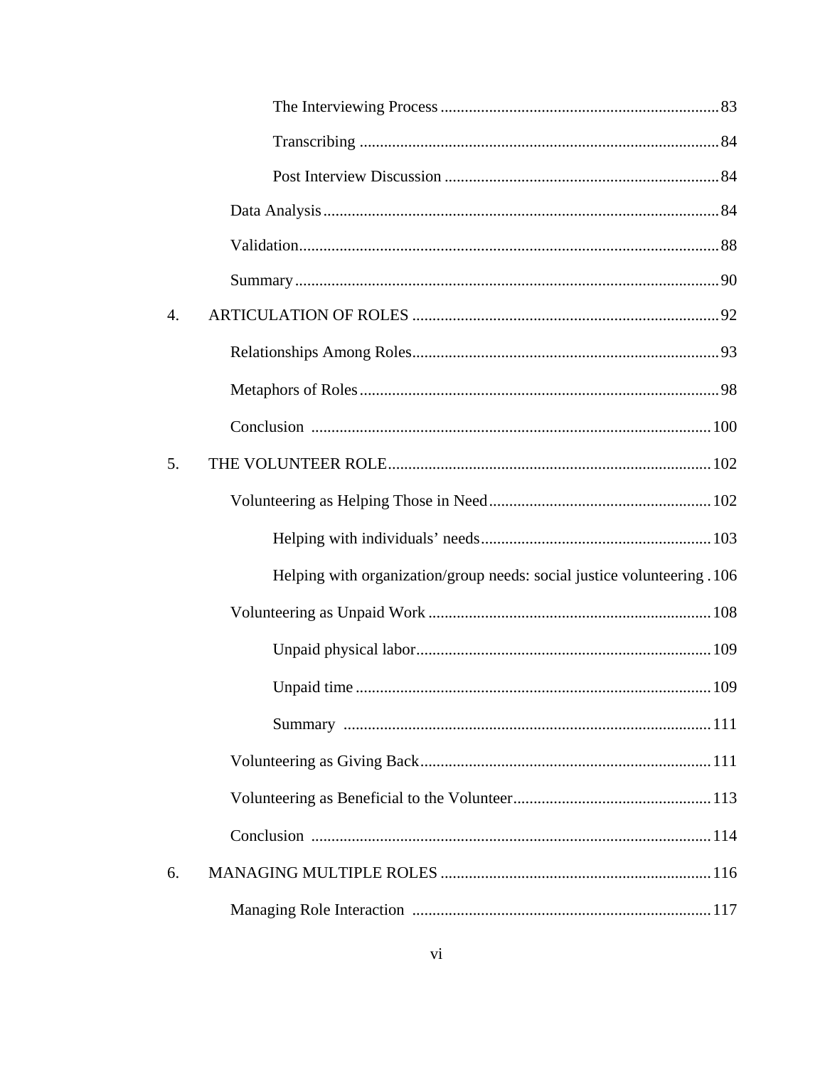The Interviewing Process .......... 83

Transcribing .......... 84

Post Interview Discussion .......... 84

Data Analysis .......... 84

Validation .......... 88

Summary .......... 90

4. ARTICULATION OF ROLES .......... 92

Relationships Among Roles .......... 93

Metaphors of Roles .......... 98

Conclusion .......... 100

5. THE VOLUNTEER ROLE .......... 102

Volunteering as Helping Those in Need .......... 102

Helping with individuals' needs .......... 103

Helping with organization/group needs: social justice volunteering .......... 106

Volunteering as Unpaid Work .......... 108

Unpaid physical labor .......... 109

Unpaid time .......... 109

Summary .......... 111

Volunteering as Giving Back .......... 111

Volunteering as Beneficial to the Volunteer .......... 113

Conclusion .......... 114

6. MANAGING MULTIPLE ROLES .......... 116

Managing Role Interaction .......... 117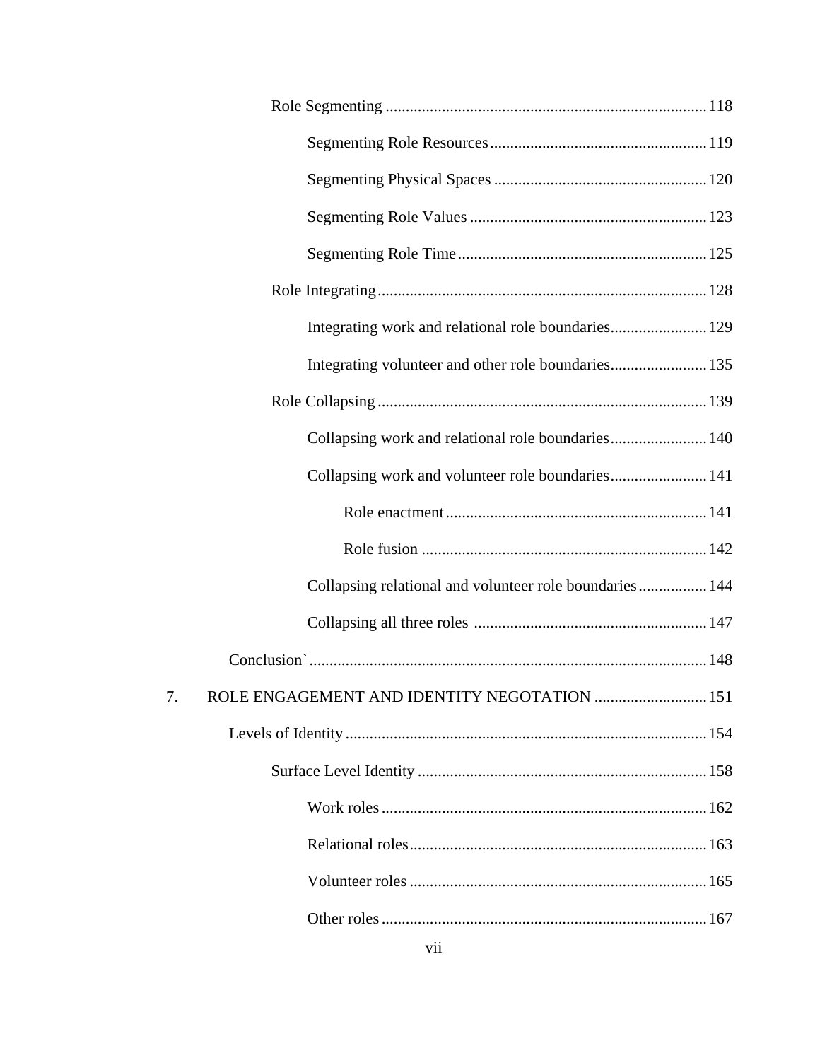Role Segmenting ........................................................................ 118

Segmenting Role Resources ...................................................... 119

Segmenting Physical Spaces ..................................................... 120

Segmenting Role Values ........................................................... 123

Segmenting Role Time .............................................................. 125

Role Integrating ......................................................................... 128

Integrating work and relational role boundaries ........................ 129

Integrating volunteer and other role boundaries ........................ 135

Role Collapsing .......................................................................... 139

Collapsing work and relational role boundaries ........................ 140

Collapsing work and volunteer role boundaries ........................ 141

Role enactment ................................................................. 141

Role fusion ....................................................................... 142

Collapsing relational and volunteer role boundaries ................. 144

Collapsing all three roles .......................................................... 147

Conclusion` ..................................................................................... 148

7. ROLE ENGAGEMENT AND IDENTITY NEGOTATION ............................ 151

Levels of Identity ........................................................................... 154

Surface Level Identity ........................................................................ 158

Work roles ................................................................................. 162

Relational roles .......................................................................... 163

Volunteer roles .......................................................................... 165

Other roles ................................................................................. 167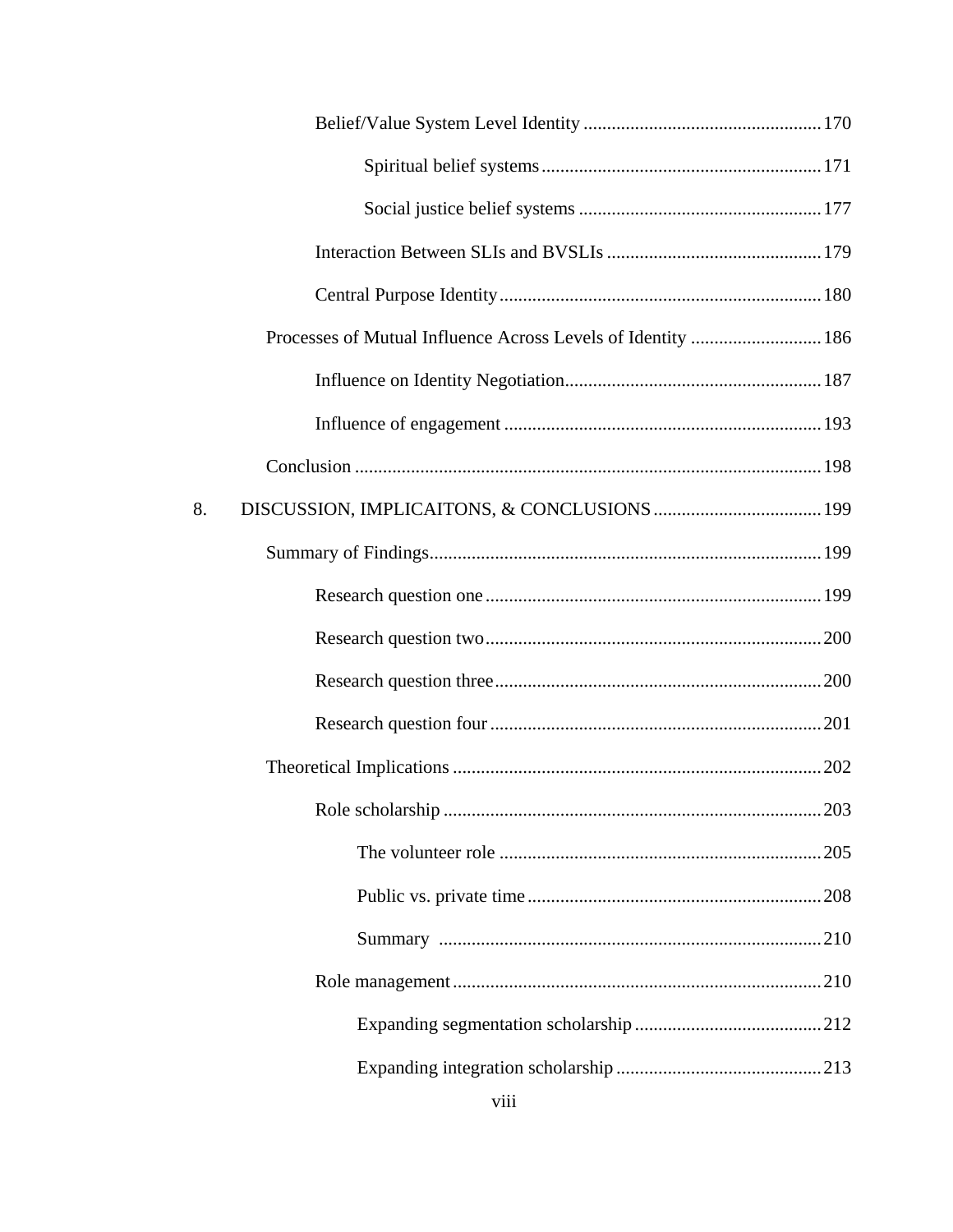Belief/Value System Level Identity .................................................. 170

Spiritual belief systems ........................................................... 171

Social justice belief systems ................................................... 177

Interaction Between SLIs and BVSLIs ............................................. 179

Central Purpose Identity .................................................................... 180

Processes of Mutual Influence Across Levels of Identity ........................... 186

Influence on Identity Negotiation ...................................................... 187

Influence of engagement ................................................................... 193

Conclusion ................................................................................................ 198

8. DISCUSSION, IMPLICAITONS, & CONCLUSIONS ................................... 199

Summary of Findings .................................................................................. 199

Research question one ....................................................................... 199

Research question two ....................................................................... 200

Research question three ..................................................................... 200

Research question four ...................................................................... 201

Theoretical Implications .............................................................................. 202

Role scholarship ................................................................................ 203

The volunteer role .................................................................... 205

Public vs. private time .............................................................. 208

Summary ................................................................................. 210

Role management .............................................................................. 210

Expanding segmentation scholarship ....................................... 212

Expanding integration scholarship ........................................... 213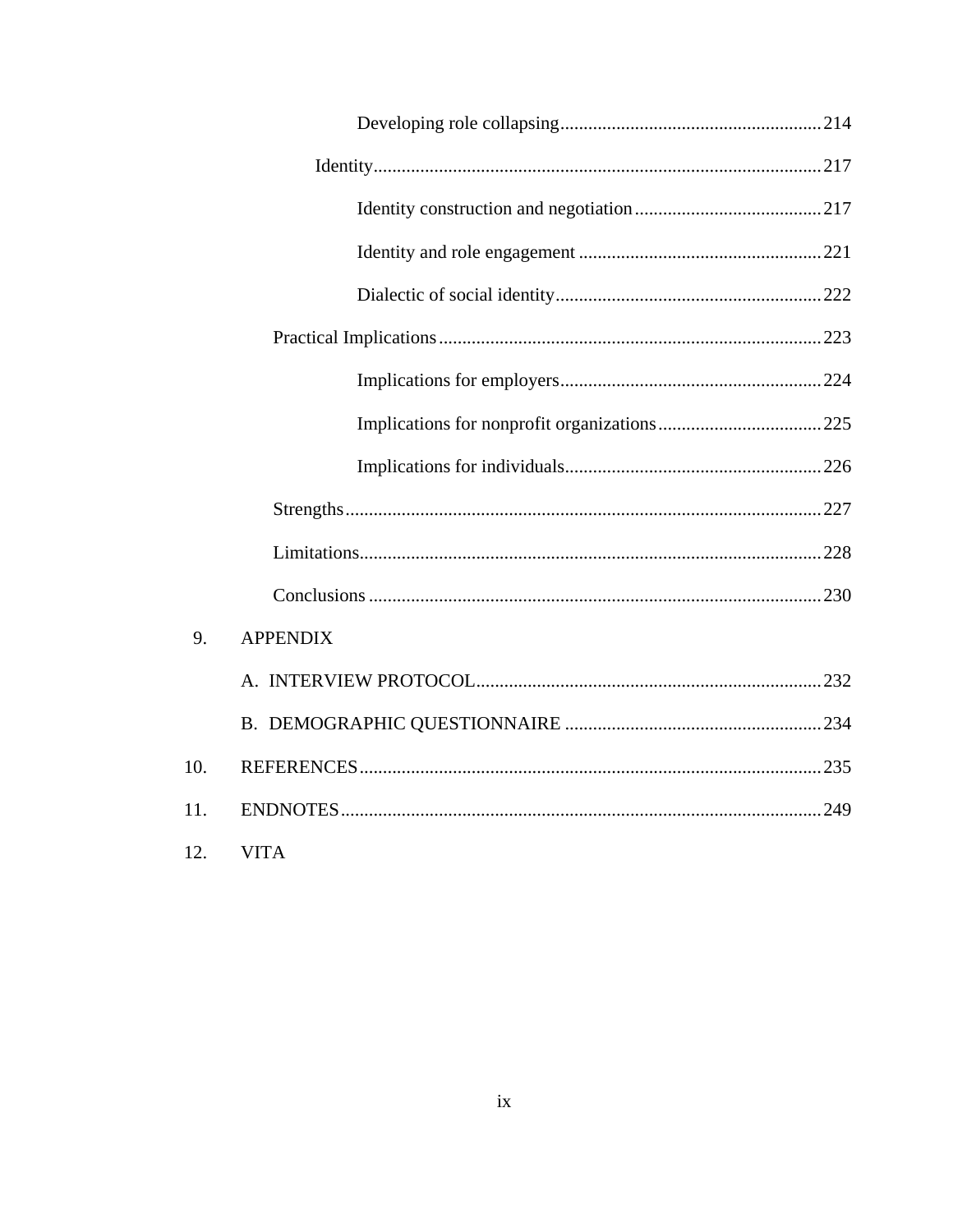Developing role collapsing........................................................214

Identity...............................................................................................217

Identity construction and negotiation........................................217

Identity and role engagement ....................................................221

Dialectic of social identity.........................................................222

Practical Implications.................................................................................223

Implications for employers........................................................224

Implications for nonprofit organizations...................................225

Implications for individuals.......................................................226

Strengths.....................................................................................................227

Limitations..................................................................................................228

Conclusions ................................................................................................230

9. APPENDIX

A. INTERVIEW PROTOCOL.........................................................................232

B. DEMOGRAPHIC QUESTIONNAIRE ......................................................234

10. REFERENCES..................................................................................................235

11. ENDNOTES......................................................................................................249

12. VITA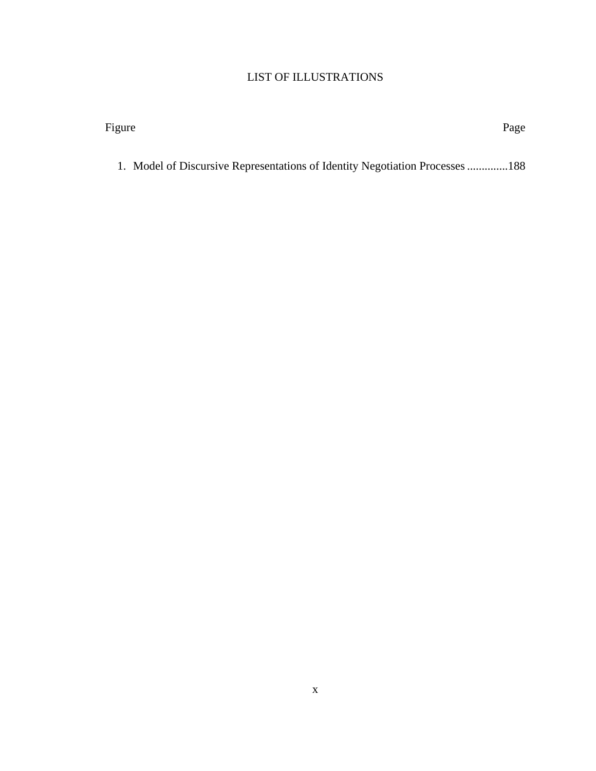# LIST OF ILLUSTRATIONS

| Figure | Page |
| --- | --- |
| 1. Model of Discursive Representations of Identity Negotiation Processes | 188 |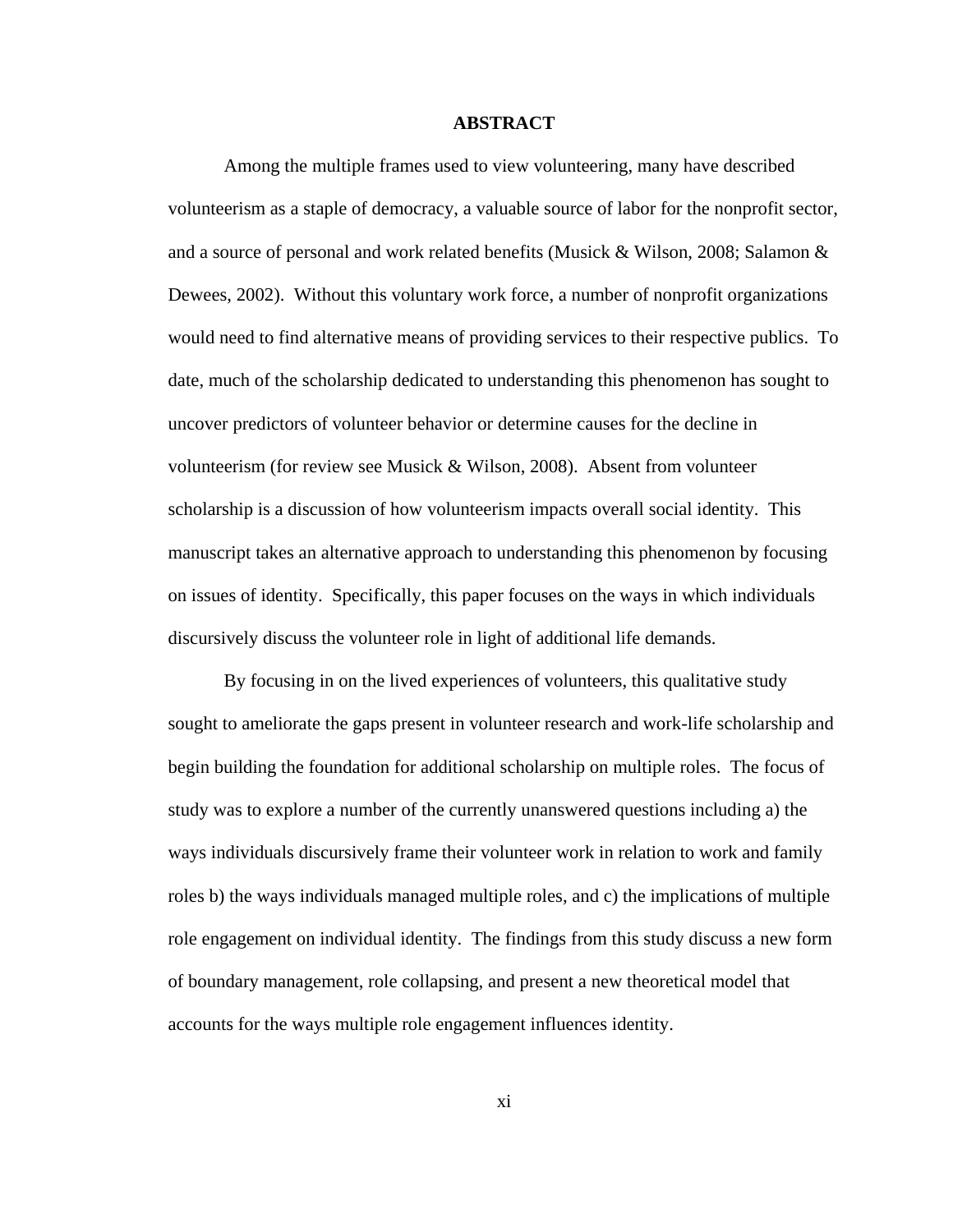# ABSTRACT

Among the multiple frames used to view volunteering, many have described volunteerism as a staple of democracy, a valuable source of labor for the nonprofit sector, and a source of personal and work related benefits (Musick & Wilson, 2008; Salamon & Dewees, 2002). Without this voluntary work force, a number of nonprofit organizations would need to find alternative means of providing services to their respective publics. To date, much of the scholarship dedicated to understanding this phenomenon has sought to uncover predictors of volunteer behavior or determine causes for the decline in volunteerism (for review see Musick & Wilson, 2008). Absent from volunteer scholarship is a discussion of how volunteerism impacts overall social identity. This manuscript takes an alternative approach to understanding this phenomenon by focusing on issues of identity. Specifically, this paper focuses on the ways in which individuals discursively discuss the volunteer role in light of additional life demands.

By focusing in on the lived experiences of volunteers, this qualitative study sought to ameliorate the gaps present in volunteer research and work-life scholarship and begin building the foundation for additional scholarship on multiple roles. The focus of study was to explore a number of the currently unanswered questions including a) the ways individuals discursively frame their volunteer work in relation to work and family roles b) the ways individuals managed multiple roles, and c) the implications of multiple role engagement on individual identity. The findings from this study discuss a new form of boundary management, role collapsing, and present a new theoretical model that accounts for the ways multiple role engagement influences identity.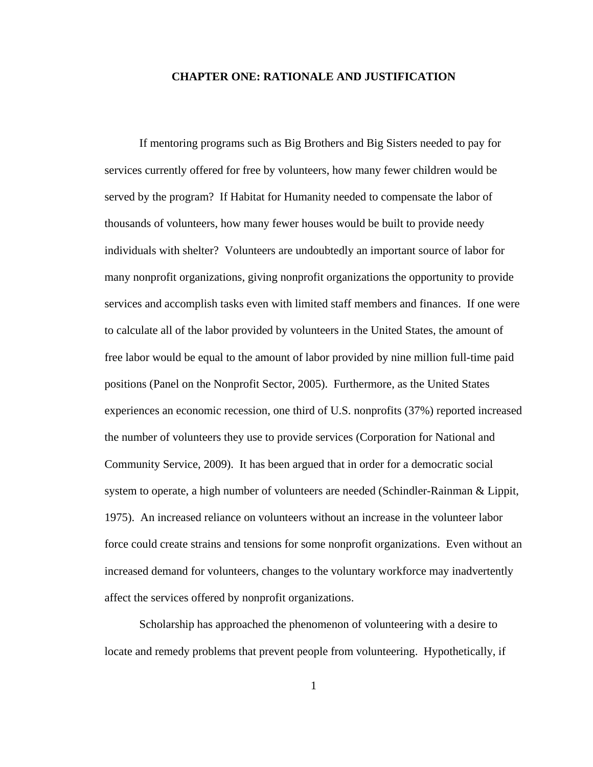# CHAPTER ONE: RATIONALE AND JUSTIFICATION

If mentoring programs such as Big Brothers and Big Sisters needed to pay for services currently offered for free by volunteers, how many fewer children would be served by the program? If Habitat for Humanity needed to compensate the labor of thousands of volunteers, how many fewer houses would be built to provide needy individuals with shelter? Volunteers are undoubtedly an important source of labor for many nonprofit organizations, giving nonprofit organizations the opportunity to provide services and accomplish tasks even with limited staff members and finances. If one were to calculate all of the labor provided by volunteers in the United States, the amount of free labor would be equal to the amount of labor provided by nine million full-time paid positions (Panel on the Nonprofit Sector, 2005). Furthermore, as the United States experiences an economic recession, one third of U.S. nonprofits (37%) reported increased the number of volunteers they use to provide services (Corporation for National and Community Service, 2009). It has been argued that in order for a democratic social system to operate, a high number of volunteers are needed (Schindler-Rainman & Lippit, 1975). An increased reliance on volunteers without an increase in the volunteer labor force could create strains and tensions for some nonprofit organizations. Even without an increased demand for volunteers, changes to the voluntary workforce may inadvertently affect the services offered by nonprofit organizations.

Scholarship has approached the phenomenon of volunteering with a desire to locate and remedy problems that prevent people from volunteering. Hypothetically, if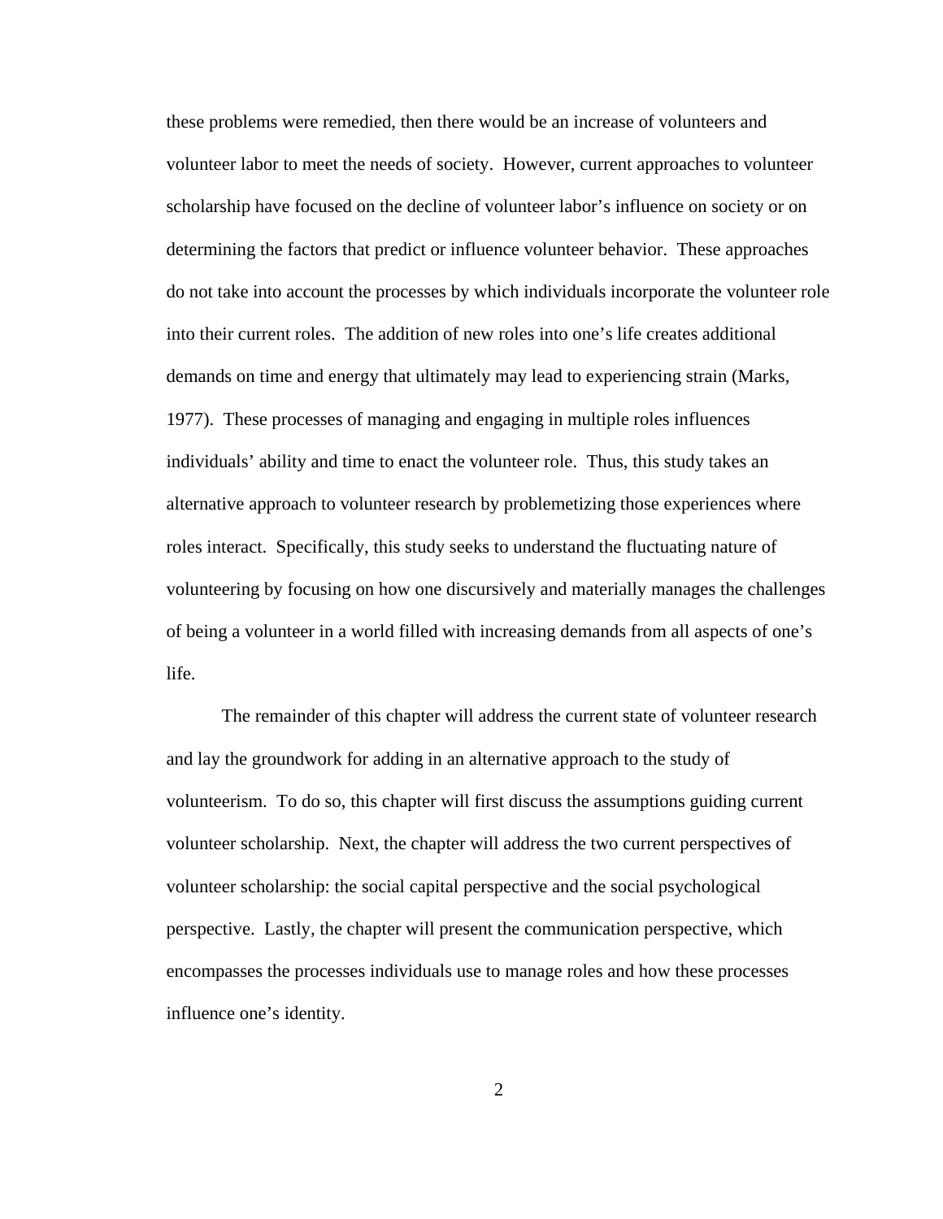these problems were remedied, then there would be an increase of volunteers and volunteer labor to meet the needs of society. However, current approaches to volunteer scholarship have focused on the decline of volunteer labor's influence on society or on determining the factors that predict or influence volunteer behavior. These approaches do not take into account the processes by which individuals incorporate the volunteer role into their current roles. The addition of new roles into one's life creates additional demands on time and energy that ultimately may lead to experiencing strain (Marks, 1977). These processes of managing and engaging in multiple roles influences individuals' ability and time to enact the volunteer role. Thus, this study takes an alternative approach to volunteer research by problemetizing those experiences where roles interact. Specifically, this study seeks to understand the fluctuating nature of volunteering by focusing on how one discursively and materially manages the challenges of being a volunteer in a world filled with increasing demands from all aspects of one's life.

The remainder of this chapter will address the current state of volunteer research and lay the groundwork for adding in an alternative approach to the study of volunteerism. To do so, this chapter will first discuss the assumptions guiding current volunteer scholarship. Next, the chapter will address the two current perspectives of volunteer scholarship: the social capital perspective and the social psychological perspective. Lastly, the chapter will present the communication perspective, which encompasses the processes individuals use to manage roles and how these processes influence one's identity.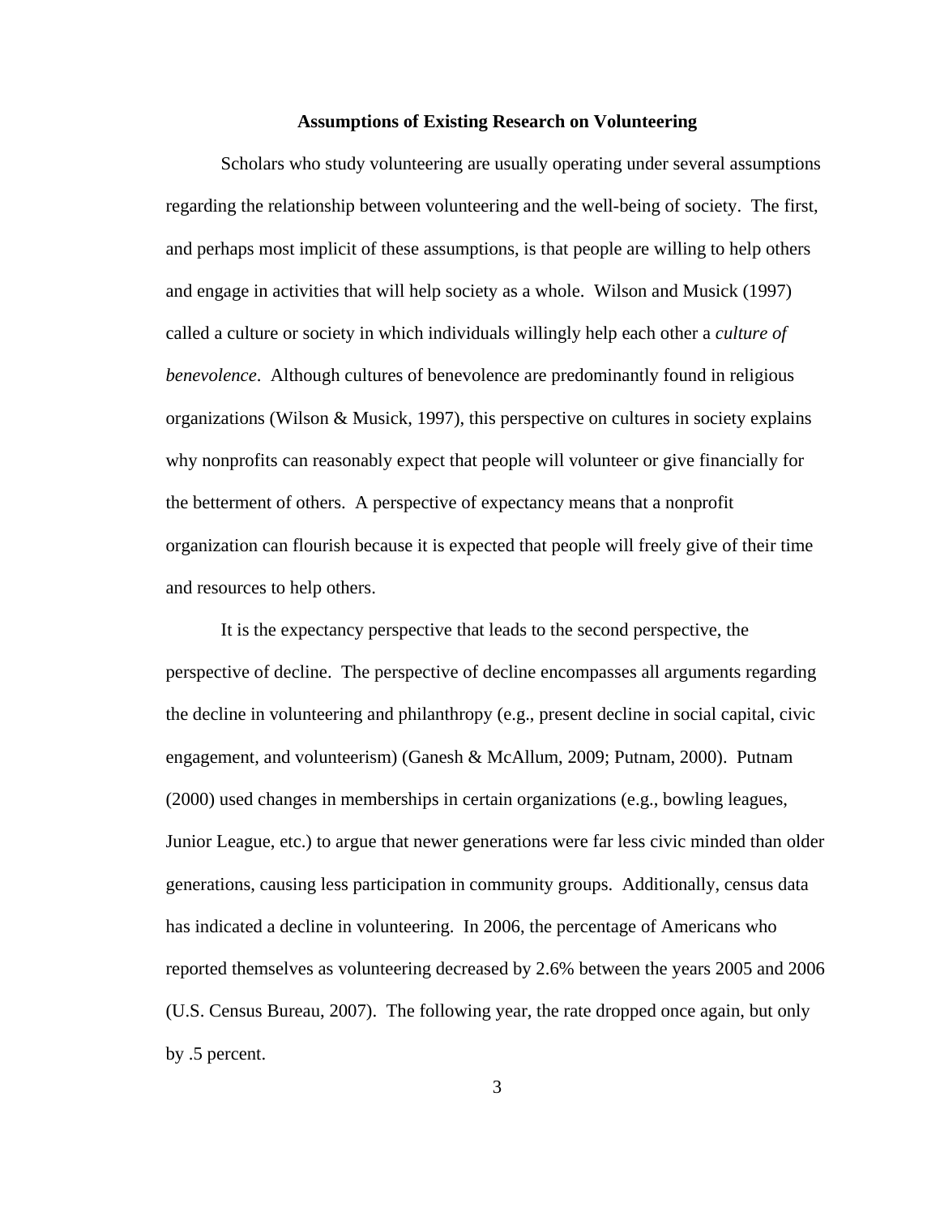## Assumptions of Existing Research on Volunteering

Scholars who study volunteering are usually operating under several assumptions regarding the relationship between volunteering and the well-being of society. The first, and perhaps most implicit of these assumptions, is that people are willing to help others and engage in activities that will help society as a whole. Wilson and Musick (1997) called a culture or society in which individuals willingly help each other a *culture of benevolence*. Although cultures of benevolence are predominantly found in religious organizations (Wilson & Musick, 1997), this perspective on cultures in society explains why nonprofits can reasonably expect that people will volunteer or give financially for the betterment of others. A perspective of expectancy means that a nonprofit organization can flourish because it is expected that people will freely give of their time and resources to help others.

It is the expectancy perspective that leads to the second perspective, the perspective of decline. The perspective of decline encompasses all arguments regarding the decline in volunteering and philanthropy (e.g., present decline in social capital, civic engagement, and volunteerism) (Ganesh & McAllum, 2009; Putnam, 2000). Putnam (2000) used changes in memberships in certain organizations (e.g., bowling leagues, Junior League, etc.) to argue that newer generations were far less civic minded than older generations, causing less participation in community groups. Additionally, census data has indicated a decline in volunteering. In 2006, the percentage of Americans who reported themselves as volunteering decreased by 2.6% between the years 2005 and 2006 (U.S. Census Bureau, 2007). The following year, the rate dropped once again, but only by .5 percent.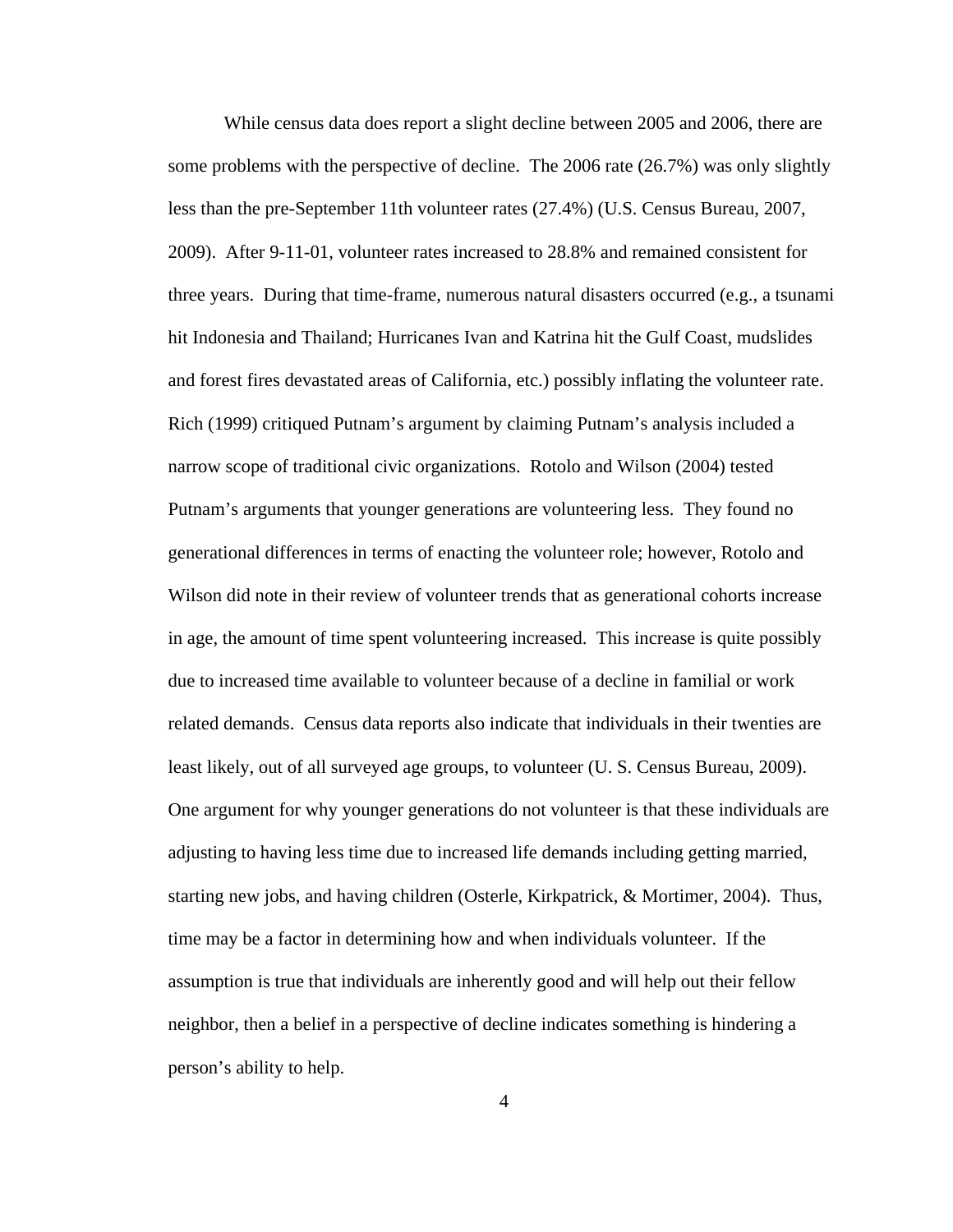While census data does report a slight decline between 2005 and 2006, there are some problems with the perspective of decline. The 2006 rate (26.7%) was only slightly less than the pre-September 11th volunteer rates (27.4%) (U.S. Census Bureau, 2007, 2009). After 9-11-01, volunteer rates increased to 28.8% and remained consistent for three years. During that time-frame, numerous natural disasters occurred (e.g., a tsunami hit Indonesia and Thailand; Hurricanes Ivan and Katrina hit the Gulf Coast, mudslides and forest fires devastated areas of California, etc.) possibly inflating the volunteer rate. Rich (1999) critiqued Putnam's argument by claiming Putnam's analysis included a narrow scope of traditional civic organizations. Rotolo and Wilson (2004) tested Putnam's arguments that younger generations are volunteering less. They found no generational differences in terms of enacting the volunteer role; however, Rotolo and Wilson did note in their review of volunteer trends that as generational cohorts increase in age, the amount of time spent volunteering increased. This increase is quite possibly due to increased time available to volunteer because of a decline in familial or work related demands. Census data reports also indicate that individuals in their twenties are least likely, out of all surveyed age groups, to volunteer (U. S. Census Bureau, 2009). One argument for why younger generations do not volunteer is that these individuals are adjusting to having less time due to increased life demands including getting married, starting new jobs, and having children (Osterle, Kirkpatrick, & Mortimer, 2004). Thus, time may be a factor in determining how and when individuals volunteer. If the assumption is true that individuals are inherently good and will help out their fellow neighbor, then a belief in a perspective of decline indicates something is hindering a person's ability to help.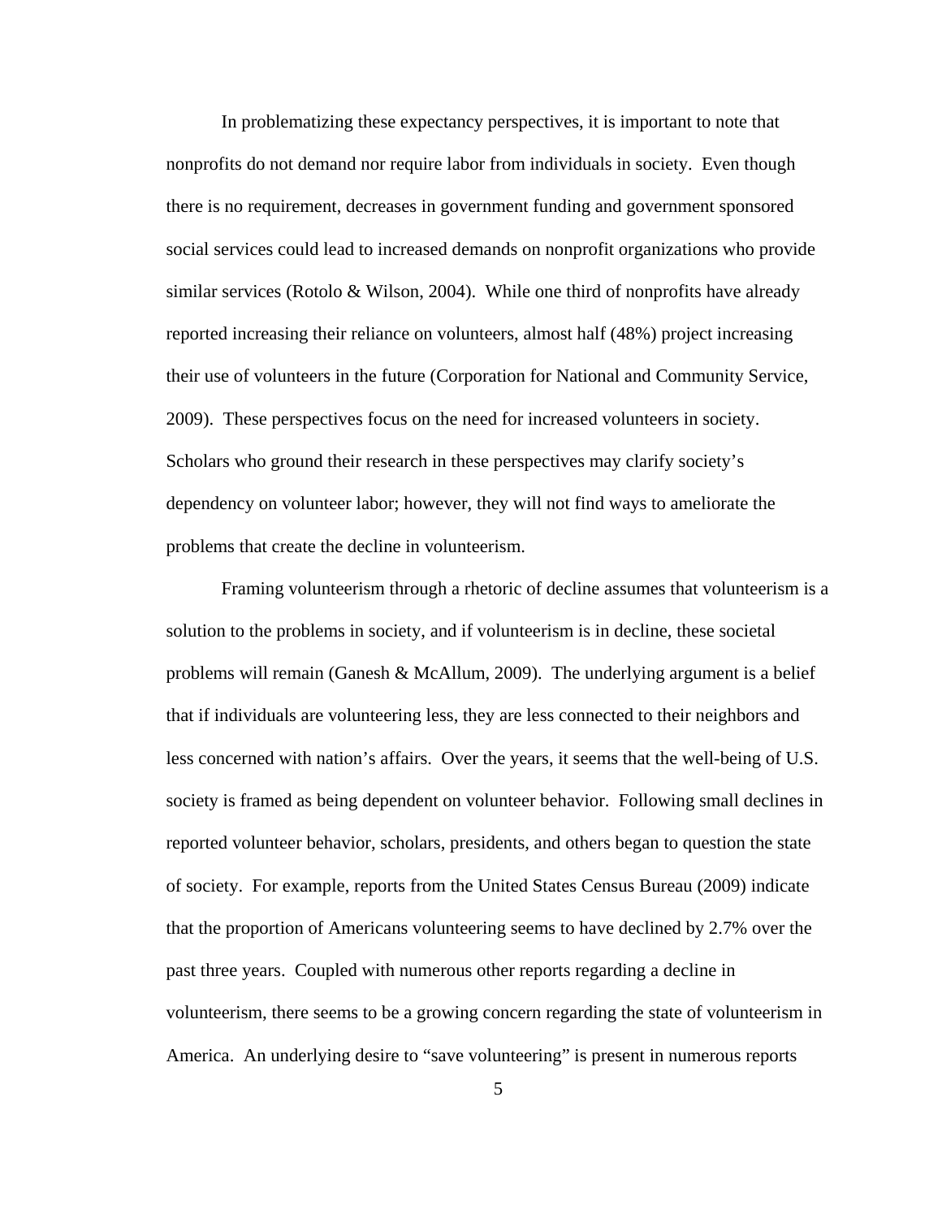In problematizing these expectancy perspectives, it is important to note that nonprofits do not demand nor require labor from individuals in society. Even though there is no requirement, decreases in government funding and government sponsored social services could lead to increased demands on nonprofit organizations who provide similar services (Rotolo & Wilson, 2004). While one third of nonprofits have already reported increasing their reliance on volunteers, almost half (48%) project increasing their use of volunteers in the future (Corporation for National and Community Service, 2009). These perspectives focus on the need for increased volunteers in society. Scholars who ground their research in these perspectives may clarify society's dependency on volunteer labor; however, they will not find ways to ameliorate the problems that create the decline in volunteerism.

Framing volunteerism through a rhetoric of decline assumes that volunteerism is a solution to the problems in society, and if volunteerism is in decline, these societal problems will remain (Ganesh & McAllum, 2009). The underlying argument is a belief that if individuals are volunteering less, they are less connected to their neighbors and less concerned with nation's affairs. Over the years, it seems that the well-being of U.S. society is framed as being dependent on volunteer behavior. Following small declines in reported volunteer behavior, scholars, presidents, and others began to question the state of society. For example, reports from the United States Census Bureau (2009) indicate that the proportion of Americans volunteering seems to have declined by 2.7% over the past three years. Coupled with numerous other reports regarding a decline in volunteerism, there seems to be a growing concern regarding the state of volunteerism in America. An underlying desire to "save volunteering" is present in numerous reports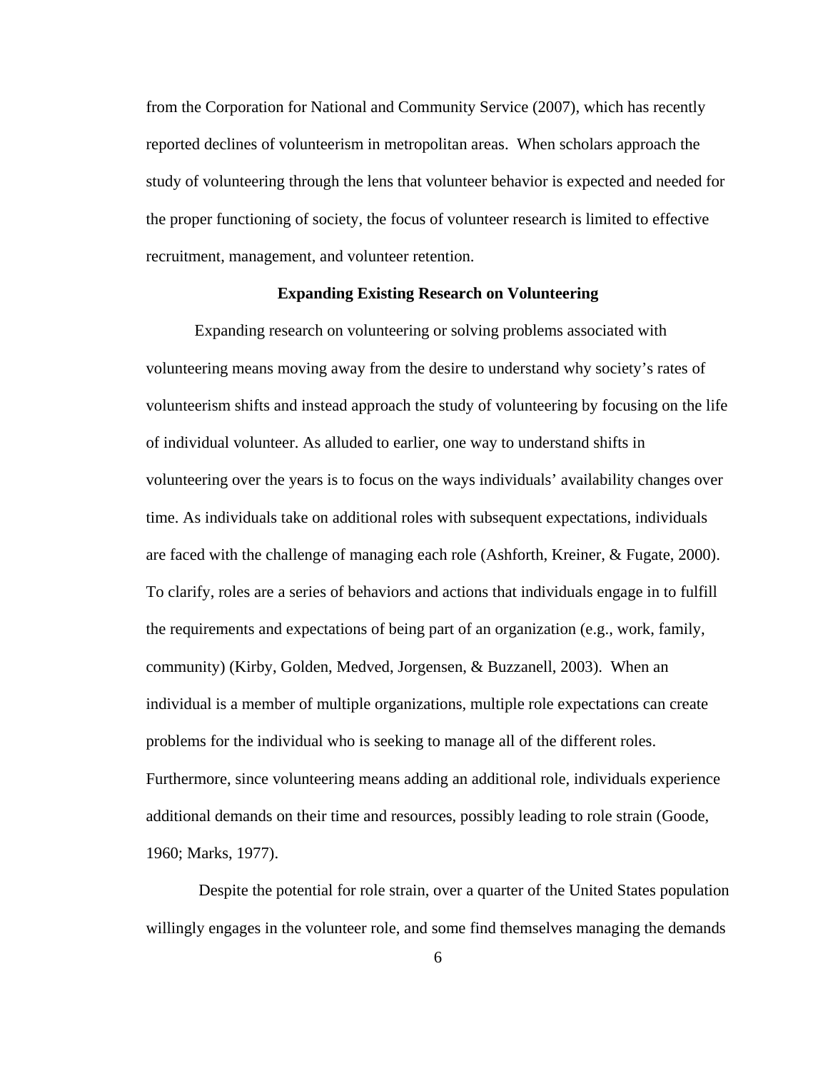from the Corporation for National and Community Service (2007), which has recently reported declines of volunteerism in metropolitan areas. When scholars approach the study of volunteering through the lens that volunteer behavior is expected and needed for the proper functioning of society, the focus of volunteer research is limited to effective recruitment, management, and volunteer retention.

**Expanding Existing Research on Volunteering**

Expanding research on volunteering or solving problems associated with volunteering means moving away from the desire to understand why society's rates of volunteerism shifts and instead approach the study of volunteering by focusing on the life of individual volunteer. As alluded to earlier, one way to understand shifts in volunteering over the years is to focus on the ways individuals' availability changes over time. As individuals take on additional roles with subsequent expectations, individuals are faced with the challenge of managing each role (Ashforth, Kreiner, & Fugate, 2000). To clarify, roles are a series of behaviors and actions that individuals engage in to fulfill the requirements and expectations of being part of an organization (e.g., work, family, community) (Kirby, Golden, Medved, Jorgensen, & Buzzanell, 2003). When an individual is a member of multiple organizations, multiple role expectations can create problems for the individual who is seeking to manage all of the different roles. Furthermore, since volunteering means adding an additional role, individuals experience additional demands on their time and resources, possibly leading to role strain (Goode, 1960; Marks, 1977).

Despite the potential for role strain, over a quarter of the United States population willingly engages in the volunteer role, and some find themselves managing the demands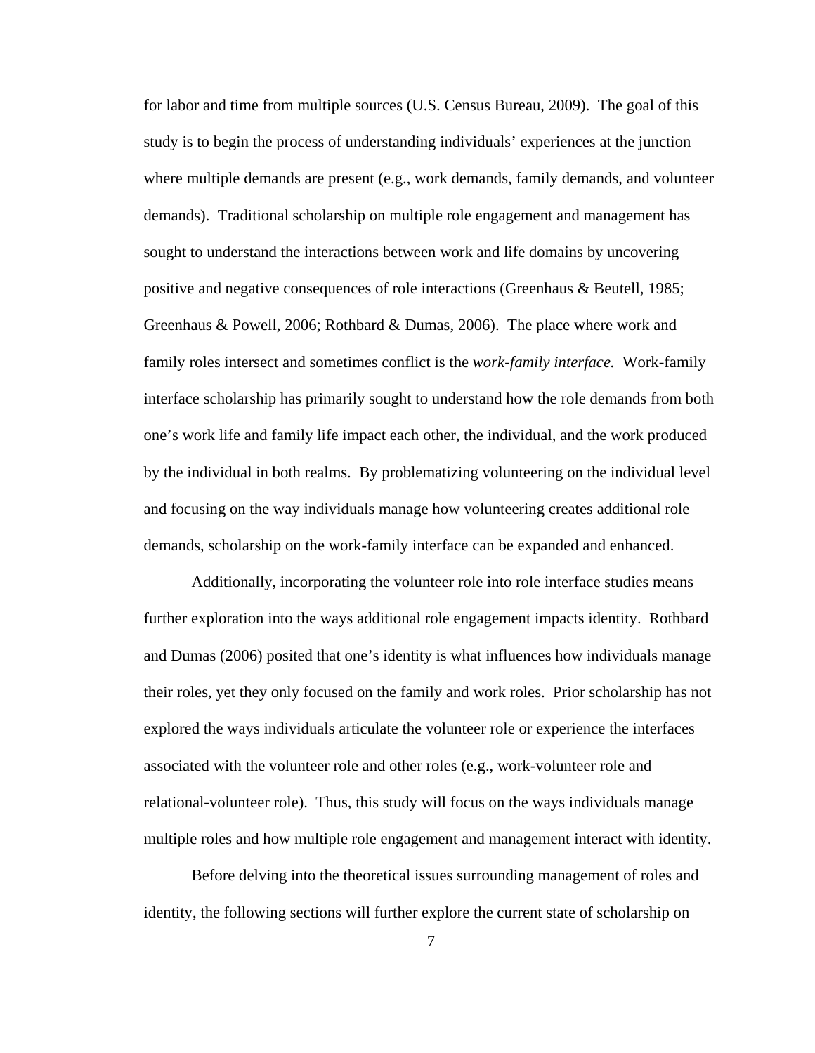for labor and time from multiple sources (U.S. Census Bureau, 2009). The goal of this study is to begin the process of understanding individuals' experiences at the junction where multiple demands are present (e.g., work demands, family demands, and volunteer demands). Traditional scholarship on multiple role engagement and management has sought to understand the interactions between work and life domains by uncovering positive and negative consequences of role interactions (Greenhaus & Beutell, 1985; Greenhaus & Powell, 2006; Rothbard & Dumas, 2006). The place where work and family roles intersect and sometimes conflict is the *work-family interface.* Work-family interface scholarship has primarily sought to understand how the role demands from both one's work life and family life impact each other, the individual, and the work produced by the individual in both realms. By problematizing volunteering on the individual level and focusing on the way individuals manage how volunteering creates additional role demands, scholarship on the work-family interface can be expanded and enhanced.

Additionally, incorporating the volunteer role into role interface studies means further exploration into the ways additional role engagement impacts identity. Rothbard and Dumas (2006) posited that one's identity is what influences how individuals manage their roles, yet they only focused on the family and work roles. Prior scholarship has not explored the ways individuals articulate the volunteer role or experience the interfaces associated with the volunteer role and other roles (e.g., work-volunteer role and relational-volunteer role). Thus, this study will focus on the ways individuals manage multiple roles and how multiple role engagement and management interact with identity.

Before delving into the theoretical issues surrounding management of roles and identity, the following sections will further explore the current state of scholarship on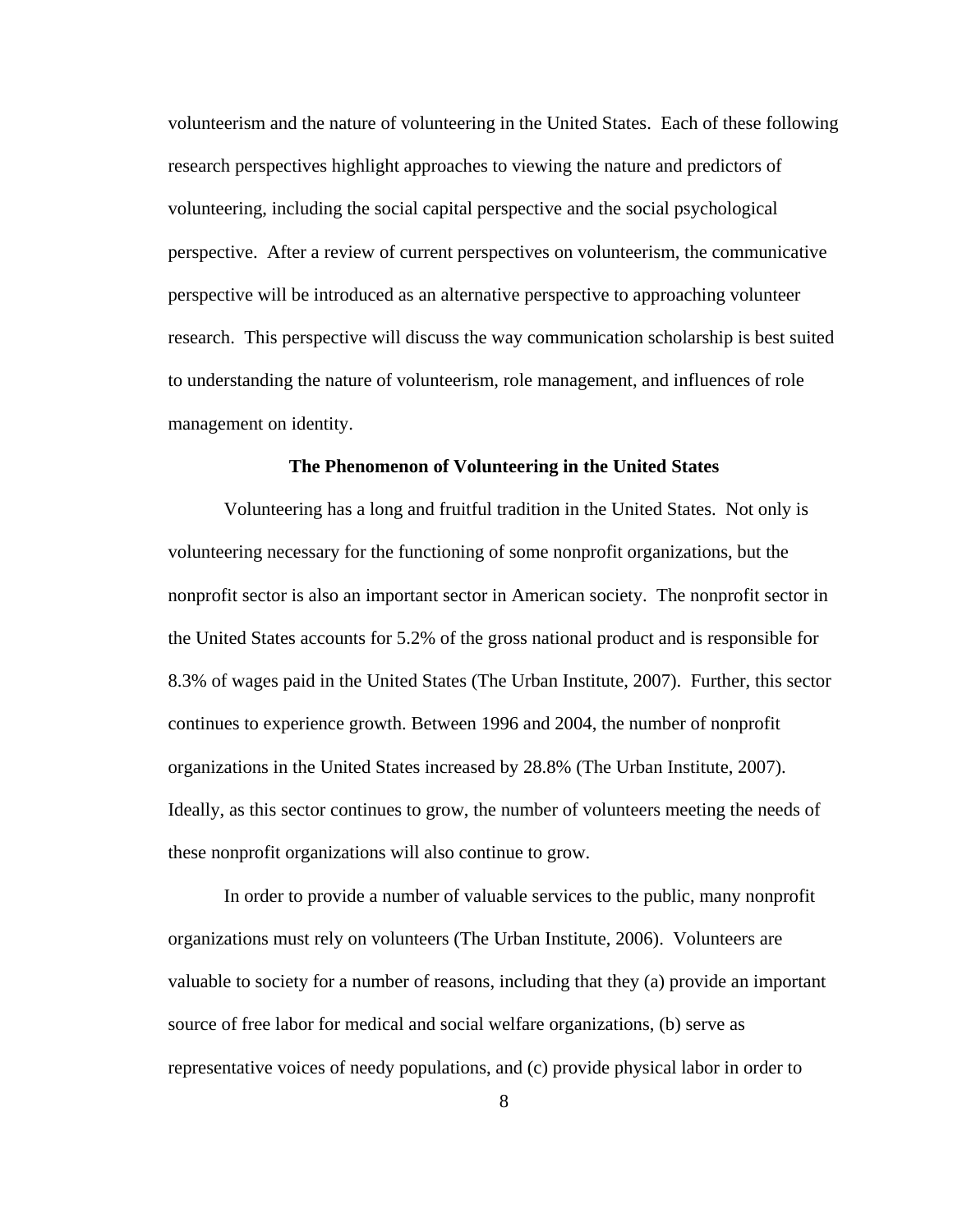volunteerism and the nature of volunteering in the United States. Each of these following research perspectives highlight approaches to viewing the nature and predictors of volunteering, including the social capital perspective and the social psychological perspective. After a review of current perspectives on volunteerism, the communicative perspective will be introduced as an alternative perspective to approaching volunteer research. This perspective will discuss the way communication scholarship is best suited to understanding the nature of volunteerism, role management, and influences of role management on identity.

## The Phenomenon of Volunteering in the United States

Volunteering has a long and fruitful tradition in the United States. Not only is volunteering necessary for the functioning of some nonprofit organizations, but the nonprofit sector is also an important sector in American society. The nonprofit sector in the United States accounts for 5.2% of the gross national product and is responsible for 8.3% of wages paid in the United States (The Urban Institute, 2007). Further, this sector continues to experience growth. Between 1996 and 2004, the number of nonprofit organizations in the United States increased by 28.8% (The Urban Institute, 2007). Ideally, as this sector continues to grow, the number of volunteers meeting the needs of these nonprofit organizations will also continue to grow.

In order to provide a number of valuable services to the public, many nonprofit organizations must rely on volunteers (The Urban Institute, 2006). Volunteers are valuable to society for a number of reasons, including that they (a) provide an important source of free labor for medical and social welfare organizations, (b) serve as representative voices of needy populations, and (c) provide physical labor in order to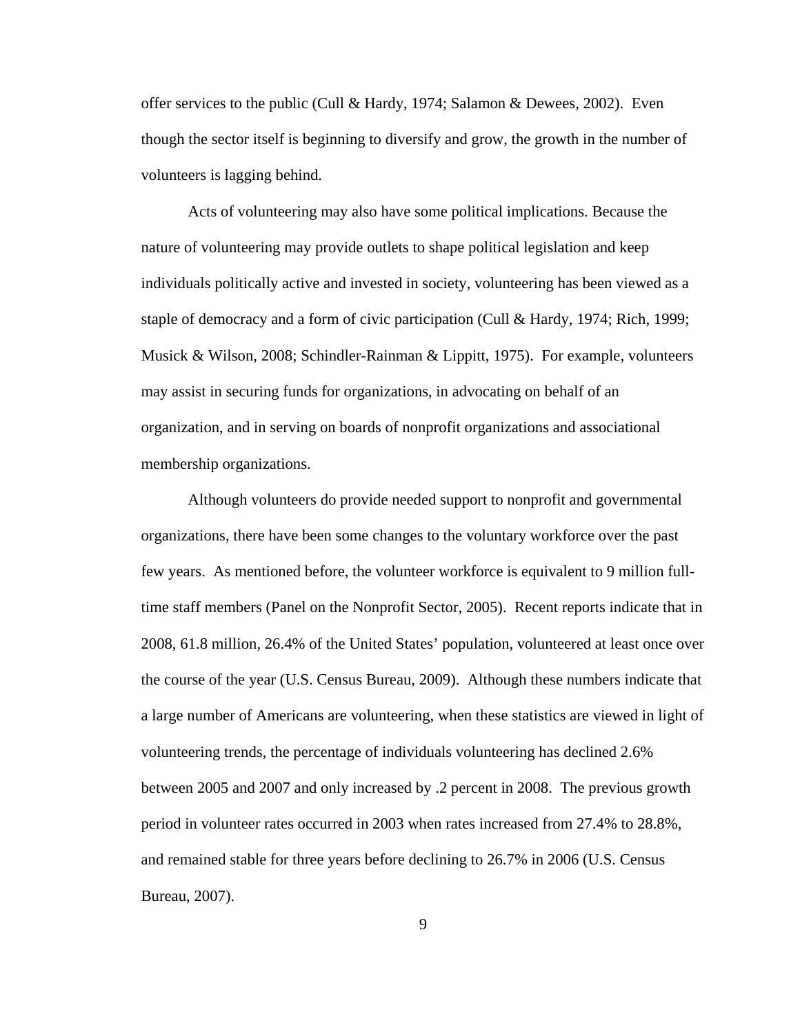offer services to the public (Cull & Hardy, 1974; Salamon & Dewees, 2002). Even though the sector itself is beginning to diversify and grow, the growth in the number of volunteers is lagging behind.

Acts of volunteering may also have some political implications. Because the nature of volunteering may provide outlets to shape political legislation and keep individuals politically active and invested in society, volunteering has been viewed as a staple of democracy and a form of civic participation (Cull & Hardy, 1974; Rich, 1999; Musick & Wilson, 2008; Schindler-Rainman & Lippitt, 1975). For example, volunteers may assist in securing funds for organizations, in advocating on behalf of an organization, and in serving on boards of nonprofit organizations and associational membership organizations.

Although volunteers do provide needed support to nonprofit and governmental organizations, there have been some changes to the voluntary workforce over the past few years. As mentioned before, the volunteer workforce is equivalent to 9 million full-time staff members (Panel on the Nonprofit Sector, 2005). Recent reports indicate that in 2008, 61.8 million, 26.4% of the United States' population, volunteered at least once over the course of the year (U.S. Census Bureau, 2009). Although these numbers indicate that a large number of Americans are volunteering, when these statistics are viewed in light of volunteering trends, the percentage of individuals volunteering has declined 2.6% between 2005 and 2007 and only increased by .2 percent in 2008. The previous growth period in volunteer rates occurred in 2003 when rates increased from 27.4% to 28.8%, and remained stable for three years before declining to 26.7% in 2006 (U.S. Census Bureau, 2007).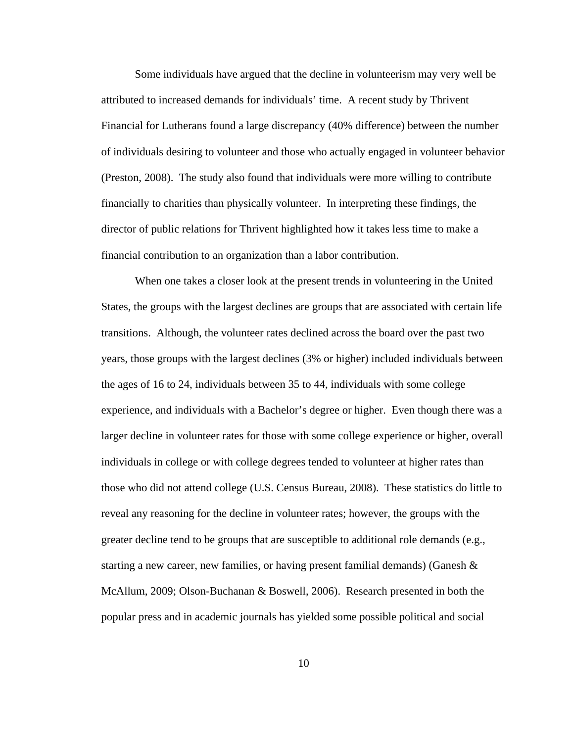Some individuals have argued that the decline in volunteerism may very well be attributed to increased demands for individuals' time. A recent study by Thrivent Financial for Lutherans found a large discrepancy (40% difference) between the number of individuals desiring to volunteer and those who actually engaged in volunteer behavior (Preston, 2008). The study also found that individuals were more willing to contribute financially to charities than physically volunteer. In interpreting these findings, the director of public relations for Thrivent highlighted how it takes less time to make a financial contribution to an organization than a labor contribution.

When one takes a closer look at the present trends in volunteering in the United States, the groups with the largest declines are groups that are associated with certain life transitions. Although, the volunteer rates declined across the board over the past two years, those groups with the largest declines (3% or higher) included individuals between the ages of 16 to 24, individuals between 35 to 44, individuals with some college experience, and individuals with a Bachelor's degree or higher. Even though there was a larger decline in volunteer rates for those with some college experience or higher, overall individuals in college or with college degrees tended to volunteer at higher rates than those who did not attend college (U.S. Census Bureau, 2008). These statistics do little to reveal any reasoning for the decline in volunteer rates; however, the groups with the greater decline tend to be groups that are susceptible to additional role demands (e.g., starting a new career, new families, or having present familial demands) (Ganesh & McAllum, 2009; Olson-Buchanan & Boswell, 2006). Research presented in both the popular press and in academic journals has yielded some possible political and social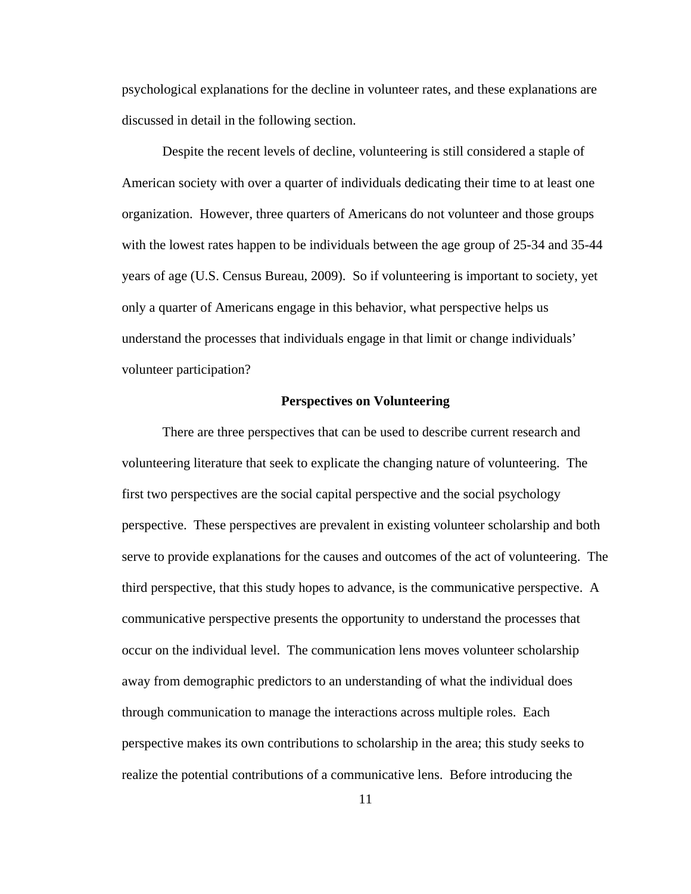psychological explanations for the decline in volunteer rates, and these explanations are discussed in detail in the following section.

Despite the recent levels of decline, volunteering is still considered a staple of American society with over a quarter of individuals dedicating their time to at least one organization. However, three quarters of Americans do not volunteer and those groups with the lowest rates happen to be individuals between the age group of 25-34 and 35-44 years of age (U.S. Census Bureau, 2009). So if volunteering is important to society, yet only a quarter of Americans engage in this behavior, what perspective helps us understand the processes that individuals engage in that limit or change individuals' volunteer participation?

## Perspectives on Volunteering

There are three perspectives that can be used to describe current research and volunteering literature that seek to explicate the changing nature of volunteering. The first two perspectives are the social capital perspective and the social psychology perspective. These perspectives are prevalent in existing volunteer scholarship and both serve to provide explanations for the causes and outcomes of the act of volunteering. The third perspective, that this study hopes to advance, is the communicative perspective. A communicative perspective presents the opportunity to understand the processes that occur on the individual level. The communication lens moves volunteer scholarship away from demographic predictors to an understanding of what the individual does through communication to manage the interactions across multiple roles. Each perspective makes its own contributions to scholarship in the area; this study seeks to realize the potential contributions of a communicative lens. Before introducing the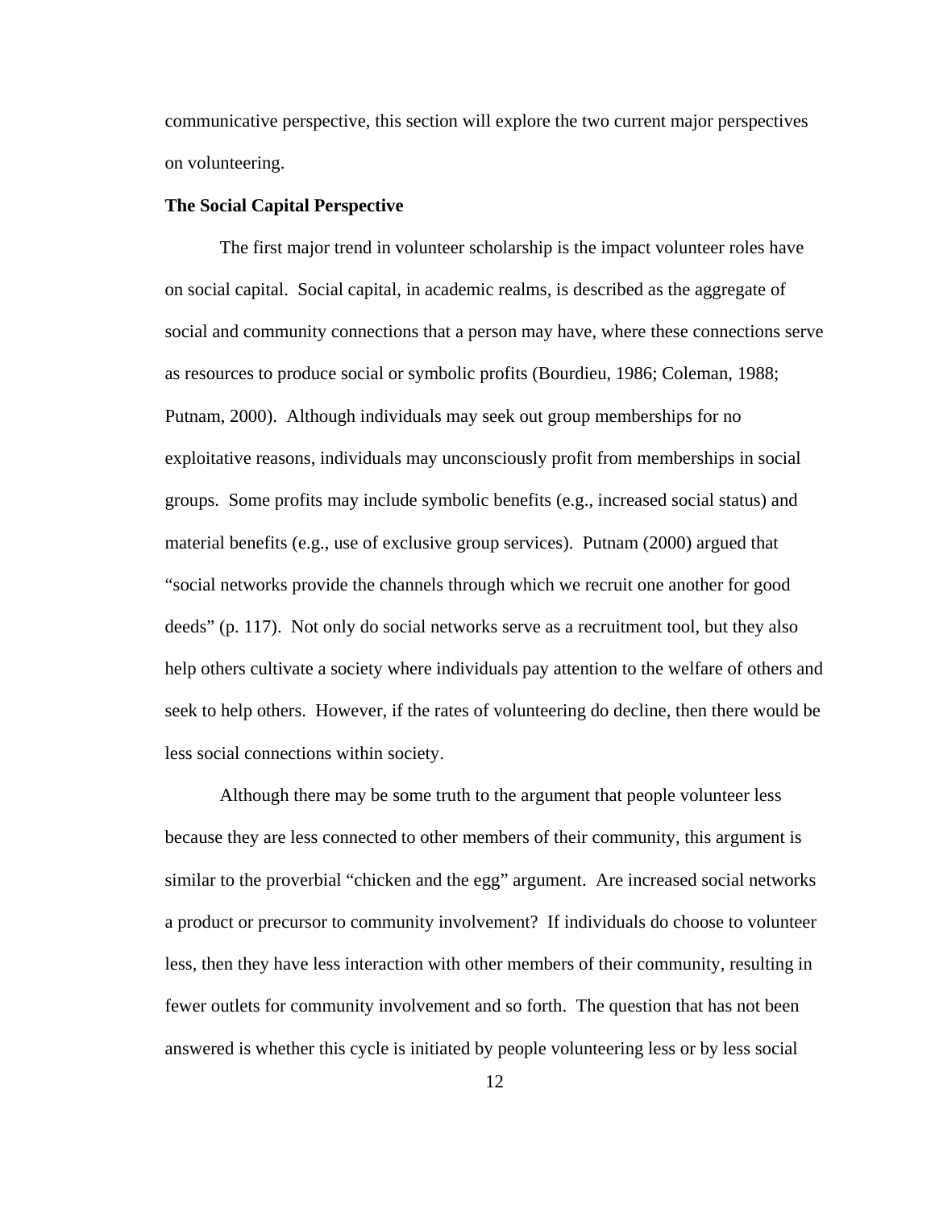communicative perspective, this section will explore the two current major perspectives on volunteering.

**The Social Capital Perspective**

The first major trend in volunteer scholarship is the impact volunteer roles have on social capital. Social capital, in academic realms, is described as the aggregate of social and community connections that a person may have, where these connections serve as resources to produce social or symbolic profits (Bourdieu, 1986; Coleman, 1988; Putnam, 2000). Although individuals may seek out group memberships for no exploitative reasons, individuals may unconsciously profit from memberships in social groups. Some profits may include symbolic benefits (e.g., increased social status) and material benefits (e.g., use of exclusive group services). Putnam (2000) argued that "social networks provide the channels through which we recruit one another for good deeds" (p. 117). Not only do social networks serve as a recruitment tool, but they also help others cultivate a society where individuals pay attention to the welfare of others and seek to help others. However, if the rates of volunteering do decline, then there would be less social connections within society.

Although there may be some truth to the argument that people volunteer less because they are less connected to other members of their community, this argument is similar to the proverbial "chicken and the egg" argument. Are increased social networks a product or precursor to community involvement? If individuals do choose to volunteer less, then they have less interaction with other members of their community, resulting in fewer outlets for community involvement and so forth. The question that has not been answered is whether this cycle is initiated by people volunteering less or by less social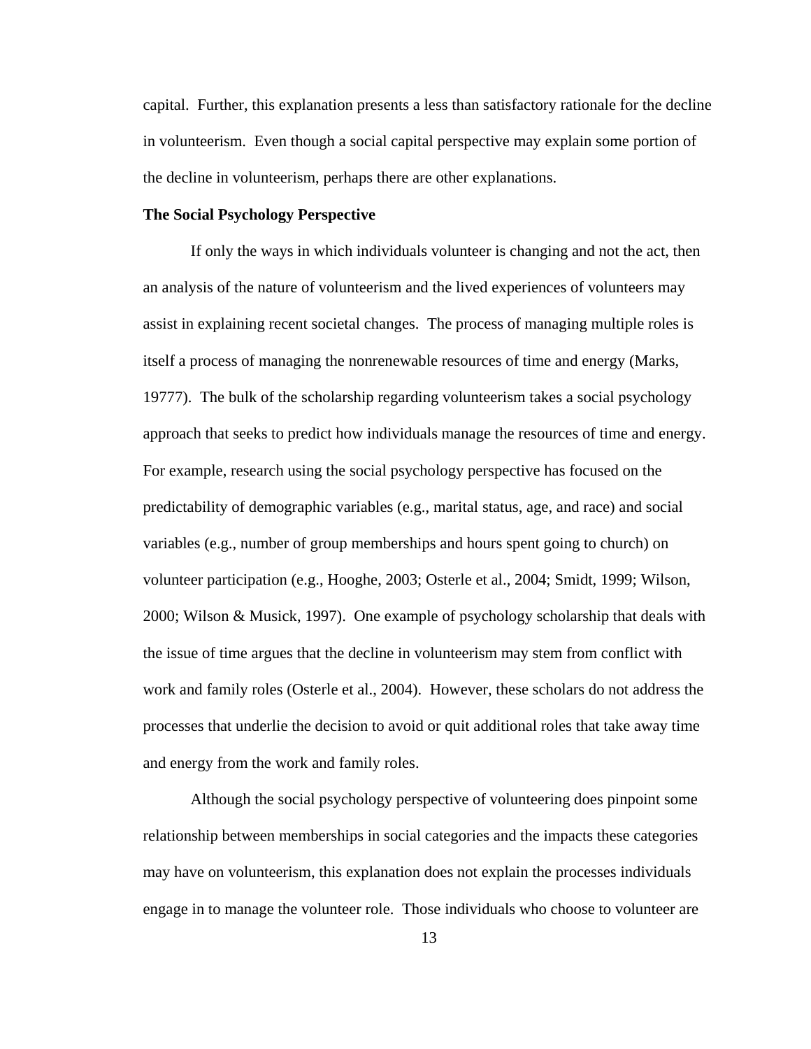capital. Further, this explanation presents a less than satisfactory rationale for the decline in volunteerism. Even though a social capital perspective may explain some portion of the decline in volunteerism, perhaps there are other explanations.

**The Social Psychology Perspective**

If only the ways in which individuals volunteer is changing and not the act, then an analysis of the nature of volunteerism and the lived experiences of volunteers may assist in explaining recent societal changes. The process of managing multiple roles is itself a process of managing the nonrenewable resources of time and energy (Marks, 19777). The bulk of the scholarship regarding volunteerism takes a social psychology approach that seeks to predict how individuals manage the resources of time and energy. For example, research using the social psychology perspective has focused on the predictability of demographic variables (e.g., marital status, age, and race) and social variables (e.g., number of group memberships and hours spent going to church) on volunteer participation (e.g., Hooghe, 2003; Osterle et al., 2004; Smidt, 1999; Wilson, 2000; Wilson & Musick, 1997). One example of psychology scholarship that deals with the issue of time argues that the decline in volunteerism may stem from conflict with work and family roles (Osterle et al., 2004). However, these scholars do not address the processes that underlie the decision to avoid or quit additional roles that take away time and energy from the work and family roles.

Although the social psychology perspective of volunteering does pinpoint some relationship between memberships in social categories and the impacts these categories may have on volunteerism, this explanation does not explain the processes individuals engage in to manage the volunteer role. Those individuals who choose to volunteer are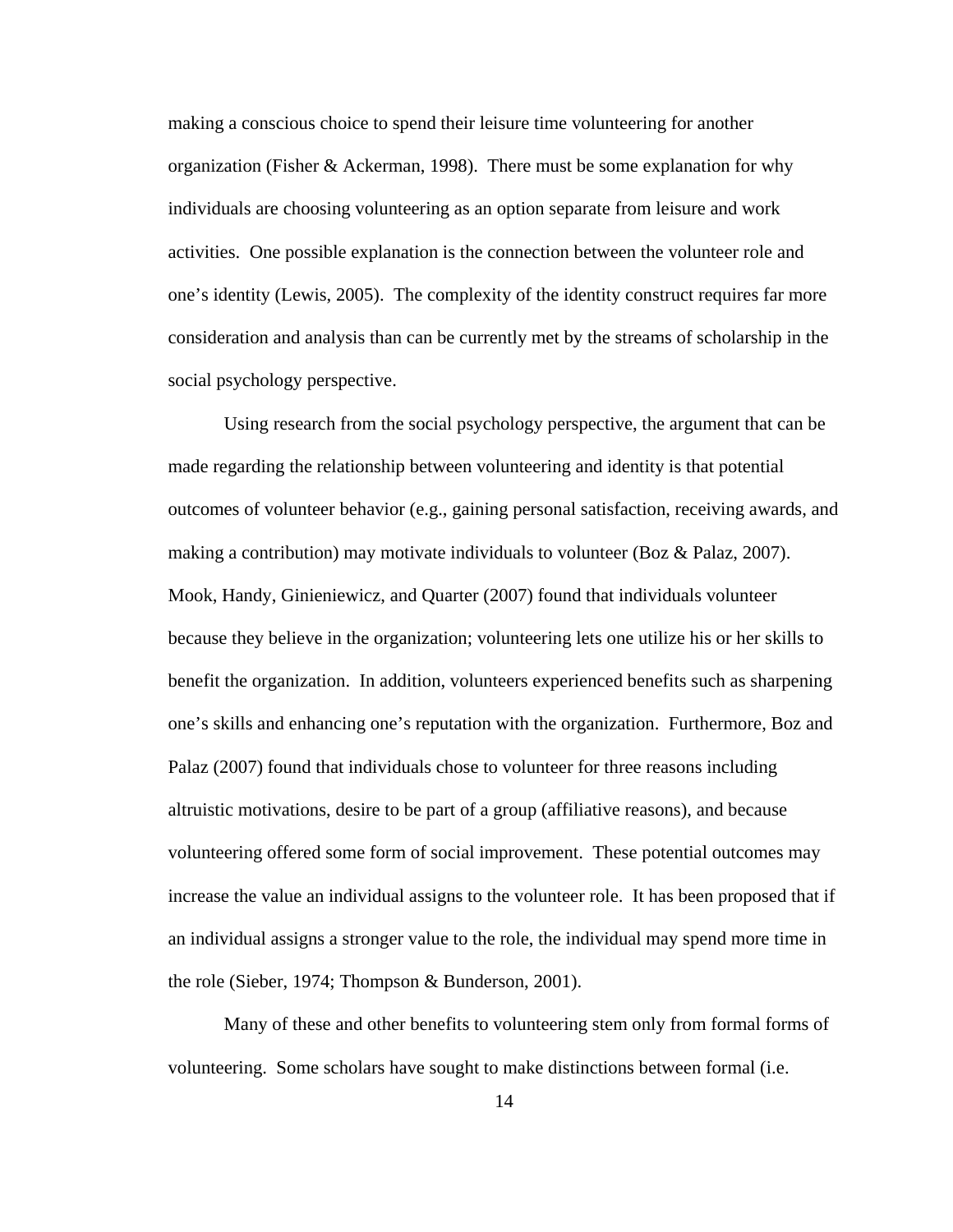making a conscious choice to spend their leisure time volunteering for another organization (Fisher & Ackerman, 1998). There must be some explanation for why individuals are choosing volunteering as an option separate from leisure and work activities. One possible explanation is the connection between the volunteer role and one's identity (Lewis, 2005). The complexity of the identity construct requires far more consideration and analysis than can be currently met by the streams of scholarship in the social psychology perspective.

Using research from the social psychology perspective, the argument that can be made regarding the relationship between volunteering and identity is that potential outcomes of volunteer behavior (e.g., gaining personal satisfaction, receiving awards, and making a contribution) may motivate individuals to volunteer (Boz & Palaz, 2007). Mook, Handy, Ginieniewicz, and Quarter (2007) found that individuals volunteer because they believe in the organization; volunteering lets one utilize his or her skills to benefit the organization. In addition, volunteers experienced benefits such as sharpening one's skills and enhancing one's reputation with the organization. Furthermore, Boz and Palaz (2007) found that individuals chose to volunteer for three reasons including altruistic motivations, desire to be part of a group (affiliative reasons), and because volunteering offered some form of social improvement. These potential outcomes may increase the value an individual assigns to the volunteer role. It has been proposed that if an individual assigns a stronger value to the role, the individual may spend more time in the role (Sieber, 1974; Thompson & Bunderson, 2001).

Many of these and other benefits to volunteering stem only from formal forms of volunteering. Some scholars have sought to make distinctions between formal (i.e.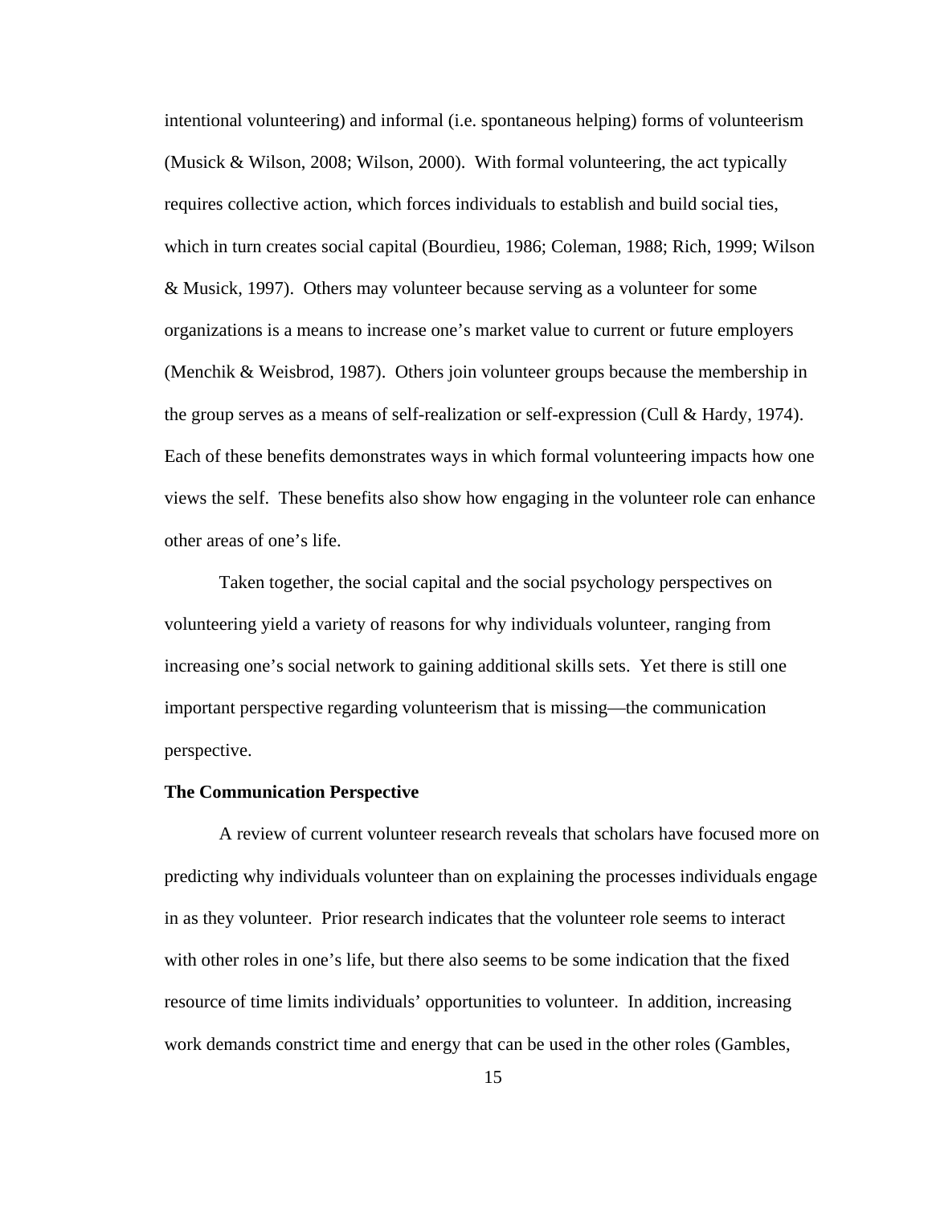intentional volunteering) and informal (i.e. spontaneous helping) forms of volunteerism (Musick & Wilson, 2008; Wilson, 2000). With formal volunteering, the act typically requires collective action, which forces individuals to establish and build social ties, which in turn creates social capital (Bourdieu, 1986; Coleman, 1988; Rich, 1999; Wilson & Musick, 1997). Others may volunteer because serving as a volunteer for some organizations is a means to increase one's market value to current or future employers (Menchik & Weisbrod, 1987). Others join volunteer groups because the membership in the group serves as a means of self-realization or self-expression (Cull & Hardy, 1974). Each of these benefits demonstrates ways in which formal volunteering impacts how one views the self. These benefits also show how engaging in the volunteer role can enhance other areas of one's life.

Taken together, the social capital and the social psychology perspectives on volunteering yield a variety of reasons for why individuals volunteer, ranging from increasing one's social network to gaining additional skills sets. Yet there is still one important perspective regarding volunteerism that is missing—the communication perspective.

**The Communication Perspective**

A review of current volunteer research reveals that scholars have focused more on predicting why individuals volunteer than on explaining the processes individuals engage in as they volunteer. Prior research indicates that the volunteer role seems to interact with other roles in one's life, but there also seems to be some indication that the fixed resource of time limits individuals' opportunities to volunteer. In addition, increasing work demands constrict time and energy that can be used in the other roles (Gambles,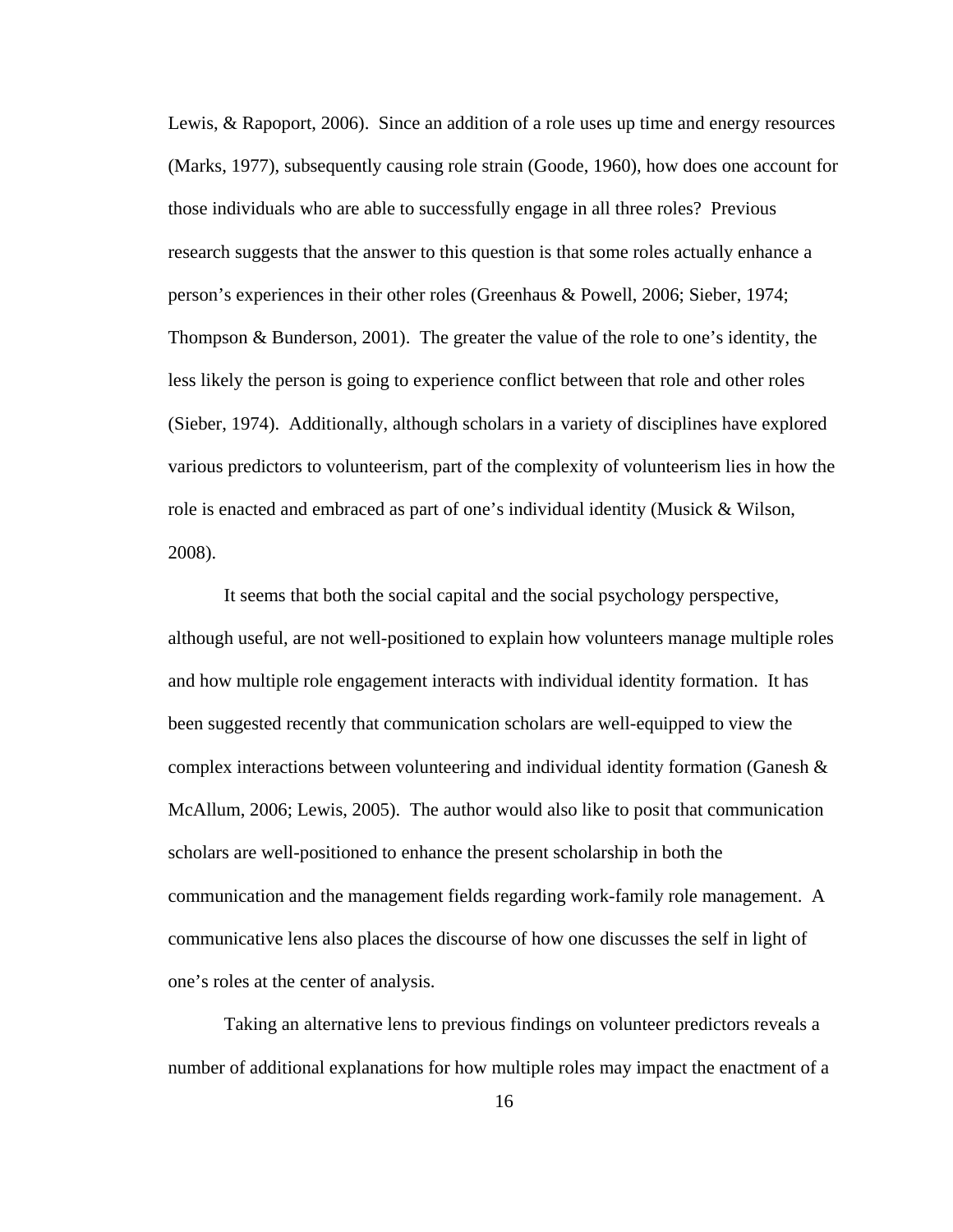Lewis, & Rapoport, 2006). Since an addition of a role uses up time and energy resources (Marks, 1977), subsequently causing role strain (Goode, 1960), how does one account for those individuals who are able to successfully engage in all three roles? Previous research suggests that the answer to this question is that some roles actually enhance a person's experiences in their other roles (Greenhaus & Powell, 2006; Sieber, 1974; Thompson & Bunderson, 2001). The greater the value of the role to one's identity, the less likely the person is going to experience conflict between that role and other roles (Sieber, 1974). Additionally, although scholars in a variety of disciplines have explored various predictors to volunteerism, part of the complexity of volunteerism lies in how the role is enacted and embraced as part of one's individual identity (Musick & Wilson, 2008).

It seems that both the social capital and the social psychology perspective, although useful, are not well-positioned to explain how volunteers manage multiple roles and how multiple role engagement interacts with individual identity formation. It has been suggested recently that communication scholars are well-equipped to view the complex interactions between volunteering and individual identity formation (Ganesh & McAllum, 2006; Lewis, 2005). The author would also like to posit that communication scholars are well-positioned to enhance the present scholarship in both the communication and the management fields regarding work-family role management. A communicative lens also places the discourse of how one discusses the self in light of one's roles at the center of analysis.

Taking an alternative lens to previous findings on volunteer predictors reveals a number of additional explanations for how multiple roles may impact the enactment of a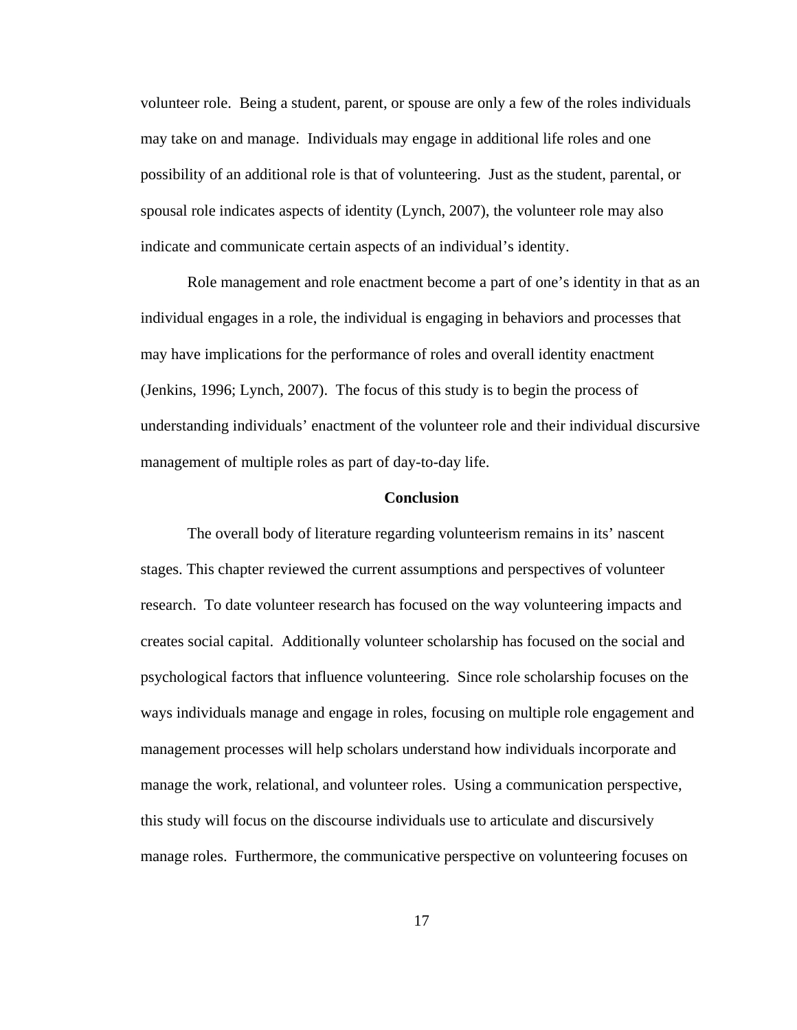volunteer role.  Being a student, parent, or spouse are only a few of the roles individuals may take on and manage.  Individuals may engage in additional life roles and one possibility of an additional role is that of volunteering.  Just as the student, parental, or spousal role indicates aspects of identity (Lynch, 2007), the volunteer role may also indicate and communicate certain aspects of an individual's identity.

Role management and role enactment become a part of one's identity in that as an individual engages in a role, the individual is engaging in behaviors and processes that may have implications for the performance of roles and overall identity enactment (Jenkins, 1996; Lynch, 2007).  The focus of this study is to begin the process of understanding individuals' enactment of the volunteer role and their individual discursive management of multiple roles as part of day-to-day life.

## Conclusion

The overall body of literature regarding volunteerism remains in its' nascent stages. This chapter reviewed the current assumptions and perspectives of volunteer research.  To date volunteer research has focused on the way volunteering impacts and creates social capital.  Additionally volunteer scholarship has focused on the social and psychological factors that influence volunteering.  Since role scholarship focuses on the ways individuals manage and engage in roles, focusing on multiple role engagement and management processes will help scholars understand how individuals incorporate and manage the work, relational, and volunteer roles.  Using a communication perspective, this study will focus on the discourse individuals use to articulate and discursively manage roles.  Furthermore, the communicative perspective on volunteering focuses on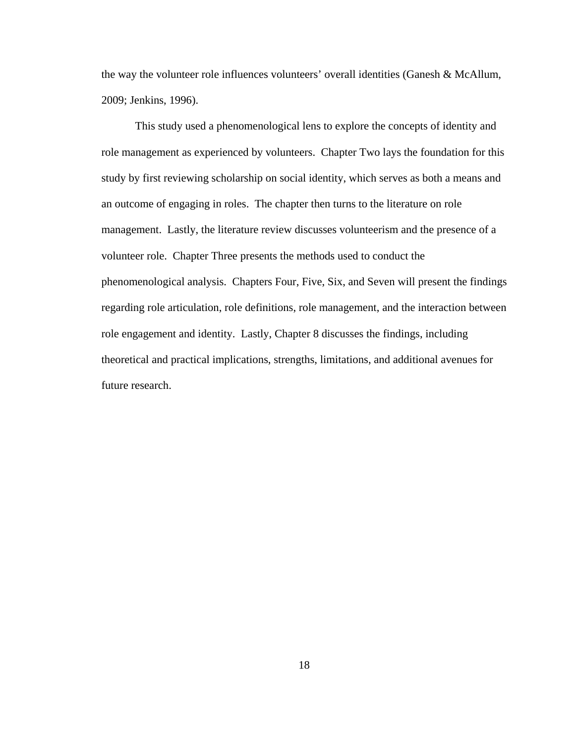the way the volunteer role influences volunteers' overall identities (Ganesh & McAllum, 2009; Jenkins, 1996).

This study used a phenomenological lens to explore the concepts of identity and role management as experienced by volunteers. Chapter Two lays the foundation for this study by first reviewing scholarship on social identity, which serves as both a means and an outcome of engaging in roles. The chapter then turns to the literature on role management. Lastly, the literature review discusses volunteerism and the presence of a volunteer role. Chapter Three presents the methods used to conduct the phenomenological analysis. Chapters Four, Five, Six, and Seven will present the findings regarding role articulation, role definitions, role management, and the interaction between role engagement and identity. Lastly, Chapter 8 discusses the findings, including theoretical and practical implications, strengths, limitations, and additional avenues for future research.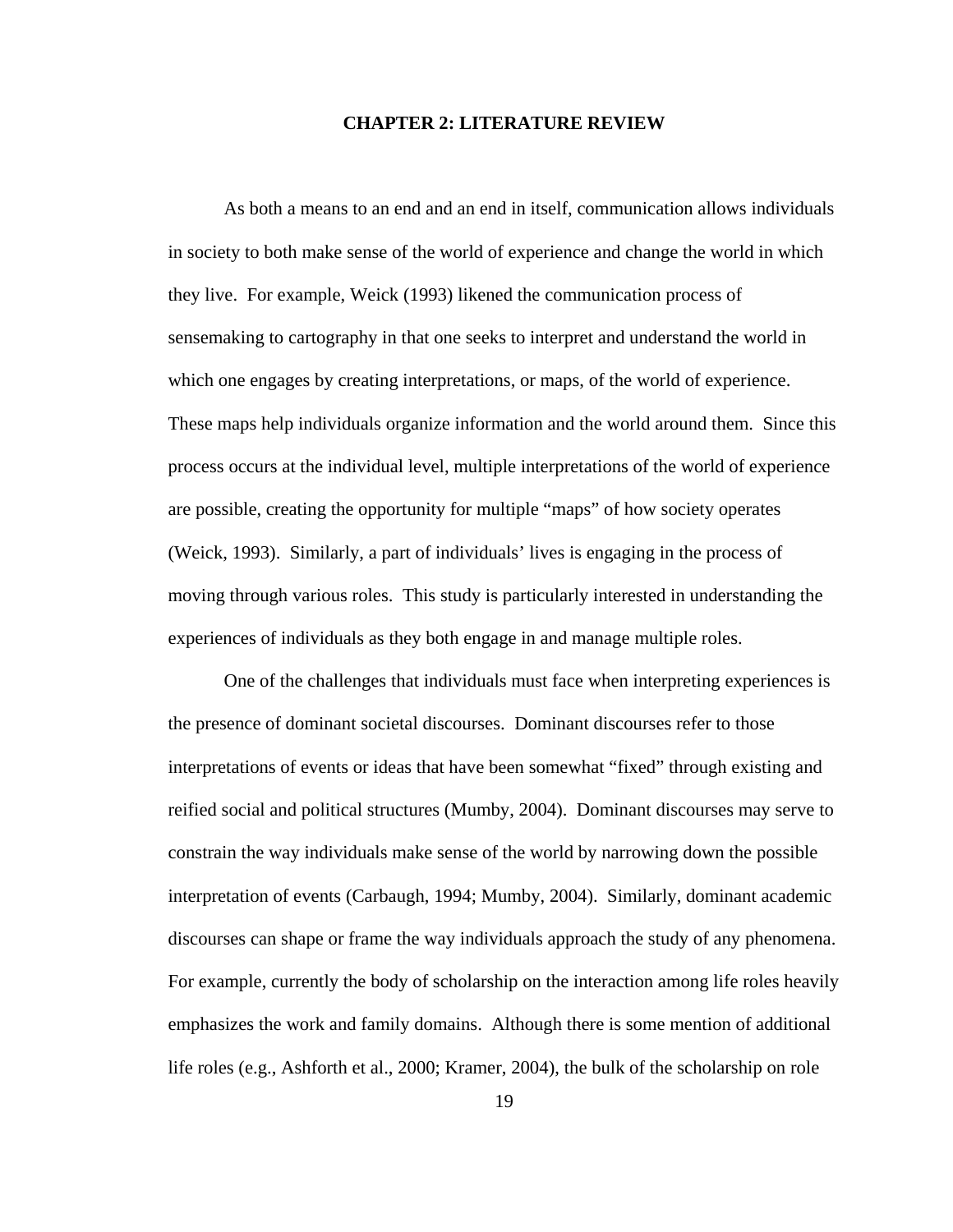# CHAPTER 2: LITERATURE REVIEW

As both a means to an end and an end in itself, communication allows individuals in society to both make sense of the world of experience and change the world in which they live. For example, Weick (1993) likened the communication process of sensemaking to cartography in that one seeks to interpret and understand the world in which one engages by creating interpretations, or maps, of the world of experience. These maps help individuals organize information and the world around them. Since this process occurs at the individual level, multiple interpretations of the world of experience are possible, creating the opportunity for multiple "maps" of how society operates (Weick, 1993). Similarly, a part of individuals' lives is engaging in the process of moving through various roles. This study is particularly interested in understanding the experiences of individuals as they both engage in and manage multiple roles.

One of the challenges that individuals must face when interpreting experiences is the presence of dominant societal discourses. Dominant discourses refer to those interpretations of events or ideas that have been somewhat "fixed" through existing and reified social and political structures (Mumby, 2004). Dominant discourses may serve to constrain the way individuals make sense of the world by narrowing down the possible interpretation of events (Carbaugh, 1994; Mumby, 2004). Similarly, dominant academic discourses can shape or frame the way individuals approach the study of any phenomena. For example, currently the body of scholarship on the interaction among life roles heavily emphasizes the work and family domains. Although there is some mention of additional life roles (e.g., Ashforth et al., 2000; Kramer, 2004), the bulk of the scholarship on role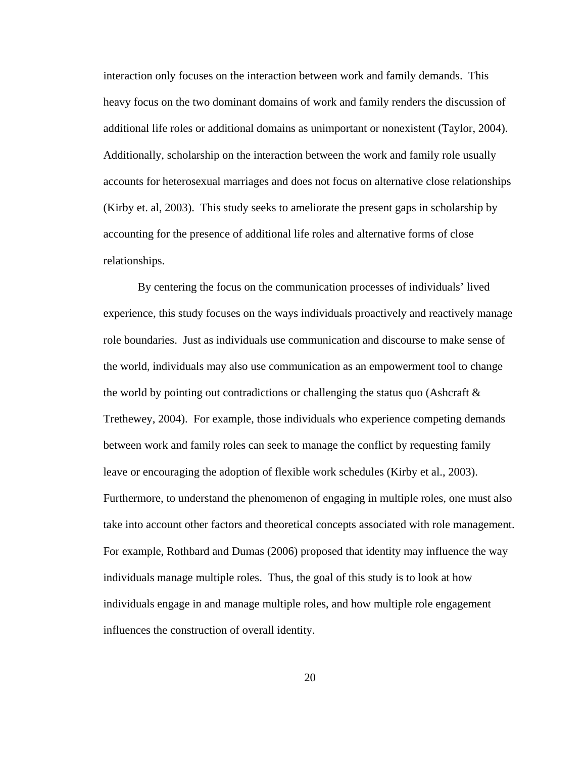interaction only focuses on the interaction between work and family demands. This heavy focus on the two dominant domains of work and family renders the discussion of additional life roles or additional domains as unimportant or nonexistent (Taylor, 2004). Additionally, scholarship on the interaction between the work and family role usually accounts for heterosexual marriages and does not focus on alternative close relationships (Kirby et. al, 2003). This study seeks to ameliorate the present gaps in scholarship by accounting for the presence of additional life roles and alternative forms of close relationships.

By centering the focus on the communication processes of individuals' lived experience, this study focuses on the ways individuals proactively and reactively manage role boundaries. Just as individuals use communication and discourse to make sense of the world, individuals may also use communication as an empowerment tool to change the world by pointing out contradictions or challenging the status quo (Ashcraft & Trethewey, 2004). For example, those individuals who experience competing demands between work and family roles can seek to manage the conflict by requesting family leave or encouraging the adoption of flexible work schedules (Kirby et al., 2003). Furthermore, to understand the phenomenon of engaging in multiple roles, one must also take into account other factors and theoretical concepts associated with role management. For example, Rothbard and Dumas (2006) proposed that identity may influence the way individuals manage multiple roles. Thus, the goal of this study is to look at how individuals engage in and manage multiple roles, and how multiple role engagement influences the construction of overall identity.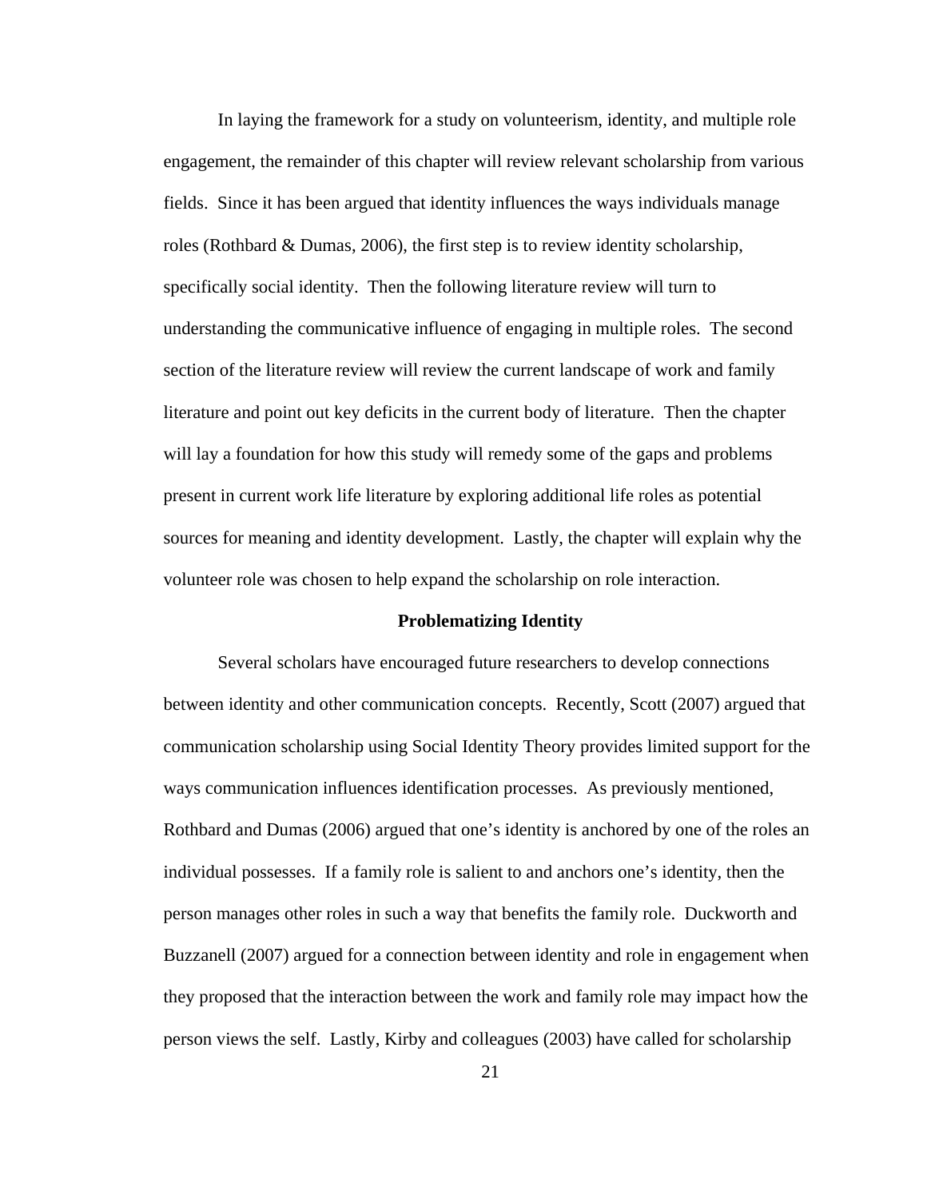In laying the framework for a study on volunteerism, identity, and multiple role engagement, the remainder of this chapter will review relevant scholarship from various fields. Since it has been argued that identity influences the ways individuals manage roles (Rothbard & Dumas, 2006), the first step is to review identity scholarship, specifically social identity. Then the following literature review will turn to understanding the communicative influence of engaging in multiple roles. The second section of the literature review will review the current landscape of work and family literature and point out key deficits in the current body of literature. Then the chapter will lay a foundation for how this study will remedy some of the gaps and problems present in current work life literature by exploring additional life roles as potential sources for meaning and identity development. Lastly, the chapter will explain why the volunteer role was chosen to help expand the scholarship on role interaction.

## Problematizing Identity

Several scholars have encouraged future researchers to develop connections between identity and other communication concepts. Recently, Scott (2007) argued that communication scholarship using Social Identity Theory provides limited support for the ways communication influences identification processes. As previously mentioned, Rothbard and Dumas (2006) argued that one's identity is anchored by one of the roles an individual possesses. If a family role is salient to and anchors one's identity, then the person manages other roles in such a way that benefits the family role. Duckworth and Buzzanell (2007) argued for a connection between identity and role in engagement when they proposed that the interaction between the work and family role may impact how the person views the self. Lastly, Kirby and colleagues (2003) have called for scholarship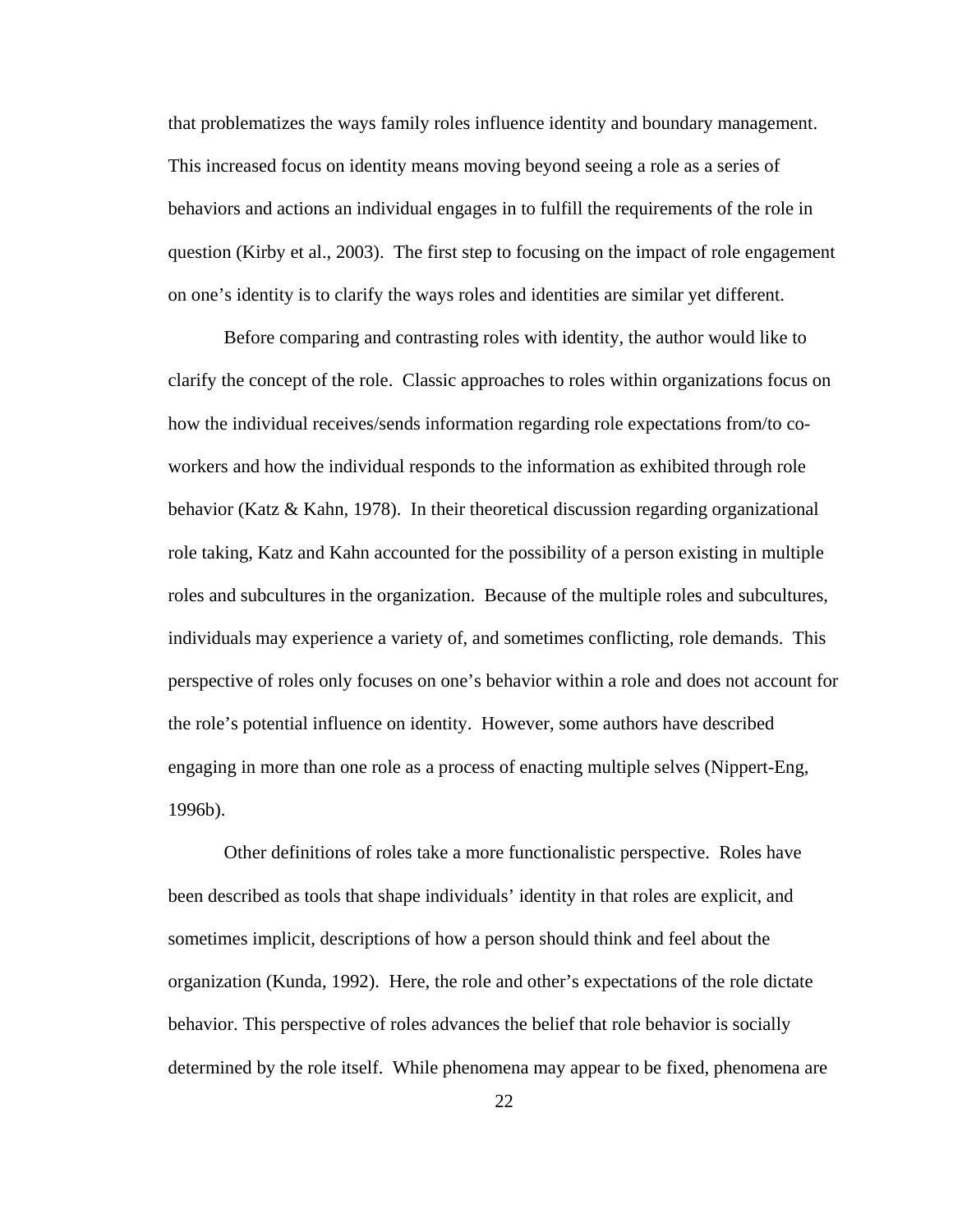that problematizes the ways family roles influence identity and boundary management. This increased focus on identity means moving beyond seeing a role as a series of behaviors and actions an individual engages in to fulfill the requirements of the role in question (Kirby et al., 2003). The first step to focusing on the impact of role engagement on one's identity is to clarify the ways roles and identities are similar yet different.

Before comparing and contrasting roles with identity, the author would like to clarify the concept of the role. Classic approaches to roles within organizations focus on how the individual receives/sends information regarding role expectations from/to co-workers and how the individual responds to the information as exhibited through role behavior (Katz & Kahn, 1978). In their theoretical discussion regarding organizational role taking, Katz and Kahn accounted for the possibility of a person existing in multiple roles and subcultures in the organization. Because of the multiple roles and subcultures, individuals may experience a variety of, and sometimes conflicting, role demands. This perspective of roles only focuses on one's behavior within a role and does not account for the role's potential influence on identity. However, some authors have described engaging in more than one role as a process of enacting multiple selves (Nippert-Eng, 1996b).

Other definitions of roles take a more functionalistic perspective. Roles have been described as tools that shape individuals' identity in that roles are explicit, and sometimes implicit, descriptions of how a person should think and feel about the organization (Kunda, 1992). Here, the role and other's expectations of the role dictate behavior. This perspective of roles advances the belief that role behavior is socially determined by the role itself. While phenomena may appear to be fixed, phenomena are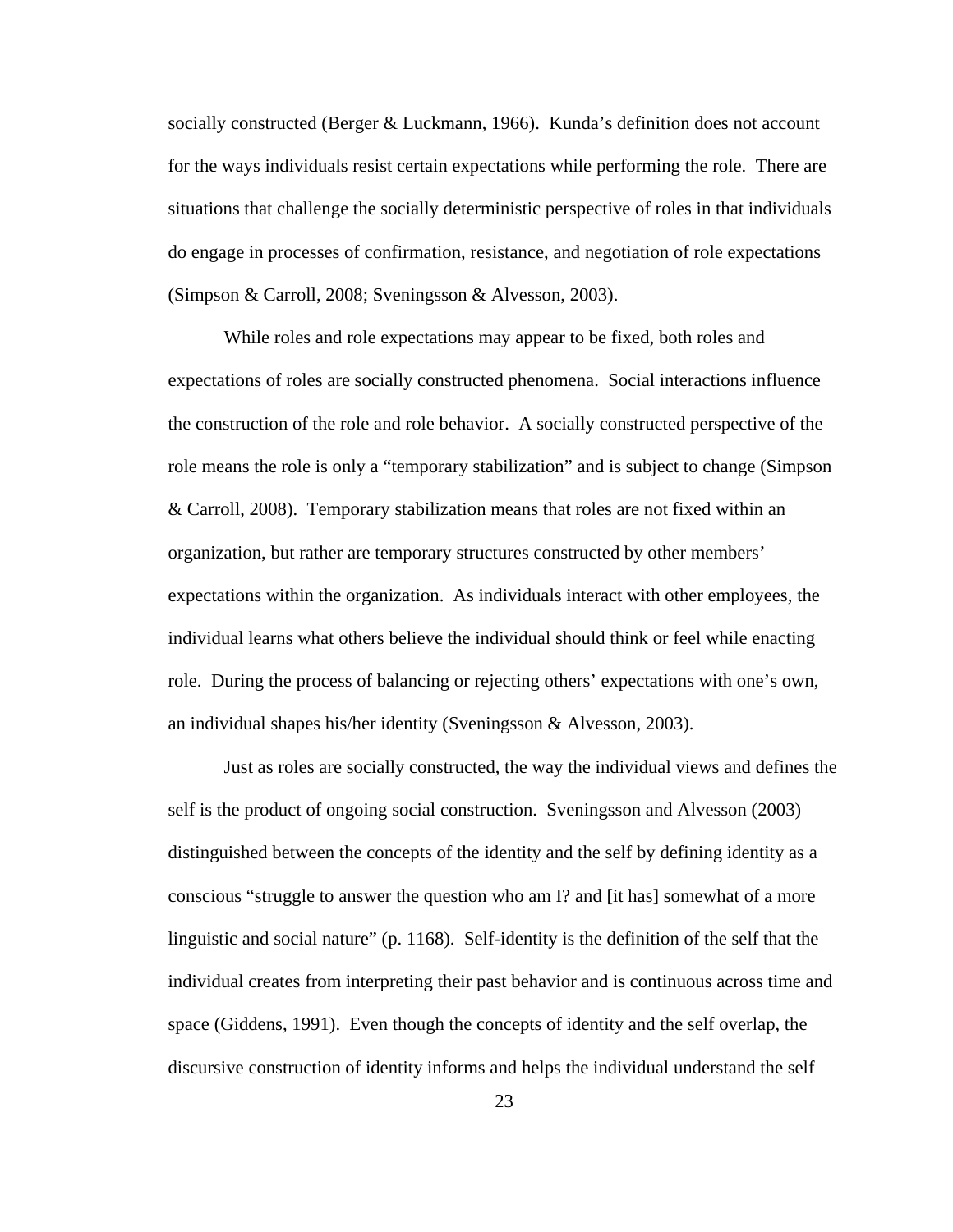socially constructed (Berger & Luckmann, 1966).  Kunda's definition does not account for the ways individuals resist certain expectations while performing the role.  There are situations that challenge the socially deterministic perspective of roles in that individuals do engage in processes of confirmation, resistance, and negotiation of role expectations (Simpson & Carroll, 2008; Sveningsson & Alvesson, 2003).

While roles and role expectations may appear to be fixed, both roles and expectations of roles are socially constructed phenomena.  Social interactions influence the construction of the role and role behavior.  A socially constructed perspective of the role means the role is only a "temporary stabilization" and is subject to change (Simpson & Carroll, 2008).  Temporary stabilization means that roles are not fixed within an organization, but rather are temporary structures constructed by other members' expectations within the organization.  As individuals interact with other employees, the individual learns what others believe the individual should think or feel while enacting role.  During the process of balancing or rejecting others' expectations with one's own, an individual shapes his/her identity (Sveningsson & Alvesson, 2003).

Just as roles are socially constructed, the way the individual views and defines the self is the product of ongoing social construction.  Sveningsson and Alvesson (2003) distinguished between the concepts of the identity and the self by defining identity as a conscious "struggle to answer the question who am I? and [it has] somewhat of a more linguistic and social nature" (p. 1168).  Self-identity is the definition of the self that the individual creates from interpreting their past behavior and is continuous across time and space (Giddens, 1991).  Even though the concepts of identity and the self overlap, the discursive construction of identity informs and helps the individual understand the self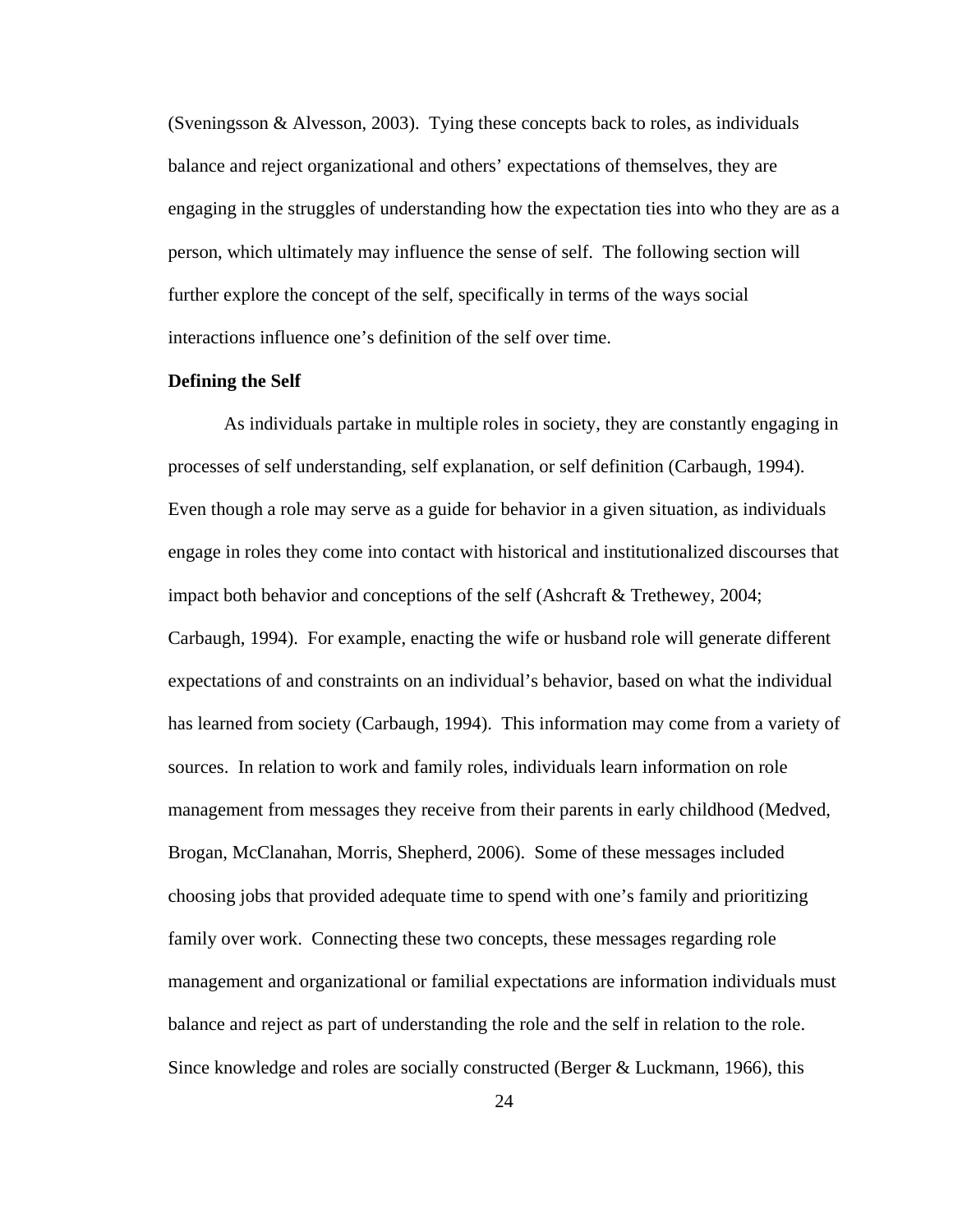(Sveningsson & Alvesson, 2003). Tying these concepts back to roles, as individuals balance and reject organizational and others' expectations of themselves, they are engaging in the struggles of understanding how the expectation ties into who they are as a person, which ultimately may influence the sense of self. The following section will further explore the concept of the self, specifically in terms of the ways social interactions influence one's definition of the self over time.

**Defining the Self**

As individuals partake in multiple roles in society, they are constantly engaging in processes of self understanding, self explanation, or self definition (Carbaugh, 1994). Even though a role may serve as a guide for behavior in a given situation, as individuals engage in roles they come into contact with historical and institutionalized discourses that impact both behavior and conceptions of the self (Ashcraft & Trethewey, 2004; Carbaugh, 1994). For example, enacting the wife or husband role will generate different expectations of and constraints on an individual's behavior, based on what the individual has learned from society (Carbaugh, 1994). This information may come from a variety of sources. In relation to work and family roles, individuals learn information on role management from messages they receive from their parents in early childhood (Medved, Brogan, McClanahan, Morris, Shepherd, 2006). Some of these messages included choosing jobs that provided adequate time to spend with one's family and prioritizing family over work. Connecting these two concepts, these messages regarding role management and organizational or familial expectations are information individuals must balance and reject as part of understanding the role and the self in relation to the role. Since knowledge and roles are socially constructed (Berger & Luckmann, 1966), this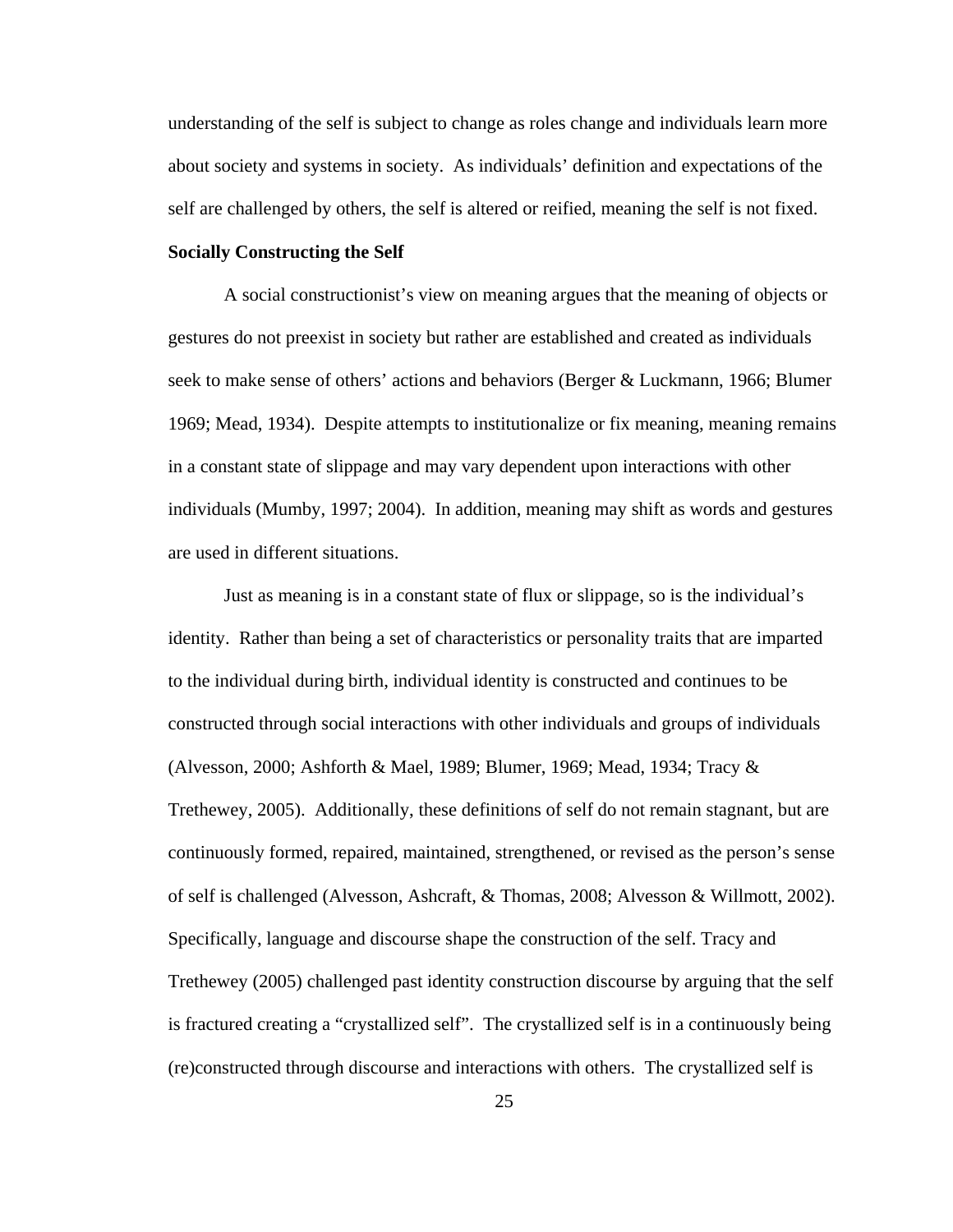understanding of the self is subject to change as roles change and individuals learn more about society and systems in society. As individuals' definition and expectations of the self are challenged by others, the self is altered or reified, meaning the self is not fixed.

**Socially Constructing the Self**

A social constructionist's view on meaning argues that the meaning of objects or gestures do not preexist in society but rather are established and created as individuals seek to make sense of others' actions and behaviors (Berger & Luckmann, 1966; Blumer 1969; Mead, 1934). Despite attempts to institutionalize or fix meaning, meaning remains in a constant state of slippage and may vary dependent upon interactions with other individuals (Mumby, 1997; 2004). In addition, meaning may shift as words and gestures are used in different situations.

Just as meaning is in a constant state of flux or slippage, so is the individual's identity. Rather than being a set of characteristics or personality traits that are imparted to the individual during birth, individual identity is constructed and continues to be constructed through social interactions with other individuals and groups of individuals (Alvesson, 2000; Ashforth & Mael, 1989; Blumer, 1969; Mead, 1934; Tracy & Trethewey, 2005). Additionally, these definitions of self do not remain stagnant, but are continuously formed, repaired, maintained, strengthened, or revised as the person's sense of self is challenged (Alvesson, Ashcraft, & Thomas, 2008; Alvesson & Willmott, 2002). Specifically, language and discourse shape the construction of the self. Tracy and Trethewey (2005) challenged past identity construction discourse by arguing that the self is fractured creating a "crystallized self". The crystallized self is in a continuously being (re)constructed through discourse and interactions with others. The crystallized self is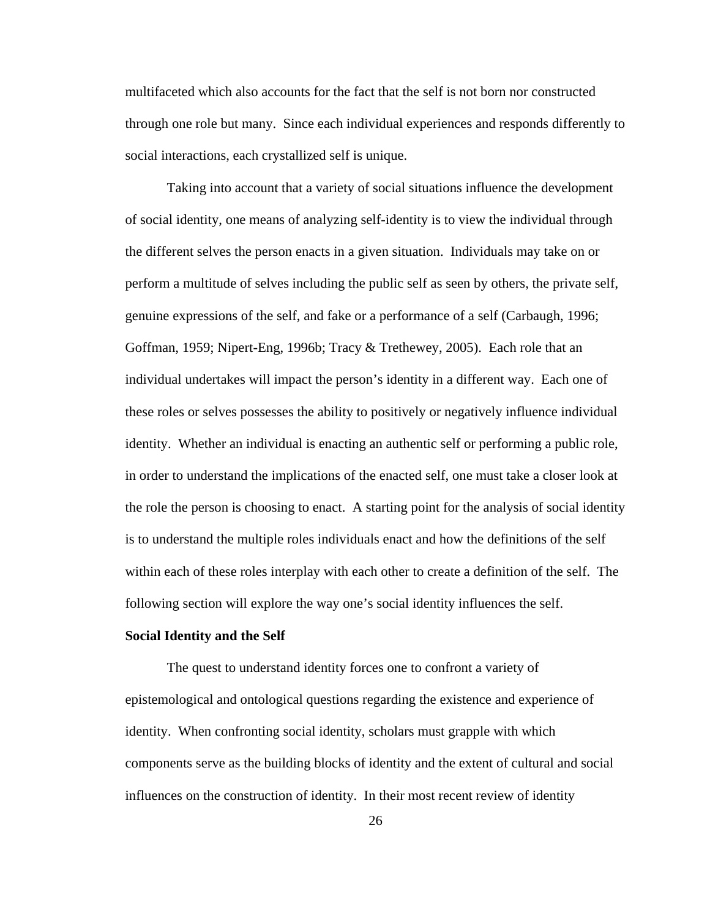multifaceted which also accounts for the fact that the self is not born nor constructed through one role but many. Since each individual experiences and responds differently to social interactions, each crystallized self is unique.

Taking into account that a variety of social situations influence the development of social identity, one means of analyzing self-identity is to view the individual through the different selves the person enacts in a given situation. Individuals may take on or perform a multitude of selves including the public self as seen by others, the private self, genuine expressions of the self, and fake or a performance of a self (Carbaugh, 1996; Goffman, 1959; Nipert-Eng, 1996b; Tracy & Trethewey, 2005). Each role that an individual undertakes will impact the person's identity in a different way. Each one of these roles or selves possesses the ability to positively or negatively influence individual identity. Whether an individual is enacting an authentic self or performing a public role, in order to understand the implications of the enacted self, one must take a closer look at the role the person is choosing to enact. A starting point for the analysis of social identity is to understand the multiple roles individuals enact and how the definitions of the self within each of these roles interplay with each other to create a definition of the self. The following section will explore the way one's social identity influences the self.

**Social Identity and the Self**

The quest to understand identity forces one to confront a variety of epistemological and ontological questions regarding the existence and experience of identity. When confronting social identity, scholars must grapple with which components serve as the building blocks of identity and the extent of cultural and social influences on the construction of identity. In their most recent review of identity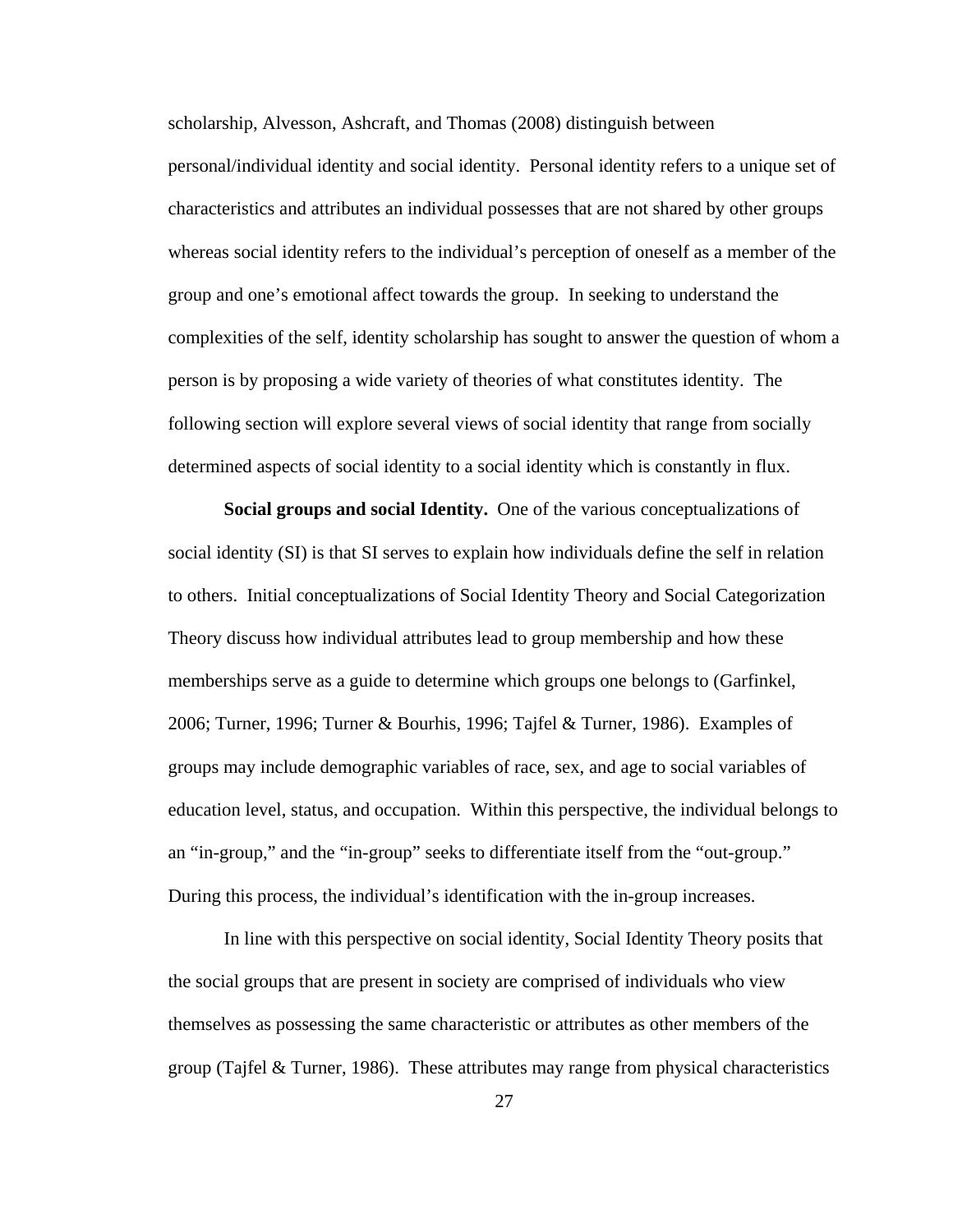scholarship, Alvesson, Ashcraft, and Thomas (2008) distinguish between personal/individual identity and social identity. Personal identity refers to a unique set of characteristics and attributes an individual possesses that are not shared by other groups whereas social identity refers to the individual's perception of oneself as a member of the group and one's emotional affect towards the group. In seeking to understand the complexities of the self, identity scholarship has sought to answer the question of whom a person is by proposing a wide variety of theories of what constitutes identity. The following section will explore several views of social identity that range from socially determined aspects of social identity to a social identity which is constantly in flux.

**Social groups and social Identity.** One of the various conceptualizations of social identity (SI) is that SI serves to explain how individuals define the self in relation to others. Initial conceptualizations of Social Identity Theory and Social Categorization Theory discuss how individual attributes lead to group membership and how these memberships serve as a guide to determine which groups one belongs to (Garfinkel, 2006; Turner, 1996; Turner & Bourhis, 1996; Tajfel & Turner, 1986). Examples of groups may include demographic variables of race, sex, and age to social variables of education level, status, and occupation. Within this perspective, the individual belongs to an "in-group," and the "in-group" seeks to differentiate itself from the "out-group." During this process, the individual's identification with the in-group increases.

In line with this perspective on social identity, Social Identity Theory posits that the social groups that are present in society are comprised of individuals who view themselves as possessing the same characteristic or attributes as other members of the group (Tajfel & Turner, 1986). These attributes may range from physical characteristics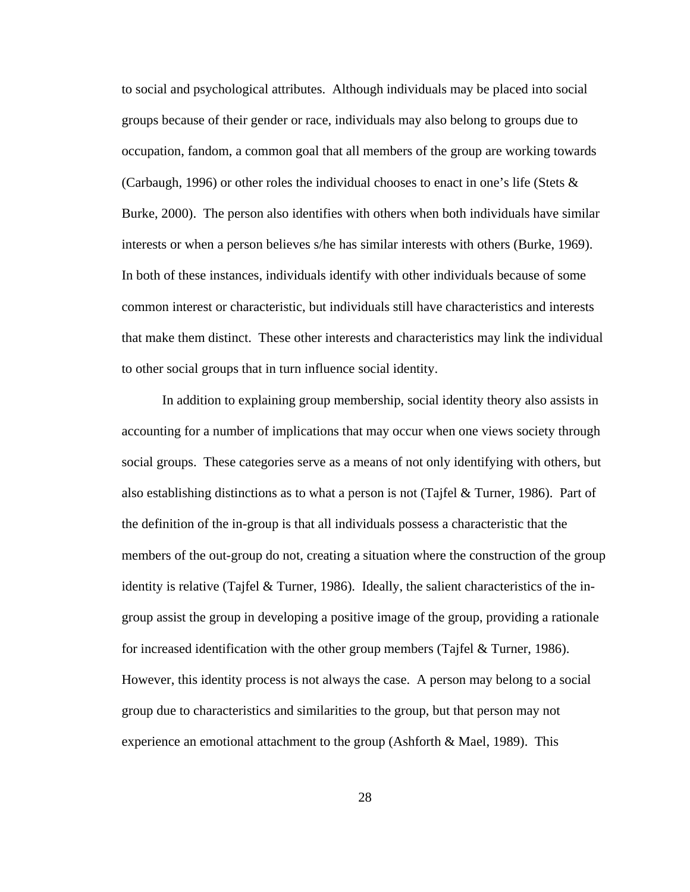to social and psychological attributes. Although individuals may be placed into social groups because of their gender or race, individuals may also belong to groups due to occupation, fandom, a common goal that all members of the group are working towards (Carbaugh, 1996) or other roles the individual chooses to enact in one's life (Stets & Burke, 2000). The person also identifies with others when both individuals have similar interests or when a person believes s/he has similar interests with others (Burke, 1969). In both of these instances, individuals identify with other individuals because of some common interest or characteristic, but individuals still have characteristics and interests that make them distinct. These other interests and characteristics may link the individual to other social groups that in turn influence social identity.

In addition to explaining group membership, social identity theory also assists in accounting for a number of implications that may occur when one views society through social groups. These categories serve as a means of not only identifying with others, but also establishing distinctions as to what a person is not (Tajfel & Turner, 1986). Part of the definition of the in-group is that all individuals possess a characteristic that the members of the out-group do not, creating a situation where the construction of the group identity is relative (Tajfel & Turner, 1986). Ideally, the salient characteristics of the in-group assist the group in developing a positive image of the group, providing a rationale for increased identification with the other group members (Tajfel & Turner, 1986). However, this identity process is not always the case. A person may belong to a social group due to characteristics and similarities to the group, but that person may not experience an emotional attachment to the group (Ashforth & Mael, 1989). This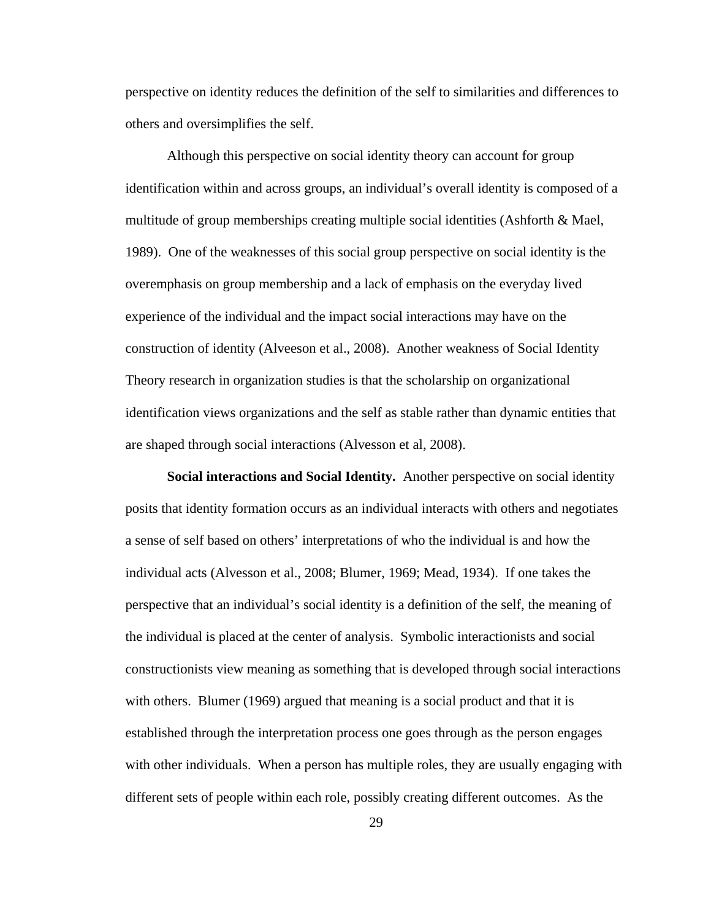perspective on identity reduces the definition of the self to similarities and differences to others and oversimplifies the self.

Although this perspective on social identity theory can account for group identification within and across groups, an individual's overall identity is composed of a multitude of group memberships creating multiple social identities (Ashforth & Mael, 1989). One of the weaknesses of this social group perspective on social identity is the overemphasis on group membership and a lack of emphasis on the everyday lived experience of the individual and the impact social interactions may have on the construction of identity (Alveeson et al., 2008). Another weakness of Social Identity Theory research in organization studies is that the scholarship on organizational identification views organizations and the self as stable rather than dynamic entities that are shaped through social interactions (Alvesson et al, 2008).

**Social interactions and Social Identity.** Another perspective on social identity posits that identity formation occurs as an individual interacts with others and negotiates a sense of self based on others' interpretations of who the individual is and how the individual acts (Alvesson et al., 2008; Blumer, 1969; Mead, 1934). If one takes the perspective that an individual's social identity is a definition of the self, the meaning of the individual is placed at the center of analysis. Symbolic interactionists and social constructionists view meaning as something that is developed through social interactions with others. Blumer (1969) argued that meaning is a social product and that it is established through the interpretation process one goes through as the person engages with other individuals. When a person has multiple roles, they are usually engaging with different sets of people within each role, possibly creating different outcomes. As the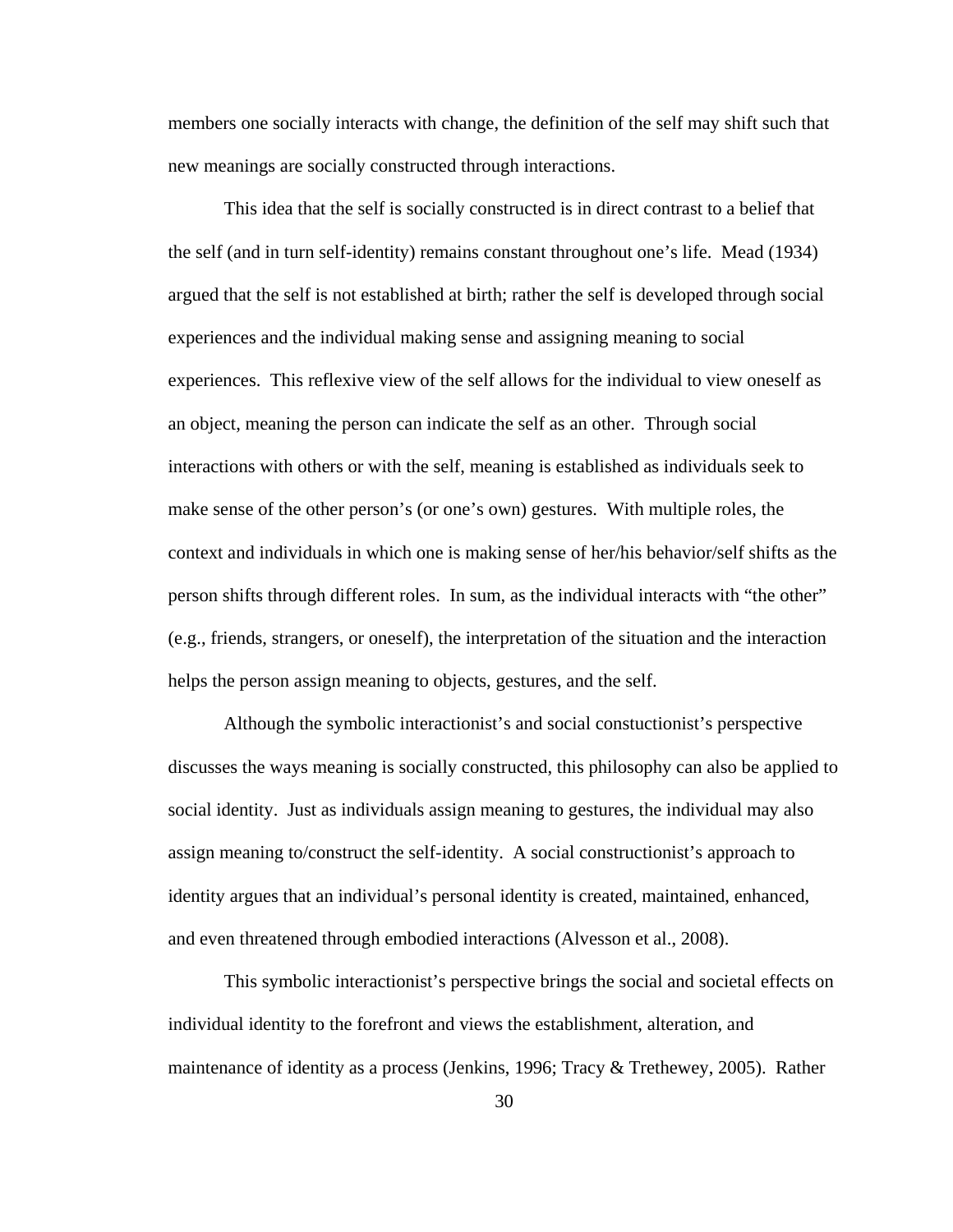members one socially interacts with change, the definition of the self may shift such that new meanings are socially constructed through interactions.

This idea that the self is socially constructed is in direct contrast to a belief that the self (and in turn self-identity) remains constant throughout one's life. Mead (1934) argued that the self is not established at birth; rather the self is developed through social experiences and the individual making sense and assigning meaning to social experiences. This reflexive view of the self allows for the individual to view oneself as an object, meaning the person can indicate the self as an other. Through social interactions with others or with the self, meaning is established as individuals seek to make sense of the other person's (or one's own) gestures. With multiple roles, the context and individuals in which one is making sense of her/his behavior/self shifts as the person shifts through different roles. In sum, as the individual interacts with "the other" (e.g., friends, strangers, or oneself), the interpretation of the situation and the interaction helps the person assign meaning to objects, gestures, and the self.

Although the symbolic interactionist's and social constuctionist's perspective discusses the ways meaning is socially constructed, this philosophy can also be applied to social identity. Just as individuals assign meaning to gestures, the individual may also assign meaning to/construct the self-identity. A social constructionist's approach to identity argues that an individual's personal identity is created, maintained, enhanced, and even threatened through embodied interactions (Alvesson et al., 2008).

This symbolic interactionist's perspective brings the social and societal effects on individual identity to the forefront and views the establishment, alteration, and maintenance of identity as a process (Jenkins, 1996; Tracy & Trethewey, 2005). Rather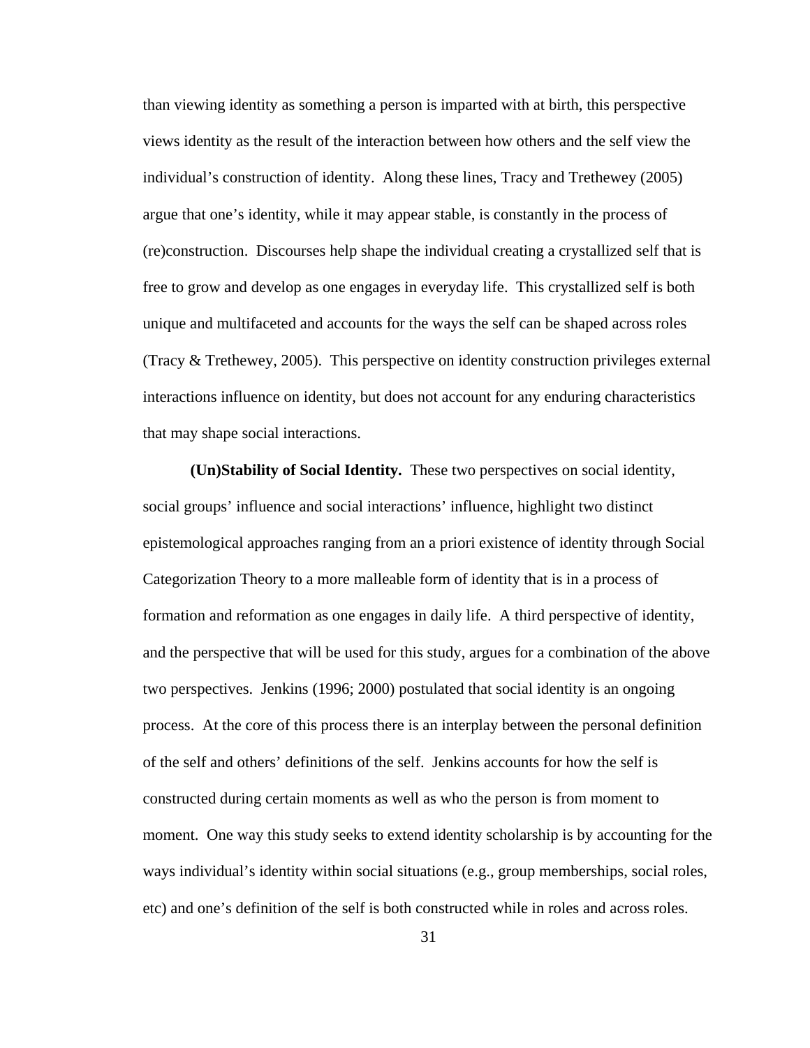than viewing identity as something a person is imparted with at birth, this perspective views identity as the result of the interaction between how others and the self view the individual's construction of identity. Along these lines, Tracy and Trethewey (2005) argue that one's identity, while it may appear stable, is constantly in the process of (re)construction. Discourses help shape the individual creating a crystallized self that is free to grow and develop as one engages in everyday life. This crystallized self is both unique and multifaceted and accounts for the ways the self can be shaped across roles (Tracy & Trethewey, 2005). This perspective on identity construction privileges external interactions influence on identity, but does not account for any enduring characteristics that may shape social interactions.

**(Un)Stability of Social Identity.** These two perspectives on social identity, social groups' influence and social interactions' influence, highlight two distinct epistemological approaches ranging from an a priori existence of identity through Social Categorization Theory to a more malleable form of identity that is in a process of formation and reformation as one engages in daily life. A third perspective of identity, and the perspective that will be used for this study, argues for a combination of the above two perspectives. Jenkins (1996; 2000) postulated that social identity is an ongoing process. At the core of this process there is an interplay between the personal definition of the self and others' definitions of the self. Jenkins accounts for how the self is constructed during certain moments as well as who the person is from moment to moment. One way this study seeks to extend identity scholarship is by accounting for the ways individual's identity within social situations (e.g., group memberships, social roles, etc) and one's definition of the self is both constructed while in roles and across roles.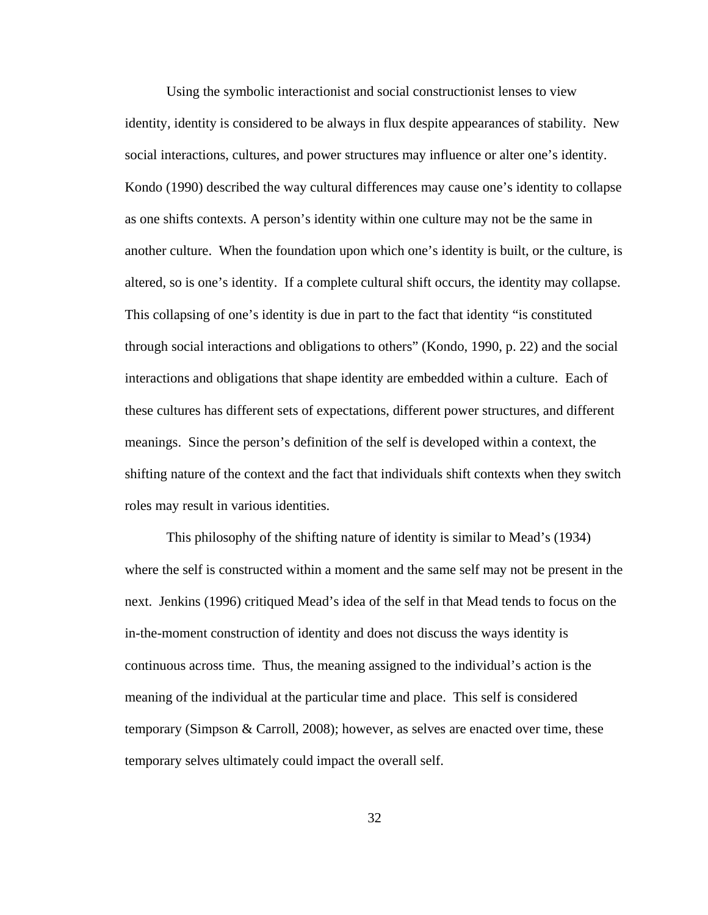Using the symbolic interactionist and social constructionist lenses to view identity, identity is considered to be always in flux despite appearances of stability. New social interactions, cultures, and power structures may influence or alter one's identity. Kondo (1990) described the way cultural differences may cause one's identity to collapse as one shifts contexts. A person's identity within one culture may not be the same in another culture. When the foundation upon which one's identity is built, or the culture, is altered, so is one's identity. If a complete cultural shift occurs, the identity may collapse. This collapsing of one's identity is due in part to the fact that identity "is constituted through social interactions and obligations to others" (Kondo, 1990, p. 22) and the social interactions and obligations that shape identity are embedded within a culture. Each of these cultures has different sets of expectations, different power structures, and different meanings. Since the person's definition of the self is developed within a context, the shifting nature of the context and the fact that individuals shift contexts when they switch roles may result in various identities.

This philosophy of the shifting nature of identity is similar to Mead's (1934) where the self is constructed within a moment and the same self may not be present in the next. Jenkins (1996) critiqued Mead's idea of the self in that Mead tends to focus on the in-the-moment construction of identity and does not discuss the ways identity is continuous across time. Thus, the meaning assigned to the individual's action is the meaning of the individual at the particular time and place. This self is considered temporary (Simpson & Carroll, 2008); however, as selves are enacted over time, these temporary selves ultimately could impact the overall self.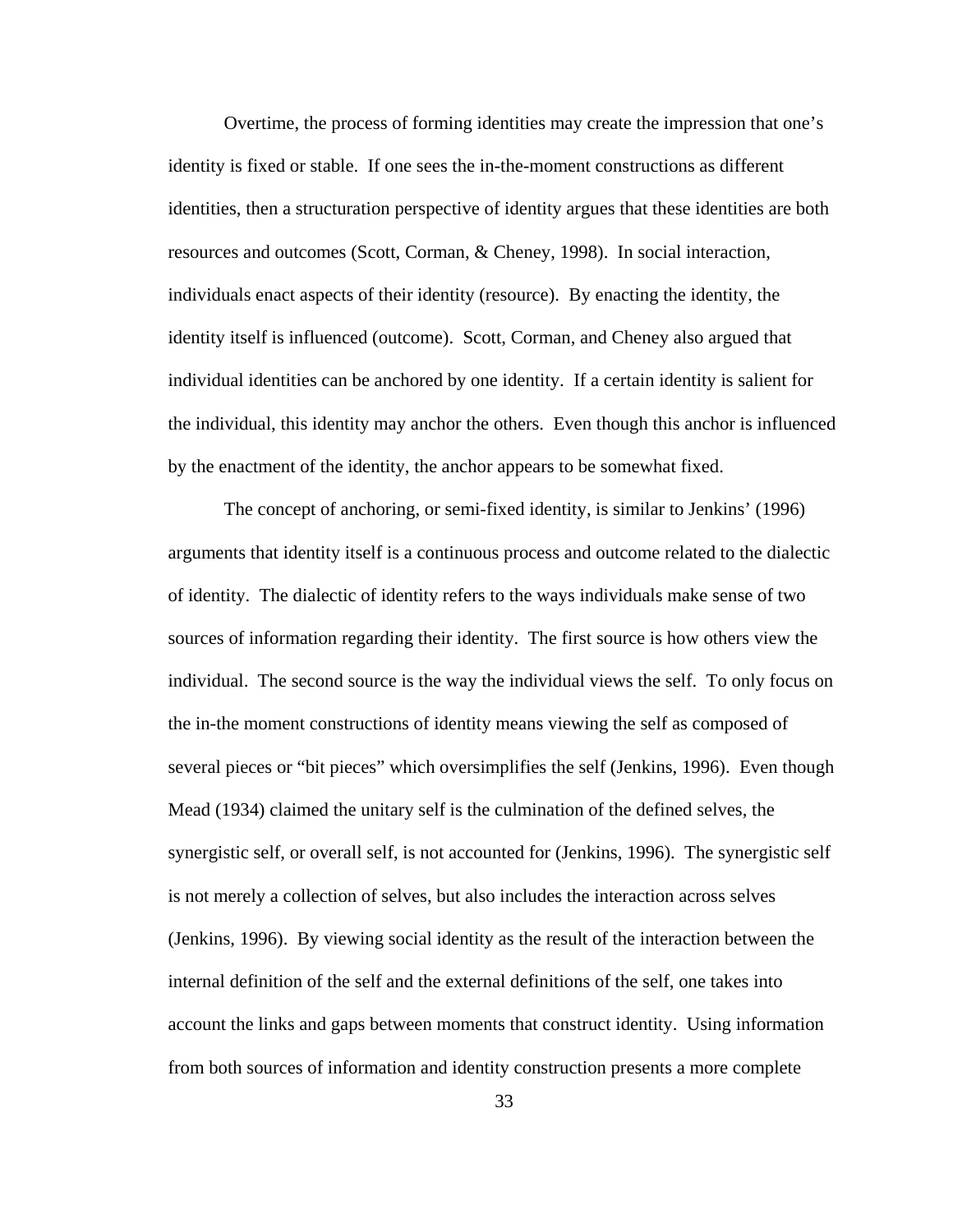Overtime, the process of forming identities may create the impression that one's identity is fixed or stable. If one sees the in-the-moment constructions as different identities, then a structuration perspective of identity argues that these identities are both resources and outcomes (Scott, Corman, & Cheney, 1998). In social interaction, individuals enact aspects of their identity (resource). By enacting the identity, the identity itself is influenced (outcome). Scott, Corman, and Cheney also argued that individual identities can be anchored by one identity. If a certain identity is salient for the individual, this identity may anchor the others. Even though this anchor is influenced by the enactment of the identity, the anchor appears to be somewhat fixed.

The concept of anchoring, or semi-fixed identity, is similar to Jenkins' (1996) arguments that identity itself is a continuous process and outcome related to the dialectic of identity. The dialectic of identity refers to the ways individuals make sense of two sources of information regarding their identity. The first source is how others view the individual. The second source is the way the individual views the self. To only focus on the in-the moment constructions of identity means viewing the self as composed of several pieces or "bit pieces" which oversimplifies the self (Jenkins, 1996). Even though Mead (1934) claimed the unitary self is the culmination of the defined selves, the synergistic self, or overall self, is not accounted for (Jenkins, 1996). The synergistic self is not merely a collection of selves, but also includes the interaction across selves (Jenkins, 1996). By viewing social identity as the result of the interaction between the internal definition of the self and the external definitions of the self, one takes into account the links and gaps between moments that construct identity. Using information from both sources of information and identity construction presents a more complete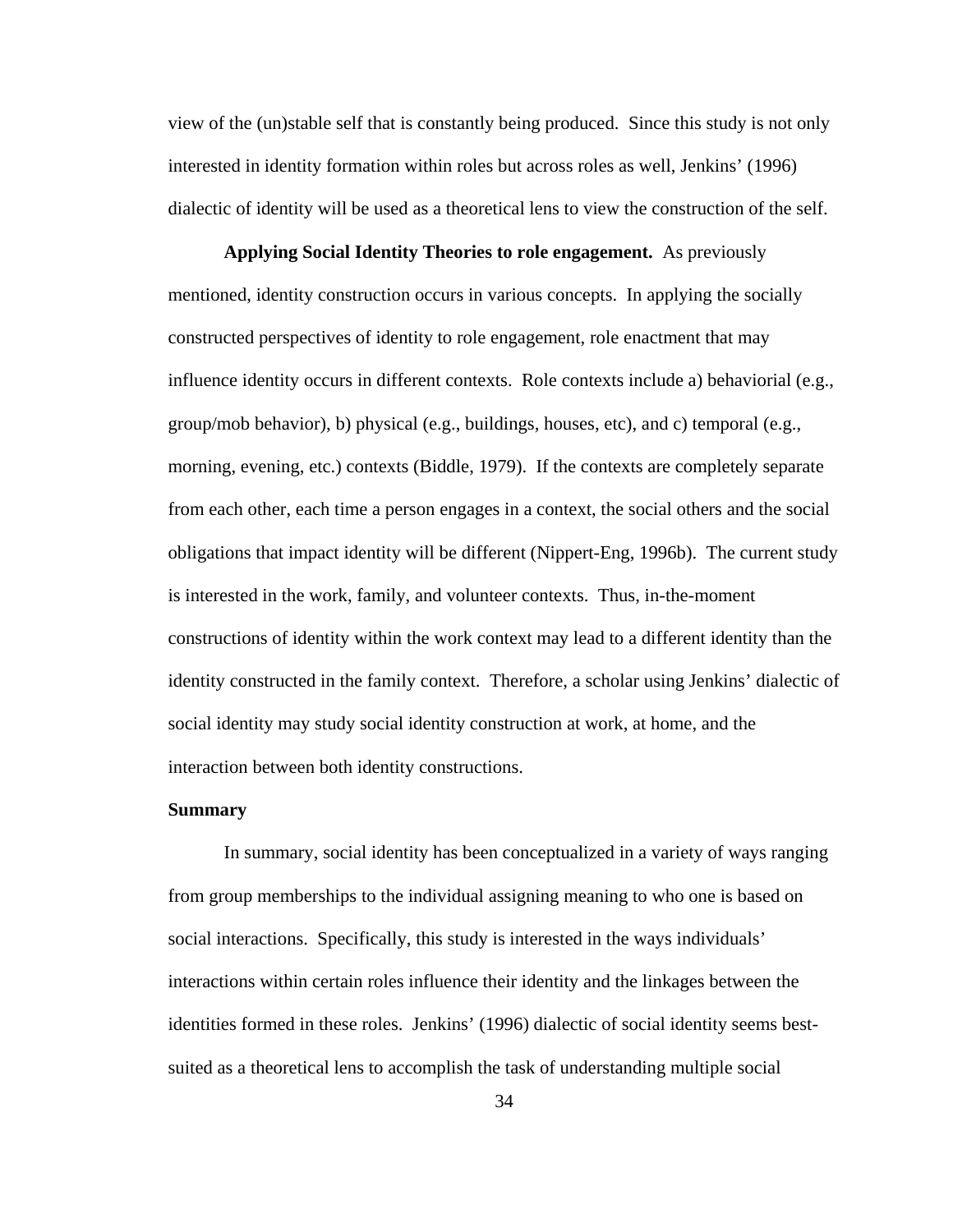view of the (un)stable self that is constantly being produced. Since this study is not only interested in identity formation within roles but across roles as well, Jenkins' (1996) dialectic of identity will be used as a theoretical lens to view the construction of the self.

**Applying Social Identity Theories to role engagement.** As previously mentioned, identity construction occurs in various concepts. In applying the socially constructed perspectives of identity to role engagement, role enactment that may influence identity occurs in different contexts. Role contexts include a) behaviorial (e.g., group/mob behavior), b) physical (e.g., buildings, houses, etc), and c) temporal (e.g., morning, evening, etc.) contexts (Biddle, 1979). If the contexts are completely separate from each other, each time a person engages in a context, the social others and the social obligations that impact identity will be different (Nippert-Eng, 1996b). The current study is interested in the work, family, and volunteer contexts. Thus, in-the-moment constructions of identity within the work context may lead to a different identity than the identity constructed in the family context. Therefore, a scholar using Jenkins' dialectic of social identity may study social identity construction at work, at home, and the interaction between both identity constructions.

## Summary

In summary, social identity has been conceptualized in a variety of ways ranging from group memberships to the individual assigning meaning to who one is based on social interactions. Specifically, this study is interested in the ways individuals' interactions within certain roles influence their identity and the linkages between the identities formed in these roles. Jenkins' (1996) dialectic of social identity seems best-suited as a theoretical lens to accomplish the task of understanding multiple social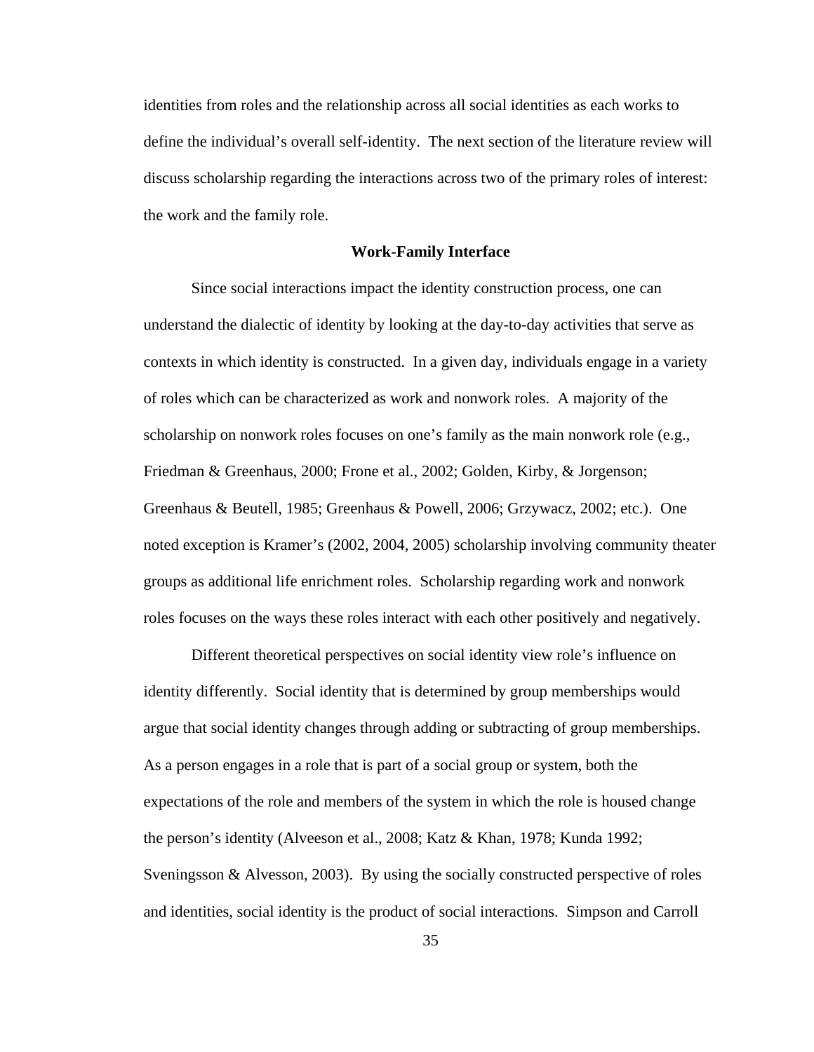identities from roles and the relationship across all social identities as each works to define the individual's overall self-identity. The next section of the literature review will discuss scholarship regarding the interactions across two of the primary roles of interest: the work and the family role.

## Work-Family Interface

Since social interactions impact the identity construction process, one can understand the dialectic of identity by looking at the day-to-day activities that serve as contexts in which identity is constructed. In a given day, individuals engage in a variety of roles which can be characterized as work and nonwork roles. A majority of the scholarship on nonwork roles focuses on one's family as the main nonwork role (e.g., Friedman & Greenhaus, 2000; Frone et al., 2002; Golden, Kirby, & Jorgenson; Greenhaus & Beutell, 1985; Greenhaus & Powell, 2006; Grzywacz, 2002; etc.). One noted exception is Kramer's (2002, 2004, 2005) scholarship involving community theater groups as additional life enrichment roles. Scholarship regarding work and nonwork roles focuses on the ways these roles interact with each other positively and negatively.

Different theoretical perspectives on social identity view role's influence on identity differently. Social identity that is determined by group memberships would argue that social identity changes through adding or subtracting of group memberships. As a person engages in a role that is part of a social group or system, both the expectations of the role and members of the system in which the role is housed change the person's identity (Alveeson et al., 2008; Katz & Khan, 1978; Kunda 1992; Sveningsson & Alvesson, 2003). By using the socially constructed perspective of roles and identities, social identity is the product of social interactions. Simpson and Carroll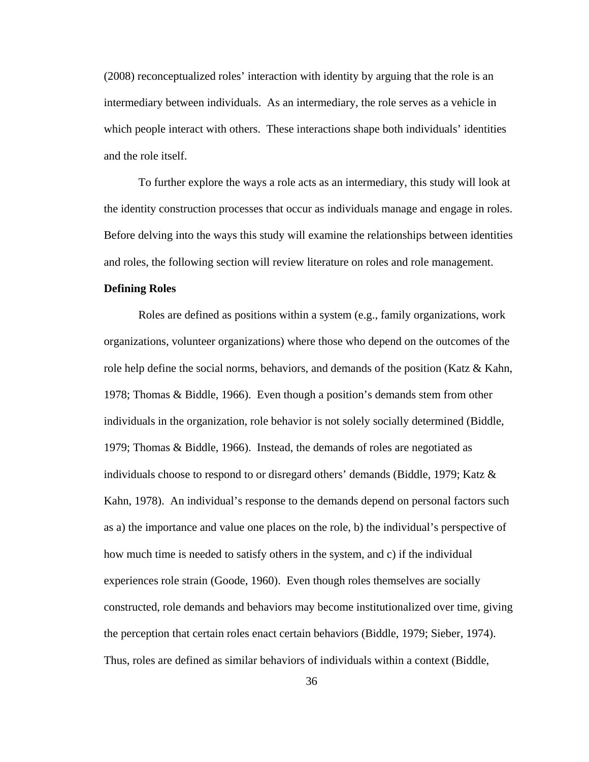(2008) reconceptualized roles' interaction with identity by arguing that the role is an intermediary between individuals. As an intermediary, the role serves as a vehicle in which people interact with others. These interactions shape both individuals' identities and the role itself.

To further explore the ways a role acts as an intermediary, this study will look at the identity construction processes that occur as individuals manage and engage in roles. Before delving into the ways this study will examine the relationships between identities and roles, the following section will review literature on roles and role management.

**Defining Roles**

Roles are defined as positions within a system (e.g., family organizations, work organizations, volunteer organizations) where those who depend on the outcomes of the role help define the social norms, behaviors, and demands of the position (Katz & Kahn, 1978; Thomas & Biddle, 1966). Even though a position's demands stem from other individuals in the organization, role behavior is not solely socially determined (Biddle, 1979; Thomas & Biddle, 1966). Instead, the demands of roles are negotiated as individuals choose to respond to or disregard others' demands (Biddle, 1979; Katz & Kahn, 1978). An individual's response to the demands depend on personal factors such as a) the importance and value one places on the role, b) the individual's perspective of how much time is needed to satisfy others in the system, and c) if the individual experiences role strain (Goode, 1960). Even though roles themselves are socially constructed, role demands and behaviors may become institutionalized over time, giving the perception that certain roles enact certain behaviors (Biddle, 1979; Sieber, 1974). Thus, roles are defined as similar behaviors of individuals within a context (Biddle,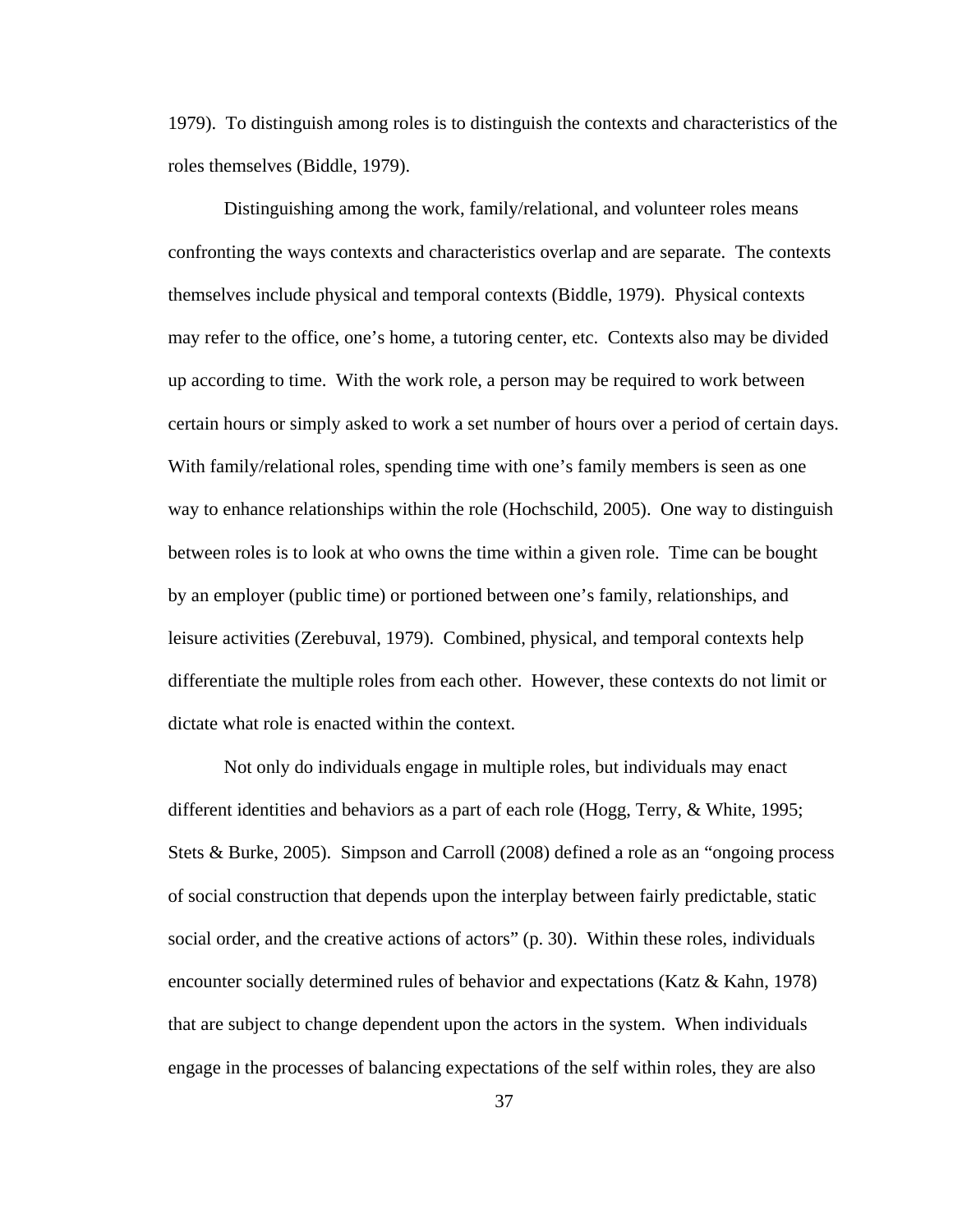1979). To distinguish among roles is to distinguish the contexts and characteristics of the roles themselves (Biddle, 1979).

Distinguishing among the work, family/relational, and volunteer roles means confronting the ways contexts and characteristics overlap and are separate. The contexts themselves include physical and temporal contexts (Biddle, 1979). Physical contexts may refer to the office, one's home, a tutoring center, etc. Contexts also may be divided up according to time. With the work role, a person may be required to work between certain hours or simply asked to work a set number of hours over a period of certain days. With family/relational roles, spending time with one's family members is seen as one way to enhance relationships within the role (Hochschild, 2005). One way to distinguish between roles is to look at who owns the time within a given role. Time can be bought by an employer (public time) or portioned between one's family, relationships, and leisure activities (Zerebuval, 1979). Combined, physical, and temporal contexts help differentiate the multiple roles from each other. However, these contexts do not limit or dictate what role is enacted within the context.

Not only do individuals engage in multiple roles, but individuals may enact different identities and behaviors as a part of each role (Hogg, Terry, & White, 1995; Stets & Burke, 2005). Simpson and Carroll (2008) defined a role as an "ongoing process of social construction that depends upon the interplay between fairly predictable, static social order, and the creative actions of actors" (p. 30). Within these roles, individuals encounter socially determined rules of behavior and expectations (Katz & Kahn, 1978) that are subject to change dependent upon the actors in the system. When individuals engage in the processes of balancing expectations of the self within roles, they are also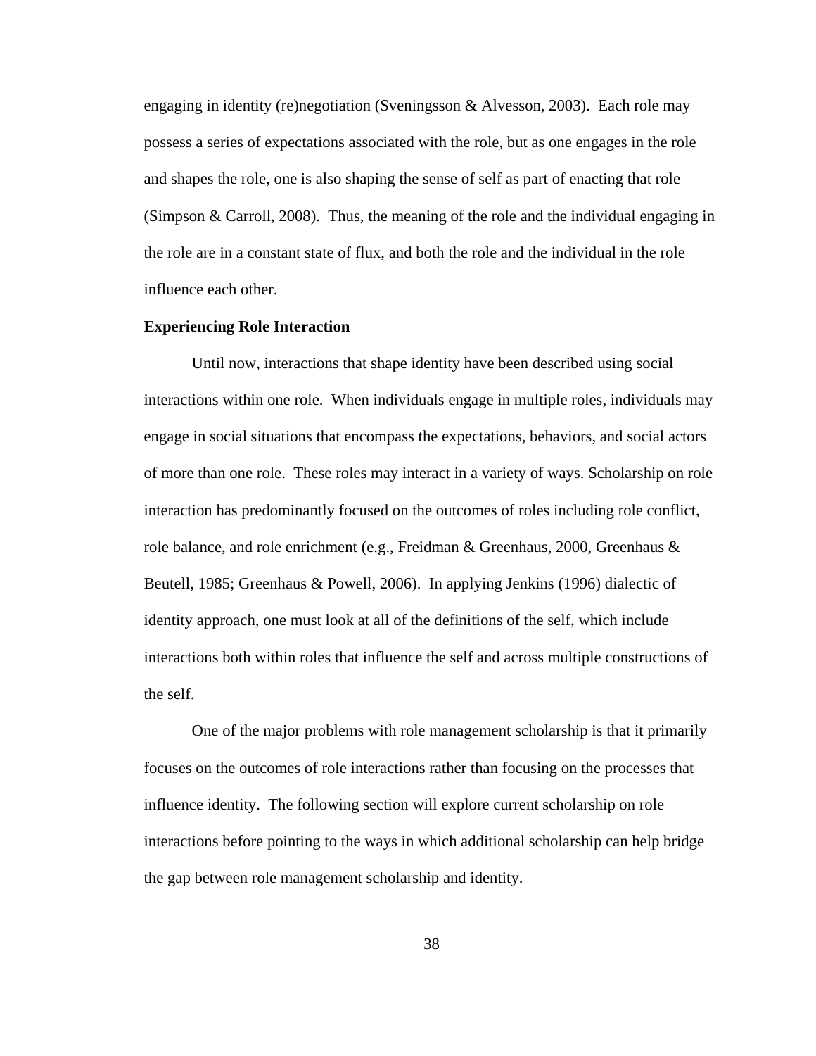engaging in identity (re)negotiation (Sveningsson & Alvesson, 2003). Each role may possess a series of expectations associated with the role, but as one engages in the role and shapes the role, one is also shaping the sense of self as part of enacting that role (Simpson & Carroll, 2008). Thus, the meaning of the role and the individual engaging in the role are in a constant state of flux, and both the role and the individual in the role influence each other.

**Experiencing Role Interaction**

Until now, interactions that shape identity have been described using social interactions within one role. When individuals engage in multiple roles, individuals may engage in social situations that encompass the expectations, behaviors, and social actors of more than one role. These roles may interact in a variety of ways. Scholarship on role interaction has predominantly focused on the outcomes of roles including role conflict, role balance, and role enrichment (e.g., Freidman & Greenhaus, 2000, Greenhaus & Beutell, 1985; Greenhaus & Powell, 2006). In applying Jenkins (1996) dialectic of identity approach, one must look at all of the definitions of the self, which include interactions both within roles that influence the self and across multiple constructions of the self.

One of the major problems with role management scholarship is that it primarily focuses on the outcomes of role interactions rather than focusing on the processes that influence identity. The following section will explore current scholarship on role interactions before pointing to the ways in which additional scholarship can help bridge the gap between role management scholarship and identity.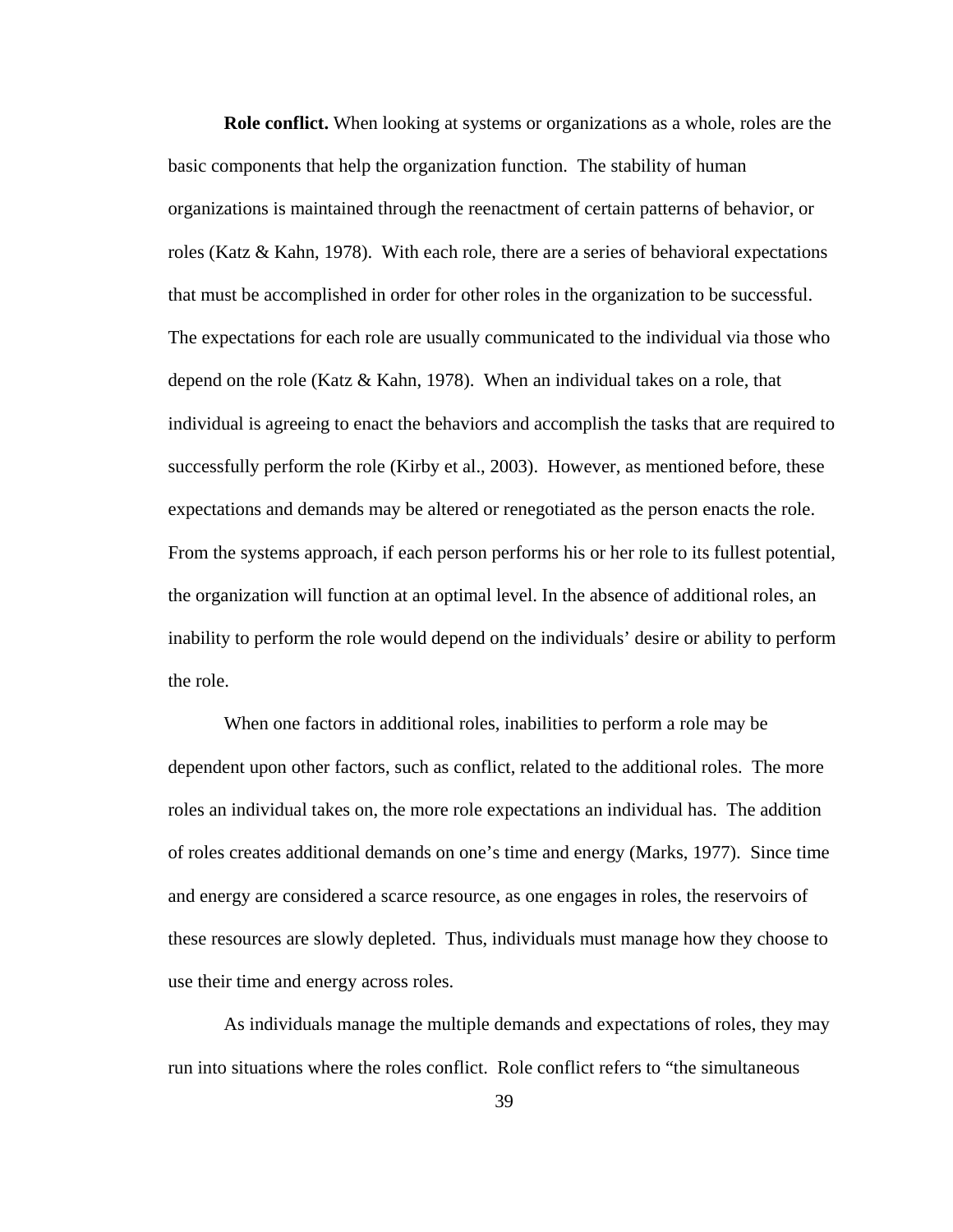**Role conflict.** When looking at systems or organizations as a whole, roles are the basic components that help the organization function. The stability of human organizations is maintained through the reenactment of certain patterns of behavior, or roles (Katz & Kahn, 1978). With each role, there are a series of behavioral expectations that must be accomplished in order for other roles in the organization to be successful. The expectations for each role are usually communicated to the individual via those who depend on the role (Katz & Kahn, 1978). When an individual takes on a role, that individual is agreeing to enact the behaviors and accomplish the tasks that are required to successfully perform the role (Kirby et al., 2003). However, as mentioned before, these expectations and demands may be altered or renegotiated as the person enacts the role. From the systems approach, if each person performs his or her role to its fullest potential, the organization will function at an optimal level. In the absence of additional roles, an inability to perform the role would depend on the individuals' desire or ability to perform the role.

When one factors in additional roles, inabilities to perform a role may be dependent upon other factors, such as conflict, related to the additional roles. The more roles an individual takes on, the more role expectations an individual has. The addition of roles creates additional demands on one's time and energy (Marks, 1977). Since time and energy are considered a scarce resource, as one engages in roles, the reservoirs of these resources are slowly depleted. Thus, individuals must manage how they choose to use their time and energy across roles.

As individuals manage the multiple demands and expectations of roles, they may run into situations where the roles conflict. Role conflict refers to "the simultaneous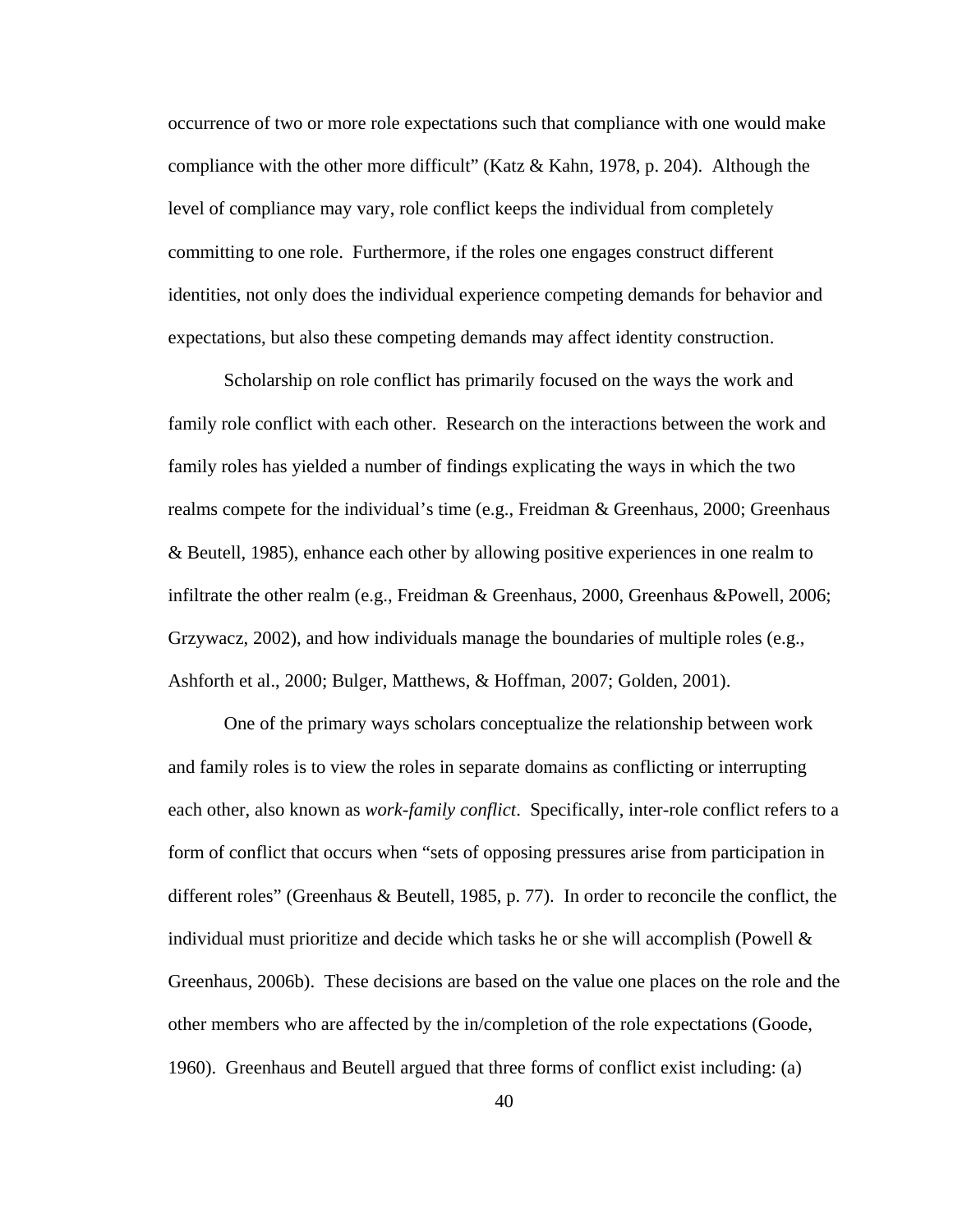occurrence of two or more role expectations such that compliance with one would make compliance with the other more difficult" (Katz & Kahn, 1978, p. 204). Although the level of compliance may vary, role conflict keeps the individual from completely committing to one role. Furthermore, if the roles one engages construct different identities, not only does the individual experience competing demands for behavior and expectations, but also these competing demands may affect identity construction.

Scholarship on role conflict has primarily focused on the ways the work and family role conflict with each other. Research on the interactions between the work and family roles has yielded a number of findings explicating the ways in which the two realms compete for the individual's time (e.g., Freidman & Greenhaus, 2000; Greenhaus & Beutell, 1985), enhance each other by allowing positive experiences in one realm to infiltrate the other realm (e.g., Freidman & Greenhaus, 2000, Greenhaus &Powell, 2006; Grzywacz, 2002), and how individuals manage the boundaries of multiple roles (e.g., Ashforth et al., 2000; Bulger, Matthews, & Hoffman, 2007; Golden, 2001).

One of the primary ways scholars conceptualize the relationship between work and family roles is to view the roles in separate domains as conflicting or interrupting each other, also known as *work-family conflict*. Specifically, inter-role conflict refers to a form of conflict that occurs when "sets of opposing pressures arise from participation in different roles" (Greenhaus & Beutell, 1985, p. 77). In order to reconcile the conflict, the individual must prioritize and decide which tasks he or she will accomplish (Powell & Greenhaus, 2006b). These decisions are based on the value one places on the role and the other members who are affected by the in/completion of the role expectations (Goode, 1960). Greenhaus and Beutell argued that three forms of conflict exist including: (a)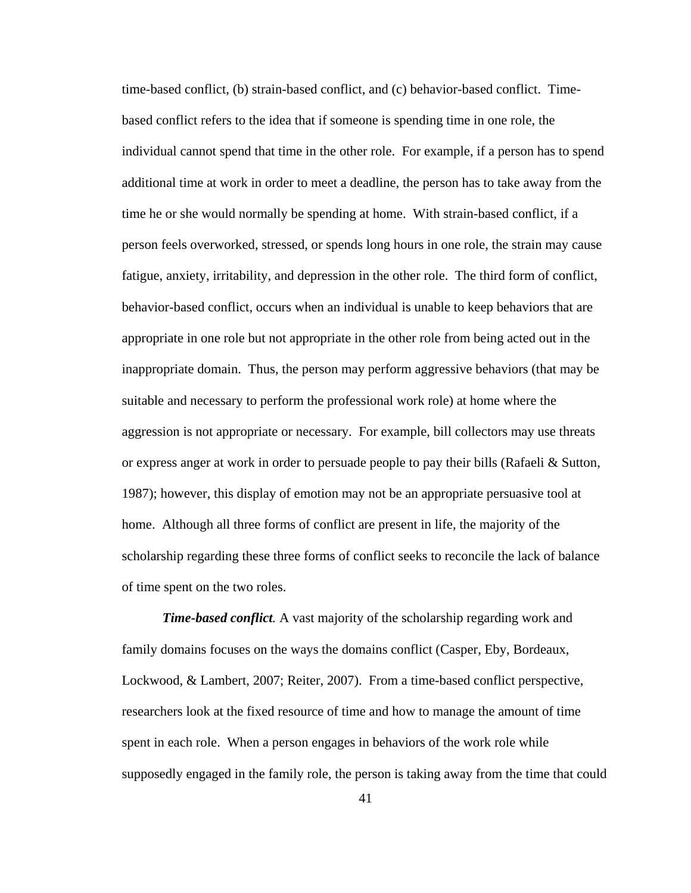time-based conflict, (b) strain-based conflict, and (c) behavior-based conflict. Time-based conflict refers to the idea that if someone is spending time in one role, the individual cannot spend that time in the other role. For example, if a person has to spend additional time at work in order to meet a deadline, the person has to take away from the time he or she would normally be spending at home. With strain-based conflict, if a person feels overworked, stressed, or spends long hours in one role, the strain may cause fatigue, anxiety, irritability, and depression in the other role. The third form of conflict, behavior-based conflict, occurs when an individual is unable to keep behaviors that are appropriate in one role but not appropriate in the other role from being acted out in the inappropriate domain. Thus, the person may perform aggressive behaviors (that may be suitable and necessary to perform the professional work role) at home where the aggression is not appropriate or necessary. For example, bill collectors may use threats or express anger at work in order to persuade people to pay their bills (Rafaeli & Sutton, 1987); however, this display of emotion may not be an appropriate persuasive tool at home. Although all three forms of conflict are present in life, the majority of the scholarship regarding these three forms of conflict seeks to reconcile the lack of balance of time spent on the two roles.

***Time-based conflict.*** A vast majority of the scholarship regarding work and family domains focuses on the ways the domains conflict (Casper, Eby, Bordeaux, Lockwood, & Lambert, 2007; Reiter, 2007). From a time-based conflict perspective, researchers look at the fixed resource of time and how to manage the amount of time spent in each role. When a person engages in behaviors of the work role while supposedly engaged in the family role, the person is taking away from the time that could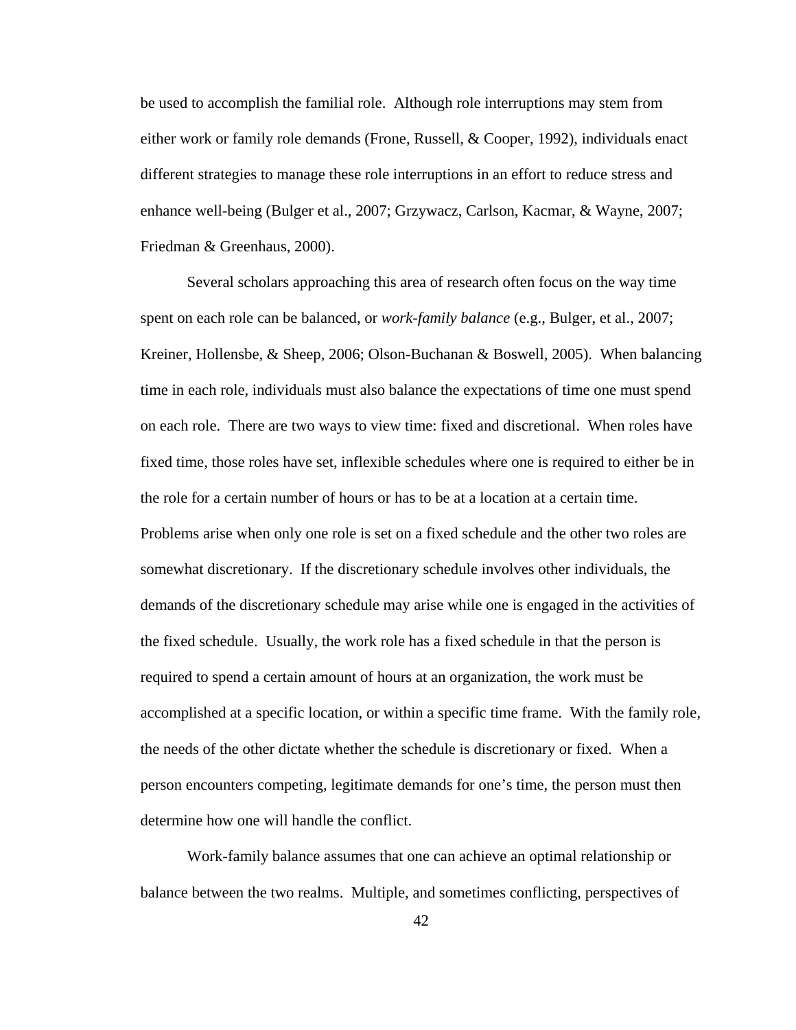be used to accomplish the familial role. Although role interruptions may stem from either work or family role demands (Frone, Russell, & Cooper, 1992), individuals enact different strategies to manage these role interruptions in an effort to reduce stress and enhance well-being (Bulger et al., 2007; Grzywacz, Carlson, Kacmar, & Wayne, 2007; Friedman & Greenhaus, 2000).

Several scholars approaching this area of research often focus on the way time spent on each role can be balanced, or *work-family balance* (e.g., Bulger, et al., 2007; Kreiner, Hollensbe, & Sheep, 2006; Olson-Buchanan & Boswell, 2005). When balancing time in each role, individuals must also balance the expectations of time one must spend on each role. There are two ways to view time: fixed and discretional. When roles have fixed time, those roles have set, inflexible schedules where one is required to either be in the role for a certain number of hours or has to be at a location at a certain time. Problems arise when only one role is set on a fixed schedule and the other two roles are somewhat discretionary. If the discretionary schedule involves other individuals, the demands of the discretionary schedule may arise while one is engaged in the activities of the fixed schedule. Usually, the work role has a fixed schedule in that the person is required to spend a certain amount of hours at an organization, the work must be accomplished at a specific location, or within a specific time frame. With the family role, the needs of the other dictate whether the schedule is discretionary or fixed. When a person encounters competing, legitimate demands for one's time, the person must then determine how one will handle the conflict.

Work-family balance assumes that one can achieve an optimal relationship or balance between the two realms. Multiple, and sometimes conflicting, perspectives of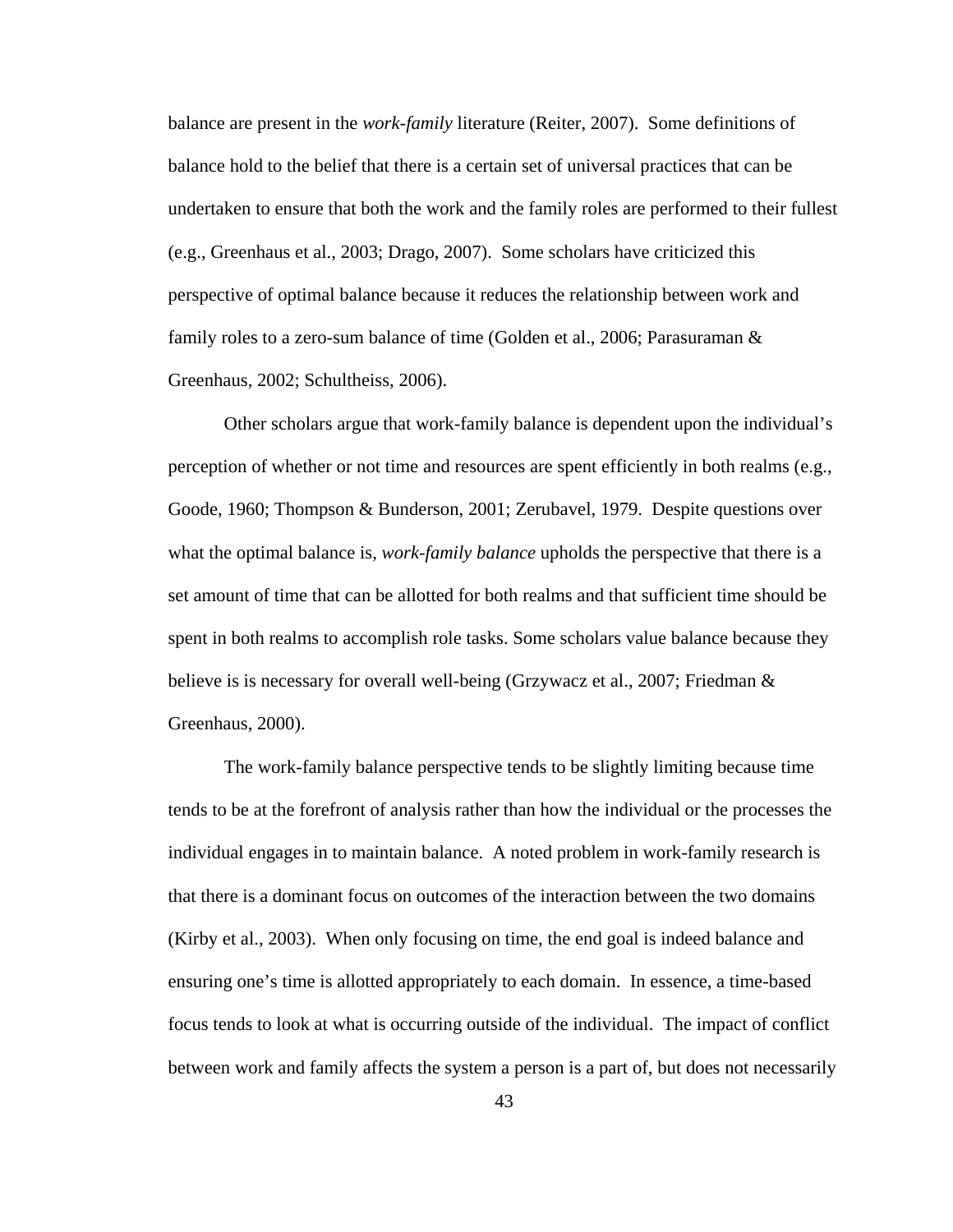balance are present in the *work-family* literature (Reiter, 2007). Some definitions of balance hold to the belief that there is a certain set of universal practices that can be undertaken to ensure that both the work and the family roles are performed to their fullest (e.g., Greenhaus et al., 2003; Drago, 2007). Some scholars have criticized this perspective of optimal balance because it reduces the relationship between work and family roles to a zero-sum balance of time (Golden et al., 2006; Parasuraman & Greenhaus, 2002; Schultheiss, 2006).

Other scholars argue that work-family balance is dependent upon the individual's perception of whether or not time and resources are spent efficiently in both realms (e.g., Goode, 1960; Thompson & Bunderson, 2001; Zerubavel, 1979. Despite questions over what the optimal balance is, *work-family balance* upholds the perspective that there is a set amount of time that can be allotted for both realms and that sufficient time should be spent in both realms to accomplish role tasks. Some scholars value balance because they believe is is necessary for overall well-being (Grzywacz et al., 2007; Friedman & Greenhaus, 2000).

The work-family balance perspective tends to be slightly limiting because time tends to be at the forefront of analysis rather than how the individual or the processes the individual engages in to maintain balance. A noted problem in work-family research is that there is a dominant focus on outcomes of the interaction between the two domains (Kirby et al., 2003). When only focusing on time, the end goal is indeed balance and ensuring one's time is allotted appropriately to each domain. In essence, a time-based focus tends to look at what is occurring outside of the individual. The impact of conflict between work and family affects the system a person is a part of, but does not necessarily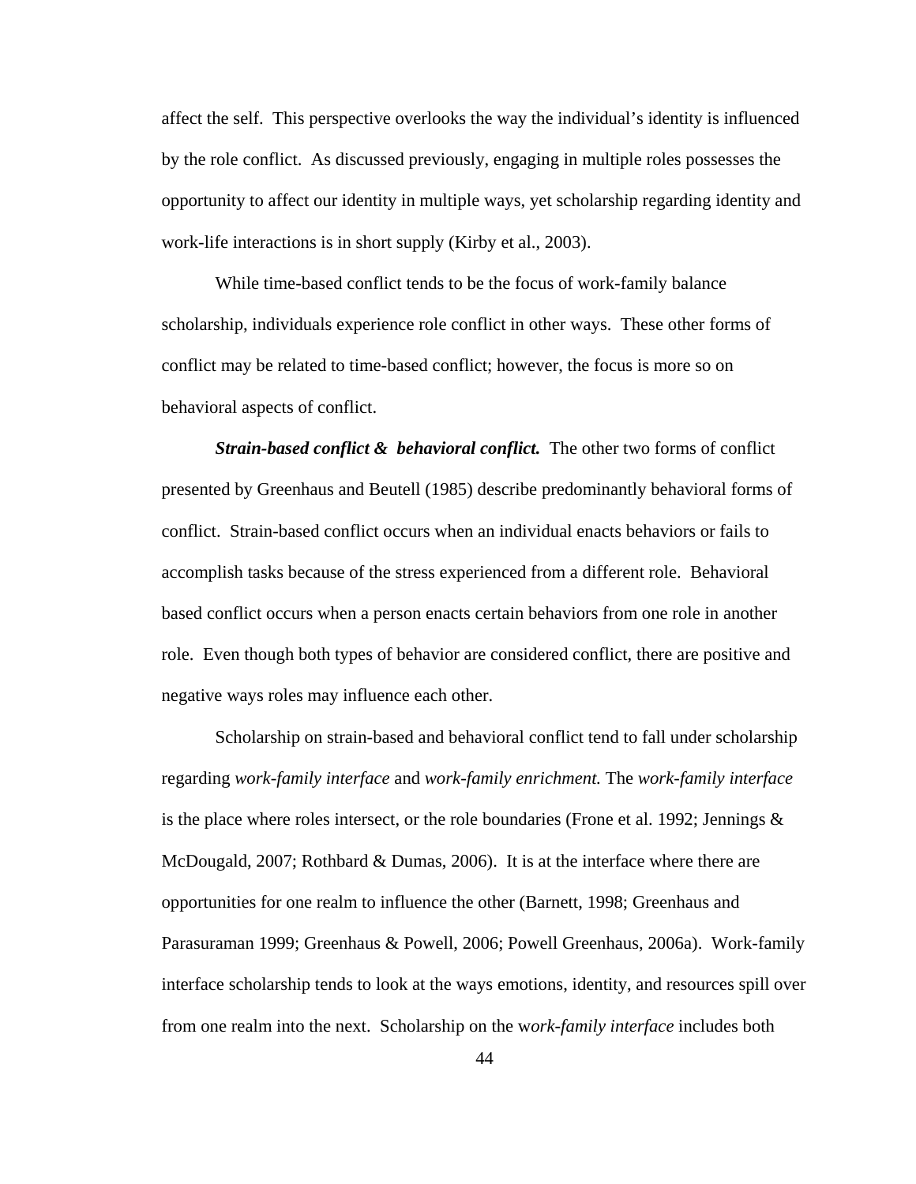affect the self. This perspective overlooks the way the individual's identity is influenced by the role conflict. As discussed previously, engaging in multiple roles possesses the opportunity to affect our identity in multiple ways, yet scholarship regarding identity and work-life interactions is in short supply (Kirby et al., 2003).

While time-based conflict tends to be the focus of work-family balance scholarship, individuals experience role conflict in other ways. These other forms of conflict may be related to time-based conflict; however, the focus is more so on behavioral aspects of conflict.

***Strain-based conflict & behavioral conflict.*** The other two forms of conflict presented by Greenhaus and Beutell (1985) describe predominantly behavioral forms of conflict. Strain-based conflict occurs when an individual enacts behaviors or fails to accomplish tasks because of the stress experienced from a different role. Behavioral based conflict occurs when a person enacts certain behaviors from one role in another role. Even though both types of behavior are considered conflict, there are positive and negative ways roles may influence each other.

Scholarship on strain-based and behavioral conflict tend to fall under scholarship regarding *work-family interface* and *work-family enrichment.* The *work-family interface* is the place where roles intersect, or the role boundaries (Frone et al. 1992; Jennings & McDougald, 2007; Rothbard & Dumas, 2006). It is at the interface where there are opportunities for one realm to influence the other (Barnett, 1998; Greenhaus and Parasuraman 1999; Greenhaus & Powell, 2006; Powell Greenhaus, 2006a). Work-family interface scholarship tends to look at the ways emotions, identity, and resources spill over from one realm into the next. Scholarship on the w*ork-family interface* includes both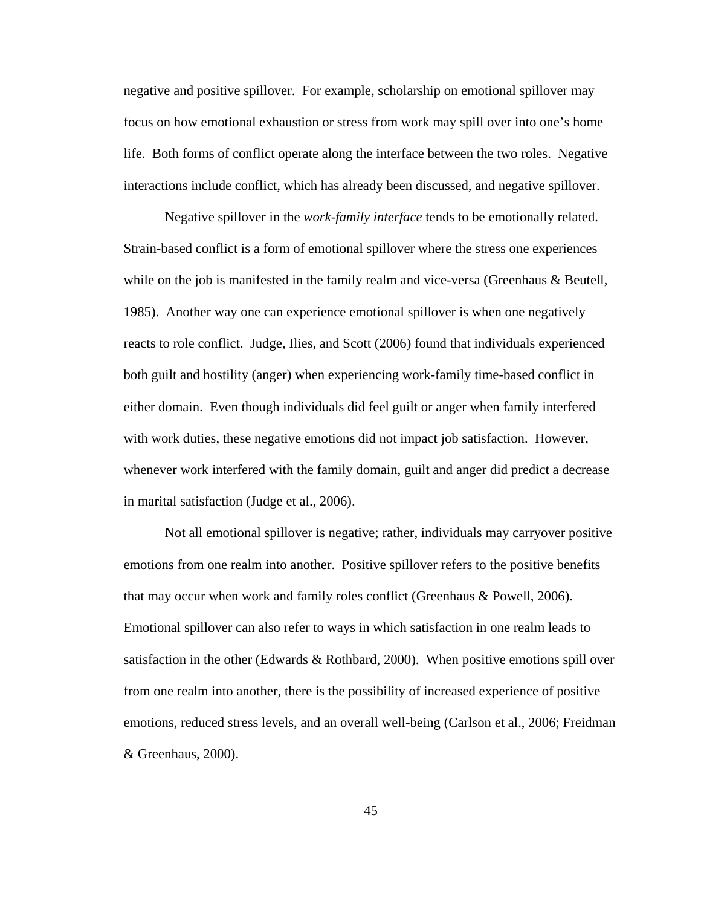negative and positive spillover. For example, scholarship on emotional spillover may focus on how emotional exhaustion or stress from work may spill over into one's home life. Both forms of conflict operate along the interface between the two roles. Negative interactions include conflict, which has already been discussed, and negative spillover.

Negative spillover in the *work-family interface* tends to be emotionally related. Strain-based conflict is a form of emotional spillover where the stress one experiences while on the job is manifested in the family realm and vice-versa (Greenhaus & Beutell, 1985). Another way one can experience emotional spillover is when one negatively reacts to role conflict. Judge, Ilies, and Scott (2006) found that individuals experienced both guilt and hostility (anger) when experiencing work-family time-based conflict in either domain. Even though individuals did feel guilt or anger when family interfered with work duties, these negative emotions did not impact job satisfaction. However, whenever work interfered with the family domain, guilt and anger did predict a decrease in marital satisfaction (Judge et al., 2006).

Not all emotional spillover is negative; rather, individuals may carryover positive emotions from one realm into another. Positive spillover refers to the positive benefits that may occur when work and family roles conflict (Greenhaus & Powell, 2006). Emotional spillover can also refer to ways in which satisfaction in one realm leads to satisfaction in the other (Edwards & Rothbard, 2000). When positive emotions spill over from one realm into another, there is the possibility of increased experience of positive emotions, reduced stress levels, and an overall well-being (Carlson et al., 2006; Freidman & Greenhaus, 2000).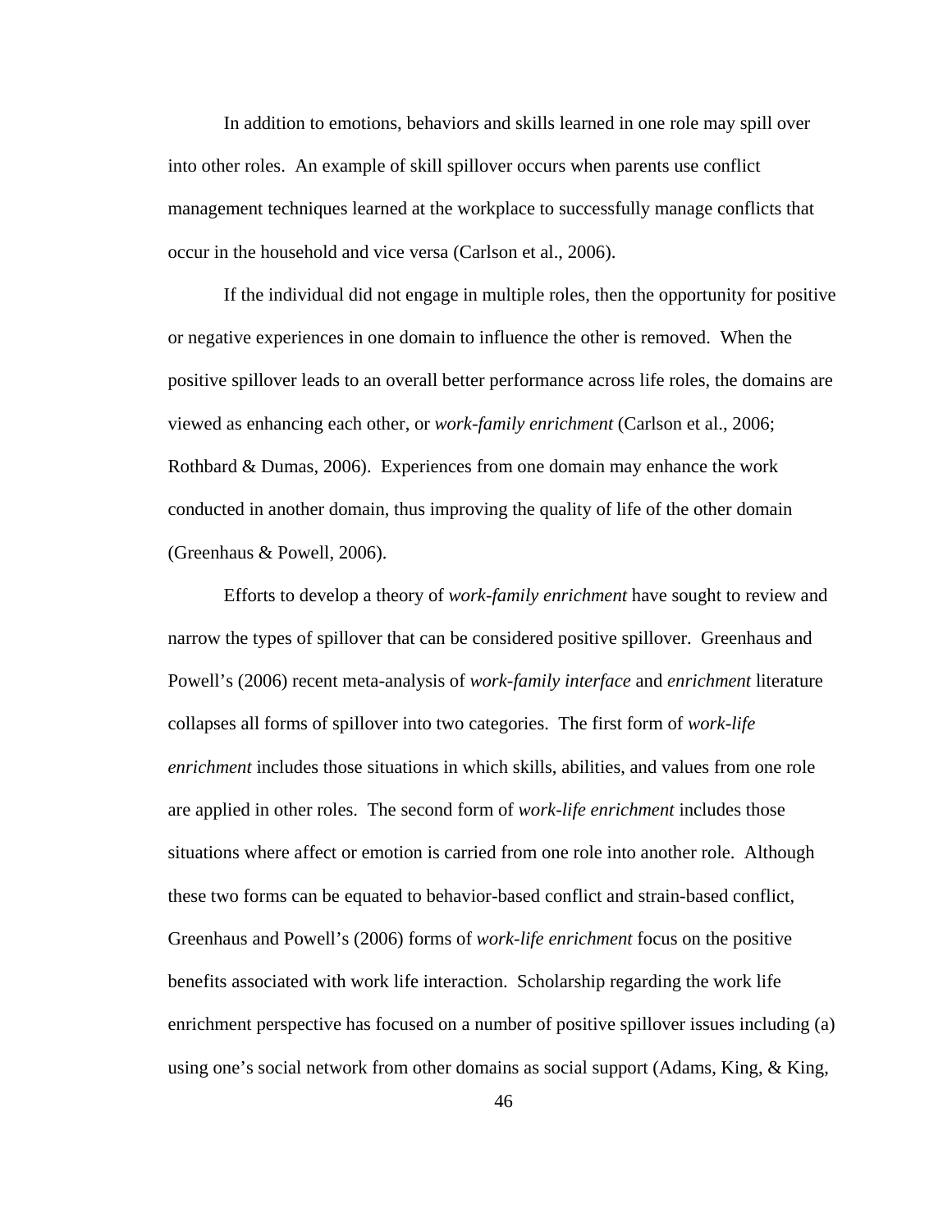In addition to emotions, behaviors and skills learned in one role may spill over into other roles. An example of skill spillover occurs when parents use conflict management techniques learned at the workplace to successfully manage conflicts that occur in the household and vice versa (Carlson et al., 2006).

If the individual did not engage in multiple roles, then the opportunity for positive or negative experiences in one domain to influence the other is removed. When the positive spillover leads to an overall better performance across life roles, the domains are viewed as enhancing each other, or *work-family enrichment* (Carlson et al., 2006; Rothbard & Dumas, 2006). Experiences from one domain may enhance the work conducted in another domain, thus improving the quality of life of the other domain (Greenhaus & Powell, 2006).

Efforts to develop a theory of *work-family enrichment* have sought to review and narrow the types of spillover that can be considered positive spillover. Greenhaus and Powell's (2006) recent meta-analysis of *work-family interface* and *enrichment* literature collapses all forms of spillover into two categories. The first form of *work-life enrichment* includes those situations in which skills, abilities, and values from one role are applied in other roles. The second form of *work-life enrichment* includes those situations where affect or emotion is carried from one role into another role. Although these two forms can be equated to behavior-based conflict and strain-based conflict, Greenhaus and Powell's (2006) forms of *work-life enrichment* focus on the positive benefits associated with work life interaction. Scholarship regarding the work life enrichment perspective has focused on a number of positive spillover issues including (a) using one's social network from other domains as social support (Adams, King, & King,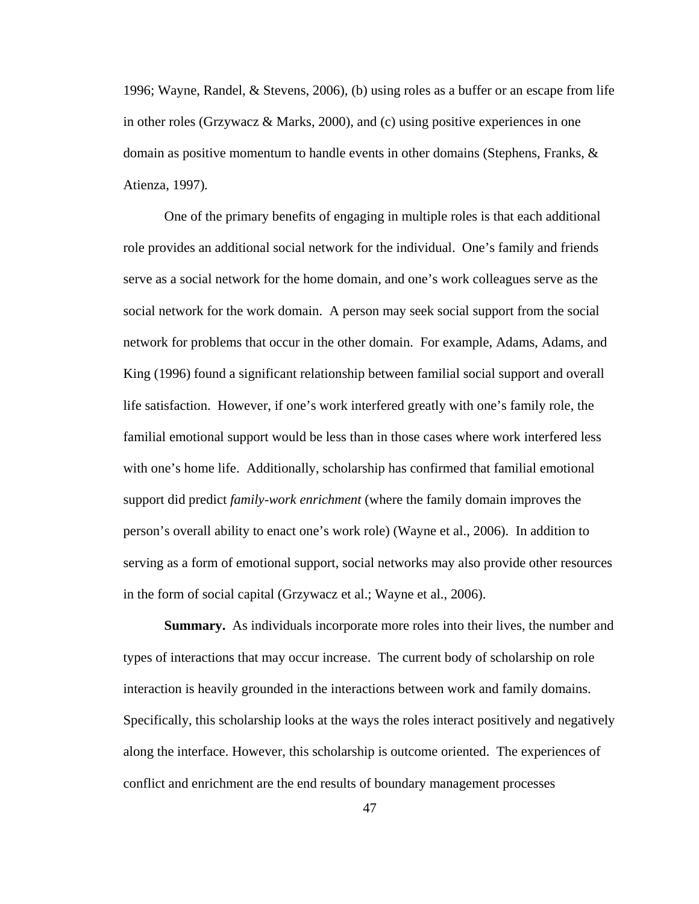1996; Wayne, Randel, & Stevens, 2006), (b) using roles as a buffer or an escape from life in other roles (Grzywacz & Marks, 2000), and (c) using positive experiences in one domain as positive momentum to handle events in other domains (Stephens, Franks, & Atienza, 1997).

One of the primary benefits of engaging in multiple roles is that each additional role provides an additional social network for the individual. One's family and friends serve as a social network for the home domain, and one's work colleagues serve as the social network for the work domain. A person may seek social support from the social network for problems that occur in the other domain. For example, Adams, Adams, and King (1996) found a significant relationship between familial social support and overall life satisfaction. However, if one's work interfered greatly with one's family role, the familial emotional support would be less than in those cases where work interfered less with one's home life. Additionally, scholarship has confirmed that familial emotional support did predict *family-work enrichment* (where the family domain improves the person's overall ability to enact one's work role) (Wayne et al., 2006). In addition to serving as a form of emotional support, social networks may also provide other resources in the form of social capital (Grzywacz et al.; Wayne et al., 2006).

**Summary.** As individuals incorporate more roles into their lives, the number and types of interactions that may occur increase. The current body of scholarship on role interaction is heavily grounded in the interactions between work and family domains. Specifically, this scholarship looks at the ways the roles interact positively and negatively along the interface. However, this scholarship is outcome oriented. The experiences of conflict and enrichment are the end results of boundary management processes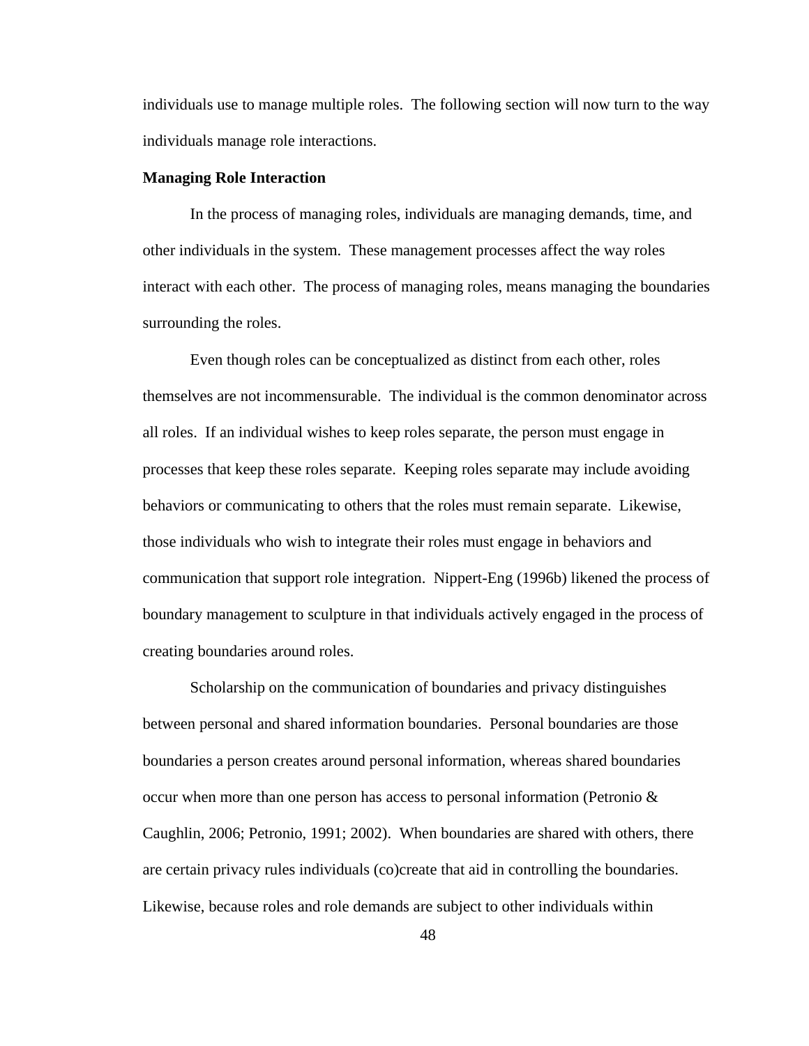individuals use to manage multiple roles.  The following section will now turn to the way individuals manage role interactions.

**Managing Role Interaction**

In the process of managing roles, individuals are managing demands, time, and other individuals in the system.  These management processes affect the way roles interact with each other.  The process of managing roles, means managing the boundaries surrounding the roles.

Even though roles can be conceptualized as distinct from each other, roles themselves are not incommensurable.  The individual is the common denominator across all roles.  If an individual wishes to keep roles separate, the person must engage in processes that keep these roles separate.  Keeping roles separate may include avoiding behaviors or communicating to others that the roles must remain separate.  Likewise, those individuals who wish to integrate their roles must engage in behaviors and communication that support role integration.  Nippert-Eng (1996b) likened the process of boundary management to sculpture in that individuals actively engaged in the process of creating boundaries around roles.

Scholarship on the communication of boundaries and privacy distinguishes between personal and shared information boundaries.  Personal boundaries are those boundaries a person creates around personal information, whereas shared boundaries occur when more than one person has access to personal information (Petronio & Caughlin, 2006; Petronio, 1991; 2002).  When boundaries are shared with others, there are certain privacy rules individuals (co)create that aid in controlling the boundaries. Likewise, because roles and role demands are subject to other individuals within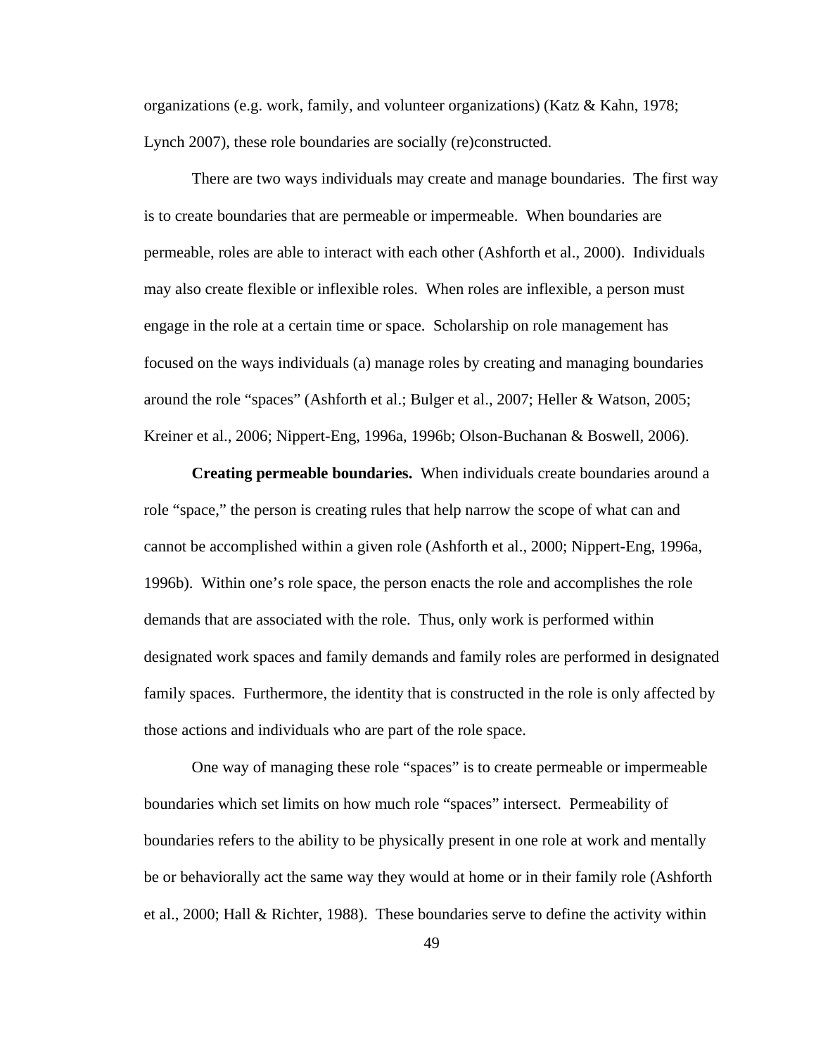organizations (e.g. work, family, and volunteer organizations) (Katz & Kahn, 1978; Lynch 2007), these role boundaries are socially (re)constructed.

There are two ways individuals may create and manage boundaries. The first way is to create boundaries that are permeable or impermeable. When boundaries are permeable, roles are able to interact with each other (Ashforth et al., 2000). Individuals may also create flexible or inflexible roles. When roles are inflexible, a person must engage in the role at a certain time or space. Scholarship on role management has focused on the ways individuals (a) manage roles by creating and managing boundaries around the role "spaces" (Ashforth et al.; Bulger et al., 2007; Heller & Watson, 2005; Kreiner et al., 2006; Nippert-Eng, 1996a, 1996b; Olson-Buchanan & Boswell, 2006).

**Creating permeable boundaries.** When individuals create boundaries around a role "space," the person is creating rules that help narrow the scope of what can and cannot be accomplished within a given role (Ashforth et al., 2000; Nippert-Eng, 1996a, 1996b). Within one's role space, the person enacts the role and accomplishes the role demands that are associated with the role. Thus, only work is performed within designated work spaces and family demands and family roles are performed in designated family spaces. Furthermore, the identity that is constructed in the role is only affected by those actions and individuals who are part of the role space.

One way of managing these role "spaces" is to create permeable or impermeable boundaries which set limits on how much role "spaces" intersect. Permeability of boundaries refers to the ability to be physically present in one role at work and mentally be or behaviorally act the same way they would at home or in their family role (Ashforth et al., 2000; Hall & Richter, 1988). These boundaries serve to define the activity within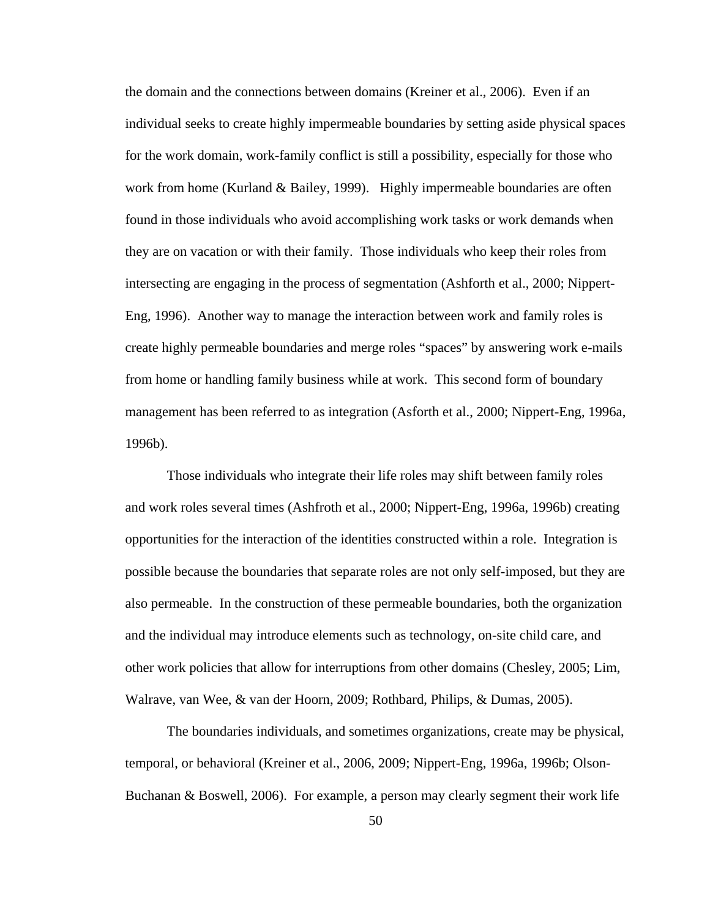the domain and the connections between domains (Kreiner et al., 2006). Even if an individual seeks to create highly impermeable boundaries by setting aside physical spaces for the work domain, work-family conflict is still a possibility, especially for those who work from home (Kurland & Bailey, 1999). Highly impermeable boundaries are often found in those individuals who avoid accomplishing work tasks or work demands when they are on vacation or with their family. Those individuals who keep their roles from intersecting are engaging in the process of segmentation (Ashforth et al., 2000; Nippert-Eng, 1996). Another way to manage the interaction between work and family roles is create highly permeable boundaries and merge roles "spaces" by answering work e-mails from home or handling family business while at work. This second form of boundary management has been referred to as integration (Asforth et al., 2000; Nippert-Eng, 1996a, 1996b).

Those individuals who integrate their life roles may shift between family roles and work roles several times (Ashfroth et al., 2000; Nippert-Eng, 1996a, 1996b) creating opportunities for the interaction of the identities constructed within a role. Integration is possible because the boundaries that separate roles are not only self-imposed, but they are also permeable. In the construction of these permeable boundaries, both the organization and the individual may introduce elements such as technology, on-site child care, and other work policies that allow for interruptions from other domains (Chesley, 2005; Lim, Walrave, van Wee, & van der Hoorn, 2009; Rothbard, Philips, & Dumas, 2005).

The boundaries individuals, and sometimes organizations, create may be physical, temporal, or behavioral (Kreiner et al., 2006, 2009; Nippert-Eng, 1996a, 1996b; Olson-Buchanan & Boswell, 2006). For example, a person may clearly segment their work life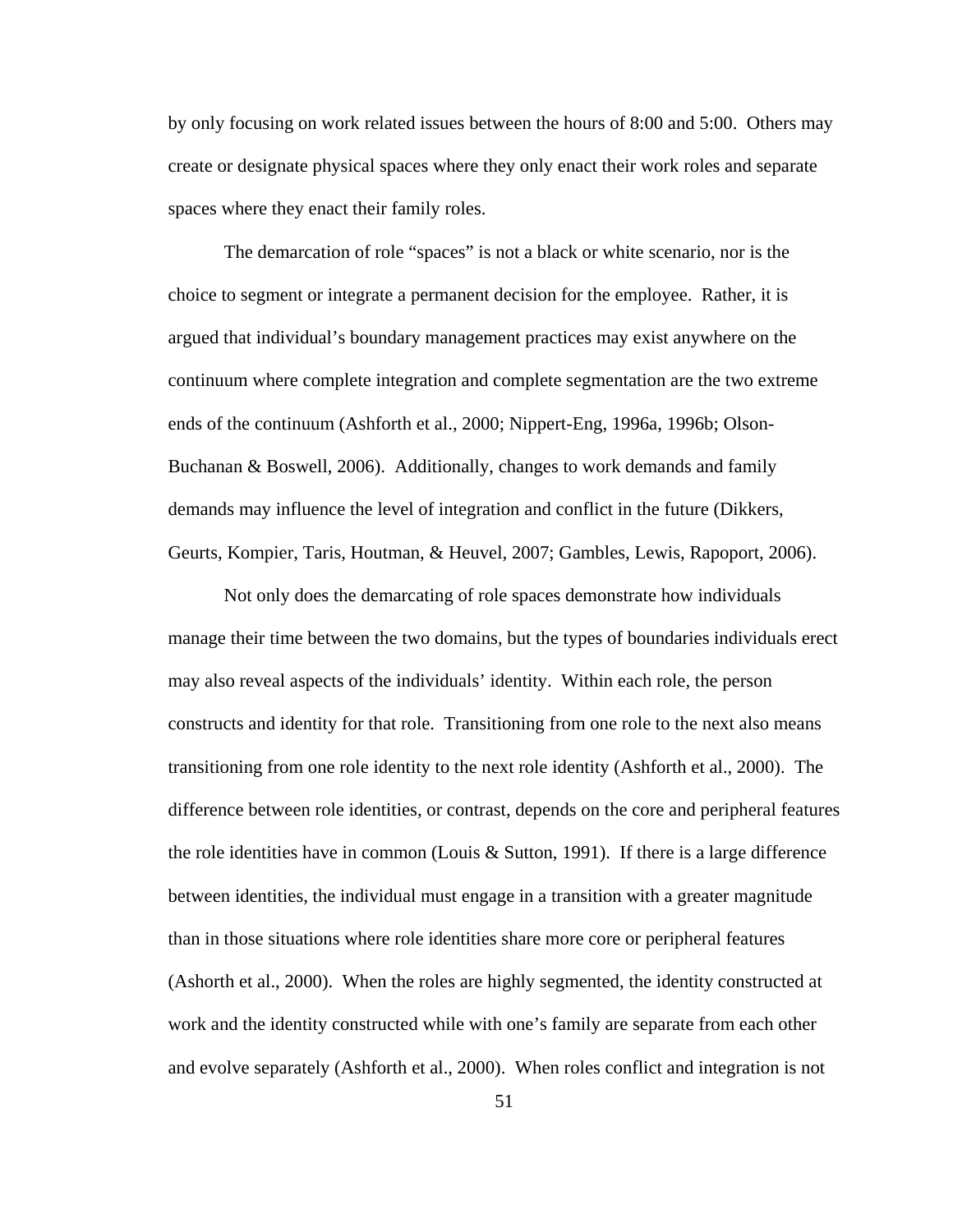by only focusing on work related issues between the hours of 8:00 and 5:00. Others may create or designate physical spaces where they only enact their work roles and separate spaces where they enact their family roles.

The demarcation of role "spaces" is not a black or white scenario, nor is the choice to segment or integrate a permanent decision for the employee. Rather, it is argued that individual's boundary management practices may exist anywhere on the continuum where complete integration and complete segmentation are the two extreme ends of the continuum (Ashforth et al., 2000; Nippert-Eng, 1996a, 1996b; Olson-Buchanan & Boswell, 2006). Additionally, changes to work demands and family demands may influence the level of integration and conflict in the future (Dikkers, Geurts, Kompier, Taris, Houtman, & Heuvel, 2007; Gambles, Lewis, Rapoport, 2006).

Not only does the demarcating of role spaces demonstrate how individuals manage their time between the two domains, but the types of boundaries individuals erect may also reveal aspects of the individuals' identity. Within each role, the person constructs and identity for that role. Transitioning from one role to the next also means transitioning from one role identity to the next role identity (Ashforth et al., 2000). The difference between role identities, or contrast, depends on the core and peripheral features the role identities have in common (Louis & Sutton, 1991). If there is a large difference between identities, the individual must engage in a transition with a greater magnitude than in those situations where role identities share more core or peripheral features (Ashorth et al., 2000). When the roles are highly segmented, the identity constructed at work and the identity constructed while with one's family are separate from each other and evolve separately (Ashforth et al., 2000). When roles conflict and integration is not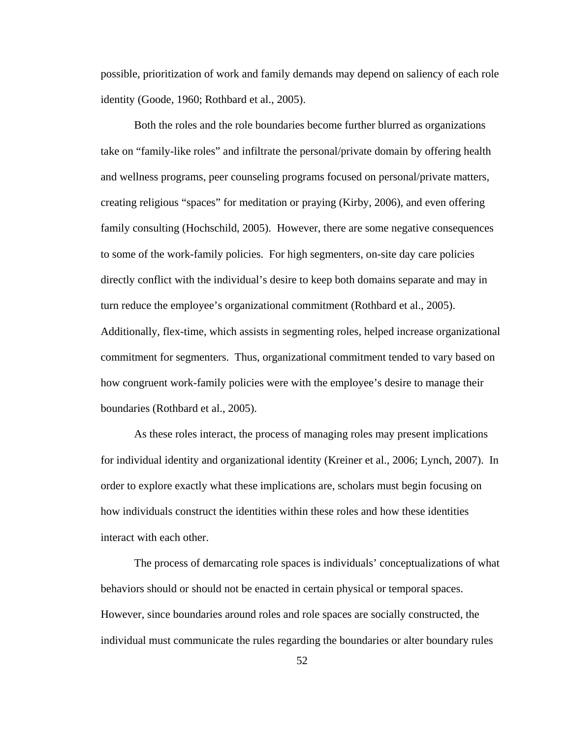possible, prioritization of work and family demands may depend on saliency of each role identity (Goode, 1960; Rothbard et al., 2005).

Both the roles and the role boundaries become further blurred as organizations take on "family-like roles" and infiltrate the personal/private domain by offering health and wellness programs, peer counseling programs focused on personal/private matters, creating religious "spaces" for meditation or praying (Kirby, 2006), and even offering family consulting (Hochschild, 2005). However, there are some negative consequences to some of the work-family policies. For high segmenters, on-site day care policies directly conflict with the individual's desire to keep both domains separate and may in turn reduce the employee's organizational commitment (Rothbard et al., 2005). Additionally, flex-time, which assists in segmenting roles, helped increase organizational commitment for segmenters. Thus, organizational commitment tended to vary based on how congruent work-family policies were with the employee's desire to manage their boundaries (Rothbard et al., 2005).

As these roles interact, the process of managing roles may present implications for individual identity and organizational identity (Kreiner et al., 2006; Lynch, 2007). In order to explore exactly what these implications are, scholars must begin focusing on how individuals construct the identities within these roles and how these identities interact with each other.

The process of demarcating role spaces is individuals' conceptualizations of what behaviors should or should not be enacted in certain physical or temporal spaces. However, since boundaries around roles and role spaces are socially constructed, the individual must communicate the rules regarding the boundaries or alter boundary rules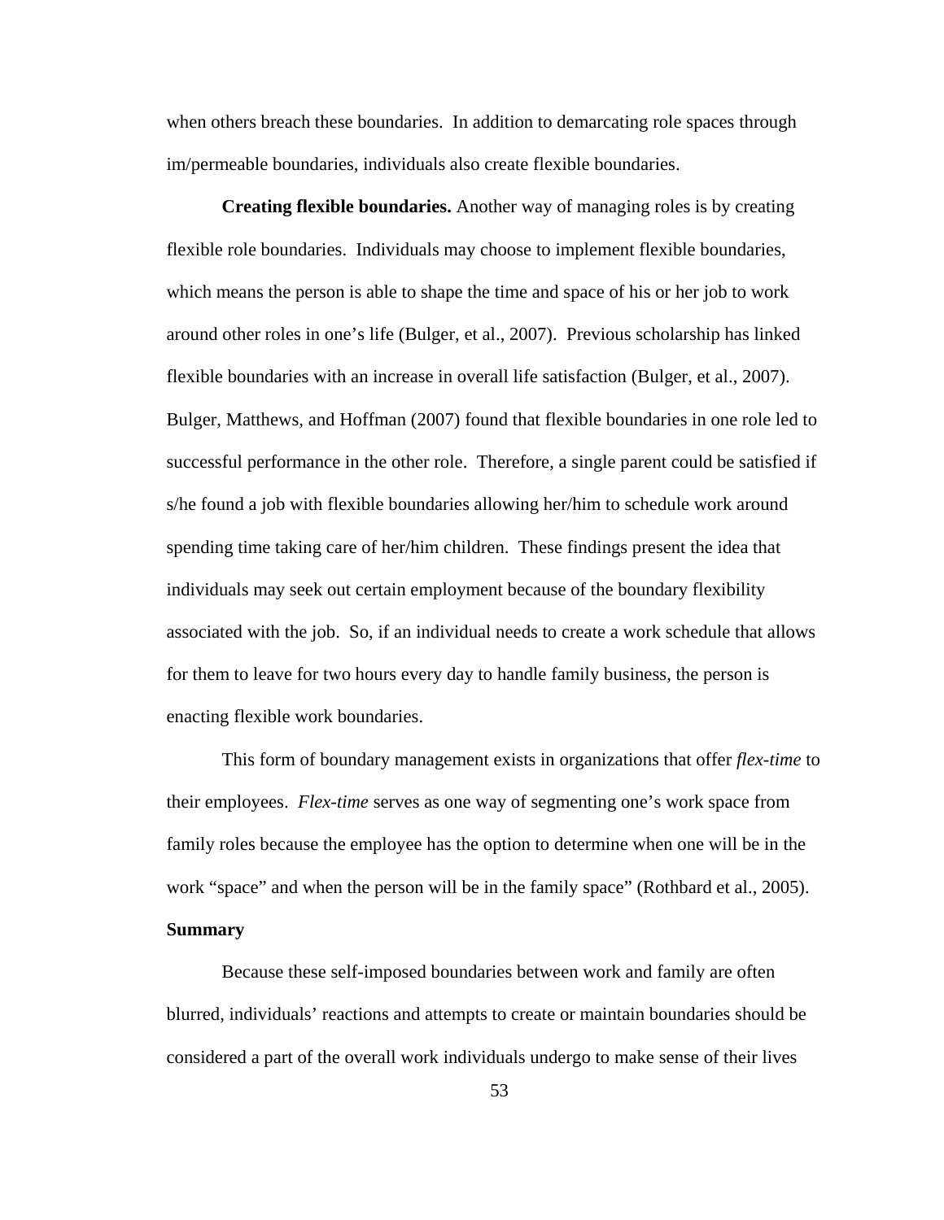when others breach these boundaries. In addition to demarcating role spaces through im/permeable boundaries, individuals also create flexible boundaries.

**Creating flexible boundaries.** Another way of managing roles is by creating flexible role boundaries. Individuals may choose to implement flexible boundaries, which means the person is able to shape the time and space of his or her job to work around other roles in one's life (Bulger, et al., 2007). Previous scholarship has linked flexible boundaries with an increase in overall life satisfaction (Bulger, et al., 2007). Bulger, Matthews, and Hoffman (2007) found that flexible boundaries in one role led to successful performance in the other role. Therefore, a single parent could be satisfied if s/he found a job with flexible boundaries allowing her/him to schedule work around spending time taking care of her/him children. These findings present the idea that individuals may seek out certain employment because of the boundary flexibility associated with the job. So, if an individual needs to create a work schedule that allows for them to leave for two hours every day to handle family business, the person is enacting flexible work boundaries.

This form of boundary management exists in organizations that offer *flex-time* to their employees. *Flex-time* serves as one way of segmenting one's work space from family roles because the employee has the option to determine when one will be in the work "space" and when the person will be in the family space" (Rothbard et al., 2005).

## Summary

Because these self-imposed boundaries between work and family are often blurred, individuals' reactions and attempts to create or maintain boundaries should be considered a part of the overall work individuals undergo to make sense of their lives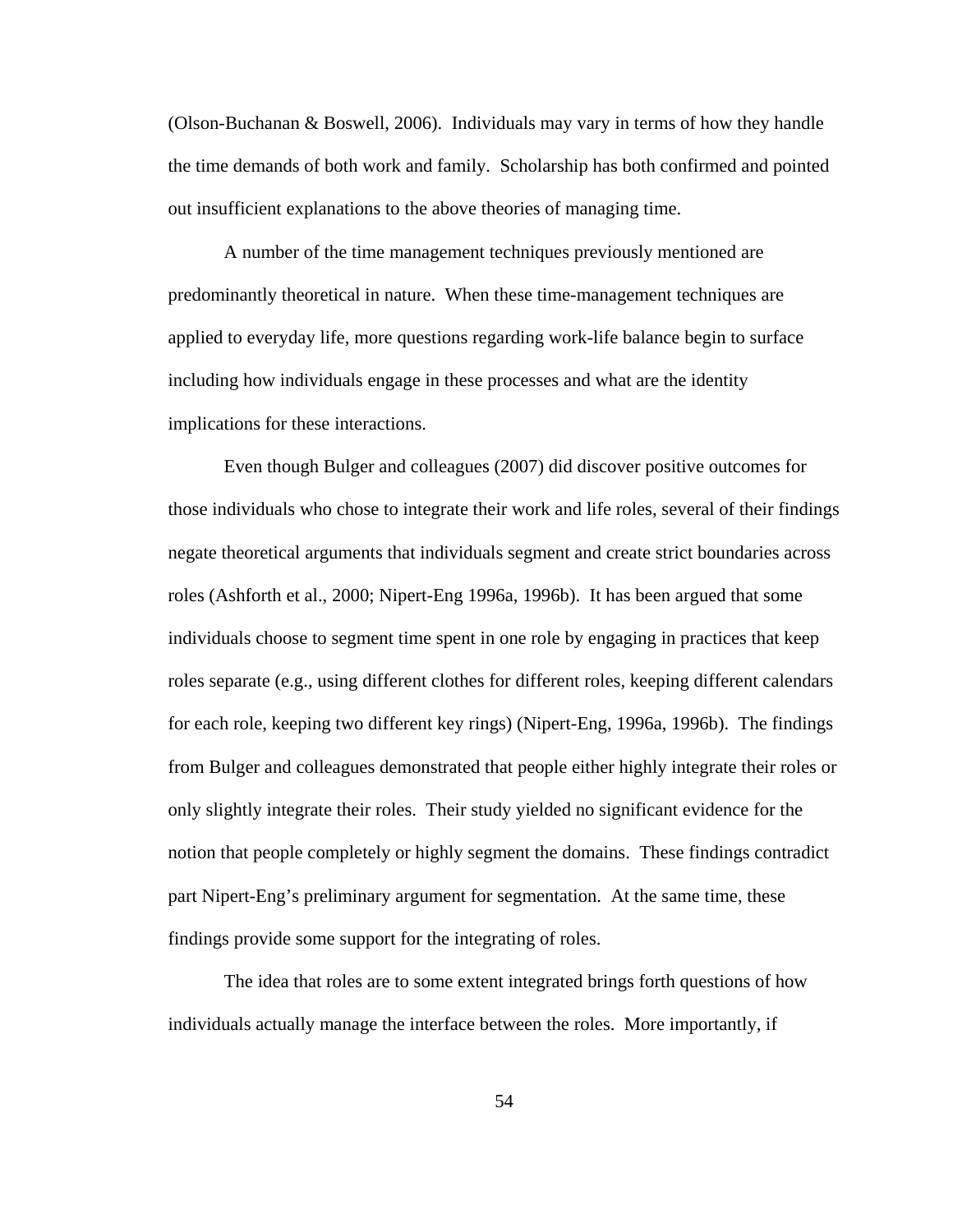(Olson-Buchanan & Boswell, 2006). Individuals may vary in terms of how they handle the time demands of both work and family. Scholarship has both confirmed and pointed out insufficient explanations to the above theories of managing time.

A number of the time management techniques previously mentioned are predominantly theoretical in nature. When these time-management techniques are applied to everyday life, more questions regarding work-life balance begin to surface including how individuals engage in these processes and what are the identity implications for these interactions.

Even though Bulger and colleagues (2007) did discover positive outcomes for those individuals who chose to integrate their work and life roles, several of their findings negate theoretical arguments that individuals segment and create strict boundaries across roles (Ashforth et al., 2000; Nipert-Eng 1996a, 1996b). It has been argued that some individuals choose to segment time spent in one role by engaging in practices that keep roles separate (e.g., using different clothes for different roles, keeping different calendars for each role, keeping two different key rings) (Nipert-Eng, 1996a, 1996b). The findings from Bulger and colleagues demonstrated that people either highly integrate their roles or only slightly integrate their roles. Their study yielded no significant evidence for the notion that people completely or highly segment the domains. These findings contradict part Nipert-Eng's preliminary argument for segmentation. At the same time, these findings provide some support for the integrating of roles.

The idea that roles are to some extent integrated brings forth questions of how individuals actually manage the interface between the roles. More importantly, if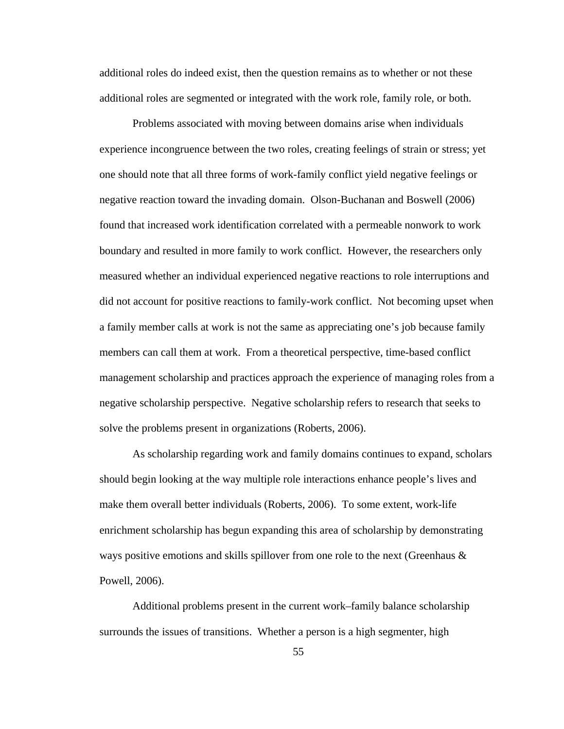additional roles do indeed exist, then the question remains as to whether or not these additional roles are segmented or integrated with the work role, family role, or both.

Problems associated with moving between domains arise when individuals experience incongruence between the two roles, creating feelings of strain or stress; yet one should note that all three forms of work-family conflict yield negative feelings or negative reaction toward the invading domain. Olson-Buchanan and Boswell (2006) found that increased work identification correlated with a permeable nonwork to work boundary and resulted in more family to work conflict. However, the researchers only measured whether an individual experienced negative reactions to role interruptions and did not account for positive reactions to family-work conflict. Not becoming upset when a family member calls at work is not the same as appreciating one's job because family members can call them at work. From a theoretical perspective, time-based conflict management scholarship and practices approach the experience of managing roles from a negative scholarship perspective. Negative scholarship refers to research that seeks to solve the problems present in organizations (Roberts, 2006).

As scholarship regarding work and family domains continues to expand, scholars should begin looking at the way multiple role interactions enhance people's lives and make them overall better individuals (Roberts, 2006). To some extent, work-life enrichment scholarship has begun expanding this area of scholarship by demonstrating ways positive emotions and skills spillover from one role to the next (Greenhaus & Powell, 2006).

Additional problems present in the current work–family balance scholarship surrounds the issues of transitions. Whether a person is a high segmenter, high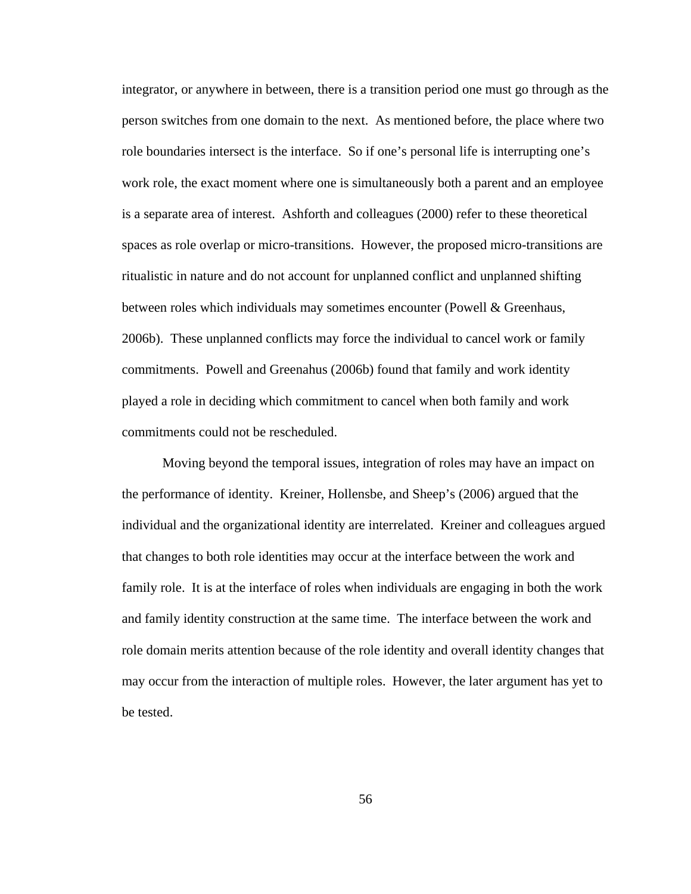integrator, or anywhere in between, there is a transition period one must go through as the person switches from one domain to the next. As mentioned before, the place where two role boundaries intersect is the interface. So if one's personal life is interrupting one's work role, the exact moment where one is simultaneously both a parent and an employee is a separate area of interest. Ashforth and colleagues (2000) refer to these theoretical spaces as role overlap or micro-transitions. However, the proposed micro-transitions are ritualistic in nature and do not account for unplanned conflict and unplanned shifting between roles which individuals may sometimes encounter (Powell & Greenhaus, 2006b). These unplanned conflicts may force the individual to cancel work or family commitments. Powell and Greenahus (2006b) found that family and work identity played a role in deciding which commitment to cancel when both family and work commitments could not be rescheduled.

Moving beyond the temporal issues, integration of roles may have an impact on the performance of identity. Kreiner, Hollensbe, and Sheep's (2006) argued that the individual and the organizational identity are interrelated. Kreiner and colleagues argued that changes to both role identities may occur at the interface between the work and family role. It is at the interface of roles when individuals are engaging in both the work and family identity construction at the same time. The interface between the work and role domain merits attention because of the role identity and overall identity changes that may occur from the interaction of multiple roles. However, the later argument has yet to be tested.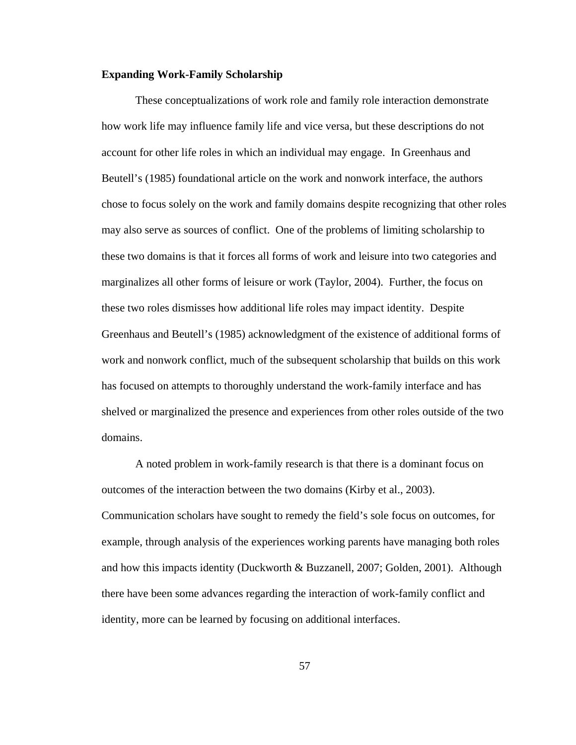**Expanding Work-Family Scholarship**

These conceptualizations of work role and family role interaction demonstrate how work life may influence family life and vice versa, but these descriptions do not account for other life roles in which an individual may engage. In Greenhaus and Beutell's (1985) foundational article on the work and nonwork interface, the authors chose to focus solely on the work and family domains despite recognizing that other roles may also serve as sources of conflict. One of the problems of limiting scholarship to these two domains is that it forces all forms of work and leisure into two categories and marginalizes all other forms of leisure or work (Taylor, 2004). Further, the focus on these two roles dismisses how additional life roles may impact identity. Despite Greenhaus and Beutell's (1985) acknowledgment of the existence of additional forms of work and nonwork conflict, much of the subsequent scholarship that builds on this work has focused on attempts to thoroughly understand the work-family interface and has shelved or marginalized the presence and experiences from other roles outside of the two domains.

A noted problem in work-family research is that there is a dominant focus on outcomes of the interaction between the two domains (Kirby et al., 2003). Communication scholars have sought to remedy the field's sole focus on outcomes, for example, through analysis of the experiences working parents have managing both roles and how this impacts identity (Duckworth & Buzzanell, 2007; Golden, 2001). Although there have been some advances regarding the interaction of work-family conflict and identity, more can be learned by focusing on additional interfaces.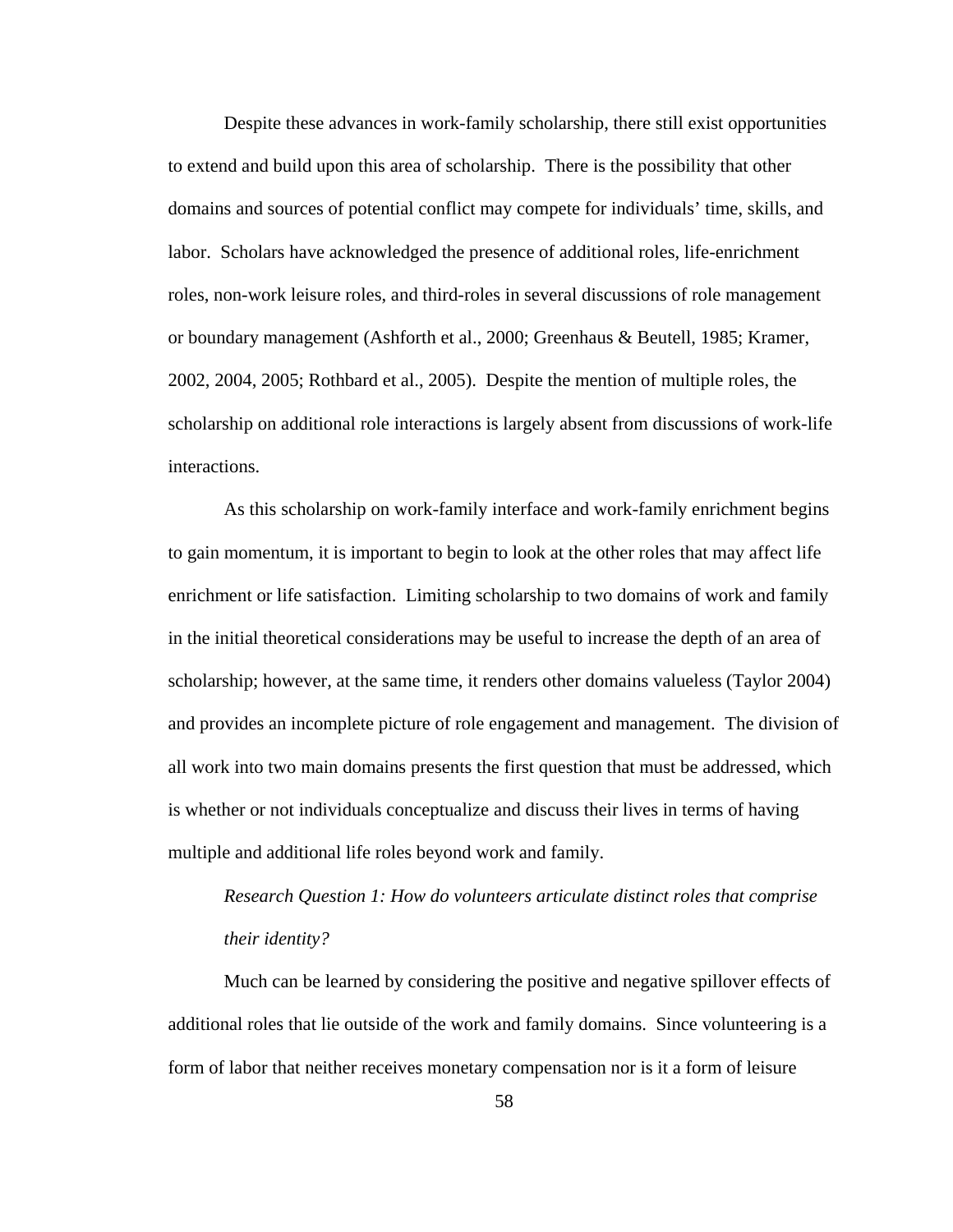Despite these advances in work-family scholarship, there still exist opportunities to extend and build upon this area of scholarship. There is the possibility that other domains and sources of potential conflict may compete for individuals' time, skills, and labor. Scholars have acknowledged the presence of additional roles, life-enrichment roles, non-work leisure roles, and third-roles in several discussions of role management or boundary management (Ashforth et al., 2000; Greenhaus & Beutell, 1985; Kramer, 2002, 2004, 2005; Rothbard et al., 2005). Despite the mention of multiple roles, the scholarship on additional role interactions is largely absent from discussions of work-life interactions.

As this scholarship on work-family interface and work-family enrichment begins to gain momentum, it is important to begin to look at the other roles that may affect life enrichment or life satisfaction. Limiting scholarship to two domains of work and family in the initial theoretical considerations may be useful to increase the depth of an area of scholarship; however, at the same time, it renders other domains valueless (Taylor 2004) and provides an incomplete picture of role engagement and management. The division of all work into two main domains presents the first question that must be addressed, which is whether or not individuals conceptualize and discuss their lives in terms of having multiple and additional life roles beyond work and family.

*Research Question 1: How do volunteers articulate distinct roles that comprise their identity?*

Much can be learned by considering the positive and negative spillover effects of additional roles that lie outside of the work and family domains. Since volunteering is a form of labor that neither receives monetary compensation nor is it a form of leisure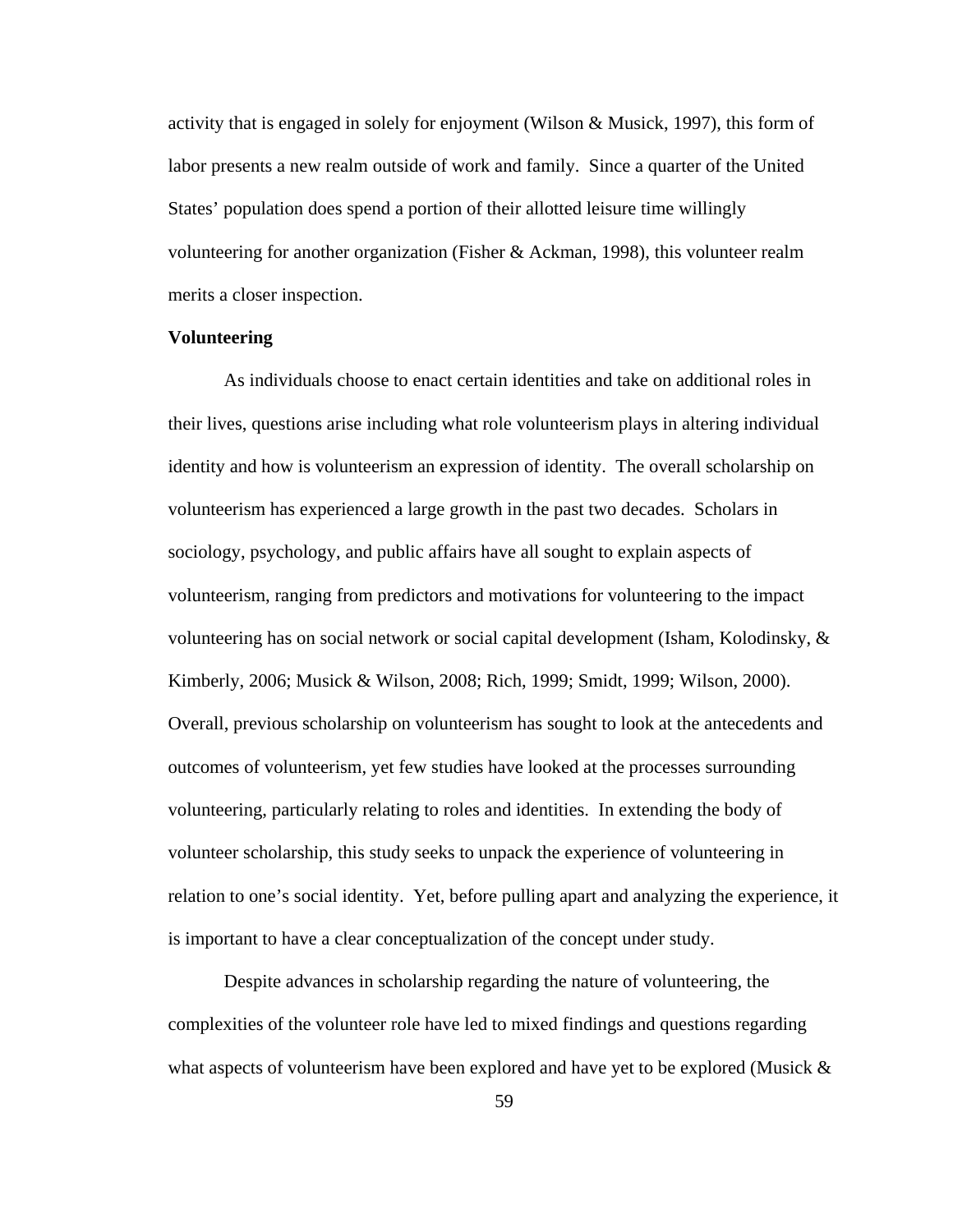activity that is engaged in solely for enjoyment (Wilson & Musick, 1997), this form of labor presents a new realm outside of work and family. Since a quarter of the United States' population does spend a portion of their allotted leisure time willingly volunteering for another organization (Fisher & Ackman, 1998), this volunteer realm merits a closer inspection.

**Volunteering**

As individuals choose to enact certain identities and take on additional roles in their lives, questions arise including what role volunteerism plays in altering individual identity and how is volunteerism an expression of identity. The overall scholarship on volunteerism has experienced a large growth in the past two decades. Scholars in sociology, psychology, and public affairs have all sought to explain aspects of volunteerism, ranging from predictors and motivations for volunteering to the impact volunteering has on social network or social capital development (Isham, Kolodinsky, & Kimberly, 2006; Musick & Wilson, 2008; Rich, 1999; Smidt, 1999; Wilson, 2000). Overall, previous scholarship on volunteerism has sought to look at the antecedents and outcomes of volunteerism, yet few studies have looked at the processes surrounding volunteering, particularly relating to roles and identities. In extending the body of volunteer scholarship, this study seeks to unpack the experience of volunteering in relation to one's social identity. Yet, before pulling apart and analyzing the experience, it is important to have a clear conceptualization of the concept under study.

Despite advances in scholarship regarding the nature of volunteering, the complexities of the volunteer role have led to mixed findings and questions regarding what aspects of volunteerism have been explored and have yet to be explored (Musick &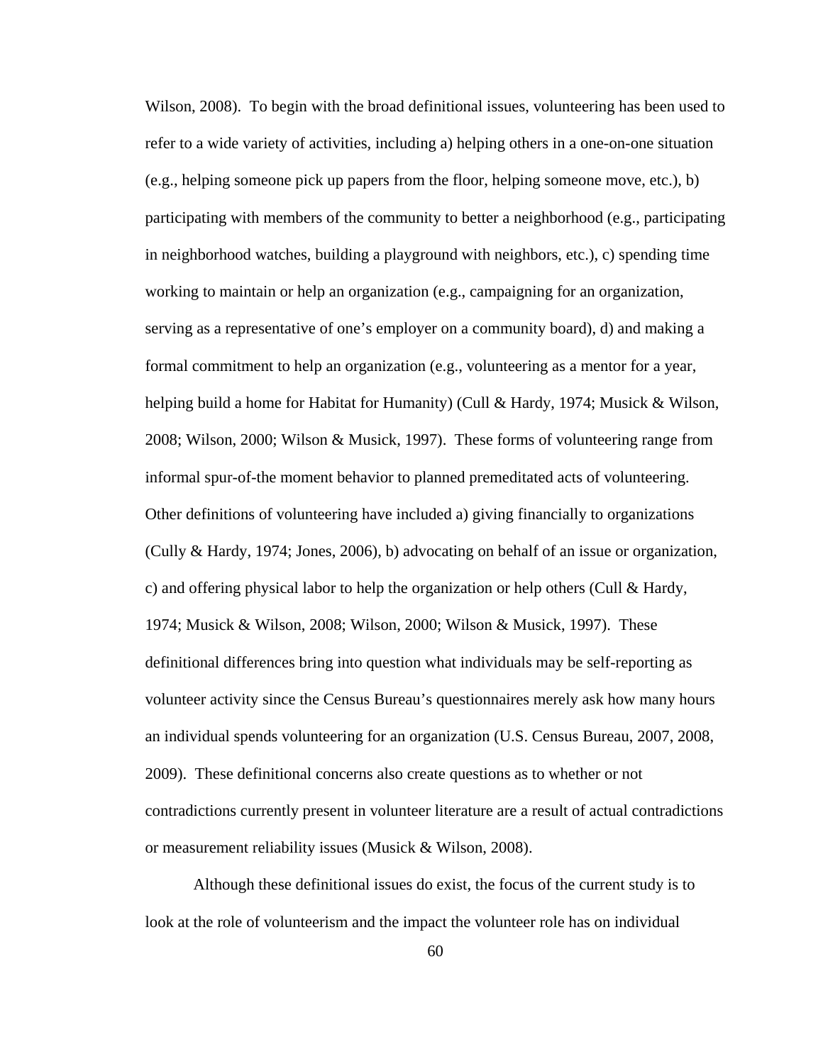Wilson, 2008). To begin with the broad definitional issues, volunteering has been used to refer to a wide variety of activities, including a) helping others in a one-on-one situation (e.g., helping someone pick up papers from the floor, helping someone move, etc.), b) participating with members of the community to better a neighborhood (e.g., participating in neighborhood watches, building a playground with neighbors, etc.), c) spending time working to maintain or help an organization (e.g., campaigning for an organization, serving as a representative of one's employer on a community board), d) and making a formal commitment to help an organization (e.g., volunteering as a mentor for a year, helping build a home for Habitat for Humanity) (Cull & Hardy, 1974; Musick & Wilson, 2008; Wilson, 2000; Wilson & Musick, 1997). These forms of volunteering range from informal spur-of-the moment behavior to planned premeditated acts of volunteering. Other definitions of volunteering have included a) giving financially to organizations (Cully & Hardy, 1974; Jones, 2006), b) advocating on behalf of an issue or organization, c) and offering physical labor to help the organization or help others (Cull & Hardy, 1974; Musick & Wilson, 2008; Wilson, 2000; Wilson & Musick, 1997). These definitional differences bring into question what individuals may be self-reporting as volunteer activity since the Census Bureau's questionnaires merely ask how many hours an individual spends volunteering for an organization (U.S. Census Bureau, 2007, 2008, 2009). These definitional concerns also create questions as to whether or not contradictions currently present in volunteer literature are a result of actual contradictions or measurement reliability issues (Musick & Wilson, 2008).

Although these definitional issues do exist, the focus of the current study is to look at the role of volunteerism and the impact the volunteer role has on individual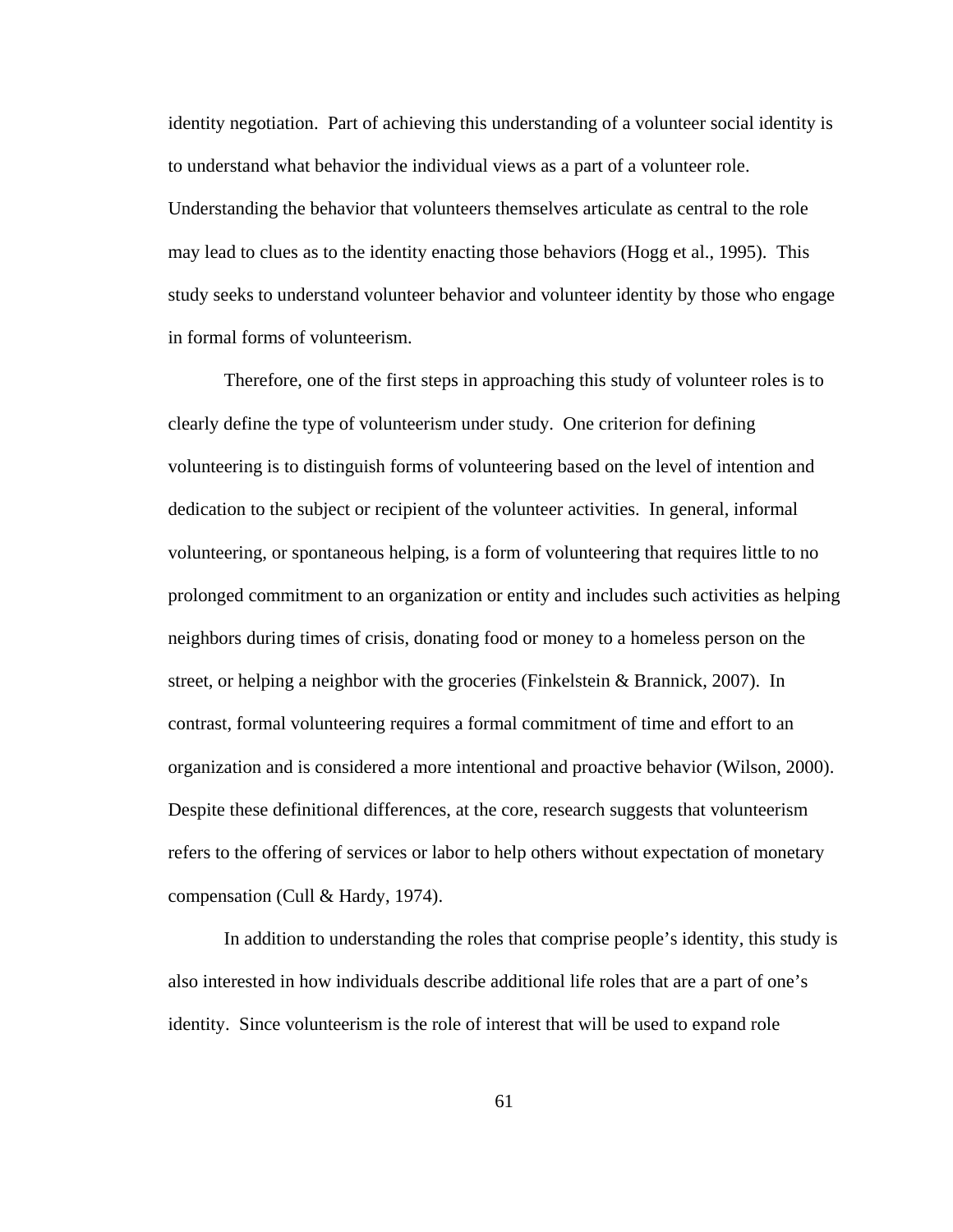identity negotiation. Part of achieving this understanding of a volunteer social identity is to understand what behavior the individual views as a part of a volunteer role. Understanding the behavior that volunteers themselves articulate as central to the role may lead to clues as to the identity enacting those behaviors (Hogg et al., 1995). This study seeks to understand volunteer behavior and volunteer identity by those who engage in formal forms of volunteerism.

Therefore, one of the first steps in approaching this study of volunteer roles is to clearly define the type of volunteerism under study. One criterion for defining volunteering is to distinguish forms of volunteering based on the level of intention and dedication to the subject or recipient of the volunteer activities. In general, informal volunteering, or spontaneous helping, is a form of volunteering that requires little to no prolonged commitment to an organization or entity and includes such activities as helping neighbors during times of crisis, donating food or money to a homeless person on the street, or helping a neighbor with the groceries (Finkelstein & Brannick, 2007). In contrast, formal volunteering requires a formal commitment of time and effort to an organization and is considered a more intentional and proactive behavior (Wilson, 2000). Despite these definitional differences, at the core, research suggests that volunteerism refers to the offering of services or labor to help others without expectation of monetary compensation (Cull & Hardy, 1974).

In addition to understanding the roles that comprise people's identity, this study is also interested in how individuals describe additional life roles that are a part of one's identity. Since volunteerism is the role of interest that will be used to expand role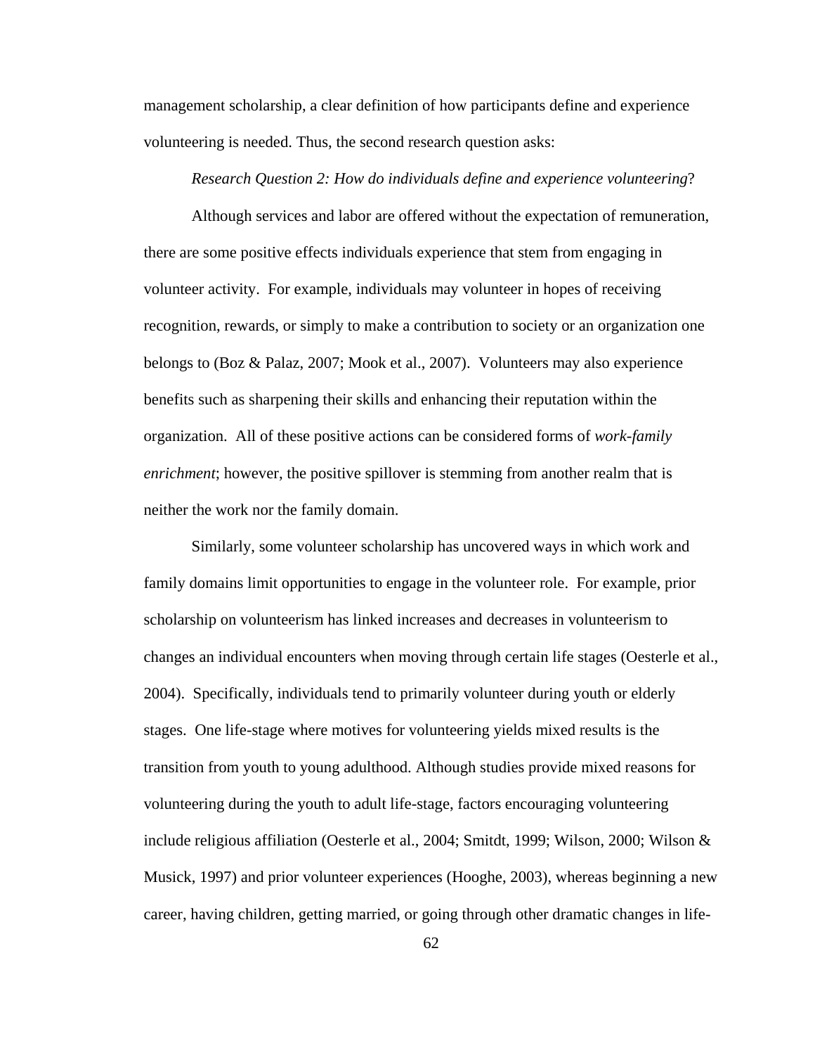management scholarship, a clear definition of how participants define and experience volunteering is needed. Thus, the second research question asks:

*Research Question 2: How do individuals define and experience volunteering*?

Although services and labor are offered without the expectation of remuneration, there are some positive effects individuals experience that stem from engaging in volunteer activity. For example, individuals may volunteer in hopes of receiving recognition, rewards, or simply to make a contribution to society or an organization one belongs to (Boz & Palaz, 2007; Mook et al., 2007). Volunteers may also experience benefits such as sharpening their skills and enhancing their reputation within the organization. All of these positive actions can be considered forms of *work-family enrichment*; however, the positive spillover is stemming from another realm that is neither the work nor the family domain.

Similarly, some volunteer scholarship has uncovered ways in which work and family domains limit opportunities to engage in the volunteer role. For example, prior scholarship on volunteerism has linked increases and decreases in volunteerism to changes an individual encounters when moving through certain life stages (Oesterle et al., 2004). Specifically, individuals tend to primarily volunteer during youth or elderly stages. One life-stage where motives for volunteering yields mixed results is the transition from youth to young adulthood. Although studies provide mixed reasons for volunteering during the youth to adult life-stage, factors encouraging volunteering include religious affiliation (Oesterle et al., 2004; Smitdt, 1999; Wilson, 2000; Wilson & Musick, 1997) and prior volunteer experiences (Hooghe, 2003), whereas beginning a new career, having children, getting married, or going through other dramatic changes in life-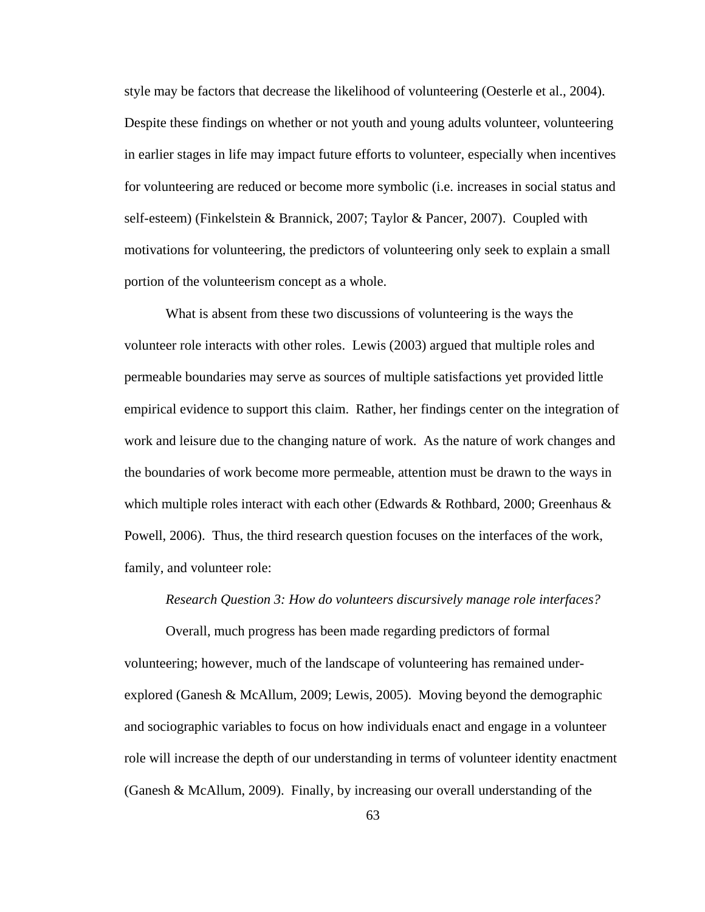style may be factors that decrease the likelihood of volunteering (Oesterle et al., 2004). Despite these findings on whether or not youth and young adults volunteer, volunteering in earlier stages in life may impact future efforts to volunteer, especially when incentives for volunteering are reduced or become more symbolic (i.e. increases in social status and self-esteem) (Finkelstein & Brannick, 2007; Taylor & Pancer, 2007). Coupled with motivations for volunteering, the predictors of volunteering only seek to explain a small portion of the volunteerism concept as a whole.

What is absent from these two discussions of volunteering is the ways the volunteer role interacts with other roles. Lewis (2003) argued that multiple roles and permeable boundaries may serve as sources of multiple satisfactions yet provided little empirical evidence to support this claim. Rather, her findings center on the integration of work and leisure due to the changing nature of work. As the nature of work changes and the boundaries of work become more permeable, attention must be drawn to the ways in which multiple roles interact with each other (Edwards & Rothbard, 2000; Greenhaus & Powell, 2006). Thus, the third research question focuses on the interfaces of the work, family, and volunteer role:

*Research Question 3: How do volunteers discursively manage role interfaces?*

Overall, much progress has been made regarding predictors of formal volunteering; however, much of the landscape of volunteering has remained under-explored (Ganesh & McAllum, 2009; Lewis, 2005). Moving beyond the demographic and sociographic variables to focus on how individuals enact and engage in a volunteer role will increase the depth of our understanding in terms of volunteer identity enactment (Ganesh & McAllum, 2009). Finally, by increasing our overall understanding of the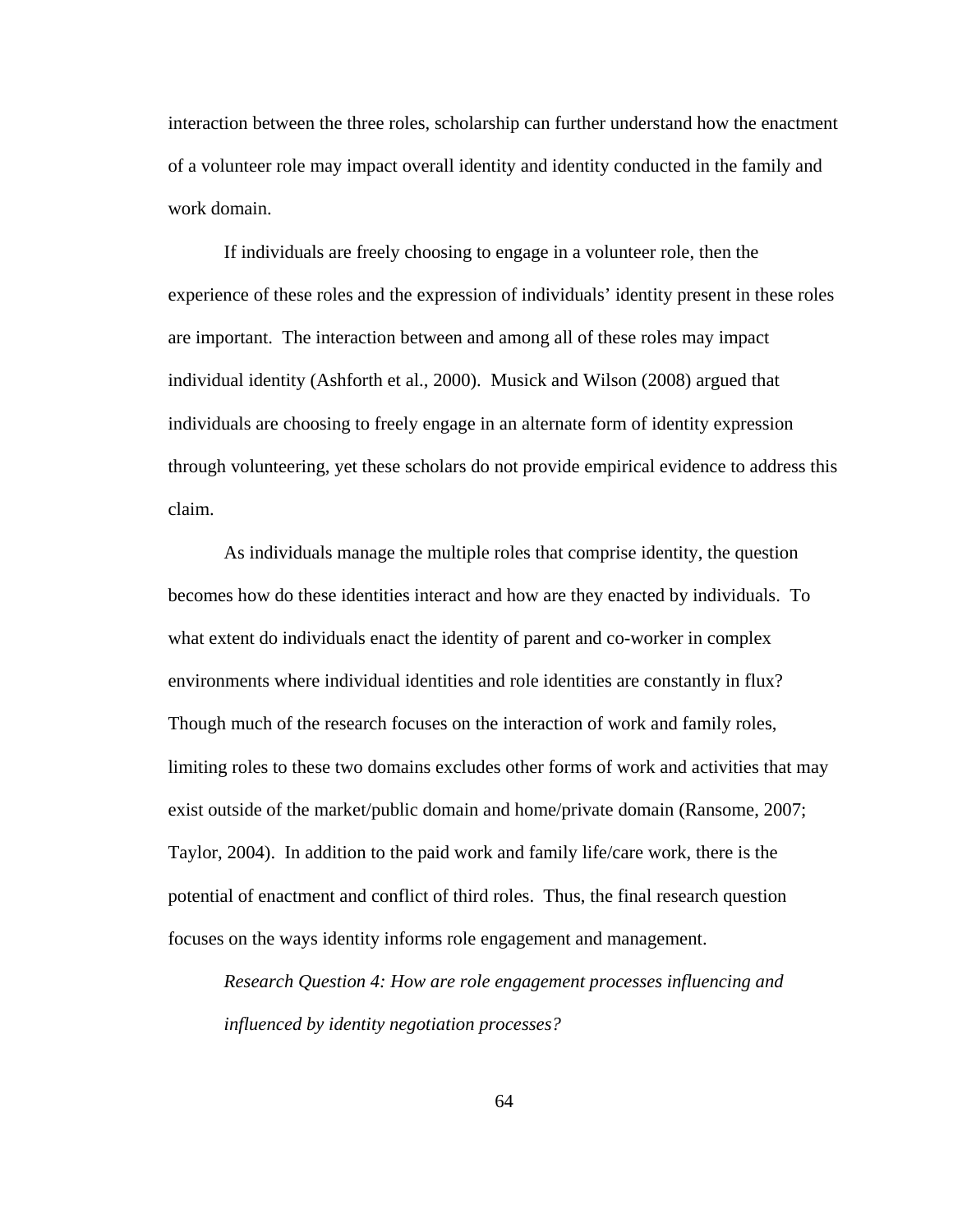interaction between the three roles, scholarship can further understand how the enactment of a volunteer role may impact overall identity and identity conducted in the family and work domain.

If individuals are freely choosing to engage in a volunteer role, then the experience of these roles and the expression of individuals' identity present in these roles are important. The interaction between and among all of these roles may impact individual identity (Ashforth et al., 2000). Musick and Wilson (2008) argued that individuals are choosing to freely engage in an alternate form of identity expression through volunteering, yet these scholars do not provide empirical evidence to address this claim.

As individuals manage the multiple roles that comprise identity, the question becomes how do these identities interact and how are they enacted by individuals. To what extent do individuals enact the identity of parent and co-worker in complex environments where individual identities and role identities are constantly in flux? Though much of the research focuses on the interaction of work and family roles, limiting roles to these two domains excludes other forms of work and activities that may exist outside of the market/public domain and home/private domain (Ransome, 2007; Taylor, 2004). In addition to the paid work and family life/care work, there is the potential of enactment and conflict of third roles. Thus, the final research question focuses on the ways identity informs role engagement and management.

*Research Question 4: How are role engagement processes influencing and influenced by identity negotiation processes?*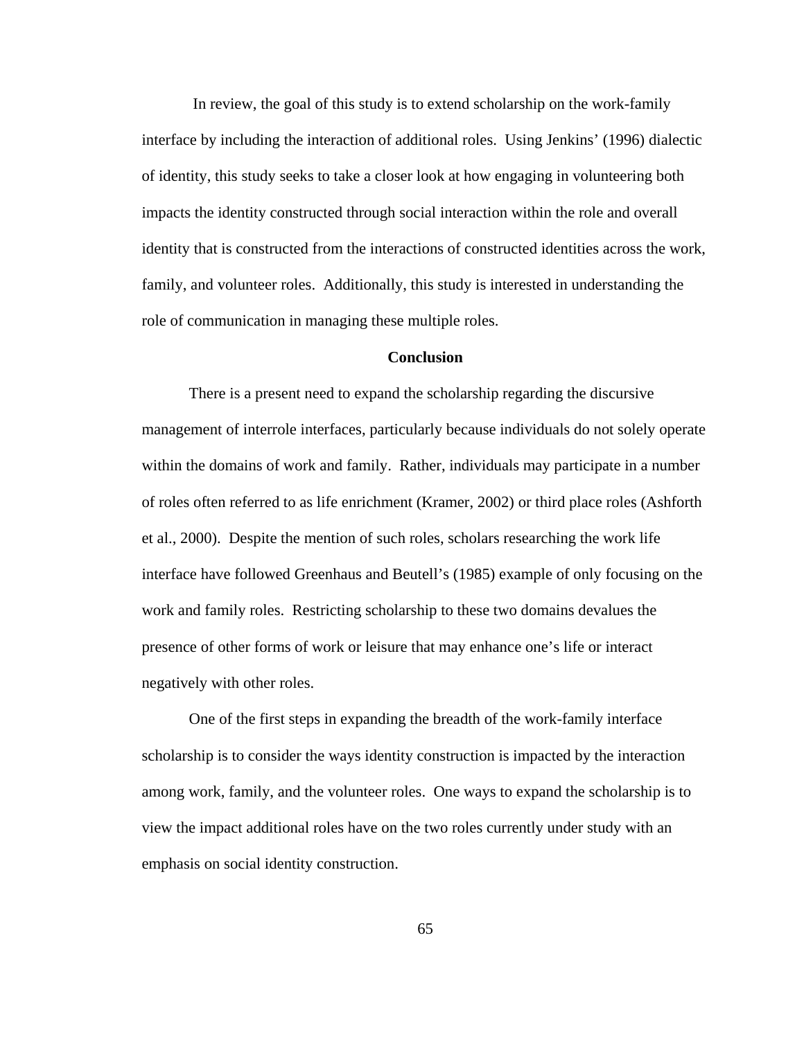In review, the goal of this study is to extend scholarship on the work-family interface by including the interaction of additional roles. Using Jenkins' (1996) dialectic of identity, this study seeks to take a closer look at how engaging in volunteering both impacts the identity constructed through social interaction within the role and overall identity that is constructed from the interactions of constructed identities across the work, family, and volunteer roles. Additionally, this study is interested in understanding the role of communication in managing these multiple roles.

## Conclusion

There is a present need to expand the scholarship regarding the discursive management of interrole interfaces, particularly because individuals do not solely operate within the domains of work and family. Rather, individuals may participate in a number of roles often referred to as life enrichment (Kramer, 2002) or third place roles (Ashforth et al., 2000). Despite the mention of such roles, scholars researching the work life interface have followed Greenhaus and Beutell's (1985) example of only focusing on the work and family roles. Restricting scholarship to these two domains devalues the presence of other forms of work or leisure that may enhance one's life or interact negatively with other roles.

One of the first steps in expanding the breadth of the work-family interface scholarship is to consider the ways identity construction is impacted by the interaction among work, family, and the volunteer roles. One ways to expand the scholarship is to view the impact additional roles have on the two roles currently under study with an emphasis on social identity construction.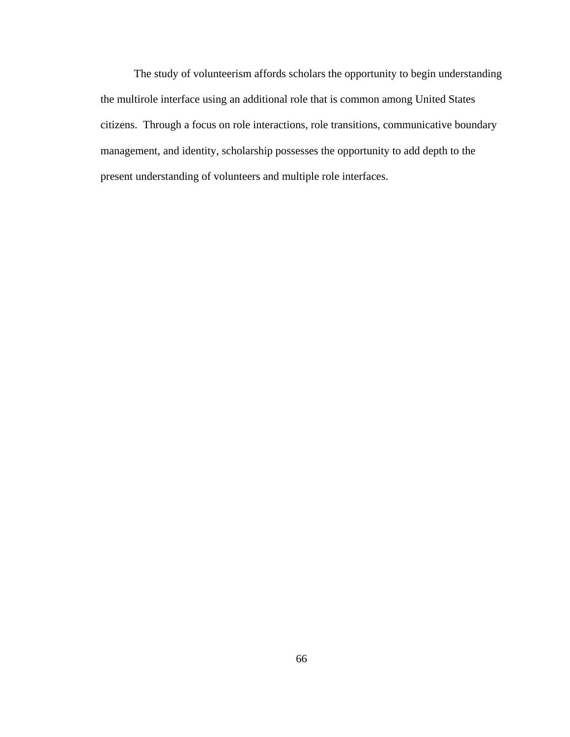The study of volunteerism affords scholars the opportunity to begin understanding the multirole interface using an additional role that is common among United States citizens. Through a focus on role interactions, role transitions, communicative boundary management, and identity, scholarship possesses the opportunity to add depth to the present understanding of volunteers and multiple role interfaces.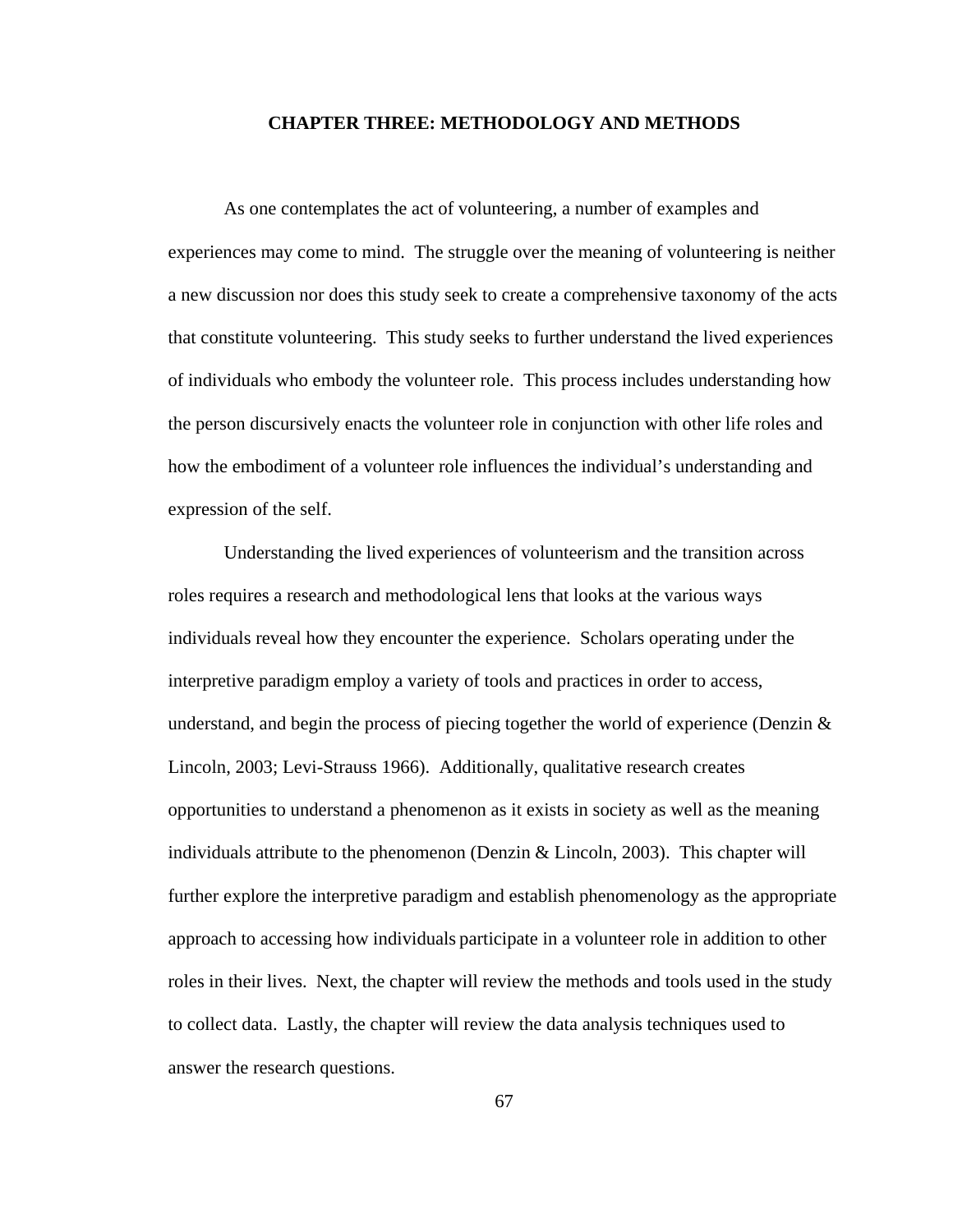# CHAPTER THREE: METHODOLOGY AND METHODS

As one contemplates the act of volunteering, a number of examples and experiences may come to mind. The struggle over the meaning of volunteering is neither a new discussion nor does this study seek to create a comprehensive taxonomy of the acts that constitute volunteering. This study seeks to further understand the lived experiences of individuals who embody the volunteer role. This process includes understanding how the person discursively enacts the volunteer role in conjunction with other life roles and how the embodiment of a volunteer role influences the individual's understanding and expression of the self.

Understanding the lived experiences of volunteerism and the transition across roles requires a research and methodological lens that looks at the various ways individuals reveal how they encounter the experience. Scholars operating under the interpretive paradigm employ a variety of tools and practices in order to access, understand, and begin the process of piecing together the world of experience (Denzin & Lincoln, 2003; Levi-Strauss 1966). Additionally, qualitative research creates opportunities to understand a phenomenon as it exists in society as well as the meaning individuals attribute to the phenomenon (Denzin & Lincoln, 2003). This chapter will further explore the interpretive paradigm and establish phenomenology as the appropriate approach to accessing how individuals participate in a volunteer role in addition to other roles in their lives. Next, the chapter will review the methods and tools used in the study to collect data. Lastly, the chapter will review the data analysis techniques used to answer the research questions.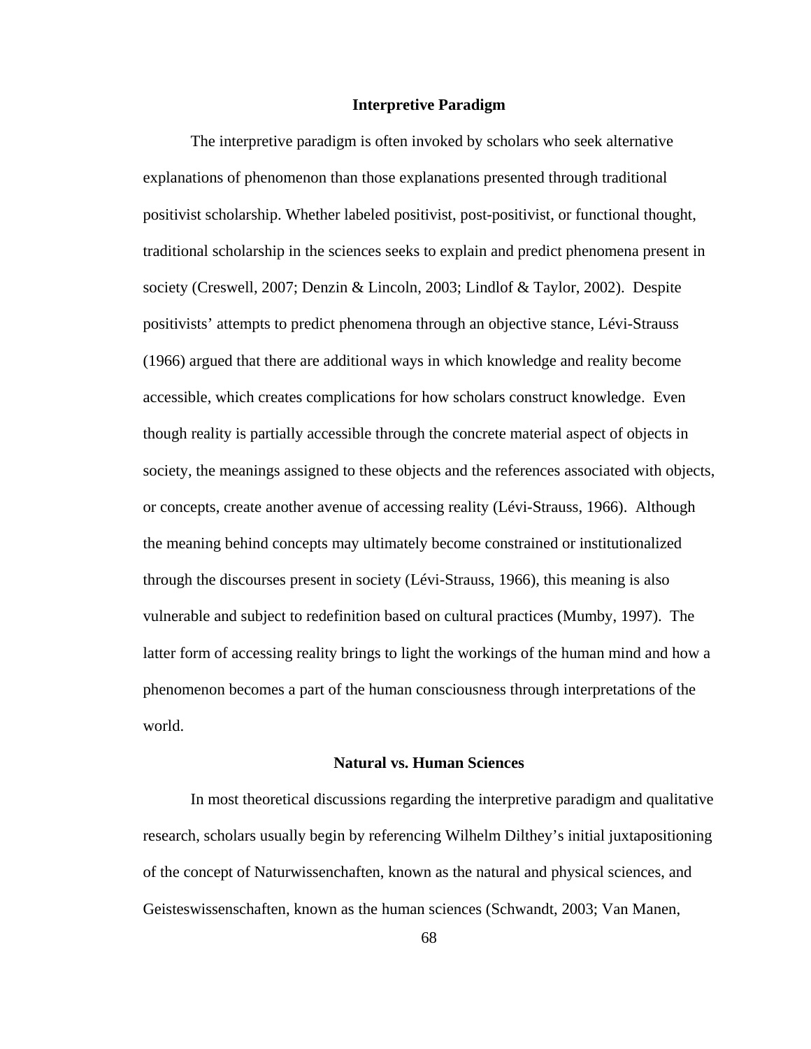## Interpretive Paradigm

The interpretive paradigm is often invoked by scholars who seek alternative explanations of phenomenon than those explanations presented through traditional positivist scholarship. Whether labeled positivist, post-positivist, or functional thought, traditional scholarship in the sciences seeks to explain and predict phenomena present in society (Creswell, 2007; Denzin & Lincoln, 2003; Lindlof & Taylor, 2002). Despite positivists' attempts to predict phenomena through an objective stance, Lévi-Strauss (1966) argued that there are additional ways in which knowledge and reality become accessible, which creates complications for how scholars construct knowledge. Even though reality is partially accessible through the concrete material aspect of objects in society, the meanings assigned to these objects and the references associated with objects, or concepts, create another avenue of accessing reality (Lévi-Strauss, 1966). Although the meaning behind concepts may ultimately become constrained or institutionalized through the discourses present in society (Lévi-Strauss, 1966), this meaning is also vulnerable and subject to redefinition based on cultural practices (Mumby, 1997). The latter form of accessing reality brings to light the workings of the human mind and how a phenomenon becomes a part of the human consciousness through interpretations of the world.

## Natural vs. Human Sciences

In most theoretical discussions regarding the interpretive paradigm and qualitative research, scholars usually begin by referencing Wilhelm Dilthey's initial juxtapositioning of the concept of Naturwissenchaften, known as the natural and physical sciences, and Geisteswissenschaften, known as the human sciences (Schwandt, 2003; Van Manen,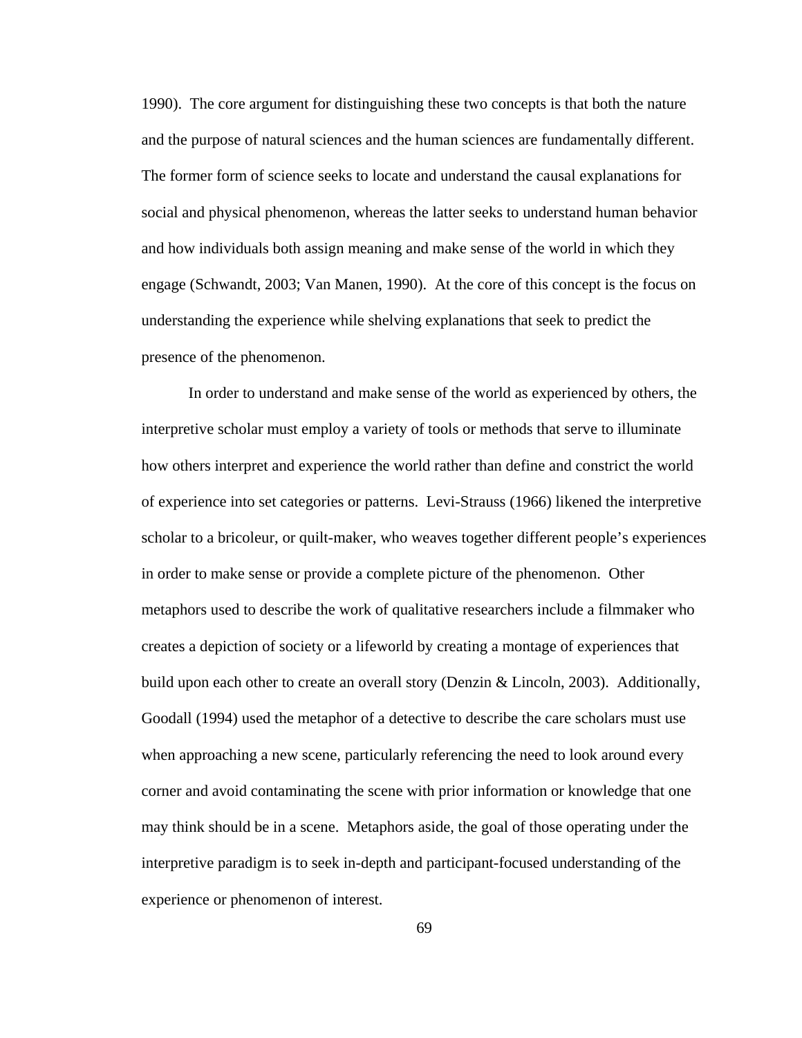1990). The core argument for distinguishing these two concepts is that both the nature and the purpose of natural sciences and the human sciences are fundamentally different. The former form of science seeks to locate and understand the causal explanations for social and physical phenomenon, whereas the latter seeks to understand human behavior and how individuals both assign meaning and make sense of the world in which they engage (Schwandt, 2003; Van Manen, 1990). At the core of this concept is the focus on understanding the experience while shelving explanations that seek to predict the presence of the phenomenon.

In order to understand and make sense of the world as experienced by others, the interpretive scholar must employ a variety of tools or methods that serve to illuminate how others interpret and experience the world rather than define and constrict the world of experience into set categories or patterns. Levi-Strauss (1966) likened the interpretive scholar to a bricoleur, or quilt-maker, who weaves together different people's experiences in order to make sense or provide a complete picture of the phenomenon. Other metaphors used to describe the work of qualitative researchers include a filmmaker who creates a depiction of society or a lifeworld by creating a montage of experiences that build upon each other to create an overall story (Denzin & Lincoln, 2003). Additionally, Goodall (1994) used the metaphor of a detective to describe the care scholars must use when approaching a new scene, particularly referencing the need to look around every corner and avoid contaminating the scene with prior information or knowledge that one may think should be in a scene. Metaphors aside, the goal of those operating under the interpretive paradigm is to seek in-depth and participant-focused understanding of the experience or phenomenon of interest.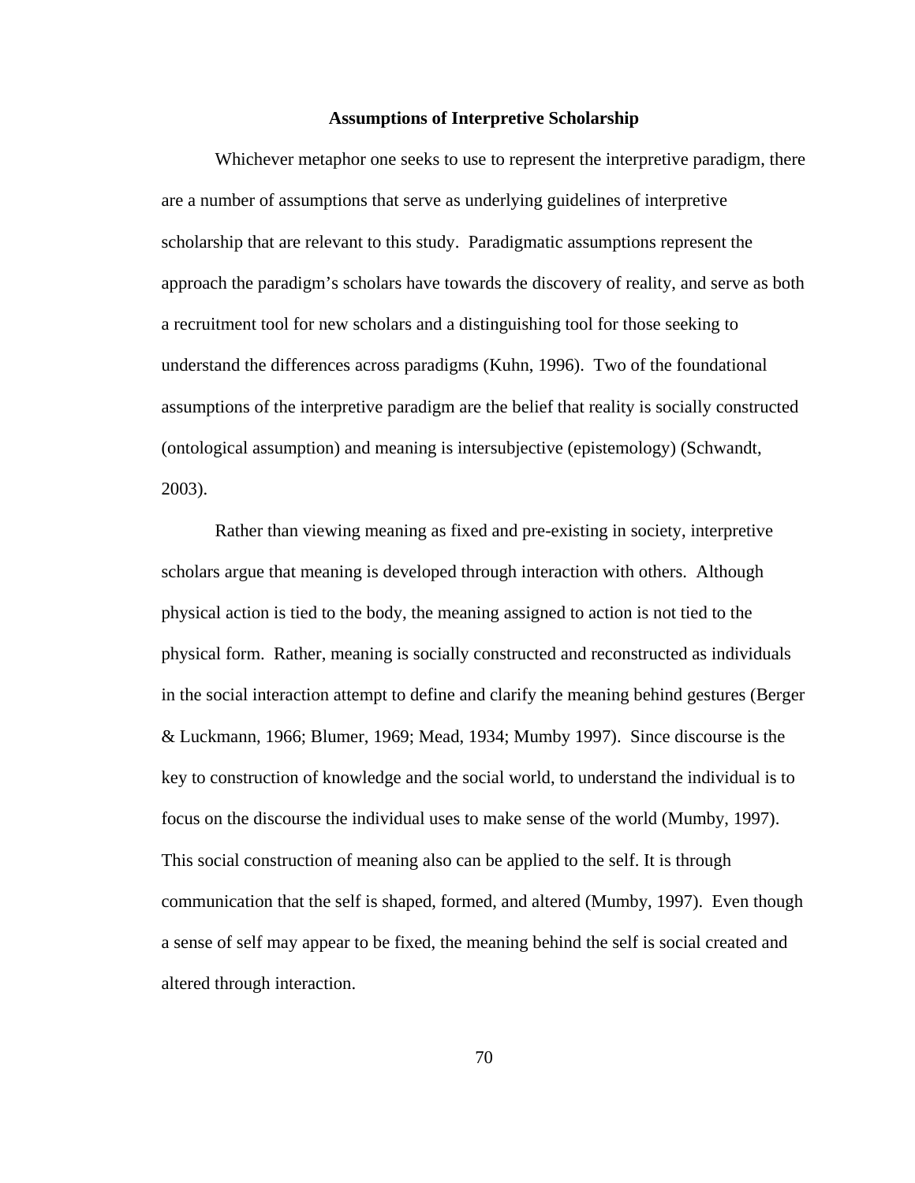## Assumptions of Interpretive Scholarship

Whichever metaphor one seeks to use to represent the interpretive paradigm, there are a number of assumptions that serve as underlying guidelines of interpretive scholarship that are relevant to this study. Paradigmatic assumptions represent the approach the paradigm's scholars have towards the discovery of reality, and serve as both a recruitment tool for new scholars and a distinguishing tool for those seeking to understand the differences across paradigms (Kuhn, 1996). Two of the foundational assumptions of the interpretive paradigm are the belief that reality is socially constructed (ontological assumption) and meaning is intersubjective (epistemology) (Schwandt, 2003).

Rather than viewing meaning as fixed and pre-existing in society, interpretive scholars argue that meaning is developed through interaction with others. Although physical action is tied to the body, the meaning assigned to action is not tied to the physical form. Rather, meaning is socially constructed and reconstructed as individuals in the social interaction attempt to define and clarify the meaning behind gestures (Berger & Luckmann, 1966; Blumer, 1969; Mead, 1934; Mumby 1997). Since discourse is the key to construction of knowledge and the social world, to understand the individual is to focus on the discourse the individual uses to make sense of the world (Mumby, 1997). This social construction of meaning also can be applied to the self. It is through communication that the self is shaped, formed, and altered (Mumby, 1997). Even though a sense of self may appear to be fixed, the meaning behind the self is social created and altered through interaction.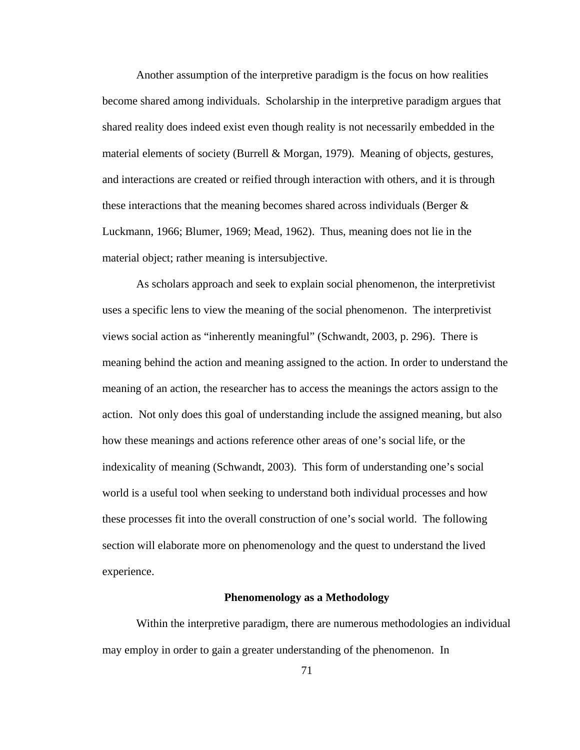Another assumption of the interpretive paradigm is the focus on how realities become shared among individuals. Scholarship in the interpretive paradigm argues that shared reality does indeed exist even though reality is not necessarily embedded in the material elements of society (Burrell & Morgan, 1979). Meaning of objects, gestures, and interactions are created or reified through interaction with others, and it is through these interactions that the meaning becomes shared across individuals (Berger & Luckmann, 1966; Blumer, 1969; Mead, 1962). Thus, meaning does not lie in the material object; rather meaning is intersubjective.

As scholars approach and seek to explain social phenomenon, the interpretivist uses a specific lens to view the meaning of the social phenomenon. The interpretivist views social action as "inherently meaningful" (Schwandt, 2003, p. 296). There is meaning behind the action and meaning assigned to the action. In order to understand the meaning of an action, the researcher has to access the meanings the actors assign to the action. Not only does this goal of understanding include the assigned meaning, but also how these meanings and actions reference other areas of one's social life, or the indexicality of meaning (Schwandt, 2003). This form of understanding one's social world is a useful tool when seeking to understand both individual processes and how these processes fit into the overall construction of one's social world. The following section will elaborate more on phenomenology and the quest to understand the lived experience.

## Phenomenology as a Methodology

Within the interpretive paradigm, there are numerous methodologies an individual may employ in order to gain a greater understanding of the phenomenon. In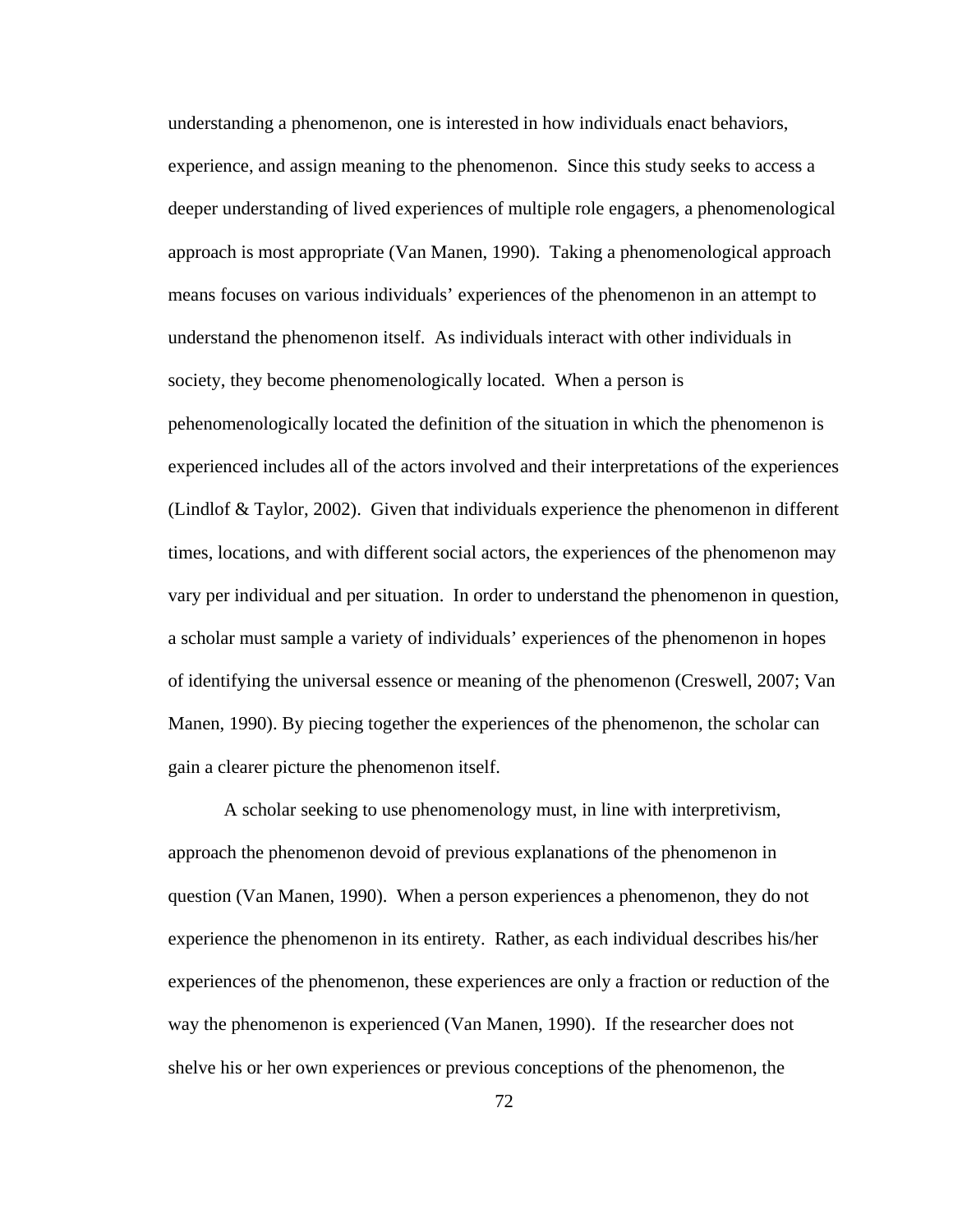understanding a phenomenon, one is interested in how individuals enact behaviors, experience, and assign meaning to the phenomenon. Since this study seeks to access a deeper understanding of lived experiences of multiple role engagers, a phenomenological approach is most appropriate (Van Manen, 1990). Taking a phenomenological approach means focuses on various individuals' experiences of the phenomenon in an attempt to understand the phenomenon itself. As individuals interact with other individuals in society, they become phenomenologically located. When a person is pehenomenologically located the definition of the situation in which the phenomenon is experienced includes all of the actors involved and their interpretations of the experiences (Lindlof & Taylor, 2002). Given that individuals experience the phenomenon in different times, locations, and with different social actors, the experiences of the phenomenon may vary per individual and per situation. In order to understand the phenomenon in question, a scholar must sample a variety of individuals' experiences of the phenomenon in hopes of identifying the universal essence or meaning of the phenomenon (Creswell, 2007; Van Manen, 1990). By piecing together the experiences of the phenomenon, the scholar can gain a clearer picture the phenomenon itself.

A scholar seeking to use phenomenology must, in line with interpretivism, approach the phenomenon devoid of previous explanations of the phenomenon in question (Van Manen, 1990). When a person experiences a phenomenon, they do not experience the phenomenon in its entirety. Rather, as each individual describes his/her experiences of the phenomenon, these experiences are only a fraction or reduction of the way the phenomenon is experienced (Van Manen, 1990). If the researcher does not shelve his or her own experiences or previous conceptions of the phenomenon, the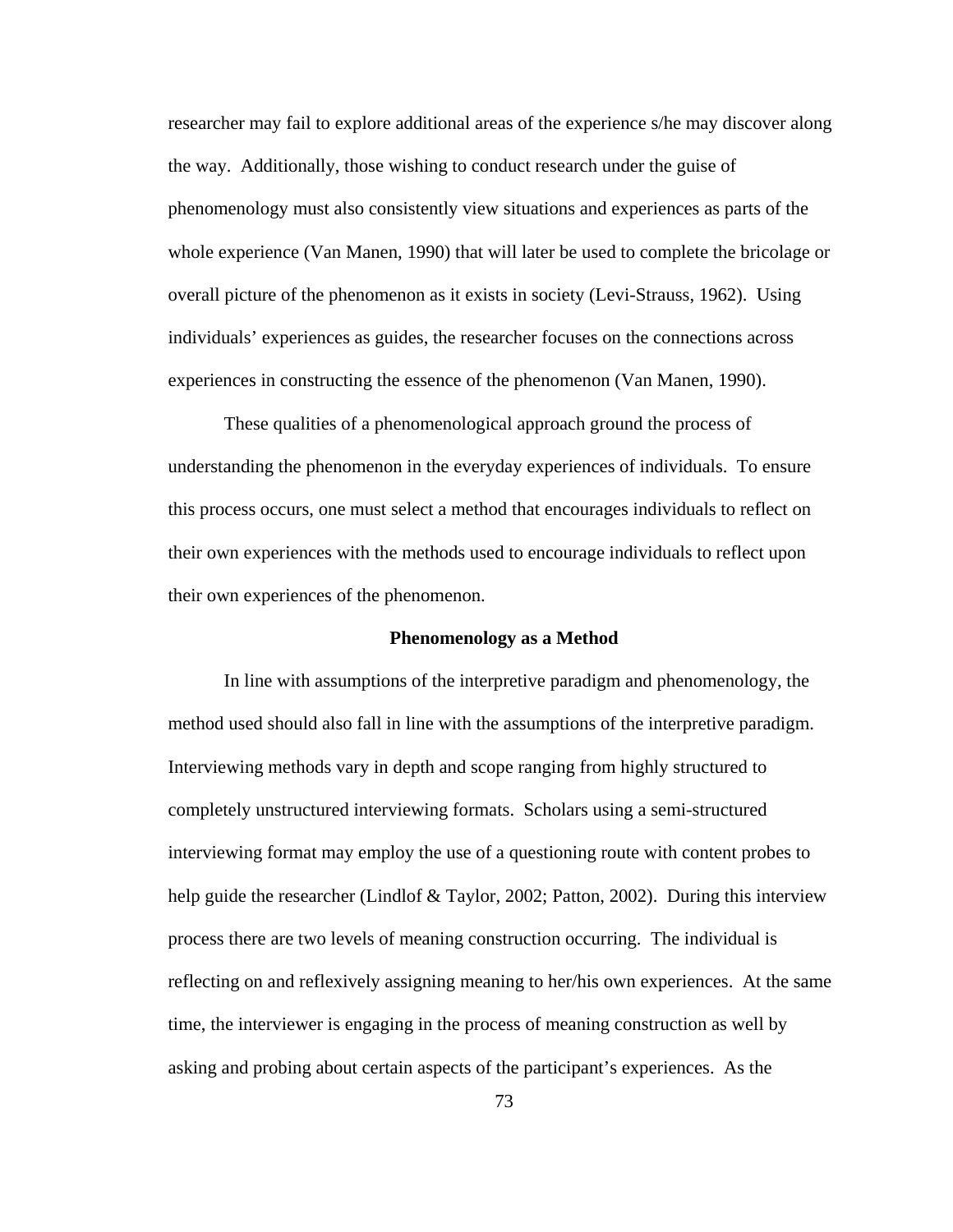researcher may fail to explore additional areas of the experience s/he may discover along the way. Additionally, those wishing to conduct research under the guise of phenomenology must also consistently view situations and experiences as parts of the whole experience (Van Manen, 1990) that will later be used to complete the bricolage or overall picture of the phenomenon as it exists in society (Levi-Strauss, 1962). Using individuals' experiences as guides, the researcher focuses on the connections across experiences in constructing the essence of the phenomenon (Van Manen, 1990).

These qualities of a phenomenological approach ground the process of understanding the phenomenon in the everyday experiences of individuals. To ensure this process occurs, one must select a method that encourages individuals to reflect on their own experiences with the methods used to encourage individuals to reflect upon their own experiences of the phenomenon.

## Phenomenology as a Method

In line with assumptions of the interpretive paradigm and phenomenology, the method used should also fall in line with the assumptions of the interpretive paradigm. Interviewing methods vary in depth and scope ranging from highly structured to completely unstructured interviewing formats. Scholars using a semi-structured interviewing format may employ the use of a questioning route with content probes to help guide the researcher (Lindlof & Taylor, 2002; Patton, 2002). During this interview process there are two levels of meaning construction occurring. The individual is reflecting on and reflexively assigning meaning to her/his own experiences. At the same time, the interviewer is engaging in the process of meaning construction as well by asking and probing about certain aspects of the participant's experiences. As the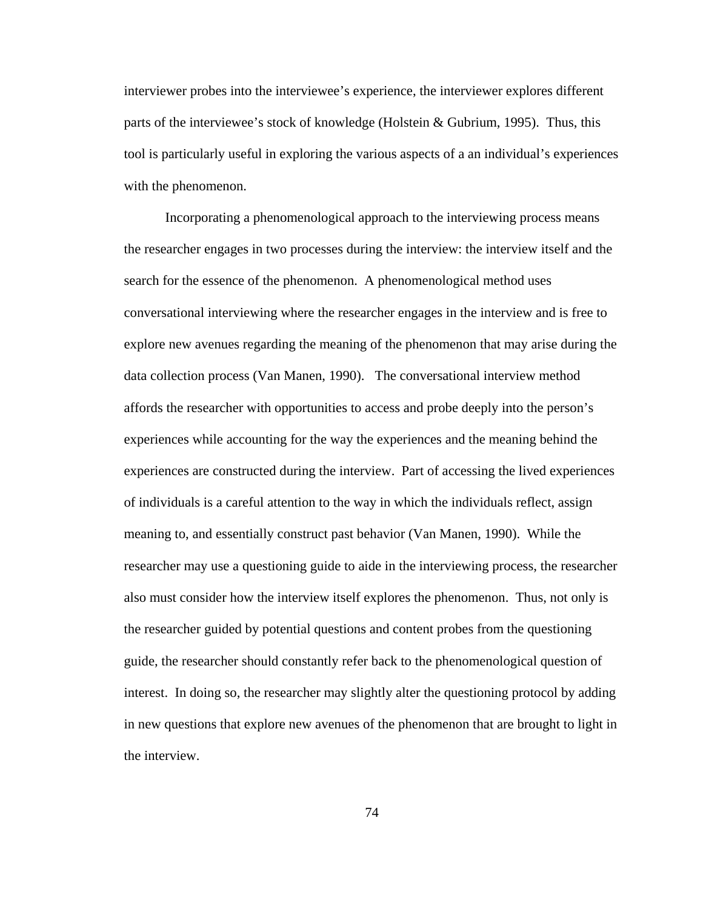interviewer probes into the interviewee's experience, the interviewer explores different parts of the interviewee's stock of knowledge (Holstein & Gubrium, 1995). Thus, this tool is particularly useful in exploring the various aspects of a an individual's experiences with the phenomenon.

Incorporating a phenomenological approach to the interviewing process means the researcher engages in two processes during the interview: the interview itself and the search for the essence of the phenomenon. A phenomenological method uses conversational interviewing where the researcher engages in the interview and is free to explore new avenues regarding the meaning of the phenomenon that may arise during the data collection process (Van Manen, 1990). The conversational interview method affords the researcher with opportunities to access and probe deeply into the person's experiences while accounting for the way the experiences and the meaning behind the experiences are constructed during the interview. Part of accessing the lived experiences of individuals is a careful attention to the way in which the individuals reflect, assign meaning to, and essentially construct past behavior (Van Manen, 1990). While the researcher may use a questioning guide to aide in the interviewing process, the researcher also must consider how the interview itself explores the phenomenon. Thus, not only is the researcher guided by potential questions and content probes from the questioning guide, the researcher should constantly refer back to the phenomenological question of interest. In doing so, the researcher may slightly alter the questioning protocol by adding in new questions that explore new avenues of the phenomenon that are brought to light in the interview.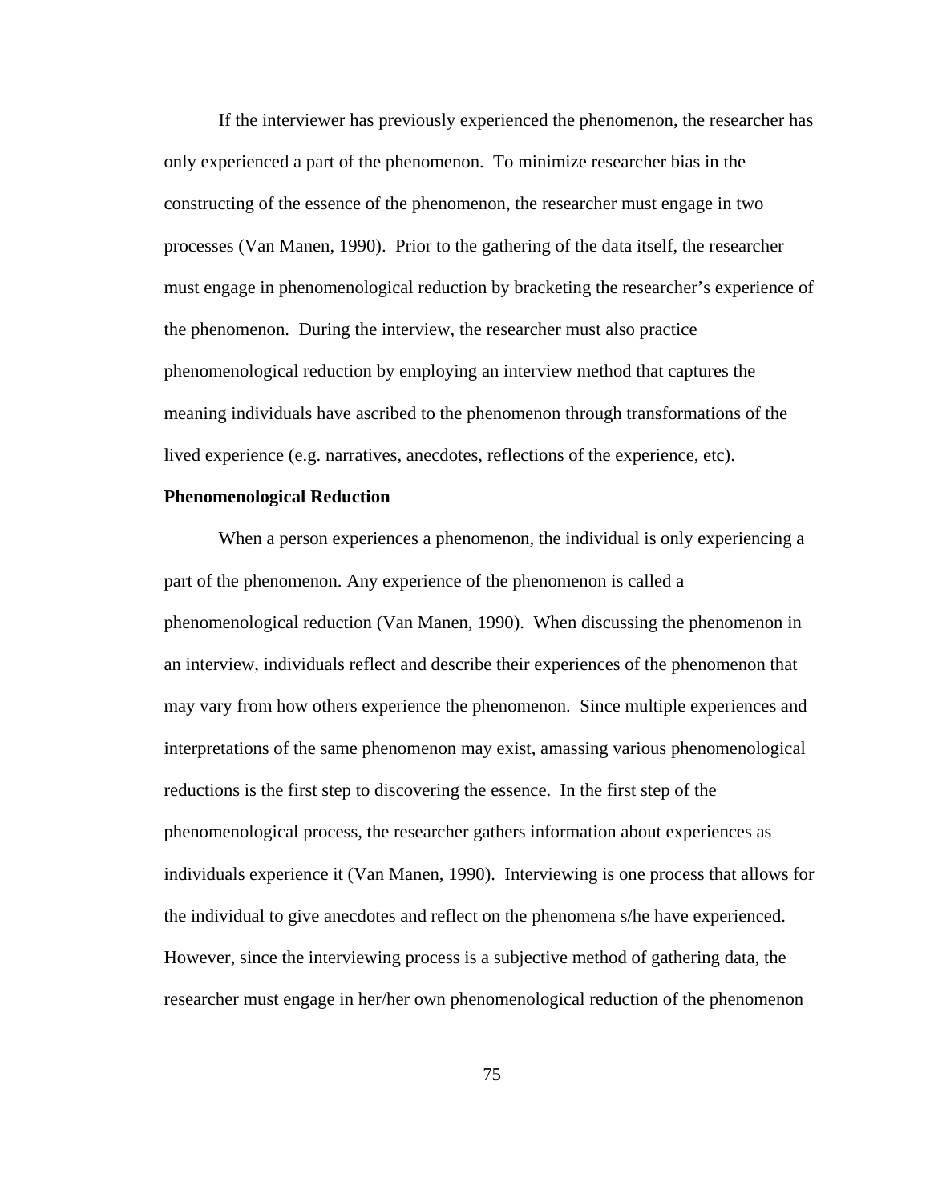If the interviewer has previously experienced the phenomenon, the researcher has only experienced a part of the phenomenon. To minimize researcher bias in the constructing of the essence of the phenomenon, the researcher must engage in two processes (Van Manen, 1990). Prior to the gathering of the data itself, the researcher must engage in phenomenological reduction by bracketing the researcher's experience of the phenomenon. During the interview, the researcher must also practice phenomenological reduction by employing an interview method that captures the meaning individuals have ascribed to the phenomenon through transformations of the lived experience (e.g. narratives, anecdotes, reflections of the experience, etc).

**Phenomenological Reduction**

When a person experiences a phenomenon, the individual is only experiencing a part of the phenomenon. Any experience of the phenomenon is called a phenomenological reduction (Van Manen, 1990). When discussing the phenomenon in an interview, individuals reflect and describe their experiences of the phenomenon that may vary from how others experience the phenomenon. Since multiple experiences and interpretations of the same phenomenon may exist, amassing various phenomenological reductions is the first step to discovering the essence. In the first step of the phenomenological process, the researcher gathers information about experiences as individuals experience it (Van Manen, 1990). Interviewing is one process that allows for the individual to give anecdotes and reflect on the phenomena s/he have experienced. However, since the interviewing process is a subjective method of gathering data, the researcher must engage in her/her own phenomenological reduction of the phenomenon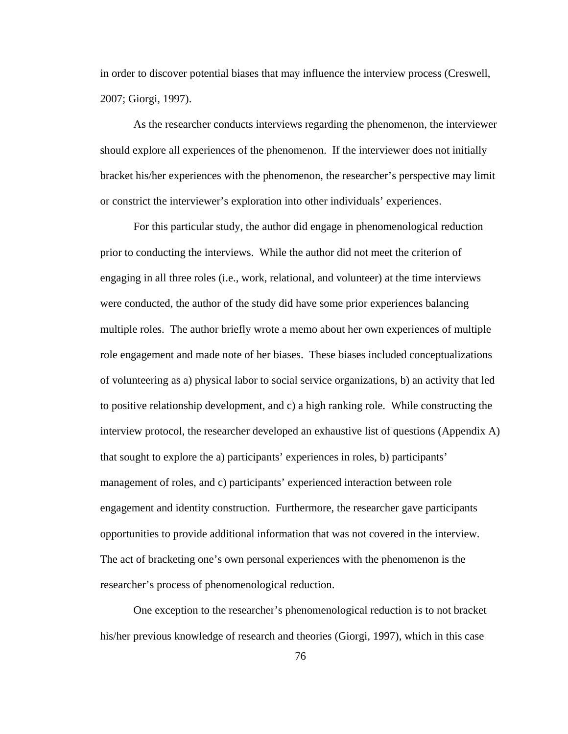in order to discover potential biases that may influence the interview process (Creswell, 2007; Giorgi, 1997).

As the researcher conducts interviews regarding the phenomenon, the interviewer should explore all experiences of the phenomenon. If the interviewer does not initially bracket his/her experiences with the phenomenon, the researcher's perspective may limit or constrict the interviewer's exploration into other individuals' experiences.

For this particular study, the author did engage in phenomenological reduction prior to conducting the interviews. While the author did not meet the criterion of engaging in all three roles (i.e., work, relational, and volunteer) at the time interviews were conducted, the author of the study did have some prior experiences balancing multiple roles. The author briefly wrote a memo about her own experiences of multiple role engagement and made note of her biases. These biases included conceptualizations of volunteering as a) physical labor to social service organizations, b) an activity that led to positive relationship development, and c) a high ranking role. While constructing the interview protocol, the researcher developed an exhaustive list of questions (Appendix A) that sought to explore the a) participants' experiences in roles, b) participants' management of roles, and c) participants' experienced interaction between role engagement and identity construction. Furthermore, the researcher gave participants opportunities to provide additional information that was not covered in the interview. The act of bracketing one's own personal experiences with the phenomenon is the researcher's process of phenomenological reduction.

One exception to the researcher's phenomenological reduction is to not bracket his/her previous knowledge of research and theories (Giorgi, 1997), which in this case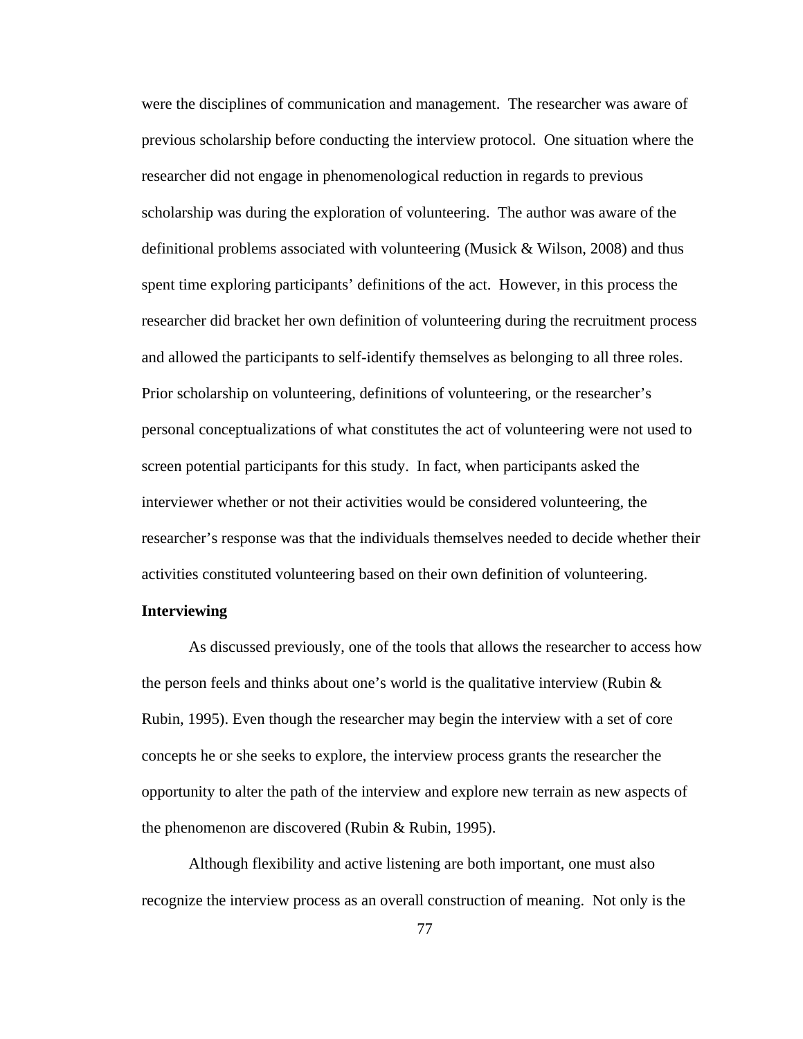were the disciplines of communication and management. The researcher was aware of previous scholarship before conducting the interview protocol. One situation where the researcher did not engage in phenomenological reduction in regards to previous scholarship was during the exploration of volunteering. The author was aware of the definitional problems associated with volunteering (Musick & Wilson, 2008) and thus spent time exploring participants' definitions of the act. However, in this process the researcher did bracket her own definition of volunteering during the recruitment process and allowed the participants to self-identify themselves as belonging to all three roles. Prior scholarship on volunteering, definitions of volunteering, or the researcher's personal conceptualizations of what constitutes the act of volunteering were not used to screen potential participants for this study. In fact, when participants asked the interviewer whether or not their activities would be considered volunteering, the researcher's response was that the individuals themselves needed to decide whether their activities constituted volunteering based on their own definition of volunteering.

**Interviewing**

As discussed previously, one of the tools that allows the researcher to access how the person feels and thinks about one's world is the qualitative interview (Rubin & Rubin, 1995). Even though the researcher may begin the interview with a set of core concepts he or she seeks to explore, the interview process grants the researcher the opportunity to alter the path of the interview and explore new terrain as new aspects of the phenomenon are discovered (Rubin & Rubin, 1995).

Although flexibility and active listening are both important, one must also recognize the interview process as an overall construction of meaning. Not only is the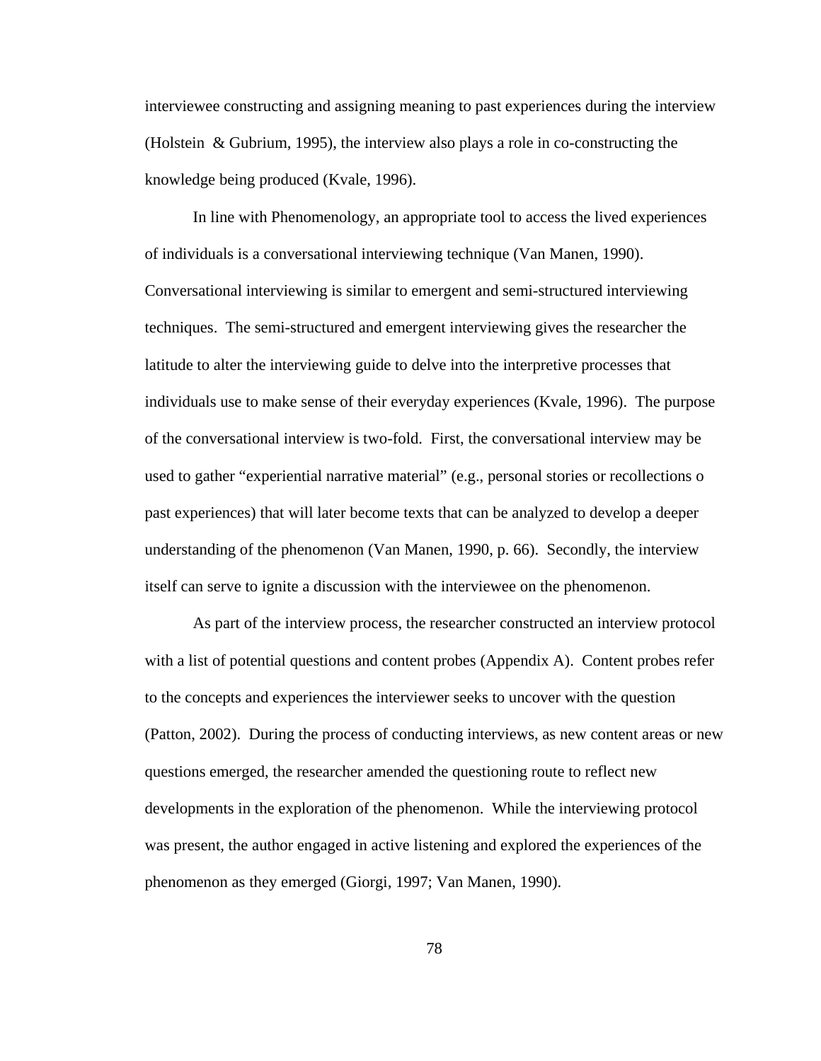interviewee constructing and assigning meaning to past experiences during the interview (Holstein & Gubrium, 1995), the interview also plays a role in co-constructing the knowledge being produced (Kvale, 1996).

In line with Phenomenology, an appropriate tool to access the lived experiences of individuals is a conversational interviewing technique (Van Manen, 1990). Conversational interviewing is similar to emergent and semi-structured interviewing techniques. The semi-structured and emergent interviewing gives the researcher the latitude to alter the interviewing guide to delve into the interpretive processes that individuals use to make sense of their everyday experiences (Kvale, 1996). The purpose of the conversational interview is two-fold. First, the conversational interview may be used to gather "experiential narrative material" (e.g., personal stories or recollections o past experiences) that will later become texts that can be analyzed to develop a deeper understanding of the phenomenon (Van Manen, 1990, p. 66). Secondly, the interview itself can serve to ignite a discussion with the interviewee on the phenomenon.

As part of the interview process, the researcher constructed an interview protocol with a list of potential questions and content probes (Appendix A). Content probes refer to the concepts and experiences the interviewer seeks to uncover with the question (Patton, 2002). During the process of conducting interviews, as new content areas or new questions emerged, the researcher amended the questioning route to reflect new developments in the exploration of the phenomenon. While the interviewing protocol was present, the author engaged in active listening and explored the experiences of the phenomenon as they emerged (Giorgi, 1997; Van Manen, 1990).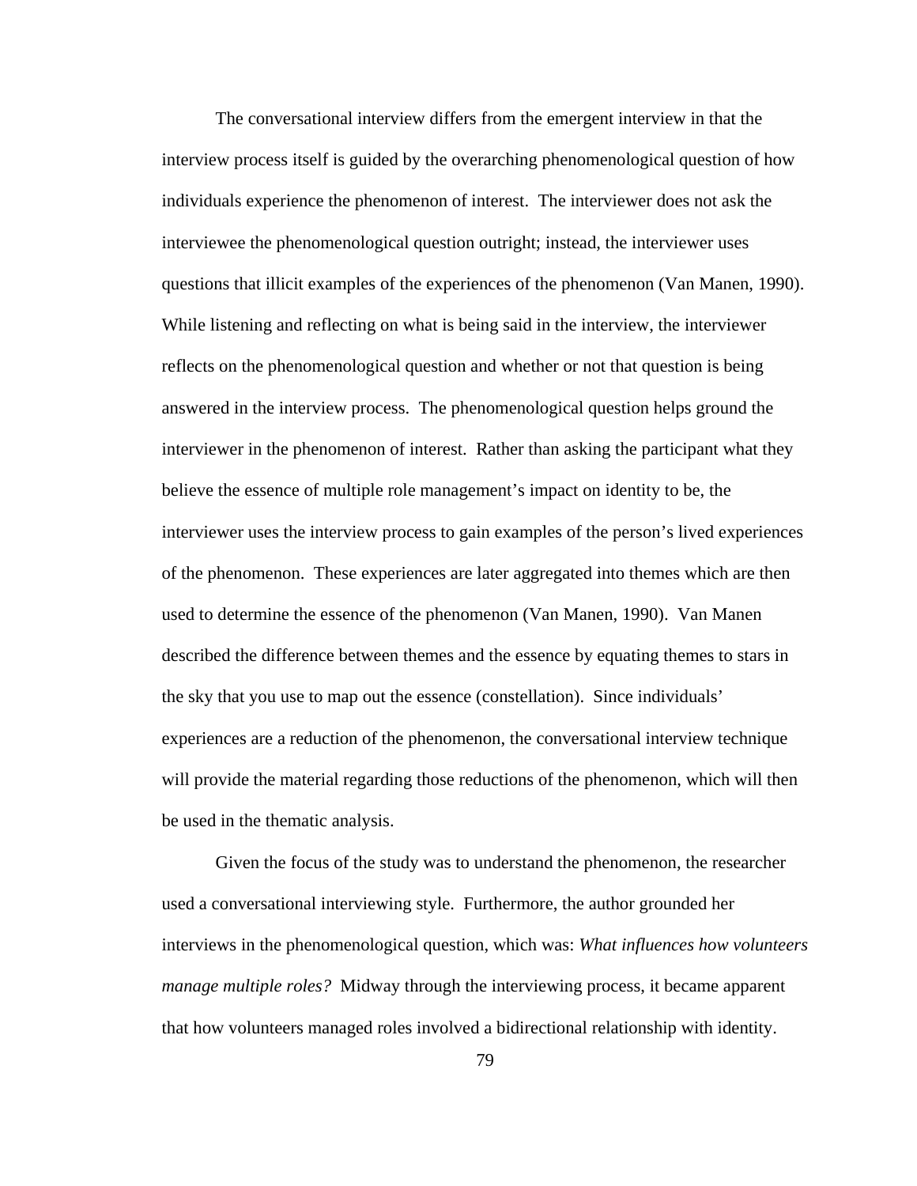The conversational interview differs from the emergent interview in that the interview process itself is guided by the overarching phenomenological question of how individuals experience the phenomenon of interest. The interviewer does not ask the interviewee the phenomenological question outright; instead, the interviewer uses questions that illicit examples of the experiences of the phenomenon (Van Manen, 1990). While listening and reflecting on what is being said in the interview, the interviewer reflects on the phenomenological question and whether or not that question is being answered in the interview process. The phenomenological question helps ground the interviewer in the phenomenon of interest. Rather than asking the participant what they believe the essence of multiple role management's impact on identity to be, the interviewer uses the interview process to gain examples of the person's lived experiences of the phenomenon. These experiences are later aggregated into themes which are then used to determine the essence of the phenomenon (Van Manen, 1990). Van Manen described the difference between themes and the essence by equating themes to stars in the sky that you use to map out the essence (constellation). Since individuals' experiences are a reduction of the phenomenon, the conversational interview technique will provide the material regarding those reductions of the phenomenon, which will then be used in the thematic analysis.

Given the focus of the study was to understand the phenomenon, the researcher used a conversational interviewing style. Furthermore, the author grounded her interviews in the phenomenological question, which was: *What influences how volunteers manage multiple roles?* Midway through the interviewing process, it became apparent that how volunteers managed roles involved a bidirectional relationship with identity.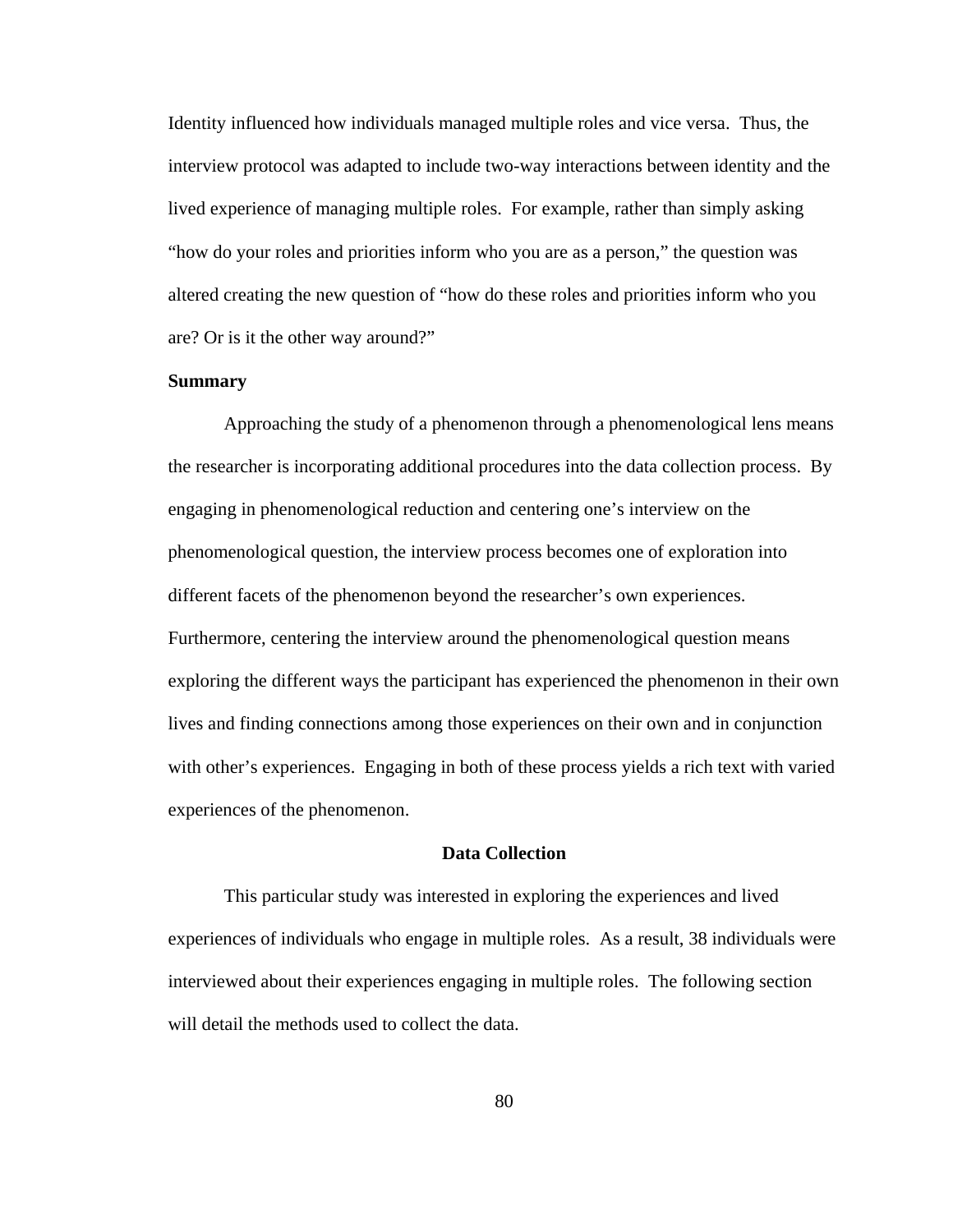Identity influenced how individuals managed multiple roles and vice versa. Thus, the interview protocol was adapted to include two-way interactions between identity and the lived experience of managing multiple roles. For example, rather than simply asking "how do your roles and priorities inform who you are as a person," the question was altered creating the new question of "how do these roles and priorities inform who you are? Or is it the other way around?"

**Summary**

Approaching the study of a phenomenon through a phenomenological lens means the researcher is incorporating additional procedures into the data collection process. By engaging in phenomenological reduction and centering one's interview on the phenomenological question, the interview process becomes one of exploration into different facets of the phenomenon beyond the researcher's own experiences. Furthermore, centering the interview around the phenomenological question means exploring the different ways the participant has experienced the phenomenon in their own lives and finding connections among those experiences on their own and in conjunction with other's experiences. Engaging in both of these process yields a rich text with varied experiences of the phenomenon.

## Data Collection

This particular study was interested in exploring the experiences and lived experiences of individuals who engage in multiple roles. As a result, 38 individuals were interviewed about their experiences engaging in multiple roles. The following section will detail the methods used to collect the data.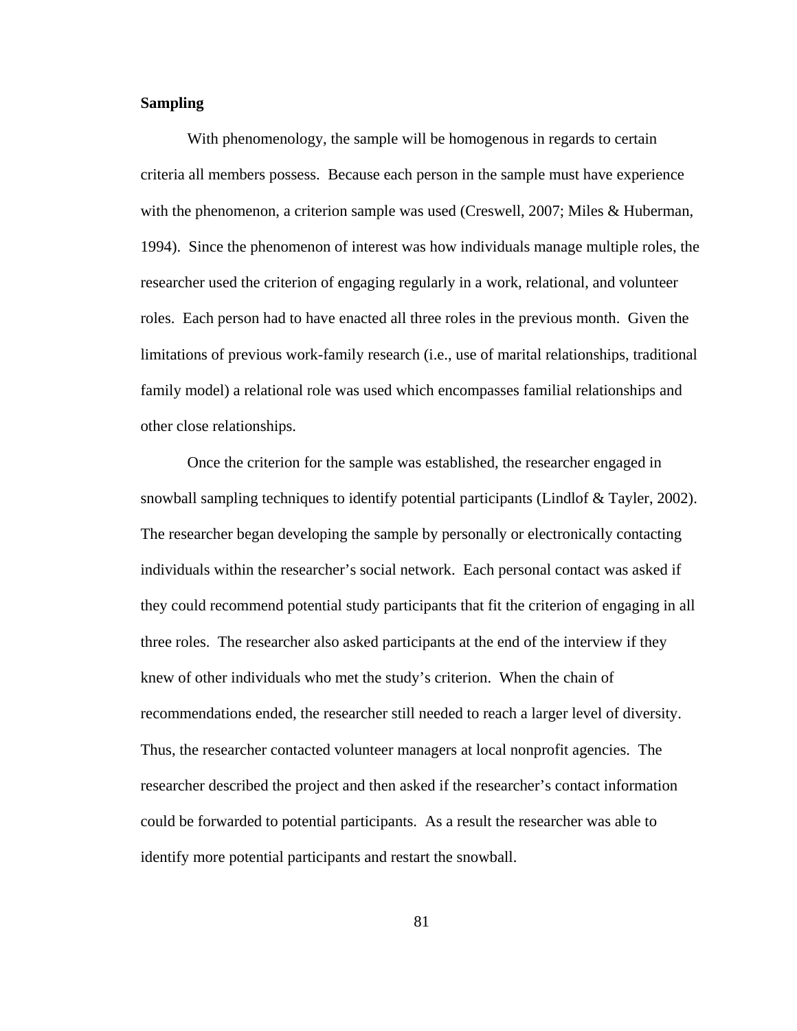**Sampling**

With phenomenology, the sample will be homogenous in regards to certain criteria all members possess. Because each person in the sample must have experience with the phenomenon, a criterion sample was used (Creswell, 2007; Miles & Huberman, 1994). Since the phenomenon of interest was how individuals manage multiple roles, the researcher used the criterion of engaging regularly in a work, relational, and volunteer roles. Each person had to have enacted all three roles in the previous month. Given the limitations of previous work-family research (i.e., use of marital relationships, traditional family model) a relational role was used which encompasses familial relationships and other close relationships.

Once the criterion for the sample was established, the researcher engaged in snowball sampling techniques to identify potential participants (Lindlof & Tayler, 2002). The researcher began developing the sample by personally or electronically contacting individuals within the researcher's social network. Each personal contact was asked if they could recommend potential study participants that fit the criterion of engaging in all three roles. The researcher also asked participants at the end of the interview if they knew of other individuals who met the study's criterion. When the chain of recommendations ended, the researcher still needed to reach a larger level of diversity. Thus, the researcher contacted volunteer managers at local nonprofit agencies. The researcher described the project and then asked if the researcher's contact information could be forwarded to potential participants. As a result the researcher was able to identify more potential participants and restart the snowball.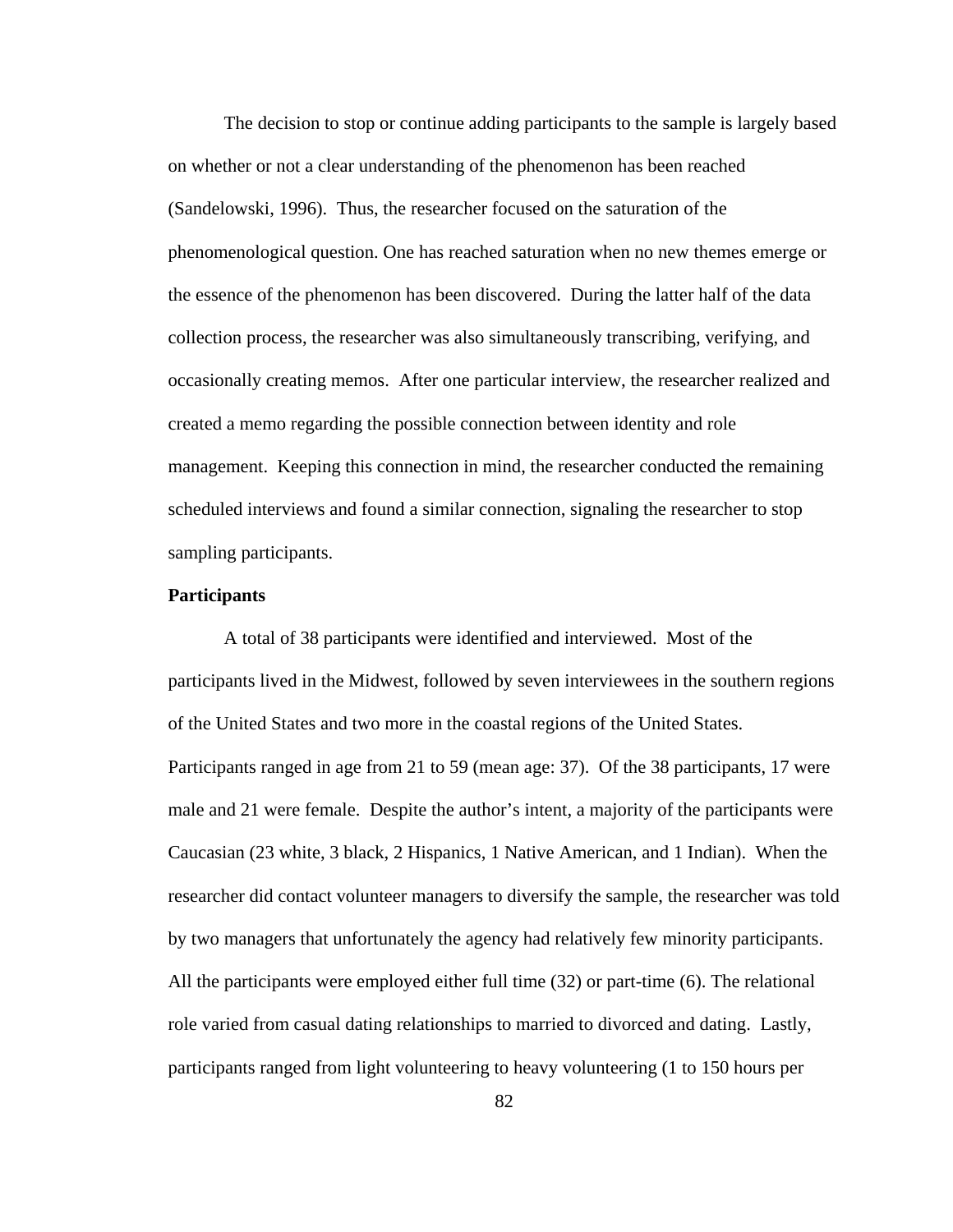The decision to stop or continue adding participants to the sample is largely based on whether or not a clear understanding of the phenomenon has been reached (Sandelowski, 1996). Thus, the researcher focused on the saturation of the phenomenological question. One has reached saturation when no new themes emerge or the essence of the phenomenon has been discovered. During the latter half of the data collection process, the researcher was also simultaneously transcribing, verifying, and occasionally creating memos. After one particular interview, the researcher realized and created a memo regarding the possible connection between identity and role management. Keeping this connection in mind, the researcher conducted the remaining scheduled interviews and found a similar connection, signaling the researcher to stop sampling participants.

**Participants**

A total of 38 participants were identified and interviewed. Most of the participants lived in the Midwest, followed by seven interviewees in the southern regions of the United States and two more in the coastal regions of the United States. Participants ranged in age from 21 to 59 (mean age: 37). Of the 38 participants, 17 were male and 21 were female. Despite the author's intent, a majority of the participants were Caucasian (23 white, 3 black, 2 Hispanics, 1 Native American, and 1 Indian). When the researcher did contact volunteer managers to diversify the sample, the researcher was told by two managers that unfortunately the agency had relatively few minority participants. All the participants were employed either full time (32) or part-time (6). The relational role varied from casual dating relationships to married to divorced and dating. Lastly, participants ranged from light volunteering to heavy volunteering (1 to 150 hours per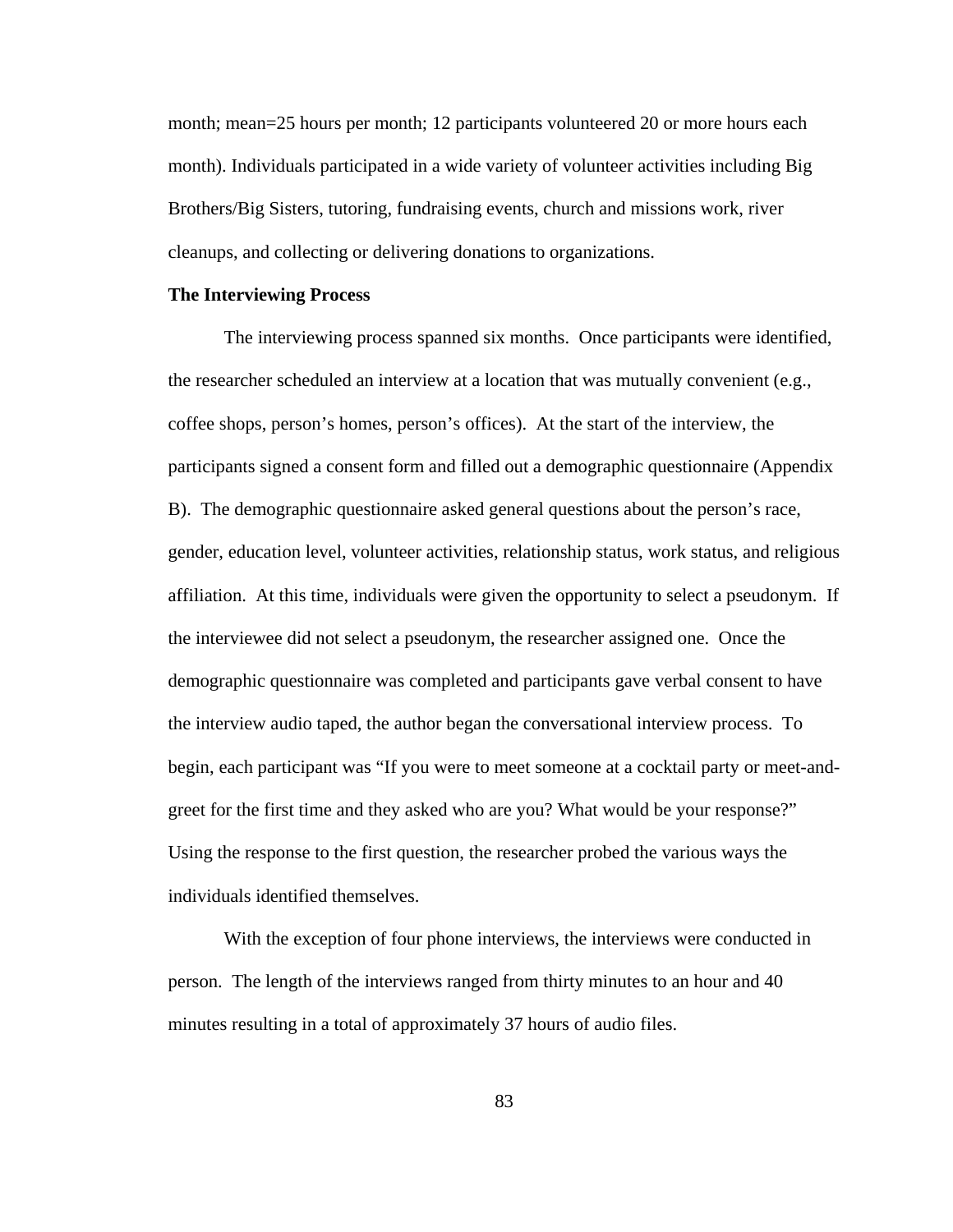month; mean=25 hours per month; 12 participants volunteered 20 or more hours each month). Individuals participated in a wide variety of volunteer activities including Big Brothers/Big Sisters, tutoring, fundraising events, church and missions work, river cleanups, and collecting or delivering donations to organizations.

**The Interviewing Process**

The interviewing process spanned six months. Once participants were identified, the researcher scheduled an interview at a location that was mutually convenient (e.g., coffee shops, person's homes, person's offices). At the start of the interview, the participants signed a consent form and filled out a demographic questionnaire (Appendix B). The demographic questionnaire asked general questions about the person's race, gender, education level, volunteer activities, relationship status, work status, and religious affiliation. At this time, individuals were given the opportunity to select a pseudonym. If the interviewee did not select a pseudonym, the researcher assigned one. Once the demographic questionnaire was completed and participants gave verbal consent to have the interview audio taped, the author began the conversational interview process. To begin, each participant was "If you were to meet someone at a cocktail party or meet-and-greet for the first time and they asked who are you? What would be your response?" Using the response to the first question, the researcher probed the various ways the individuals identified themselves.

With the exception of four phone interviews, the interviews were conducted in person. The length of the interviews ranged from thirty minutes to an hour and 40 minutes resulting in a total of approximately 37 hours of audio files.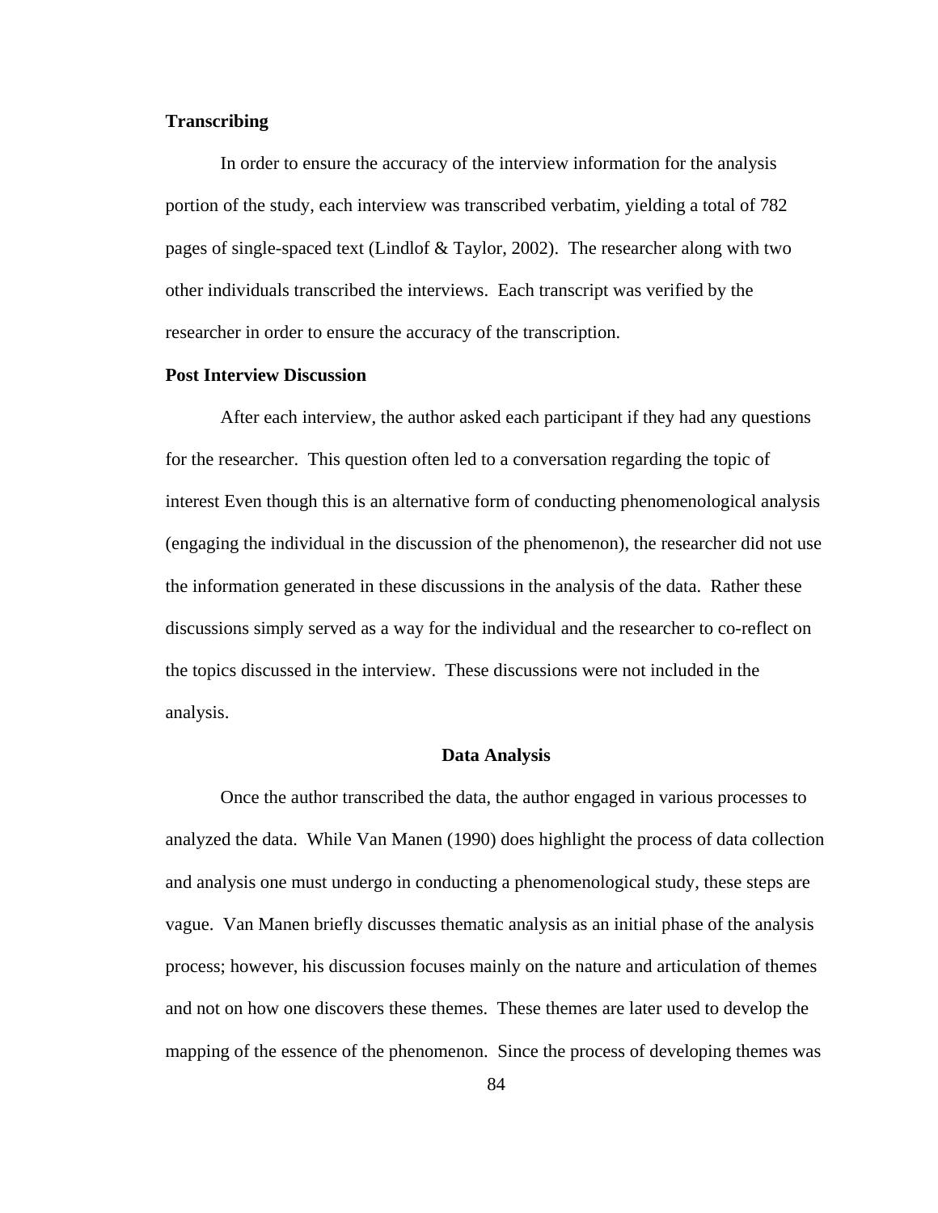### Transcribing

In order to ensure the accuracy of the interview information for the analysis portion of the study, each interview was transcribed verbatim, yielding a total of 782 pages of single-spaced text (Lindlof & Taylor, 2002). The researcher along with two other individuals transcribed the interviews. Each transcript was verified by the researcher in order to ensure the accuracy of the transcription.

### Post Interview Discussion

After each interview, the author asked each participant if they had any questions for the researcher. This question often led to a conversation regarding the topic of interest Even though this is an alternative form of conducting phenomenological analysis (engaging the individual in the discussion of the phenomenon), the researcher did not use the information generated in these discussions in the analysis of the data. Rather these discussions simply served as a way for the individual and the researcher to co-reflect on the topics discussed in the interview. These discussions were not included in the analysis.

## Data Analysis

Once the author transcribed the data, the author engaged in various processes to analyzed the data. While Van Manen (1990) does highlight the process of data collection and analysis one must undergo in conducting a phenomenological study, these steps are vague. Van Manen briefly discusses thematic analysis as an initial phase of the analysis process; however, his discussion focuses mainly on the nature and articulation of themes and not on how one discovers these themes. These themes are later used to develop the mapping of the essence of the phenomenon. Since the process of developing themes was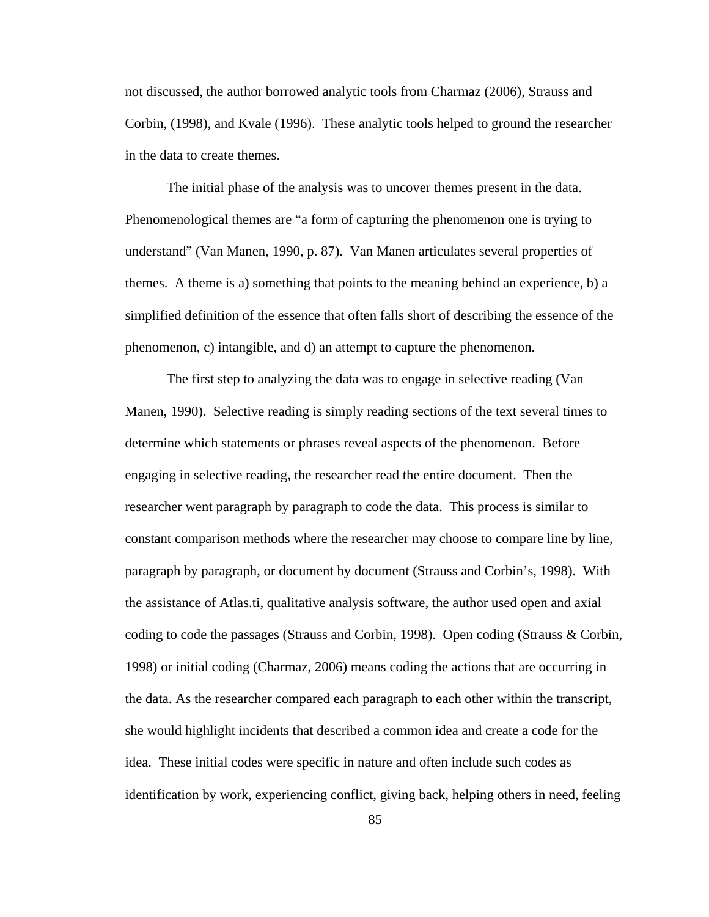not discussed, the author borrowed analytic tools from Charmaz (2006), Strauss and Corbin, (1998), and Kvale (1996). These analytic tools helped to ground the researcher in the data to create themes.

The initial phase of the analysis was to uncover themes present in the data. Phenomenological themes are "a form of capturing the phenomenon one is trying to understand" (Van Manen, 1990, p. 87). Van Manen articulates several properties of themes. A theme is a) something that points to the meaning behind an experience, b) a simplified definition of the essence that often falls short of describing the essence of the phenomenon, c) intangible, and d) an attempt to capture the phenomenon.

The first step to analyzing the data was to engage in selective reading (Van Manen, 1990). Selective reading is simply reading sections of the text several times to determine which statements or phrases reveal aspects of the phenomenon. Before engaging in selective reading, the researcher read the entire document. Then the researcher went paragraph by paragraph to code the data. This process is similar to constant comparison methods where the researcher may choose to compare line by line, paragraph by paragraph, or document by document (Strauss and Corbin's, 1998). With the assistance of Atlas.ti, qualitative analysis software, the author used open and axial coding to code the passages (Strauss and Corbin, 1998). Open coding (Strauss & Corbin, 1998) or initial coding (Charmaz, 2006) means coding the actions that are occurring in the data. As the researcher compared each paragraph to each other within the transcript, she would highlight incidents that described a common idea and create a code for the idea. These initial codes were specific in nature and often include such codes as identification by work, experiencing conflict, giving back, helping others in need, feeling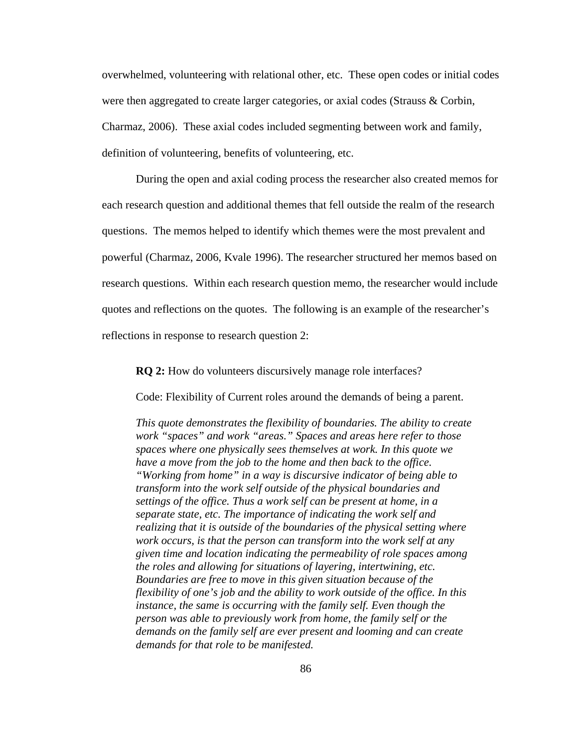overwhelmed, volunteering with relational other, etc. These open codes or initial codes were then aggregated to create larger categories, or axial codes (Strauss & Corbin, Charmaz, 2006). These axial codes included segmenting between work and family, definition of volunteering, benefits of volunteering, etc.

During the open and axial coding process the researcher also created memos for each research question and additional themes that fell outside the realm of the research questions. The memos helped to identify which themes were the most prevalent and powerful (Charmaz, 2006, Kvale 1996). The researcher structured her memos based on research questions. Within each research question memo, the researcher would include quotes and reflections on the quotes. The following is an example of the researcher's reflections in response to research question 2:

> **RQ 2:** How do volunteers discursively manage role interfaces?
>
> Code: Flexibility of Current roles around the demands of being a parent.
>
> *This quote demonstrates the flexibility of boundaries. The ability to create work "spaces" and work "areas." Spaces and areas here refer to those spaces where one physically sees themselves at work. In this quote we have a move from the job to the home and then back to the office. "Working from home" in a way is discursive indicator of being able to transform into the work self outside of the physical boundaries and settings of the office. Thus a work self can be present at home, in a separate state, etc. The importance of indicating the work self and realizing that it is outside of the boundaries of the physical setting where work occurs, is that the person can transform into the work self at any given time and location indicating the permeability of role spaces among the roles and allowing for situations of layering, intertwining, etc. Boundaries are free to move in this given situation because of the flexibility of one's job and the ability to work outside of the office. In this instance, the same is occurring with the family self. Even though the person was able to previously work from home, the family self or the demands on the family self are ever present and looming and can create demands for that role to be manifested.*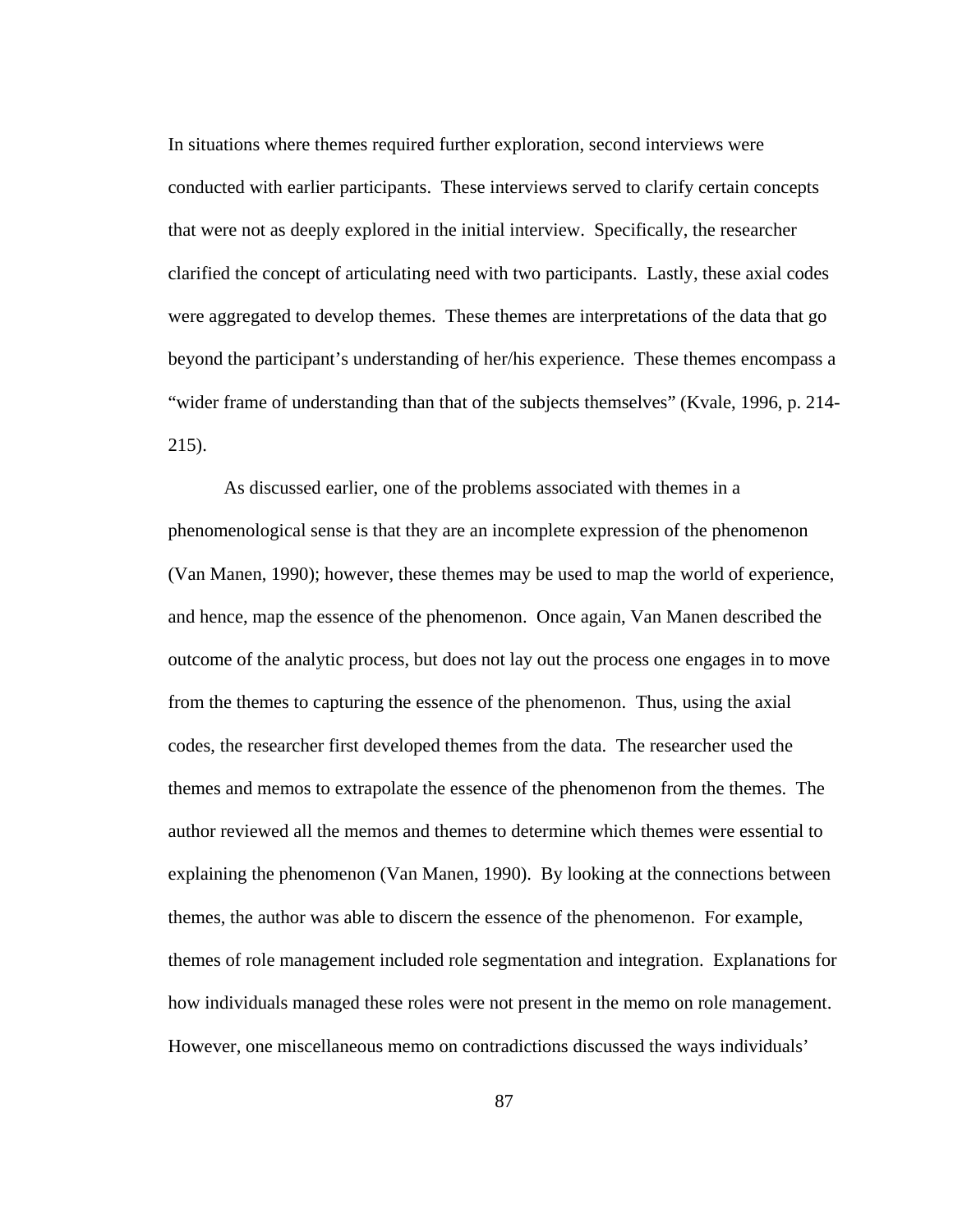In situations where themes required further exploration, second interviews were conducted with earlier participants. These interviews served to clarify certain concepts that were not as deeply explored in the initial interview. Specifically, the researcher clarified the concept of articulating need with two participants. Lastly, these axial codes were aggregated to develop themes. These themes are interpretations of the data that go beyond the participant's understanding of her/his experience. These themes encompass a "wider frame of understanding than that of the subjects themselves" (Kvale, 1996, p. 214-215).

As discussed earlier, one of the problems associated with themes in a phenomenological sense is that they are an incomplete expression of the phenomenon (Van Manen, 1990); however, these themes may be used to map the world of experience, and hence, map the essence of the phenomenon. Once again, Van Manen described the outcome of the analytic process, but does not lay out the process one engages in to move from the themes to capturing the essence of the phenomenon. Thus, using the axial codes, the researcher first developed themes from the data. The researcher used the themes and memos to extrapolate the essence of the phenomenon from the themes. The author reviewed all the memos and themes to determine which themes were essential to explaining the phenomenon (Van Manen, 1990). By looking at the connections between themes, the author was able to discern the essence of the phenomenon. For example, themes of role management included role segmentation and integration. Explanations for how individuals managed these roles were not present in the memo on role management. However, one miscellaneous memo on contradictions discussed the ways individuals'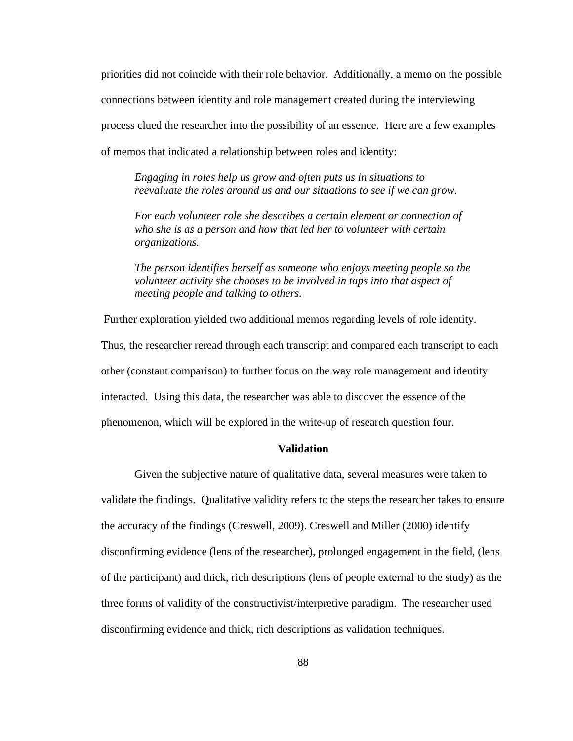priorities did not coincide with their role behavior. Additionally, a memo on the possible connections between identity and role management created during the interviewing process clued the researcher into the possibility of an essence. Here are a few examples of memos that indicated a relationship between roles and identity:

> *Engaging in roles help us grow and often puts us in situations to reevaluate the roles around us and our situations to see if we can grow.*
>
> *For each volunteer role she describes a certain element or connection of who she is as a person and how that led her to volunteer with certain organizations.*
>
> *The person identifies herself as someone who enjoys meeting people so the volunteer activity she chooses to be involved in taps into that aspect of meeting people and talking to others.*

Further exploration yielded two additional memos regarding levels of role identity. Thus, the researcher reread through each transcript and compared each transcript to each other (constant comparison) to further focus on the way role management and identity interacted. Using this data, the researcher was able to discover the essence of the phenomenon, which will be explored in the write-up of research question four.

## Validation

Given the subjective nature of qualitative data, several measures were taken to validate the findings. Qualitative validity refers to the steps the researcher takes to ensure the accuracy of the findings (Creswell, 2009). Creswell and Miller (2000) identify disconfirming evidence (lens of the researcher), prolonged engagement in the field, (lens of the participant) and thick, rich descriptions (lens of people external to the study) as the three forms of validity of the constructivist/interpretive paradigm. The researcher used disconfirming evidence and thick, rich descriptions as validation techniques.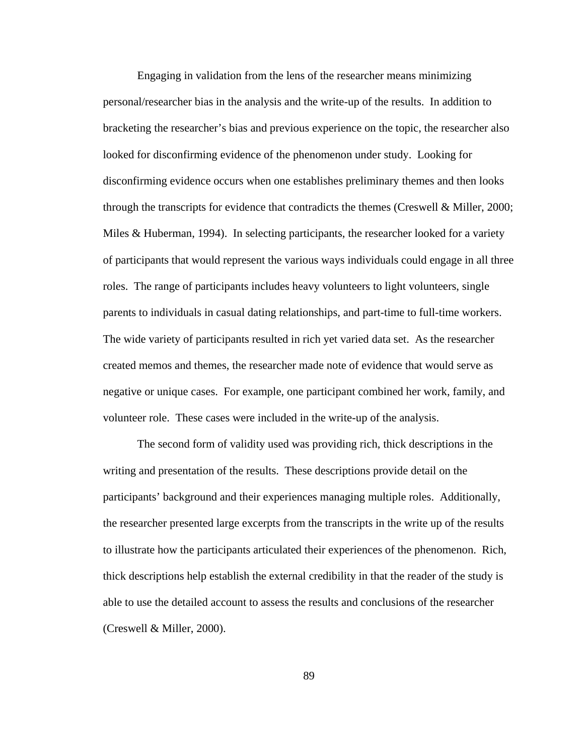Engaging in validation from the lens of the researcher means minimizing personal/researcher bias in the analysis and the write-up of the results. In addition to bracketing the researcher's bias and previous experience on the topic, the researcher also looked for disconfirming evidence of the phenomenon under study. Looking for disconfirming evidence occurs when one establishes preliminary themes and then looks through the transcripts for evidence that contradicts the themes (Creswell & Miller, 2000; Miles & Huberman, 1994). In selecting participants, the researcher looked for a variety of participants that would represent the various ways individuals could engage in all three roles. The range of participants includes heavy volunteers to light volunteers, single parents to individuals in casual dating relationships, and part-time to full-time workers. The wide variety of participants resulted in rich yet varied data set. As the researcher created memos and themes, the researcher made note of evidence that would serve as negative or unique cases. For example, one participant combined her work, family, and volunteer role. These cases were included in the write-up of the analysis.

The second form of validity used was providing rich, thick descriptions in the writing and presentation of the results. These descriptions provide detail on the participants' background and their experiences managing multiple roles. Additionally, the researcher presented large excerpts from the transcripts in the write up of the results to illustrate how the participants articulated their experiences of the phenomenon. Rich, thick descriptions help establish the external credibility in that the reader of the study is able to use the detailed account to assess the results and conclusions of the researcher (Creswell & Miller, 2000).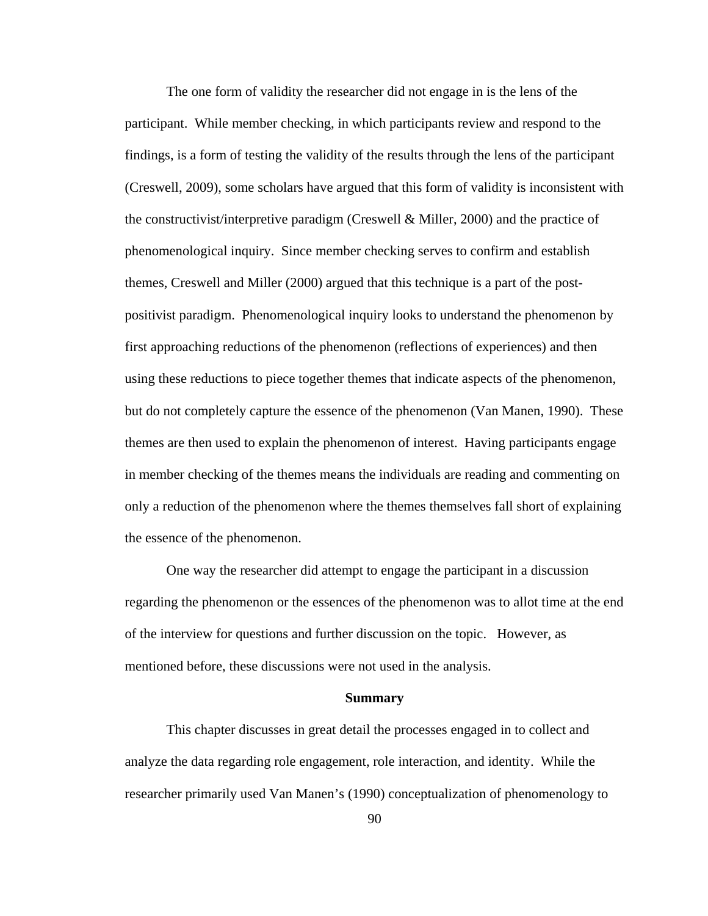The one form of validity the researcher did not engage in is the lens of the participant. While member checking, in which participants review and respond to the findings, is a form of testing the validity of the results through the lens of the participant (Creswell, 2009), some scholars have argued that this form of validity is inconsistent with the constructivist/interpretive paradigm (Creswell & Miller, 2000) and the practice of phenomenological inquiry. Since member checking serves to confirm and establish themes, Creswell and Miller (2000) argued that this technique is a part of the post-positivist paradigm. Phenomenological inquiry looks to understand the phenomenon by first approaching reductions of the phenomenon (reflections of experiences) and then using these reductions to piece together themes that indicate aspects of the phenomenon, but do not completely capture the essence of the phenomenon (Van Manen, 1990). These themes are then used to explain the phenomenon of interest. Having participants engage in member checking of the themes means the individuals are reading and commenting on only a reduction of the phenomenon where the themes themselves fall short of explaining the essence of the phenomenon.

One way the researcher did attempt to engage the participant in a discussion regarding the phenomenon or the essences of the phenomenon was to allot time at the end of the interview for questions and further discussion on the topic. However, as mentioned before, these discussions were not used in the analysis.

## Summary

This chapter discusses in great detail the processes engaged in to collect and analyze the data regarding role engagement, role interaction, and identity. While the researcher primarily used Van Manen's (1990) conceptualization of phenomenology to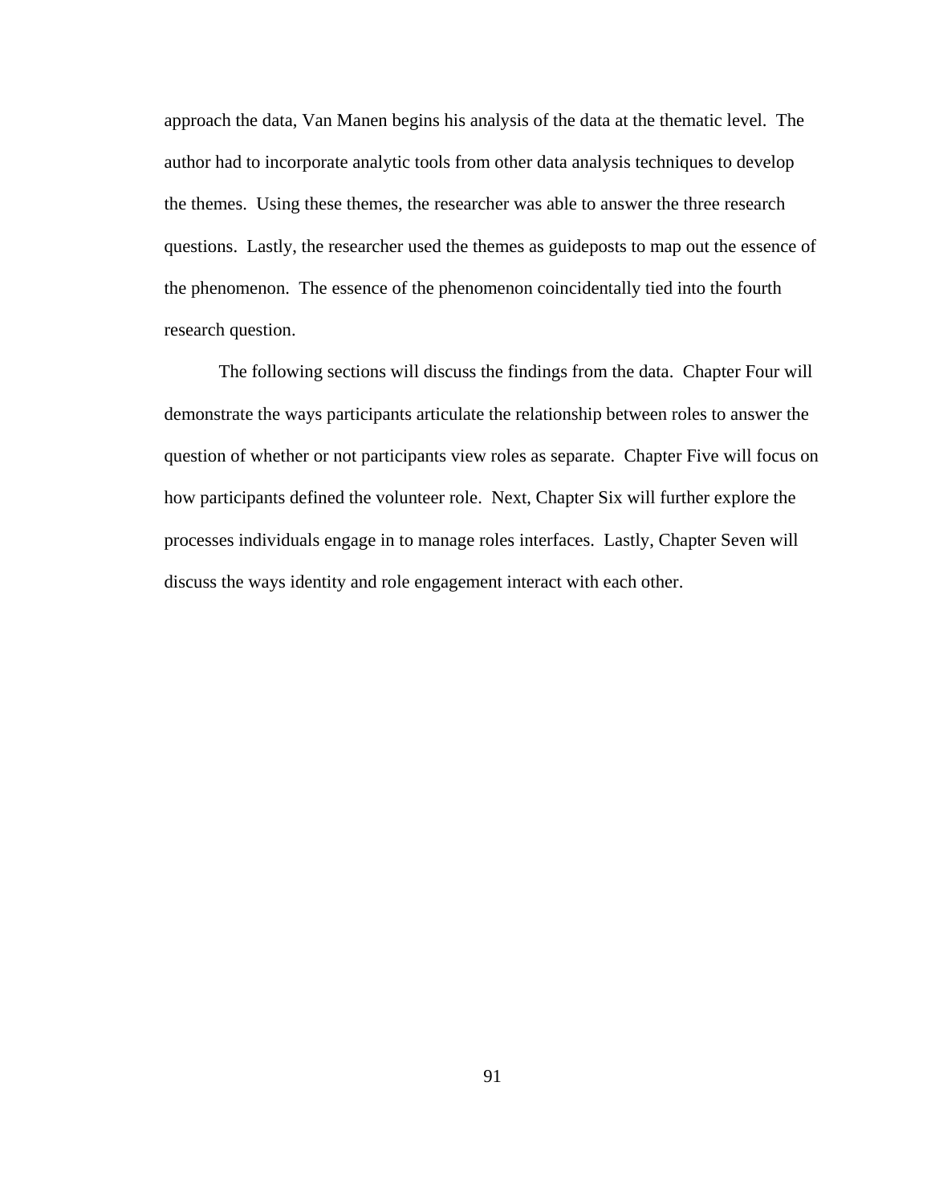approach the data, Van Manen begins his analysis of the data at the thematic level. The author had to incorporate analytic tools from other data analysis techniques to develop the themes. Using these themes, the researcher was able to answer the three research questions. Lastly, the researcher used the themes as guideposts to map out the essence of the phenomenon. The essence of the phenomenon coincidentally tied into the fourth research question.

The following sections will discuss the findings from the data. Chapter Four will demonstrate the ways participants articulate the relationship between roles to answer the question of whether or not participants view roles as separate. Chapter Five will focus on how participants defined the volunteer role. Next, Chapter Six will further explore the processes individuals engage in to manage roles interfaces. Lastly, Chapter Seven will discuss the ways identity and role engagement interact with each other.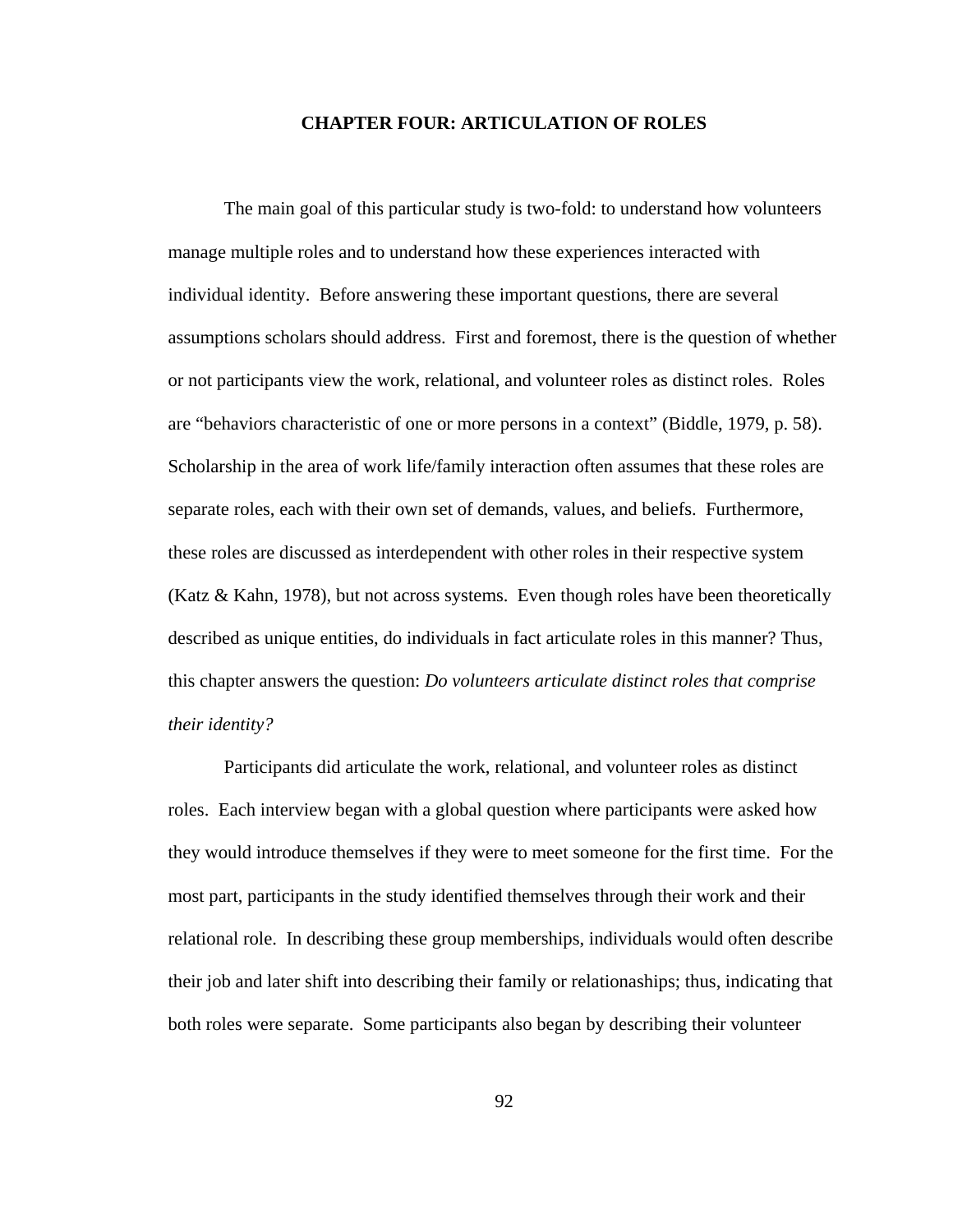# CHAPTER FOUR: ARTICULATION OF ROLES

The main goal of this particular study is two-fold: to understand how volunteers manage multiple roles and to understand how these experiences interacted with individual identity. Before answering these important questions, there are several assumptions scholars should address. First and foremost, there is the question of whether or not participants view the work, relational, and volunteer roles as distinct roles. Roles are "behaviors characteristic of one or more persons in a context" (Biddle, 1979, p. 58). Scholarship in the area of work life/family interaction often assumes that these roles are separate roles, each with their own set of demands, values, and beliefs. Furthermore, these roles are discussed as interdependent with other roles in their respective system (Katz & Kahn, 1978), but not across systems. Even though roles have been theoretically described as unique entities, do individuals in fact articulate roles in this manner? Thus, this chapter answers the question: *Do volunteers articulate distinct roles that comprise their identity?*

Participants did articulate the work, relational, and volunteer roles as distinct roles. Each interview began with a global question where participants were asked how they would introduce themselves if they were to meet someone for the first time. For the most part, participants in the study identified themselves through their work and their relational role. In describing these group memberships, individuals would often describe their job and later shift into describing their family or relationships; thus, indicating that both roles were separate. Some participants also began by describing their volunteer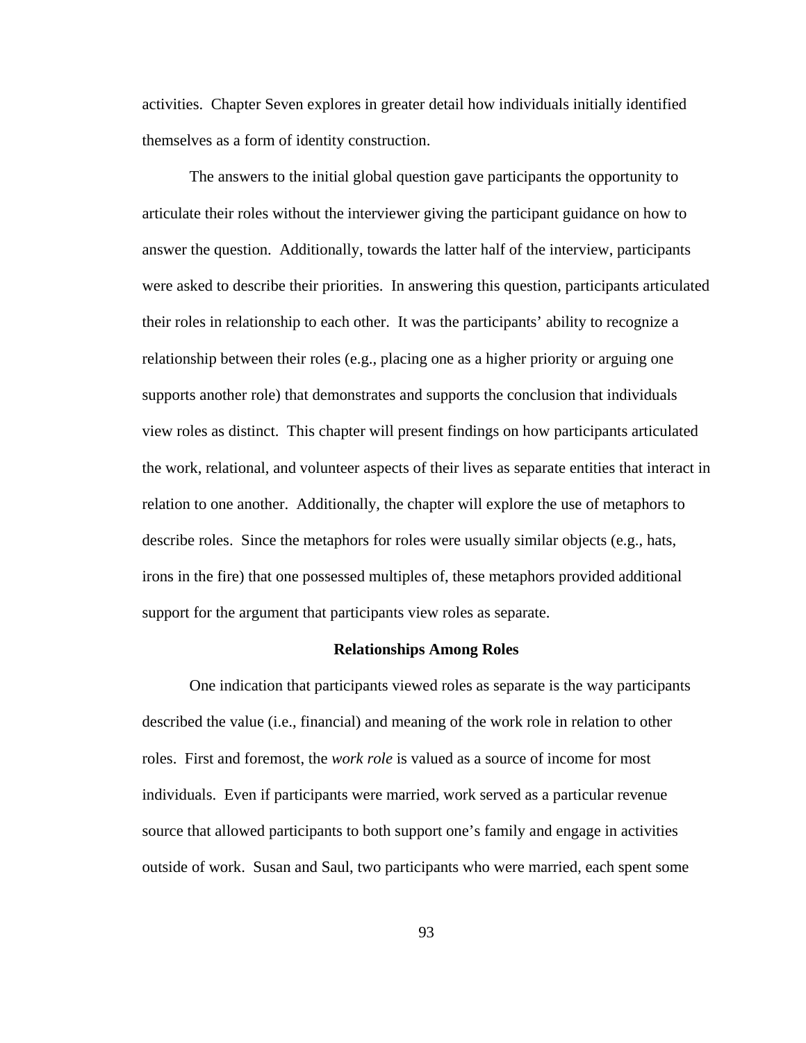activities. Chapter Seven explores in greater detail how individuals initially identified themselves as a form of identity construction.

The answers to the initial global question gave participants the opportunity to articulate their roles without the interviewer giving the participant guidance on how to answer the question. Additionally, towards the latter half of the interview, participants were asked to describe their priorities. In answering this question, participants articulated their roles in relationship to each other. It was the participants' ability to recognize a relationship between their roles (e.g., placing one as a higher priority or arguing one supports another role) that demonstrates and supports the conclusion that individuals view roles as distinct. This chapter will present findings on how participants articulated the work, relational, and volunteer aspects of their lives as separate entities that interact in relation to one another. Additionally, the chapter will explore the use of metaphors to describe roles. Since the metaphors for roles were usually similar objects (e.g., hats, irons in the fire) that one possessed multiples of, these metaphors provided additional support for the argument that participants view roles as separate.

## Relationships Among Roles

One indication that participants viewed roles as separate is the way participants described the value (i.e., financial) and meaning of the work role in relation to other roles. First and foremost, the *work role* is valued as a source of income for most individuals. Even if participants were married, work served as a particular revenue source that allowed participants to both support one's family and engage in activities outside of work. Susan and Saul, two participants who were married, each spent some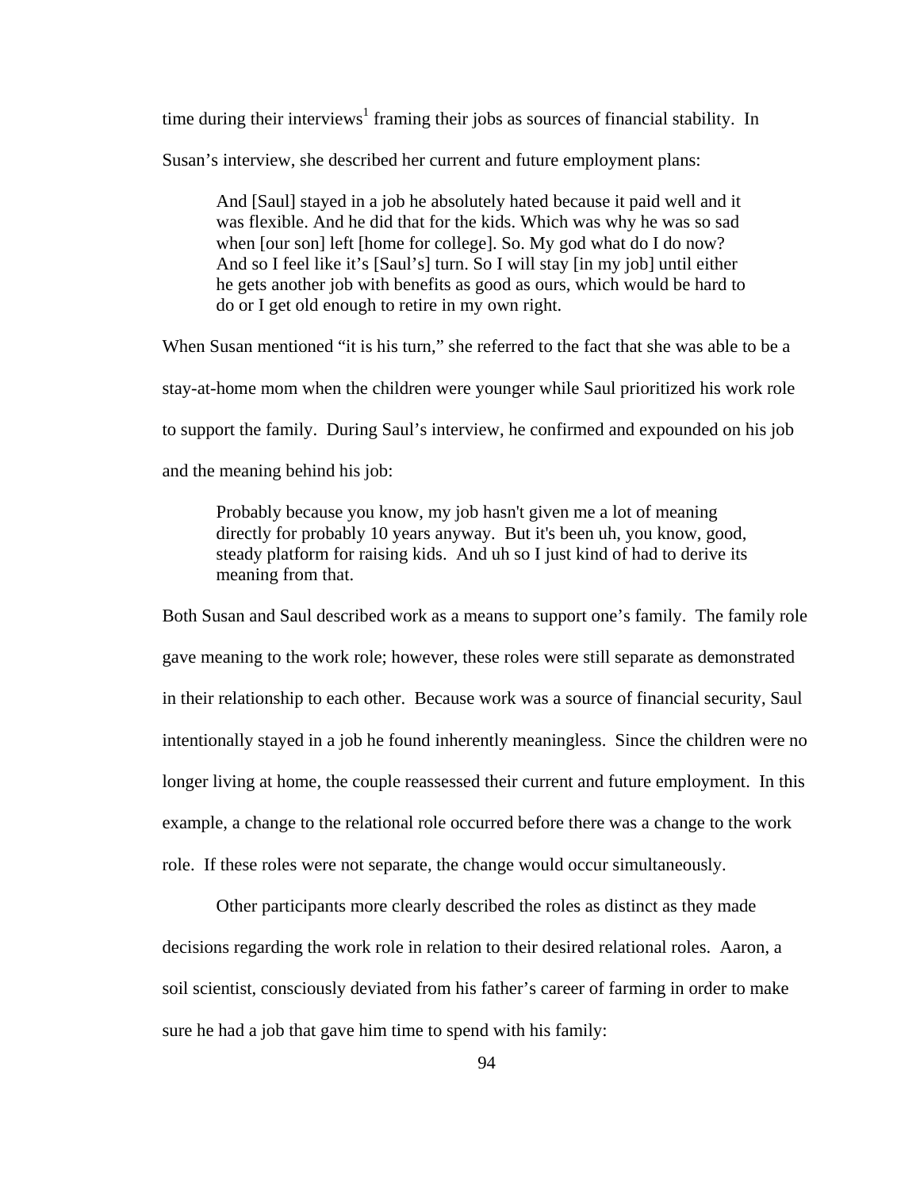time during their interviews[1] framing their jobs as sources of financial stability. In Susan's interview, she described her current and future employment plans:

> And [Saul] stayed in a job he absolutely hated because it paid well and it was flexible. And he did that for the kids. Which was why he was so sad when [our son] left [home for college]. So. My god what do I do now? And so I feel like it's [Saul's] turn. So I will stay [in my job] until either he gets another job with benefits as good as ours, which would be hard to do or I get old enough to retire in my own right.

When Susan mentioned "it is his turn," she referred to the fact that she was able to be a stay-at-home mom when the children were younger while Saul prioritized his work role to support the family. During Saul's interview, he confirmed and expounded on his job and the meaning behind his job:

> Probably because you know, my job hasn't given me a lot of meaning directly for probably 10 years anyway. But it's been uh, you know, good, steady platform for raising kids. And uh so I just kind of had to derive its meaning from that.

Both Susan and Saul described work as a means to support one's family. The family role gave meaning to the work role; however, these roles were still separate as demonstrated in their relationship to each other. Because work was a source of financial security, Saul intentionally stayed in a job he found inherently meaningless. Since the children were no longer living at home, the couple reassessed their current and future employment. In this example, a change to the relational role occurred before there was a change to the work role. If these roles were not separate, the change would occur simultaneously.

Other participants more clearly described the roles as distinct as they made decisions regarding the work role in relation to their desired relational roles. Aaron, a soil scientist, consciously deviated from his father's career of farming in order to make sure he had a job that gave him time to spend with his family: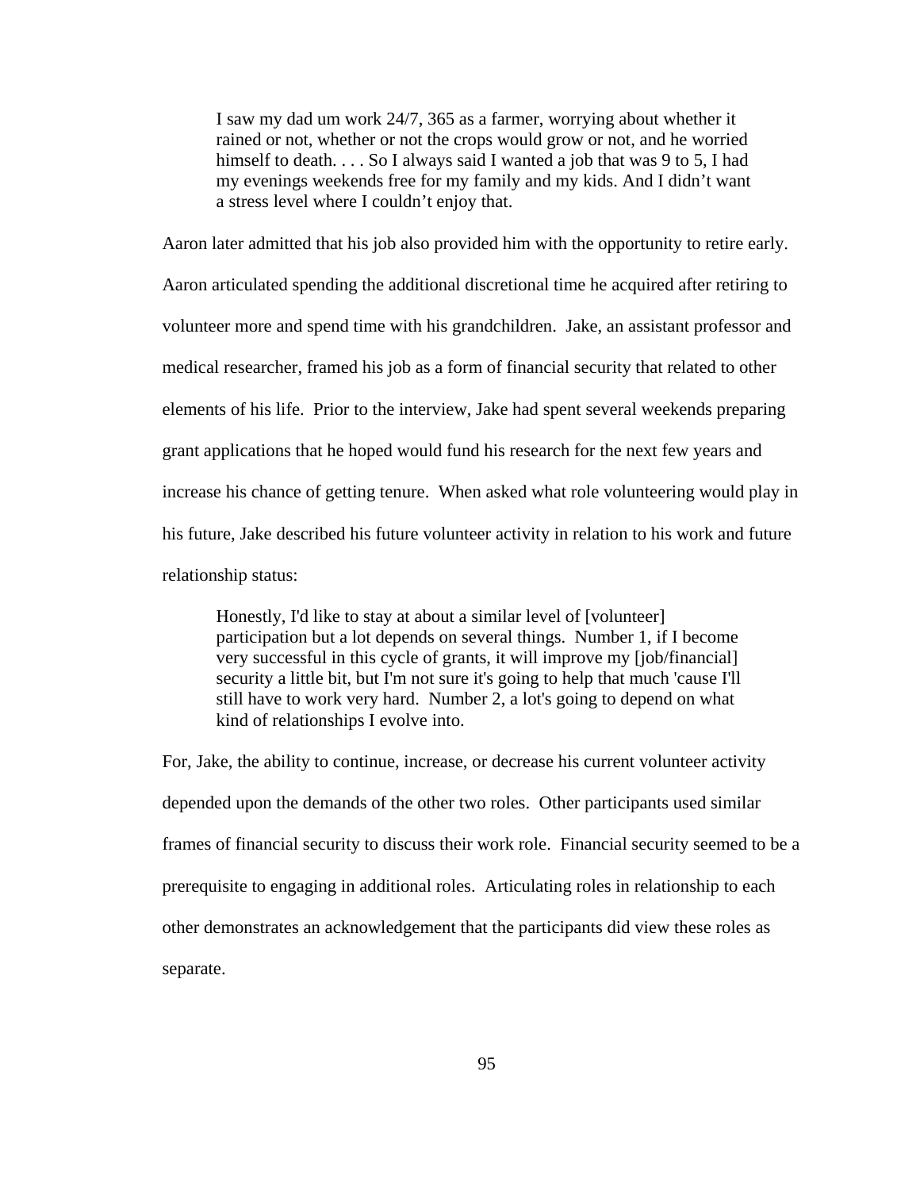> I saw my dad um work 24/7, 365 as a farmer, worrying about whether it rained or not, whether or not the crops would grow or not, and he worried himself to death. . . . So I always said I wanted a job that was 9 to 5, I had my evenings weekends free for my family and my kids. And I didn't want a stress level where I couldn't enjoy that.

Aaron later admitted that his job also provided him with the opportunity to retire early. Aaron articulated spending the additional discretional time he acquired after retiring to volunteer more and spend time with his grandchildren. Jake, an assistant professor and medical researcher, framed his job as a form of financial security that related to other elements of his life. Prior to the interview, Jake had spent several weekends preparing grant applications that he hoped would fund his research for the next few years and increase his chance of getting tenure. When asked what role volunteering would play in his future, Jake described his future volunteer activity in relation to his work and future relationship status:

> Honestly, I'd like to stay at about a similar level of [volunteer] participation but a lot depends on several things. Number 1, if I become very successful in this cycle of grants, it will improve my [job/financial] security a little bit, but I'm not sure it's going to help that much 'cause I'll still have to work very hard. Number 2, a lot's going to depend on what kind of relationships I evolve into.

For, Jake, the ability to continue, increase, or decrease his current volunteer activity depended upon the demands of the other two roles. Other participants used similar frames of financial security to discuss their work role. Financial security seemed to be a prerequisite to engaging in additional roles. Articulating roles in relationship to each other demonstrates an acknowledgement that the participants did view these roles as separate.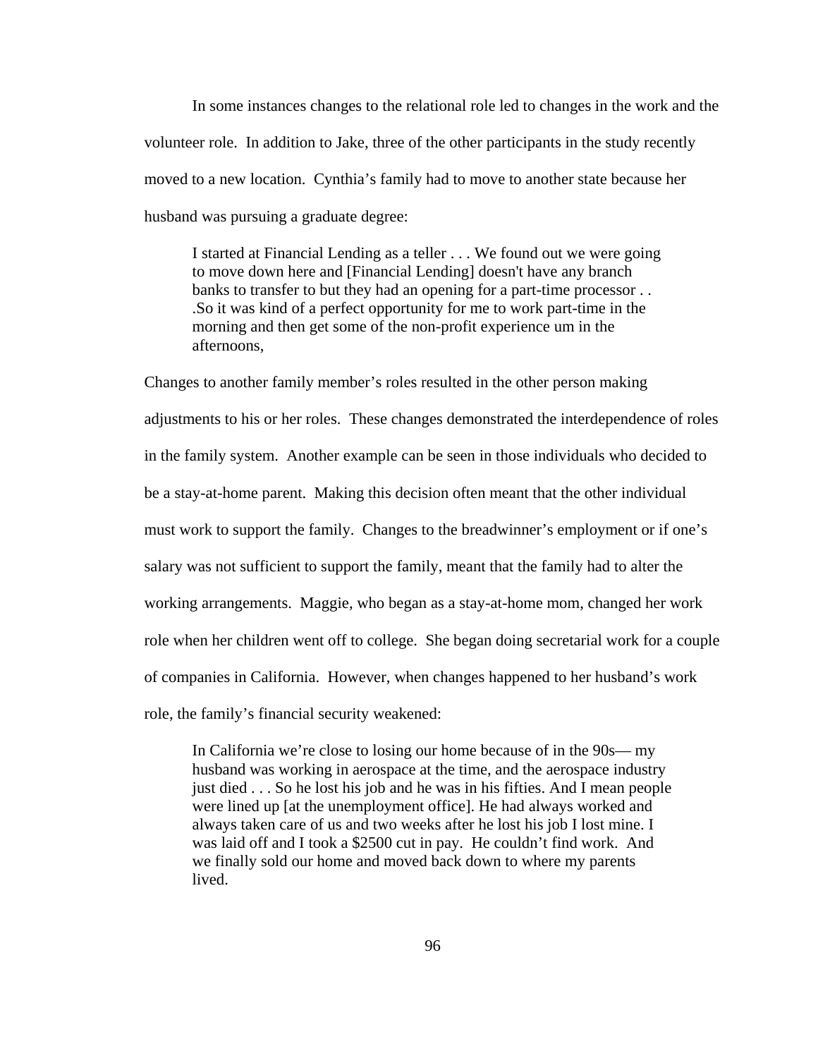In some instances changes to the relational role led to changes in the work and the volunteer role. In addition to Jake, three of the other participants in the study recently moved to a new location. Cynthia's family had to move to another state because her husband was pursuing a graduate degree:

> I started at Financial Lending as a teller . . . We found out we were going to move down here and [Financial Lending] doesn't have any branch banks to transfer to but they had an opening for a part-time processor . . .So it was kind of a perfect opportunity for me to work part-time in the morning and then get some of the non-profit experience um in the afternoons,

Changes to another family member's roles resulted in the other person making adjustments to his or her roles. These changes demonstrated the interdependence of roles in the family system. Another example can be seen in those individuals who decided to be a stay-at-home parent. Making this decision often meant that the other individual must work to support the family. Changes to the breadwinner's employment or if one's salary was not sufficient to support the family, meant that the family had to alter the working arrangements. Maggie, who began as a stay-at-home mom, changed her work role when her children went off to college. She began doing secretarial work for a couple of companies in California. However, when changes happened to her husband's work role, the family's financial security weakened:

> In California we're close to losing our home because of in the 90s— my husband was working in aerospace at the time, and the aerospace industry just died . . . So he lost his job and he was in his fifties. And I mean people were lined up [at the unemployment office]. He had always worked and always taken care of us and two weeks after he lost his job I lost mine. I was laid off and I took a $2500 cut in pay. He couldn't find work. And we finally sold our home and moved back down to where my parents lived.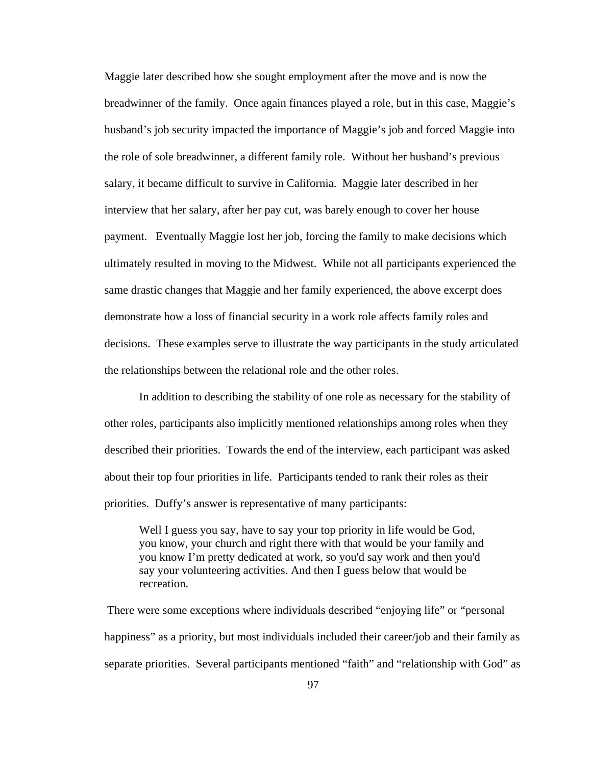Maggie later described how she sought employment after the move and is now the breadwinner of the family. Once again finances played a role, but in this case, Maggie's husband's job security impacted the importance of Maggie's job and forced Maggie into the role of sole breadwinner, a different family role. Without her husband's previous salary, it became difficult to survive in California. Maggie later described in her interview that her salary, after her pay cut, was barely enough to cover her house payment. Eventually Maggie lost her job, forcing the family to make decisions which ultimately resulted in moving to the Midwest. While not all participants experienced the same drastic changes that Maggie and her family experienced, the above excerpt does demonstrate how a loss of financial security in a work role affects family roles and decisions. These examples serve to illustrate the way participants in the study articulated the relationships between the relational role and the other roles.

In addition to describing the stability of one role as necessary for the stability of other roles, participants also implicitly mentioned relationships among roles when they described their priorities. Towards the end of the interview, each participant was asked about their top four priorities in life. Participants tended to rank their roles as their priorities. Duffy's answer is representative of many participants:

> Well I guess you say, have to say your top priority in life would be God, you know, your church and right there with that would be your family and you know I'm pretty dedicated at work, so you'd say work and then you'd say your volunteering activities. And then I guess below that would be recreation.

There were some exceptions where individuals described "enjoying life" or "personal happiness" as a priority, but most individuals included their career/job and their family as separate priorities. Several participants mentioned "faith" and "relationship with God" as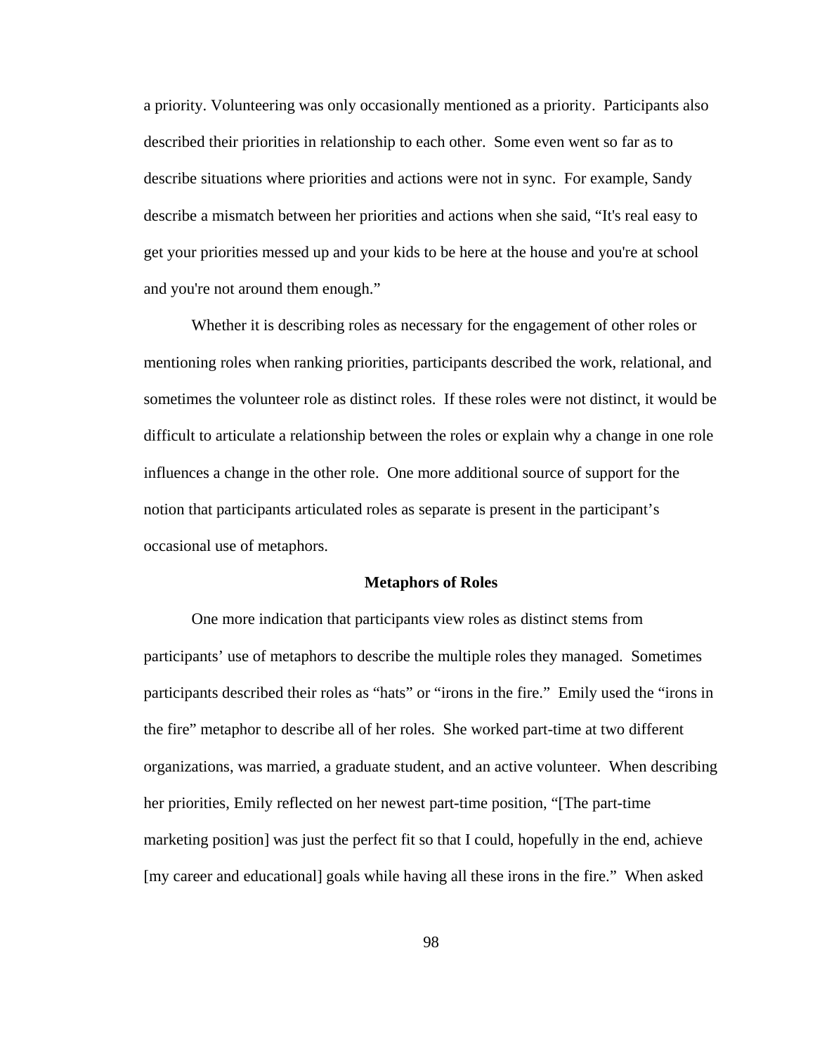a priority. Volunteering was only occasionally mentioned as a priority. Participants also described their priorities in relationship to each other. Some even went so far as to describe situations where priorities and actions were not in sync. For example, Sandy describe a mismatch between her priorities and actions when she said, "It's real easy to get your priorities messed up and your kids to be here at the house and you're at school and you're not around them enough."

Whether it is describing roles as necessary for the engagement of other roles or mentioning roles when ranking priorities, participants described the work, relational, and sometimes the volunteer role as distinct roles. If these roles were not distinct, it would be difficult to articulate a relationship between the roles or explain why a change in one role influences a change in the other role. One more additional source of support for the notion that participants articulated roles as separate is present in the participant's occasional use of metaphors.

## Metaphors of Roles

One more indication that participants view roles as distinct stems from participants' use of metaphors to describe the multiple roles they managed. Sometimes participants described their roles as "hats" or "irons in the fire." Emily used the "irons in the fire" metaphor to describe all of her roles. She worked part-time at two different organizations, was married, a graduate student, and an active volunteer. When describing her priorities, Emily reflected on her newest part-time position, "[The part-time marketing position] was just the perfect fit so that I could, hopefully in the end, achieve [my career and educational] goals while having all these irons in the fire." When asked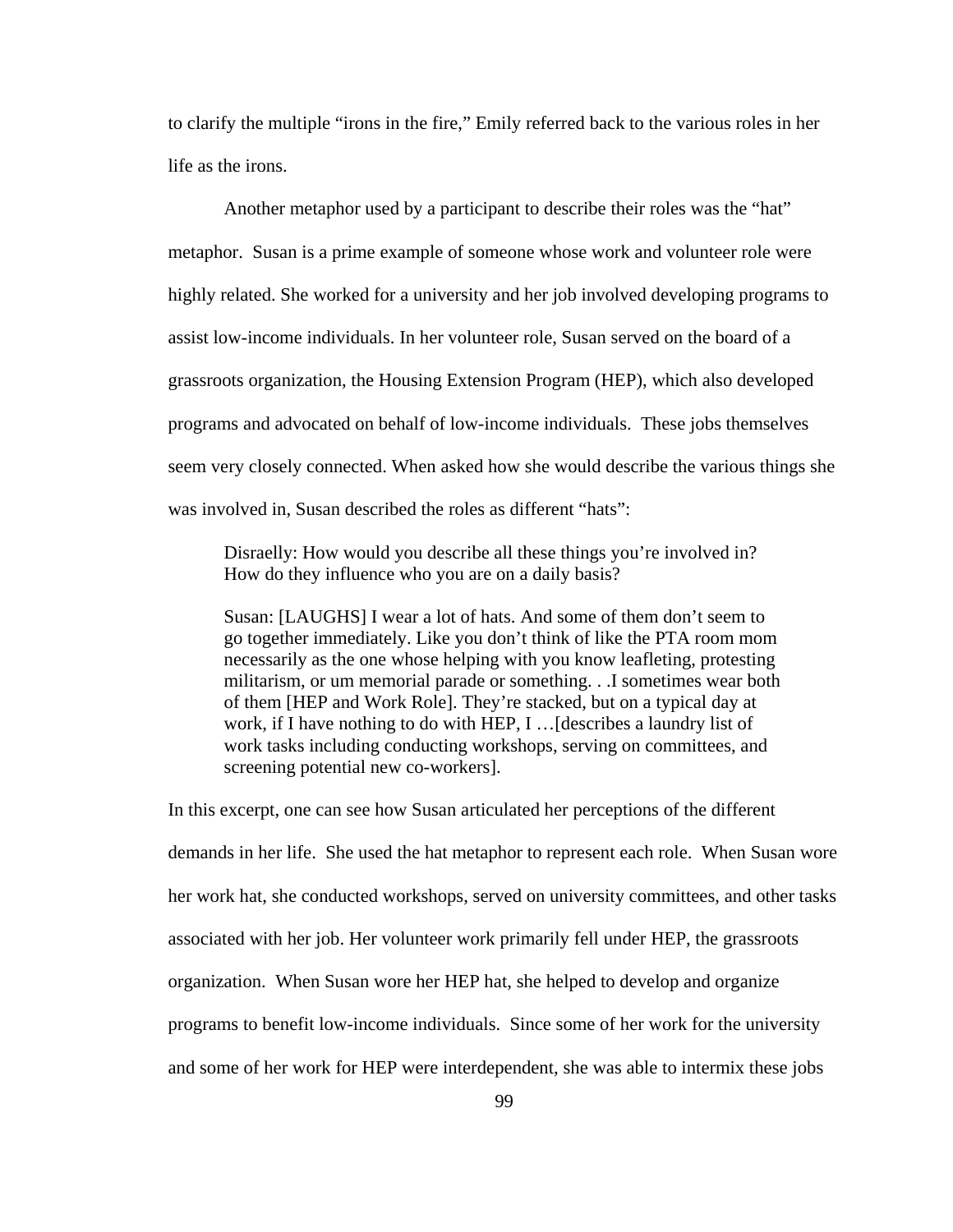to clarify the multiple “irons in the fire,” Emily referred back to the various roles in her life as the irons.

Another metaphor used by a participant to describe their roles was the “hat” metaphor. Susan is a prime example of someone whose work and volunteer role were highly related. She worked for a university and her job involved developing programs to assist low-income individuals. In her volunteer role, Susan served on the board of a grassroots organization, the Housing Extension Program (HEP), which also developed programs and advocated on behalf of low-income individuals. These jobs themselves seem very closely connected. When asked how she would describe the various things she was involved in, Susan described the roles as different “hats”:

> Disraelly: How would you describe all these things you’re involved in? How do they influence who you are on a daily basis?
>
> Susan: [LAUGHS] I wear a lot of hats. And some of them don’t seem to go together immediately. Like you don’t think of like the PTA room mom necessarily as the one whose helping with you know leafleting, protesting militarism, or um memorial parade or something. . .I sometimes wear both of them [HEP and Work Role]. They’re stacked, but on a typical day at work, if I have nothing to do with HEP, I …[describes a laundry list of work tasks including conducting workshops, serving on committees, and screening potential new co-workers].

In this excerpt, one can see how Susan articulated her perceptions of the different demands in her life. She used the hat metaphor to represent each role. When Susan wore her work hat, she conducted workshops, served on university committees, and other tasks associated with her job. Her volunteer work primarily fell under HEP, the grassroots organization. When Susan wore her HEP hat, she helped to develop and organize programs to benefit low-income individuals. Since some of her work for the university and some of her work for HEP were interdependent, she was able to intermix these jobs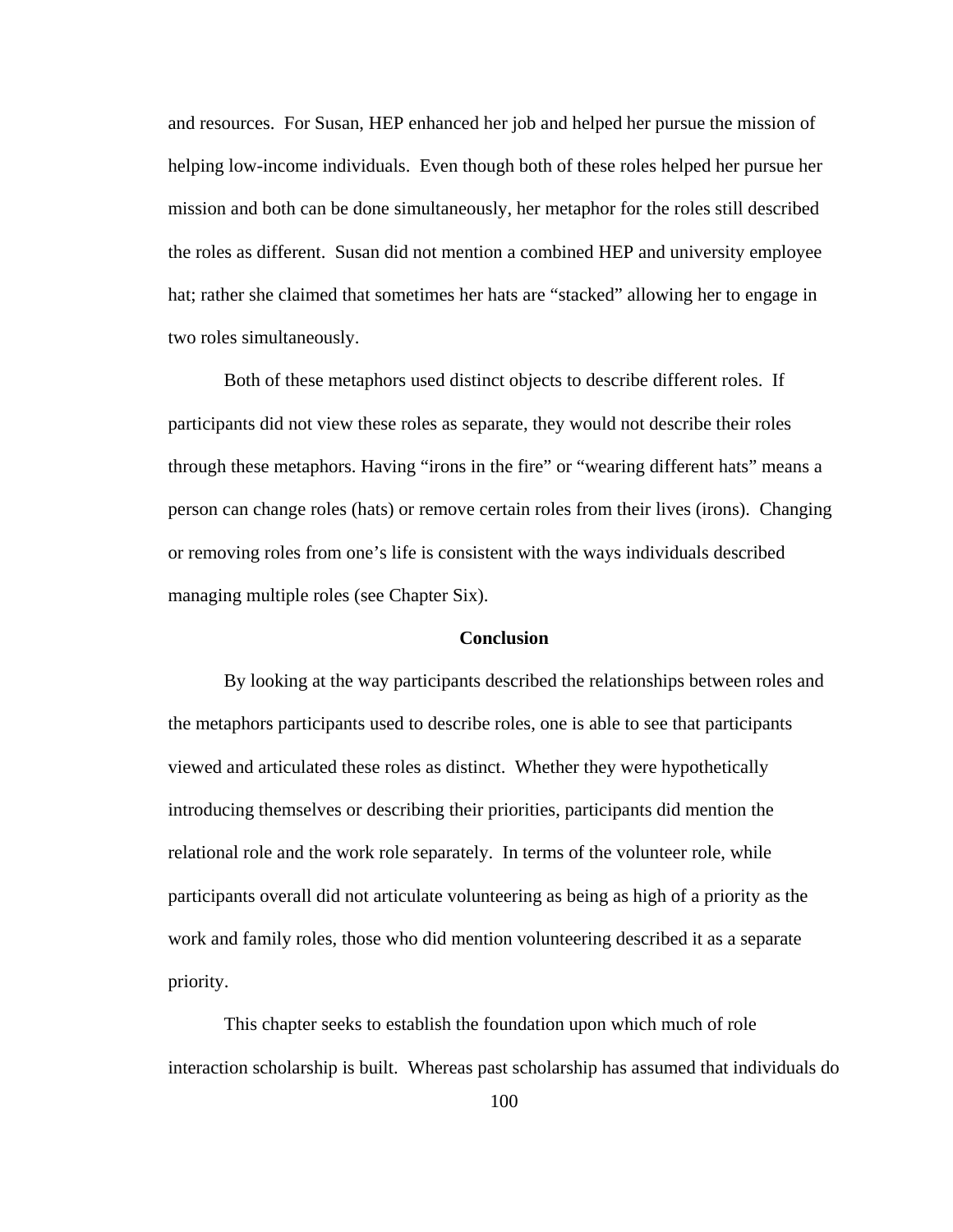and resources. For Susan, HEP enhanced her job and helped her pursue the mission of helping low-income individuals. Even though both of these roles helped her pursue her mission and both can be done simultaneously, her metaphor for the roles still described the roles as different. Susan did not mention a combined HEP and university employee hat; rather she claimed that sometimes her hats are "stacked" allowing her to engage in two roles simultaneously.

Both of these metaphors used distinct objects to describe different roles. If participants did not view these roles as separate, they would not describe their roles through these metaphors. Having "irons in the fire" or "wearing different hats" means a person can change roles (hats) or remove certain roles from their lives (irons). Changing or removing roles from one's life is consistent with the ways individuals described managing multiple roles (see Chapter Six).

## Conclusion

By looking at the way participants described the relationships between roles and the metaphors participants used to describe roles, one is able to see that participants viewed and articulated these roles as distinct. Whether they were hypothetically introducing themselves or describing their priorities, participants did mention the relational role and the work role separately. In terms of the volunteer role, while participants overall did not articulate volunteering as being as high of a priority as the work and family roles, those who did mention volunteering described it as a separate priority.

This chapter seeks to establish the foundation upon which much of role interaction scholarship is built. Whereas past scholarship has assumed that individuals do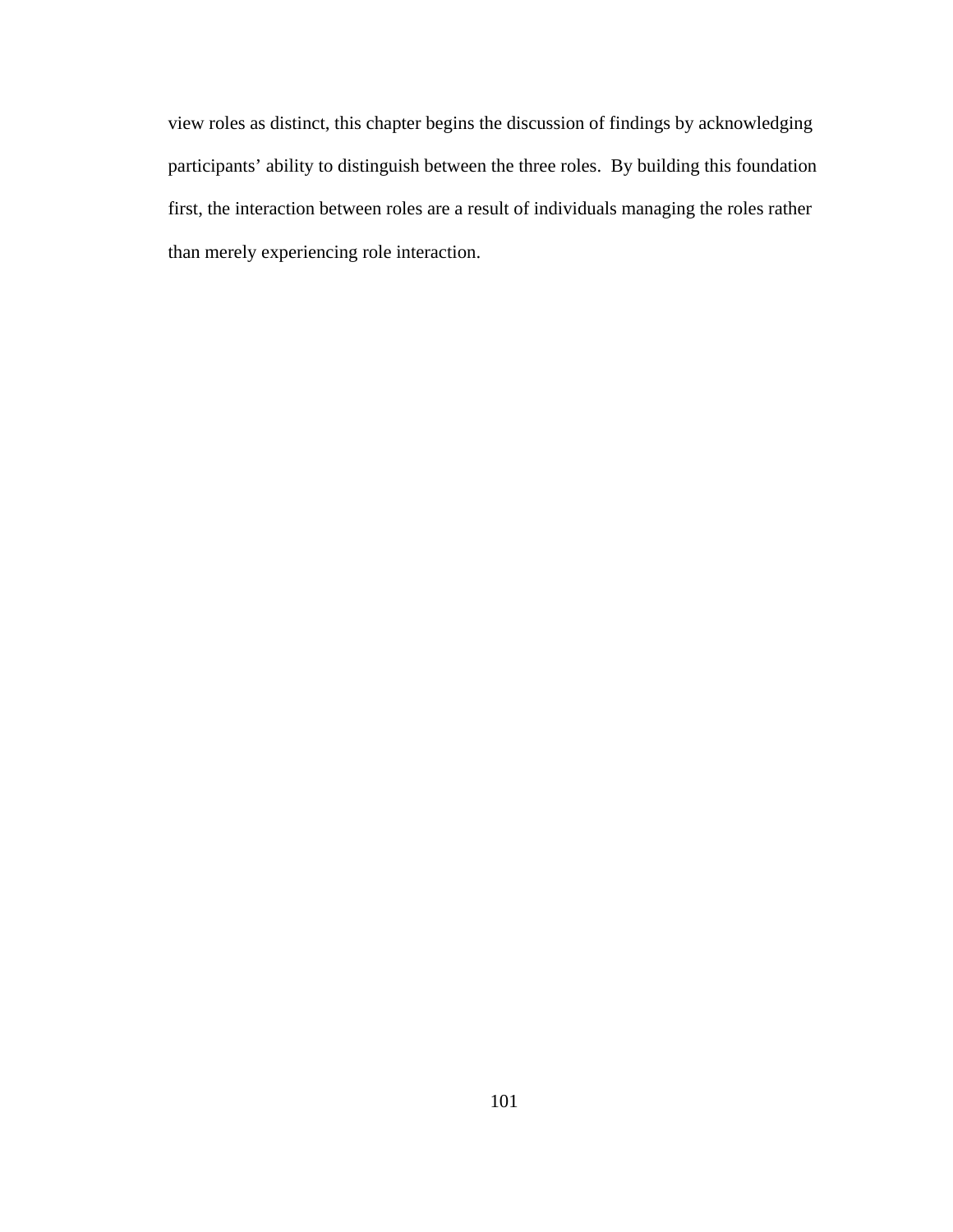view roles as distinct, this chapter begins the discussion of findings by acknowledging participants' ability to distinguish between the three roles.  By building this foundation first, the interaction between roles are a result of individuals managing the roles rather than merely experiencing role interaction.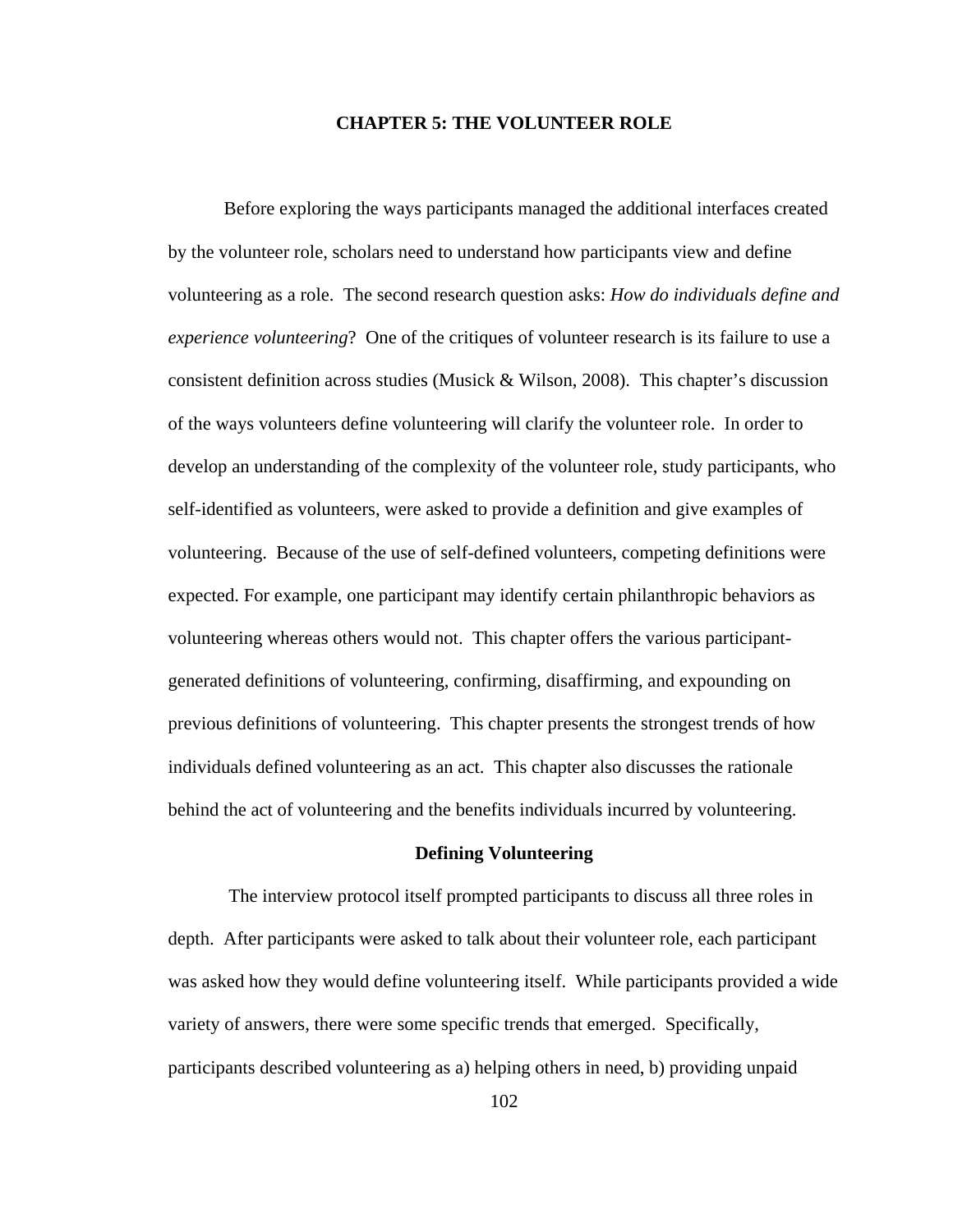# CHAPTER 5: THE VOLUNTEER ROLE

Before exploring the ways participants managed the additional interfaces created by the volunteer role, scholars need to understand how participants view and define volunteering as a role. The second research question asks: *How do individuals define and experience volunteering*? One of the critiques of volunteer research is its failure to use a consistent definition across studies (Musick & Wilson, 2008). This chapter's discussion of the ways volunteers define volunteering will clarify the volunteer role. In order to develop an understanding of the complexity of the volunteer role, study participants, who self-identified as volunteers, were asked to provide a definition and give examples of volunteering. Because of the use of self-defined volunteers, competing definitions were expected. For example, one participant may identify certain philanthropic behaviors as volunteering whereas others would not. This chapter offers the various participant-generated definitions of volunteering, confirming, disaffirming, and expounding on previous definitions of volunteering. This chapter presents the strongest trends of how individuals defined volunteering as an act. This chapter also discusses the rationale behind the act of volunteering and the benefits individuals incurred by volunteering.

## Defining Volunteering

The interview protocol itself prompted participants to discuss all three roles in depth. After participants were asked to talk about their volunteer role, each participant was asked how they would define volunteering itself. While participants provided a wide variety of answers, there were some specific trends that emerged. Specifically, participants described volunteering as a) helping others in need, b) providing unpaid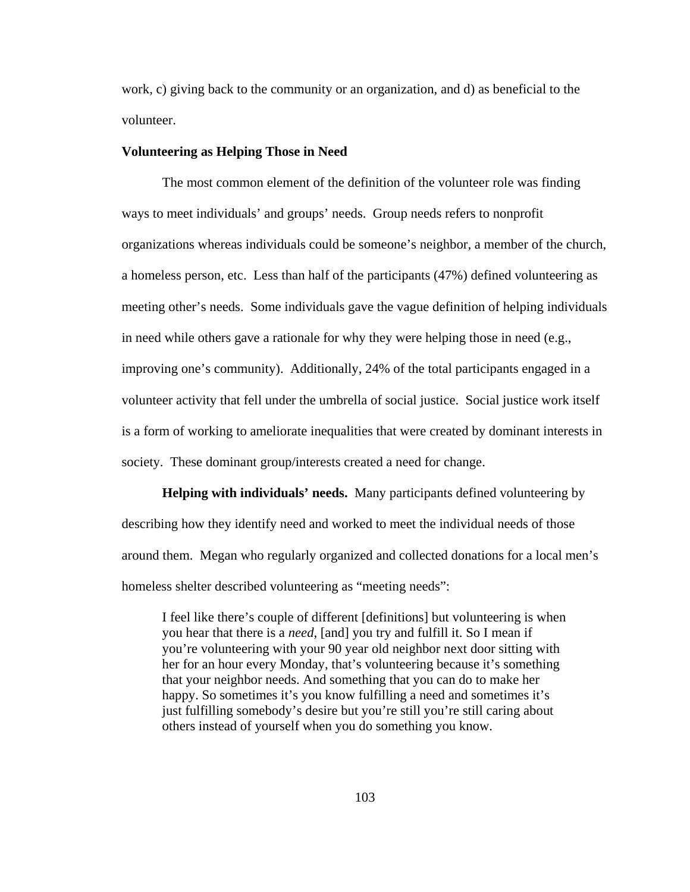work, c) giving back to the community or an organization, and d) as beneficial to the volunteer.

### Volunteering as Helping Those in Need

The most common element of the definition of the volunteer role was finding ways to meet individuals' and groups' needs. Group needs refers to nonprofit organizations whereas individuals could be someone's neighbor, a member of the church, a homeless person, etc. Less than half of the participants (47%) defined volunteering as meeting other's needs. Some individuals gave the vague definition of helping individuals in need while others gave a rationale for why they were helping those in need (e.g., improving one's community). Additionally, 24% of the total participants engaged in a volunteer activity that fell under the umbrella of social justice. Social justice work itself is a form of working to ameliorate inequalities that were created by dominant interests in society. These dominant group/interests created a need for change.

**Helping with individuals' needs.** Many participants defined volunteering by describing how they identify need and worked to meet the individual needs of those around them. Megan who regularly organized and collected donations for a local men's homeless shelter described volunteering as "meeting needs":

> I feel like there's couple of different [definitions] but volunteering is when you hear that there is a *need*, [and] you try and fulfill it. So I mean if you're volunteering with your 90 year old neighbor next door sitting with her for an hour every Monday, that's volunteering because it's something that your neighbor needs. And something that you can do to make her happy. So sometimes it's you know fulfilling a need and sometimes it's just fulfilling somebody's desire but you're still you're still caring about others instead of yourself when you do something you know.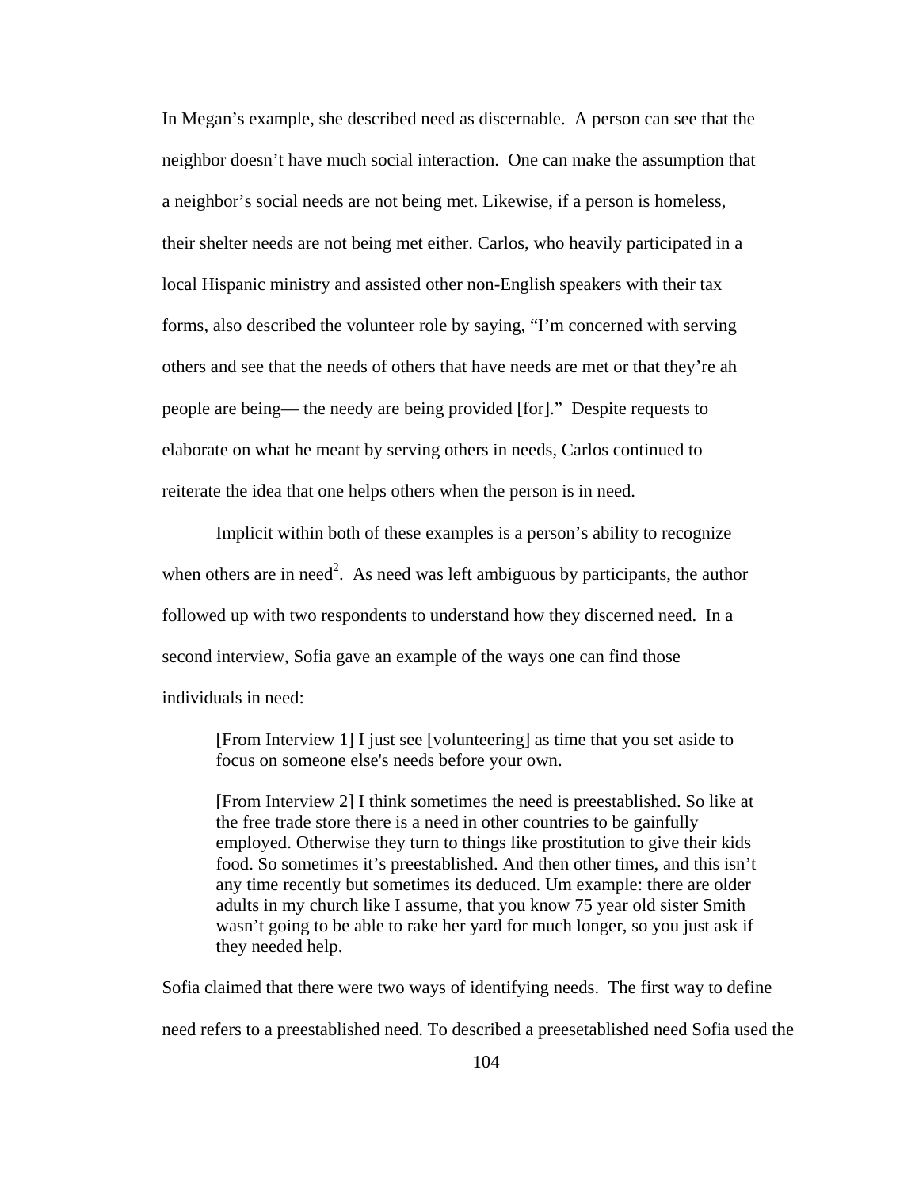In Megan's example, she described need as discernable. A person can see that the neighbor doesn't have much social interaction. One can make the assumption that a neighbor's social needs are not being met. Likewise, if a person is homeless, their shelter needs are not being met either. Carlos, who heavily participated in a local Hispanic ministry and assisted other non-English speakers with their tax forms, also described the volunteer role by saying, "I'm concerned with serving others and see that the needs of others that have needs are met or that they're ah people are being— the needy are being provided [for]." Despite requests to elaborate on what he meant by serving others in needs, Carlos continued to reiterate the idea that one helps others when the person is in need.

Implicit within both of these examples is a person's ability to recognize when others are in need[2]. As need was left ambiguous by participants, the author followed up with two respondents to understand how they discerned need. In a second interview, Sofia gave an example of the ways one can find those individuals in need:

> [From Interview 1] I just see [volunteering] as time that you set aside to focus on someone else's needs before your own.
>
> [From Interview 2] I think sometimes the need is preestablished. So like at the free trade store there is a need in other countries to be gainfully employed. Otherwise they turn to things like prostitution to give their kids food. So sometimes it's preestablished. And then other times, and this isn't any time recently but sometimes its deduced. Um example: there are older adults in my church like I assume, that you know 75 year old sister Smith wasn't going to be able to rake her yard for much longer, so you just ask if they needed help.

Sofia claimed that there were two ways of identifying needs. The first way to define need refers to a preestablished need. To described a preesetablished need Sofia used the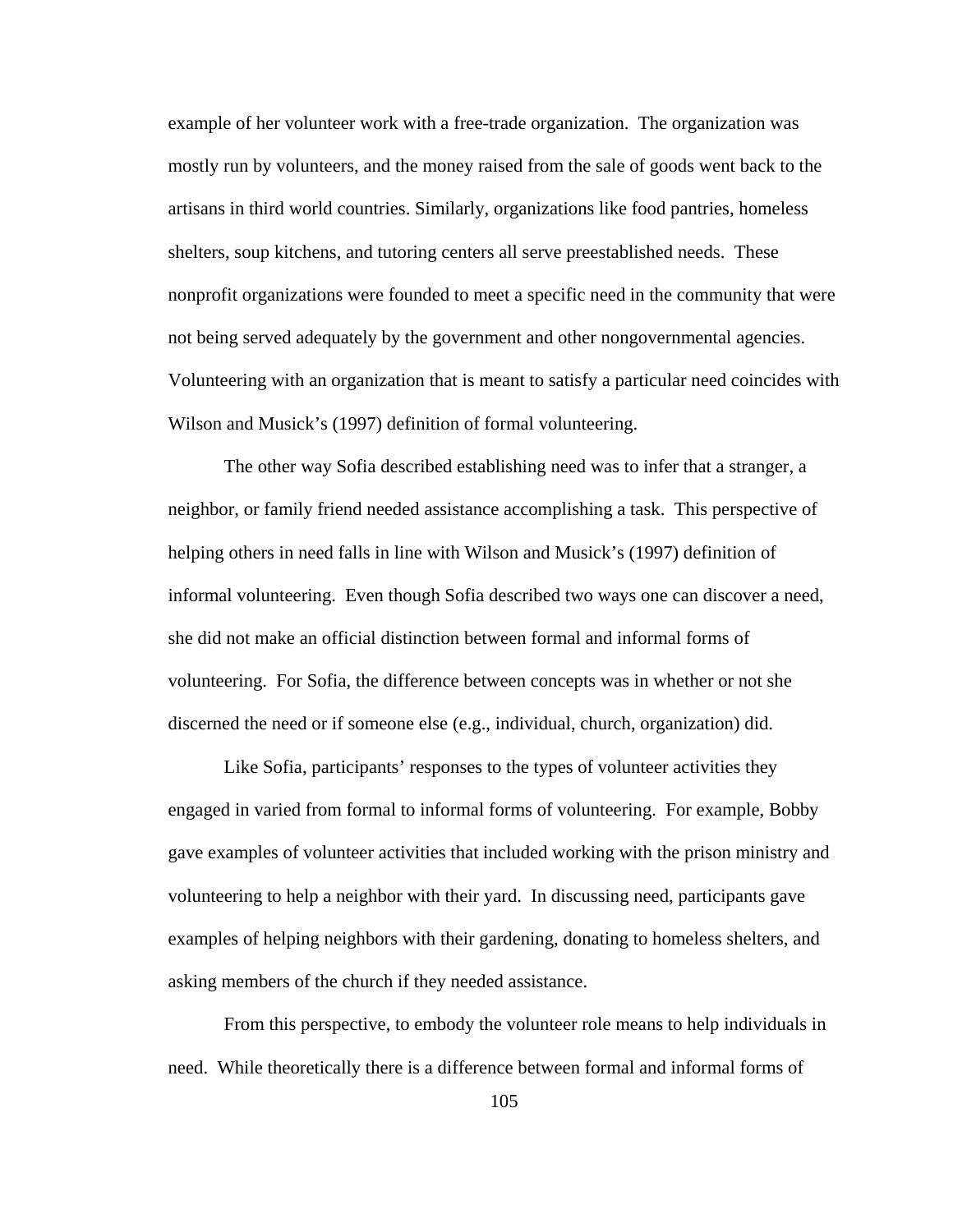example of her volunteer work with a free-trade organization. The organization was mostly run by volunteers, and the money raised from the sale of goods went back to the artisans in third world countries. Similarly, organizations like food pantries, homeless shelters, soup kitchens, and tutoring centers all serve preestablished needs. These nonprofit organizations were founded to meet a specific need in the community that were not being served adequately by the government and other nongovernmental agencies. Volunteering with an organization that is meant to satisfy a particular need coincides with Wilson and Musick's (1997) definition of formal volunteering.

The other way Sofia described establishing need was to infer that a stranger, a neighbor, or family friend needed assistance accomplishing a task. This perspective of helping others in need falls in line with Wilson and Musick's (1997) definition of informal volunteering. Even though Sofia described two ways one can discover a need, she did not make an official distinction between formal and informal forms of volunteering. For Sofia, the difference between concepts was in whether or not she discerned the need or if someone else (e.g., individual, church, organization) did.

Like Sofia, participants' responses to the types of volunteer activities they engaged in varied from formal to informal forms of volunteering. For example, Bobby gave examples of volunteer activities that included working with the prison ministry and volunteering to help a neighbor with their yard. In discussing need, participants gave examples of helping neighbors with their gardening, donating to homeless shelters, and asking members of the church if they needed assistance.

From this perspective, to embody the volunteer role means to help individuals in need. While theoretically there is a difference between formal and informal forms of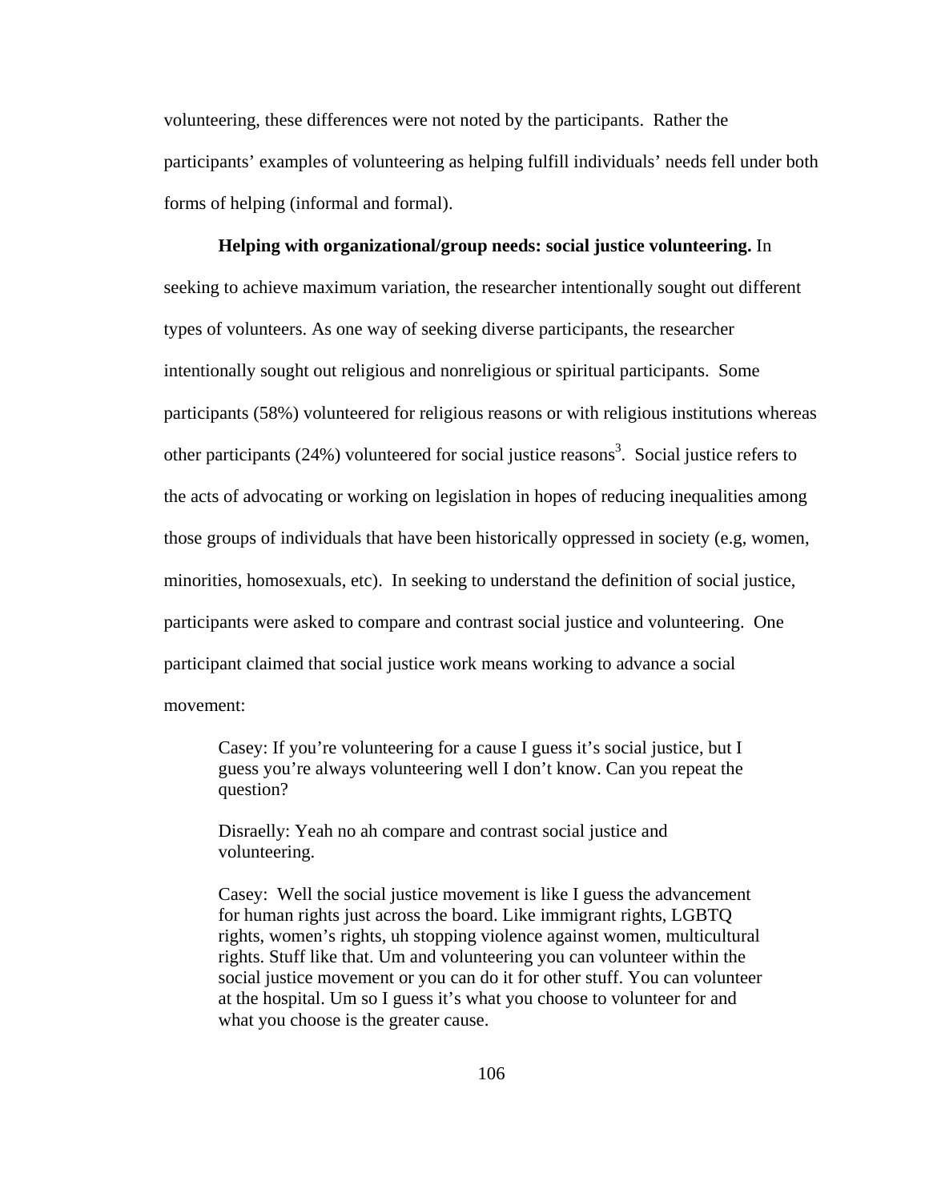volunteering, these differences were not noted by the participants. Rather the participants' examples of volunteering as helping fulfill individuals' needs fell under both forms of helping (informal and formal).

**Helping with organizational/group needs: social justice volunteering.** In seeking to achieve maximum variation, the researcher intentionally sought out different types of volunteers. As one way of seeking diverse participants, the researcher intentionally sought out religious and nonreligious or spiritual participants. Some participants (58%) volunteered for religious reasons or with religious institutions whereas other participants (24%) volunteered for social justice reasons[3]. Social justice refers to the acts of advocating or working on legislation in hopes of reducing inequalities among those groups of individuals that have been historically oppressed in society (e.g, women, minorities, homosexuals, etc). In seeking to understand the definition of social justice, participants were asked to compare and contrast social justice and volunteering. One participant claimed that social justice work means working to advance a social movement:

> Casey: If you're volunteering for a cause I guess it's social justice, but I guess you're always volunteering well I don't know. Can you repeat the question?
>
> Disraelly: Yeah no ah compare and contrast social justice and volunteering.
>
> Casey: Well the social justice movement is like I guess the advancement for human rights just across the board. Like immigrant rights, LGBTQ rights, women's rights, uh stopping violence against women, multicultural rights. Stuff like that. Um and volunteering you can volunteer within the social justice movement or you can do it for other stuff. You can volunteer at the hospital. Um so I guess it's what you choose to volunteer for and what you choose is the greater cause.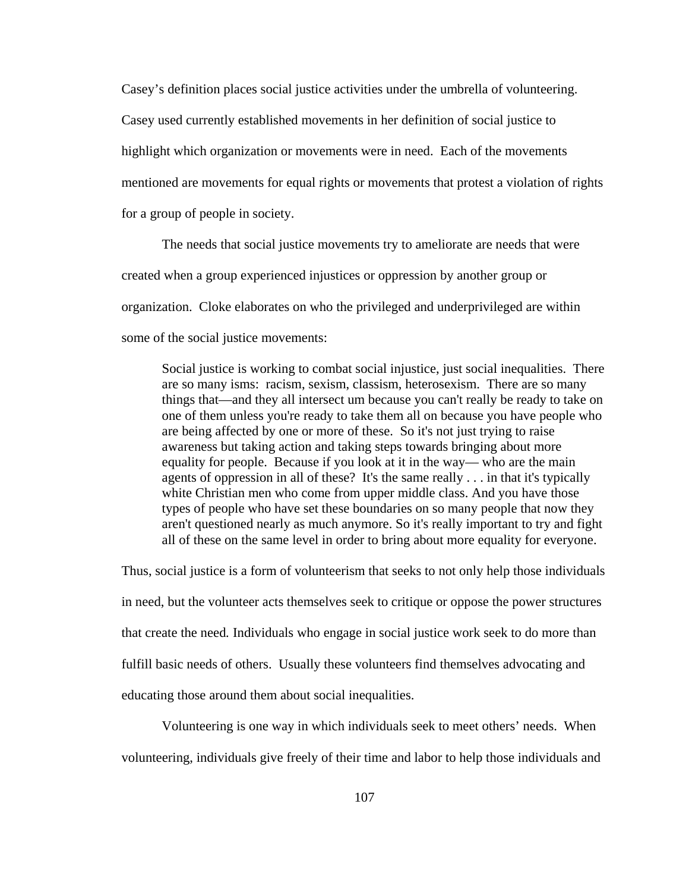Casey's definition places social justice activities under the umbrella of volunteering. Casey used currently established movements in her definition of social justice to highlight which organization or movements were in need. Each of the movements mentioned are movements for equal rights or movements that protest a violation of rights for a group of people in society.

The needs that social justice movements try to ameliorate are needs that were created when a group experienced injustices or oppression by another group or organization. Cloke elaborates on who the privileged and underprivileged are within some of the social justice movements:

> Social justice is working to combat social injustice, just social inequalities. There are so many isms: racism, sexism, classism, heterosexism. There are so many things that—and they all intersect um because you can't really be ready to take on one of them unless you're ready to take them all on because you have people who are being affected by one or more of these. So it's not just trying to raise awareness but taking action and taking steps towards bringing about more equality for people. Because if you look at it in the way— who are the main agents of oppression in all of these? It's the same really . . . in that it's typically white Christian men who come from upper middle class. And you have those types of people who have set these boundaries on so many people that now they aren't questioned nearly as much anymore. So it's really important to try and fight all of these on the same level in order to bring about more equality for everyone.

Thus, social justice is a form of volunteerism that seeks to not only help those individuals in need, but the volunteer acts themselves seek to critique or oppose the power structures that create the need. Individuals who engage in social justice work seek to do more than fulfill basic needs of others. Usually these volunteers find themselves advocating and educating those around them about social inequalities.

Volunteering is one way in which individuals seek to meet others' needs. When volunteering, individuals give freely of their time and labor to help those individuals and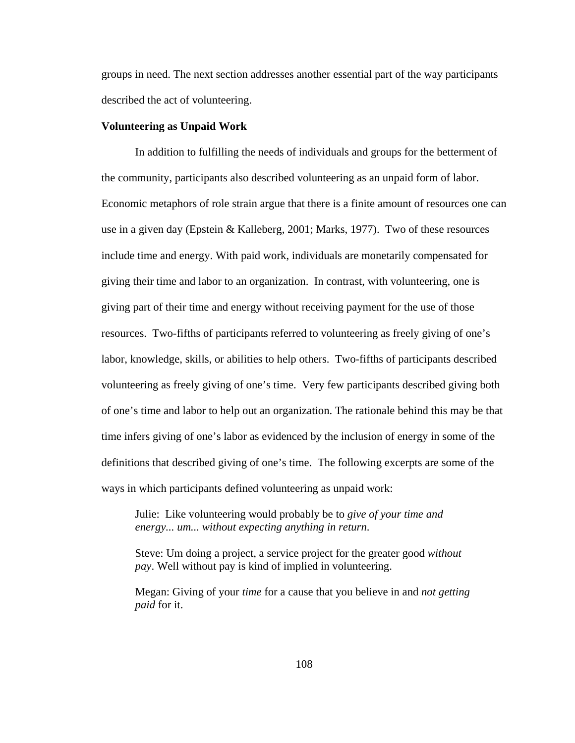groups in need. The next section addresses another essential part of the way participants described the act of volunteering.

**Volunteering as Unpaid Work**

In addition to fulfilling the needs of individuals and groups for the betterment of the community, participants also described volunteering as an unpaid form of labor. Economic metaphors of role strain argue that there is a finite amount of resources one can use in a given day (Epstein & Kalleberg, 2001; Marks, 1977). Two of these resources include time and energy. With paid work, individuals are monetarily compensated for giving their time and labor to an organization. In contrast, with volunteering, one is giving part of their time and energy without receiving payment for the use of those resources. Two-fifths of participants referred to volunteering as freely giving of one's labor, knowledge, skills, or abilities to help others. Two-fifths of participants described volunteering as freely giving of one's time. Very few participants described giving both of one's time and labor to help out an organization. The rationale behind this may be that time infers giving of one's labor as evidenced by the inclusion of energy in some of the definitions that described giving of one's time. The following excerpts are some of the ways in which participants defined volunteering as unpaid work:

> Julie: Like volunteering would probably be to *give of your time and energy... um... without expecting anything in return*.
>
> Steve: Um doing a project, a service project for the greater good *without pay*. Well without pay is kind of implied in volunteering.
>
> Megan: Giving of your *time* for a cause that you believe in and *not getting paid* for it.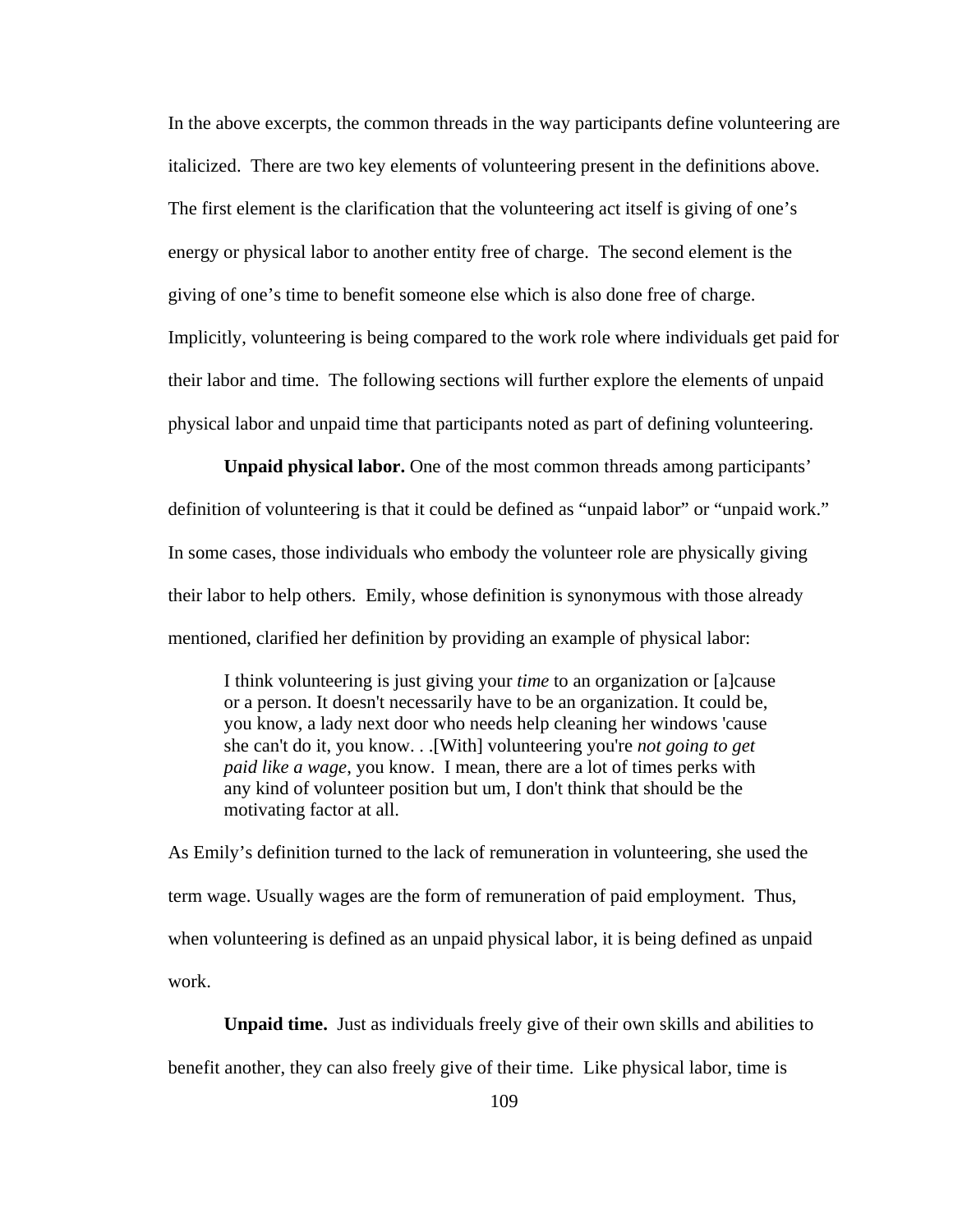In the above excerpts, the common threads in the way participants define volunteering are italicized. There are two key elements of volunteering present in the definitions above. The first element is the clarification that the volunteering act itself is giving of one's energy or physical labor to another entity free of charge. The second element is the giving of one's time to benefit someone else which is also done free of charge. Implicitly, volunteering is being compared to the work role where individuals get paid for their labor and time. The following sections will further explore the elements of unpaid physical labor and unpaid time that participants noted as part of defining volunteering.

**Unpaid physical labor.** One of the most common threads among participants' definition of volunteering is that it could be defined as "unpaid labor" or "unpaid work." In some cases, those individuals who embody the volunteer role are physically giving their labor to help others. Emily, whose definition is synonymous with those already mentioned, clarified her definition by providing an example of physical labor:

> I think volunteering is just giving your *time* to an organization or [a]cause or a person. It doesn't necessarily have to be an organization. It could be, you know, a lady next door who needs help cleaning her windows 'cause she can't do it, you know. . .[With] volunteering you're *not going to get paid like a wage*, you know. I mean, there are a lot of times perks with any kind of volunteer position but um, I don't think that should be the motivating factor at all.

As Emily's definition turned to the lack of remuneration in volunteering, she used the term wage. Usually wages are the form of remuneration of paid employment. Thus, when volunteering is defined as an unpaid physical labor, it is being defined as unpaid work.

**Unpaid time.** Just as individuals freely give of their own skills and abilities to benefit another, they can also freely give of their time. Like physical labor, time is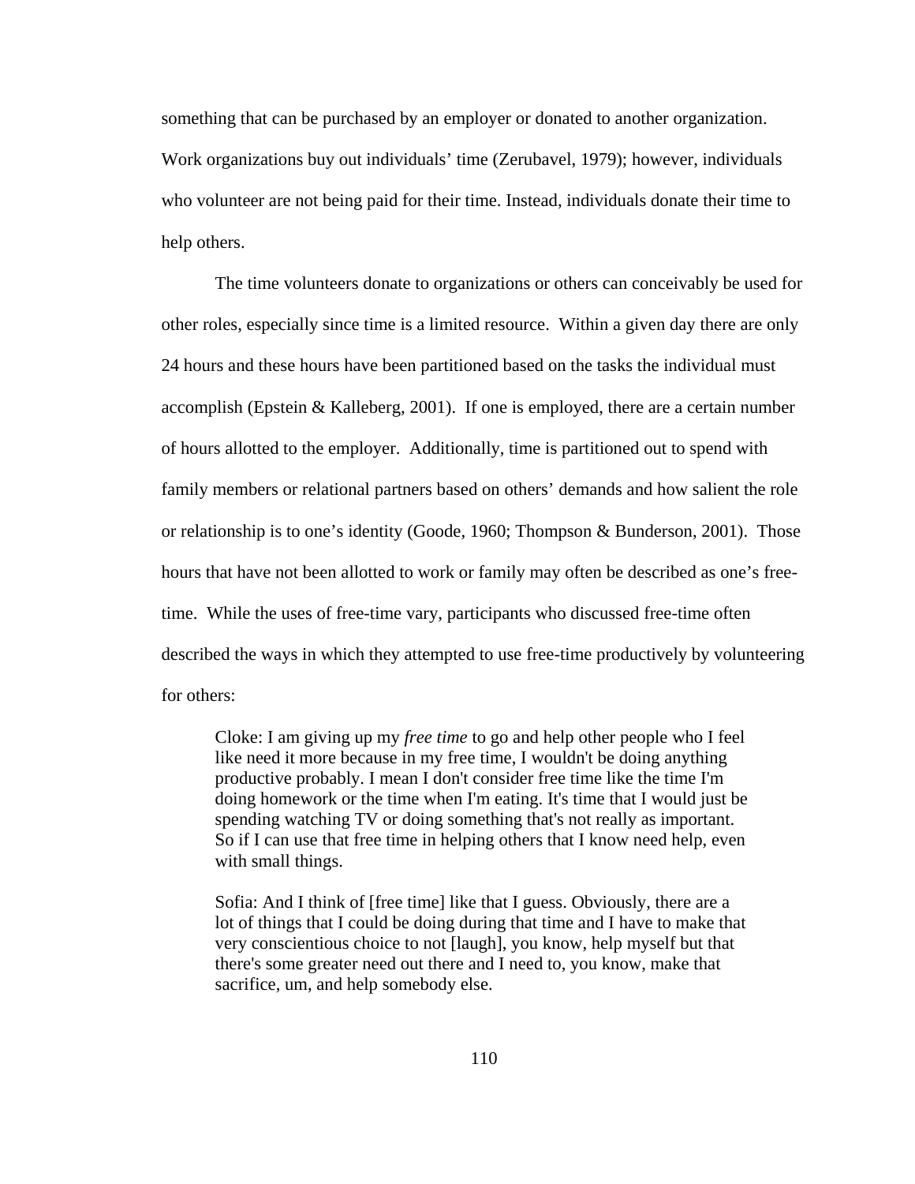something that can be purchased by an employer or donated to another organization. Work organizations buy out individuals' time (Zerubavel, 1979); however, individuals who volunteer are not being paid for their time. Instead, individuals donate their time to help others.

The time volunteers donate to organizations or others can conceivably be used for other roles, especially since time is a limited resource. Within a given day there are only 24 hours and these hours have been partitioned based on the tasks the individual must accomplish (Epstein & Kalleberg, 2001). If one is employed, there are a certain number of hours allotted to the employer. Additionally, time is partitioned out to spend with family members or relational partners based on others' demands and how salient the role or relationship is to one's identity (Goode, 1960; Thompson & Bunderson, 2001). Those hours that have not been allotted to work or family may often be described as one's free-time. While the uses of free-time vary, participants who discussed free-time often described the ways in which they attempted to use free-time productively by volunteering for others:

> Cloke: I am giving up my *free time* to go and help other people who I feel like need it more because in my free time, I wouldn't be doing anything productive probably. I mean I don't consider free time like the time I'm doing homework or the time when I'm eating. It's time that I would just be spending watching TV or doing something that's not really as important. So if I can use that free time in helping others that I know need help, even with small things.

> Sofia: And I think of [free time] like that I guess. Obviously, there are a lot of things that I could be doing during that time and I have to make that very conscientious choice to not [laugh], you know, help myself but that there's some greater need out there and I need to, you know, make that sacrifice, um, and help somebody else.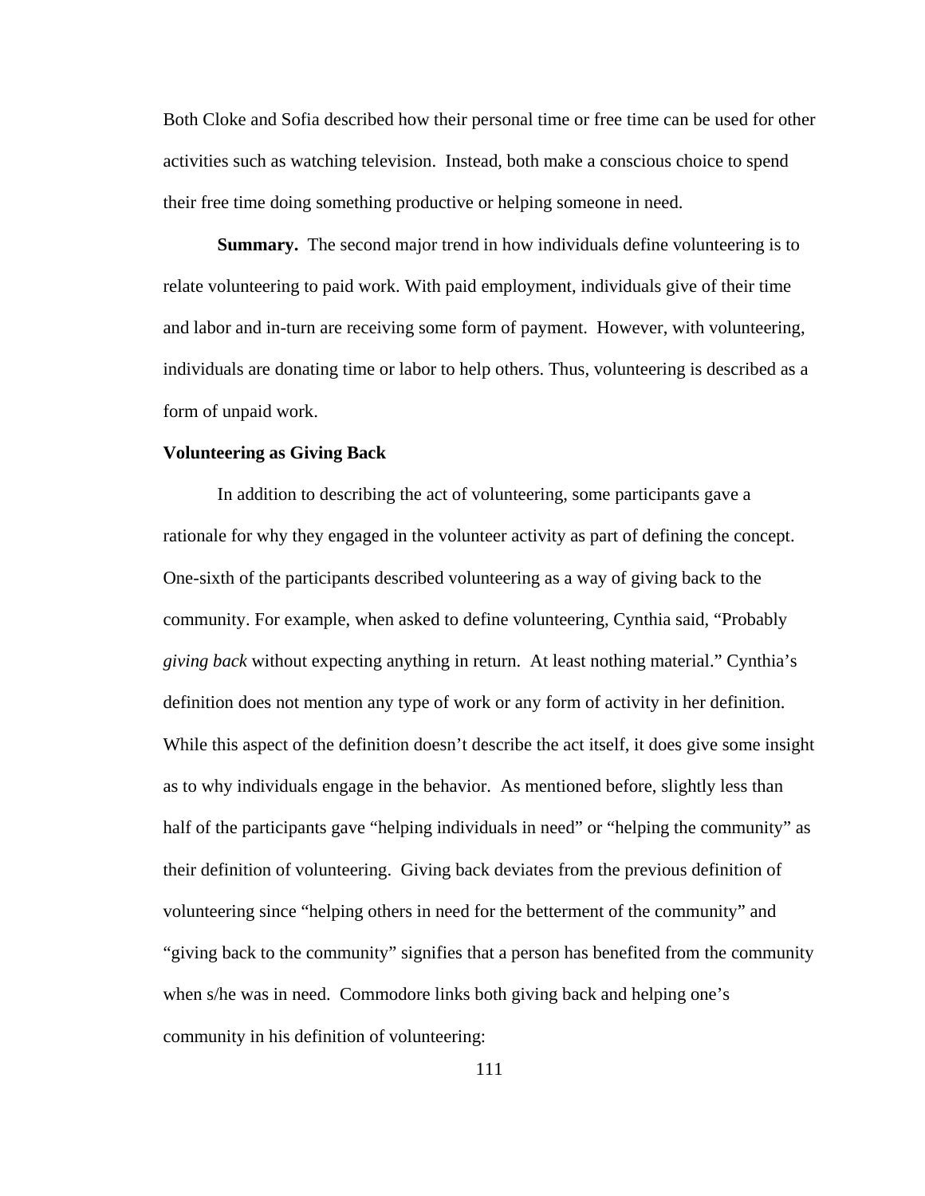Both Cloke and Sofia described how their personal time or free time can be used for other activities such as watching television. Instead, both make a conscious choice to spend their free time doing something productive or helping someone in need.

**Summary.** The second major trend in how individuals define volunteering is to relate volunteering to paid work. With paid employment, individuals give of their time and labor and in-turn are receiving some form of payment. However, with volunteering, individuals are donating time or labor to help others. Thus, volunteering is described as a form of unpaid work.

**Volunteering as Giving Back**

In addition to describing the act of volunteering, some participants gave a rationale for why they engaged in the volunteer activity as part of defining the concept. One-sixth of the participants described volunteering as a way of giving back to the community. For example, when asked to define volunteering, Cynthia said, "Probably *giving back* without expecting anything in return. At least nothing material." Cynthia's definition does not mention any type of work or any form of activity in her definition. While this aspect of the definition doesn't describe the act itself, it does give some insight as to why individuals engage in the behavior. As mentioned before, slightly less than half of the participants gave "helping individuals in need" or "helping the community" as their definition of volunteering. Giving back deviates from the previous definition of volunteering since "helping others in need for the betterment of the community" and "giving back to the community" signifies that a person has benefited from the community when s/he was in need. Commodore links both giving back and helping one's community in his definition of volunteering: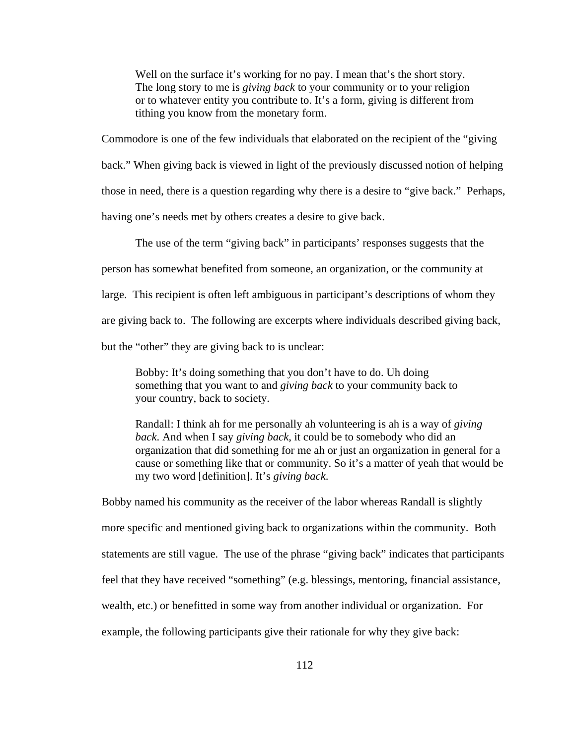> Well on the surface it's working for no pay. I mean that's the short story. The long story to me is *giving back* to your community or to your religion or to whatever entity you contribute to. It's a form, giving is different from tithing you know from the monetary form.

Commodore is one of the few individuals that elaborated on the recipient of the "giving back." When giving back is viewed in light of the previously discussed notion of helping those in need, there is a question regarding why there is a desire to "give back." Perhaps, having one's needs met by others creates a desire to give back.

The use of the term "giving back" in participants' responses suggests that the person has somewhat benefited from someone, an organization, or the community at large. This recipient is often left ambiguous in participant's descriptions of whom they are giving back to. The following are excerpts where individuals described giving back, but the "other" they are giving back to is unclear:

> Bobby: It's doing something that you don't have to do. Uh doing something that you want to and *giving back* to your community back to your country, back to society.
>
> Randall: I think ah for me personally ah volunteering is ah is a way of *giving back*. And when I say *giving back*, it could be to somebody who did an organization that did something for me ah or just an organization in general for a cause or something like that or community. So it's a matter of yeah that would be my two word [definition]. It's *giving back*.

Bobby named his community as the receiver of the labor whereas Randall is slightly more specific and mentioned giving back to organizations within the community. Both statements are still vague. The use of the phrase "giving back" indicates that participants feel that they have received "something" (e.g. blessings, mentoring, financial assistance, wealth, etc.) or benefitted in some way from another individual or organization. For example, the following participants give their rationale for why they give back: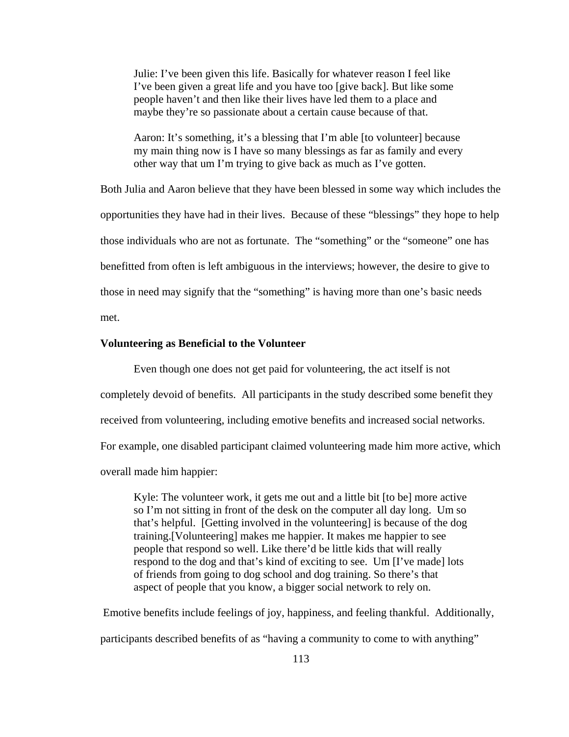> Julie: I've been given this life. Basically for whatever reason I feel like I've been given a great life and you have too [give back]. But like some people haven't and then like their lives have led them to a place and maybe they're so passionate about a certain cause because of that.

> Aaron: It's something, it's a blessing that I'm able [to volunteer] because my main thing now is I have so many blessings as far as family and every other way that um I'm trying to give back as much as I've gotten.

Both Julia and Aaron believe that they have been blessed in some way which includes the opportunities they have had in their lives. Because of these "blessings" they hope to help those individuals who are not as fortunate. The "something" or the "someone" one has benefitted from often is left ambiguous in the interviews; however, the desire to give to those in need may signify that the "something" is having more than one's basic needs met.

**Volunteering as Beneficial to the Volunteer**

Even though one does not get paid for volunteering, the act itself is not completely devoid of benefits. All participants in the study described some benefit they received from volunteering, including emotive benefits and increased social networks. For example, one disabled participant claimed volunteering made him more active, which overall made him happier:

> Kyle: The volunteer work, it gets me out and a little bit [to be] more active so I'm not sitting in front of the desk on the computer all day long. Um so that's helpful. [Getting involved in the volunteering] is because of the dog training.[Volunteering] makes me happier. It makes me happier to see people that respond so well. Like there'd be little kids that will really respond to the dog and that's kind of exciting to see. Um [I've made] lots of friends from going to dog school and dog training. So there's that aspect of people that you know, a bigger social network to rely on.

Emotive benefits include feelings of joy, happiness, and feeling thankful. Additionally, participants described benefits of as "having a community to come to with anything"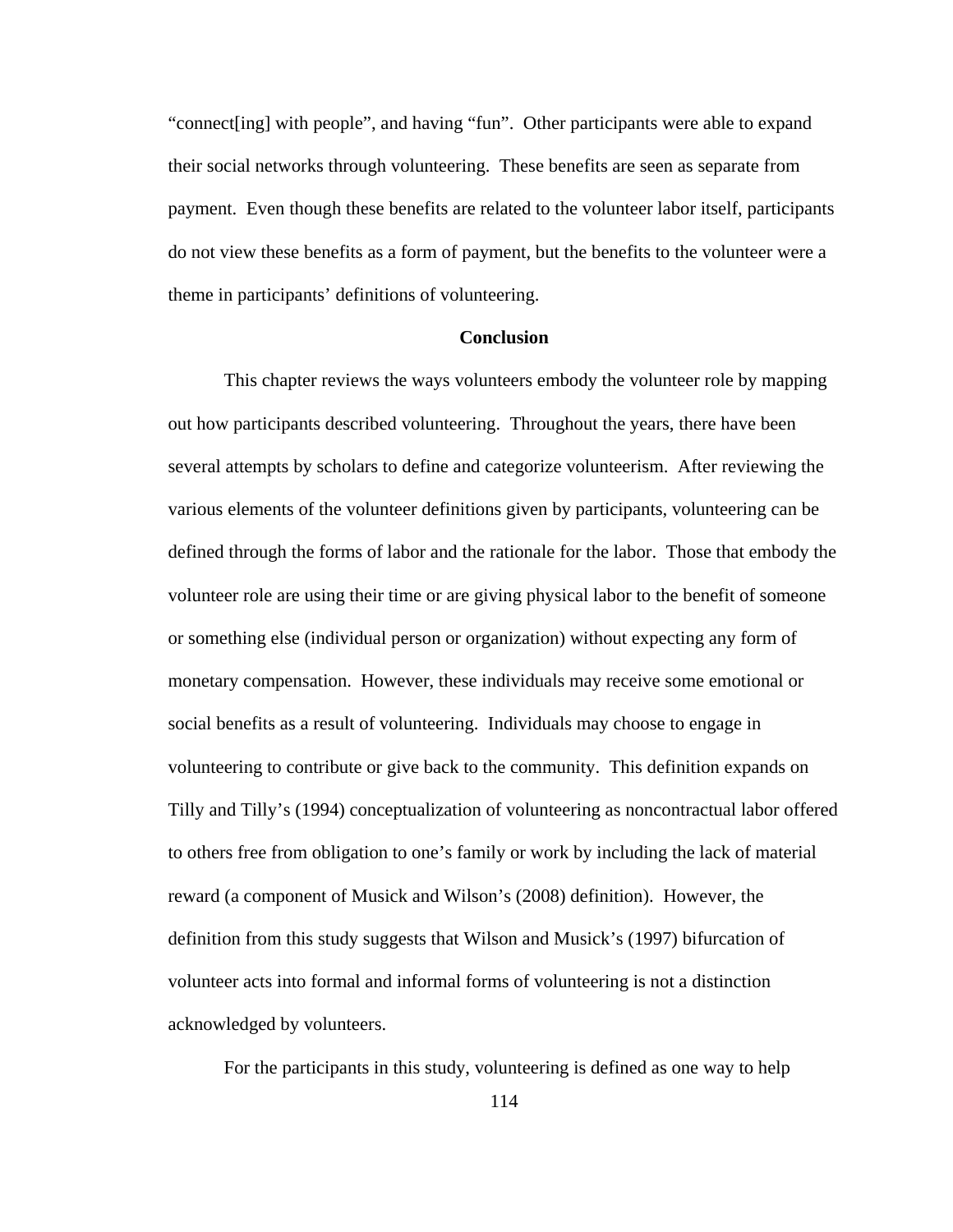“connect[ing] with people”, and having “fun”. Other participants were able to expand their social networks through volunteering. These benefits are seen as separate from payment. Even though these benefits are related to the volunteer labor itself, participants do not view these benefits as a form of payment, but the benefits to the volunteer were a theme in participants’ definitions of volunteering.

## Conclusion

This chapter reviews the ways volunteers embody the volunteer role by mapping out how participants described volunteering. Throughout the years, there have been several attempts by scholars to define and categorize volunteerism. After reviewing the various elements of the volunteer definitions given by participants, volunteering can be defined through the forms of labor and the rationale for the labor. Those that embody the volunteer role are using their time or are giving physical labor to the benefit of someone or something else (individual person or organization) without expecting any form of monetary compensation. However, these individuals may receive some emotional or social benefits as a result of volunteering. Individuals may choose to engage in volunteering to contribute or give back to the community. This definition expands on Tilly and Tilly’s (1994) conceptualization of volunteering as noncontractual labor offered to others free from obligation to one’s family or work by including the lack of material reward (a component of Musick and Wilson’s (2008) definition). However, the definition from this study suggests that Wilson and Musick’s (1997) bifurcation of volunteer acts into formal and informal forms of volunteering is not a distinction acknowledged by volunteers.

For the participants in this study, volunteering is defined as one way to help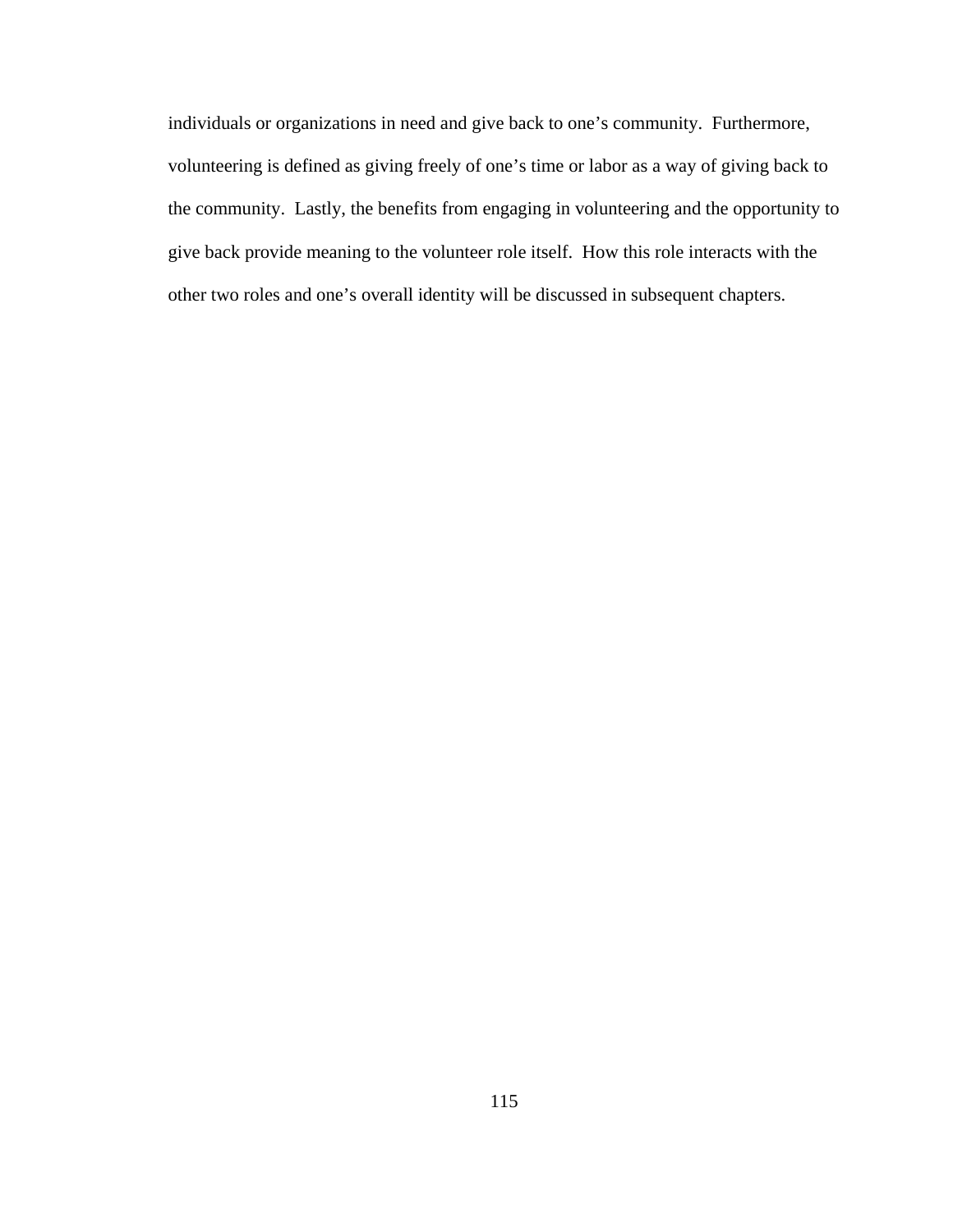individuals or organizations in need and give back to one's community. Furthermore, volunteering is defined as giving freely of one's time or labor as a way of giving back to the community. Lastly, the benefits from engaging in volunteering and the opportunity to give back provide meaning to the volunteer role itself. How this role interacts with the other two roles and one's overall identity will be discussed in subsequent chapters.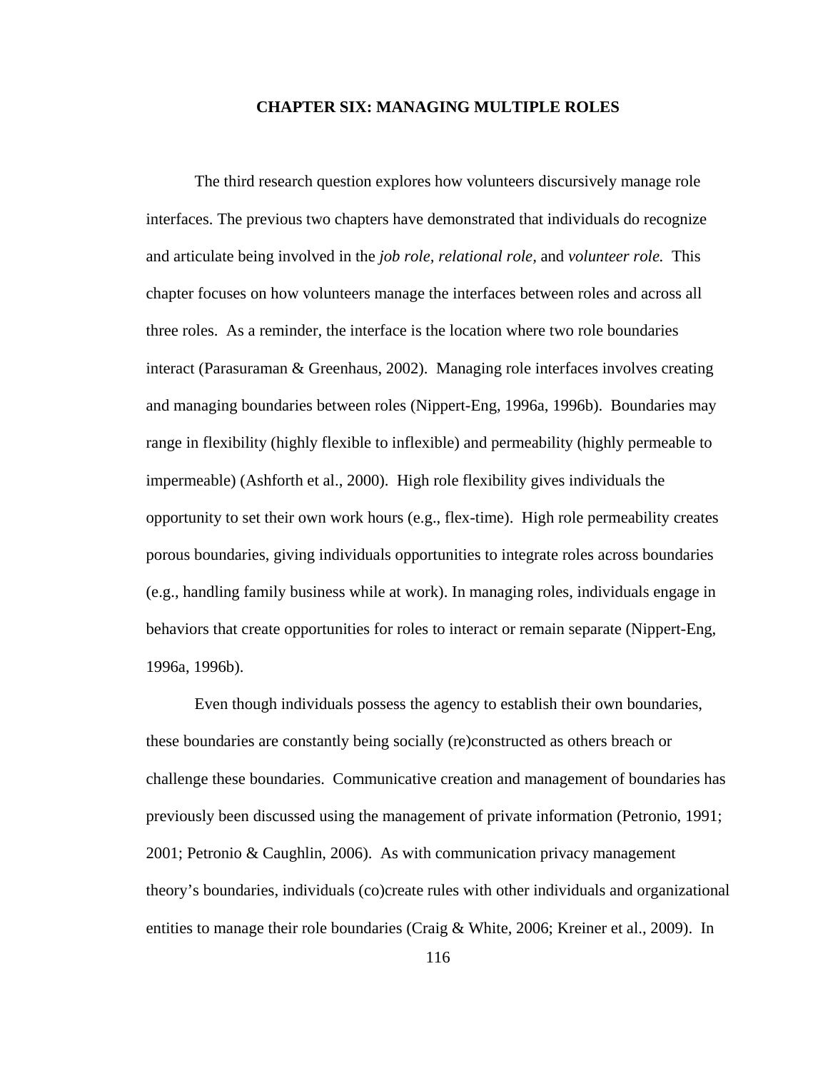# CHAPTER SIX: MANAGING MULTIPLE ROLES

The third research question explores how volunteers discursively manage role interfaces. The previous two chapters have demonstrated that individuals do recognize and articulate being involved in the *job role, relational role,* and *volunteer role.* This chapter focuses on how volunteers manage the interfaces between roles and across all three roles. As a reminder, the interface is the location where two role boundaries interact (Parasuraman & Greenhaus, 2002). Managing role interfaces involves creating and managing boundaries between roles (Nippert-Eng, 1996a, 1996b). Boundaries may range in flexibility (highly flexible to inflexible) and permeability (highly permeable to impermeable) (Ashforth et al., 2000). High role flexibility gives individuals the opportunity to set their own work hours (e.g., flex-time). High role permeability creates porous boundaries, giving individuals opportunities to integrate roles across boundaries (e.g., handling family business while at work). In managing roles, individuals engage in behaviors that create opportunities for roles to interact or remain separate (Nippert-Eng, 1996a, 1996b).

Even though individuals possess the agency to establish their own boundaries, these boundaries are constantly being socially (re)constructed as others breach or challenge these boundaries. Communicative creation and management of boundaries has previously been discussed using the management of private information (Petronio, 1991; 2001; Petronio & Caughlin, 2006). As with communication privacy management theory's boundaries, individuals (co)create rules with other individuals and organizational entities to manage their role boundaries (Craig & White, 2006; Kreiner et al., 2009). In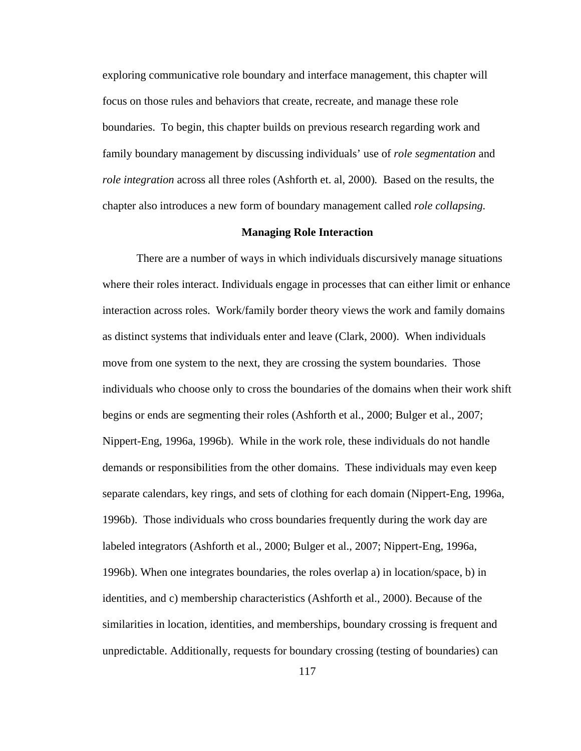exploring communicative role boundary and interface management, this chapter will focus on those rules and behaviors that create, recreate, and manage these role boundaries. To begin, this chapter builds on previous research regarding work and family boundary management by discussing individuals' use of *role segmentation* and *role integration* across all three roles (Ashforth et. al, 2000). Based on the results, the chapter also introduces a new form of boundary management called *role collapsing.*

## Managing Role Interaction

There are a number of ways in which individuals discursively manage situations where their roles interact. Individuals engage in processes that can either limit or enhance interaction across roles. Work/family border theory views the work and family domains as distinct systems that individuals enter and leave (Clark, 2000). When individuals move from one system to the next, they are crossing the system boundaries. Those individuals who choose only to cross the boundaries of the domains when their work shift begins or ends are segmenting their roles (Ashforth et al., 2000; Bulger et al., 2007; Nippert-Eng, 1996a, 1996b). While in the work role, these individuals do not handle demands or responsibilities from the other domains. These individuals may even keep separate calendars, key rings, and sets of clothing for each domain (Nippert-Eng, 1996a, 1996b). Those individuals who cross boundaries frequently during the work day are labeled integrators (Ashforth et al., 2000; Bulger et al., 2007; Nippert-Eng, 1996a, 1996b). When one integrates boundaries, the roles overlap a) in location/space, b) in identities, and c) membership characteristics (Ashforth et al., 2000). Because of the similarities in location, identities, and memberships, boundary crossing is frequent and unpredictable. Additionally, requests for boundary crossing (testing of boundaries) can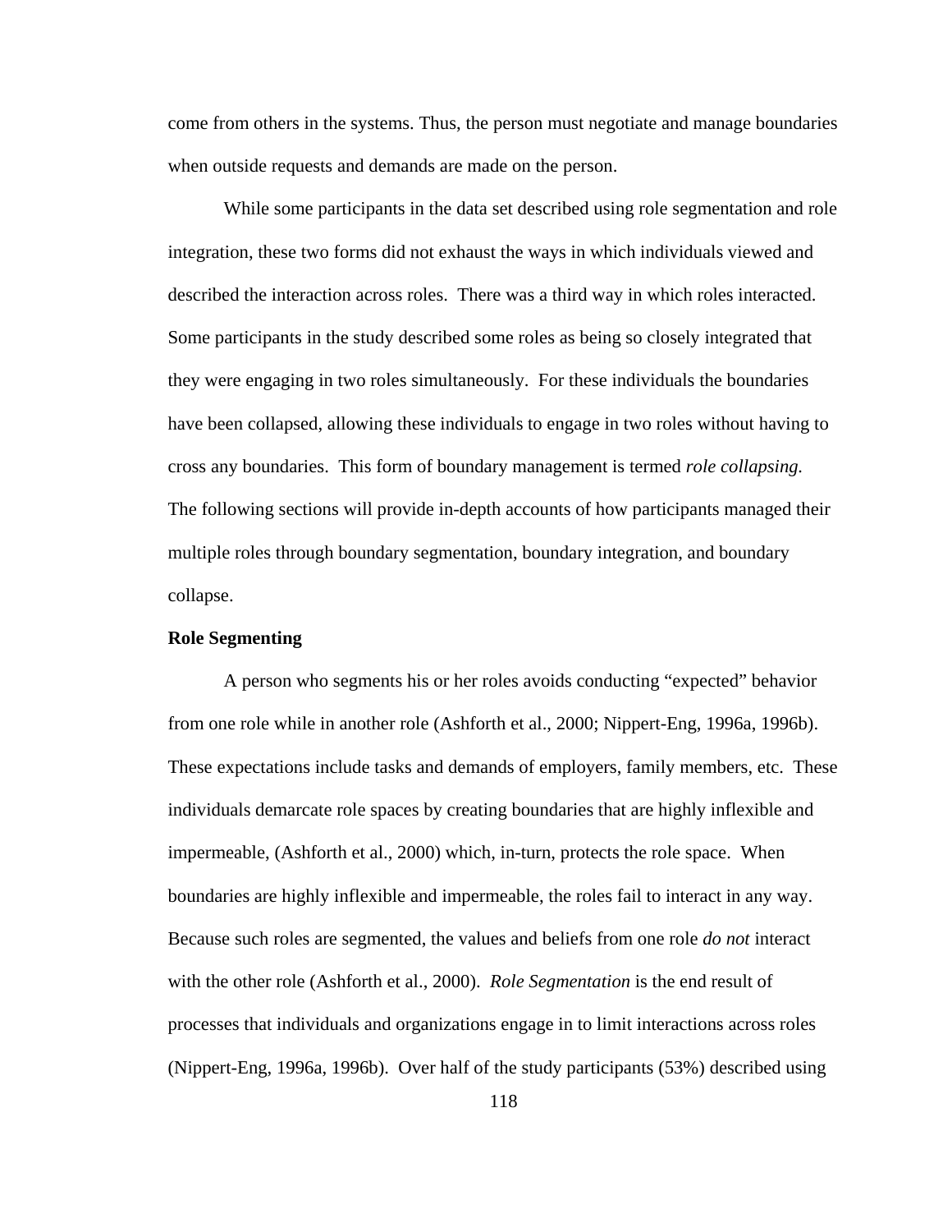come from others in the systems. Thus, the person must negotiate and manage boundaries when outside requests and demands are made on the person.

While some participants in the data set described using role segmentation and role integration, these two forms did not exhaust the ways in which individuals viewed and described the interaction across roles. There was a third way in which roles interacted. Some participants in the study described some roles as being so closely integrated that they were engaging in two roles simultaneously. For these individuals the boundaries have been collapsed, allowing these individuals to engage in two roles without having to cross any boundaries. This form of boundary management is termed *role collapsing.* The following sections will provide in-depth accounts of how participants managed their multiple roles through boundary segmentation, boundary integration, and boundary collapse.

**Role Segmenting**

A person who segments his or her roles avoids conducting "expected" behavior from one role while in another role (Ashforth et al., 2000; Nippert-Eng, 1996a, 1996b). These expectations include tasks and demands of employers, family members, etc. These individuals demarcate role spaces by creating boundaries that are highly inflexible and impermeable, (Ashforth et al., 2000) which, in-turn, protects the role space. When boundaries are highly inflexible and impermeable, the roles fail to interact in any way. Because such roles are segmented, the values and beliefs from one role *do not* interact with the other role (Ashforth et al., 2000). *Role Segmentation* is the end result of processes that individuals and organizations engage in to limit interactions across roles (Nippert-Eng, 1996a, 1996b). Over half of the study participants (53%) described using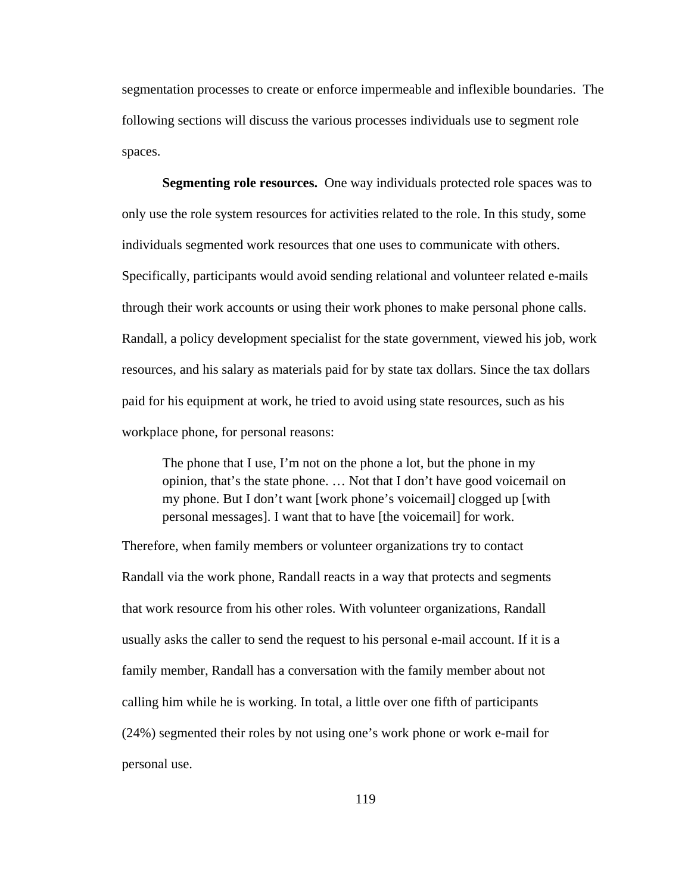segmentation processes to create or enforce impermeable and inflexible boundaries. The following sections will discuss the various processes individuals use to segment role spaces.

**Segmenting role resources.** One way individuals protected role spaces was to only use the role system resources for activities related to the role. In this study, some individuals segmented work resources that one uses to communicate with others. Specifically, participants would avoid sending relational and volunteer related e-mails through their work accounts or using their work phones to make personal phone calls. Randall, a policy development specialist for the state government, viewed his job, work resources, and his salary as materials paid for by state tax dollars. Since the tax dollars paid for his equipment at work, he tried to avoid using state resources, such as his workplace phone, for personal reasons:

> The phone that I use, I'm not on the phone a lot, but the phone in my opinion, that's the state phone. … Not that I don't have good voicemail on my phone. But I don't want [work phone's voicemail] clogged up [with personal messages]. I want that to have [the voicemail] for work.

Therefore, when family members or volunteer organizations try to contact Randall via the work phone, Randall reacts in a way that protects and segments that work resource from his other roles. With volunteer organizations, Randall usually asks the caller to send the request to his personal e-mail account. If it is a family member, Randall has a conversation with the family member about not calling him while he is working. In total, a little over one fifth of participants (24%) segmented their roles by not using one's work phone or work e-mail for personal use.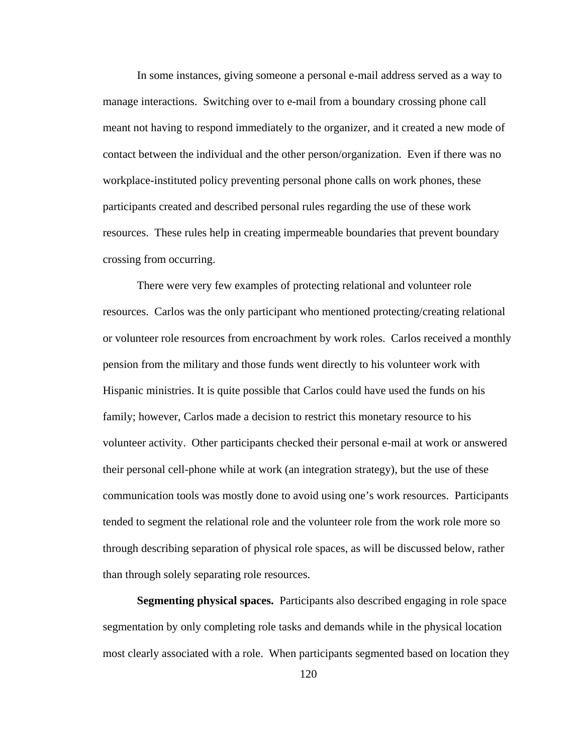In some instances, giving someone a personal e-mail address served as a way to manage interactions. Switching over to e-mail from a boundary crossing phone call meant not having to respond immediately to the organizer, and it created a new mode of contact between the individual and the other person/organization. Even if there was no workplace-instituted policy preventing personal phone calls on work phones, these participants created and described personal rules regarding the use of these work resources. These rules help in creating impermeable boundaries that prevent boundary crossing from occurring.

There were very few examples of protecting relational and volunteer role resources. Carlos was the only participant who mentioned protecting/creating relational or volunteer role resources from encroachment by work roles. Carlos received a monthly pension from the military and those funds went directly to his volunteer work with Hispanic ministries. It is quite possible that Carlos could have used the funds on his family; however, Carlos made a decision to restrict this monetary resource to his volunteer activity. Other participants checked their personal e-mail at work or answered their personal cell-phone while at work (an integration strategy), but the use of these communication tools was mostly done to avoid using one's work resources. Participants tended to segment the relational role and the volunteer role from the work role more so through describing separation of physical role spaces, as will be discussed below, rather than through solely separating role resources.

**Segmenting physical spaces.** Participants also described engaging in role space segmentation by only completing role tasks and demands while in the physical location most clearly associated with a role. When participants segmented based on location they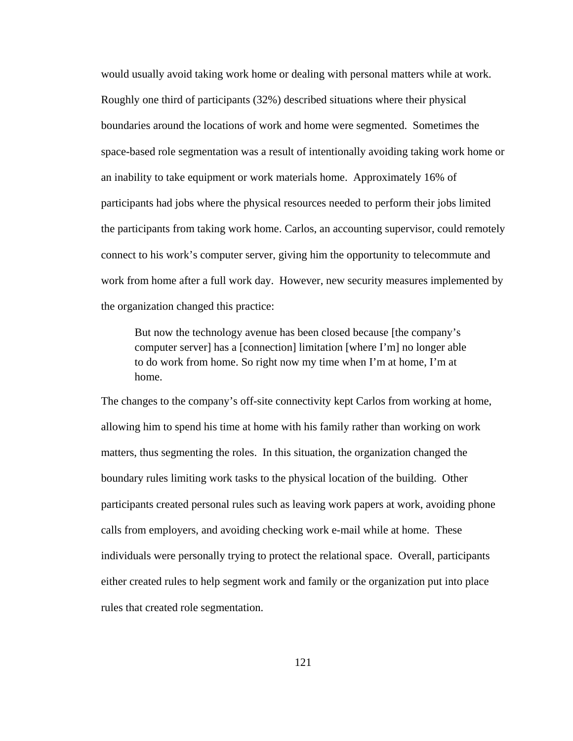would usually avoid taking work home or dealing with personal matters while at work. Roughly one third of participants (32%) described situations where their physical boundaries around the locations of work and home were segmented. Sometimes the space-based role segmentation was a result of intentionally avoiding taking work home or an inability to take equipment or work materials home. Approximately 16% of participants had jobs where the physical resources needed to perform their jobs limited the participants from taking work home. Carlos, an accounting supervisor, could remotely connect to his work's computer server, giving him the opportunity to telecommute and work from home after a full work day. However, new security measures implemented by the organization changed this practice:

> But now the technology avenue has been closed because [the company's computer server] has a [connection] limitation [where I'm] no longer able to do work from home. So right now my time when I'm at home, I'm at home.

The changes to the company's off-site connectivity kept Carlos from working at home, allowing him to spend his time at home with his family rather than working on work matters, thus segmenting the roles. In this situation, the organization changed the boundary rules limiting work tasks to the physical location of the building. Other participants created personal rules such as leaving work papers at work, avoiding phone calls from employers, and avoiding checking work e-mail while at home. These individuals were personally trying to protect the relational space. Overall, participants either created rules to help segment work and family or the organization put into place rules that created role segmentation.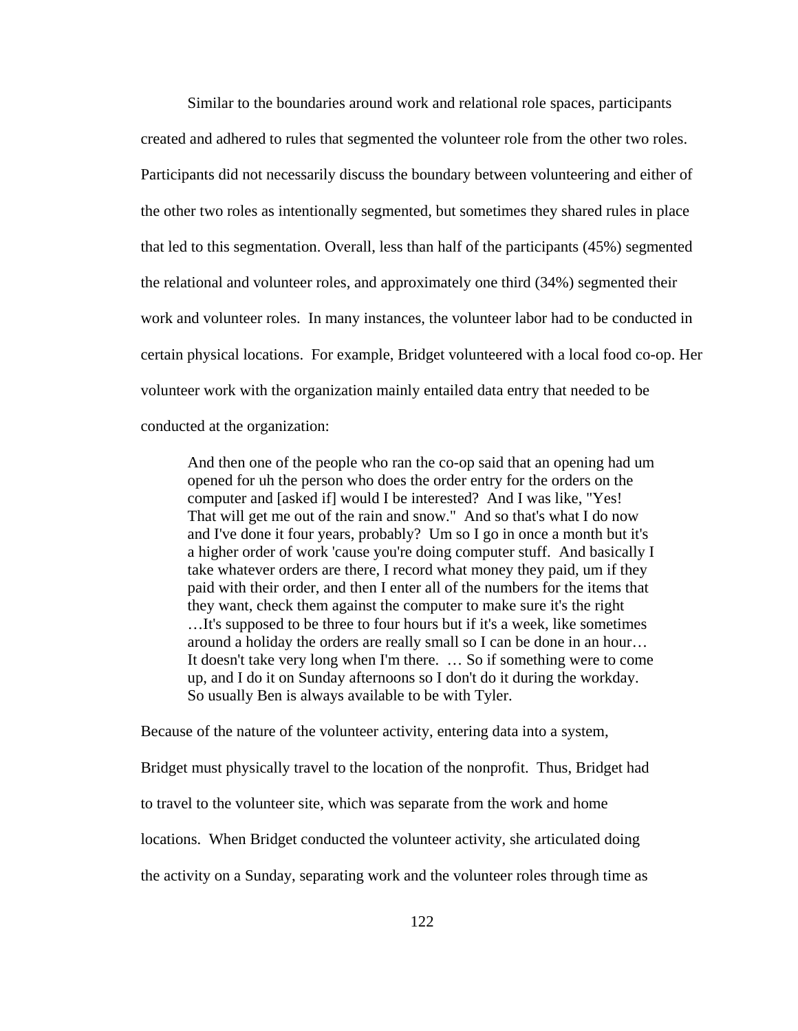Similar to the boundaries around work and relational role spaces, participants created and adhered to rules that segmented the volunteer role from the other two roles. Participants did not necessarily discuss the boundary between volunteering and either of the other two roles as intentionally segmented, but sometimes they shared rules in place that led to this segmentation. Overall, less than half of the participants (45%) segmented the relational and volunteer roles, and approximately one third (34%) segmented their work and volunteer roles. In many instances, the volunteer labor had to be conducted in certain physical locations. For example, Bridget volunteered with a local food co-op. Her volunteer work with the organization mainly entailed data entry that needed to be conducted at the organization:

> And then one of the people who ran the co-op said that an opening had um opened for uh the person who does the order entry for the orders on the computer and [asked if] would I be interested? And I was like, "Yes! That will get me out of the rain and snow." And so that's what I do now and I've done it four years, probably? Um so I go in once a month but it's a higher order of work 'cause you're doing computer stuff. And basically I take whatever orders are there, I record what money they paid, um if they paid with their order, and then I enter all of the numbers for the items that they want, check them against the computer to make sure it's the right …It's supposed to be three to four hours but if it's a week, like sometimes around a holiday the orders are really small so I can be done in an hour… It doesn't take very long when I'm there. … So if something were to come up, and I do it on Sunday afternoons so I don't do it during the workday. So usually Ben is always available to be with Tyler.

Because of the nature of the volunteer activity, entering data into a system, Bridget must physically travel to the location of the nonprofit. Thus, Bridget had to travel to the volunteer site, which was separate from the work and home locations. When Bridget conducted the volunteer activity, she articulated doing the activity on a Sunday, separating work and the volunteer roles through time as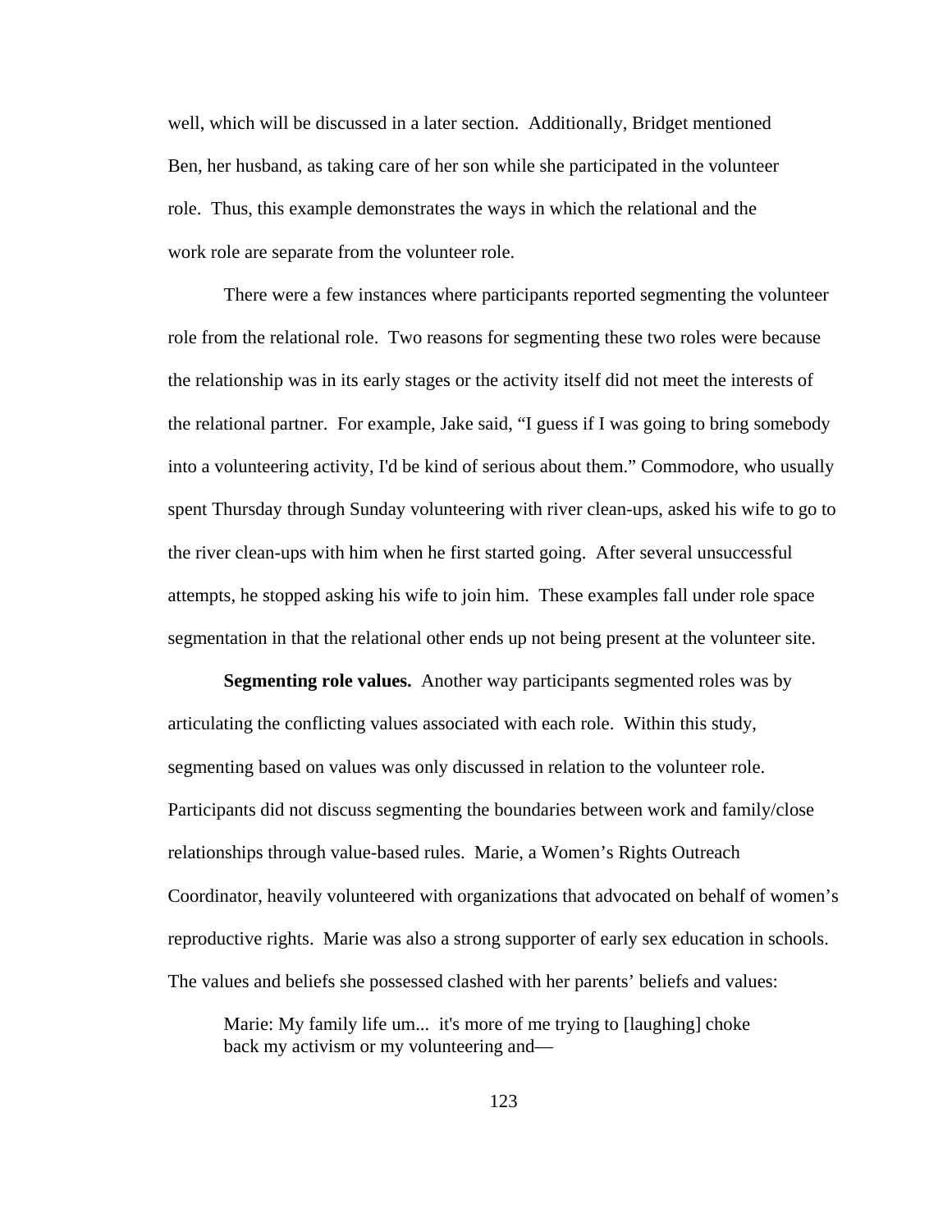well, which will be discussed in a later section. Additionally, Bridget mentioned Ben, her husband, as taking care of her son while she participated in the volunteer role. Thus, this example demonstrates the ways in which the relational and the work role are separate from the volunteer role.

There were a few instances where participants reported segmenting the volunteer role from the relational role. Two reasons for segmenting these two roles were because the relationship was in its early stages or the activity itself did not meet the interests of the relational partner. For example, Jake said, "I guess if I was going to bring somebody into a volunteering activity, I'd be kind of serious about them." Commodore, who usually spent Thursday through Sunday volunteering with river clean-ups, asked his wife to go to the river clean-ups with him when he first started going. After several unsuccessful attempts, he stopped asking his wife to join him. These examples fall under role space segmentation in that the relational other ends up not being present at the volunteer site.

**Segmenting role values.** Another way participants segmented roles was by articulating the conflicting values associated with each role. Within this study, segmenting based on values was only discussed in relation to the volunteer role. Participants did not discuss segmenting the boundaries between work and family/close relationships through value-based rules. Marie, a Women's Rights Outreach Coordinator, heavily volunteered with organizations that advocated on behalf of women's reproductive rights. Marie was also a strong supporter of early sex education in schools. The values and beliefs she possessed clashed with her parents' beliefs and values:

> Marie: My family life um... it's more of me trying to [laughing] choke back my activism or my volunteering and—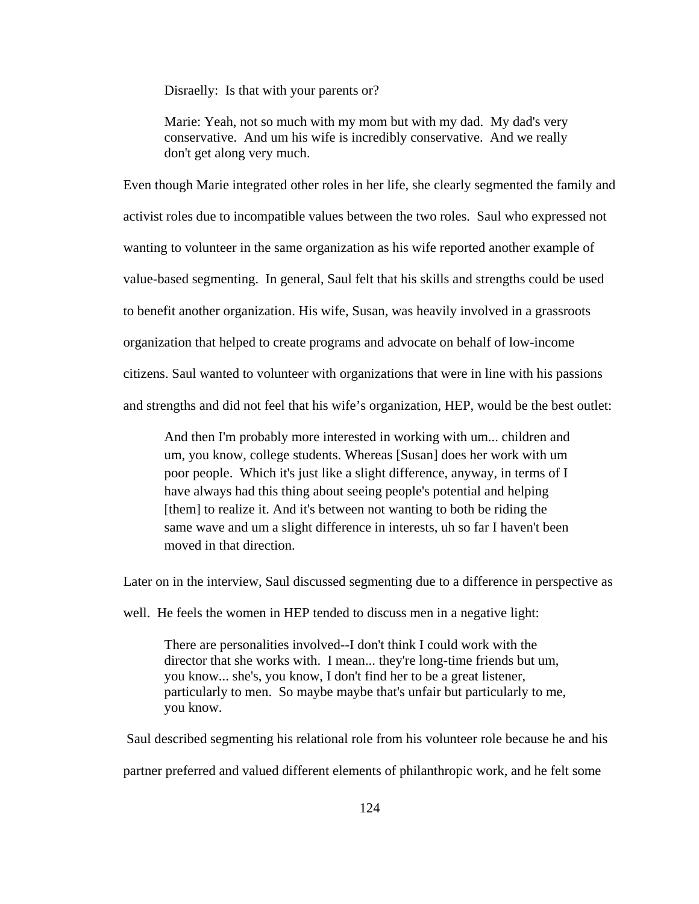> Disraelly: Is that with your parents or?
>
> Marie: Yeah, not so much with my mom but with my dad. My dad's very conservative. And um his wife is incredibly conservative. And we really don't get along very much.

Even though Marie integrated other roles in her life, she clearly segmented the family and activist roles due to incompatible values between the two roles. Saul who expressed not wanting to volunteer in the same organization as his wife reported another example of value-based segmenting. In general, Saul felt that his skills and strengths could be used to benefit another organization. His wife, Susan, was heavily involved in a grassroots organization that helped to create programs and advocate on behalf of low-income citizens. Saul wanted to volunteer with organizations that were in line with his passions and strengths and did not feel that his wife's organization, HEP, would be the best outlet:

> And then I'm probably more interested in working with um... children and um, you know, college students. Whereas [Susan] does her work with um poor people. Which it's just like a slight difference, anyway, in terms of I have always had this thing about seeing people's potential and helping [them] to realize it. And it's between not wanting to both be riding the same wave and um a slight difference in interests, uh so far I haven't been moved in that direction.

Later on in the interview, Saul discussed segmenting due to a difference in perspective as well. He feels the women in HEP tended to discuss men in a negative light:

> There are personalities involved--I don't think I could work with the director that she works with. I mean... they're long-time friends but um, you know... she's, you know, I don't find her to be a great listener, particularly to men. So maybe maybe that's unfair but particularly to me, you know.

Saul described segmenting his relational role from his volunteer role because he and his partner preferred and valued different elements of philanthropic work, and he felt some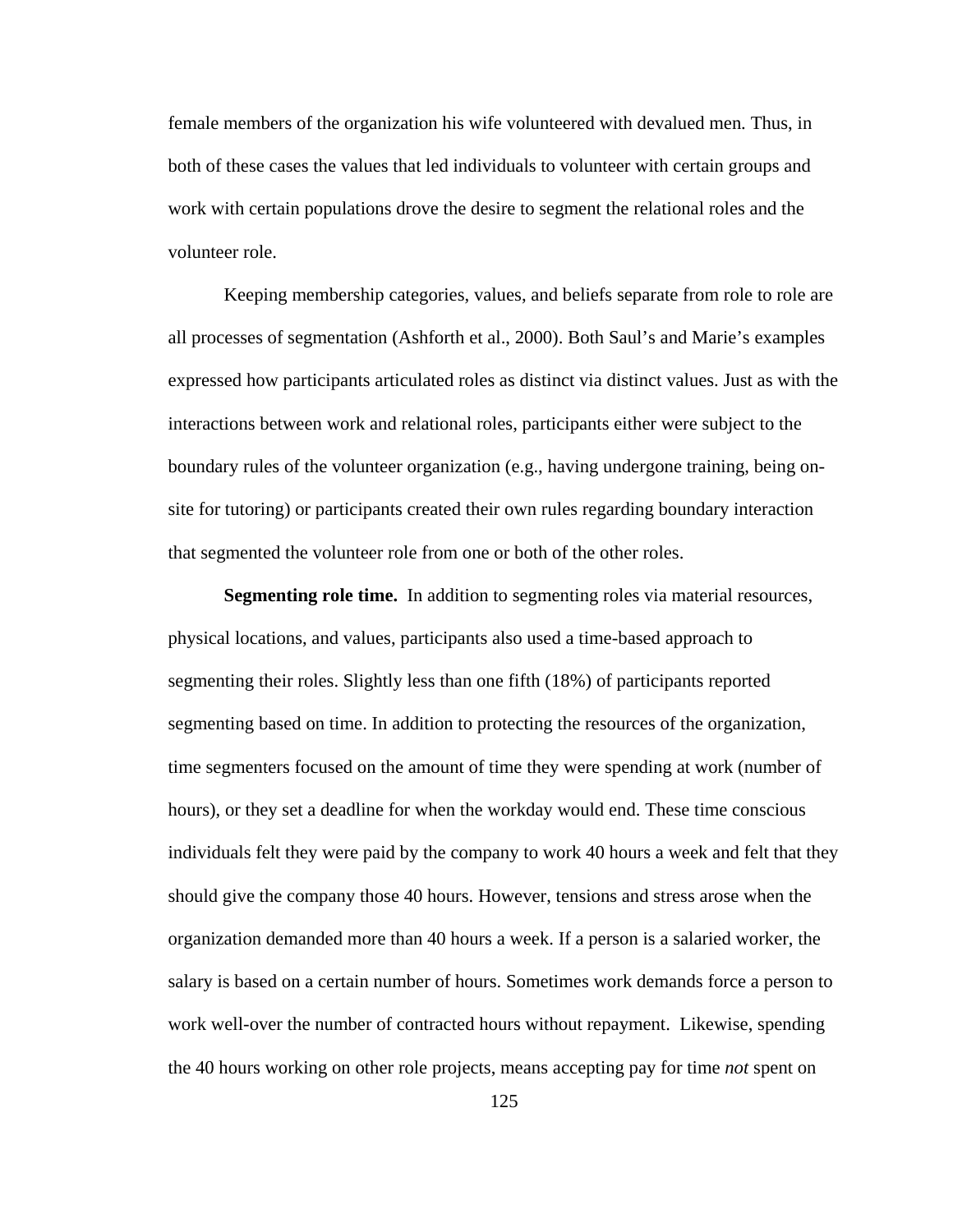female members of the organization his wife volunteered with devalued men. Thus, in both of these cases the values that led individuals to volunteer with certain groups and work with certain populations drove the desire to segment the relational roles and the volunteer role.

Keeping membership categories, values, and beliefs separate from role to role are all processes of segmentation (Ashforth et al., 2000). Both Saul's and Marie's examples expressed how participants articulated roles as distinct via distinct values. Just as with the interactions between work and relational roles, participants either were subject to the boundary rules of the volunteer organization (e.g., having undergone training, being on-site for tutoring) or participants created their own rules regarding boundary interaction that segmented the volunteer role from one or both of the other roles.

**Segmenting role time.** In addition to segmenting roles via material resources, physical locations, and values, participants also used a time-based approach to segmenting their roles. Slightly less than one fifth (18%) of participants reported segmenting based on time. In addition to protecting the resources of the organization, time segmenters focused on the amount of time they were spending at work (number of hours), or they set a deadline for when the workday would end. These time conscious individuals felt they were paid by the company to work 40 hours a week and felt that they should give the company those 40 hours. However, tensions and stress arose when the organization demanded more than 40 hours a week. If a person is a salaried worker, the salary is based on a certain number of hours. Sometimes work demands force a person to work well-over the number of contracted hours without repayment. Likewise, spending the 40 hours working on other role projects, means accepting pay for time *not* spent on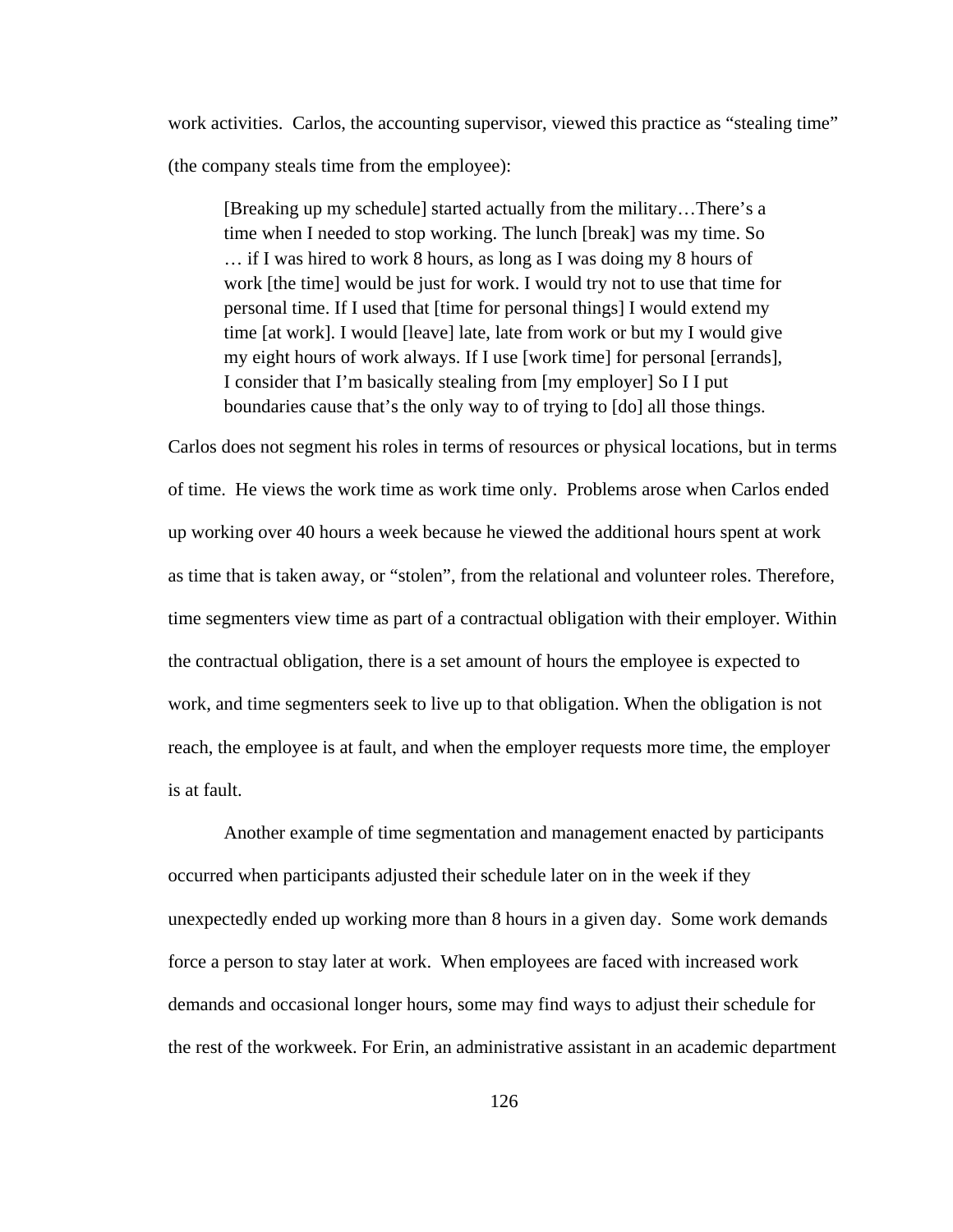work activities. Carlos, the accounting supervisor, viewed this practice as "stealing time" (the company steals time from the employee):

> [Breaking up my schedule] started actually from the military…There's a time when I needed to stop working. The lunch [break] was my time. So … if I was hired to work 8 hours, as long as I was doing my 8 hours of work [the time] would be just for work. I would try not to use that time for personal time. If I used that [time for personal things] I would extend my time [at work]. I would [leave] late, late from work or but my I would give my eight hours of work always. If I use [work time] for personal [errands], I consider that I'm basically stealing from [my employer] So I I put boundaries cause that's the only way to of trying to [do] all those things.

Carlos does not segment his roles in terms of resources or physical locations, but in terms of time. He views the work time as work time only. Problems arose when Carlos ended up working over 40 hours a week because he viewed the additional hours spent at work as time that is taken away, or "stolen", from the relational and volunteer roles. Therefore, time segmenters view time as part of a contractual obligation with their employer. Within the contractual obligation, there is a set amount of hours the employee is expected to work, and time segmenters seek to live up to that obligation. When the obligation is not reach, the employee is at fault, and when the employer requests more time, the employer is at fault.

Another example of time segmentation and management enacted by participants occurred when participants adjusted their schedule later on in the week if they unexpectedly ended up working more than 8 hours in a given day. Some work demands force a person to stay later at work. When employees are faced with increased work demands and occasional longer hours, some may find ways to adjust their schedule for the rest of the workweek. For Erin, an administrative assistant in an academic department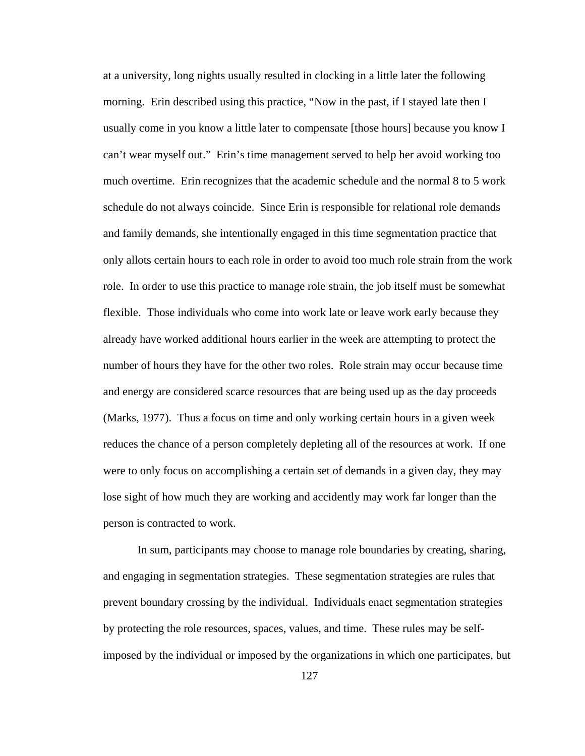at a university, long nights usually resulted in clocking in a little later the following morning. Erin described using this practice, "Now in the past, if I stayed late then I usually come in you know a little later to compensate [those hours] because you know I can't wear myself out." Erin's time management served to help her avoid working too much overtime. Erin recognizes that the academic schedule and the normal 8 to 5 work schedule do not always coincide. Since Erin is responsible for relational role demands and family demands, she intentionally engaged in this time segmentation practice that only allots certain hours to each role in order to avoid too much role strain from the work role. In order to use this practice to manage role strain, the job itself must be somewhat flexible. Those individuals who come into work late or leave work early because they already have worked additional hours earlier in the week are attempting to protect the number of hours they have for the other two roles. Role strain may occur because time and energy are considered scarce resources that are being used up as the day proceeds (Marks, 1977). Thus a focus on time and only working certain hours in a given week reduces the chance of a person completely depleting all of the resources at work. If one were to only focus on accomplishing a certain set of demands in a given day, they may lose sight of how much they are working and accidently may work far longer than the person is contracted to work.

In sum, participants may choose to manage role boundaries by creating, sharing, and engaging in segmentation strategies. These segmentation strategies are rules that prevent boundary crossing by the individual. Individuals enact segmentation strategies by protecting the role resources, spaces, values, and time. These rules may be self-imposed by the individual or imposed by the organizations in which one participates, but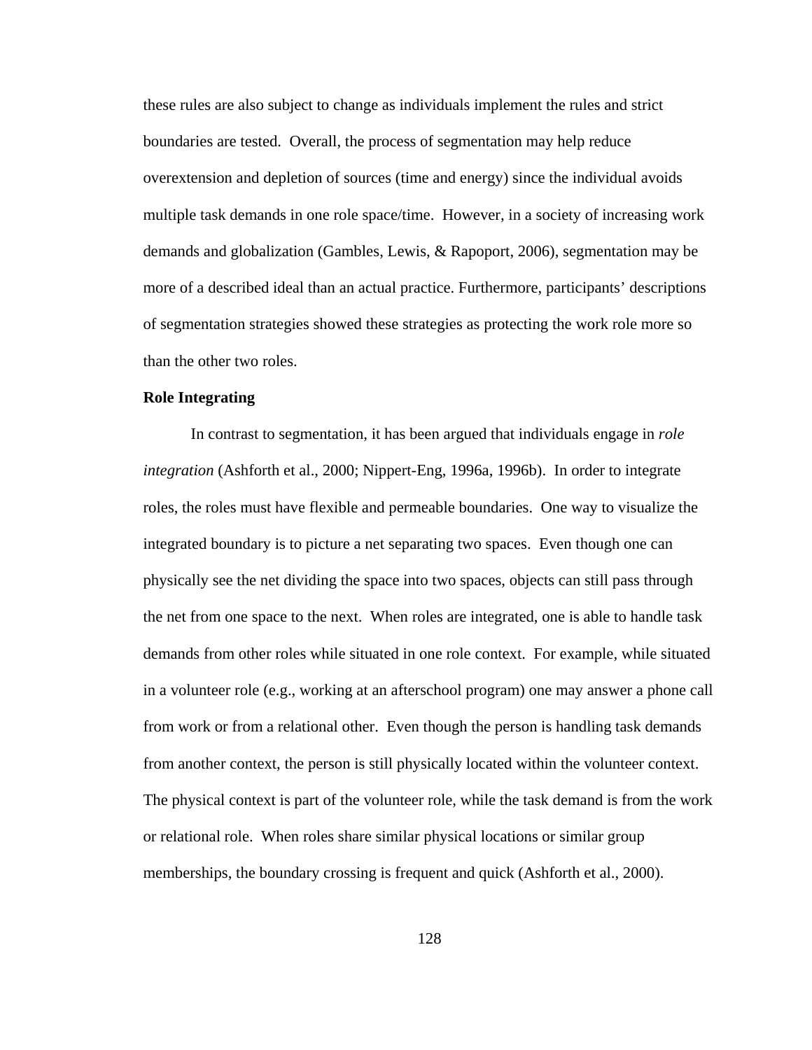these rules are also subject to change as individuals implement the rules and strict boundaries are tested. Overall, the process of segmentation may help reduce overextension and depletion of sources (time and energy) since the individual avoids multiple task demands in one role space/time. However, in a society of increasing work demands and globalization (Gambles, Lewis, & Rapoport, 2006), segmentation may be more of a described ideal than an actual practice. Furthermore, participants' descriptions of segmentation strategies showed these strategies as protecting the work role more so than the other two roles.

**Role Integrating**

In contrast to segmentation, it has been argued that individuals engage in *role integration* (Ashforth et al., 2000; Nippert-Eng, 1996a, 1996b). In order to integrate roles, the roles must have flexible and permeable boundaries. One way to visualize the integrated boundary is to picture a net separating two spaces. Even though one can physically see the net dividing the space into two spaces, objects can still pass through the net from one space to the next. When roles are integrated, one is able to handle task demands from other roles while situated in one role context. For example, while situated in a volunteer role (e.g., working at an afterschool program) one may answer a phone call from work or from a relational other. Even though the person is handling task demands from another context, the person is still physically located within the volunteer context. The physical context is part of the volunteer role, while the task demand is from the work or relational role. When roles share similar physical locations or similar group memberships, the boundary crossing is frequent and quick (Ashforth et al., 2000).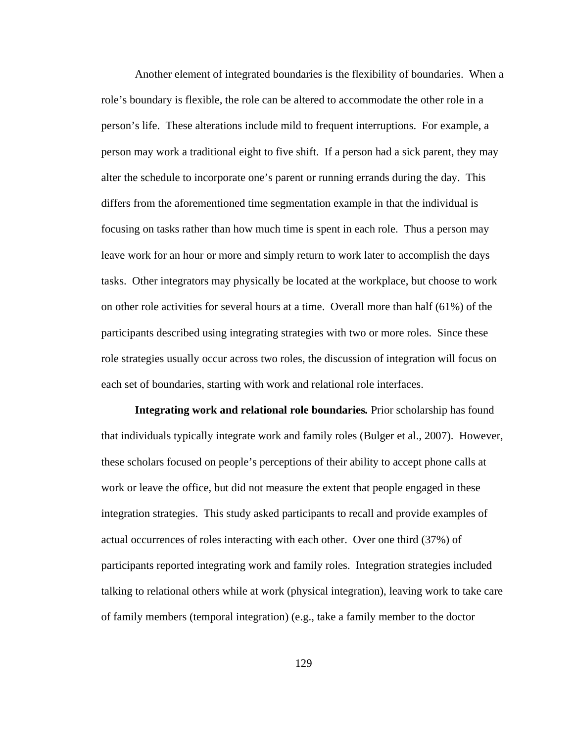Another element of integrated boundaries is the flexibility of boundaries. When a role's boundary is flexible, the role can be altered to accommodate the other role in a person's life. These alterations include mild to frequent interruptions. For example, a person may work a traditional eight to five shift. If a person had a sick parent, they may alter the schedule to incorporate one's parent or running errands during the day. This differs from the aforementioned time segmentation example in that the individual is focusing on tasks rather than how much time is spent in each role. Thus a person may leave work for an hour or more and simply return to work later to accomplish the days tasks. Other integrators may physically be located at the workplace, but choose to work on other role activities for several hours at a time. Overall more than half (61%) of the participants described using integrating strategies with two or more roles. Since these role strategies usually occur across two roles, the discussion of integration will focus on each set of boundaries, starting with work and relational role interfaces.

**Integrating work and relational role boundaries.** Prior scholarship has found that individuals typically integrate work and family roles (Bulger et al., 2007). However, these scholars focused on people's perceptions of their ability to accept phone calls at work or leave the office, but did not measure the extent that people engaged in these integration strategies. This study asked participants to recall and provide examples of actual occurrences of roles interacting with each other. Over one third (37%) of participants reported integrating work and family roles. Integration strategies included talking to relational others while at work (physical integration), leaving work to take care of family members (temporal integration) (e.g., take a family member to the doctor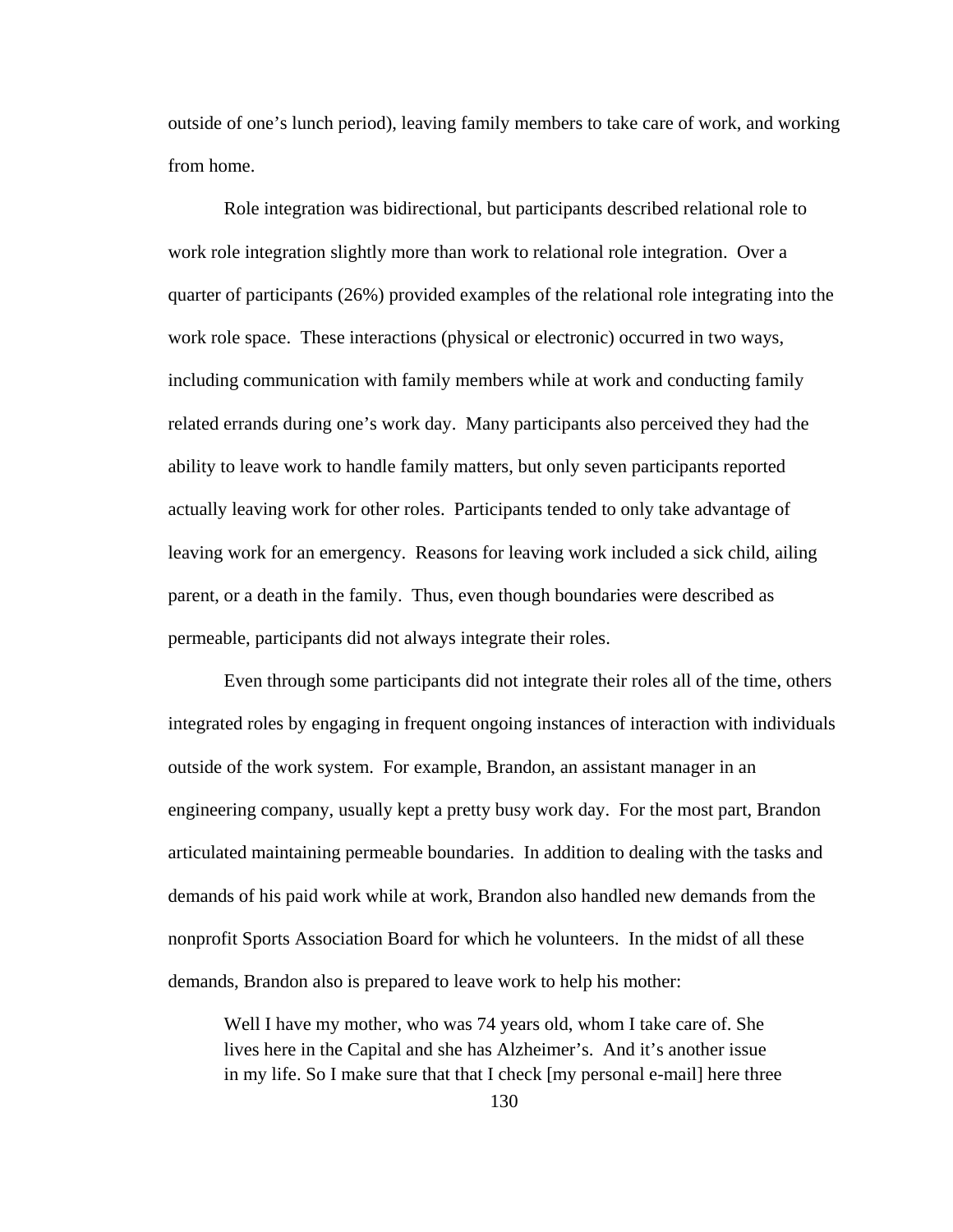outside of one's lunch period), leaving family members to take care of work, and working from home.

Role integration was bidirectional, but participants described relational role to work role integration slightly more than work to relational role integration. Over a quarter of participants (26%) provided examples of the relational role integrating into the work role space. These interactions (physical or electronic) occurred in two ways, including communication with family members while at work and conducting family related errands during one's work day. Many participants also perceived they had the ability to leave work to handle family matters, but only seven participants reported actually leaving work for other roles. Participants tended to only take advantage of leaving work for an emergency. Reasons for leaving work included a sick child, ailing parent, or a death in the family. Thus, even though boundaries were described as permeable, participants did not always integrate their roles.

Even through some participants did not integrate their roles all of the time, others integrated roles by engaging in frequent ongoing instances of interaction with individuals outside of the work system. For example, Brandon, an assistant manager in an engineering company, usually kept a pretty busy work day. For the most part, Brandon articulated maintaining permeable boundaries. In addition to dealing with the tasks and demands of his paid work while at work, Brandon also handled new demands from the nonprofit Sports Association Board for which he volunteers. In the midst of all these demands, Brandon also is prepared to leave work to help his mother:

> Well I have my mother, who was 74 years old, whom I take care of. She lives here in the Capital and she has Alzheimer's. And it's another issue in my life. So I make sure that that I check [my personal e-mail] here three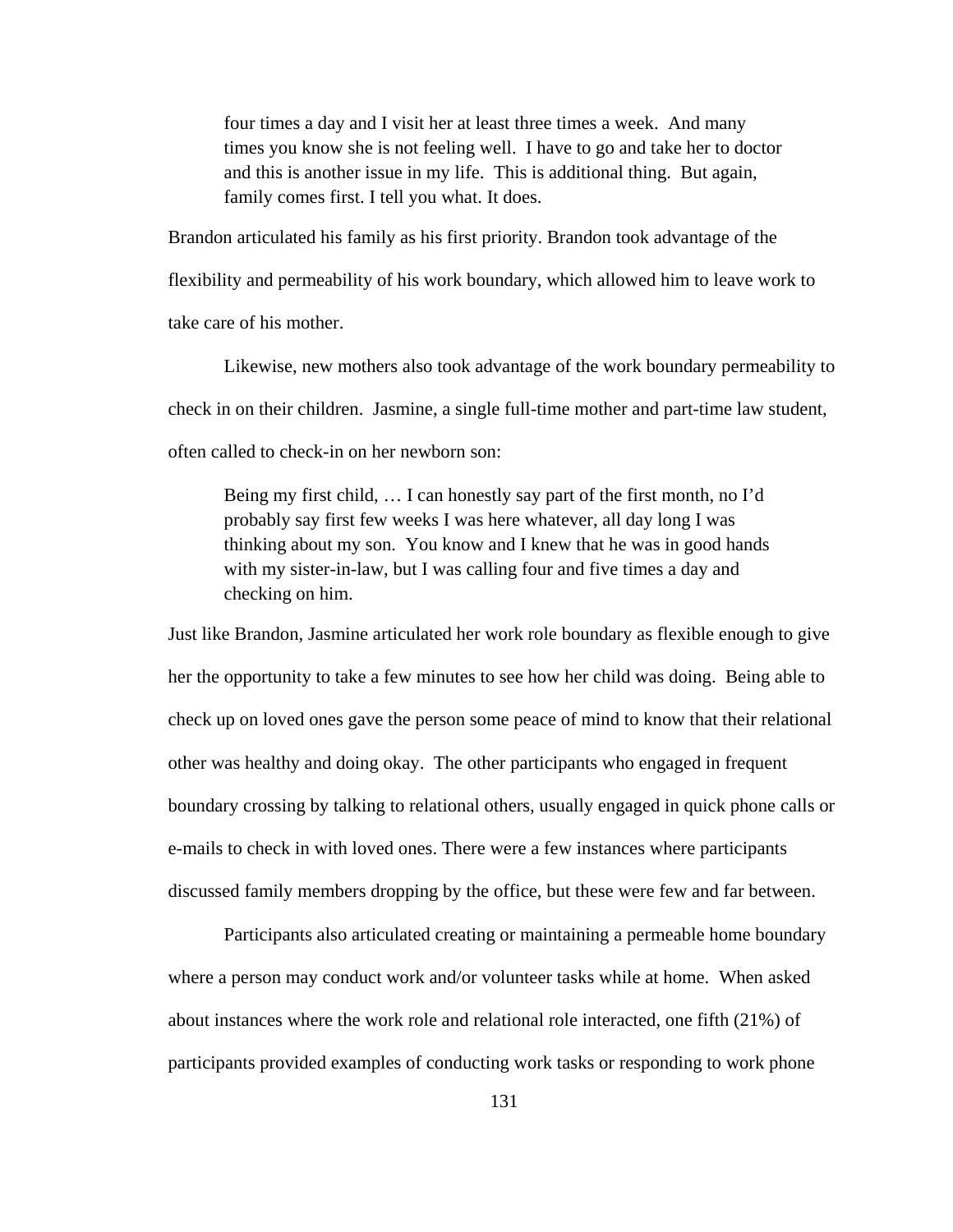> four times a day and I visit her at least three times a week. And many times you know she is not feeling well. I have to go and take her to doctor and this is another issue in my life. This is additional thing. But again, family comes first. I tell you what. It does.

Brandon articulated his family as his first priority. Brandon took advantage of the flexibility and permeability of his work boundary, which allowed him to leave work to take care of his mother.

Likewise, new mothers also took advantage of the work boundary permeability to check in on their children. Jasmine, a single full-time mother and part-time law student, often called to check-in on her newborn son:

> Being my first child, … I can honestly say part of the first month, no I'd probably say first few weeks I was here whatever, all day long I was thinking about my son. You know and I knew that he was in good hands with my sister-in-law, but I was calling four and five times a day and checking on him.

Just like Brandon, Jasmine articulated her work role boundary as flexible enough to give her the opportunity to take a few minutes to see how her child was doing. Being able to check up on loved ones gave the person some peace of mind to know that their relational other was healthy and doing okay. The other participants who engaged in frequent boundary crossing by talking to relational others, usually engaged in quick phone calls or e-mails to check in with loved ones. There were a few instances where participants discussed family members dropping by the office, but these were few and far between.

Participants also articulated creating or maintaining a permeable home boundary where a person may conduct work and/or volunteer tasks while at home. When asked about instances where the work role and relational role interacted, one fifth (21%) of participants provided examples of conducting work tasks or responding to work phone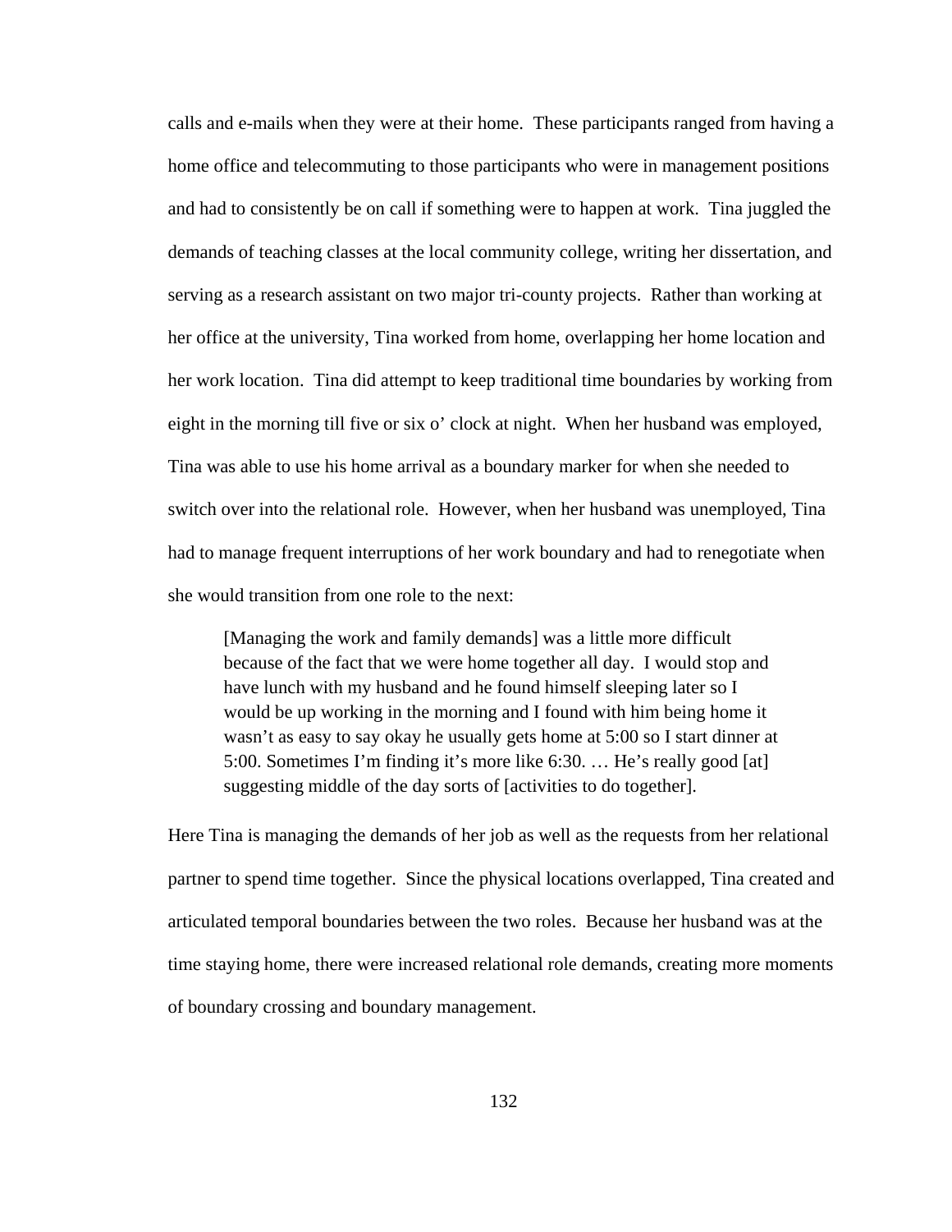calls and e-mails when they were at their home. These participants ranged from having a home office and telecommuting to those participants who were in management positions and had to consistently be on call if something were to happen at work. Tina juggled the demands of teaching classes at the local community college, writing her dissertation, and serving as a research assistant on two major tri-county projects. Rather than working at her office at the university, Tina worked from home, overlapping her home location and her work location. Tina did attempt to keep traditional time boundaries by working from eight in the morning till five or six o' clock at night. When her husband was employed, Tina was able to use his home arrival as a boundary marker for when she needed to switch over into the relational role. However, when her husband was unemployed, Tina had to manage frequent interruptions of her work boundary and had to renegotiate when she would transition from one role to the next:

> [Managing the work and family demands] was a little more difficult because of the fact that we were home together all day. I would stop and have lunch with my husband and he found himself sleeping later so I would be up working in the morning and I found with him being home it wasn't as easy to say okay he usually gets home at 5:00 so I start dinner at 5:00. Sometimes I'm finding it's more like 6:30. … He's really good [at] suggesting middle of the day sorts of [activities to do together].

Here Tina is managing the demands of her job as well as the requests from her relational partner to spend time together. Since the physical locations overlapped, Tina created and articulated temporal boundaries between the two roles. Because her husband was at the time staying home, there were increased relational role demands, creating more moments of boundary crossing and boundary management.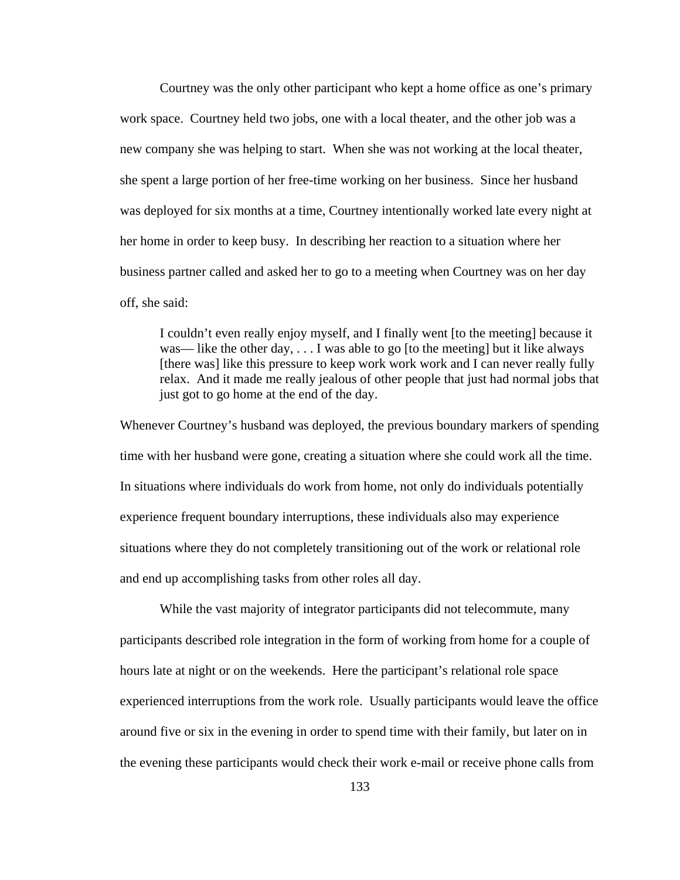Courtney was the only other participant who kept a home office as one's primary work space. Courtney held two jobs, one with a local theater, and the other job was a new company she was helping to start. When she was not working at the local theater, she spent a large portion of her free-time working on her business. Since her husband was deployed for six months at a time, Courtney intentionally worked late every night at her home in order to keep busy. In describing her reaction to a situation where her business partner called and asked her to go to a meeting when Courtney was on her day off, she said:

> I couldn't even really enjoy myself, and I finally went [to the meeting] because it was— like the other day, . . . I was able to go [to the meeting] but it like always [there was] like this pressure to keep work work work and I can never really fully relax. And it made me really jealous of other people that just had normal jobs that just got to go home at the end of the day.

Whenever Courtney's husband was deployed, the previous boundary markers of spending time with her husband were gone, creating a situation where she could work all the time. In situations where individuals do work from home, not only do individuals potentially experience frequent boundary interruptions, these individuals also may experience situations where they do not completely transitioning out of the work or relational role and end up accomplishing tasks from other roles all day.

While the vast majority of integrator participants did not telecommute, many participants described role integration in the form of working from home for a couple of hours late at night or on the weekends. Here the participant's relational role space experienced interruptions from the work role. Usually participants would leave the office around five or six in the evening in order to spend time with their family, but later on in the evening these participants would check their work e-mail or receive phone calls from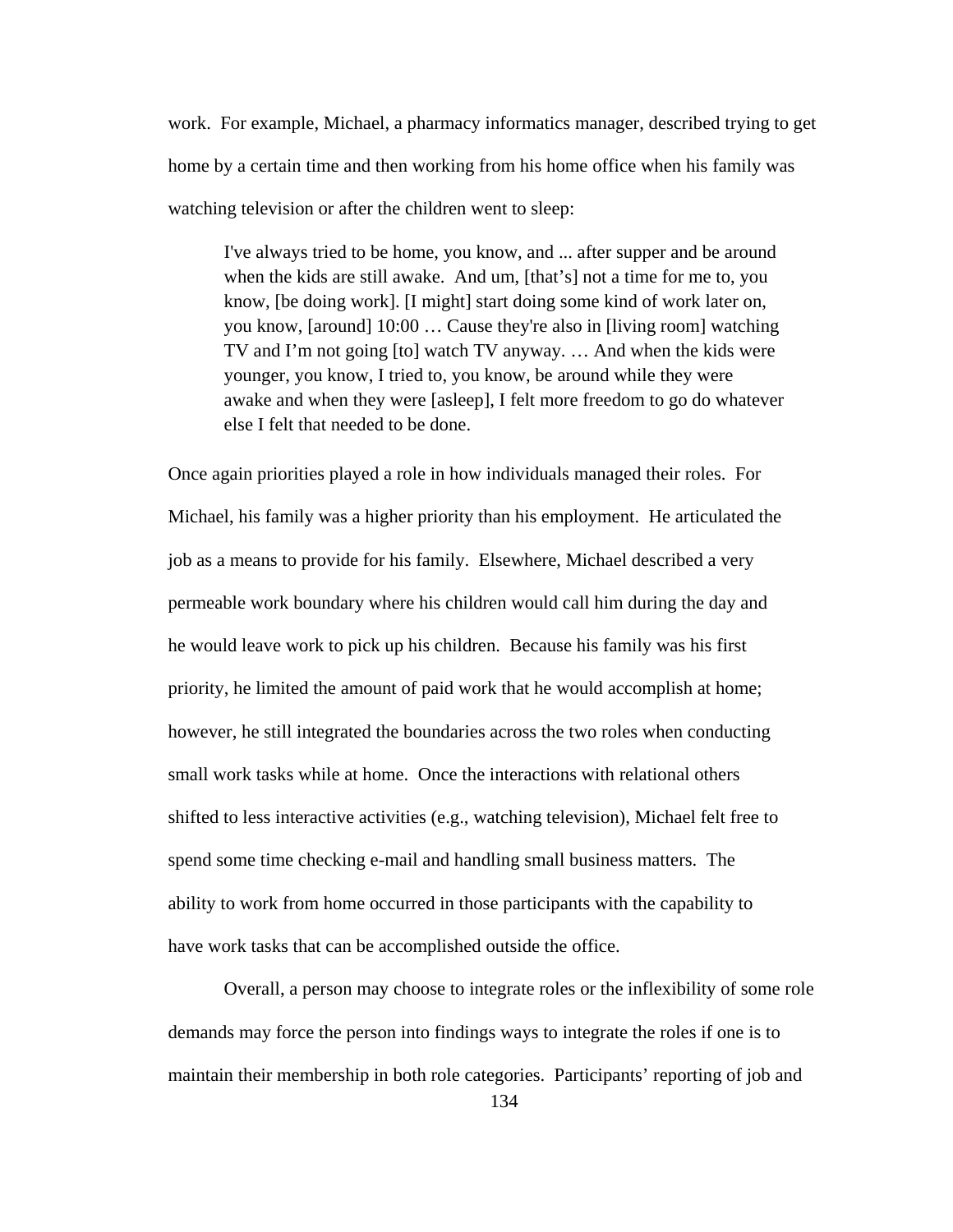work. For example, Michael, a pharmacy informatics manager, described trying to get home by a certain time and then working from his home office when his family was watching television or after the children went to sleep:

> I've always tried to be home, you know, and ... after supper and be around when the kids are still awake. And um, [that's] not a time for me to, you know, [be doing work]. [I might] start doing some kind of work later on, you know, [around] 10:00 … Cause they're also in [living room] watching TV and I'm not going [to] watch TV anyway. … And when the kids were younger, you know, I tried to, you know, be around while they were awake and when they were [asleep], I felt more freedom to go do whatever else I felt that needed to be done.

Once again priorities played a role in how individuals managed their roles. For Michael, his family was a higher priority than his employment. He articulated the job as a means to provide for his family. Elsewhere, Michael described a very permeable work boundary where his children would call him during the day and he would leave work to pick up his children. Because his family was his first priority, he limited the amount of paid work that he would accomplish at home; however, he still integrated the boundaries across the two roles when conducting small work tasks while at home. Once the interactions with relational others shifted to less interactive activities (e.g., watching television), Michael felt free to spend some time checking e-mail and handling small business matters. The ability to work from home occurred in those participants with the capability to have work tasks that can be accomplished outside the office.

Overall, a person may choose to integrate roles or the inflexibility of some role demands may force the person into findings ways to integrate the roles if one is to maintain their membership in both role categories. Participants' reporting of job and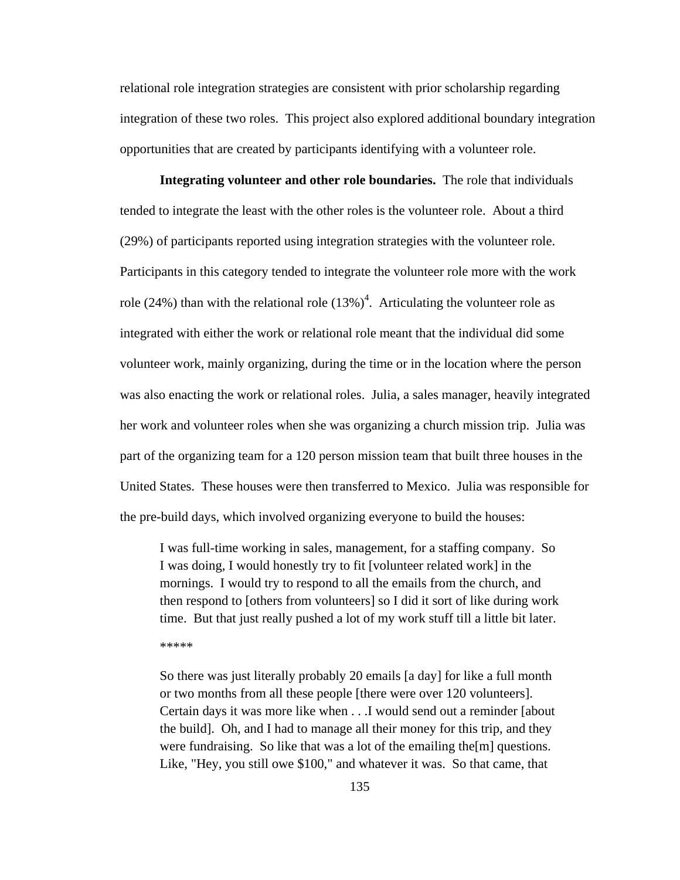relational role integration strategies are consistent with prior scholarship regarding integration of these two roles. This project also explored additional boundary integration opportunities that are created by participants identifying with a volunteer role.

**Integrating volunteer and other role boundaries.** The role that individuals tended to integrate the least with the other roles is the volunteer role. About a third (29%) of participants reported using integration strategies with the volunteer role. Participants in this category tended to integrate the volunteer role more with the work role (24%) than with the relational role (13%)[4]. Articulating the volunteer role as integrated with either the work or relational role meant that the individual did some volunteer work, mainly organizing, during the time or in the location where the person was also enacting the work or relational roles. Julia, a sales manager, heavily integrated her work and volunteer roles when she was organizing a church mission trip. Julia was part of the organizing team for a 120 person mission team that built three houses in the United States. These houses were then transferred to Mexico. Julia was responsible for the pre-build days, which involved organizing everyone to build the houses:

> I was full-time working in sales, management, for a staffing company. So I was doing, I would honestly try to fit [volunteer related work] in the mornings. I would try to respond to all the emails from the church, and then respond to [others from volunteers] so I did it sort of like during work time. But that just really pushed a lot of my work stuff till a little bit later.
>
> *****
>
> So there was just literally probably 20 emails [a day] for like a full month or two months from all these people [there were over 120 volunteers]. Certain days it was more like when . . .I would send out a reminder [about the build]. Oh, and I had to manage all their money for this trip, and they were fundraising. So like that was a lot of the emailing the[m] questions. Like, "Hey, you still owe $100," and whatever it was. So that came, that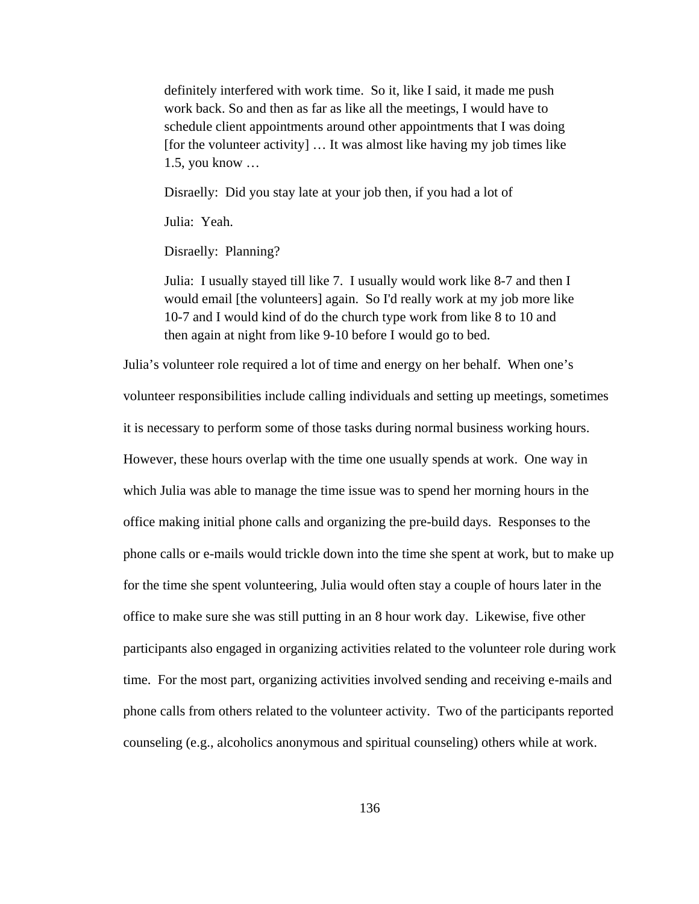> definitely interfered with work time. So it, like I said, it made me push work back. So and then as far as like all the meetings, I would have to schedule client appointments around other appointments that I was doing [for the volunteer activity] … It was almost like having my job times like 1.5, you know …
>
> Disraelly: Did you stay late at your job then, if you had a lot of
>
> Julia: Yeah.
>
> Disraelly: Planning?
>
> Julia: I usually stayed till like 7. I usually would work like 8-7 and then I would email [the volunteers] again. So I'd really work at my job more like 10-7 and I would kind of do the church type work from like 8 to 10 and then again at night from like 9-10 before I would go to bed.

Julia's volunteer role required a lot of time and energy on her behalf. When one's volunteer responsibilities include calling individuals and setting up meetings, sometimes it is necessary to perform some of those tasks during normal business working hours. However, these hours overlap with the time one usually spends at work. One way in which Julia was able to manage the time issue was to spend her morning hours in the office making initial phone calls and organizing the pre-build days. Responses to the phone calls or e-mails would trickle down into the time she spent at work, but to make up for the time she spent volunteering, Julia would often stay a couple of hours later in the office to make sure she was still putting in an 8 hour work day. Likewise, five other participants also engaged in organizing activities related to the volunteer role during work time. For the most part, organizing activities involved sending and receiving e-mails and phone calls from others related to the volunteer activity. Two of the participants reported counseling (e.g., alcoholics anonymous and spiritual counseling) others while at work.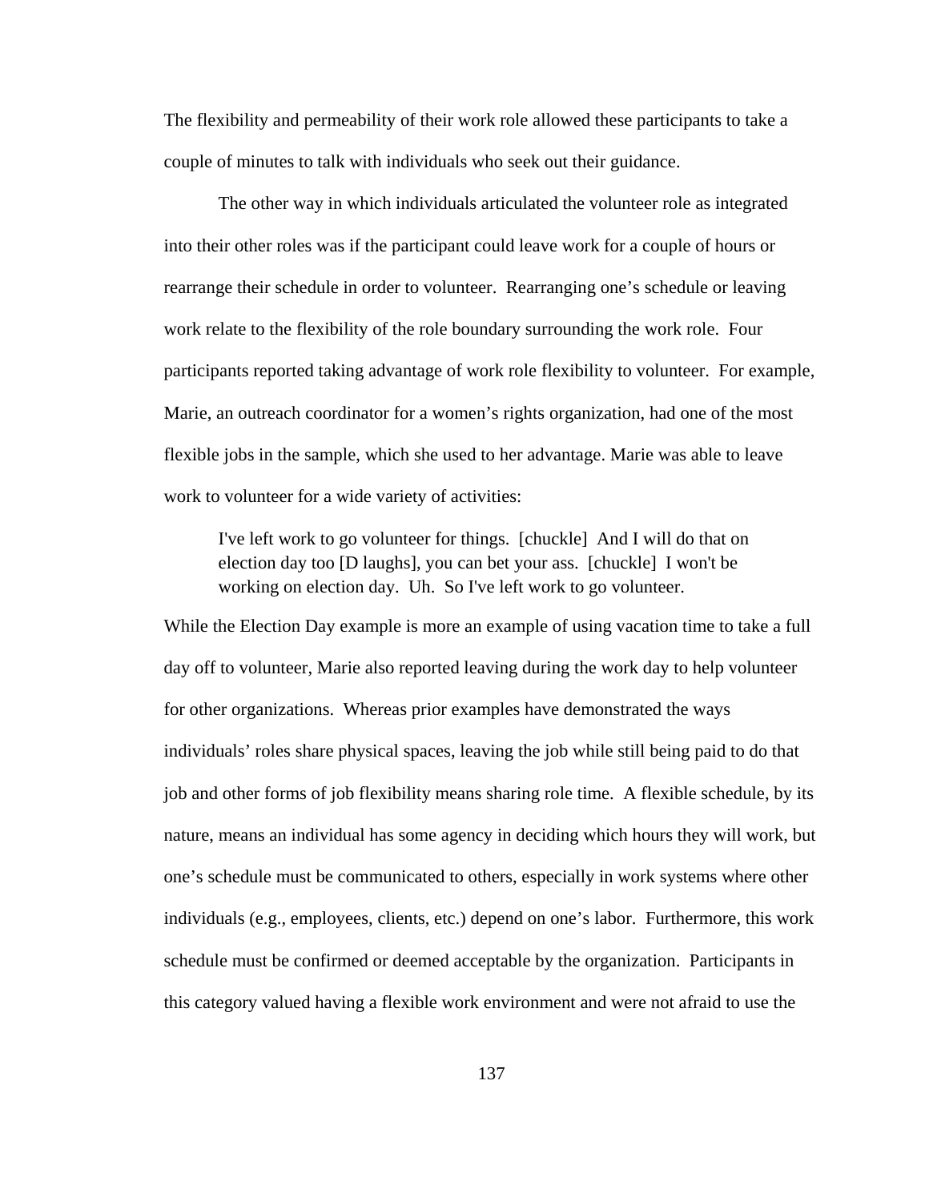The flexibility and permeability of their work role allowed these participants to take a couple of minutes to talk with individuals who seek out their guidance.

The other way in which individuals articulated the volunteer role as integrated into their other roles was if the participant could leave work for a couple of hours or rearrange their schedule in order to volunteer. Rearranging one's schedule or leaving work relate to the flexibility of the role boundary surrounding the work role. Four participants reported taking advantage of work role flexibility to volunteer. For example, Marie, an outreach coordinator for a women's rights organization, had one of the most flexible jobs in the sample, which she used to her advantage. Marie was able to leave work to volunteer for a wide variety of activities:

> I've left work to go volunteer for things. [chuckle] And I will do that on election day too [D laughs], you can bet your ass. [chuckle] I won't be working on election day. Uh. So I've left work to go volunteer.

While the Election Day example is more an example of using vacation time to take a full day off to volunteer, Marie also reported leaving during the work day to help volunteer for other organizations. Whereas prior examples have demonstrated the ways individuals' roles share physical spaces, leaving the job while still being paid to do that job and other forms of job flexibility means sharing role time. A flexible schedule, by its nature, means an individual has some agency in deciding which hours they will work, but one's schedule must be communicated to others, especially in work systems where other individuals (e.g., employees, clients, etc.) depend on one's labor. Furthermore, this work schedule must be confirmed or deemed acceptable by the organization. Participants in this category valued having a flexible work environment and were not afraid to use the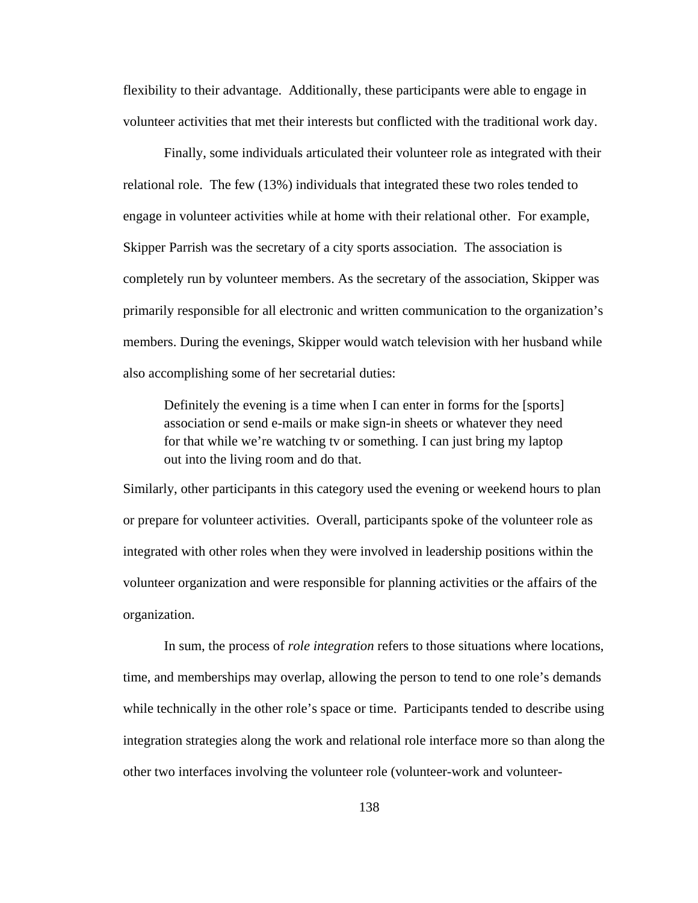flexibility to their advantage. Additionally, these participants were able to engage in volunteer activities that met their interests but conflicted with the traditional work day.

Finally, some individuals articulated their volunteer role as integrated with their relational role. The few (13%) individuals that integrated these two roles tended to engage in volunteer activities while at home with their relational other. For example, Skipper Parrish was the secretary of a city sports association. The association is completely run by volunteer members. As the secretary of the association, Skipper was primarily responsible for all electronic and written communication to the organization's members. During the evenings, Skipper would watch television with her husband while also accomplishing some of her secretarial duties:

> Definitely the evening is a time when I can enter in forms for the [sports] association or send e-mails or make sign-in sheets or whatever they need for that while we're watching tv or something. I can just bring my laptop out into the living room and do that.

Similarly, other participants in this category used the evening or weekend hours to plan or prepare for volunteer activities. Overall, participants spoke of the volunteer role as integrated with other roles when they were involved in leadership positions within the volunteer organization and were responsible for planning activities or the affairs of the organization.

In sum, the process of *role integration* refers to those situations where locations, time, and memberships may overlap, allowing the person to tend to one role's demands while technically in the other role's space or time. Participants tended to describe using integration strategies along the work and relational role interface more so than along the other two interfaces involving the volunteer role (volunteer-work and volunteer-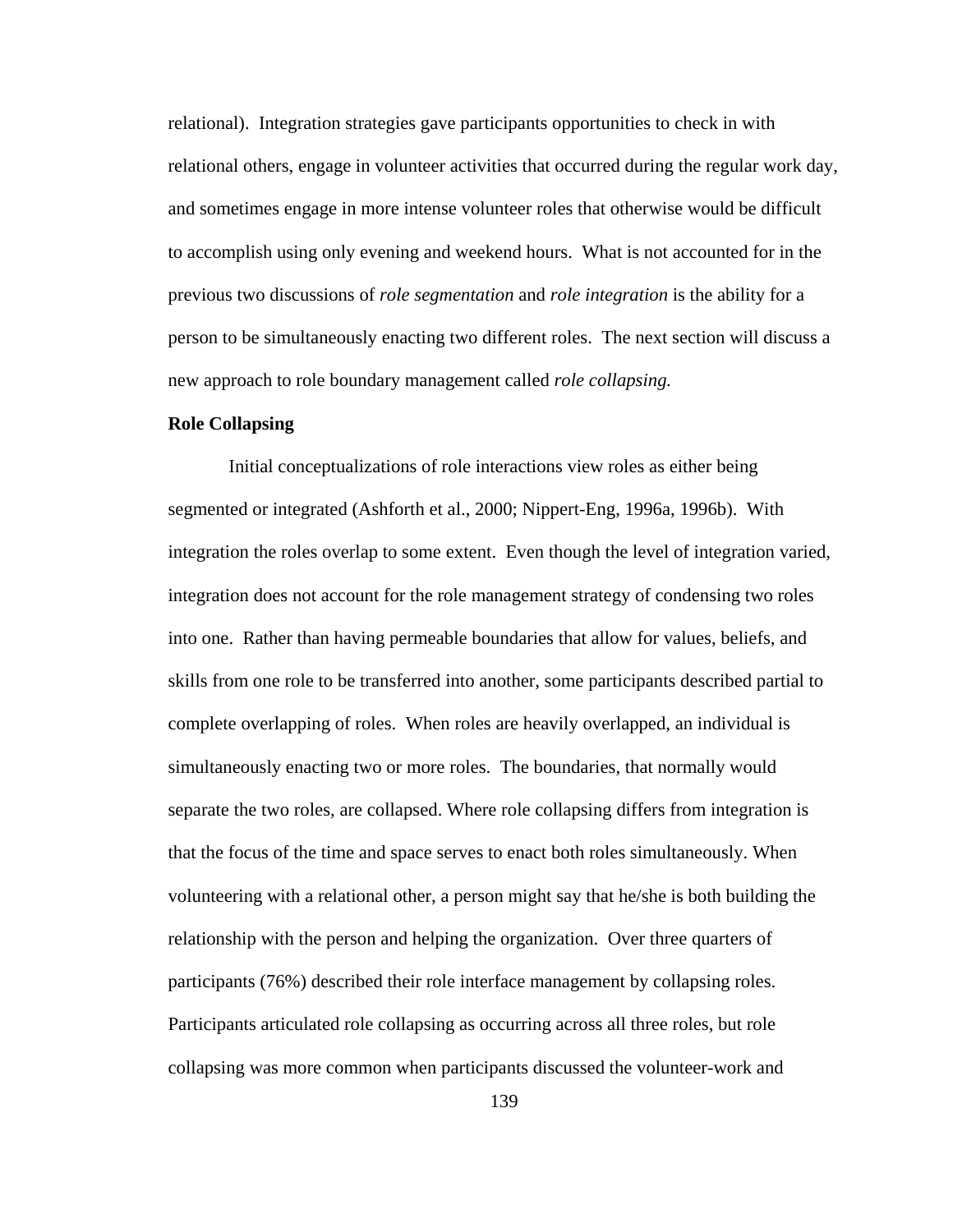relational). Integration strategies gave participants opportunities to check in with relational others, engage in volunteer activities that occurred during the regular work day, and sometimes engage in more intense volunteer roles that otherwise would be difficult to accomplish using only evening and weekend hours. What is not accounted for in the previous two discussions of *role segmentation* and *role integration* is the ability for a person to be simultaneously enacting two different roles. The next section will discuss a new approach to role boundary management called *role collapsing.*

**Role Collapsing**

Initial conceptualizations of role interactions view roles as either being segmented or integrated (Ashforth et al., 2000; Nippert-Eng, 1996a, 1996b). With integration the roles overlap to some extent. Even though the level of integration varied, integration does not account for the role management strategy of condensing two roles into one. Rather than having permeable boundaries that allow for values, beliefs, and skills from one role to be transferred into another, some participants described partial to complete overlapping of roles. When roles are heavily overlapped, an individual is simultaneously enacting two or more roles. The boundaries, that normally would separate the two roles, are collapsed. Where role collapsing differs from integration is that the focus of the time and space serves to enact both roles simultaneously. When volunteering with a relational other, a person might say that he/she is both building the relationship with the person and helping the organization. Over three quarters of participants (76%) described their role interface management by collapsing roles. Participants articulated role collapsing as occurring across all three roles, but role collapsing was more common when participants discussed the volunteer-work and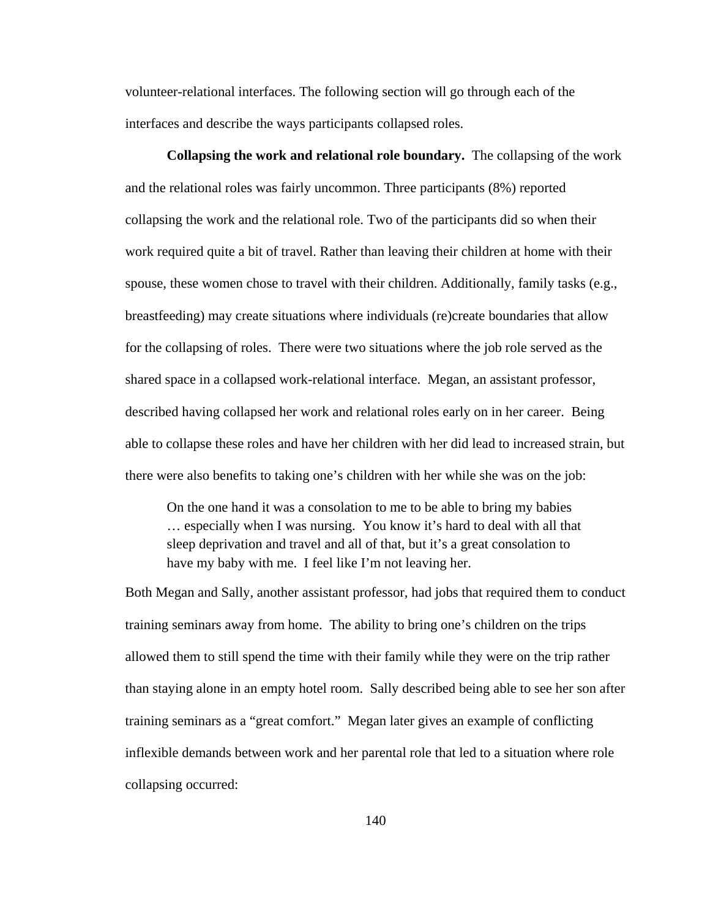volunteer-relational interfaces. The following section will go through each of the interfaces and describe the ways participants collapsed roles.

**Collapsing the work and relational role boundary.** The collapsing of the work and the relational roles was fairly uncommon. Three participants (8%) reported collapsing the work and the relational role. Two of the participants did so when their work required quite a bit of travel. Rather than leaving their children at home with their spouse, these women chose to travel with their children. Additionally, family tasks (e.g., breastfeeding) may create situations where individuals (re)create boundaries that allow for the collapsing of roles. There were two situations where the job role served as the shared space in a collapsed work-relational interface. Megan, an assistant professor, described having collapsed her work and relational roles early on in her career. Being able to collapse these roles and have her children with her did lead to increased strain, but there were also benefits to taking one's children with her while she was on the job:

> On the one hand it was a consolation to me to be able to bring my babies … especially when I was nursing. You know it's hard to deal with all that sleep deprivation and travel and all of that, but it's a great consolation to have my baby with me. I feel like I'm not leaving her.

Both Megan and Sally, another assistant professor, had jobs that required them to conduct training seminars away from home. The ability to bring one's children on the trips allowed them to still spend the time with their family while they were on the trip rather than staying alone in an empty hotel room. Sally described being able to see her son after training seminars as a "great comfort." Megan later gives an example of conflicting inflexible demands between work and her parental role that led to a situation where role collapsing occurred: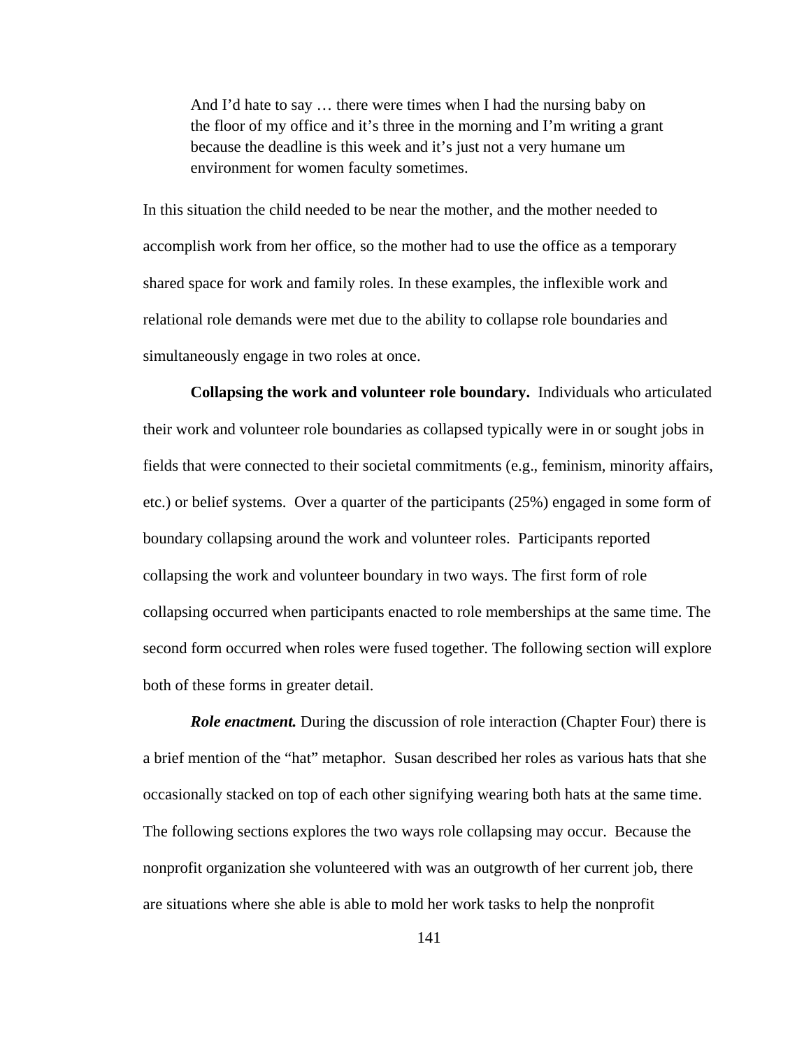> And I'd hate to say … there were times when I had the nursing baby on the floor of my office and it's three in the morning and I'm writing a grant because the deadline is this week and it's just not a very humane um environment for women faculty sometimes.

In this situation the child needed to be near the mother, and the mother needed to accomplish work from her office, so the mother had to use the office as a temporary shared space for work and family roles. In these examples, the inflexible work and relational role demands were met due to the ability to collapse role boundaries and simultaneously engage in two roles at once.

**Collapsing the work and volunteer role boundary.** Individuals who articulated their work and volunteer role boundaries as collapsed typically were in or sought jobs in fields that were connected to their societal commitments (e.g., feminism, minority affairs, etc.) or belief systems. Over a quarter of the participants (25%) engaged in some form of boundary collapsing around the work and volunteer roles. Participants reported collapsing the work and volunteer boundary in two ways. The first form of role collapsing occurred when participants enacted to role memberships at the same time. The second form occurred when roles were fused together. The following section will explore both of these forms in greater detail.

***Role enactment.*** During the discussion of role interaction (Chapter Four) there is a brief mention of the "hat" metaphor. Susan described her roles as various hats that she occasionally stacked on top of each other signifying wearing both hats at the same time. The following sections explores the two ways role collapsing may occur. Because the nonprofit organization she volunteered with was an outgrowth of her current job, there are situations where she able is able to mold her work tasks to help the nonprofit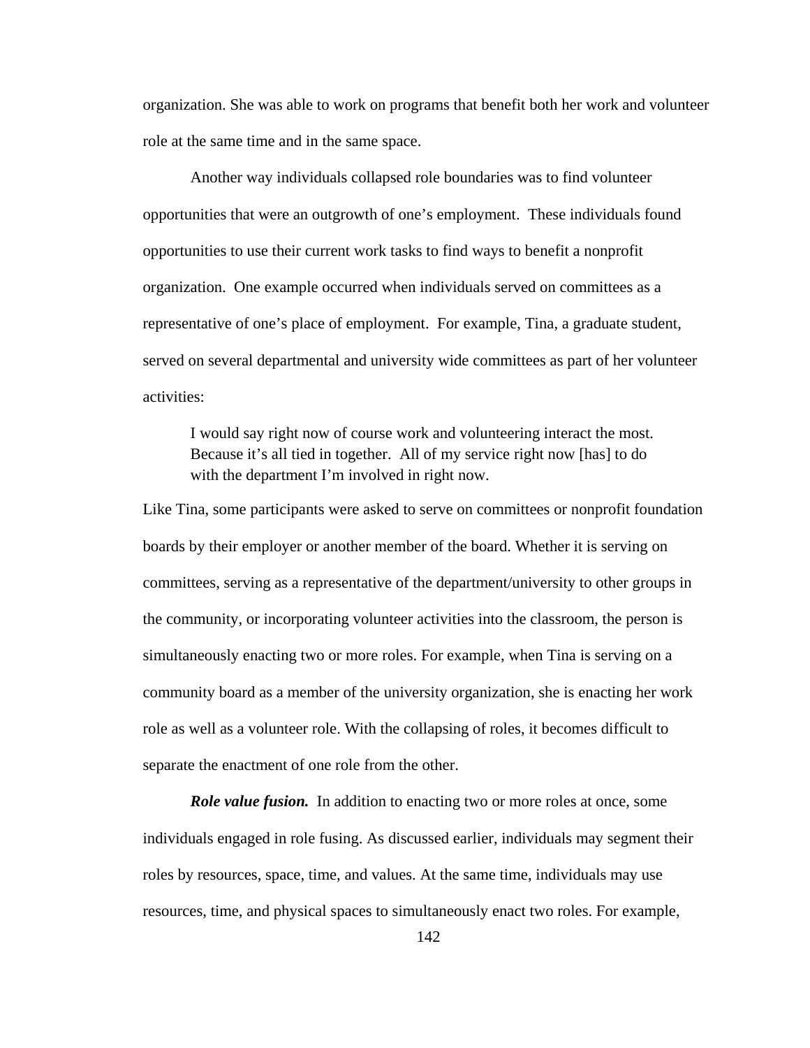organization. She was able to work on programs that benefit both her work and volunteer role at the same time and in the same space.

Another way individuals collapsed role boundaries was to find volunteer opportunities that were an outgrowth of one's employment. These individuals found opportunities to use their current work tasks to find ways to benefit a nonprofit organization. One example occurred when individuals served on committees as a representative of one's place of employment. For example, Tina, a graduate student, served on several departmental and university wide committees as part of her volunteer activities:

> I would say right now of course work and volunteering interact the most. Because it's all tied in together. All of my service right now [has] to do with the department I'm involved in right now.

Like Tina, some participants were asked to serve on committees or nonprofit foundation boards by their employer or another member of the board. Whether it is serving on committees, serving as a representative of the department/university to other groups in the community, or incorporating volunteer activities into the classroom, the person is simultaneously enacting two or more roles. For example, when Tina is serving on a community board as a member of the university organization, she is enacting her work role as well as a volunteer role. With the collapsing of roles, it becomes difficult to separate the enactment of one role from the other.

***Role value fusion.*** In addition to enacting two or more roles at once, some individuals engaged in role fusing. As discussed earlier, individuals may segment their roles by resources, space, time, and values. At the same time, individuals may use resources, time, and physical spaces to simultaneously enact two roles. For example,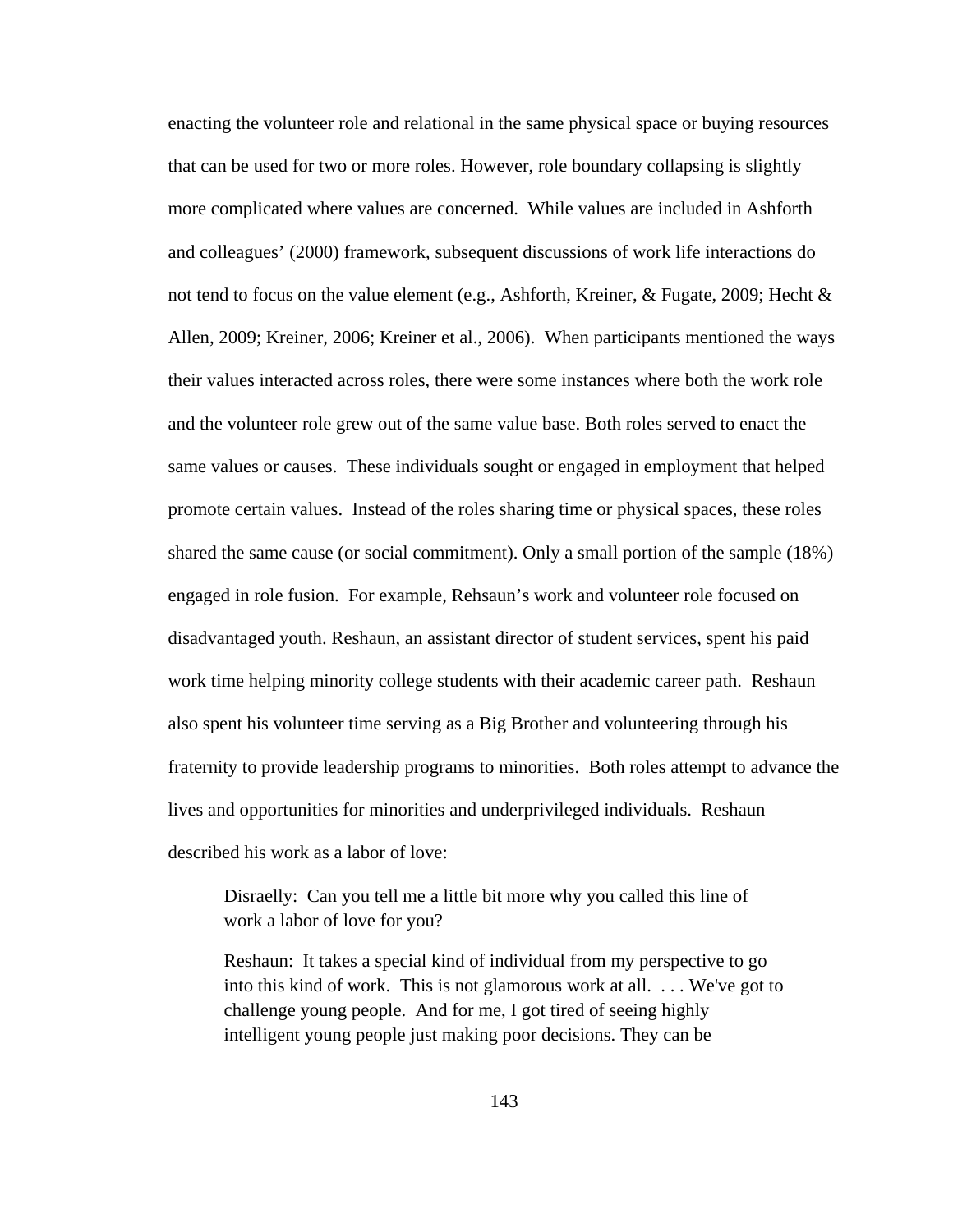enacting the volunteer role and relational in the same physical space or buying resources that can be used for two or more roles. However, role boundary collapsing is slightly more complicated where values are concerned. While values are included in Ashforth and colleagues' (2000) framework, subsequent discussions of work life interactions do not tend to focus on the value element (e.g., Ashforth, Kreiner, & Fugate, 2009; Hecht & Allen, 2009; Kreiner, 2006; Kreiner et al., 2006). When participants mentioned the ways their values interacted across roles, there were some instances where both the work role and the volunteer role grew out of the same value base. Both roles served to enact the same values or causes. These individuals sought or engaged in employment that helped promote certain values. Instead of the roles sharing time or physical spaces, these roles shared the same cause (or social commitment). Only a small portion of the sample (18%) engaged in role fusion. For example, Rehsaun's work and volunteer role focused on disadvantaged youth. Reshaun, an assistant director of student services, spent his paid work time helping minority college students with their academic career path. Reshaun also spent his volunteer time serving as a Big Brother and volunteering through his fraternity to provide leadership programs to minorities. Both roles attempt to advance the lives and opportunities for minorities and underprivileged individuals. Reshaun described his work as a labor of love:

> Disraelly: Can you tell me a little bit more why you called this line of work a labor of love for you?
>
> Reshaun: It takes a special kind of individual from my perspective to go into this kind of work. This is not glamorous work at all. . . . We've got to challenge young people. And for me, I got tired of seeing highly intelligent young people just making poor decisions. They can be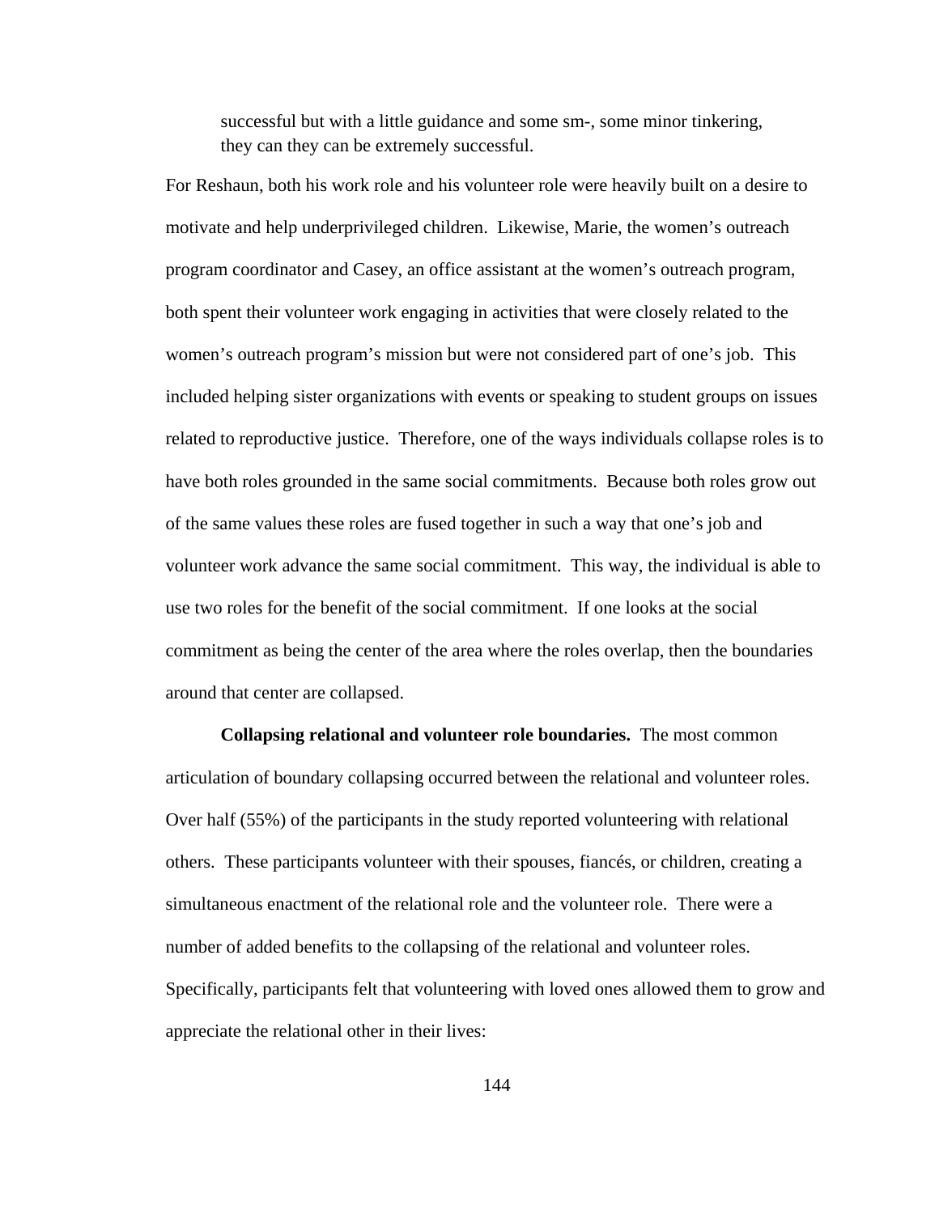> successful but with a little guidance and some sm-, some minor tinkering, they can they can be extremely successful.

For Reshaun, both his work role and his volunteer role were heavily built on a desire to motivate and help underprivileged children. Likewise, Marie, the women's outreach program coordinator and Casey, an office assistant at the women's outreach program, both spent their volunteer work engaging in activities that were closely related to the women's outreach program's mission but were not considered part of one's job. This included helping sister organizations with events or speaking to student groups on issues related to reproductive justice. Therefore, one of the ways individuals collapse roles is to have both roles grounded in the same social commitments. Because both roles grow out of the same values these roles are fused together in such a way that one's job and volunteer work advance the same social commitment. This way, the individual is able to use two roles for the benefit of the social commitment. If one looks at the social commitment as being the center of the area where the roles overlap, then the boundaries around that center are collapsed.

**Collapsing relational and volunteer role boundaries.** The most common articulation of boundary collapsing occurred between the relational and volunteer roles. Over half (55%) of the participants in the study reported volunteering with relational others. These participants volunteer with their spouses, fiancés, or children, creating a simultaneous enactment of the relational role and the volunteer role. There were a number of added benefits to the collapsing of the relational and volunteer roles. Specifically, participants felt that volunteering with loved ones allowed them to grow and appreciate the relational other in their lives: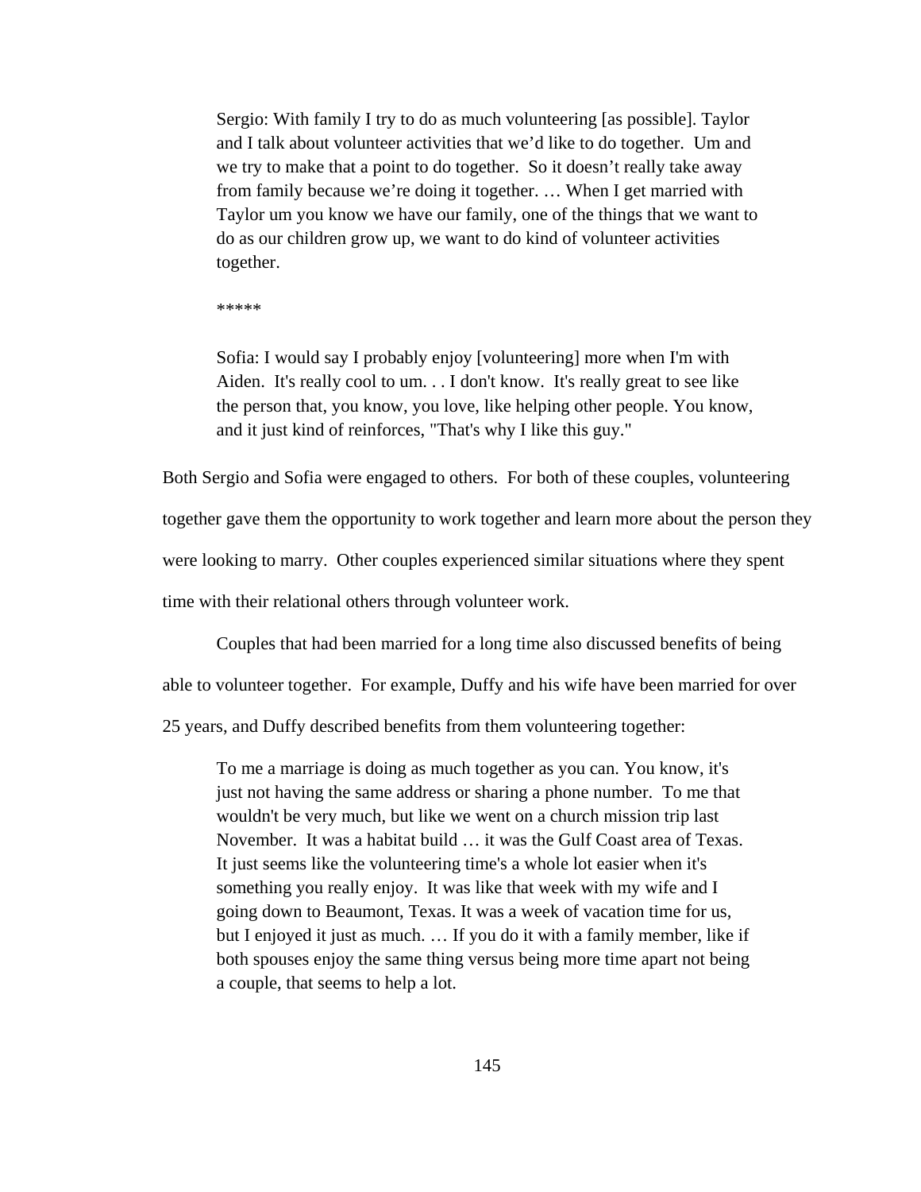> Sergio: With family I try to do as much volunteering [as possible]. Taylor and I talk about volunteer activities that we'd like to do together. Um and we try to make that a point to do together. So it doesn't really take away from family because we're doing it together. … When I get married with Taylor um you know we have our family, one of the things that we want to do as our children grow up, we want to do kind of volunteer activities together.
>
> *****
>
> Sofia: I would say I probably enjoy [volunteering] more when I'm with Aiden. It's really cool to um. . . I don't know. It's really great to see like the person that, you know, you love, like helping other people. You know, and it just kind of reinforces, "That's why I like this guy."

Both Sergio and Sofia were engaged to others. For both of these couples, volunteering together gave them the opportunity to work together and learn more about the person they were looking to marry. Other couples experienced similar situations where they spent time with their relational others through volunteer work.

Couples that had been married for a long time also discussed benefits of being able to volunteer together. For example, Duffy and his wife have been married for over 25 years, and Duffy described benefits from them volunteering together:

> To me a marriage is doing as much together as you can. You know, it's just not having the same address or sharing a phone number. To me that wouldn't be very much, but like we went on a church mission trip last November. It was a habitat build … it was the Gulf Coast area of Texas. It just seems like the volunteering time's a whole lot easier when it's something you really enjoy. It was like that week with my wife and I going down to Beaumont, Texas. It was a week of vacation time for us, but I enjoyed it just as much. … If you do it with a family member, like if both spouses enjoy the same thing versus being more time apart not being a couple, that seems to help a lot.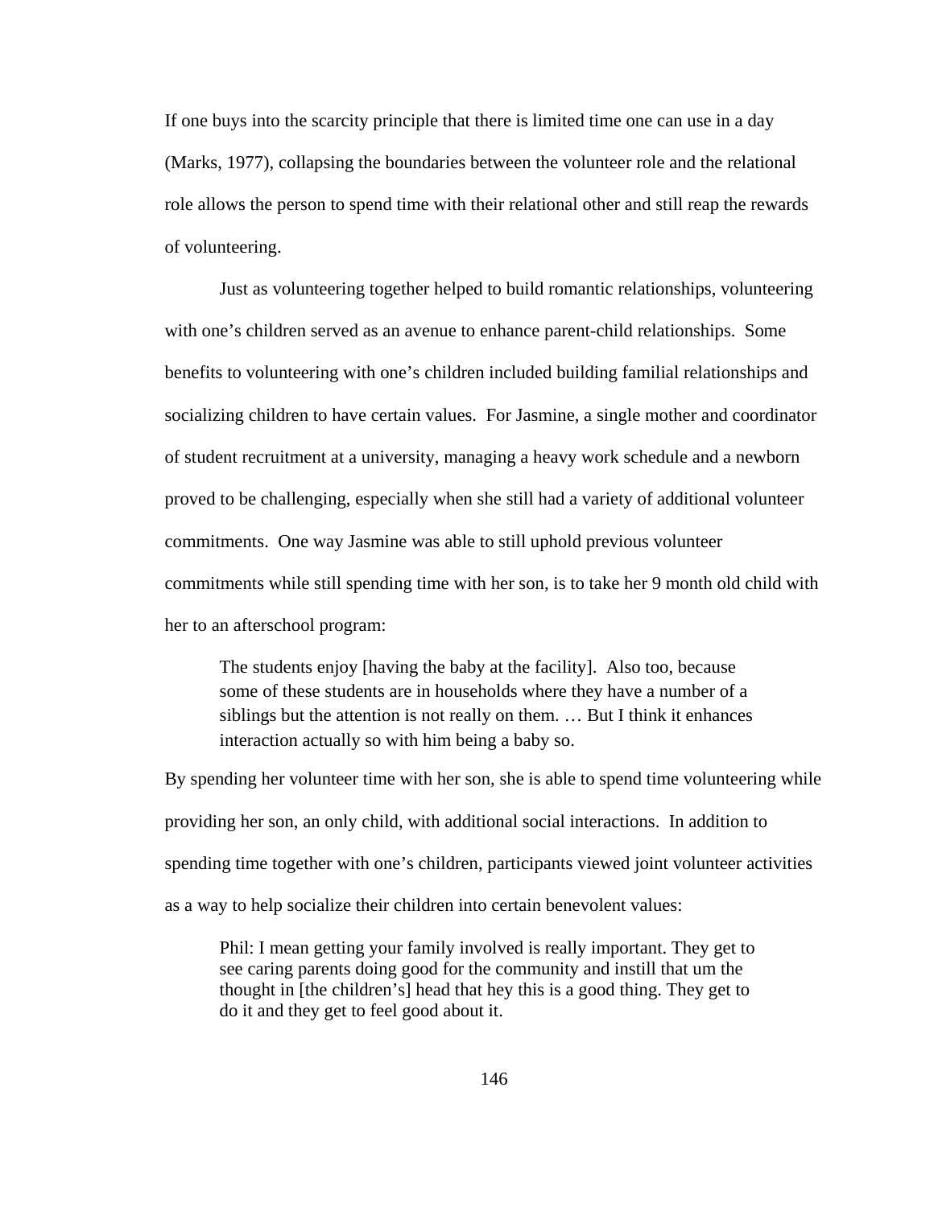If one buys into the scarcity principle that there is limited time one can use in a day (Marks, 1977), collapsing the boundaries between the volunteer role and the relational role allows the person to spend time with their relational other and still reap the rewards of volunteering.

Just as volunteering together helped to build romantic relationships, volunteering with one's children served as an avenue to enhance parent-child relationships. Some benefits to volunteering with one's children included building familial relationships and socializing children to have certain values. For Jasmine, a single mother and coordinator of student recruitment at a university, managing a heavy work schedule and a newborn proved to be challenging, especially when she still had a variety of additional volunteer commitments. One way Jasmine was able to still uphold previous volunteer commitments while still spending time with her son, is to take her 9 month old child with her to an afterschool program:

> The students enjoy [having the baby at the facility]. Also too, because some of these students are in households where they have a number of a siblings but the attention is not really on them. … But I think it enhances interaction actually so with him being a baby so.

By spending her volunteer time with her son, she is able to spend time volunteering while providing her son, an only child, with additional social interactions. In addition to spending time together with one's children, participants viewed joint volunteer activities as a way to help socialize their children into certain benevolent values:

> Phil: I mean getting your family involved is really important. They get to see caring parents doing good for the community and instill that um the thought in [the children's] head that hey this is a good thing. They get to do it and they get to feel good about it.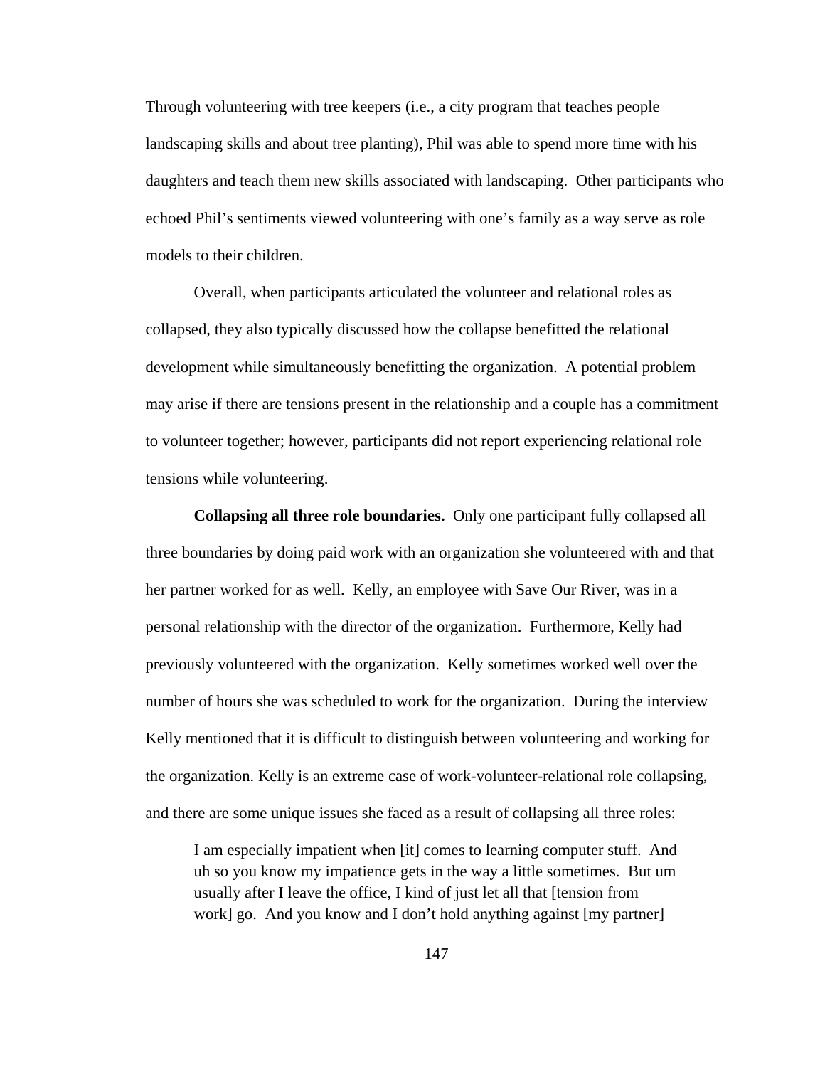Through volunteering with tree keepers (i.e., a city program that teaches people landscaping skills and about tree planting), Phil was able to spend more time with his daughters and teach them new skills associated with landscaping. Other participants who echoed Phil's sentiments viewed volunteering with one's family as a way serve as role models to their children.

Overall, when participants articulated the volunteer and relational roles as collapsed, they also typically discussed how the collapse benefitted the relational development while simultaneously benefitting the organization. A potential problem may arise if there are tensions present in the relationship and a couple has a commitment to volunteer together; however, participants did not report experiencing relational role tensions while volunteering.

**Collapsing all three role boundaries.** Only one participant fully collapsed all three boundaries by doing paid work with an organization she volunteered with and that her partner worked for as well. Kelly, an employee with Save Our River, was in a personal relationship with the director of the organization. Furthermore, Kelly had previously volunteered with the organization. Kelly sometimes worked well over the number of hours she was scheduled to work for the organization. During the interview Kelly mentioned that it is difficult to distinguish between volunteering and working for the organization. Kelly is an extreme case of work-volunteer-relational role collapsing, and there are some unique issues she faced as a result of collapsing all three roles:

> I am especially impatient when [it] comes to learning computer stuff. And uh so you know my impatience gets in the way a little sometimes. But um usually after I leave the office, I kind of just let all that [tension from work] go. And you know and I don't hold anything against [my partner]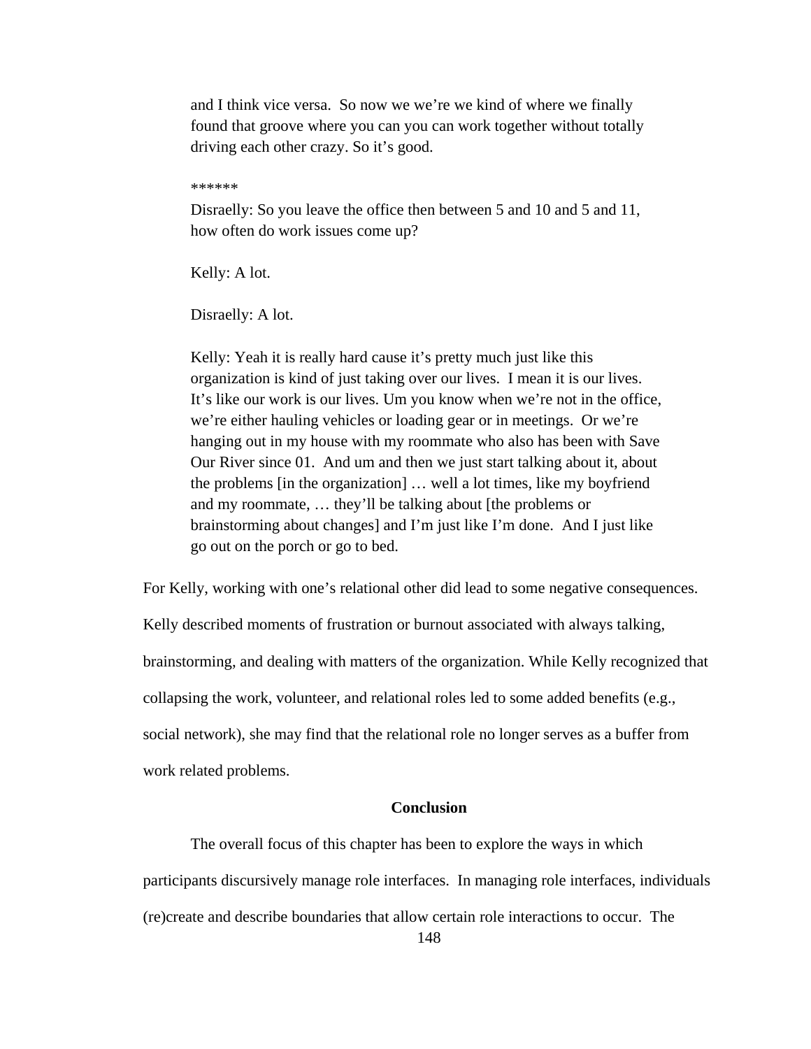> and I think vice versa. So now we we're we kind of where we finally found that groove where you can you can work together without totally driving each other crazy. So it's good.
>
> ******
>
> Disraelly: So you leave the office then between 5 and 10 and 5 and 11, how often do work issues come up?
>
> Kelly: A lot.
>
> Disraelly: A lot.
>
> Kelly: Yeah it is really hard cause it's pretty much just like this organization is kind of just taking over our lives. I mean it is our lives. It's like our work is our lives. Um you know when we're not in the office, we're either hauling vehicles or loading gear or in meetings. Or we're hanging out in my house with my roommate who also has been with Save Our River since 01. And um and then we just start talking about it, about the problems [in the organization] … well a lot times, like my boyfriend and my roommate, … they'll be talking about [the problems or brainstorming about changes] and I'm just like I'm done. And I just like go out on the porch or go to bed.

For Kelly, working with one's relational other did lead to some negative consequences. Kelly described moments of frustration or burnout associated with always talking, brainstorming, and dealing with matters of the organization. While Kelly recognized that collapsing the work, volunteer, and relational roles led to some added benefits (e.g., social network), she may find that the relational role no longer serves as a buffer from work related problems.

### Conclusion

The overall focus of this chapter has been to explore the ways in which participants discursively manage role interfaces. In managing role interfaces, individuals (re)create and describe boundaries that allow certain role interactions to occur. The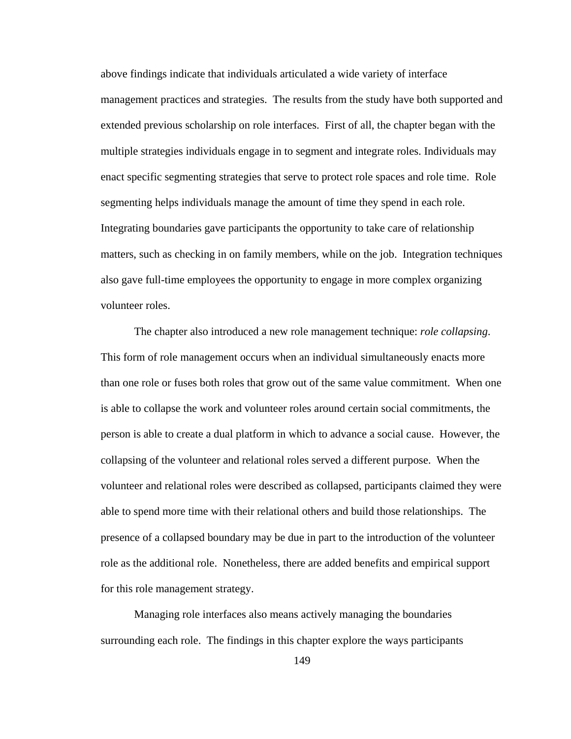above findings indicate that individuals articulated a wide variety of interface management practices and strategies. The results from the study have both supported and extended previous scholarship on role interfaces. First of all, the chapter began with the multiple strategies individuals engage in to segment and integrate roles. Individuals may enact specific segmenting strategies that serve to protect role spaces and role time. Role segmenting helps individuals manage the amount of time they spend in each role. Integrating boundaries gave participants the opportunity to take care of relationship matters, such as checking in on family members, while on the job. Integration techniques also gave full-time employees the opportunity to engage in more complex organizing volunteer roles.

The chapter also introduced a new role management technique: *role collapsing*. This form of role management occurs when an individual simultaneously enacts more than one role or fuses both roles that grow out of the same value commitment. When one is able to collapse the work and volunteer roles around certain social commitments, the person is able to create a dual platform in which to advance a social cause. However, the collapsing of the volunteer and relational roles served a different purpose. When the volunteer and relational roles were described as collapsed, participants claimed they were able to spend more time with their relational others and build those relationships. The presence of a collapsed boundary may be due in part to the introduction of the volunteer role as the additional role. Nonetheless, there are added benefits and empirical support for this role management strategy.

Managing role interfaces also means actively managing the boundaries surrounding each role. The findings in this chapter explore the ways participants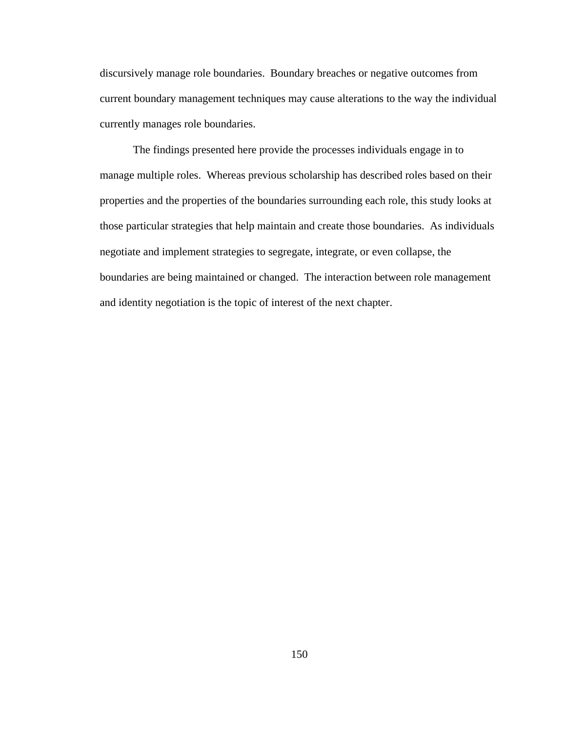discursively manage role boundaries.  Boundary breaches or negative outcomes from current boundary management techniques may cause alterations to the way the individual currently manages role boundaries.

The findings presented here provide the processes individuals engage in to manage multiple roles.  Whereas previous scholarship has described roles based on their properties and the properties of the boundaries surrounding each role, this study looks at those particular strategies that help maintain and create those boundaries.  As individuals negotiate and implement strategies to segregate, integrate, or even collapse, the boundaries are being maintained or changed.  The interaction between role management and identity negotiation is the topic of interest of the next chapter.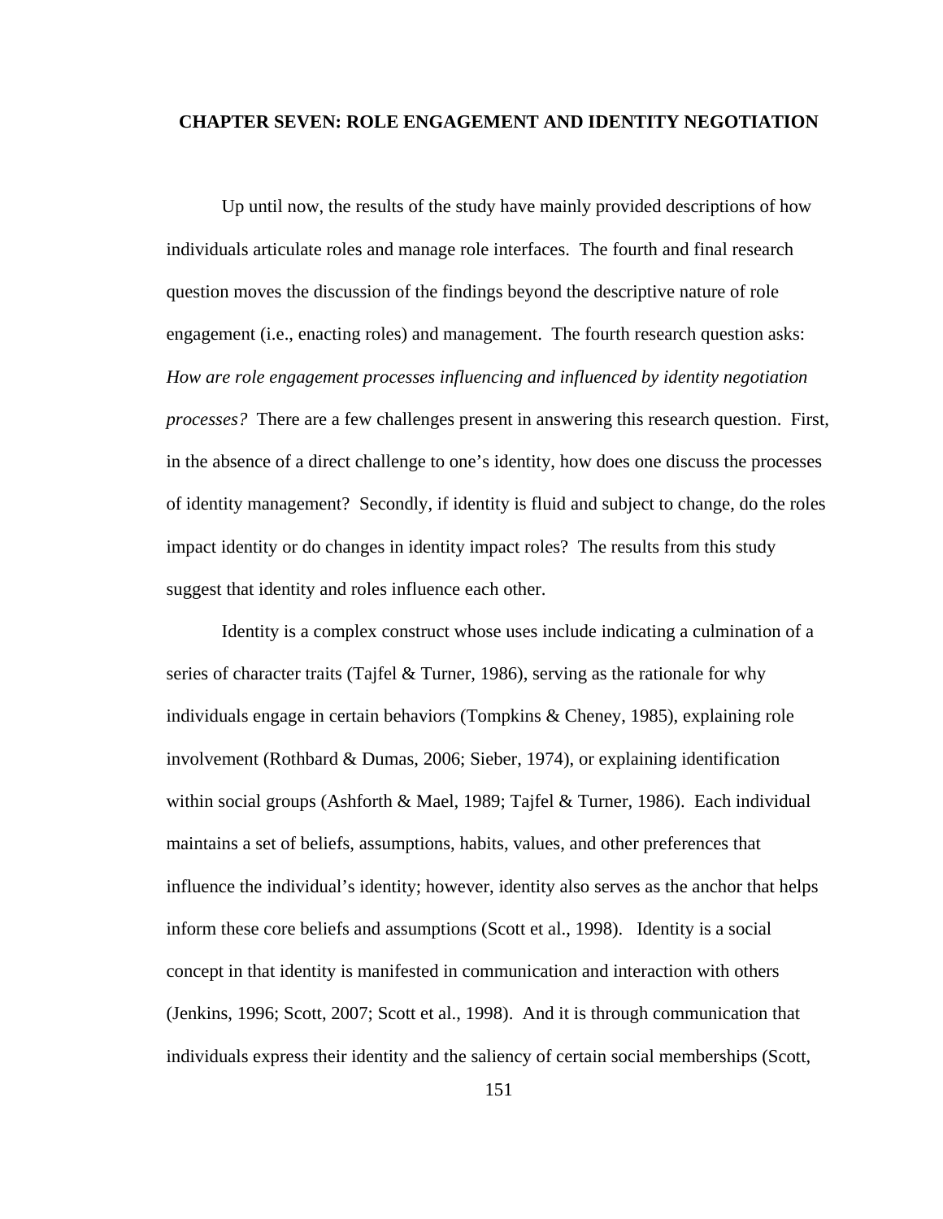# CHAPTER SEVEN: ROLE ENGAGEMENT AND IDENTITY NEGOTIATION

Up until now, the results of the study have mainly provided descriptions of how individuals articulate roles and manage role interfaces. The fourth and final research question moves the discussion of the findings beyond the descriptive nature of role engagement (i.e., enacting roles) and management. The fourth research question asks: *How are role engagement processes influencing and influenced by identity negotiation processes?* There are a few challenges present in answering this research question. First, in the absence of a direct challenge to one's identity, how does one discuss the processes of identity management? Secondly, if identity is fluid and subject to change, do the roles impact identity or do changes in identity impact roles? The results from this study suggest that identity and roles influence each other.

Identity is a complex construct whose uses include indicating a culmination of a series of character traits (Tajfel & Turner, 1986), serving as the rationale for why individuals engage in certain behaviors (Tompkins & Cheney, 1985), explaining role involvement (Rothbard & Dumas, 2006; Sieber, 1974), or explaining identification within social groups (Ashforth & Mael, 1989; Tajfel & Turner, 1986). Each individual maintains a set of beliefs, assumptions, habits, values, and other preferences that influence the individual's identity; however, identity also serves as the anchor that helps inform these core beliefs and assumptions (Scott et al., 1998). Identity is a social concept in that identity is manifested in communication and interaction with others (Jenkins, 1996; Scott, 2007; Scott et al., 1998). And it is through communication that individuals express their identity and the saliency of certain social memberships (Scott,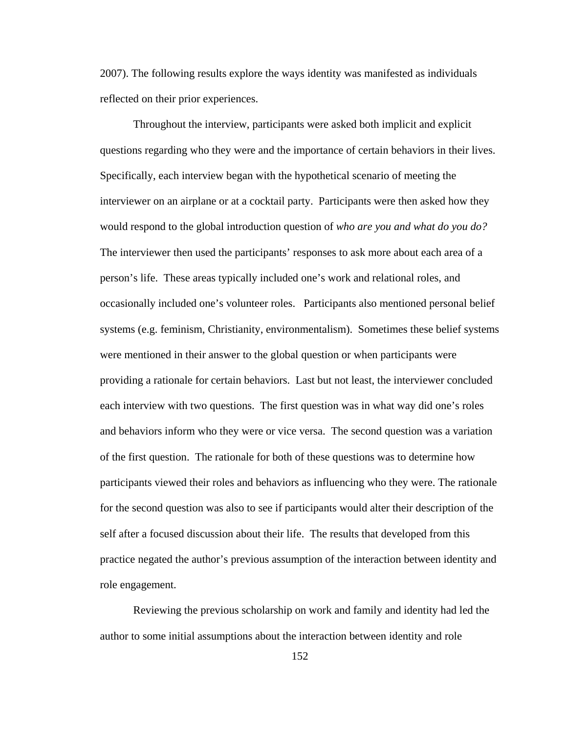2007). The following results explore the ways identity was manifested as individuals reflected on their prior experiences.

Throughout the interview, participants were asked both implicit and explicit questions regarding who they were and the importance of certain behaviors in their lives. Specifically, each interview began with the hypothetical scenario of meeting the interviewer on an airplane or at a cocktail party. Participants were then asked how they would respond to the global introduction question of *who are you and what do you do?* The interviewer then used the participants' responses to ask more about each area of a person's life. These areas typically included one's work and relational roles, and occasionally included one's volunteer roles. Participants also mentioned personal belief systems (e.g. feminism, Christianity, environmentalism). Sometimes these belief systems were mentioned in their answer to the global question or when participants were providing a rationale for certain behaviors. Last but not least, the interviewer concluded each interview with two questions. The first question was in what way did one's roles and behaviors inform who they were or vice versa. The second question was a variation of the first question. The rationale for both of these questions was to determine how participants viewed their roles and behaviors as influencing who they were. The rationale for the second question was also to see if participants would alter their description of the self after a focused discussion about their life. The results that developed from this practice negated the author's previous assumption of the interaction between identity and role engagement.

Reviewing the previous scholarship on work and family and identity had led the author to some initial assumptions about the interaction between identity and role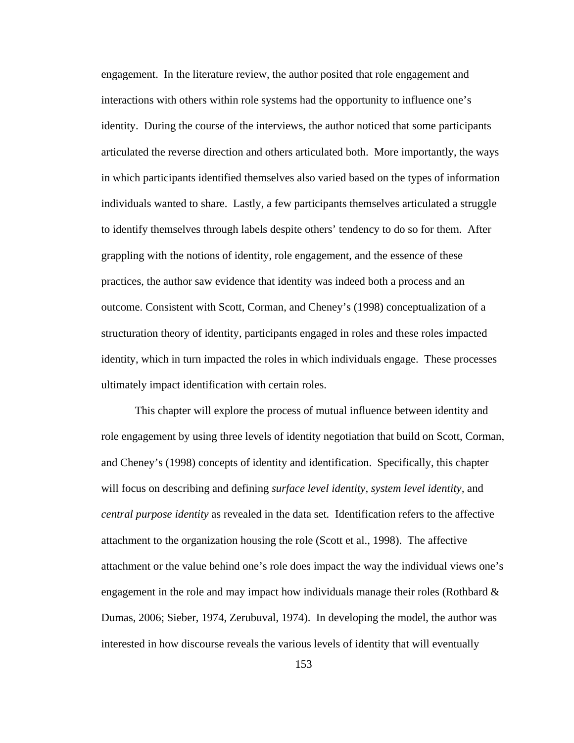engagement. In the literature review, the author posited that role engagement and interactions with others within role systems had the opportunity to influence one's identity. During the course of the interviews, the author noticed that some participants articulated the reverse direction and others articulated both. More importantly, the ways in which participants identified themselves also varied based on the types of information individuals wanted to share. Lastly, a few participants themselves articulated a struggle to identify themselves through labels despite others' tendency to do so for them. After grappling with the notions of identity, role engagement, and the essence of these practices, the author saw evidence that identity was indeed both a process and an outcome. Consistent with Scott, Corman, and Cheney's (1998) conceptualization of a structuration theory of identity, participants engaged in roles and these roles impacted identity, which in turn impacted the roles in which individuals engage. These processes ultimately impact identification with certain roles.

This chapter will explore the process of mutual influence between identity and role engagement by using three levels of identity negotiation that build on Scott, Corman, and Cheney's (1998) concepts of identity and identification. Specifically, this chapter will focus on describing and defining *surface level identity, system level identity,* and *central purpose identity* as revealed in the data set. Identification refers to the affective attachment to the organization housing the role (Scott et al., 1998). The affective attachment or the value behind one's role does impact the way the individual views one's engagement in the role and may impact how individuals manage their roles (Rothbard & Dumas, 2006; Sieber, 1974, Zerubuval, 1974). In developing the model, the author was interested in how discourse reveals the various levels of identity that will eventually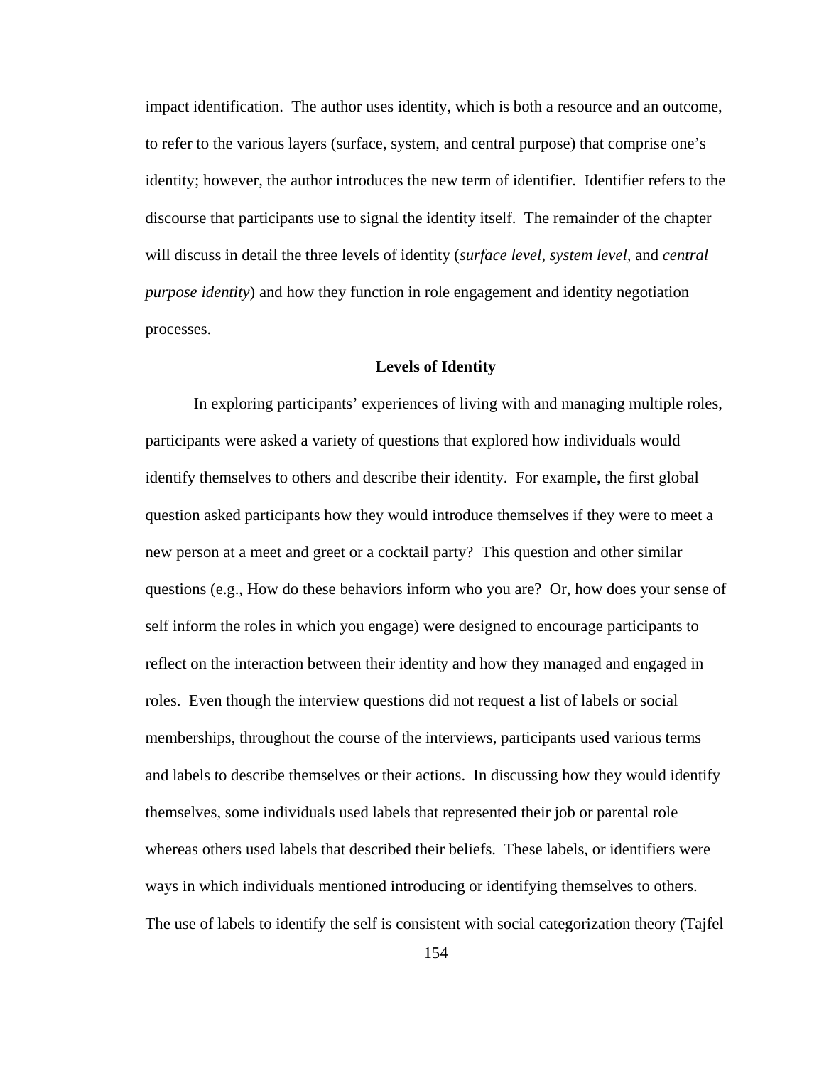impact identification. The author uses identity, which is both a resource and an outcome, to refer to the various layers (surface, system, and central purpose) that comprise one's identity; however, the author introduces the new term of identifier. Identifier refers to the discourse that participants use to signal the identity itself. The remainder of the chapter will discuss in detail the three levels of identity (*surface level, system level,* and *central purpose identity*) and how they function in role engagement and identity negotiation processes.

## Levels of Identity

In exploring participants' experiences of living with and managing multiple roles, participants were asked a variety of questions that explored how individuals would identify themselves to others and describe their identity. For example, the first global question asked participants how they would introduce themselves if they were to meet a new person at a meet and greet or a cocktail party? This question and other similar questions (e.g., How do these behaviors inform who you are? Or, how does your sense of self inform the roles in which you engage) were designed to encourage participants to reflect on the interaction between their identity and how they managed and engaged in roles. Even though the interview questions did not request a list of labels or social memberships, throughout the course of the interviews, participants used various terms and labels to describe themselves or their actions. In discussing how they would identify themselves, some individuals used labels that represented their job or parental role whereas others used labels that described their beliefs. These labels, or identifiers were ways in which individuals mentioned introducing or identifying themselves to others. The use of labels to identify the self is consistent with social categorization theory (Tajfel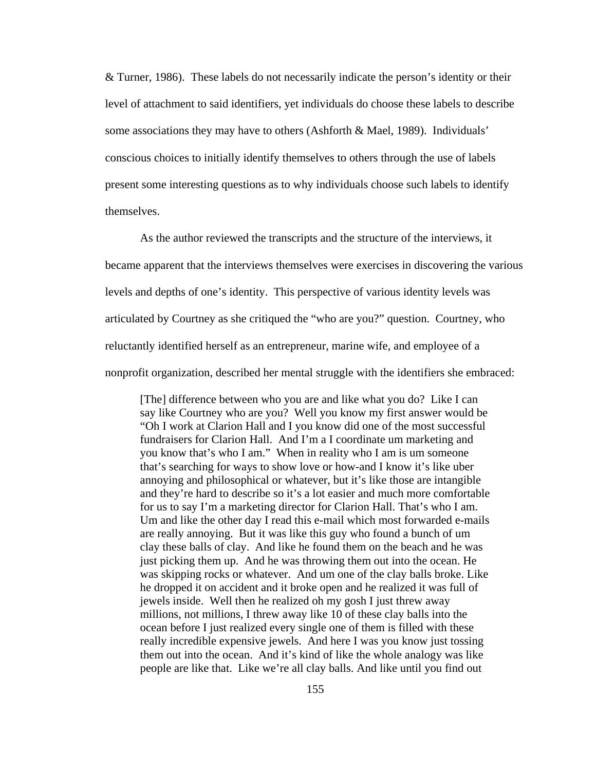& Turner, 1986). These labels do not necessarily indicate the person's identity or their level of attachment to said identifiers, yet individuals do choose these labels to describe some associations they may have to others (Ashforth & Mael, 1989). Individuals' conscious choices to initially identify themselves to others through the use of labels present some interesting questions as to why individuals choose such labels to identify themselves.

As the author reviewed the transcripts and the structure of the interviews, it became apparent that the interviews themselves were exercises in discovering the various levels and depths of one's identity. This perspective of various identity levels was articulated by Courtney as she critiqued the "who are you?" question. Courtney, who reluctantly identified herself as an entrepreneur, marine wife, and employee of a nonprofit organization, described her mental struggle with the identifiers she embraced:

> [The] difference between who you are and like what you do? Like I can say like Courtney who are you? Well you know my first answer would be "Oh I work at Clarion Hall and I you know did one of the most successful fundraisers for Clarion Hall. And I'm a I coordinate um marketing and you know that's who I am." When in reality who I am is um someone that's searching for ways to show love or how-and I know it's like uber annoying and philosophical or whatever, but it's like those are intangible and they're hard to describe so it's a lot easier and much more comfortable for us to say I'm a marketing director for Clarion Hall. That's who I am. Um and like the other day I read this e-mail which most forwarded e-mails are really annoying. But it was like this guy who found a bunch of um clay these balls of clay. And like he found them on the beach and he was just picking them up. And he was throwing them out into the ocean. He was skipping rocks or whatever. And um one of the clay balls broke. Like he dropped it on accident and it broke open and he realized it was full of jewels inside. Well then he realized oh my gosh I just threw away millions, not millions, I threw away like 10 of these clay balls into the ocean before I just realized every single one of them is filled with these really incredible expensive jewels. And here I was you know just tossing them out into the ocean. And it's kind of like the whole analogy was like people are like that. Like we're all clay balls. And like until you find out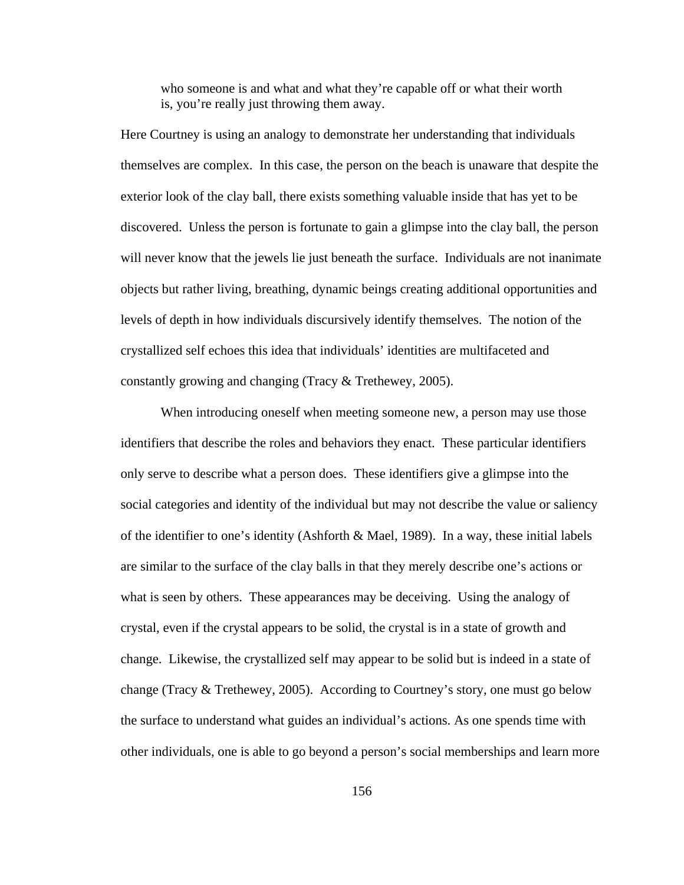> who someone is and what and what they're capable off or what their worth is, you're really just throwing them away.

Here Courtney is using an analogy to demonstrate her understanding that individuals themselves are complex. In this case, the person on the beach is unaware that despite the exterior look of the clay ball, there exists something valuable inside that has yet to be discovered. Unless the person is fortunate to gain a glimpse into the clay ball, the person will never know that the jewels lie just beneath the surface. Individuals are not inanimate objects but rather living, breathing, dynamic beings creating additional opportunities and levels of depth in how individuals discursively identify themselves. The notion of the crystallized self echoes this idea that individuals' identities are multifaceted and constantly growing and changing (Tracy & Trethewey, 2005).

When introducing oneself when meeting someone new, a person may use those identifiers that describe the roles and behaviors they enact. These particular identifiers only serve to describe what a person does. These identifiers give a glimpse into the social categories and identity of the individual but may not describe the value or saliency of the identifier to one's identity (Ashforth & Mael, 1989). In a way, these initial labels are similar to the surface of the clay balls in that they merely describe one's actions or what is seen by others. These appearances may be deceiving. Using the analogy of crystal, even if the crystal appears to be solid, the crystal is in a state of growth and change. Likewise, the crystallized self may appear to be solid but is indeed in a state of change (Tracy & Trethewey, 2005). According to Courtney's story, one must go below the surface to understand what guides an individual's actions. As one spends time with other individuals, one is able to go beyond a person's social memberships and learn more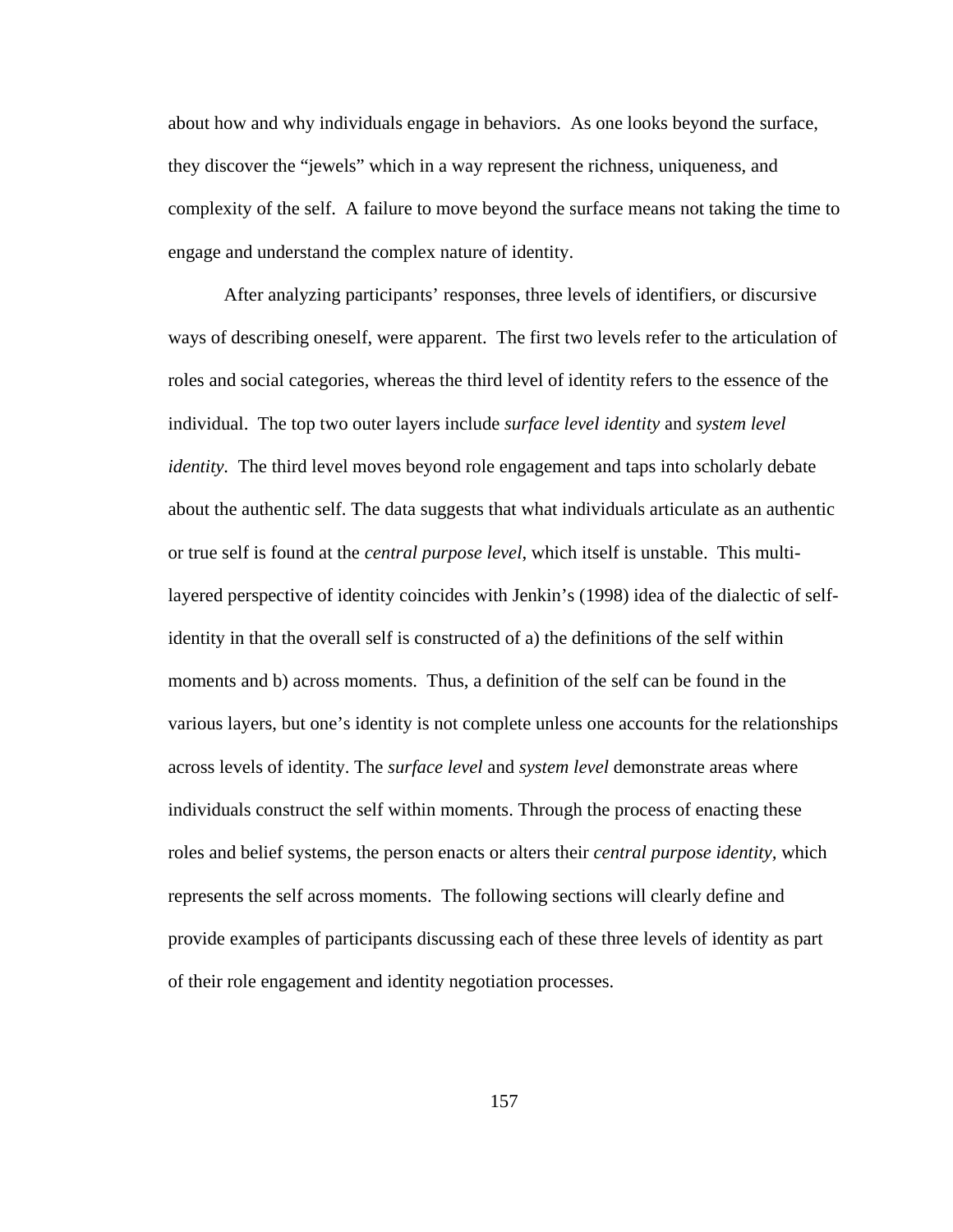about how and why individuals engage in behaviors. As one looks beyond the surface, they discover the "jewels" which in a way represent the richness, uniqueness, and complexity of the self. A failure to move beyond the surface means not taking the time to engage and understand the complex nature of identity.

After analyzing participants' responses, three levels of identifiers, or discursive ways of describing oneself, were apparent. The first two levels refer to the articulation of roles and social categories, whereas the third level of identity refers to the essence of the individual. The top two outer layers include *surface level identity* and *system level identity.* The third level moves beyond role engagement and taps into scholarly debate about the authentic self. The data suggests that what individuals articulate as an authentic or true self is found at the *central purpose level*, which itself is unstable. This multi-layered perspective of identity coincides with Jenkin's (1998) idea of the dialectic of self-identity in that the overall self is constructed of a) the definitions of the self within moments and b) across moments. Thus, a definition of the self can be found in the various layers, but one's identity is not complete unless one accounts for the relationships across levels of identity. The *surface level* and *system level* demonstrate areas where individuals construct the self within moments. Through the process of enacting these roles and belief systems, the person enacts or alters their *central purpose identity,* which represents the self across moments. The following sections will clearly define and provide examples of participants discussing each of these three levels of identity as part of their role engagement and identity negotiation processes.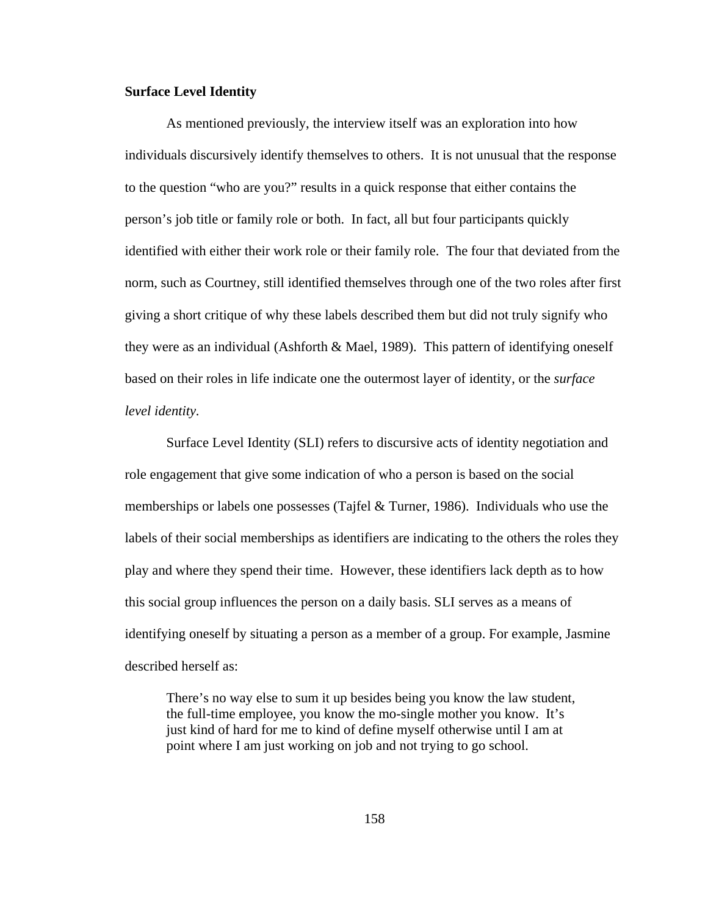**Surface Level Identity**

As mentioned previously, the interview itself was an exploration into how individuals discursively identify themselves to others. It is not unusual that the response to the question "who are you?" results in a quick response that either contains the person's job title or family role or both. In fact, all but four participants quickly identified with either their work role or their family role. The four that deviated from the norm, such as Courtney, still identified themselves through one of the two roles after first giving a short critique of why these labels described them but did not truly signify who they were as an individual (Ashforth & Mael, 1989). This pattern of identifying oneself based on their roles in life indicate one the outermost layer of identity, or the *surface level identity*.

Surface Level Identity (SLI) refers to discursive acts of identity negotiation and role engagement that give some indication of who a person is based on the social memberships or labels one possesses (Tajfel & Turner, 1986). Individuals who use the labels of their social memberships as identifiers are indicating to the others the roles they play and where they spend their time. However, these identifiers lack depth as to how this social group influences the person on a daily basis. SLI serves as a means of identifying oneself by situating a person as a member of a group. For example, Jasmine described herself as:

> There's no way else to sum it up besides being you know the law student, the full-time employee, you know the mo-single mother you know. It's just kind of hard for me to kind of define myself otherwise until I am at point where I am just working on job and not trying to go school.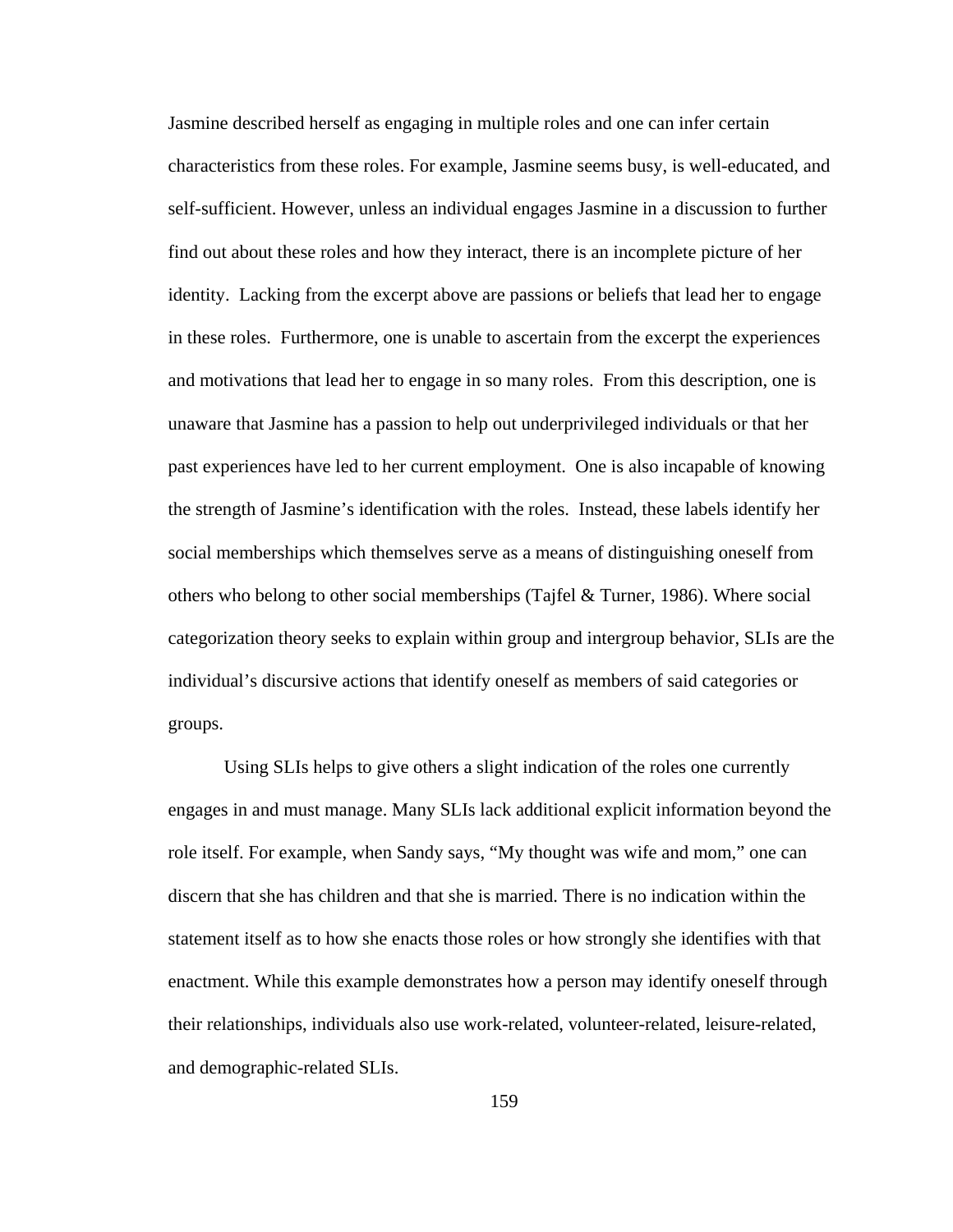Jasmine described herself as engaging in multiple roles and one can infer certain characteristics from these roles. For example, Jasmine seems busy, is well-educated, and self-sufficient. However, unless an individual engages Jasmine in a discussion to further find out about these roles and how they interact, there is an incomplete picture of her identity. Lacking from the excerpt above are passions or beliefs that lead her to engage in these roles. Furthermore, one is unable to ascertain from the excerpt the experiences and motivations that lead her to engage in so many roles. From this description, one is unaware that Jasmine has a passion to help out underprivileged individuals or that her past experiences have led to her current employment. One is also incapable of knowing the strength of Jasmine's identification with the roles. Instead, these labels identify her social memberships which themselves serve as a means of distinguishing oneself from others who belong to other social memberships (Tajfel & Turner, 1986). Where social categorization theory seeks to explain within group and intergroup behavior, SLIs are the individual's discursive actions that identify oneself as members of said categories or groups.

Using SLIs helps to give others a slight indication of the roles one currently engages in and must manage. Many SLIs lack additional explicit information beyond the role itself. For example, when Sandy says, "My thought was wife and mom," one can discern that she has children and that she is married. There is no indication within the statement itself as to how she enacts those roles or how strongly she identifies with that enactment. While this example demonstrates how a person may identify oneself through their relationships, individuals also use work-related, volunteer-related, leisure-related, and demographic-related SLIs.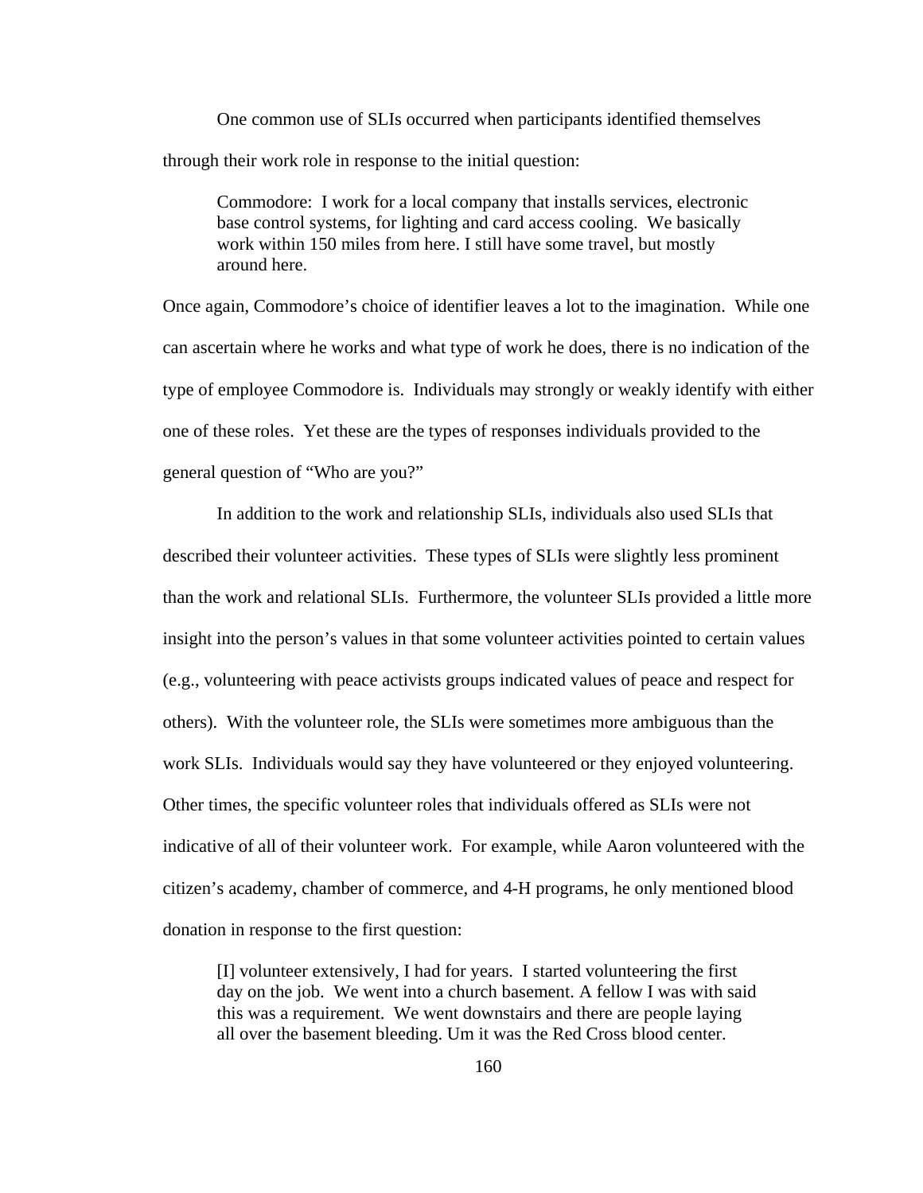One common use of SLIs occurred when participants identified themselves through their work role in response to the initial question:

> Commodore: I work for a local company that installs services, electronic base control systems, for lighting and card access cooling. We basically work within 150 miles from here. I still have some travel, but mostly around here.

Once again, Commodore's choice of identifier leaves a lot to the imagination. While one can ascertain where he works and what type of work he does, there is no indication of the type of employee Commodore is. Individuals may strongly or weakly identify with either one of these roles. Yet these are the types of responses individuals provided to the general question of "Who are you?"

In addition to the work and relationship SLIs, individuals also used SLIs that described their volunteer activities. These types of SLIs were slightly less prominent than the work and relational SLIs. Furthermore, the volunteer SLIs provided a little more insight into the person's values in that some volunteer activities pointed to certain values (e.g., volunteering with peace activists groups indicated values of peace and respect for others). With the volunteer role, the SLIs were sometimes more ambiguous than the work SLIs. Individuals would say they have volunteered or they enjoyed volunteering. Other times, the specific volunteer roles that individuals offered as SLIs were not indicative of all of their volunteer work. For example, while Aaron volunteered with the citizen's academy, chamber of commerce, and 4-H programs, he only mentioned blood donation in response to the first question:

> [I] volunteer extensively, I had for years. I started volunteering the first day on the job. We went into a church basement. A fellow I was with said this was a requirement. We went downstairs and there are people laying all over the basement bleeding. Um it was the Red Cross blood center.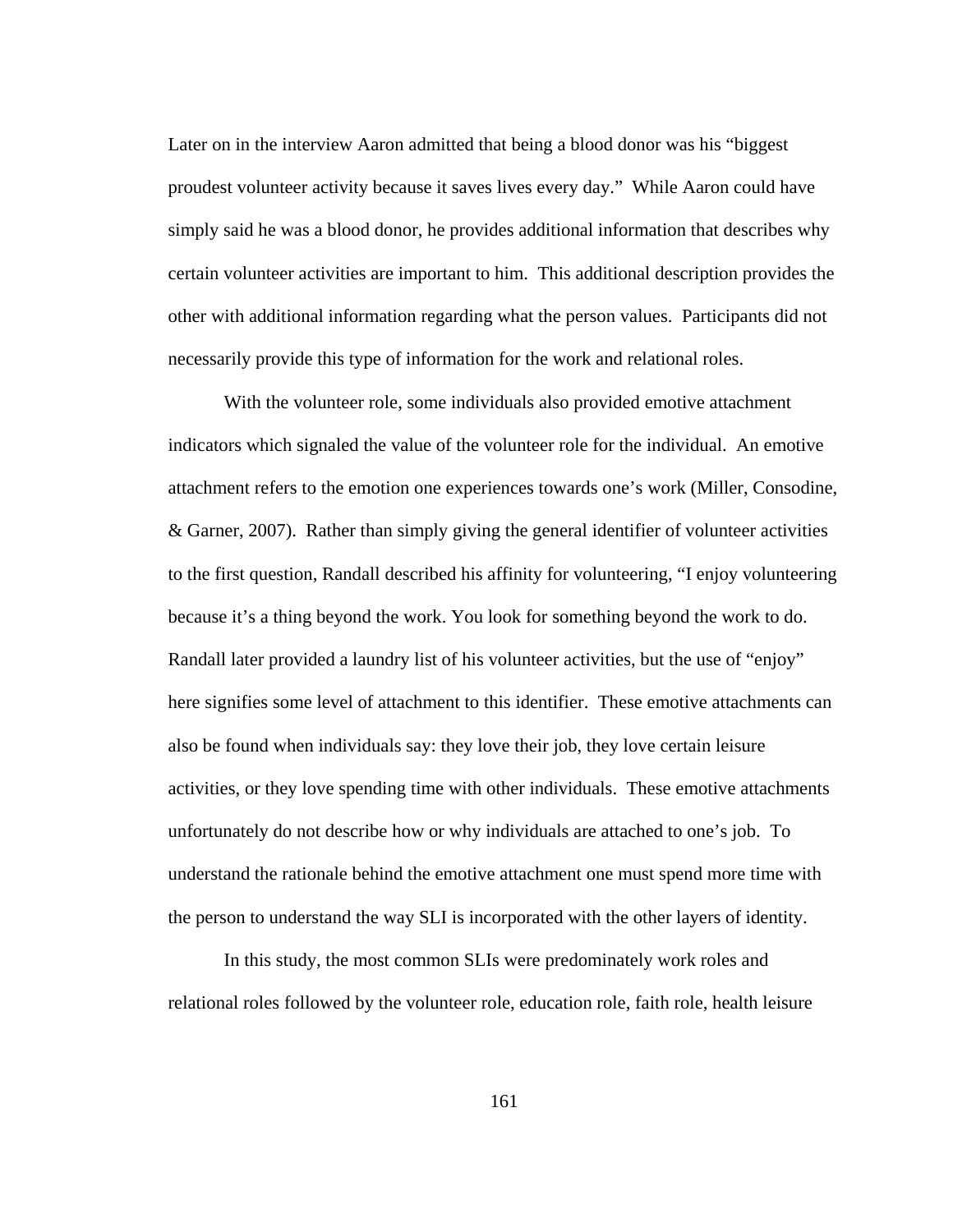Later on in the interview Aaron admitted that being a blood donor was his "biggest proudest volunteer activity because it saves lives every day." While Aaron could have simply said he was a blood donor, he provides additional information that describes why certain volunteer activities are important to him. This additional description provides the other with additional information regarding what the person values. Participants did not necessarily provide this type of information for the work and relational roles.

With the volunteer role, some individuals also provided emotive attachment indicators which signaled the value of the volunteer role for the individual. An emotive attachment refers to the emotion one experiences towards one's work (Miller, Consodine, & Garner, 2007). Rather than simply giving the general identifier of volunteer activities to the first question, Randall described his affinity for volunteering, "I enjoy volunteering because it's a thing beyond the work. You look for something beyond the work to do. Randall later provided a laundry list of his volunteer activities, but the use of "enjoy" here signifies some level of attachment to this identifier. These emotive attachments can also be found when individuals say: they love their job, they love certain leisure activities, or they love spending time with other individuals. These emotive attachments unfortunately do not describe how or why individuals are attached to one's job. To understand the rationale behind the emotive attachment one must spend more time with the person to understand the way SLI is incorporated with the other layers of identity.

In this study, the most common SLIs were predominately work roles and relational roles followed by the volunteer role, education role, faith role, health leisure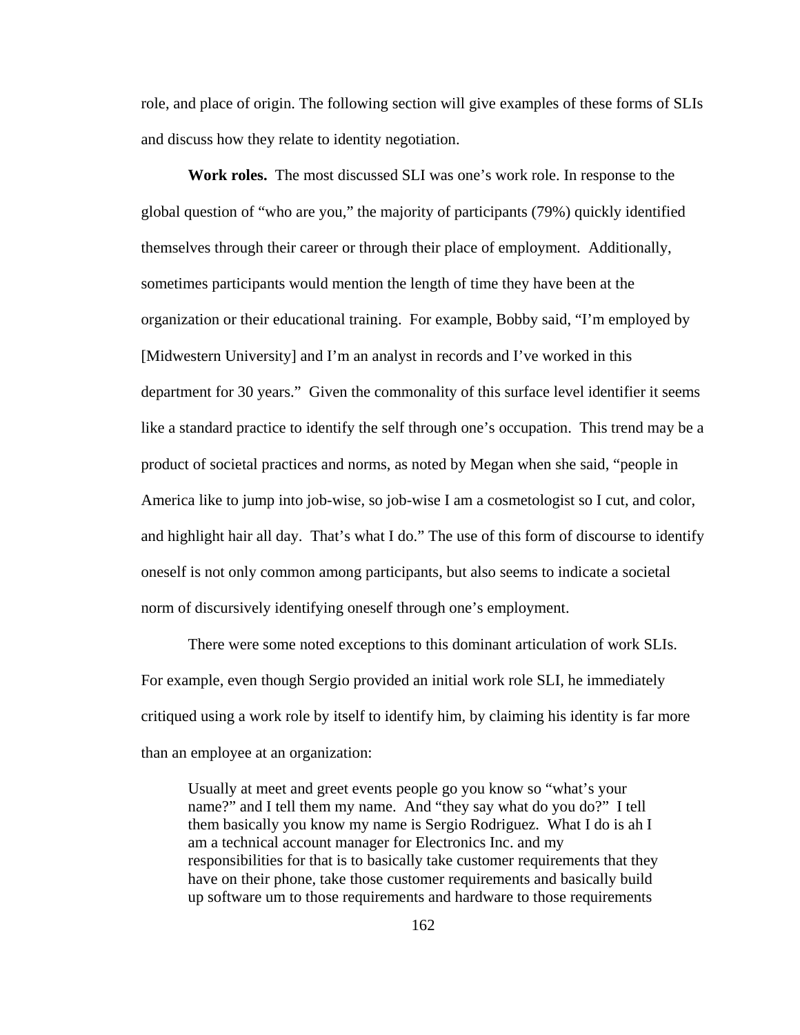role, and place of origin. The following section will give examples of these forms of SLIs and discuss how they relate to identity negotiation.

**Work roles.** The most discussed SLI was one's work role. In response to the global question of "who are you," the majority of participants (79%) quickly identified themselves through their career or through their place of employment. Additionally, sometimes participants would mention the length of time they have been at the organization or their educational training. For example, Bobby said, "I'm employed by [Midwestern University] and I'm an analyst in records and I've worked in this department for 30 years." Given the commonality of this surface level identifier it seems like a standard practice to identify the self through one's occupation. This trend may be a product of societal practices and norms, as noted by Megan when she said, "people in America like to jump into job-wise, so job-wise I am a cosmetologist so I cut, and color, and highlight hair all day. That's what I do." The use of this form of discourse to identify oneself is not only common among participants, but also seems to indicate a societal norm of discursively identifying oneself through one's employment.

There were some noted exceptions to this dominant articulation of work SLIs. For example, even though Sergio provided an initial work role SLI, he immediately critiqued using a work role by itself to identify him, by claiming his identity is far more than an employee at an organization:

> Usually at meet and greet events people go you know so "what's your name?" and I tell them my name. And "they say what do you do?" I tell them basically you know my name is Sergio Rodriguez. What I do is ah I am a technical account manager for Electronics Inc. and my responsibilities for that is to basically take customer requirements that they have on their phone, take those customer requirements and basically build up software um to those requirements and hardware to those requirements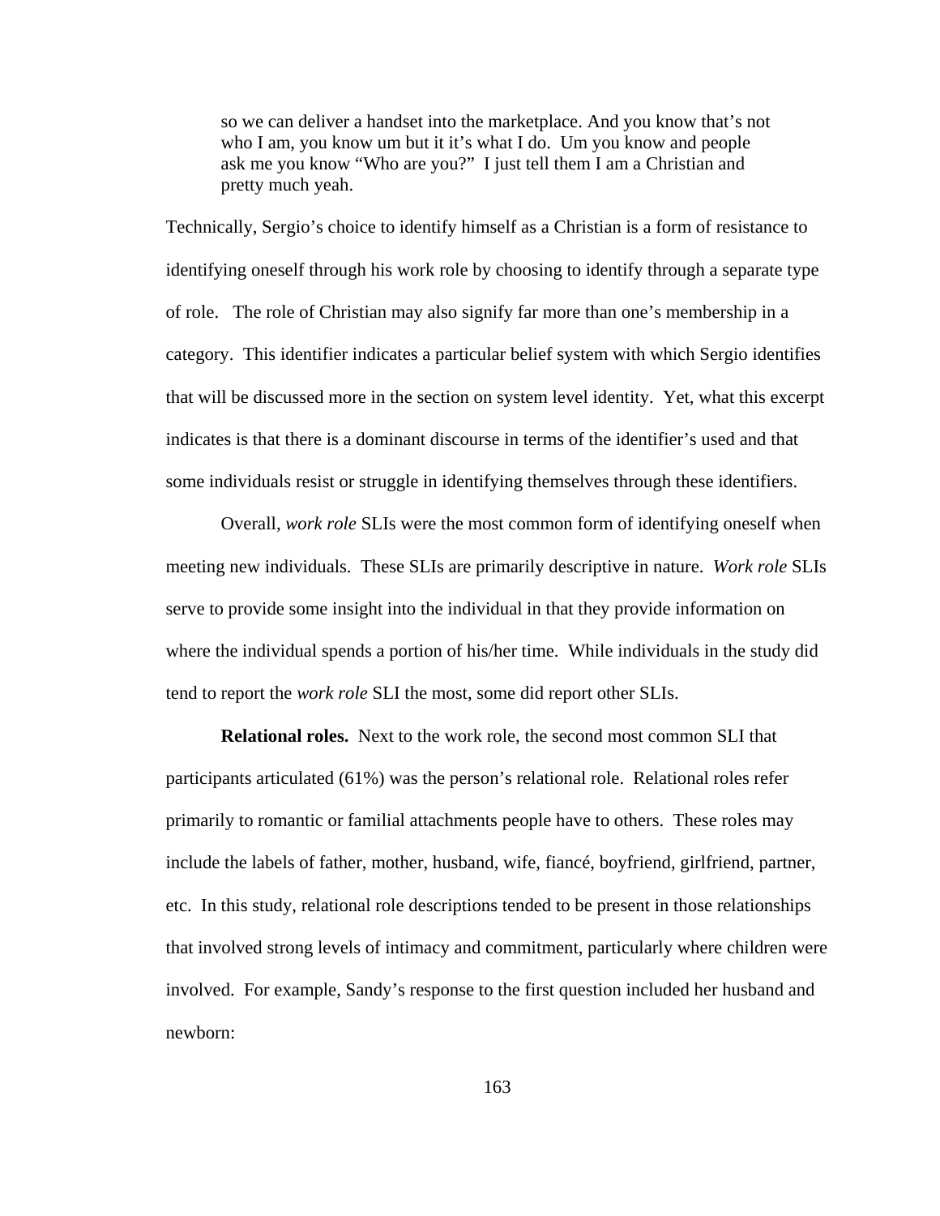> so we can deliver a handset into the marketplace. And you know that's not who I am, you know um but it it's what I do. Um you know and people ask me you know "Who are you?" I just tell them I am a Christian and pretty much yeah.

Technically, Sergio's choice to identify himself as a Christian is a form of resistance to identifying oneself through his work role by choosing to identify through a separate type of role. The role of Christian may also signify far more than one's membership in a category. This identifier indicates a particular belief system with which Sergio identifies that will be discussed more in the section on system level identity. Yet, what this excerpt indicates is that there is a dominant discourse in terms of the identifier's used and that some individuals resist or struggle in identifying themselves through these identifiers.

Overall, *work role* SLIs were the most common form of identifying oneself when meeting new individuals. These SLIs are primarily descriptive in nature. *Work role* SLIs serve to provide some insight into the individual in that they provide information on where the individual spends a portion of his/her time. While individuals in the study did tend to report the *work role* SLI the most, some did report other SLIs.

**Relational roles.** Next to the work role, the second most common SLI that participants articulated (61%) was the person's relational role. Relational roles refer primarily to romantic or familial attachments people have to others. These roles may include the labels of father, mother, husband, wife, fiancé, boyfriend, girlfriend, partner, etc. In this study, relational role descriptions tended to be present in those relationships that involved strong levels of intimacy and commitment, particularly where children were involved. For example, Sandy's response to the first question included her husband and newborn: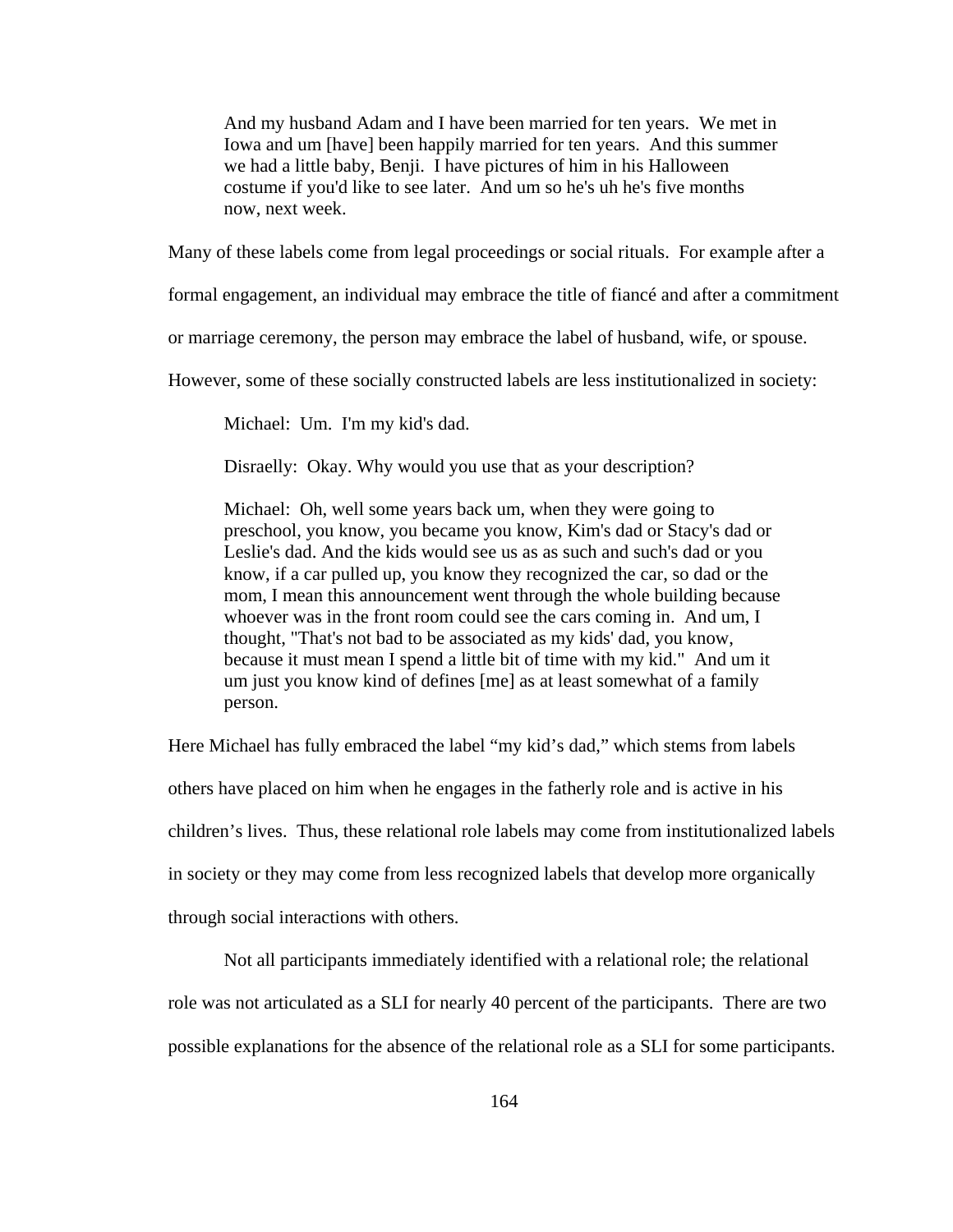> And my husband Adam and I have been married for ten years. We met in Iowa and um [have] been happily married for ten years. And this summer we had a little baby, Benji. I have pictures of him in his Halloween costume if you'd like to see later. And um so he's uh he's five months now, next week.

Many of these labels come from legal proceedings or social rituals. For example after a formal engagement, an individual may embrace the title of fiancé and after a commitment or marriage ceremony, the person may embrace the label of husband, wife, or spouse. However, some of these socially constructed labels are less institutionalized in society:

> Michael: Um. I'm my kid's dad.
>
> Disraelly: Okay. Why would you use that as your description?
>
> Michael: Oh, well some years back um, when they were going to preschool, you know, you became you know, Kim's dad or Stacy's dad or Leslie's dad. And the kids would see us as as such and such's dad or you know, if a car pulled up, you know they recognized the car, so dad or the mom, I mean this announcement went through the whole building because whoever was in the front room could see the cars coming in. And um, I thought, "That's not bad to be associated as my kids' dad, you know, because it must mean I spend a little bit of time with my kid." And um it um just you know kind of defines [me] as at least somewhat of a family person.

Here Michael has fully embraced the label "my kid's dad," which stems from labels others have placed on him when he engages in the fatherly role and is active in his children's lives. Thus, these relational role labels may come from institutionalized labels in society or they may come from less recognized labels that develop more organically through social interactions with others.

Not all participants immediately identified with a relational role; the relational role was not articulated as a SLI for nearly 40 percent of the participants. There are two possible explanations for the absence of the relational role as a SLI for some participants.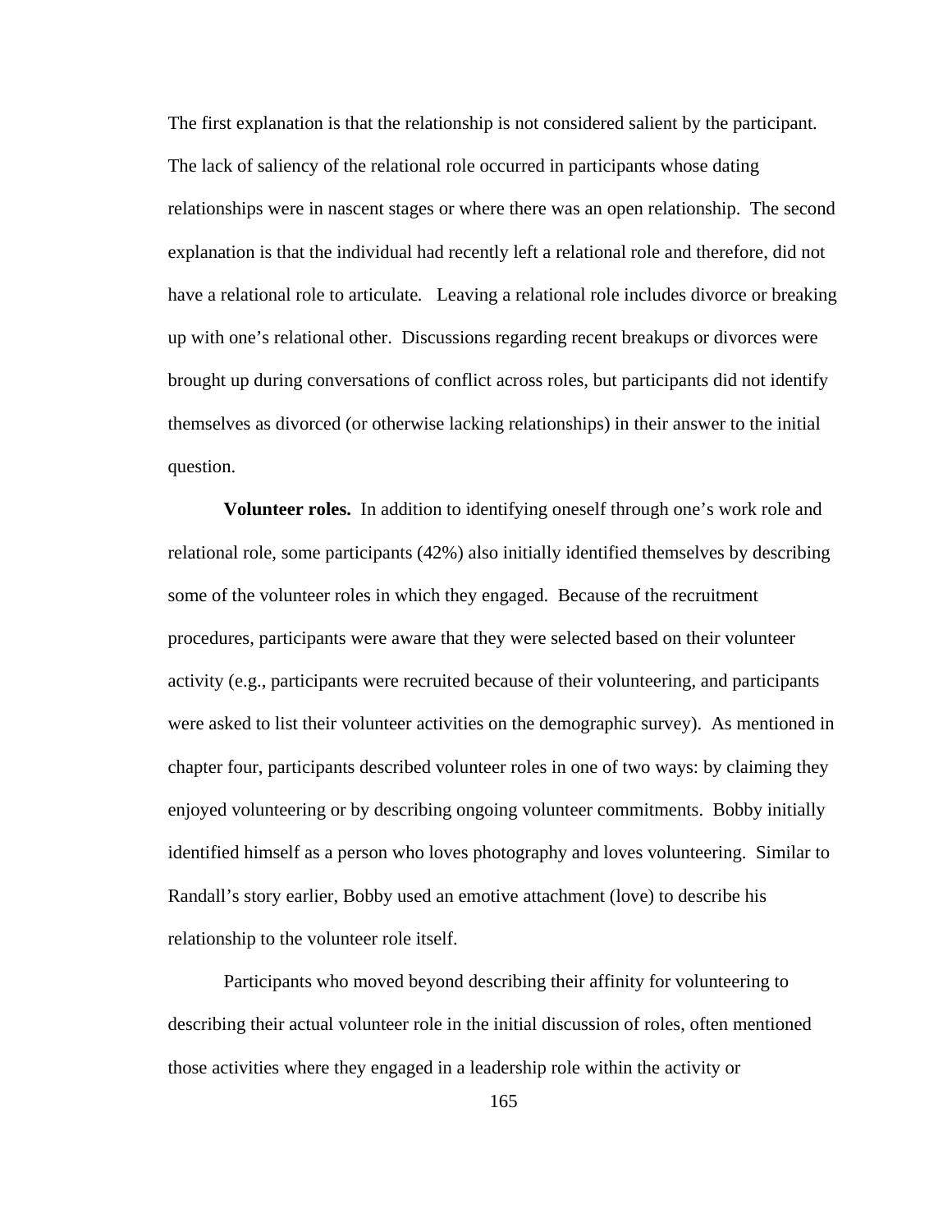The first explanation is that the relationship is not considered salient by the participant. The lack of saliency of the relational role occurred in participants whose dating relationships were in nascent stages or where there was an open relationship. The second explanation is that the individual had recently left a relational role and therefore, did not have a relational role to articulate. Leaving a relational role includes divorce or breaking up with one's relational other. Discussions regarding recent breakups or divorces were brought up during conversations of conflict across roles, but participants did not identify themselves as divorced (or otherwise lacking relationships) in their answer to the initial question.

**Volunteer roles.** In addition to identifying oneself through one's work role and relational role, some participants (42%) also initially identified themselves by describing some of the volunteer roles in which they engaged. Because of the recruitment procedures, participants were aware that they were selected based on their volunteer activity (e.g., participants were recruited because of their volunteering, and participants were asked to list their volunteer activities on the demographic survey). As mentioned in chapter four, participants described volunteer roles in one of two ways: by claiming they enjoyed volunteering or by describing ongoing volunteer commitments. Bobby initially identified himself as a person who loves photography and loves volunteering. Similar to Randall's story earlier, Bobby used an emotive attachment (love) to describe his relationship to the volunteer role itself.

Participants who moved beyond describing their affinity for volunteering to describing their actual volunteer role in the initial discussion of roles, often mentioned those activities where they engaged in a leadership role within the activity or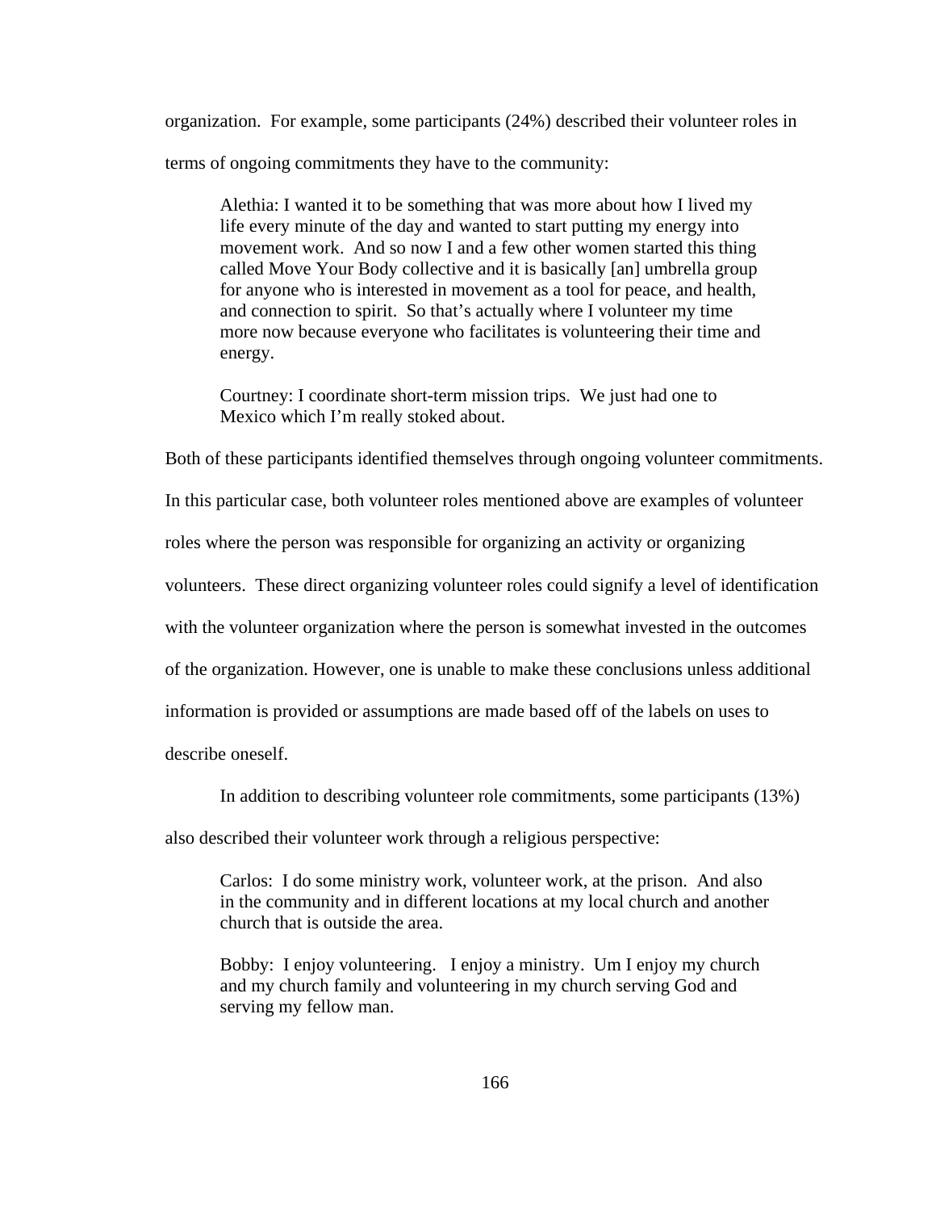organization. For example, some participants (24%) described their volunteer roles in terms of ongoing commitments they have to the community:

> Alethia: I wanted it to be something that was more about how I lived my life every minute of the day and wanted to start putting my energy into movement work. And so now I and a few other women started this thing called Move Your Body collective and it is basically [an] umbrella group for anyone who is interested in movement as a tool for peace, and health, and connection to spirit. So that's actually where I volunteer my time more now because everyone who facilitates is volunteering their time and energy.
>
> Courtney: I coordinate short-term mission trips. We just had one to Mexico which I'm really stoked about.

Both of these participants identified themselves through ongoing volunteer commitments. In this particular case, both volunteer roles mentioned above are examples of volunteer roles where the person was responsible for organizing an activity or organizing volunteers. These direct organizing volunteer roles could signify a level of identification with the volunteer organization where the person is somewhat invested in the outcomes of the organization. However, one is unable to make these conclusions unless additional information is provided or assumptions are made based off of the labels on uses to describe oneself.

In addition to describing volunteer role commitments, some participants (13%) also described their volunteer work through a religious perspective:

> Carlos: I do some ministry work, volunteer work, at the prison. And also in the community and in different locations at my local church and another church that is outside the area.
>
> Bobby: I enjoy volunteering. I enjoy a ministry. Um I enjoy my church and my church family and volunteering in my church serving God and serving my fellow man.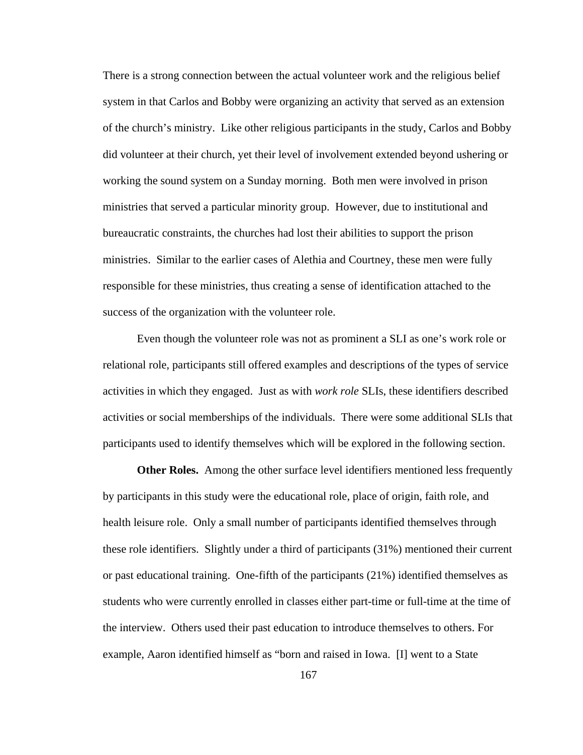There is a strong connection between the actual volunteer work and the religious belief system in that Carlos and Bobby were organizing an activity that served as an extension of the church's ministry. Like other religious participants in the study, Carlos and Bobby did volunteer at their church, yet their level of involvement extended beyond ushering or working the sound system on a Sunday morning. Both men were involved in prison ministries that served a particular minority group. However, due to institutional and bureaucratic constraints, the churches had lost their abilities to support the prison ministries. Similar to the earlier cases of Alethia and Courtney, these men were fully responsible for these ministries, thus creating a sense of identification attached to the success of the organization with the volunteer role.

Even though the volunteer role was not as prominent a SLI as one's work role or relational role, participants still offered examples and descriptions of the types of service activities in which they engaged. Just as with *work role* SLIs, these identifiers described activities or social memberships of the individuals. There were some additional SLIs that participants used to identify themselves which will be explored in the following section.

**Other Roles.** Among the other surface level identifiers mentioned less frequently by participants in this study were the educational role, place of origin, faith role, and health leisure role. Only a small number of participants identified themselves through these role identifiers. Slightly under a third of participants (31%) mentioned their current or past educational training. One-fifth of the participants (21%) identified themselves as students who were currently enrolled in classes either part-time or full-time at the time of the interview. Others used their past education to introduce themselves to others. For example, Aaron identified himself as "born and raised in Iowa. [I] went to a State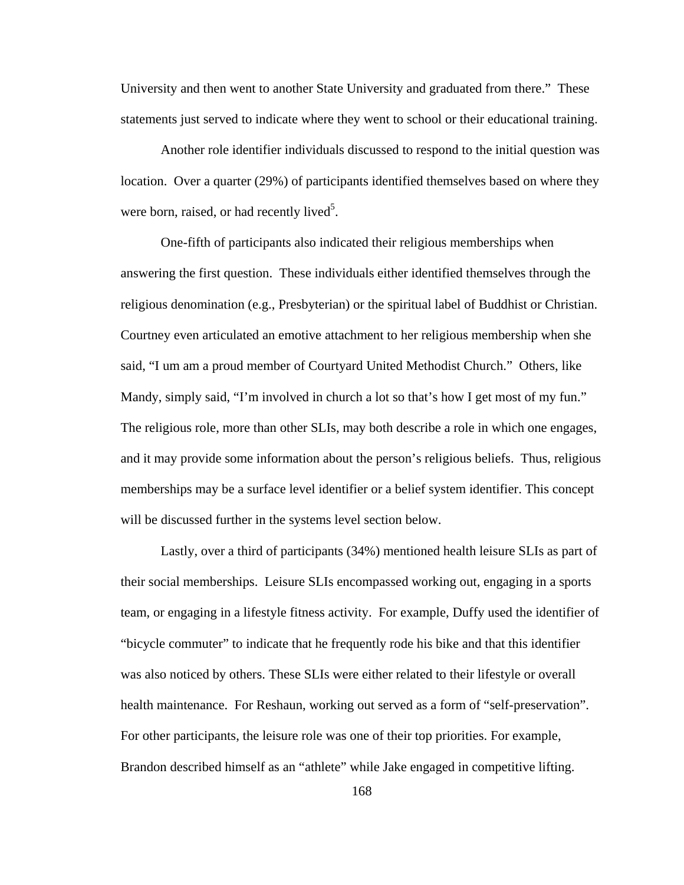University and then went to another State University and graduated from there." These statements just served to indicate where they went to school or their educational training.

Another role identifier individuals discussed to respond to the initial question was location. Over a quarter (29%) of participants identified themselves based on where they were born, raised, or had recently lived[5].

One-fifth of participants also indicated their religious memberships when answering the first question. These individuals either identified themselves through the religious denomination (e.g., Presbyterian) or the spiritual label of Buddhist or Christian. Courtney even articulated an emotive attachment to her religious membership when she said, "I um am a proud member of Courtyard United Methodist Church." Others, like Mandy, simply said, "I'm involved in church a lot so that's how I get most of my fun." The religious role, more than other SLIs, may both describe a role in which one engages, and it may provide some information about the person's religious beliefs. Thus, religious memberships may be a surface level identifier or a belief system identifier. This concept will be discussed further in the systems level section below.

Lastly, over a third of participants (34%) mentioned health leisure SLIs as part of their social memberships. Leisure SLIs encompassed working out, engaging in a sports team, or engaging in a lifestyle fitness activity. For example, Duffy used the identifier of "bicycle commuter" to indicate that he frequently rode his bike and that this identifier was also noticed by others. These SLIs were either related to their lifestyle or overall health maintenance. For Reshaun, working out served as a form of "self-preservation". For other participants, the leisure role was one of their top priorities. For example, Brandon described himself as an "athlete" while Jake engaged in competitive lifting.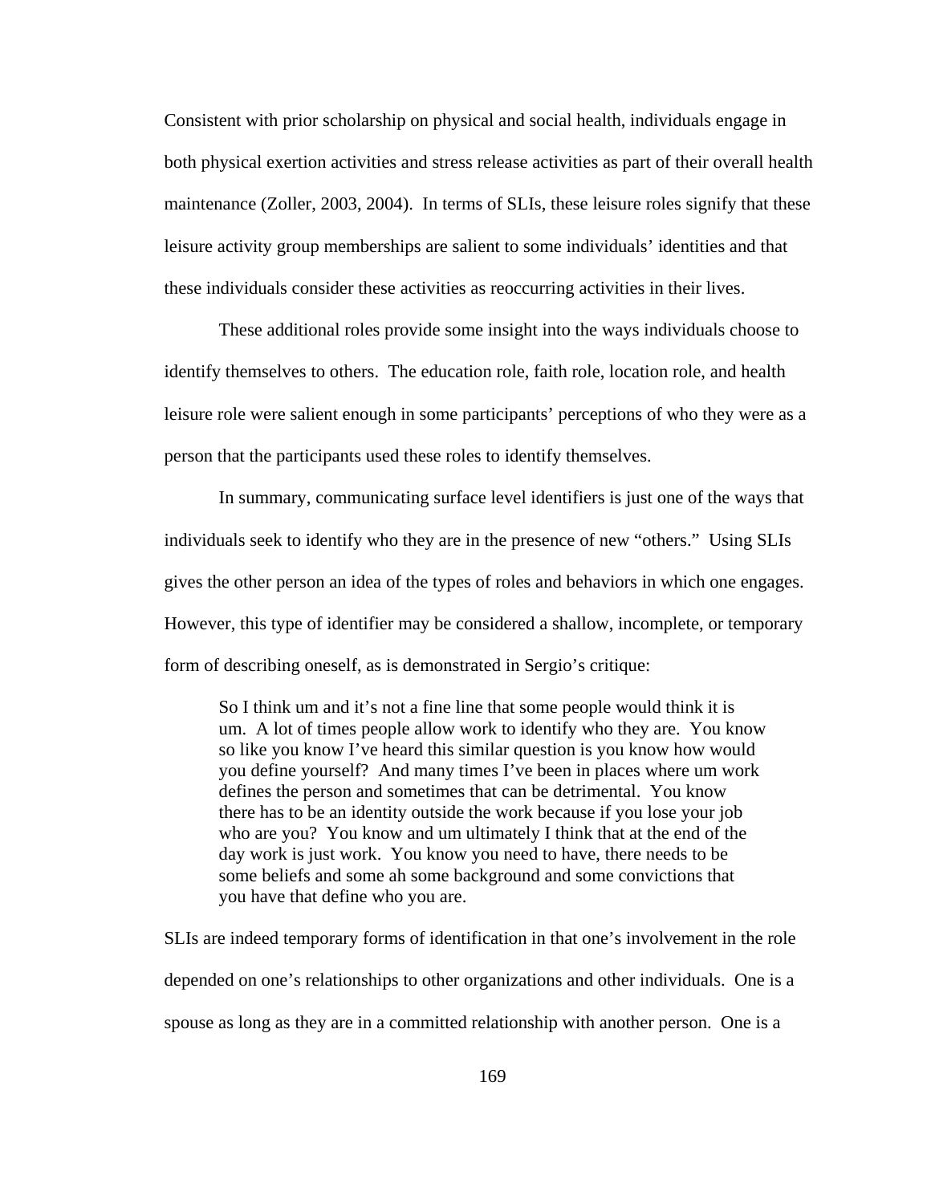Consistent with prior scholarship on physical and social health, individuals engage in both physical exertion activities and stress release activities as part of their overall health maintenance (Zoller, 2003, 2004). In terms of SLIs, these leisure roles signify that these leisure activity group memberships are salient to some individuals' identities and that these individuals consider these activities as reoccurring activities in their lives.

These additional roles provide some insight into the ways individuals choose to identify themselves to others. The education role, faith role, location role, and health leisure role were salient enough in some participants' perceptions of who they were as a person that the participants used these roles to identify themselves.

In summary, communicating surface level identifiers is just one of the ways that individuals seek to identify who they are in the presence of new "others." Using SLIs gives the other person an idea of the types of roles and behaviors in which one engages. However, this type of identifier may be considered a shallow, incomplete, or temporary form of describing oneself, as is demonstrated in Sergio's critique:

> So I think um and it's not a fine line that some people would think it is um. A lot of times people allow work to identify who they are. You know so like you know I've heard this similar question is you know how would you define yourself? And many times I've been in places where um work defines the person and sometimes that can be detrimental. You know there has to be an identity outside the work because if you lose your job who are you? You know and um ultimately I think that at the end of the day work is just work. You know you need to have, there needs to be some beliefs and some ah some background and some convictions that you have that define who you are.

SLIs are indeed temporary forms of identification in that one's involvement in the role depended on one's relationships to other organizations and other individuals. One is a spouse as long as they are in a committed relationship with another person. One is a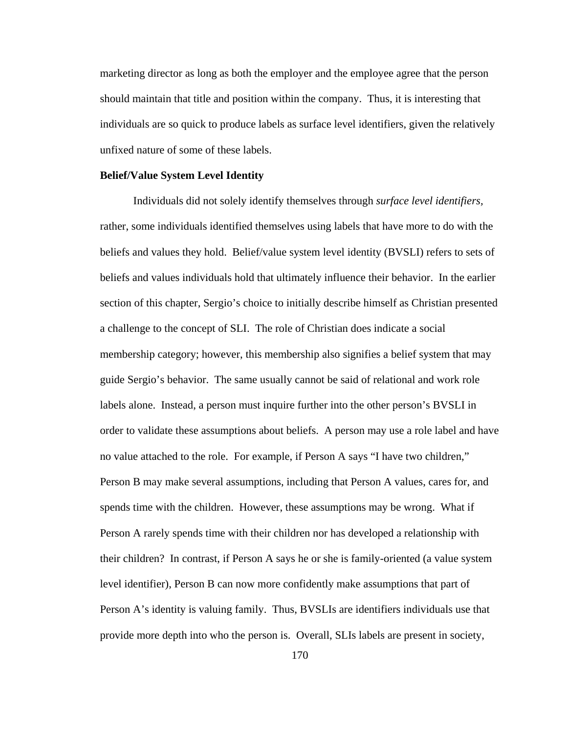marketing director as long as both the employer and the employee agree that the person should maintain that title and position within the company. Thus, it is interesting that individuals are so quick to produce labels as surface level identifiers, given the relatively unfixed nature of some of these labels.

**Belief/Value System Level Identity**

Individuals did not solely identify themselves through *surface level identifiers,* rather, some individuals identified themselves using labels that have more to do with the beliefs and values they hold. Belief/value system level identity (BVSLI) refers to sets of beliefs and values individuals hold that ultimately influence their behavior. In the earlier section of this chapter, Sergio's choice to initially describe himself as Christian presented a challenge to the concept of SLI. The role of Christian does indicate a social membership category; however, this membership also signifies a belief system that may guide Sergio's behavior. The same usually cannot be said of relational and work role labels alone. Instead, a person must inquire further into the other person's BVSLI in order to validate these assumptions about beliefs. A person may use a role label and have no value attached to the role. For example, if Person A says "I have two children," Person B may make several assumptions, including that Person A values, cares for, and spends time with the children. However, these assumptions may be wrong. What if Person A rarely spends time with their children nor has developed a relationship with their children? In contrast, if Person A says he or she is family-oriented (a value system level identifier), Person B can now more confidently make assumptions that part of Person A's identity is valuing family. Thus, BVSLIs are identifiers individuals use that provide more depth into who the person is. Overall, SLIs labels are present in society,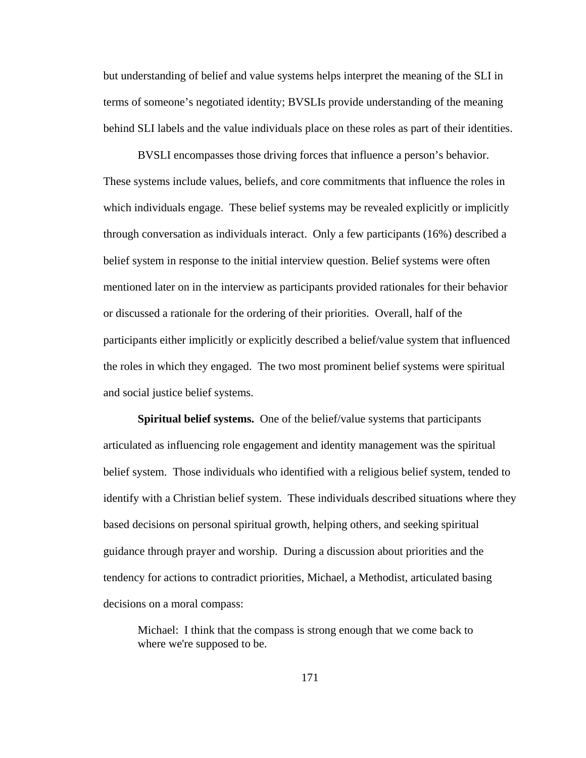but understanding of belief and value systems helps interpret the meaning of the SLI in terms of someone's negotiated identity; BVSLIs provide understanding of the meaning behind SLI labels and the value individuals place on these roles as part of their identities.

BVSLI encompasses those driving forces that influence a person's behavior. These systems include values, beliefs, and core commitments that influence the roles in which individuals engage. These belief systems may be revealed explicitly or implicitly through conversation as individuals interact. Only a few participants (16%) described a belief system in response to the initial interview question. Belief systems were often mentioned later on in the interview as participants provided rationales for their behavior or discussed a rationale for the ordering of their priorities. Overall, half of the participants either implicitly or explicitly described a belief/value system that influenced the roles in which they engaged. The two most prominent belief systems were spiritual and social justice belief systems.

**Spiritual belief systems.** One of the belief/value systems that participants articulated as influencing role engagement and identity management was the spiritual belief system. Those individuals who identified with a religious belief system, tended to identify with a Christian belief system. These individuals described situations where they based decisions on personal spiritual growth, helping others, and seeking spiritual guidance through prayer and worship. During a discussion about priorities and the tendency for actions to contradict priorities, Michael, a Methodist, articulated basing decisions on a moral compass:

> Michael: I think that the compass is strong enough that we come back to where we're supposed to be.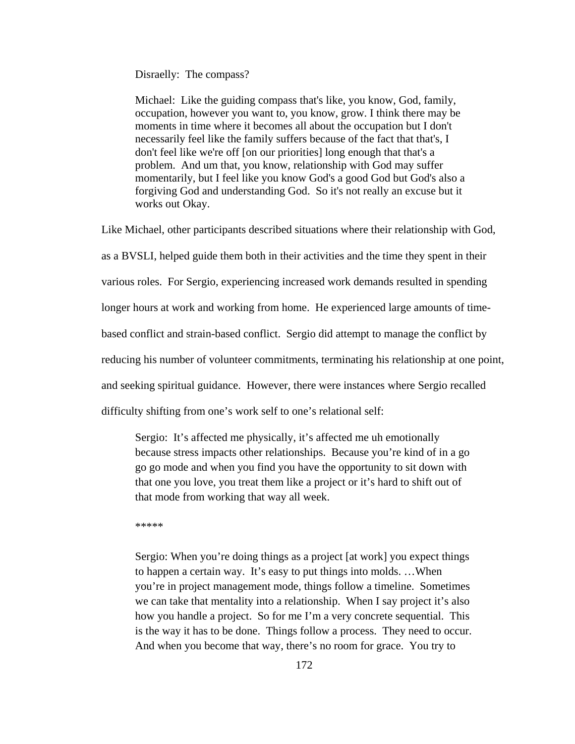> Disraelly: The compass?
>
> Michael: Like the guiding compass that's like, you know, God, family, occupation, however you want to, you know, grow. I think there may be moments in time where it becomes all about the occupation but I don't necessarily feel like the family suffers because of the fact that that's, I don't feel like we're off [on our priorities] long enough that that's a problem. And um that, you know, relationship with God may suffer momentarily, but I feel like you know God's a good God but God's also a forgiving God and understanding God. So it's not really an excuse but it works out Okay.

Like Michael, other participants described situations where their relationship with God, as a BVSLI, helped guide them both in their activities and the time they spent in their various roles. For Sergio, experiencing increased work demands resulted in spending longer hours at work and working from home. He experienced large amounts of time-based conflict and strain-based conflict. Sergio did attempt to manage the conflict by reducing his number of volunteer commitments, terminating his relationship at one point, and seeking spiritual guidance. However, there were instances where Sergio recalled difficulty shifting from one's work self to one's relational self:

> Sergio: It's affected me physically, it's affected me uh emotionally because stress impacts other relationships. Because you're kind of in a go go go mode and when you find you have the opportunity to sit down with that one you love, you treat them like a project or it's hard to shift out of that mode from working that way all week.
>
> *****
>
> Sergio: When you're doing things as a project [at work] you expect things to happen a certain way. It's easy to put things into molds. …When you're in project management mode, things follow a timeline. Sometimes we can take that mentality into a relationship. When I say project it's also how you handle a project. So for me I'm a very concrete sequential. This is the way it has to be done. Things follow a process. They need to occur. And when you become that way, there's no room for grace. You try to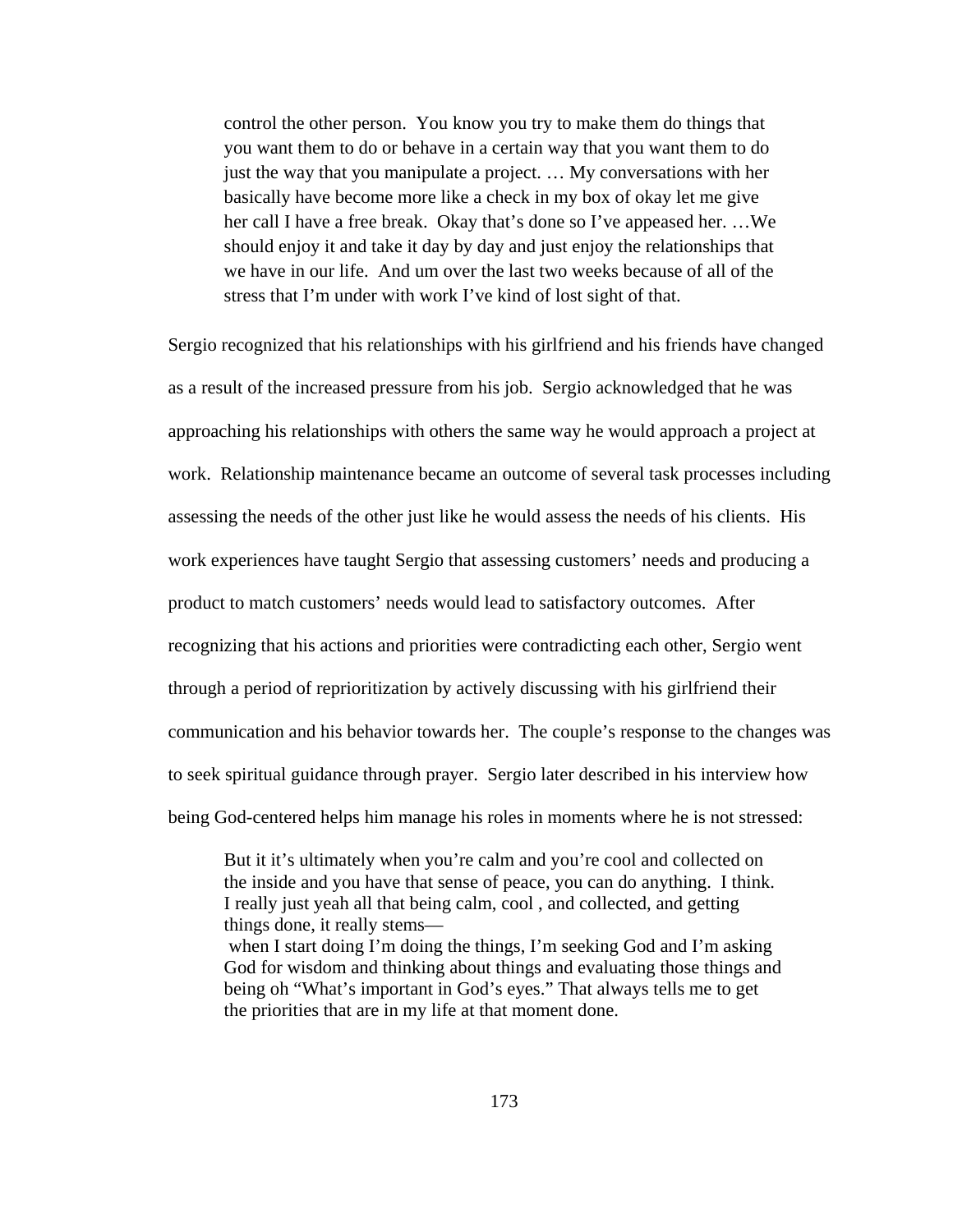> control the other person. You know you try to make them do things that you want them to do or behave in a certain way that you want them to do just the way that you manipulate a project. … My conversations with her basically have become more like a check in my box of okay let me give her call I have a free break. Okay that's done so I've appeased her. …We should enjoy it and take it day by day and just enjoy the relationships that we have in our life. And um over the last two weeks because of all of the stress that I'm under with work I've kind of lost sight of that.

Sergio recognized that his relationships with his girlfriend and his friends have changed as a result of the increased pressure from his job. Sergio acknowledged that he was approaching his relationships with others the same way he would approach a project at work. Relationship maintenance became an outcome of several task processes including assessing the needs of the other just like he would assess the needs of his clients. His work experiences have taught Sergio that assessing customers' needs and producing a product to match customers' needs would lead to satisfactory outcomes. After recognizing that his actions and priorities were contradicting each other, Sergio went through a period of reprioritization by actively discussing with his girlfriend their communication and his behavior towards her. The couple's response to the changes was to seek spiritual guidance through prayer. Sergio later described in his interview how being God-centered helps him manage his roles in moments where he is not stressed:

> But it it's ultimately when you're calm and you're cool and collected on the inside and you have that sense of peace, you can do anything. I think. I really just yeah all that being calm, cool , and collected, and getting things done, it really stems—
> when I start doing I'm doing the things, I'm seeking God and I'm asking God for wisdom and thinking about things and evaluating those things and being oh "What's important in God's eyes." That always tells me to get the priorities that are in my life at that moment done.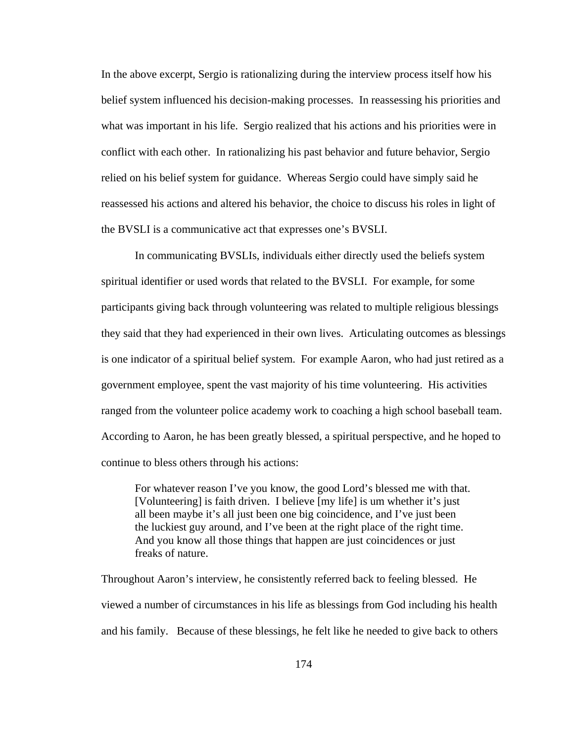In the above excerpt, Sergio is rationalizing during the interview process itself how his belief system influenced his decision-making processes. In reassessing his priorities and what was important in his life. Sergio realized that his actions and his priorities were in conflict with each other. In rationalizing his past behavior and future behavior, Sergio relied on his belief system for guidance. Whereas Sergio could have simply said he reassessed his actions and altered his behavior, the choice to discuss his roles in light of the BVSLI is a communicative act that expresses one's BVSLI.

In communicating BVSLIs, individuals either directly used the beliefs system spiritual identifier or used words that related to the BVSLI. For example, for some participants giving back through volunteering was related to multiple religious blessings they said that they had experienced in their own lives. Articulating outcomes as blessings is one indicator of a spiritual belief system. For example Aaron, who had just retired as a government employee, spent the vast majority of his time volunteering. His activities ranged from the volunteer police academy work to coaching a high school baseball team. According to Aaron, he has been greatly blessed, a spiritual perspective, and he hoped to continue to bless others through his actions:

> For whatever reason I've you know, the good Lord's blessed me with that. [Volunteering] is faith driven. I believe [my life] is um whether it's just all been maybe it's all just been one big coincidence, and I've just been the luckiest guy around, and I've been at the right place of the right time. And you know all those things that happen are just coincidences or just freaks of nature.

Throughout Aaron's interview, he consistently referred back to feeling blessed. He viewed a number of circumstances in his life as blessings from God including his health and his family. Because of these blessings, he felt like he needed to give back to others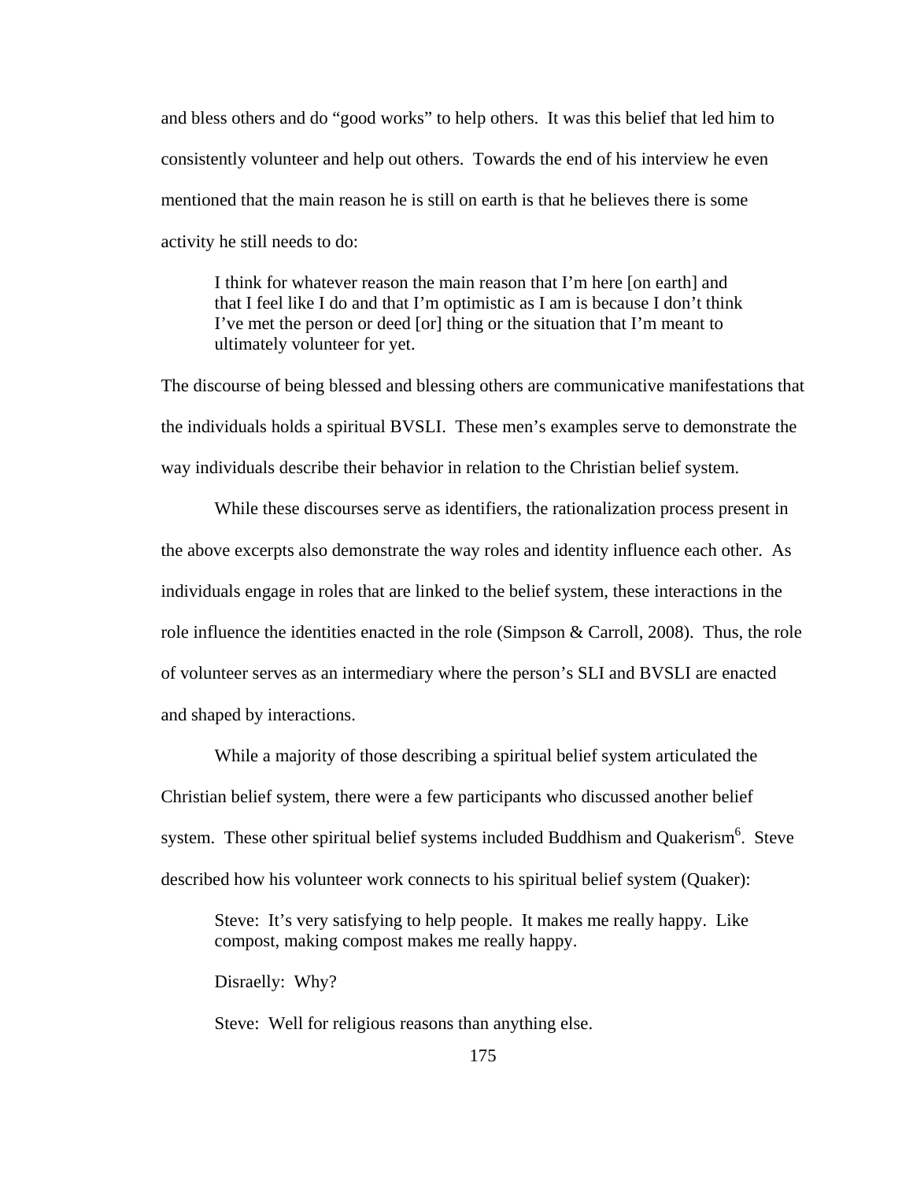and bless others and do "good works" to help others. It was this belief that led him to consistently volunteer and help out others. Towards the end of his interview he even mentioned that the main reason he is still on earth is that he believes there is some activity he still needs to do:

> I think for whatever reason the main reason that I'm here [on earth] and that I feel like I do and that I'm optimistic as I am is because I don't think I've met the person or deed [or] thing or the situation that I'm meant to ultimately volunteer for yet.

The discourse of being blessed and blessing others are communicative manifestations that the individuals holds a spiritual BVSLI. These men's examples serve to demonstrate the way individuals describe their behavior in relation to the Christian belief system.

While these discourses serve as identifiers, the rationalization process present in the above excerpts also demonstrate the way roles and identity influence each other. As individuals engage in roles that are linked to the belief system, these interactions in the role influence the identities enacted in the role (Simpson & Carroll, 2008). Thus, the role of volunteer serves as an intermediary where the person's SLI and BVSLI are enacted and shaped by interactions.

While a majority of those describing a spiritual belief system articulated the Christian belief system, there were a few participants who discussed another belief system. These other spiritual belief systems included Buddhism and Quakerism[6]. Steve described how his volunteer work connects to his spiritual belief system (Quaker):

> Steve: It's very satisfying to help people. It makes me really happy. Like compost, making compost makes me really happy.
>
> Disraelly: Why?
>
> Steve: Well for religious reasons than anything else.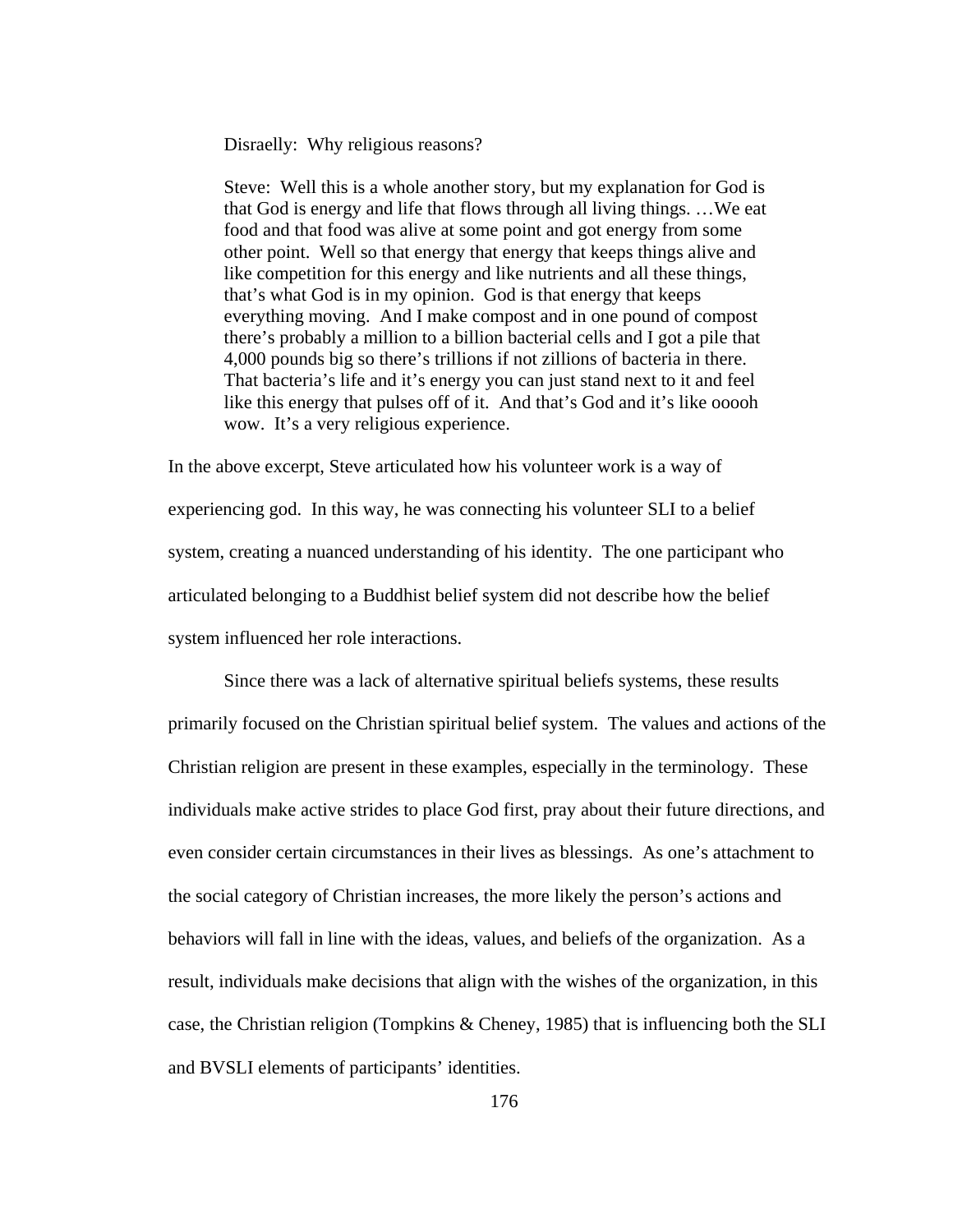> Disraelly: Why religious reasons?
>
> Steve: Well this is a whole another story, but my explanation for God is that God is energy and life that flows through all living things. …We eat food and that food was alive at some point and got energy from some other point. Well so that energy that energy that keeps things alive and like competition for this energy and like nutrients and all these things, that's what God is in my opinion. God is that energy that keeps everything moving. And I make compost and in one pound of compost there's probably a million to a billion bacterial cells and I got a pile that 4,000 pounds big so there's trillions if not zillions of bacteria in there. That bacteria's life and it's energy you can just stand next to it and feel like this energy that pulses off of it. And that's God and it's like ooooh wow. It's a very religious experience.

In the above excerpt, Steve articulated how his volunteer work is a way of experiencing god. In this way, he was connecting his volunteer SLI to a belief system, creating a nuanced understanding of his identity. The one participant who articulated belonging to a Buddhist belief system did not describe how the belief system influenced her role interactions.

Since there was a lack of alternative spiritual beliefs systems, these results primarily focused on the Christian spiritual belief system. The values and actions of the Christian religion are present in these examples, especially in the terminology. These individuals make active strides to place God first, pray about their future directions, and even consider certain circumstances in their lives as blessings. As one's attachment to the social category of Christian increases, the more likely the person's actions and behaviors will fall in line with the ideas, values, and beliefs of the organization. As a result, individuals make decisions that align with the wishes of the organization, in this case, the Christian religion (Tompkins & Cheney, 1985) that is influencing both the SLI and BVSLI elements of participants' identities.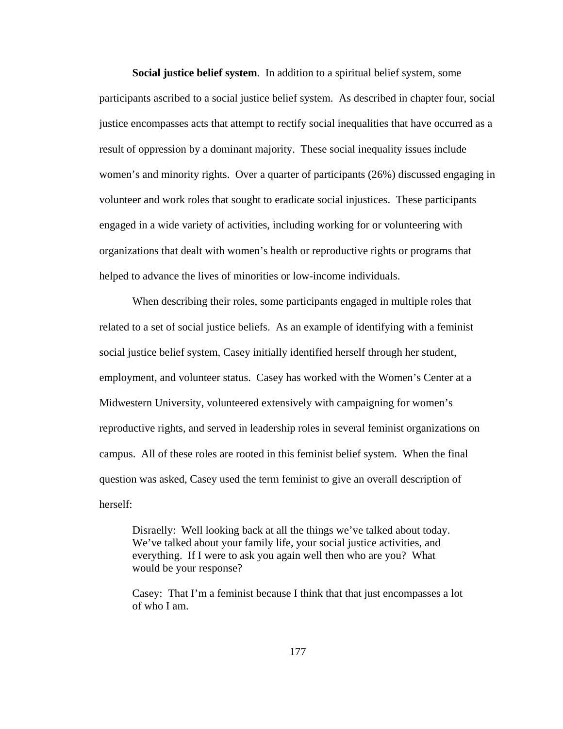**Social justice belief system**. In addition to a spiritual belief system, some participants ascribed to a social justice belief system. As described in chapter four, social justice encompasses acts that attempt to rectify social inequalities that have occurred as a result of oppression by a dominant majority. These social inequality issues include women's and minority rights. Over a quarter of participants (26%) discussed engaging in volunteer and work roles that sought to eradicate social injustices. These participants engaged in a wide variety of activities, including working for or volunteering with organizations that dealt with women's health or reproductive rights or programs that helped to advance the lives of minorities or low-income individuals.

When describing their roles, some participants engaged in multiple roles that related to a set of social justice beliefs. As an example of identifying with a feminist social justice belief system, Casey initially identified herself through her student, employment, and volunteer status. Casey has worked with the Women's Center at a Midwestern University, volunteered extensively with campaigning for women's reproductive rights, and served in leadership roles in several feminist organizations on campus. All of these roles are rooted in this feminist belief system. When the final question was asked, Casey used the term feminist to give an overall description of herself:

> Disraelly: Well looking back at all the things we've talked about today. We've talked about your family life, your social justice activities, and everything. If I were to ask you again well then who are you? What would be your response?
>
> Casey: That I'm a feminist because I think that that just encompasses a lot of who I am.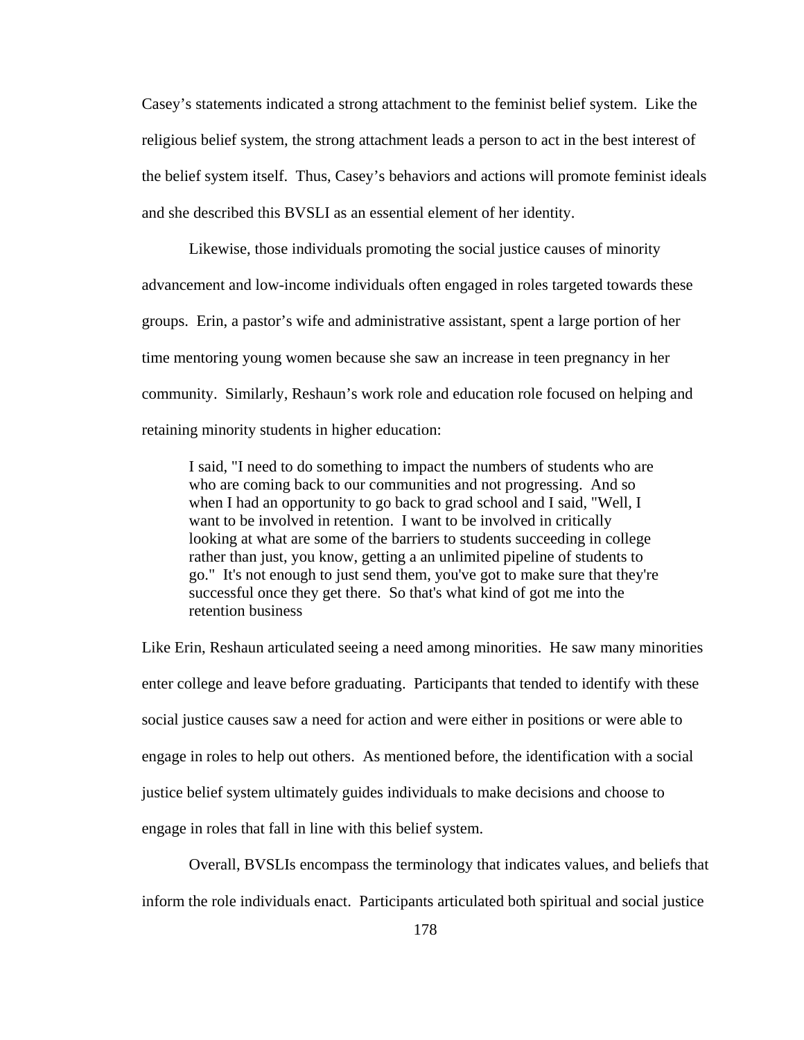Casey's statements indicated a strong attachment to the feminist belief system. Like the religious belief system, the strong attachment leads a person to act in the best interest of the belief system itself. Thus, Casey's behaviors and actions will promote feminist ideals and she described this BVSLI as an essential element of her identity.

Likewise, those individuals promoting the social justice causes of minority advancement and low-income individuals often engaged in roles targeted towards these groups. Erin, a pastor's wife and administrative assistant, spent a large portion of her time mentoring young women because she saw an increase in teen pregnancy in her community. Similarly, Reshaun's work role and education role focused on helping and retaining minority students in higher education:

> I said, "I need to do something to impact the numbers of students who are who are coming back to our communities and not progressing. And so when I had an opportunity to go back to grad school and I said, "Well, I want to be involved in retention. I want to be involved in critically looking at what are some of the barriers to students succeeding in college rather than just, you know, getting a an unlimited pipeline of students to go." It's not enough to just send them, you've got to make sure that they're successful once they get there. So that's what kind of got me into the retention business

Like Erin, Reshaun articulated seeing a need among minorities. He saw many minorities enter college and leave before graduating. Participants that tended to identify with these social justice causes saw a need for action and were either in positions or were able to engage in roles to help out others. As mentioned before, the identification with a social justice belief system ultimately guides individuals to make decisions and choose to engage in roles that fall in line with this belief system.

Overall, BVSLIs encompass the terminology that indicates values, and beliefs that inform the role individuals enact. Participants articulated both spiritual and social justice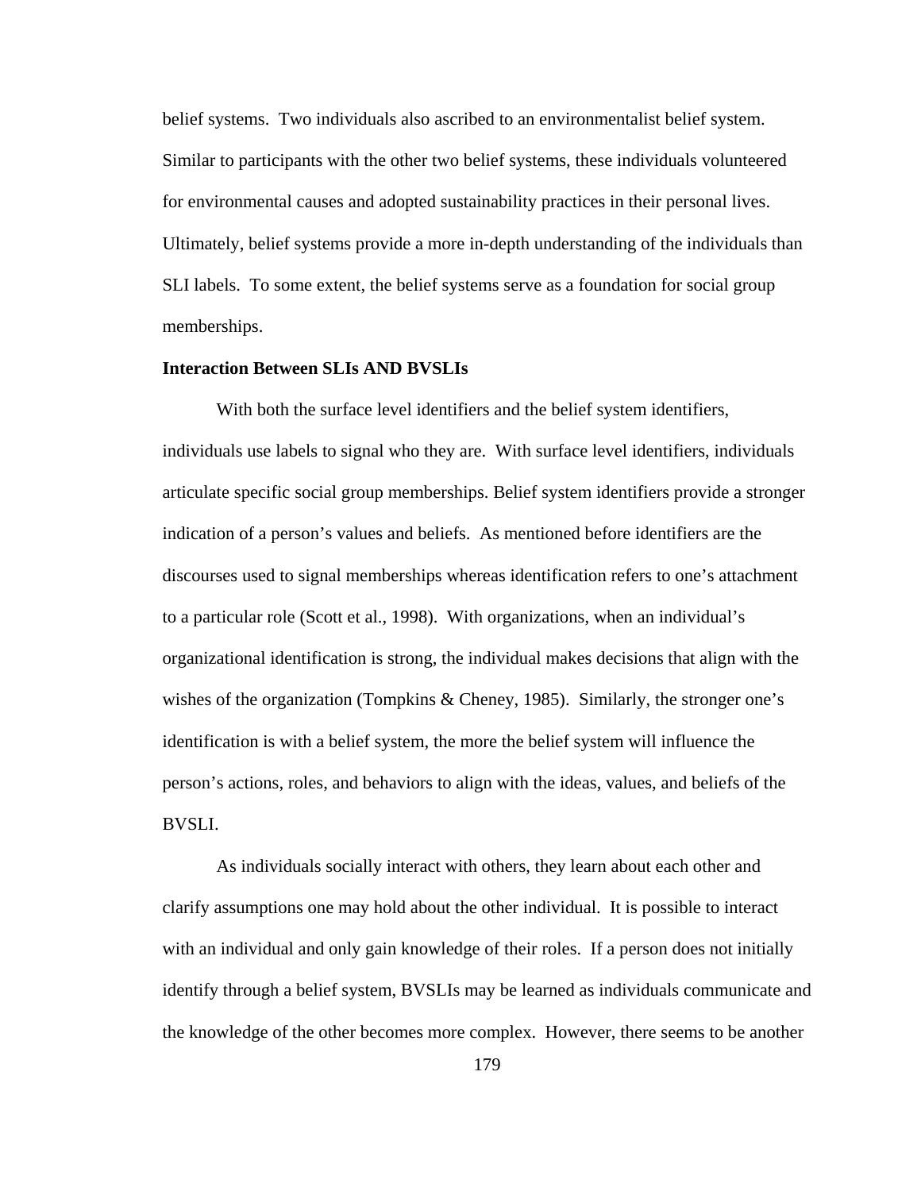belief systems. Two individuals also ascribed to an environmentalist belief system. Similar to participants with the other two belief systems, these individuals volunteered for environmental causes and adopted sustainability practices in their personal lives. Ultimately, belief systems provide a more in-depth understanding of the individuals than SLI labels. To some extent, the belief systems serve as a foundation for social group memberships.

**Interaction Between SLIs AND BVSLIs**

With both the surface level identifiers and the belief system identifiers, individuals use labels to signal who they are. With surface level identifiers, individuals articulate specific social group memberships. Belief system identifiers provide a stronger indication of a person's values and beliefs. As mentioned before identifiers are the discourses used to signal memberships whereas identification refers to one's attachment to a particular role (Scott et al., 1998). With organizations, when an individual's organizational identification is strong, the individual makes decisions that align with the wishes of the organization (Tompkins & Cheney, 1985). Similarly, the stronger one's identification is with a belief system, the more the belief system will influence the person's actions, roles, and behaviors to align with the ideas, values, and beliefs of the BVSLI.

As individuals socially interact with others, they learn about each other and clarify assumptions one may hold about the other individual. It is possible to interact with an individual and only gain knowledge of their roles. If a person does not initially identify through a belief system, BVSLIs may be learned as individuals communicate and the knowledge of the other becomes more complex. However, there seems to be another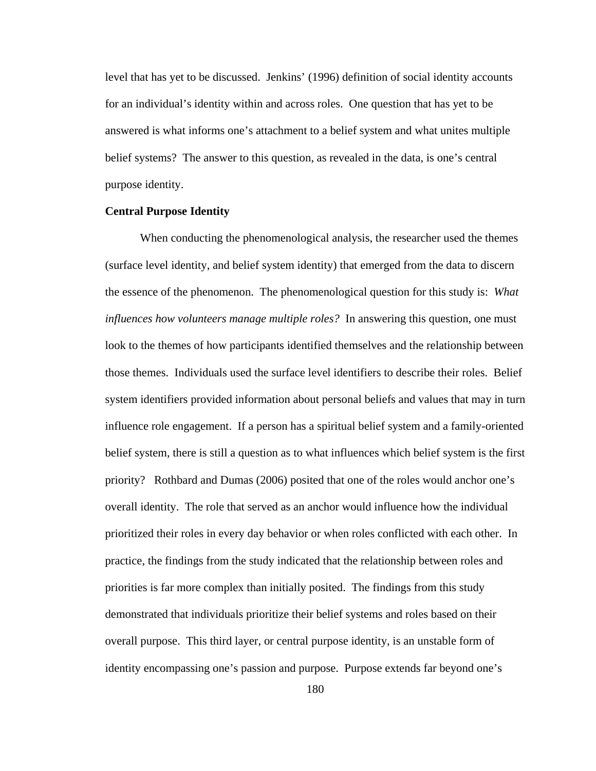level that has yet to be discussed. Jenkins' (1996) definition of social identity accounts for an individual's identity within and across roles. One question that has yet to be answered is what informs one's attachment to a belief system and what unites multiple belief systems? The answer to this question, as revealed in the data, is one's central purpose identity.

**Central Purpose Identity**

When conducting the phenomenological analysis, the researcher used the themes (surface level identity, and belief system identity) that emerged from the data to discern the essence of the phenomenon. The phenomenological question for this study is: *What influences how volunteers manage multiple roles?* In answering this question, one must look to the themes of how participants identified themselves and the relationship between those themes. Individuals used the surface level identifiers to describe their roles. Belief system identifiers provided information about personal beliefs and values that may in turn influence role engagement. If a person has a spiritual belief system and a family-oriented belief system, there is still a question as to what influences which belief system is the first priority? Rothbard and Dumas (2006) posited that one of the roles would anchor one's overall identity. The role that served as an anchor would influence how the individual prioritized their roles in every day behavior or when roles conflicted with each other. In practice, the findings from the study indicated that the relationship between roles and priorities is far more complex than initially posited. The findings from this study demonstrated that individuals prioritize their belief systems and roles based on their overall purpose. This third layer, or central purpose identity, is an unstable form of identity encompassing one's passion and purpose. Purpose extends far beyond one's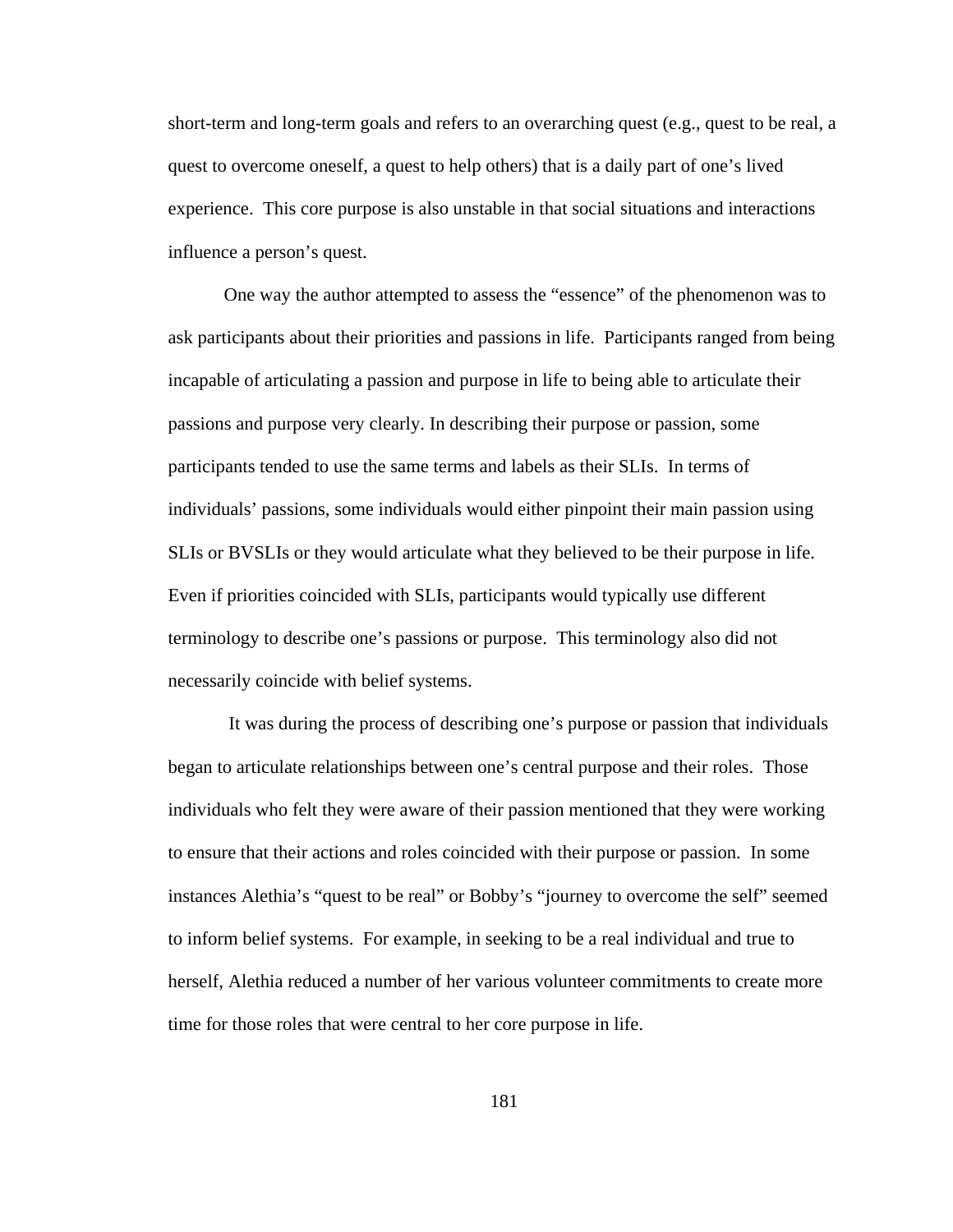short-term and long-term goals and refers to an overarching quest (e.g., quest to be real, a quest to overcome oneself, a quest to help others) that is a daily part of one's lived experience. This core purpose is also unstable in that social situations and interactions influence a person's quest.

One way the author attempted to assess the "essence" of the phenomenon was to ask participants about their priorities and passions in life. Participants ranged from being incapable of articulating a passion and purpose in life to being able to articulate their passions and purpose very clearly. In describing their purpose or passion, some participants tended to use the same terms and labels as their SLIs. In terms of individuals' passions, some individuals would either pinpoint their main passion using SLIs or BVSLIs or they would articulate what they believed to be their purpose in life. Even if priorities coincided with SLIs, participants would typically use different terminology to describe one's passions or purpose. This terminology also did not necessarily coincide with belief systems.

It was during the process of describing one's purpose or passion that individuals began to articulate relationships between one's central purpose and their roles. Those individuals who felt they were aware of their passion mentioned that they were working to ensure that their actions and roles coincided with their purpose or passion. In some instances Alethia's "quest to be real" or Bobby's "journey to overcome the self" seemed to inform belief systems. For example, in seeking to be a real individual and true to herself, Alethia reduced a number of her various volunteer commitments to create more time for those roles that were central to her core purpose in life.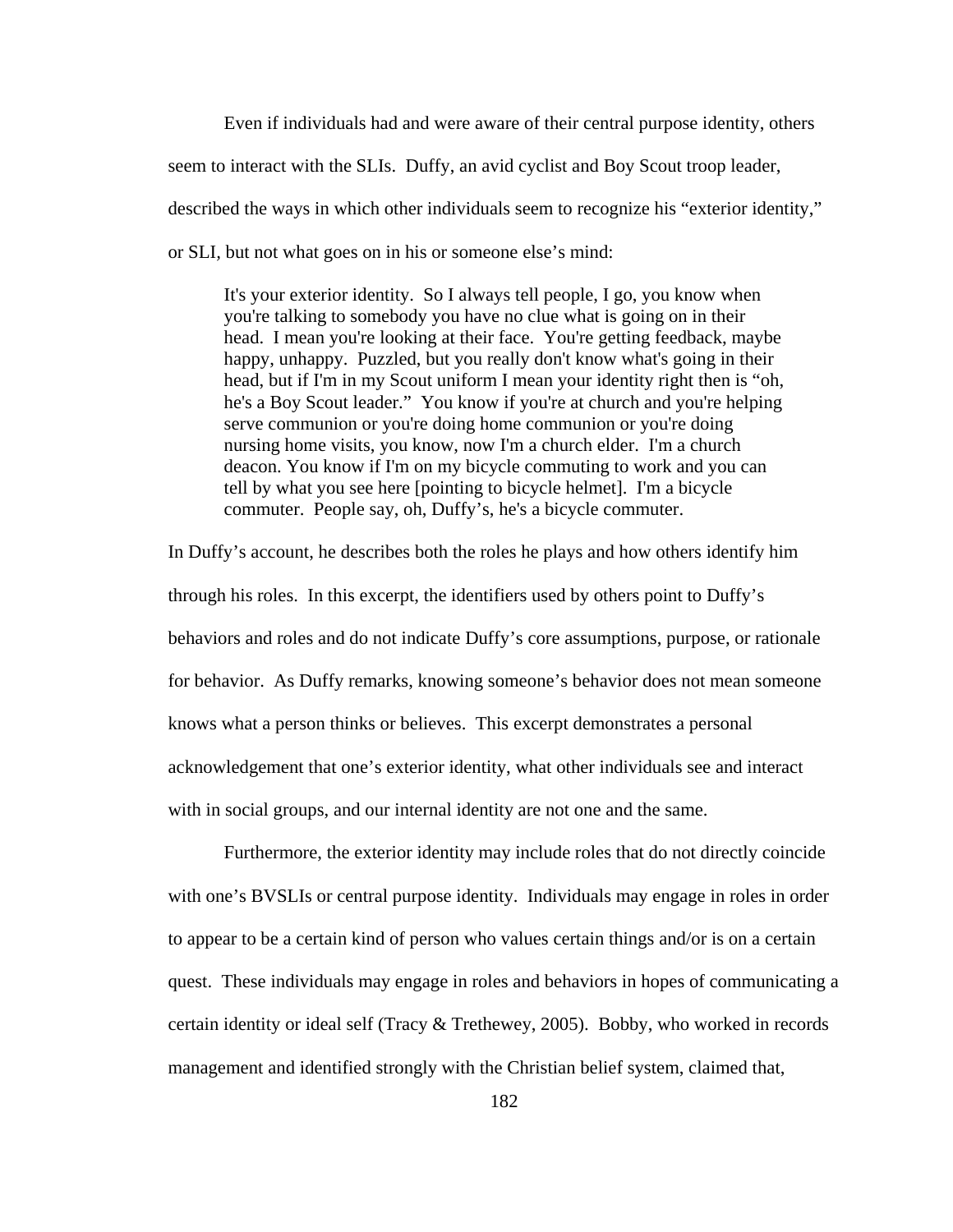Even if individuals had and were aware of their central purpose identity, others seem to interact with the SLIs. Duffy, an avid cyclist and Boy Scout troop leader, described the ways in which other individuals seem to recognize his "exterior identity," or SLI, but not what goes on in his or someone else's mind:

> It's your exterior identity. So I always tell people, I go, you know when you're talking to somebody you have no clue what is going on in their head. I mean you're looking at their face. You're getting feedback, maybe happy, unhappy. Puzzled, but you really don't know what's going in their head, but if I'm in my Scout uniform I mean your identity right then is "oh, he's a Boy Scout leader." You know if you're at church and you're helping serve communion or you're doing home communion or you're doing nursing home visits, you know, now I'm a church elder. I'm a church deacon. You know if I'm on my bicycle commuting to work and you can tell by what you see here [pointing to bicycle helmet]. I'm a bicycle commuter. People say, oh, Duffy's, he's a bicycle commuter.

In Duffy's account, he describes both the roles he plays and how others identify him through his roles. In this excerpt, the identifiers used by others point to Duffy's behaviors and roles and do not indicate Duffy's core assumptions, purpose, or rationale for behavior. As Duffy remarks, knowing someone's behavior does not mean someone knows what a person thinks or believes. This excerpt demonstrates a personal acknowledgement that one's exterior identity, what other individuals see and interact with in social groups, and our internal identity are not one and the same.

Furthermore, the exterior identity may include roles that do not directly coincide with one's BVSLIs or central purpose identity. Individuals may engage in roles in order to appear to be a certain kind of person who values certain things and/or is on a certain quest. These individuals may engage in roles and behaviors in hopes of communicating a certain identity or ideal self (Tracy & Trethewey, 2005). Bobby, who worked in records management and identified strongly with the Christian belief system, claimed that,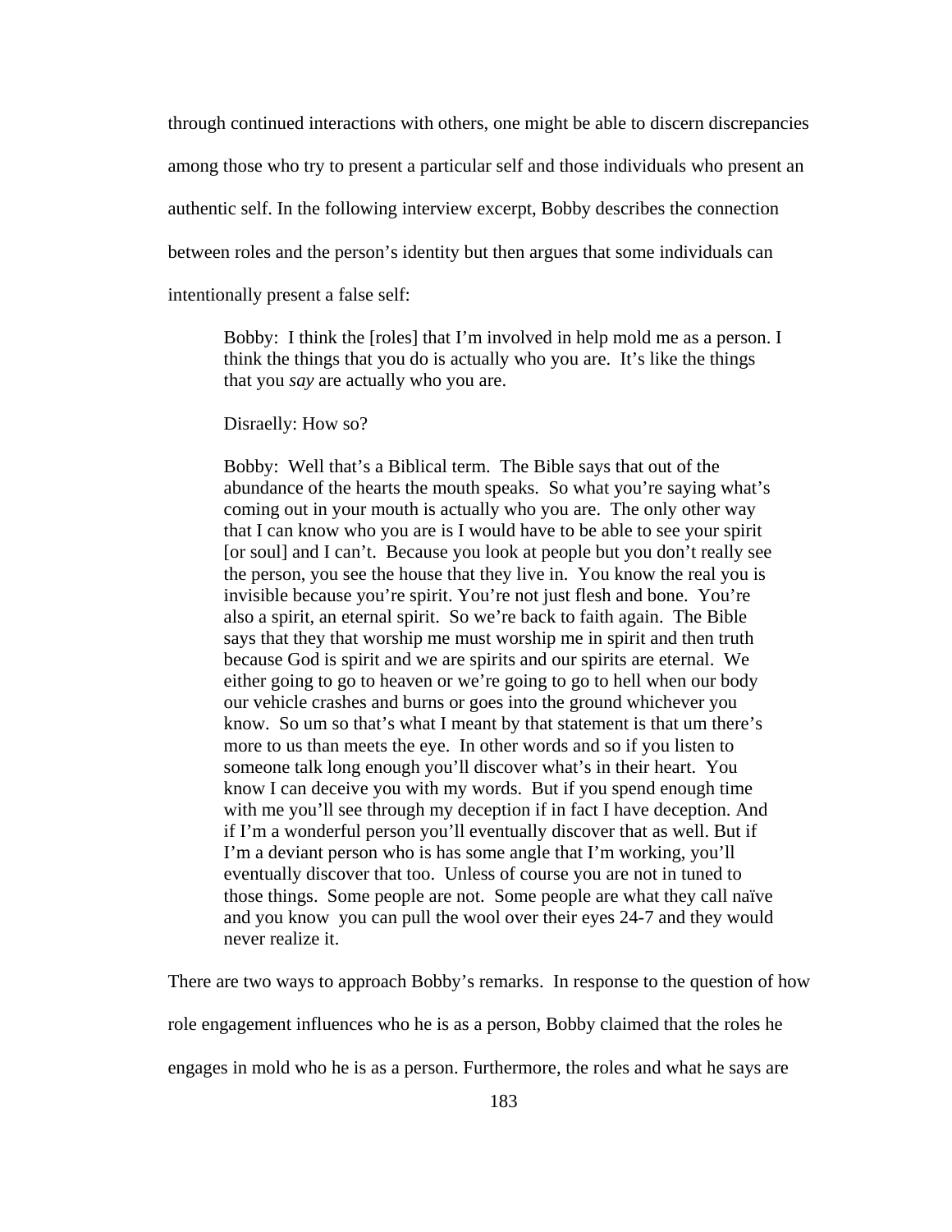through continued interactions with others, one might be able to discern discrepancies among those who try to present a particular self and those individuals who present an authentic self. In the following interview excerpt, Bobby describes the connection between roles and the person's identity but then argues that some individuals can intentionally present a false self:

> Bobby: I think the [roles] that I'm involved in help mold me as a person. I think the things that you do is actually who you are. It's like the things that you *say* are actually who you are.
>
> Disraelly: How so?
>
> Bobby: Well that's a Biblical term. The Bible says that out of the abundance of the hearts the mouth speaks. So what you're saying what's coming out in your mouth is actually who you are. The only other way that I can know who you are is I would have to be able to see your spirit [or soul] and I can't. Because you look at people but you don't really see the person, you see the house that they live in. You know the real you is invisible because you're spirit. You're not just flesh and bone. You're also a spirit, an eternal spirit. So we're back to faith again. The Bible says that they that worship me must worship me in spirit and then truth because God is spirit and we are spirits and our spirits are eternal. We either going to go to heaven or we're going to go to hell when our body our vehicle crashes and burns or goes into the ground whichever you know. So um so that's what I meant by that statement is that um there's more to us than meets the eye. In other words and so if you listen to someone talk long enough you'll discover what's in their heart. You know I can deceive you with my words. But if you spend enough time with me you'll see through my deception if in fact I have deception. And if I'm a wonderful person you'll eventually discover that as well. But if I'm a deviant person who is has some angle that I'm working, you'll eventually discover that too. Unless of course you are not in tuned to those things. Some people are not. Some people are what they call naïve and you know you can pull the wool over their eyes 24-7 and they would never realize it.

There are two ways to approach Bobby's remarks. In response to the question of how role engagement influences who he is as a person, Bobby claimed that the roles he engages in mold who he is as a person. Furthermore, the roles and what he says are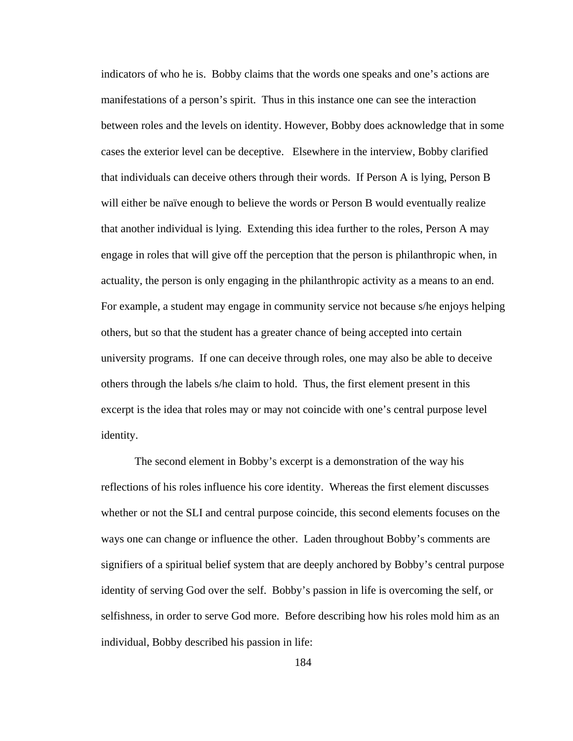indicators of who he is. Bobby claims that the words one speaks and one's actions are manifestations of a person's spirit. Thus in this instance one can see the interaction between roles and the levels on identity. However, Bobby does acknowledge that in some cases the exterior level can be deceptive. Elsewhere in the interview, Bobby clarified that individuals can deceive others through their words. If Person A is lying, Person B will either be naïve enough to believe the words or Person B would eventually realize that another individual is lying. Extending this idea further to the roles, Person A may engage in roles that will give off the perception that the person is philanthropic when, in actuality, the person is only engaging in the philanthropic activity as a means to an end. For example, a student may engage in community service not because s/he enjoys helping others, but so that the student has a greater chance of being accepted into certain university programs. If one can deceive through roles, one may also be able to deceive others through the labels s/he claim to hold. Thus, the first element present in this excerpt is the idea that roles may or may not coincide with one's central purpose level identity.

The second element in Bobby's excerpt is a demonstration of the way his reflections of his roles influence his core identity. Whereas the first element discusses whether or not the SLI and central purpose coincide, this second elements focuses on the ways one can change or influence the other. Laden throughout Bobby's comments are signifiers of a spiritual belief system that are deeply anchored by Bobby's central purpose identity of serving God over the self. Bobby's passion in life is overcoming the self, or selfishness, in order to serve God more. Before describing how his roles mold him as an individual, Bobby described his passion in life: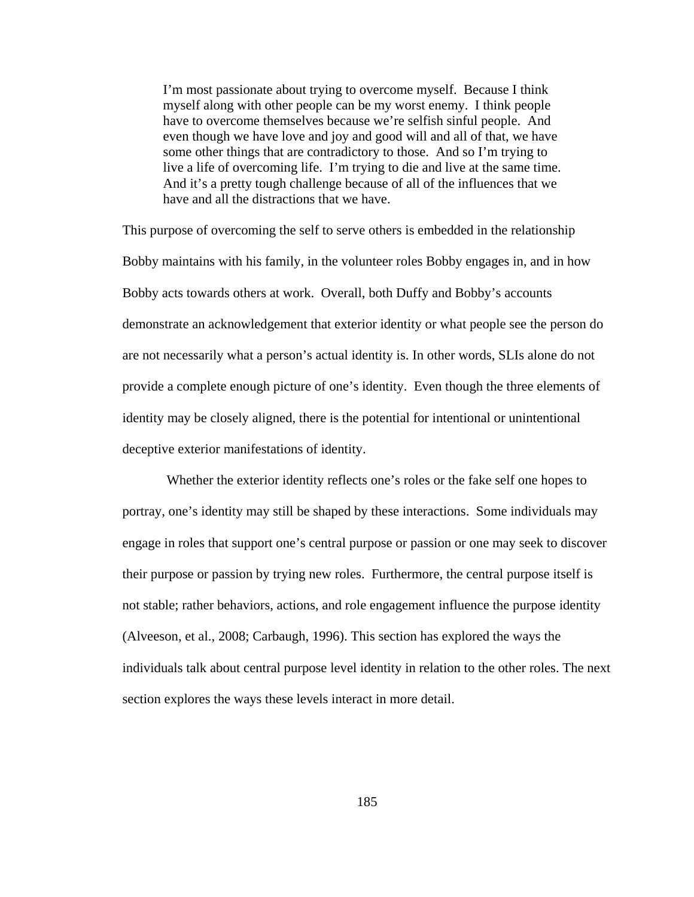> I'm most passionate about trying to overcome myself. Because I think myself along with other people can be my worst enemy. I think people have to overcome themselves because we're selfish sinful people. And even though we have love and joy and good will and all of that, we have some other things that are contradictory to those. And so I'm trying to live a life of overcoming life. I'm trying to die and live at the same time. And it's a pretty tough challenge because of all of the influences that we have and all the distractions that we have.

This purpose of overcoming the self to serve others is embedded in the relationship Bobby maintains with his family, in the volunteer roles Bobby engages in, and in how Bobby acts towards others at work. Overall, both Duffy and Bobby's accounts demonstrate an acknowledgement that exterior identity or what people see the person do are not necessarily what a person's actual identity is. In other words, SLIs alone do not provide a complete enough picture of one's identity. Even though the three elements of identity may be closely aligned, there is the potential for intentional or unintentional deceptive exterior manifestations of identity.

Whether the exterior identity reflects one's roles or the fake self one hopes to portray, one's identity may still be shaped by these interactions. Some individuals may engage in roles that support one's central purpose or passion or one may seek to discover their purpose or passion by trying new roles. Furthermore, the central purpose itself is not stable; rather behaviors, actions, and role engagement influence the purpose identity (Alveeson, et al., 2008; Carbaugh, 1996). This section has explored the ways the individuals talk about central purpose level identity in relation to the other roles. The next section explores the ways these levels interact in more detail.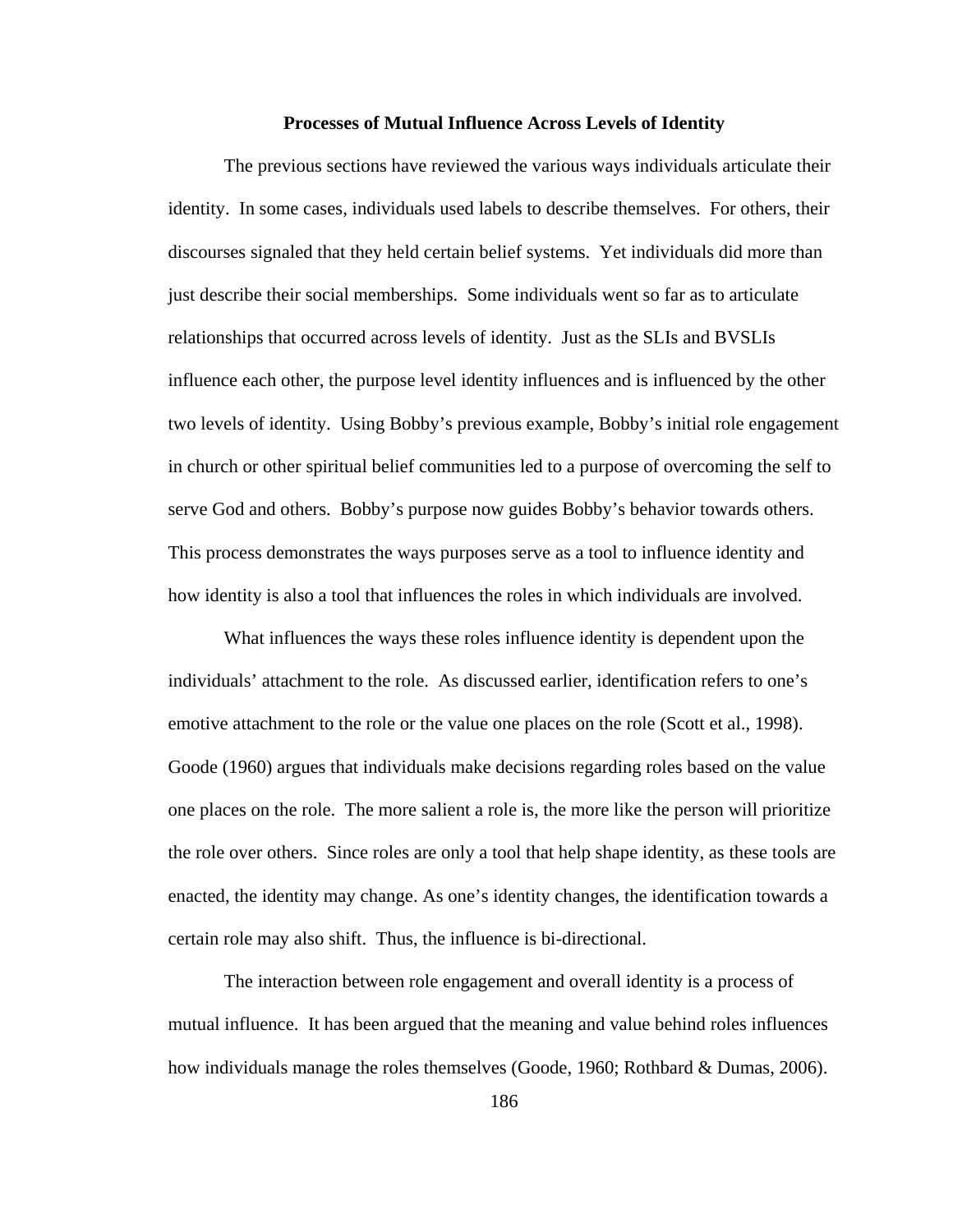## Processes of Mutual Influence Across Levels of Identity

The previous sections have reviewed the various ways individuals articulate their identity. In some cases, individuals used labels to describe themselves. For others, their discourses signaled that they held certain belief systems. Yet individuals did more than just describe their social memberships. Some individuals went so far as to articulate relationships that occurred across levels of identity. Just as the SLIs and BVSLIs influence each other, the purpose level identity influences and is influenced by the other two levels of identity. Using Bobby's previous example, Bobby's initial role engagement in church or other spiritual belief communities led to a purpose of overcoming the self to serve God and others. Bobby's purpose now guides Bobby's behavior towards others. This process demonstrates the ways purposes serve as a tool to influence identity and how identity is also a tool that influences the roles in which individuals are involved.

What influences the ways these roles influence identity is dependent upon the individuals' attachment to the role. As discussed earlier, identification refers to one's emotive attachment to the role or the value one places on the role (Scott et al., 1998). Goode (1960) argues that individuals make decisions regarding roles based on the value one places on the role. The more salient a role is, the more like the person will prioritize the role over others. Since roles are only a tool that help shape identity, as these tools are enacted, the identity may change. As one's identity changes, the identification towards a certain role may also shift. Thus, the influence is bi-directional.

The interaction between role engagement and overall identity is a process of mutual influence. It has been argued that the meaning and value behind roles influences how individuals manage the roles themselves (Goode, 1960; Rothbard & Dumas, 2006).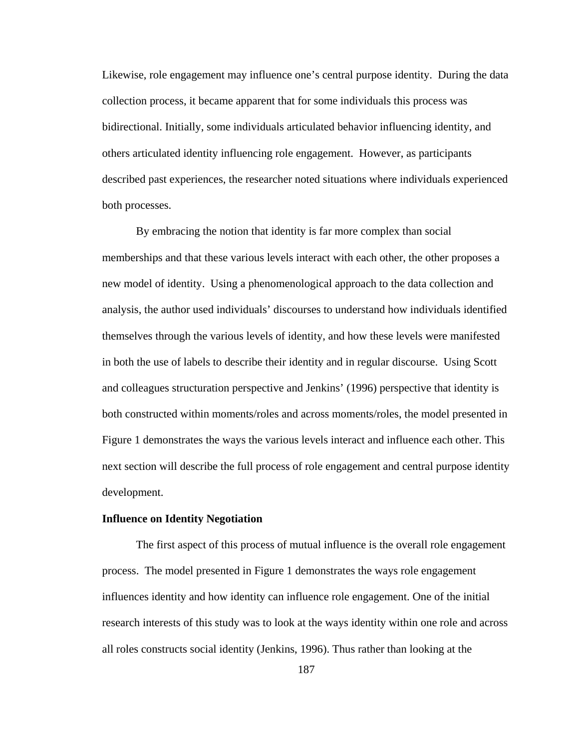Likewise, role engagement may influence one's central purpose identity. During the data collection process, it became apparent that for some individuals this process was bidirectional. Initially, some individuals articulated behavior influencing identity, and others articulated identity influencing role engagement. However, as participants described past experiences, the researcher noted situations where individuals experienced both processes.

By embracing the notion that identity is far more complex than social memberships and that these various levels interact with each other, the other proposes a new model of identity. Using a phenomenological approach to the data collection and analysis, the author used individuals' discourses to understand how individuals identified themselves through the various levels of identity, and how these levels were manifested in both the use of labels to describe their identity and in regular discourse. Using Scott and colleagues structuration perspective and Jenkins' (1996) perspective that identity is both constructed within moments/roles and across moments/roles, the model presented in Figure 1 demonstrates the ways the various levels interact and influence each other. This next section will describe the full process of role engagement and central purpose identity development.

**Influence on Identity Negotiation**

The first aspect of this process of mutual influence is the overall role engagement process. The model presented in Figure 1 demonstrates the ways role engagement influences identity and how identity can influence role engagement. One of the initial research interests of this study was to look at the ways identity within one role and across all roles constructs social identity (Jenkins, 1996). Thus rather than looking at the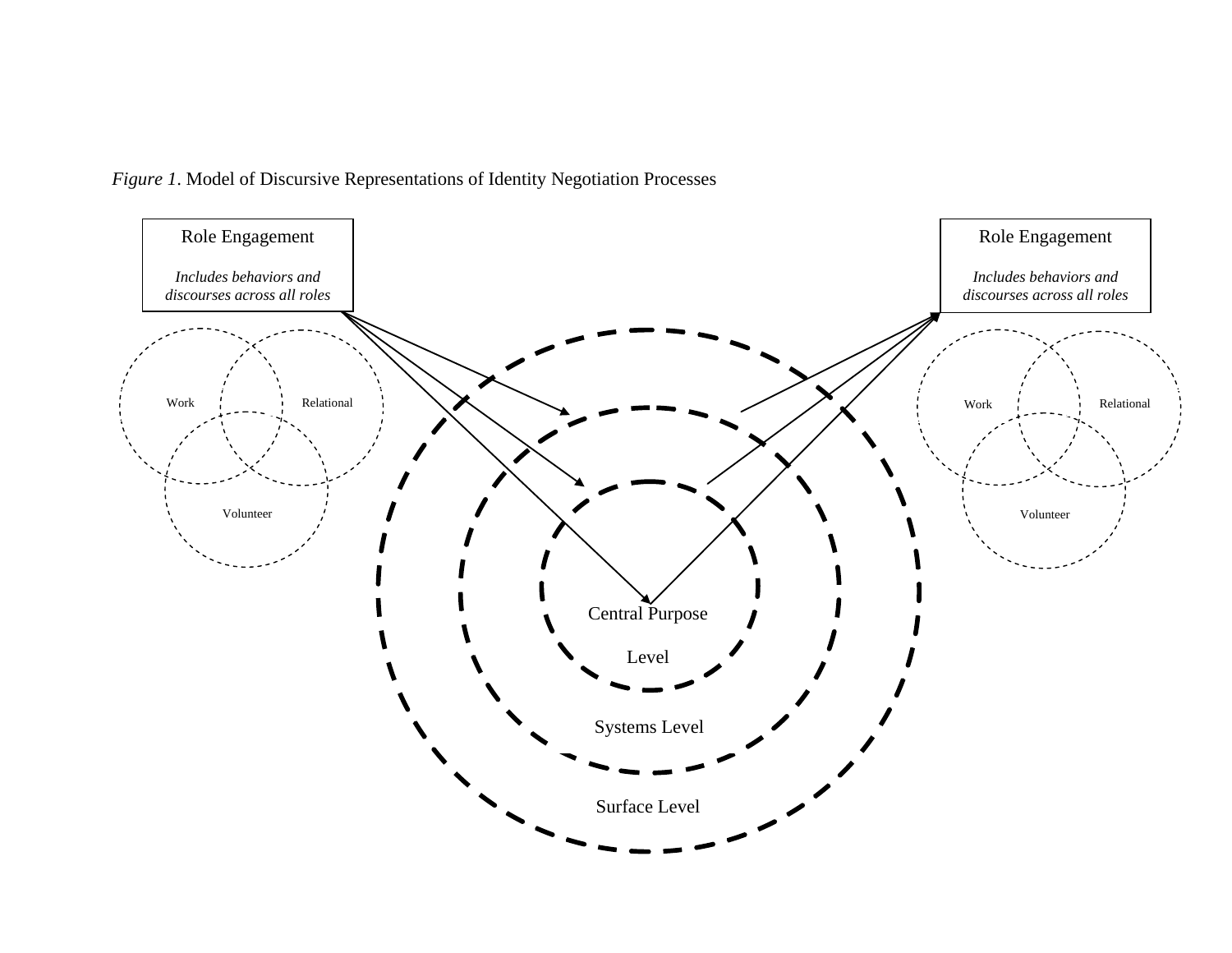*Figure 1*. Model of Discursive Representations of Identity Negotiation Processes

Role Engagement

*Includes behaviors and discourses across all roles*

Work

Relational

Volunteer

Role Engagement

*Includes behaviors and discourses across all roles*

Work

Relational

Volunteer

Central Purpose Level

Systems Level

Surface Level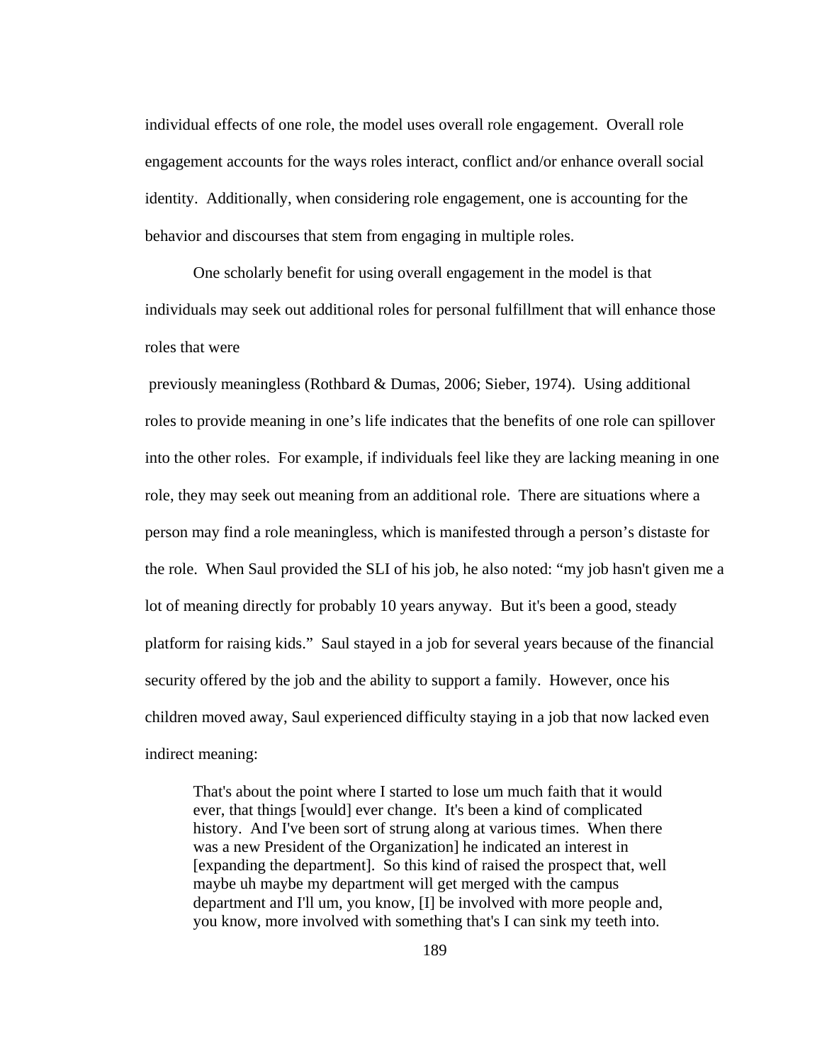individual effects of one role, the model uses overall role engagement. Overall role engagement accounts for the ways roles interact, conflict and/or enhance overall social identity. Additionally, when considering role engagement, one is accounting for the behavior and discourses that stem from engaging in multiple roles.

One scholarly benefit for using overall engagement in the model is that individuals may seek out additional roles for personal fulfillment that will enhance those roles that were previously meaningless (Rothbard & Dumas, 2006; Sieber, 1974). Using additional roles to provide meaning in one's life indicates that the benefits of one role can spillover into the other roles. For example, if individuals feel like they are lacking meaning in one role, they may seek out meaning from an additional role. There are situations where a person may find a role meaningless, which is manifested through a person's distaste for the role. When Saul provided the SLI of his job, he also noted: "my job hasn't given me a lot of meaning directly for probably 10 years anyway. But it's been a good, steady platform for raising kids." Saul stayed in a job for several years because of the financial security offered by the job and the ability to support a family. However, once his children moved away, Saul experienced difficulty staying in a job that now lacked even indirect meaning:

> That's about the point where I started to lose um much faith that it would ever, that things [would] ever change. It's been a kind of complicated history. And I've been sort of strung along at various times. When there was a new President of the Organization] he indicated an interest in [expanding the department]. So this kind of raised the prospect that, well maybe uh maybe my department will get merged with the campus department and I'll um, you know, [I] be involved with more people and, you know, more involved with something that's I can sink my teeth into.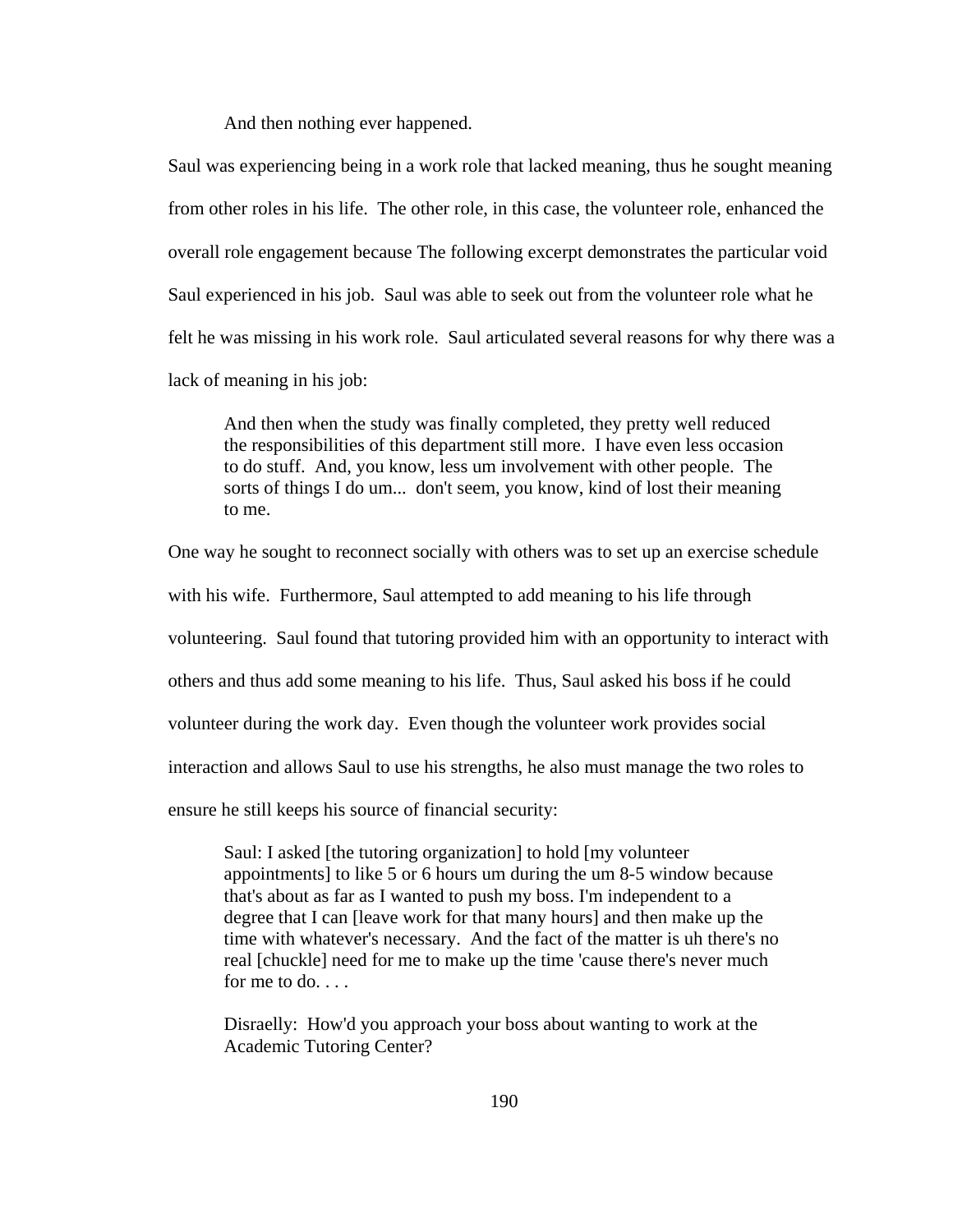> And then nothing ever happened.

Saul was experiencing being in a work role that lacked meaning, thus he sought meaning from other roles in his life. The other role, in this case, the volunteer role, enhanced the overall role engagement because The following excerpt demonstrates the particular void Saul experienced in his job. Saul was able to seek out from the volunteer role what he felt he was missing in his work role. Saul articulated several reasons for why there was a lack of meaning in his job:

> And then when the study was finally completed, they pretty well reduced the responsibilities of this department still more. I have even less occasion to do stuff. And, you know, less um involvement with other people. The sorts of things I do um... don't seem, you know, kind of lost their meaning to me.

One way he sought to reconnect socially with others was to set up an exercise schedule with his wife. Furthermore, Saul attempted to add meaning to his life through volunteering. Saul found that tutoring provided him with an opportunity to interact with others and thus add some meaning to his life. Thus, Saul asked his boss if he could volunteer during the work day. Even though the volunteer work provides social interaction and allows Saul to use his strengths, he also must manage the two roles to ensure he still keeps his source of financial security:

> Saul: I asked [the tutoring organization] to hold [my volunteer appointments] to like 5 or 6 hours um during the um 8-5 window because that's about as far as I wanted to push my boss. I'm independent to a degree that I can [leave work for that many hours] and then make up the time with whatever's necessary. And the fact of the matter is uh there's no real [chuckle] need for me to make up the time 'cause there's never much for me to do. . . .
>
> Disraelly: How'd you approach your boss about wanting to work at the Academic Tutoring Center?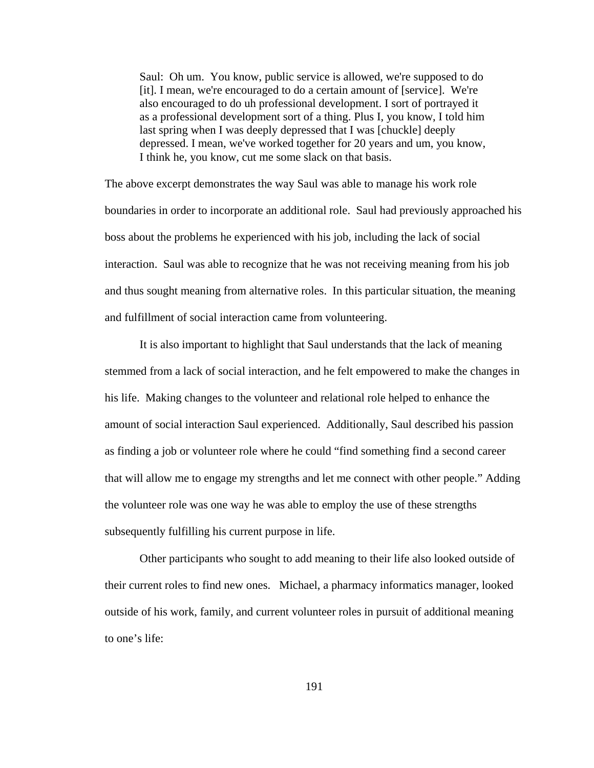> Saul: Oh um. You know, public service is allowed, we're supposed to do [it]. I mean, we're encouraged to do a certain amount of [service]. We're also encouraged to do uh professional development. I sort of portrayed it as a professional development sort of a thing. Plus I, you know, I told him last spring when I was deeply depressed that I was [chuckle] deeply depressed. I mean, we've worked together for 20 years and um, you know, I think he, you know, cut me some slack on that basis.

The above excerpt demonstrates the way Saul was able to manage his work role boundaries in order to incorporate an additional role. Saul had previously approached his boss about the problems he experienced with his job, including the lack of social interaction. Saul was able to recognize that he was not receiving meaning from his job and thus sought meaning from alternative roles. In this particular situation, the meaning and fulfillment of social interaction came from volunteering.

It is also important to highlight that Saul understands that the lack of meaning stemmed from a lack of social interaction, and he felt empowered to make the changes in his life. Making changes to the volunteer and relational role helped to enhance the amount of social interaction Saul experienced. Additionally, Saul described his passion as finding a job or volunteer role where he could "find something find a second career that will allow me to engage my strengths and let me connect with other people." Adding the volunteer role was one way he was able to employ the use of these strengths subsequently fulfilling his current purpose in life.

Other participants who sought to add meaning to their life also looked outside of their current roles to find new ones. Michael, a pharmacy informatics manager, looked outside of his work, family, and current volunteer roles in pursuit of additional meaning to one's life: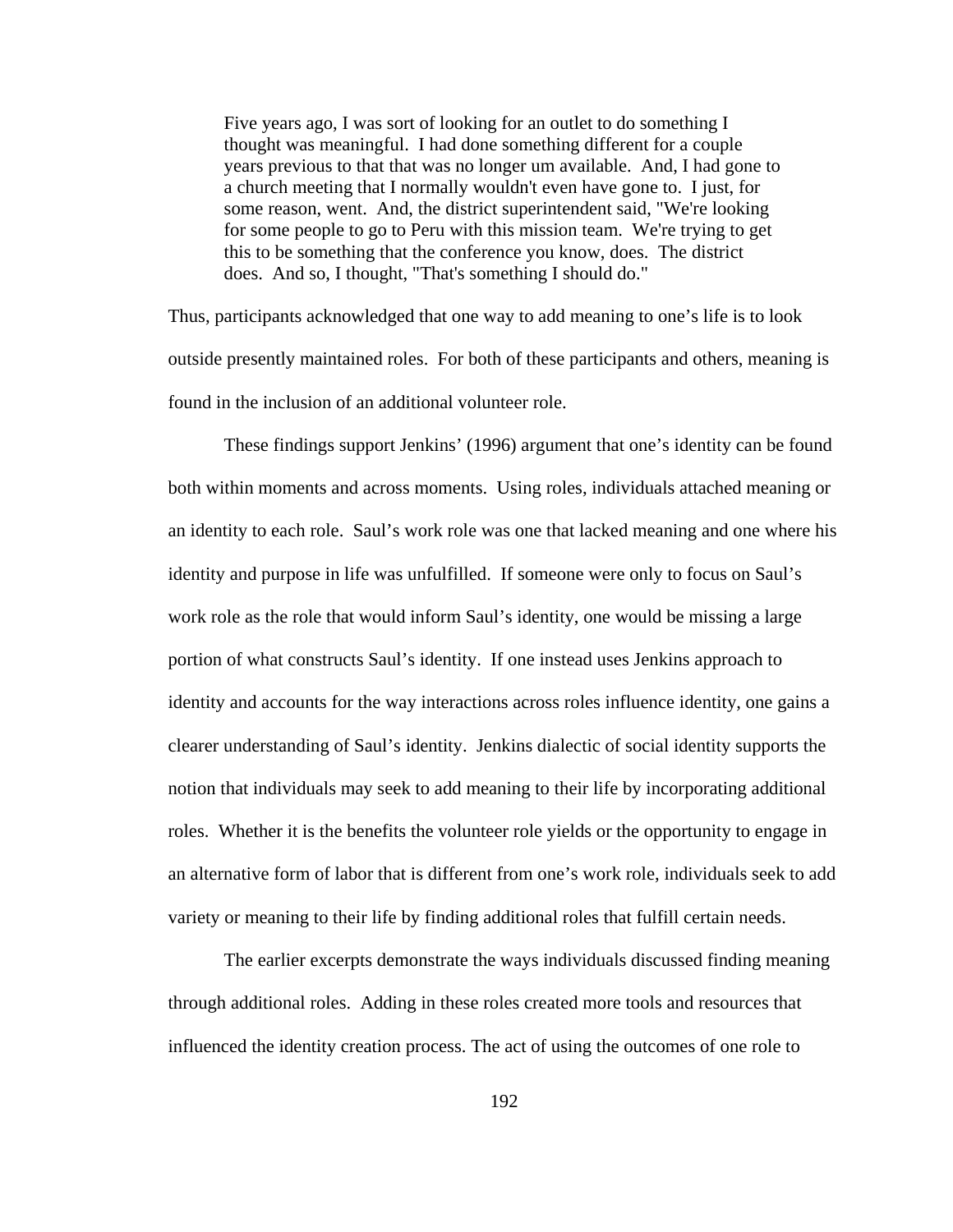> Five years ago, I was sort of looking for an outlet to do something I thought was meaningful. I had done something different for a couple years previous to that that was no longer um available. And, I had gone to a church meeting that I normally wouldn't even have gone to. I just, for some reason, went. And, the district superintendent said, "We're looking for some people to go to Peru with this mission team. We're trying to get this to be something that the conference you know, does. The district does. And so, I thought, "That's something I should do."

Thus, participants acknowledged that one way to add meaning to one's life is to look outside presently maintained roles. For both of these participants and others, meaning is found in the inclusion of an additional volunteer role.

These findings support Jenkins' (1996) argument that one's identity can be found both within moments and across moments. Using roles, individuals attached meaning or an identity to each role. Saul's work role was one that lacked meaning and one where his identity and purpose in life was unfulfilled. If someone were only to focus on Saul's work role as the role that would inform Saul's identity, one would be missing a large portion of what constructs Saul's identity. If one instead uses Jenkins approach to identity and accounts for the way interactions across roles influence identity, one gains a clearer understanding of Saul's identity. Jenkins dialectic of social identity supports the notion that individuals may seek to add meaning to their life by incorporating additional roles. Whether it is the benefits the volunteer role yields or the opportunity to engage in an alternative form of labor that is different from one's work role, individuals seek to add variety or meaning to their life by finding additional roles that fulfill certain needs.

The earlier excerpts demonstrate the ways individuals discussed finding meaning through additional roles. Adding in these roles created more tools and resources that influenced the identity creation process. The act of using the outcomes of one role to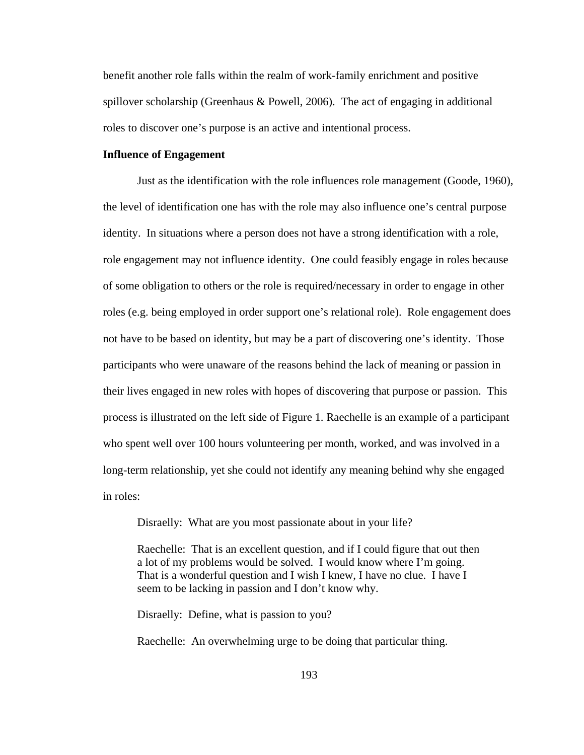benefit another role falls within the realm of work-family enrichment and positive spillover scholarship (Greenhaus & Powell, 2006). The act of engaging in additional roles to discover one's purpose is an active and intentional process.

**Influence of Engagement**

Just as the identification with the role influences role management (Goode, 1960), the level of identification one has with the role may also influence one's central purpose identity. In situations where a person does not have a strong identification with a role, role engagement may not influence identity. One could feasibly engage in roles because of some obligation to others or the role is required/necessary in order to engage in other roles (e.g. being employed in order support one's relational role). Role engagement does not have to be based on identity, but may be a part of discovering one's identity. Those participants who were unaware of the reasons behind the lack of meaning or passion in their lives engaged in new roles with hopes of discovering that purpose or passion. This process is illustrated on the left side of Figure 1. Raechelle is an example of a participant who spent well over 100 hours volunteering per month, worked, and was involved in a long-term relationship, yet she could not identify any meaning behind why she engaged in roles:

> Disraelly: What are you most passionate about in your life?
>
> Raechelle: That is an excellent question, and if I could figure that out then a lot of my problems would be solved. I would know where I'm going. That is a wonderful question and I wish I knew, I have no clue. I have I seem to be lacking in passion and I don't know why.
>
> Disraelly: Define, what is passion to you?
>
> Raechelle: An overwhelming urge to be doing that particular thing.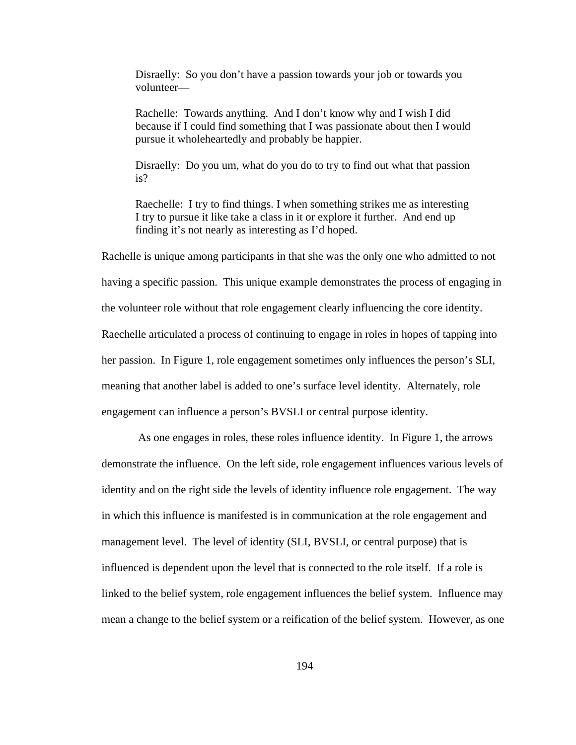> Disraelly: So you don't have a passion towards your job or towards you volunteer—
>
> Rachelle: Towards anything. And I don't know why and I wish I did because if I could find something that I was passionate about then I would pursue it wholeheartedly and probably be happier.
>
> Disraelly: Do you um, what do you do to try to find out what that passion is?
>
> Raechelle: I try to find things. I when something strikes me as interesting I try to pursue it like take a class in it or explore it further. And end up finding it's not nearly as interesting as I'd hoped.

Rachelle is unique among participants in that she was the only one who admitted to not having a specific passion. This unique example demonstrates the process of engaging in the volunteer role without that role engagement clearly influencing the core identity. Raechelle articulated a process of continuing to engage in roles in hopes of tapping into her passion. In Figure 1, role engagement sometimes only influences the person's SLI, meaning that another label is added to one's surface level identity. Alternately, role engagement can influence a person's BVSLI or central purpose identity.

As one engages in roles, these roles influence identity. In Figure 1, the arrows demonstrate the influence. On the left side, role engagement influences various levels of identity and on the right side the levels of identity influence role engagement. The way in which this influence is manifested is in communication at the role engagement and management level. The level of identity (SLI, BVSLI, or central purpose) that is influenced is dependent upon the level that is connected to the role itself. If a role is linked to the belief system, role engagement influences the belief system. Influence may mean a change to the belief system or a reification of the belief system. However, as one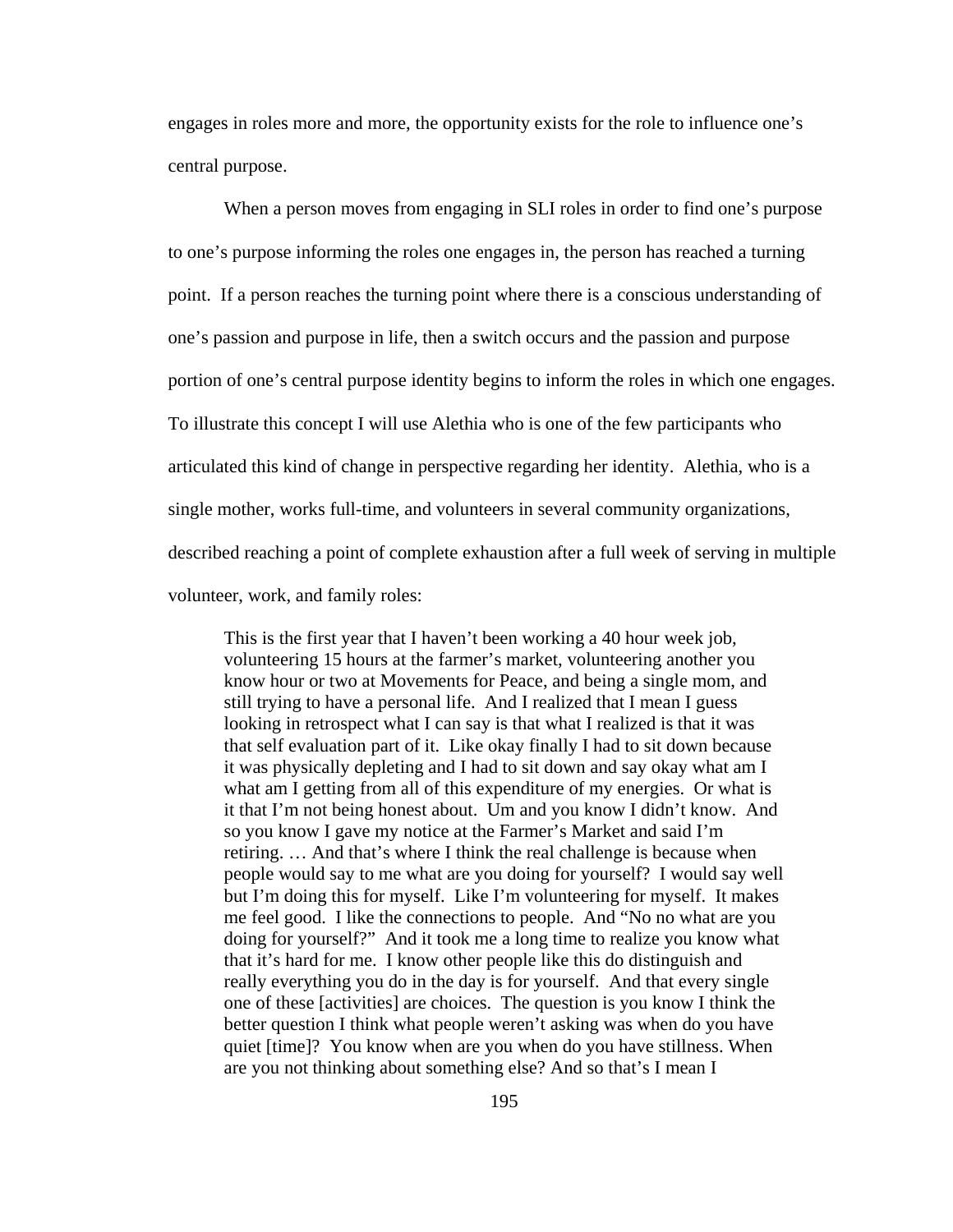engages in roles more and more, the opportunity exists for the role to influence one's central purpose.

When a person moves from engaging in SLI roles in order to find one's purpose to one's purpose informing the roles one engages in, the person has reached a turning point. If a person reaches the turning point where there is a conscious understanding of one's passion and purpose in life, then a switch occurs and the passion and purpose portion of one's central purpose identity begins to inform the roles in which one engages. To illustrate this concept I will use Alethia who is one of the few participants who articulated this kind of change in perspective regarding her identity. Alethia, who is a single mother, works full-time, and volunteers in several community organizations, described reaching a point of complete exhaustion after a full week of serving in multiple volunteer, work, and family roles:

> This is the first year that I haven't been working a 40 hour week job, volunteering 15 hours at the farmer's market, volunteering another you know hour or two at Movements for Peace, and being a single mom, and still trying to have a personal life. And I realized that I mean I guess looking in retrospect what I can say is that what I realized is that it was that self evaluation part of it. Like okay finally I had to sit down because it was physically depleting and I had to sit down and say okay what am I what am I getting from all of this expenditure of my energies. Or what is it that I'm not being honest about. Um and you know I didn't know. And so you know I gave my notice at the Farmer's Market and said I'm retiring. … And that's where I think the real challenge is because when people would say to me what are you doing for yourself? I would say well but I'm doing this for myself. Like I'm volunteering for myself. It makes me feel good. I like the connections to people. And "No no what are you doing for yourself?" And it took me a long time to realize you know what that it's hard for me. I know other people like this do distinguish and really everything you do in the day is for yourself. And that every single one of these [activities] are choices. The question is you know I think the better question I think what people weren't asking was when do you have quiet [time]? You know when are you when do you have stillness. When are you not thinking about something else? And so that's I mean I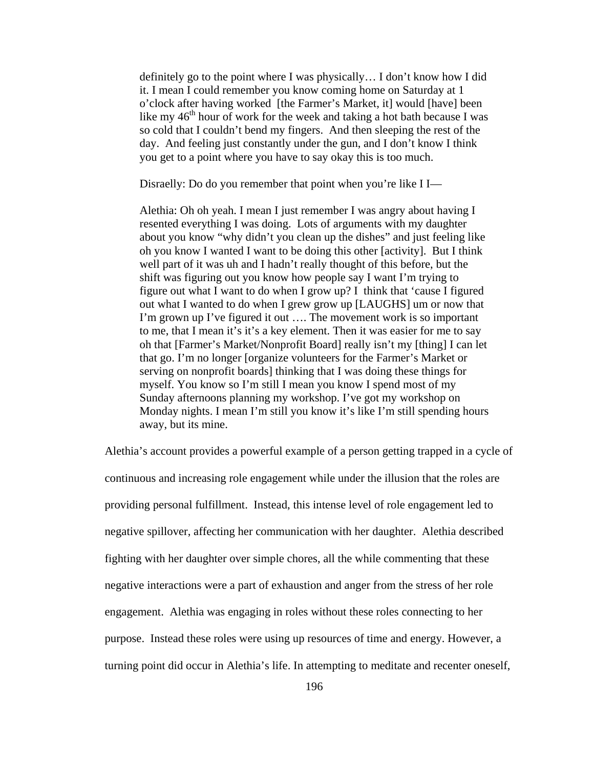> definitely go to the point where I was physically… I don't know how I did it. I mean I could remember you know coming home on Saturday at 1 o'clock after having worked [the Farmer's Market, it] would [have] been like my 46th hour of work for the week and taking a hot bath because I was so cold that I couldn't bend my fingers. And then sleeping the rest of the day. And feeling just constantly under the gun, and I don't know I think you get to a point where you have to say okay this is too much.
>
> Disraelly: Do do you remember that point when you're like I I—
>
> Alethia: Oh oh yeah. I mean I just remember I was angry about having I resented everything I was doing. Lots of arguments with my daughter about you know "why didn't you clean up the dishes" and just feeling like oh you know I wanted I want to be doing this other [activity]. But I think well part of it was uh and I hadn't really thought of this before, but the shift was figuring out you know how people say I want I'm trying to figure out what I want to do when I grow up? I think that 'cause I figured out what I wanted to do when I grew grow up [LAUGHS] um or now that I'm grown up I've figured it out …. The movement work is so important to me, that I mean it's it's a key element. Then it was easier for me to say oh that [Farmer's Market/Nonprofit Board] really isn't my [thing] I can let that go. I'm no longer [organize volunteers for the Farmer's Market or serving on nonprofit boards] thinking that I was doing these things for myself. You know so I'm still I mean you know I spend most of my Sunday afternoons planning my workshop. I've got my workshop on Monday nights. I mean I'm still you know it's like I'm still spending hours away, but its mine.

Alethia's account provides a powerful example of a person getting trapped in a cycle of continuous and increasing role engagement while under the illusion that the roles are providing personal fulfillment. Instead, this intense level of role engagement led to negative spillover, affecting her communication with her daughter. Alethia described fighting with her daughter over simple chores, all the while commenting that these negative interactions were a part of exhaustion and anger from the stress of her role engagement. Alethia was engaging in roles without these roles connecting to her purpose. Instead these roles were using up resources of time and energy. However, a turning point did occur in Alethia's life. In attempting to meditate and recenter oneself,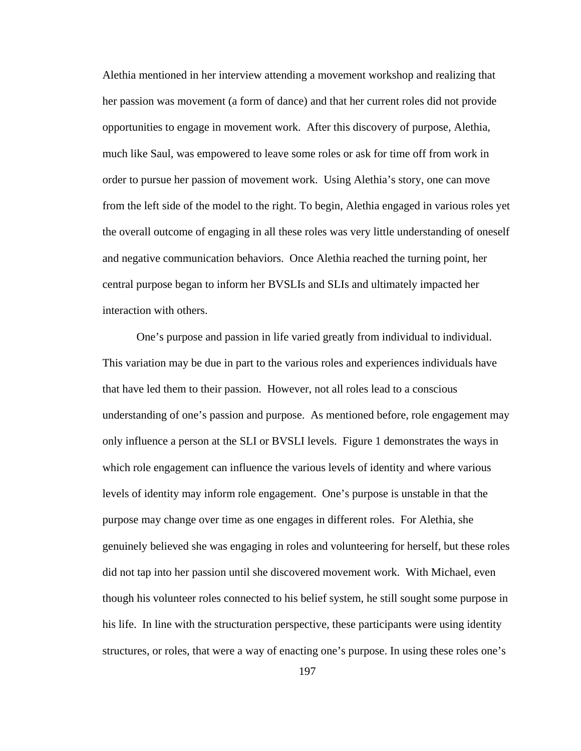Alethia mentioned in her interview attending a movement workshop and realizing that her passion was movement (a form of dance) and that her current roles did not provide opportunities to engage in movement work. After this discovery of purpose, Alethia, much like Saul, was empowered to leave some roles or ask for time off from work in order to pursue her passion of movement work. Using Alethia's story, one can move from the left side of the model to the right. To begin, Alethia engaged in various roles yet the overall outcome of engaging in all these roles was very little understanding of oneself and negative communication behaviors. Once Alethia reached the turning point, her central purpose began to inform her BVSLIs and SLIs and ultimately impacted her interaction with others.

One's purpose and passion in life varied greatly from individual to individual. This variation may be due in part to the various roles and experiences individuals have that have led them to their passion. However, not all roles lead to a conscious understanding of one's passion and purpose. As mentioned before, role engagement may only influence a person at the SLI or BVSLI levels. Figure 1 demonstrates the ways in which role engagement can influence the various levels of identity and where various levels of identity may inform role engagement. One's purpose is unstable in that the purpose may change over time as one engages in different roles. For Alethia, she genuinely believed she was engaging in roles and volunteering for herself, but these roles did not tap into her passion until she discovered movement work. With Michael, even though his volunteer roles connected to his belief system, he still sought some purpose in his life. In line with the structuration perspective, these participants were using identity structures, or roles, that were a way of enacting one's purpose. In using these roles one's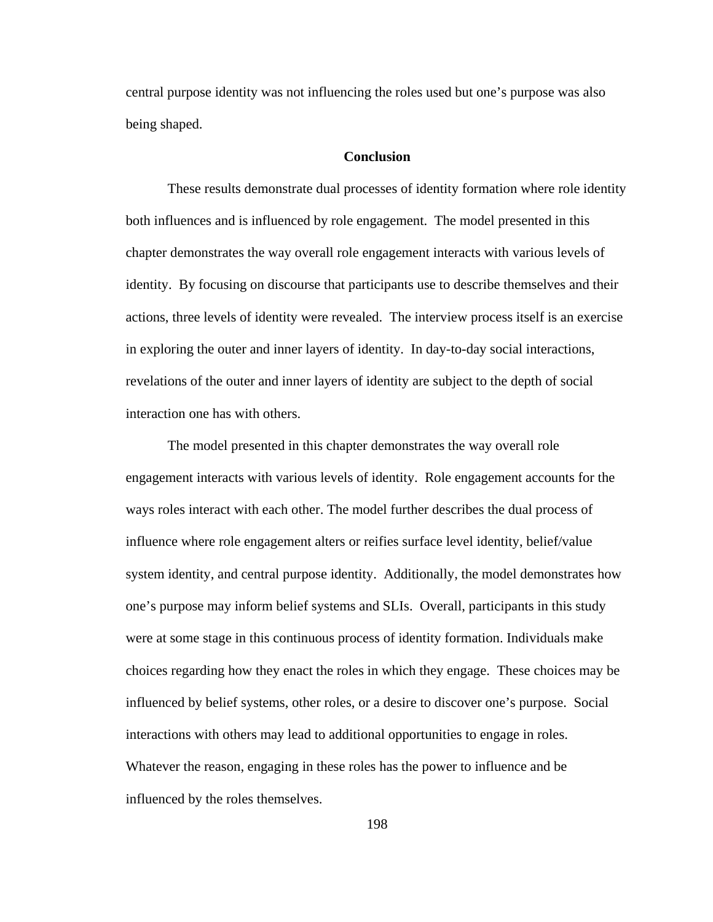central purpose identity was not influencing the roles used but one's purpose was also being shaped.

## Conclusion

These results demonstrate dual processes of identity formation where role identity both influences and is influenced by role engagement. The model presented in this chapter demonstrates the way overall role engagement interacts with various levels of identity. By focusing on discourse that participants use to describe themselves and their actions, three levels of identity were revealed. The interview process itself is an exercise in exploring the outer and inner layers of identity. In day-to-day social interactions, revelations of the outer and inner layers of identity are subject to the depth of social interaction one has with others.

The model presented in this chapter demonstrates the way overall role engagement interacts with various levels of identity. Role engagement accounts for the ways roles interact with each other. The model further describes the dual process of influence where role engagement alters or reifies surface level identity, belief/value system identity, and central purpose identity. Additionally, the model demonstrates how one's purpose may inform belief systems and SLIs. Overall, participants in this study were at some stage in this continuous process of identity formation. Individuals make choices regarding how they enact the roles in which they engage. These choices may be influenced by belief systems, other roles, or a desire to discover one's purpose. Social interactions with others may lead to additional opportunities to engage in roles. Whatever the reason, engaging in these roles has the power to influence and be influenced by the roles themselves.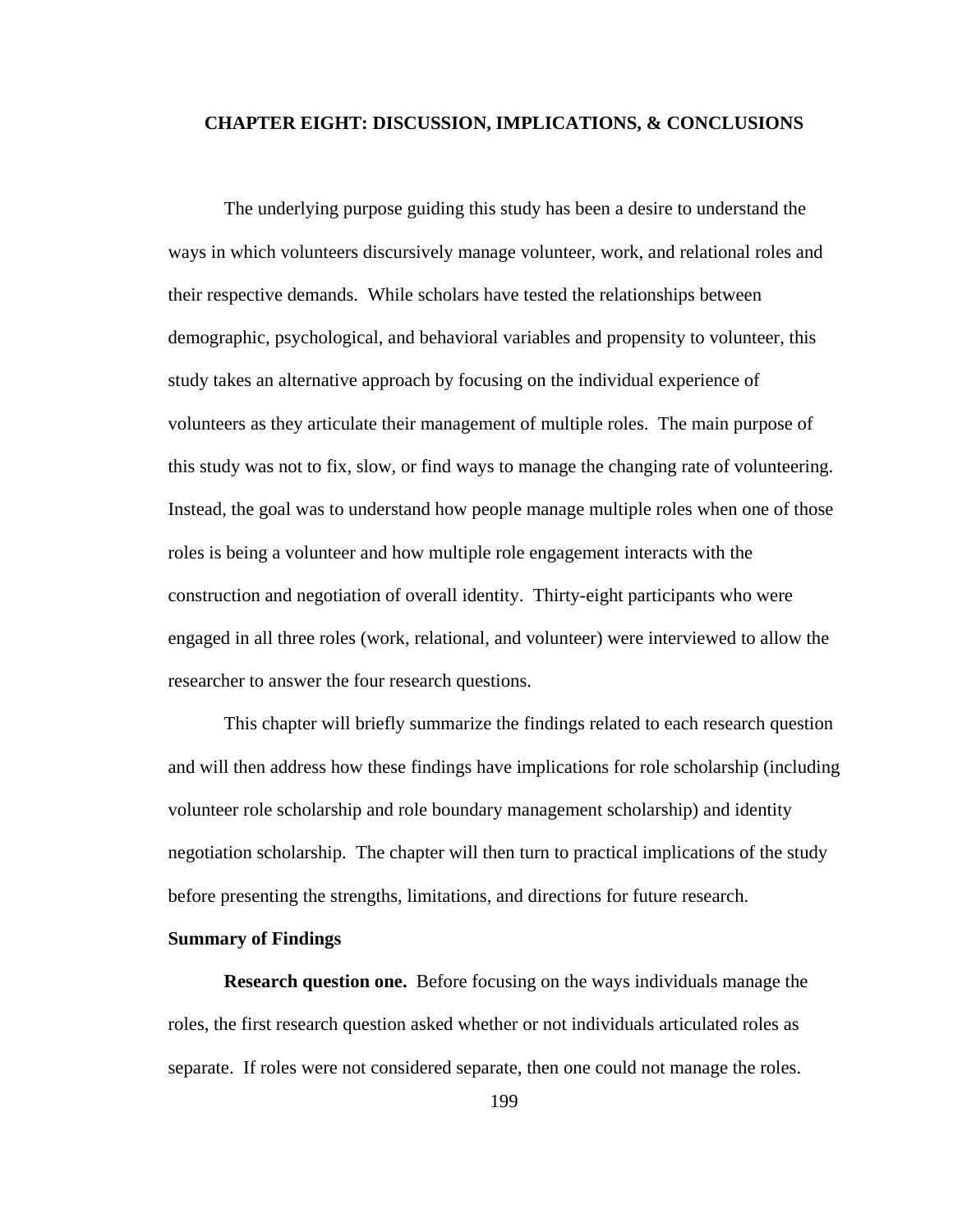# CHAPTER EIGHT: DISCUSSION, IMPLICATIONS, & CONCLUSIONS

The underlying purpose guiding this study has been a desire to understand the ways in which volunteers discursively manage volunteer, work, and relational roles and their respective demands. While scholars have tested the relationships between demographic, psychological, and behavioral variables and propensity to volunteer, this study takes an alternative approach by focusing on the individual experience of volunteers as they articulate their management of multiple roles. The main purpose of this study was not to fix, slow, or find ways to manage the changing rate of volunteering. Instead, the goal was to understand how people manage multiple roles when one of those roles is being a volunteer and how multiple role engagement interacts with the construction and negotiation of overall identity. Thirty-eight participants who were engaged in all three roles (work, relational, and volunteer) were interviewed to allow the researcher to answer the four research questions.

This chapter will briefly summarize the findings related to each research question and will then address how these findings have implications for role scholarship (including volunteer role scholarship and role boundary management scholarship) and identity negotiation scholarship. The chapter will then turn to practical implications of the study before presenting the strengths, limitations, and directions for future research.

## Summary of Findings

**Research question one.** Before focusing on the ways individuals manage the roles, the first research question asked whether or not individuals articulated roles as separate. If roles were not considered separate, then one could not manage the roles.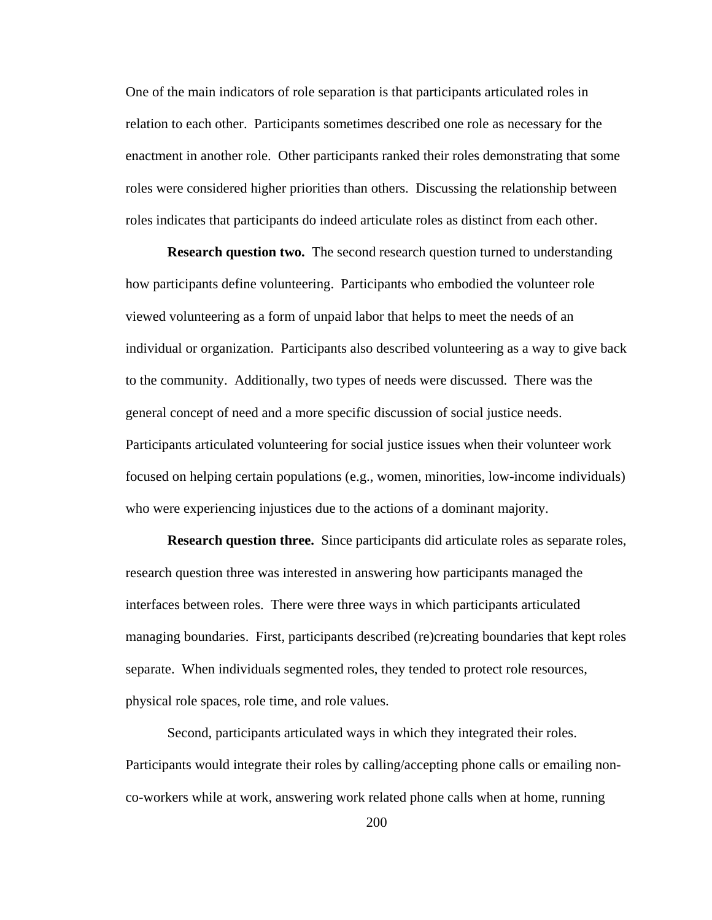One of the main indicators of role separation is that participants articulated roles in relation to each other. Participants sometimes described one role as necessary for the enactment in another role. Other participants ranked their roles demonstrating that some roles were considered higher priorities than others. Discussing the relationship between roles indicates that participants do indeed articulate roles as distinct from each other.

**Research question two.** The second research question turned to understanding how participants define volunteering. Participants who embodied the volunteer role viewed volunteering as a form of unpaid labor that helps to meet the needs of an individual or organization. Participants also described volunteering as a way to give back to the community. Additionally, two types of needs were discussed. There was the general concept of need and a more specific discussion of social justice needs. Participants articulated volunteering for social justice issues when their volunteer work focused on helping certain populations (e.g., women, minorities, low-income individuals) who were experiencing injustices due to the actions of a dominant majority.

**Research question three.** Since participants did articulate roles as separate roles, research question three was interested in answering how participants managed the interfaces between roles. There were three ways in which participants articulated managing boundaries. First, participants described (re)creating boundaries that kept roles separate. When individuals segmented roles, they tended to protect role resources, physical role spaces, role time, and role values.

Second, participants articulated ways in which they integrated their roles. Participants would integrate their roles by calling/accepting phone calls or emailing non-co-workers while at work, answering work related phone calls when at home, running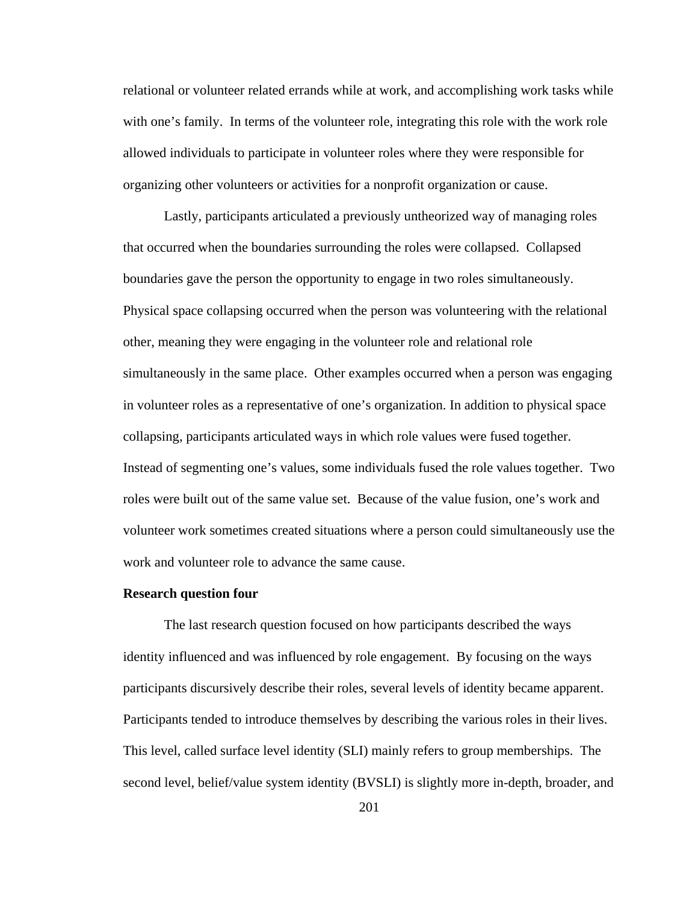relational or volunteer related errands while at work, and accomplishing work tasks while with one's family. In terms of the volunteer role, integrating this role with the work role allowed individuals to participate in volunteer roles where they were responsible for organizing other volunteers or activities for a nonprofit organization or cause.

Lastly, participants articulated a previously untheorized way of managing roles that occurred when the boundaries surrounding the roles were collapsed. Collapsed boundaries gave the person the opportunity to engage in two roles simultaneously. Physical space collapsing occurred when the person was volunteering with the relational other, meaning they were engaging in the volunteer role and relational role simultaneously in the same place. Other examples occurred when a person was engaging in volunteer roles as a representative of one's organization. In addition to physical space collapsing, participants articulated ways in which role values were fused together. Instead of segmenting one's values, some individuals fused the role values together. Two roles were built out of the same value set. Because of the value fusion, one's work and volunteer work sometimes created situations where a person could simultaneously use the work and volunteer role to advance the same cause.

**Research question four**

The last research question focused on how participants described the ways identity influenced and was influenced by role engagement. By focusing on the ways participants discursively describe their roles, several levels of identity became apparent. Participants tended to introduce themselves by describing the various roles in their lives. This level, called surface level identity (SLI) mainly refers to group memberships. The second level, belief/value system identity (BVSLI) is slightly more in-depth, broader, and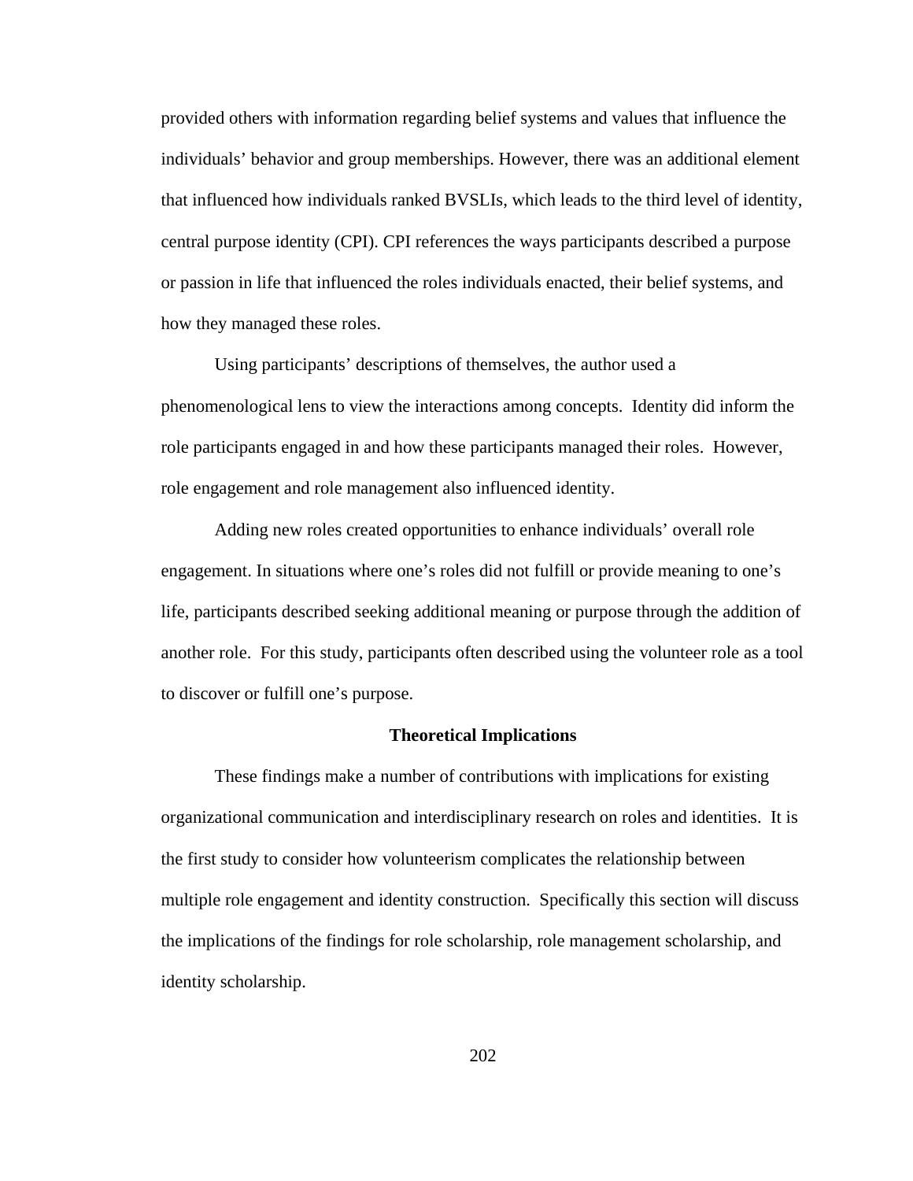provided others with information regarding belief systems and values that influence the individuals' behavior and group memberships. However, there was an additional element that influenced how individuals ranked BVSLIs, which leads to the third level of identity, central purpose identity (CPI). CPI references the ways participants described a purpose or passion in life that influenced the roles individuals enacted, their belief systems, and how they managed these roles.

Using participants' descriptions of themselves, the author used a phenomenological lens to view the interactions among concepts. Identity did inform the role participants engaged in and how these participants managed their roles. However, role engagement and role management also influenced identity.

Adding new roles created opportunities to enhance individuals' overall role engagement. In situations where one's roles did not fulfill or provide meaning to one's life, participants described seeking additional meaning or purpose through the addition of another role. For this study, participants often described using the volunteer role as a tool to discover or fulfill one's purpose.

## Theoretical Implications

These findings make a number of contributions with implications for existing organizational communication and interdisciplinary research on roles and identities. It is the first study to consider how volunteerism complicates the relationship between multiple role engagement and identity construction. Specifically this section will discuss the implications of the findings for role scholarship, role management scholarship, and identity scholarship.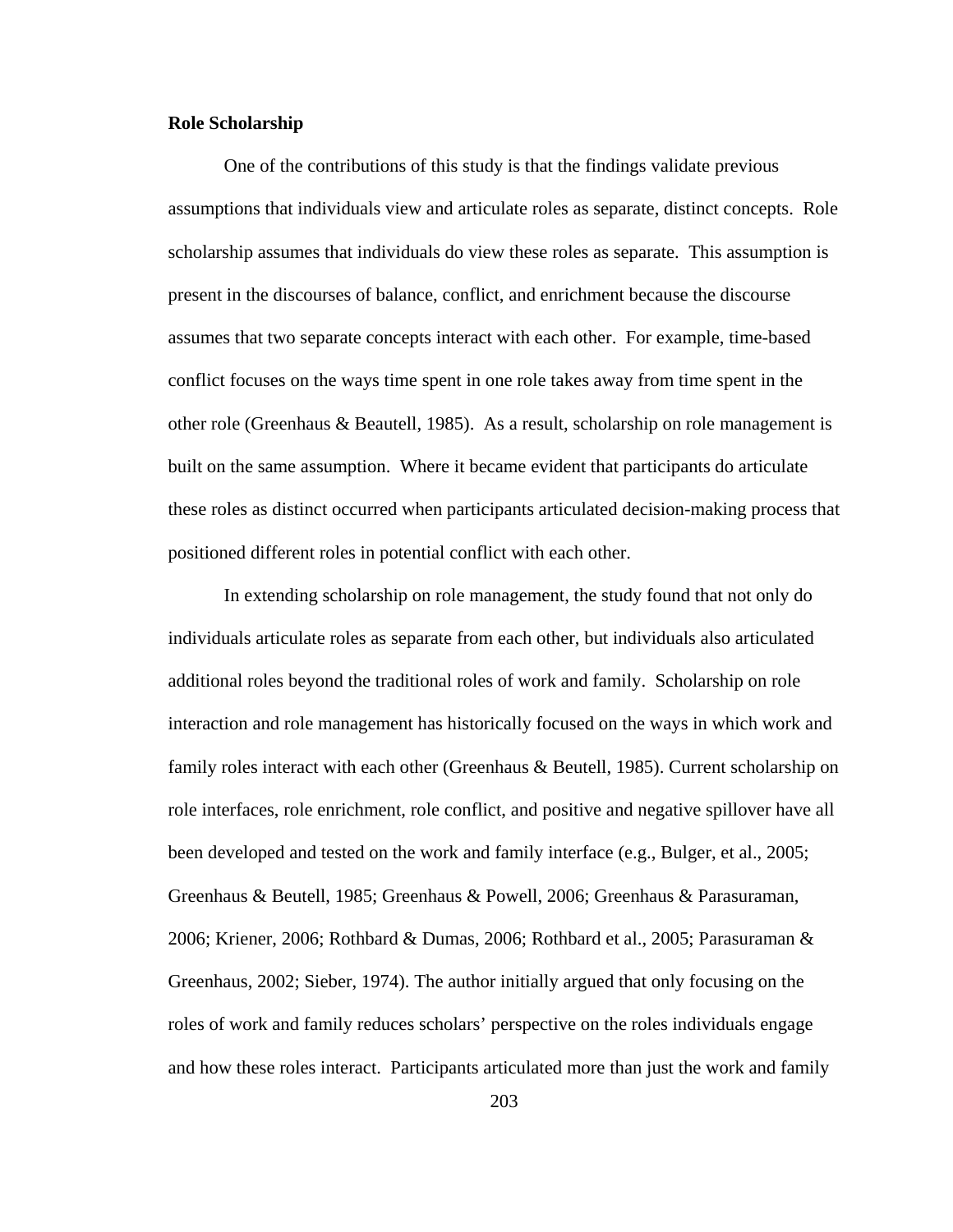**Role Scholarship**

One of the contributions of this study is that the findings validate previous assumptions that individuals view and articulate roles as separate, distinct concepts. Role scholarship assumes that individuals do view these roles as separate. This assumption is present in the discourses of balance, conflict, and enrichment because the discourse assumes that two separate concepts interact with each other. For example, time-based conflict focuses on the ways time spent in one role takes away from time spent in the other role (Greenhaus & Beautell, 1985). As a result, scholarship on role management is built on the same assumption. Where it became evident that participants do articulate these roles as distinct occurred when participants articulated decision-making process that positioned different roles in potential conflict with each other.

In extending scholarship on role management, the study found that not only do individuals articulate roles as separate from each other, but individuals also articulated additional roles beyond the traditional roles of work and family. Scholarship on role interaction and role management has historically focused on the ways in which work and family roles interact with each other (Greenhaus & Beutell, 1985). Current scholarship on role interfaces, role enrichment, role conflict, and positive and negative spillover have all been developed and tested on the work and family interface (e.g., Bulger, et al., 2005; Greenhaus & Beutell, 1985; Greenhaus & Powell, 2006; Greenhaus & Parasuraman, 2006; Kriener, 2006; Rothbard & Dumas, 2006; Rothbard et al., 2005; Parasuraman & Greenhaus, 2002; Sieber, 1974). The author initially argued that only focusing on the roles of work and family reduces scholars' perspective on the roles individuals engage and how these roles interact. Participants articulated more than just the work and family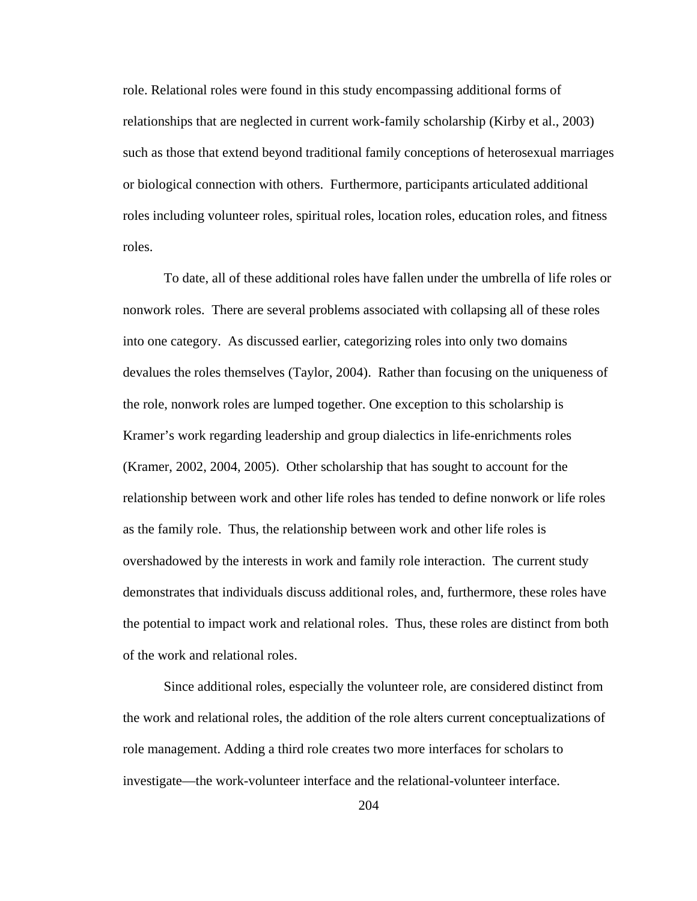role. Relational roles were found in this study encompassing additional forms of relationships that are neglected in current work-family scholarship (Kirby et al., 2003) such as those that extend beyond traditional family conceptions of heterosexual marriages or biological connection with others. Furthermore, participants articulated additional roles including volunteer roles, spiritual roles, location roles, education roles, and fitness roles.

To date, all of these additional roles have fallen under the umbrella of life roles or nonwork roles. There are several problems associated with collapsing all of these roles into one category. As discussed earlier, categorizing roles into only two domains devalues the roles themselves (Taylor, 2004). Rather than focusing on the uniqueness of the role, nonwork roles are lumped together. One exception to this scholarship is Kramer's work regarding leadership and group dialectics in life-enrichments roles (Kramer, 2002, 2004, 2005). Other scholarship that has sought to account for the relationship between work and other life roles has tended to define nonwork or life roles as the family role. Thus, the relationship between work and other life roles is overshadowed by the interests in work and family role interaction. The current study demonstrates that individuals discuss additional roles, and, furthermore, these roles have the potential to impact work and relational roles. Thus, these roles are distinct from both of the work and relational roles.

Since additional roles, especially the volunteer role, are considered distinct from the work and relational roles, the addition of the role alters current conceptualizations of role management. Adding a third role creates two more interfaces for scholars to investigate—the work-volunteer interface and the relational-volunteer interface.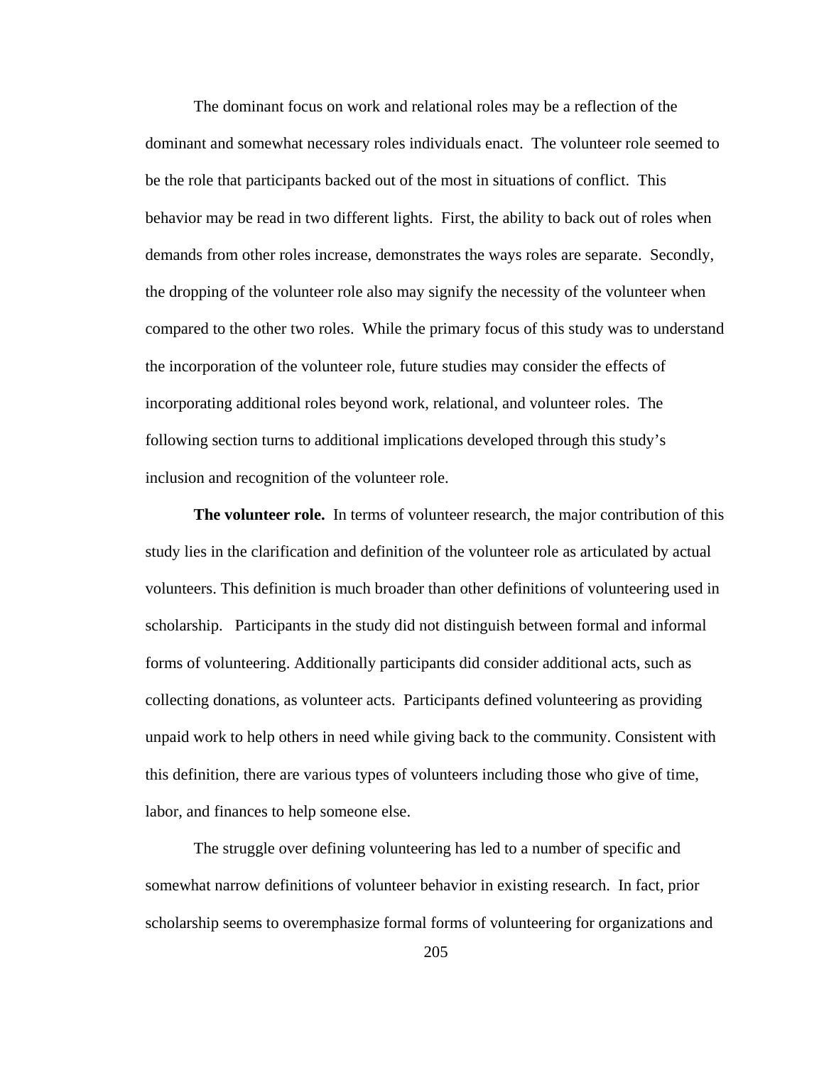The dominant focus on work and relational roles may be a reflection of the dominant and somewhat necessary roles individuals enact. The volunteer role seemed to be the role that participants backed out of the most in situations of conflict. This behavior may be read in two different lights. First, the ability to back out of roles when demands from other roles increase, demonstrates the ways roles are separate. Secondly, the dropping of the volunteer role also may signify the necessity of the volunteer when compared to the other two roles. While the primary focus of this study was to understand the incorporation of the volunteer role, future studies may consider the effects of incorporating additional roles beyond work, relational, and volunteer roles. The following section turns to additional implications developed through this study's inclusion and recognition of the volunteer role.

**The volunteer role.** In terms of volunteer research, the major contribution of this study lies in the clarification and definition of the volunteer role as articulated by actual volunteers. This definition is much broader than other definitions of volunteering used in scholarship. Participants in the study did not distinguish between formal and informal forms of volunteering. Additionally participants did consider additional acts, such as collecting donations, as volunteer acts. Participants defined volunteering as providing unpaid work to help others in need while giving back to the community. Consistent with this definition, there are various types of volunteers including those who give of time, labor, and finances to help someone else.

The struggle over defining volunteering has led to a number of specific and somewhat narrow definitions of volunteer behavior in existing research. In fact, prior scholarship seems to overemphasize formal forms of volunteering for organizations and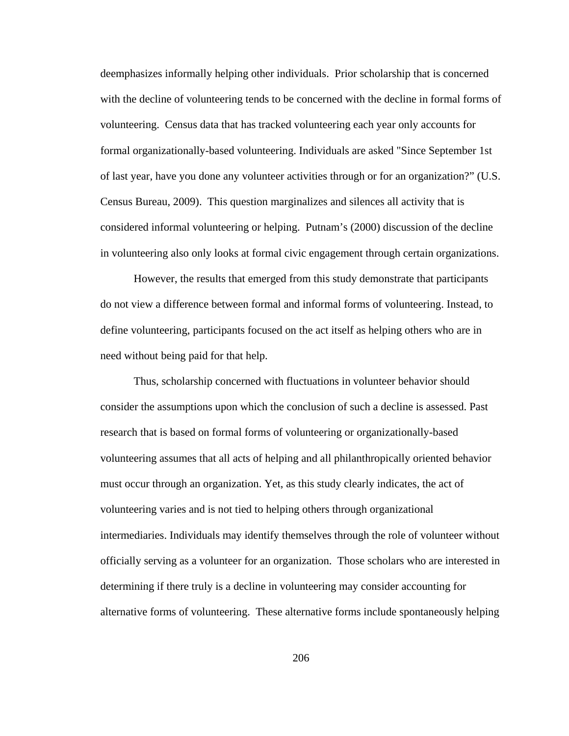deemphasizes informally helping other individuals. Prior scholarship that is concerned with the decline of volunteering tends to be concerned with the decline in formal forms of volunteering. Census data that has tracked volunteering each year only accounts for formal organizationally-based volunteering. Individuals are asked "Since September 1st of last year, have you done any volunteer activities through or for an organization?" (U.S. Census Bureau, 2009). This question marginalizes and silences all activity that is considered informal volunteering or helping. Putnam's (2000) discussion of the decline in volunteering also only looks at formal civic engagement through certain organizations.

However, the results that emerged from this study demonstrate that participants do not view a difference between formal and informal forms of volunteering. Instead, to define volunteering, participants focused on the act itself as helping others who are in need without being paid for that help.

Thus, scholarship concerned with fluctuations in volunteer behavior should consider the assumptions upon which the conclusion of such a decline is assessed. Past research that is based on formal forms of volunteering or organizationally-based volunteering assumes that all acts of helping and all philanthropically oriented behavior must occur through an organization. Yet, as this study clearly indicates, the act of volunteering varies and is not tied to helping others through organizational intermediaries. Individuals may identify themselves through the role of volunteer without officially serving as a volunteer for an organization. Those scholars who are interested in determining if there truly is a decline in volunteering may consider accounting for alternative forms of volunteering. These alternative forms include spontaneously helping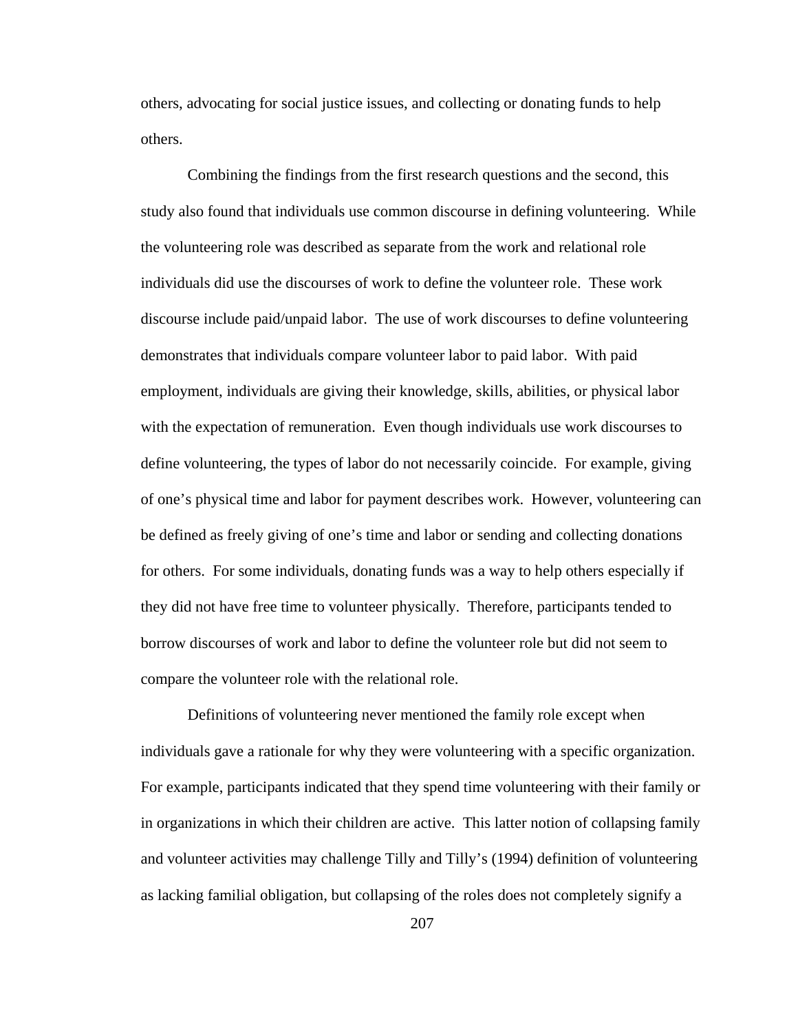others, advocating for social justice issues, and collecting or donating funds to help others.

Combining the findings from the first research questions and the second, this study also found that individuals use common discourse in defining volunteering. While the volunteering role was described as separate from the work and relational role individuals did use the discourses of work to define the volunteer role. These work discourse include paid/unpaid labor. The use of work discourses to define volunteering demonstrates that individuals compare volunteer labor to paid labor. With paid employment, individuals are giving their knowledge, skills, abilities, or physical labor with the expectation of remuneration. Even though individuals use work discourses to define volunteering, the types of labor do not necessarily coincide. For example, giving of one's physical time and labor for payment describes work. However, volunteering can be defined as freely giving of one's time and labor or sending and collecting donations for others. For some individuals, donating funds was a way to help others especially if they did not have free time to volunteer physically. Therefore, participants tended to borrow discourses of work and labor to define the volunteer role but did not seem to compare the volunteer role with the relational role.

Definitions of volunteering never mentioned the family role except when individuals gave a rationale for why they were volunteering with a specific organization. For example, participants indicated that they spend time volunteering with their family or in organizations in which their children are active. This latter notion of collapsing family and volunteer activities may challenge Tilly and Tilly's (1994) definition of volunteering as lacking familial obligation, but collapsing of the roles does not completely signify a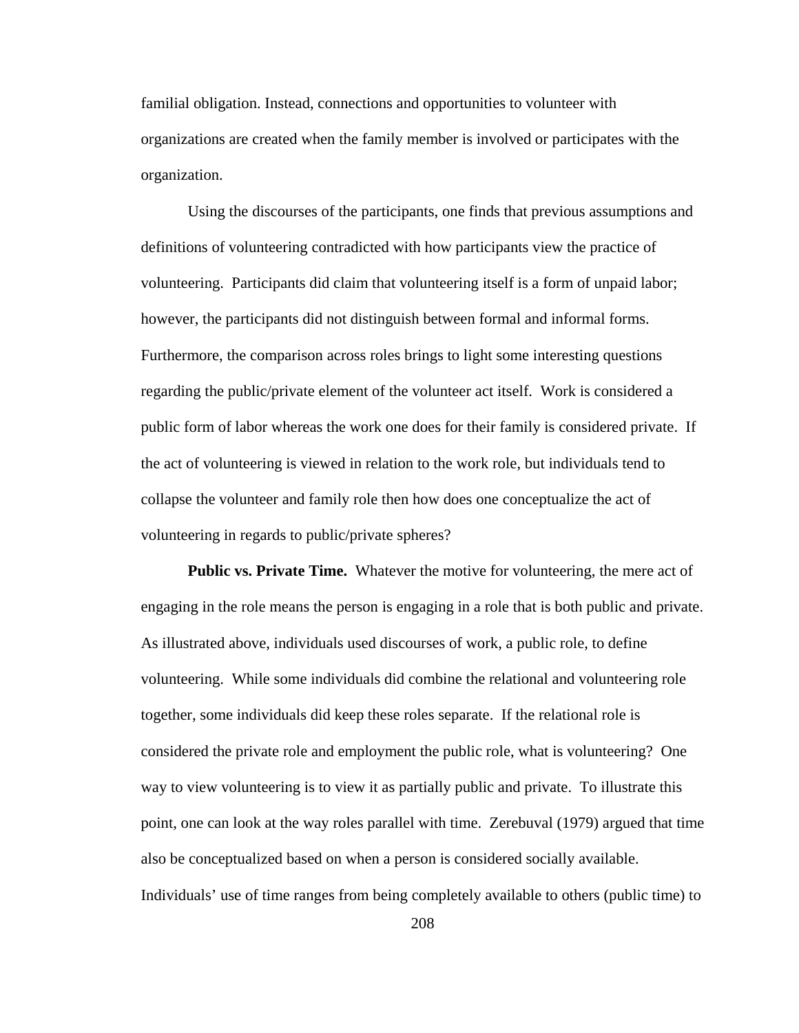familial obligation. Instead, connections and opportunities to volunteer with organizations are created when the family member is involved or participates with the organization.

Using the discourses of the participants, one finds that previous assumptions and definitions of volunteering contradicted with how participants view the practice of volunteering. Participants did claim that volunteering itself is a form of unpaid labor; however, the participants did not distinguish between formal and informal forms. Furthermore, the comparison across roles brings to light some interesting questions regarding the public/private element of the volunteer act itself. Work is considered a public form of labor whereas the work one does for their family is considered private. If the act of volunteering is viewed in relation to the work role, but individuals tend to collapse the volunteer and family role then how does one conceptualize the act of volunteering in regards to public/private spheres?

**Public vs. Private Time.** Whatever the motive for volunteering, the mere act of engaging in the role means the person is engaging in a role that is both public and private. As illustrated above, individuals used discourses of work, a public role, to define volunteering. While some individuals did combine the relational and volunteering role together, some individuals did keep these roles separate. If the relational role is considered the private role and employment the public role, what is volunteering? One way to view volunteering is to view it as partially public and private. To illustrate this point, one can look at the way roles parallel with time. Zerebuval (1979) argued that time also be conceptualized based on when a person is considered socially available. Individuals' use of time ranges from being completely available to others (public time) to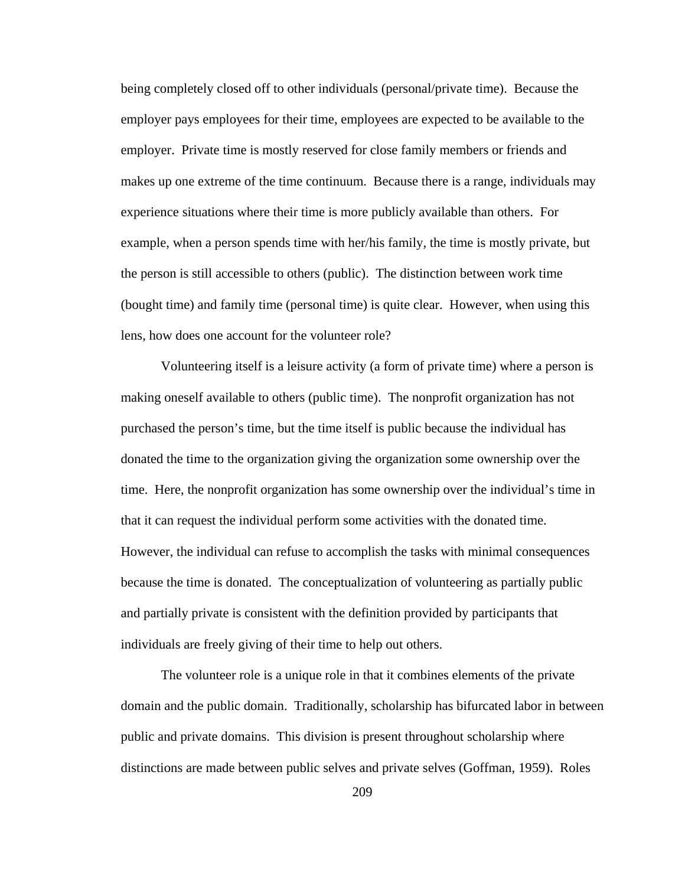being completely closed off to other individuals (personal/private time). Because the employer pays employees for their time, employees are expected to be available to the employer. Private time is mostly reserved for close family members or friends and makes up one extreme of the time continuum. Because there is a range, individuals may experience situations where their time is more publicly available than others. For example, when a person spends time with her/his family, the time is mostly private, but the person is still accessible to others (public). The distinction between work time (bought time) and family time (personal time) is quite clear. However, when using this lens, how does one account for the volunteer role?

Volunteering itself is a leisure activity (a form of private time) where a person is making oneself available to others (public time). The nonprofit organization has not purchased the person's time, but the time itself is public because the individual has donated the time to the organization giving the organization some ownership over the time. Here, the nonprofit organization has some ownership over the individual's time in that it can request the individual perform some activities with the donated time. However, the individual can refuse to accomplish the tasks with minimal consequences because the time is donated. The conceptualization of volunteering as partially public and partially private is consistent with the definition provided by participants that individuals are freely giving of their time to help out others.

The volunteer role is a unique role in that it combines elements of the private domain and the public domain. Traditionally, scholarship has bifurcated labor in between public and private domains. This division is present throughout scholarship where distinctions are made between public selves and private selves (Goffman, 1959). Roles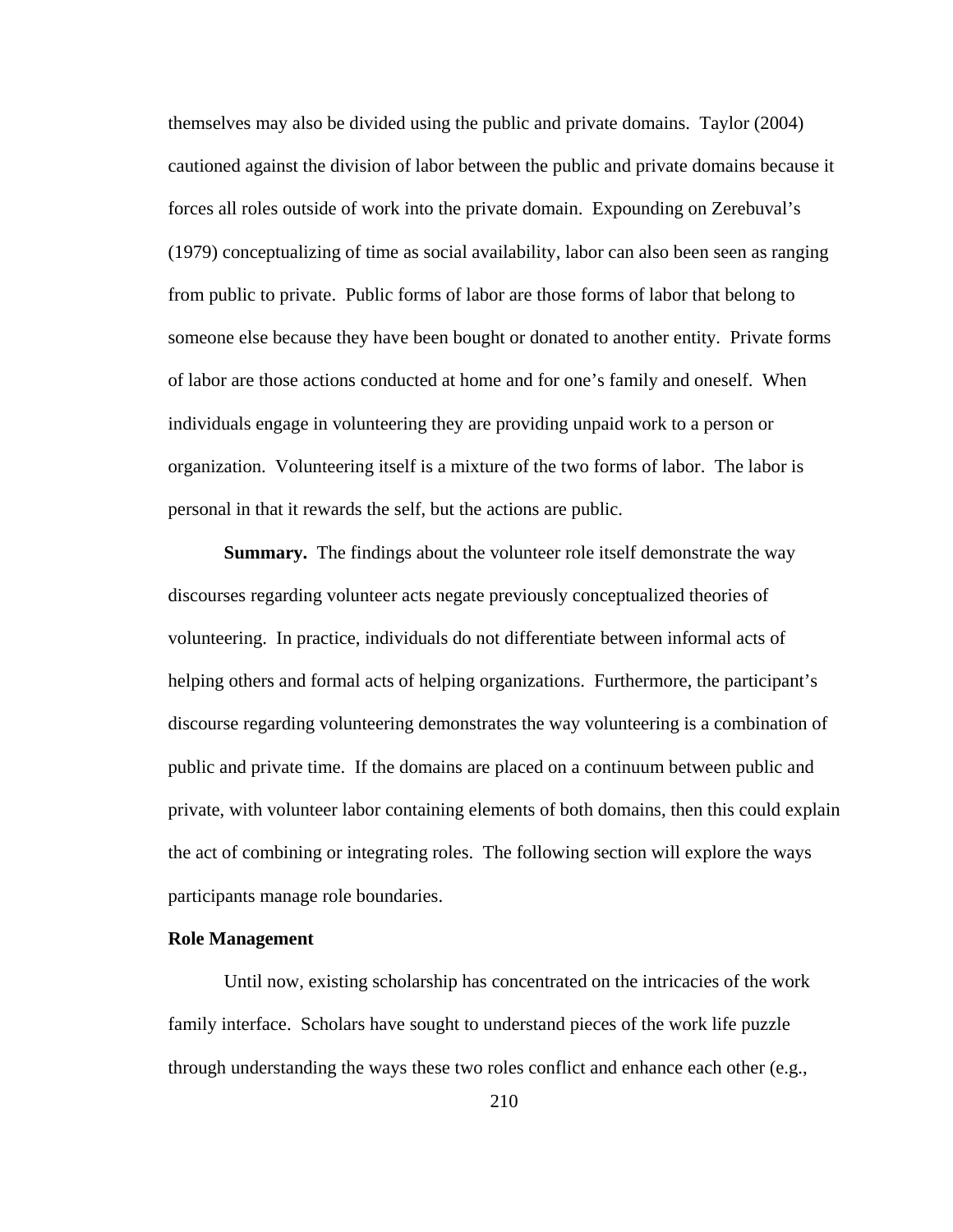themselves may also be divided using the public and private domains. Taylor (2004) cautioned against the division of labor between the public and private domains because it forces all roles outside of work into the private domain. Expounding on Zerebuval's (1979) conceptualizing of time as social availability, labor can also been seen as ranging from public to private. Public forms of labor are those forms of labor that belong to someone else because they have been bought or donated to another entity. Private forms of labor are those actions conducted at home and for one's family and oneself. When individuals engage in volunteering they are providing unpaid work to a person or organization. Volunteering itself is a mixture of the two forms of labor. The labor is personal in that it rewards the self, but the actions are public.

**Summary.** The findings about the volunteer role itself demonstrate the way discourses regarding volunteer acts negate previously conceptualized theories of volunteering. In practice, individuals do not differentiate between informal acts of helping others and formal acts of helping organizations. Furthermore, the participant's discourse regarding volunteering demonstrates the way volunteering is a combination of public and private time. If the domains are placed on a continuum between public and private, with volunteer labor containing elements of both domains, then this could explain the act of combining or integrating roles. The following section will explore the ways participants manage role boundaries.

### Role Management

Until now, existing scholarship has concentrated on the intricacies of the work family interface. Scholars have sought to understand pieces of the work life puzzle through understanding the ways these two roles conflict and enhance each other (e.g.,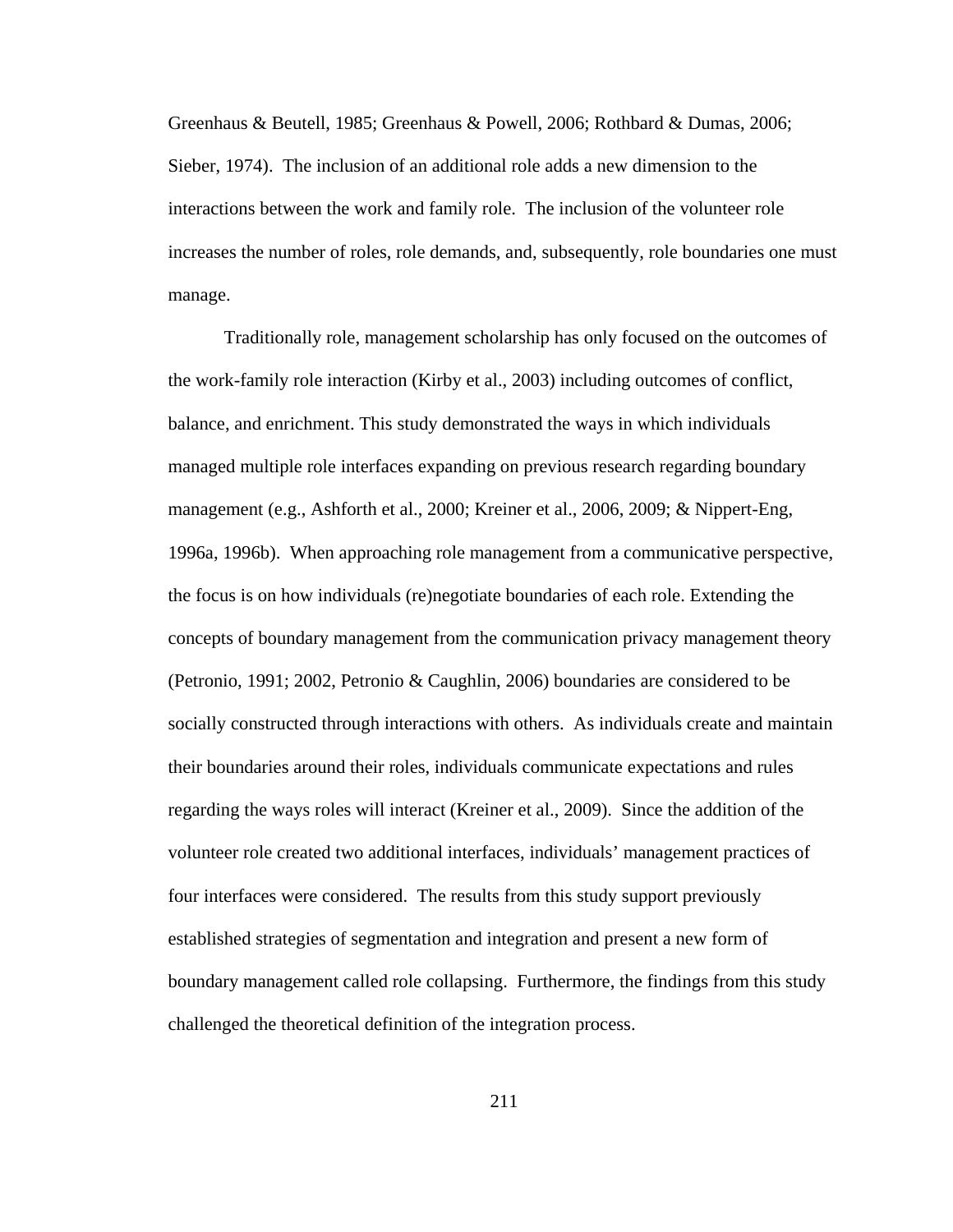Greenhaus & Beutell, 1985; Greenhaus & Powell, 2006; Rothbard & Dumas, 2006; Sieber, 1974). The inclusion of an additional role adds a new dimension to the interactions between the work and family role. The inclusion of the volunteer role increases the number of roles, role demands, and, subsequently, role boundaries one must manage.

Traditionally role, management scholarship has only focused on the outcomes of the work-family role interaction (Kirby et al., 2003) including outcomes of conflict, balance, and enrichment. This study demonstrated the ways in which individuals managed multiple role interfaces expanding on previous research regarding boundary management (e.g., Ashforth et al., 2000; Kreiner et al., 2006, 2009; & Nippert-Eng, 1996a, 1996b). When approaching role management from a communicative perspective, the focus is on how individuals (re)negotiate boundaries of each role. Extending the concepts of boundary management from the communication privacy management theory (Petronio, 1991; 2002, Petronio & Caughlin, 2006) boundaries are considered to be socially constructed through interactions with others. As individuals create and maintain their boundaries around their roles, individuals communicate expectations and rules regarding the ways roles will interact (Kreiner et al., 2009). Since the addition of the volunteer role created two additional interfaces, individuals' management practices of four interfaces were considered. The results from this study support previously established strategies of segmentation and integration and present a new form of boundary management called role collapsing. Furthermore, the findings from this study challenged the theoretical definition of the integration process.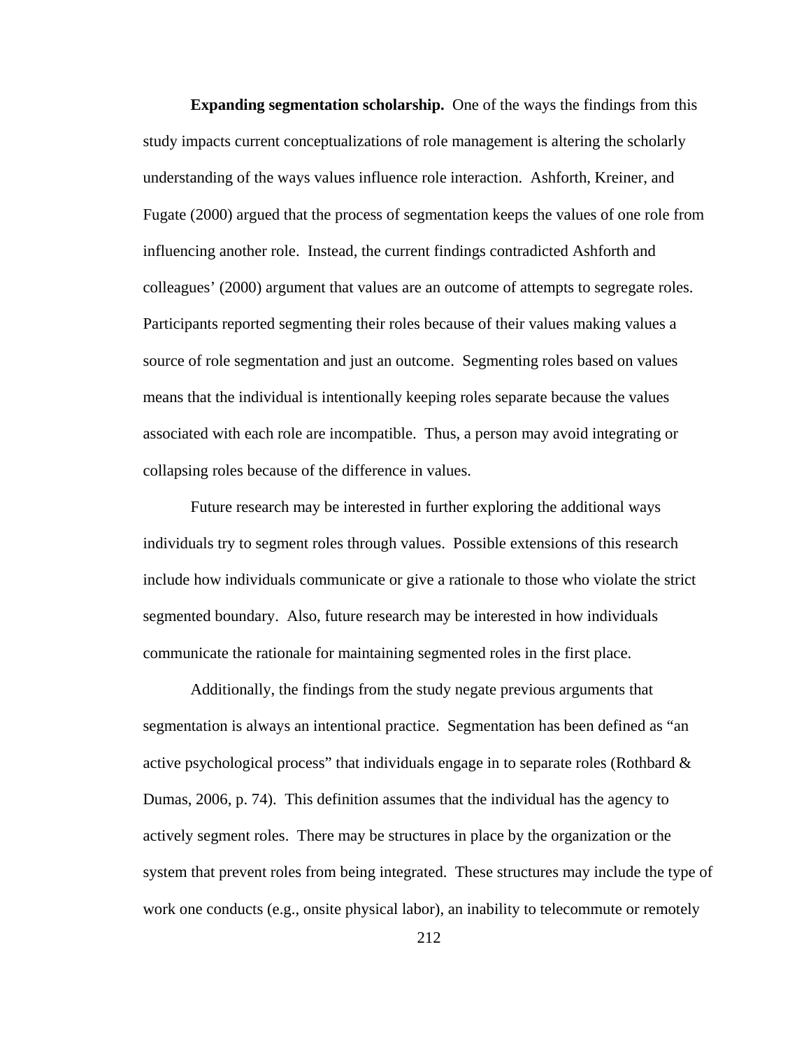**Expanding segmentation scholarship.** One of the ways the findings from this study impacts current conceptualizations of role management is altering the scholarly understanding of the ways values influence role interaction. Ashforth, Kreiner, and Fugate (2000) argued that the process of segmentation keeps the values of one role from influencing another role. Instead, the current findings contradicted Ashforth and colleagues' (2000) argument that values are an outcome of attempts to segregate roles. Participants reported segmenting their roles because of their values making values a source of role segmentation and just an outcome. Segmenting roles based on values means that the individual is intentionally keeping roles separate because the values associated with each role are incompatible. Thus, a person may avoid integrating or collapsing roles because of the difference in values.

Future research may be interested in further exploring the additional ways individuals try to segment roles through values. Possible extensions of this research include how individuals communicate or give a rationale to those who violate the strict segmented boundary. Also, future research may be interested in how individuals communicate the rationale for maintaining segmented roles in the first place.

Additionally, the findings from the study negate previous arguments that segmentation is always an intentional practice. Segmentation has been defined as "an active psychological process" that individuals engage in to separate roles (Rothbard & Dumas, 2006, p. 74). This definition assumes that the individual has the agency to actively segment roles. There may be structures in place by the organization or the system that prevent roles from being integrated. These structures may include the type of work one conducts (e.g., onsite physical labor), an inability to telecommute or remotely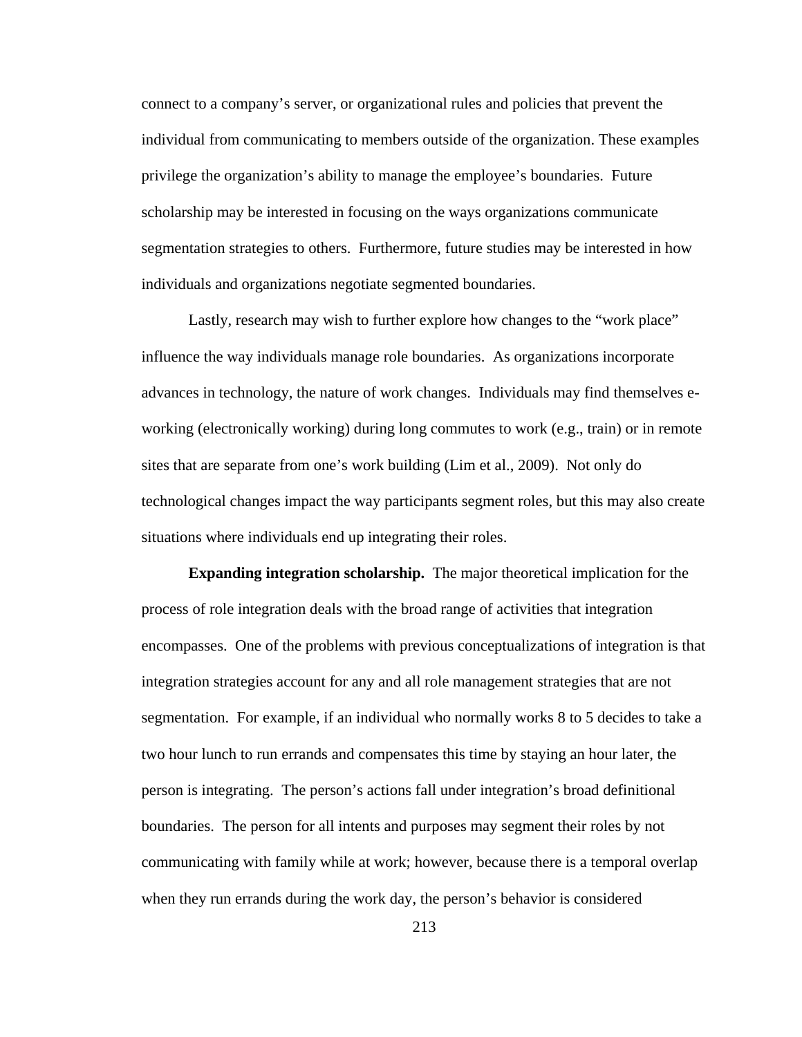connect to a company's server, or organizational rules and policies that prevent the individual from communicating to members outside of the organization. These examples privilege the organization's ability to manage the employee's boundaries. Future scholarship may be interested in focusing on the ways organizations communicate segmentation strategies to others. Furthermore, future studies may be interested in how individuals and organizations negotiate segmented boundaries.

Lastly, research may wish to further explore how changes to the "work place" influence the way individuals manage role boundaries. As organizations incorporate advances in technology, the nature of work changes. Individuals may find themselves e-working (electronically working) during long commutes to work (e.g., train) or in remote sites that are separate from one's work building (Lim et al., 2009). Not only do technological changes impact the way participants segment roles, but this may also create situations where individuals end up integrating their roles.

**Expanding integration scholarship.** The major theoretical implication for the process of role integration deals with the broad range of activities that integration encompasses. One of the problems with previous conceptualizations of integration is that integration strategies account for any and all role management strategies that are not segmentation. For example, if an individual who normally works 8 to 5 decides to take a two hour lunch to run errands and compensates this time by staying an hour later, the person is integrating. The person's actions fall under integration's broad definitional boundaries. The person for all intents and purposes may segment their roles by not communicating with family while at work; however, because there is a temporal overlap when they run errands during the work day, the person's behavior is considered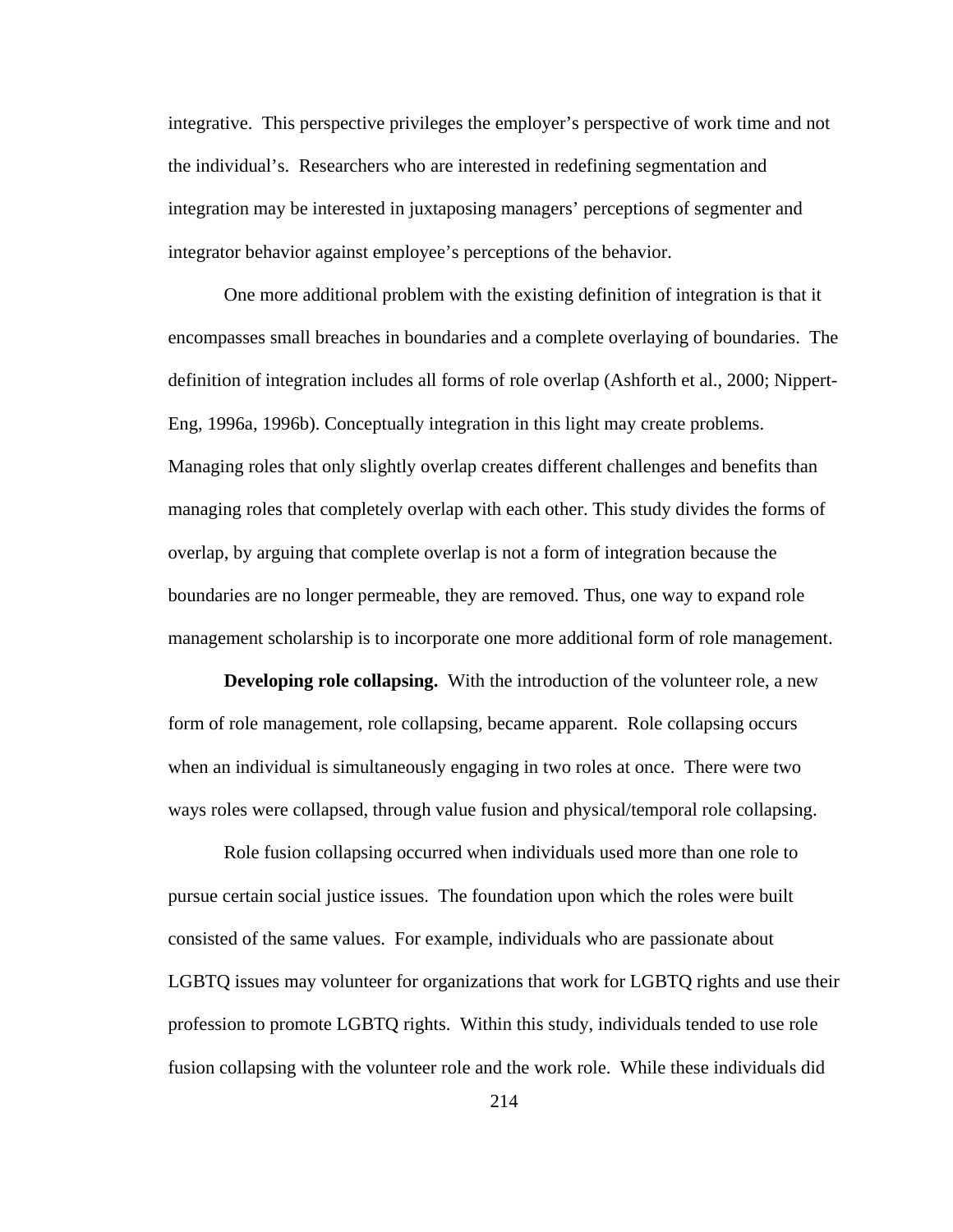integrative. This perspective privileges the employer's perspective of work time and not the individual's. Researchers who are interested in redefining segmentation and integration may be interested in juxtaposing managers' perceptions of segmenter and integrator behavior against employee's perceptions of the behavior.

One more additional problem with the existing definition of integration is that it encompasses small breaches in boundaries and a complete overlaying of boundaries. The definition of integration includes all forms of role overlap (Ashforth et al., 2000; Nippert-Eng, 1996a, 1996b). Conceptually integration in this light may create problems. Managing roles that only slightly overlap creates different challenges and benefits than managing roles that completely overlap with each other. This study divides the forms of overlap, by arguing that complete overlap is not a form of integration because the boundaries are no longer permeable, they are removed. Thus, one way to expand role management scholarship is to incorporate one more additional form of role management.

**Developing role collapsing.** With the introduction of the volunteer role, a new form of role management, role collapsing, became apparent. Role collapsing occurs when an individual is simultaneously engaging in two roles at once. There were two ways roles were collapsed, through value fusion and physical/temporal role collapsing.

Role fusion collapsing occurred when individuals used more than one role to pursue certain social justice issues. The foundation upon which the roles were built consisted of the same values. For example, individuals who are passionate about LGBTQ issues may volunteer for organizations that work for LGBTQ rights and use their profession to promote LGBTQ rights. Within this study, individuals tended to use role fusion collapsing with the volunteer role and the work role. While these individuals did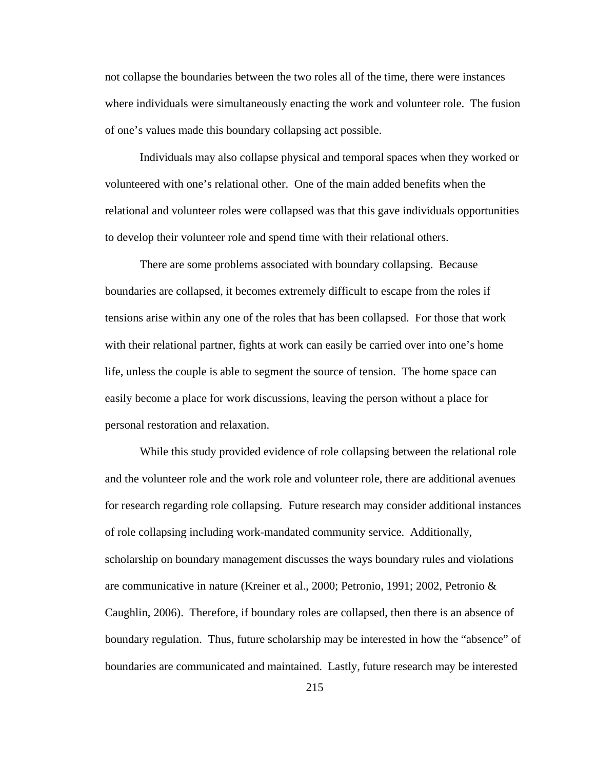not collapse the boundaries between the two roles all of the time, there were instances where individuals were simultaneously enacting the work and volunteer role. The fusion of one's values made this boundary collapsing act possible.

Individuals may also collapse physical and temporal spaces when they worked or volunteered with one's relational other. One of the main added benefits when the relational and volunteer roles were collapsed was that this gave individuals opportunities to develop their volunteer role and spend time with their relational others.

There are some problems associated with boundary collapsing. Because boundaries are collapsed, it becomes extremely difficult to escape from the roles if tensions arise within any one of the roles that has been collapsed. For those that work with their relational partner, fights at work can easily be carried over into one's home life, unless the couple is able to segment the source of tension. The home space can easily become a place for work discussions, leaving the person without a place for personal restoration and relaxation.

While this study provided evidence of role collapsing between the relational role and the volunteer role and the work role and volunteer role, there are additional avenues for research regarding role collapsing. Future research may consider additional instances of role collapsing including work-mandated community service. Additionally, scholarship on boundary management discusses the ways boundary rules and violations are communicative in nature (Kreiner et al., 2000; Petronio, 1991; 2002, Petronio & Caughlin, 2006). Therefore, if boundary roles are collapsed, then there is an absence of boundary regulation. Thus, future scholarship may be interested in how the "absence" of boundaries are communicated and maintained. Lastly, future research may be interested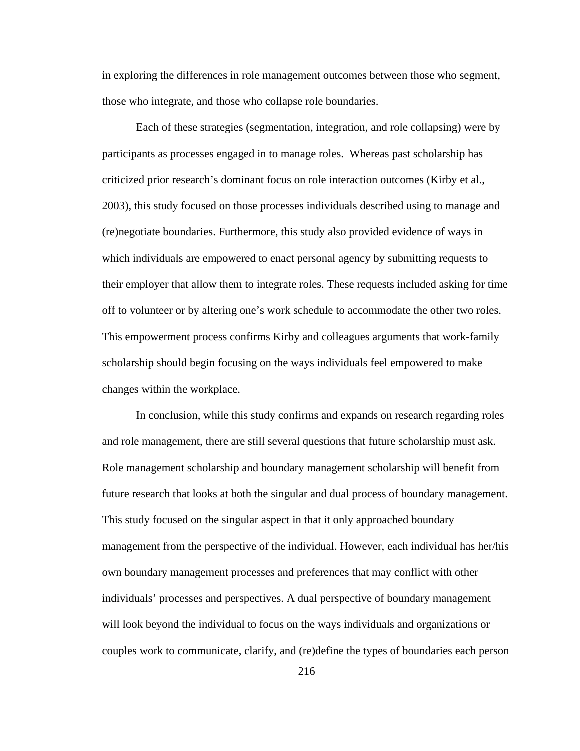in exploring the differences in role management outcomes between those who segment, those who integrate, and those who collapse role boundaries.

Each of these strategies (segmentation, integration, and role collapsing) were by participants as processes engaged in to manage roles. Whereas past scholarship has criticized prior research's dominant focus on role interaction outcomes (Kirby et al., 2003), this study focused on those processes individuals described using to manage and (re)negotiate boundaries. Furthermore, this study also provided evidence of ways in which individuals are empowered to enact personal agency by submitting requests to their employer that allow them to integrate roles. These requests included asking for time off to volunteer or by altering one's work schedule to accommodate the other two roles. This empowerment process confirms Kirby and colleagues arguments that work-family scholarship should begin focusing on the ways individuals feel empowered to make changes within the workplace.

In conclusion, while this study confirms and expands on research regarding roles and role management, there are still several questions that future scholarship must ask. Role management scholarship and boundary management scholarship will benefit from future research that looks at both the singular and dual process of boundary management. This study focused on the singular aspect in that it only approached boundary management from the perspective of the individual. However, each individual has her/his own boundary management processes and preferences that may conflict with other individuals' processes and perspectives. A dual perspective of boundary management will look beyond the individual to focus on the ways individuals and organizations or couples work to communicate, clarify, and (re)define the types of boundaries each person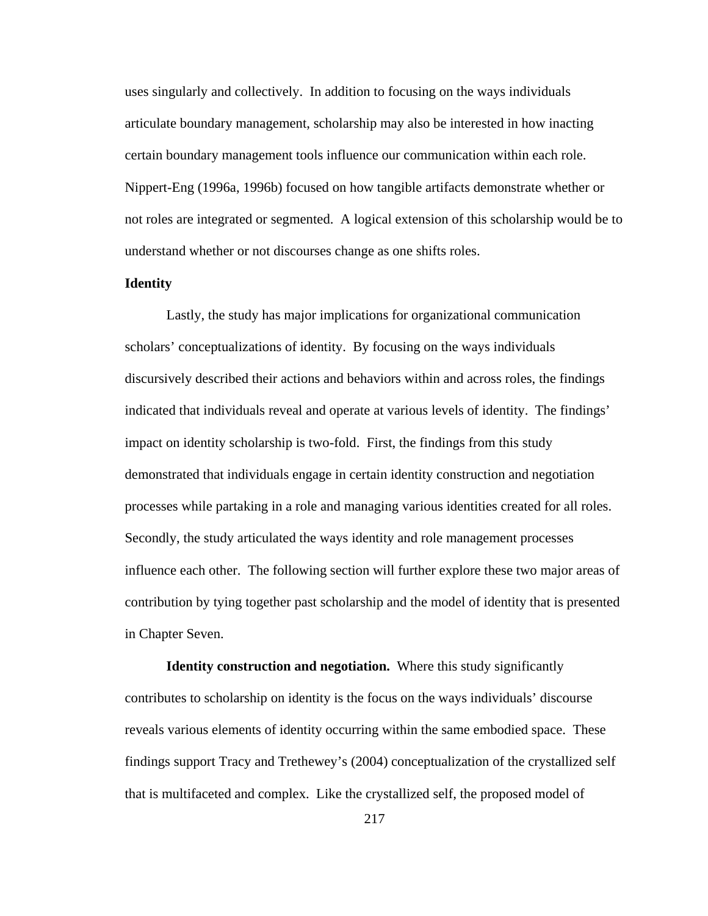uses singularly and collectively. In addition to focusing on the ways individuals articulate boundary management, scholarship may also be interested in how inacting certain boundary management tools influence our communication within each role. Nippert-Eng (1996a, 1996b) focused on how tangible artifacts demonstrate whether or not roles are integrated or segmented. A logical extension of this scholarship would be to understand whether or not discourses change as one shifts roles.

### Identity

Lastly, the study has major implications for organizational communication scholars' conceptualizations of identity. By focusing on the ways individuals discursively described their actions and behaviors within and across roles, the findings indicated that individuals reveal and operate at various levels of identity. The findings' impact on identity scholarship is two-fold. First, the findings from this study demonstrated that individuals engage in certain identity construction and negotiation processes while partaking in a role and managing various identities created for all roles. Secondly, the study articulated the ways identity and role management processes influence each other. The following section will further explore these two major areas of contribution by tying together past scholarship and the model of identity that is presented in Chapter Seven.

**Identity construction and negotiation.** Where this study significantly contributes to scholarship on identity is the focus on the ways individuals' discourse reveals various elements of identity occurring within the same embodied space. These findings support Tracy and Trethewey's (2004) conceptualization of the crystallized self that is multifaceted and complex. Like the crystallized self, the proposed model of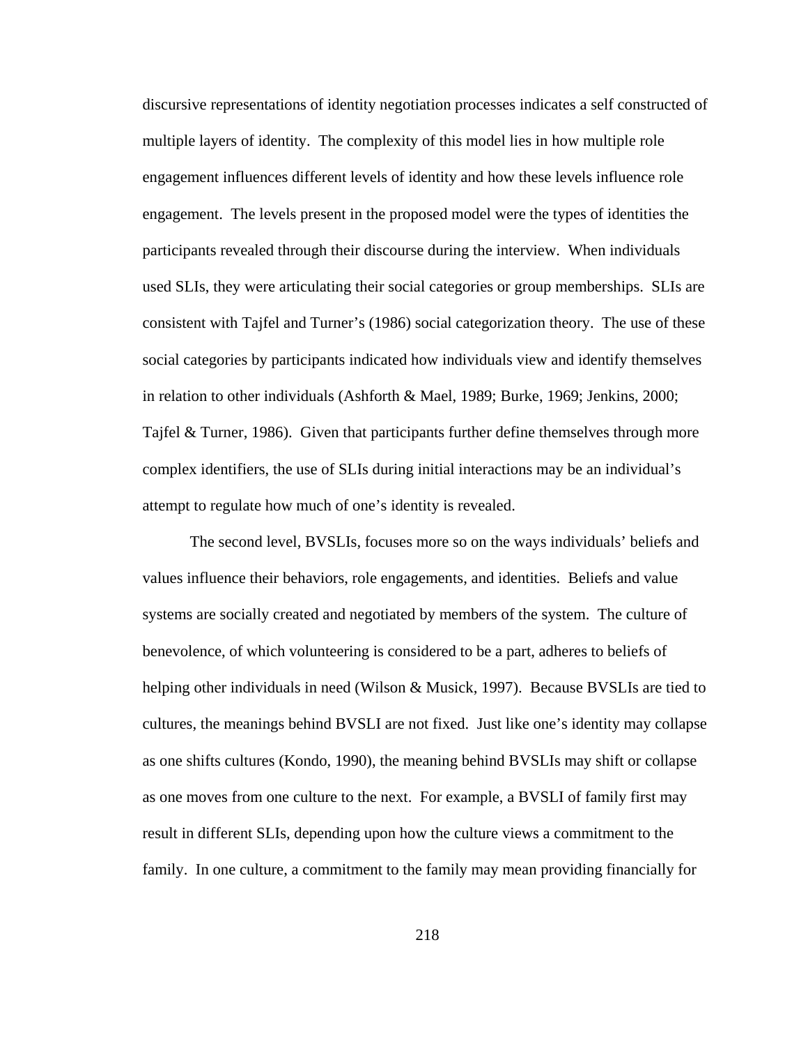discursive representations of identity negotiation processes indicates a self constructed of multiple layers of identity. The complexity of this model lies in how multiple role engagement influences different levels of identity and how these levels influence role engagement. The levels present in the proposed model were the types of identities the participants revealed through their discourse during the interview. When individuals used SLIs, they were articulating their social categories or group memberships. SLIs are consistent with Tajfel and Turner's (1986) social categorization theory. The use of these social categories by participants indicated how individuals view and identify themselves in relation to other individuals (Ashforth & Mael, 1989; Burke, 1969; Jenkins, 2000; Tajfel & Turner, 1986). Given that participants further define themselves through more complex identifiers, the use of SLIs during initial interactions may be an individual's attempt to regulate how much of one's identity is revealed.

The second level, BVSLIs, focuses more so on the ways individuals' beliefs and values influence their behaviors, role engagements, and identities. Beliefs and value systems are socially created and negotiated by members of the system. The culture of benevolence, of which volunteering is considered to be a part, adheres to beliefs of helping other individuals in need (Wilson & Musick, 1997). Because BVSLIs are tied to cultures, the meanings behind BVSLI are not fixed. Just like one's identity may collapse as one shifts cultures (Kondo, 1990), the meaning behind BVSLIs may shift or collapse as one moves from one culture to the next. For example, a BVSLI of family first may result in different SLIs, depending upon how the culture views a commitment to the family. In one culture, a commitment to the family may mean providing financially for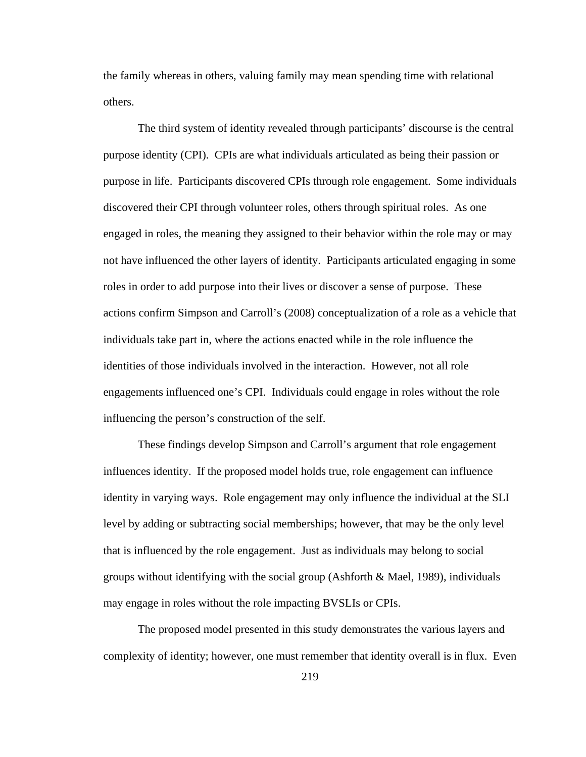the family whereas in others, valuing family may mean spending time with relational others.

The third system of identity revealed through participants' discourse is the central purpose identity (CPI). CPIs are what individuals articulated as being their passion or purpose in life. Participants discovered CPIs through role engagement. Some individuals discovered their CPI through volunteer roles, others through spiritual roles. As one engaged in roles, the meaning they assigned to their behavior within the role may or may not have influenced the other layers of identity. Participants articulated engaging in some roles in order to add purpose into their lives or discover a sense of purpose. These actions confirm Simpson and Carroll's (2008) conceptualization of a role as a vehicle that individuals take part in, where the actions enacted while in the role influence the identities of those individuals involved in the interaction. However, not all role engagements influenced one's CPI. Individuals could engage in roles without the role influencing the person's construction of the self.

These findings develop Simpson and Carroll's argument that role engagement influences identity. If the proposed model holds true, role engagement can influence identity in varying ways. Role engagement may only influence the individual at the SLI level by adding or subtracting social memberships; however, that may be the only level that is influenced by the role engagement. Just as individuals may belong to social groups without identifying with the social group (Ashforth & Mael, 1989), individuals may engage in roles without the role impacting BVSLIs or CPIs.

The proposed model presented in this study demonstrates the various layers and complexity of identity; however, one must remember that identity overall is in flux. Even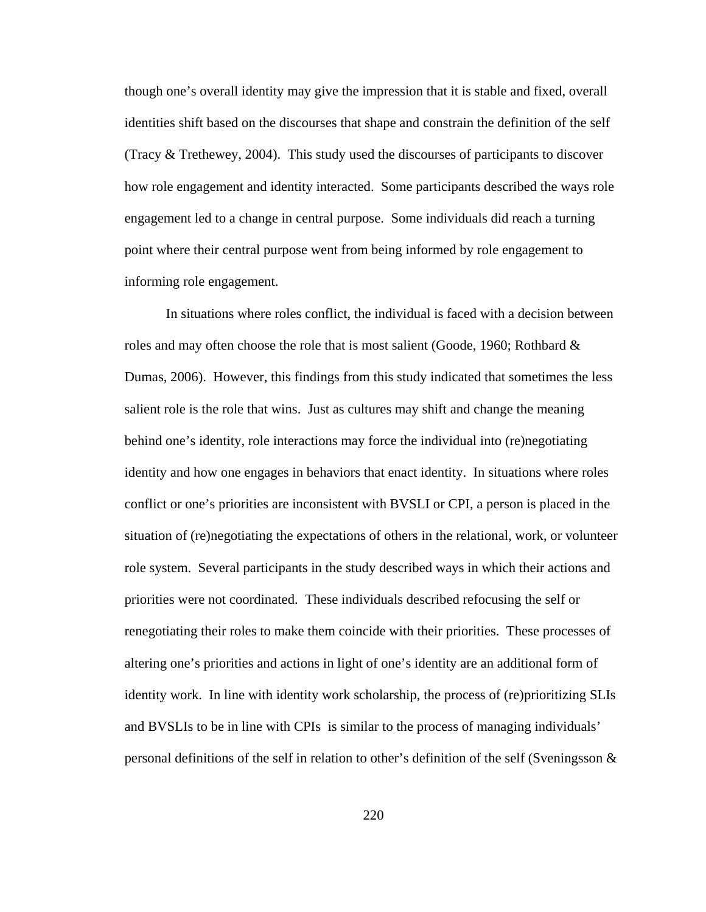though one's overall identity may give the impression that it is stable and fixed, overall identities shift based on the discourses that shape and constrain the definition of the self (Tracy & Trethewey, 2004). This study used the discourses of participants to discover how role engagement and identity interacted. Some participants described the ways role engagement led to a change in central purpose. Some individuals did reach a turning point where their central purpose went from being informed by role engagement to informing role engagement.

In situations where roles conflict, the individual is faced with a decision between roles and may often choose the role that is most salient (Goode, 1960; Rothbard & Dumas, 2006). However, this findings from this study indicated that sometimes the less salient role is the role that wins. Just as cultures may shift and change the meaning behind one's identity, role interactions may force the individual into (re)negotiating identity and how one engages in behaviors that enact identity. In situations where roles conflict or one's priorities are inconsistent with BVSLI or CPI, a person is placed in the situation of (re)negotiating the expectations of others in the relational, work, or volunteer role system. Several participants in the study described ways in which their actions and priorities were not coordinated. These individuals described refocusing the self or renegotiating their roles to make them coincide with their priorities. These processes of altering one's priorities and actions in light of one's identity are an additional form of identity work. In line with identity work scholarship, the process of (re)prioritizing SLIs and BVSLIs to be in line with CPIs is similar to the process of managing individuals' personal definitions of the self in relation to other's definition of the self (Sveningsson &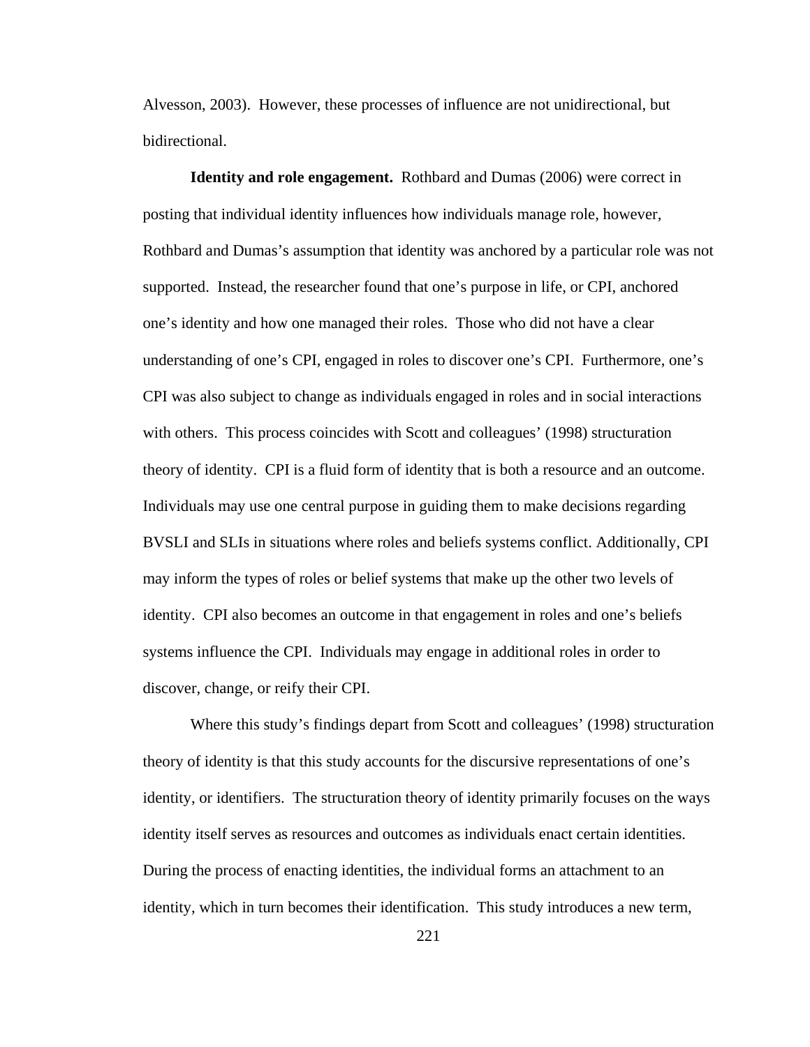Alvesson, 2003). However, these processes of influence are not unidirectional, but bidirectional.

**Identity and role engagement.** Rothbard and Dumas (2006) were correct in posting that individual identity influences how individuals manage role, however, Rothbard and Dumas's assumption that identity was anchored by a particular role was not supported. Instead, the researcher found that one's purpose in life, or CPI, anchored one's identity and how one managed their roles. Those who did not have a clear understanding of one's CPI, engaged in roles to discover one's CPI. Furthermore, one's CPI was also subject to change as individuals engaged in roles and in social interactions with others. This process coincides with Scott and colleagues' (1998) structuration theory of identity. CPI is a fluid form of identity that is both a resource and an outcome. Individuals may use one central purpose in guiding them to make decisions regarding BVSLI and SLIs in situations where roles and beliefs systems conflict. Additionally, CPI may inform the types of roles or belief systems that make up the other two levels of identity. CPI also becomes an outcome in that engagement in roles and one's beliefs systems influence the CPI. Individuals may engage in additional roles in order to discover, change, or reify their CPI.

Where this study's findings depart from Scott and colleagues' (1998) structuration theory of identity is that this study accounts for the discursive representations of one's identity, or identifiers. The structuration theory of identity primarily focuses on the ways identity itself serves as resources and outcomes as individuals enact certain identities. During the process of enacting identities, the individual forms an attachment to an identity, which in turn becomes their identification. This study introduces a new term,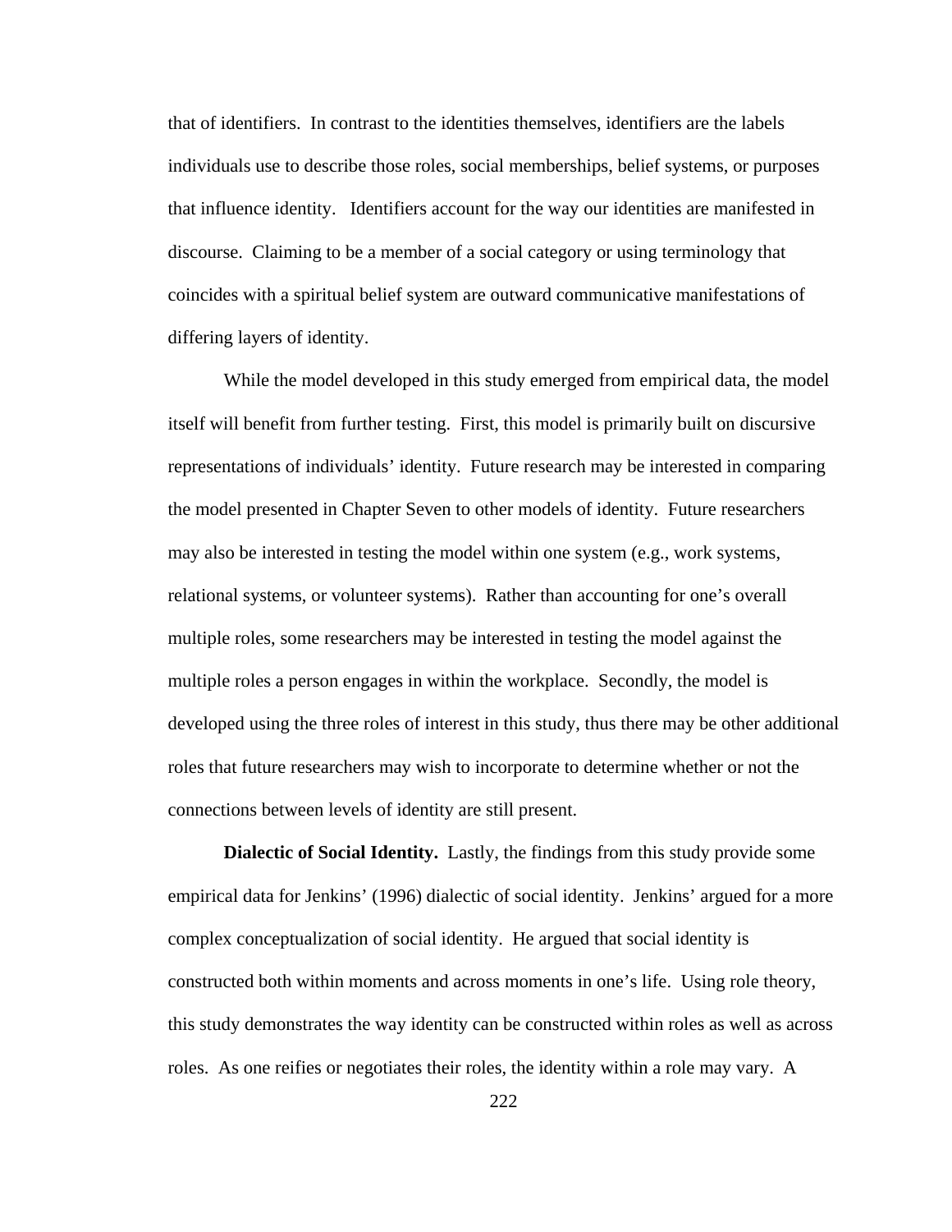that of identifiers. In contrast to the identities themselves, identifiers are the labels individuals use to describe those roles, social memberships, belief systems, or purposes that influence identity. Identifiers account for the way our identities are manifested in discourse. Claiming to be a member of a social category or using terminology that coincides with a spiritual belief system are outward communicative manifestations of differing layers of identity.

While the model developed in this study emerged from empirical data, the model itself will benefit from further testing. First, this model is primarily built on discursive representations of individuals' identity. Future research may be interested in comparing the model presented in Chapter Seven to other models of identity. Future researchers may also be interested in testing the model within one system (e.g., work systems, relational systems, or volunteer systems). Rather than accounting for one's overall multiple roles, some researchers may be interested in testing the model against the multiple roles a person engages in within the workplace. Secondly, the model is developed using the three roles of interest in this study, thus there may be other additional roles that future researchers may wish to incorporate to determine whether or not the connections between levels of identity are still present.

**Dialectic of Social Identity.** Lastly, the findings from this study provide some empirical data for Jenkins' (1996) dialectic of social identity. Jenkins' argued for a more complex conceptualization of social identity. He argued that social identity is constructed both within moments and across moments in one's life. Using role theory, this study demonstrates the way identity can be constructed within roles as well as across roles. As one reifies or negotiates their roles, the identity within a role may vary. A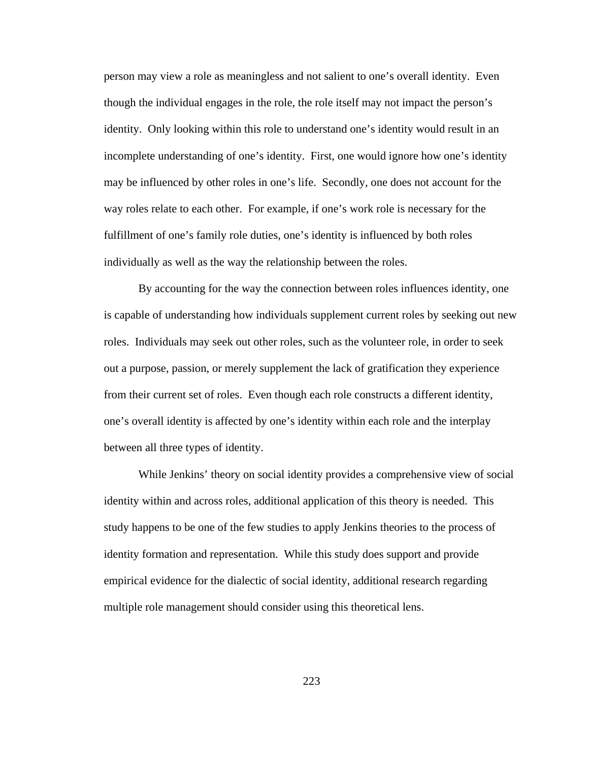person may view a role as meaningless and not salient to one's overall identity. Even though the individual engages in the role, the role itself may not impact the person's identity. Only looking within this role to understand one's identity would result in an incomplete understanding of one's identity. First, one would ignore how one's identity may be influenced by other roles in one's life. Secondly, one does not account for the way roles relate to each other. For example, if one's work role is necessary for the fulfillment of one's family role duties, one's identity is influenced by both roles individually as well as the way the relationship between the roles.

By accounting for the way the connection between roles influences identity, one is capable of understanding how individuals supplement current roles by seeking out new roles. Individuals may seek out other roles, such as the volunteer role, in order to seek out a purpose, passion, or merely supplement the lack of gratification they experience from their current set of roles. Even though each role constructs a different identity, one's overall identity is affected by one's identity within each role and the interplay between all three types of identity.

While Jenkins' theory on social identity provides a comprehensive view of social identity within and across roles, additional application of this theory is needed. This study happens to be one of the few studies to apply Jenkins theories to the process of identity formation and representation. While this study does support and provide empirical evidence for the dialectic of social identity, additional research regarding multiple role management should consider using this theoretical lens.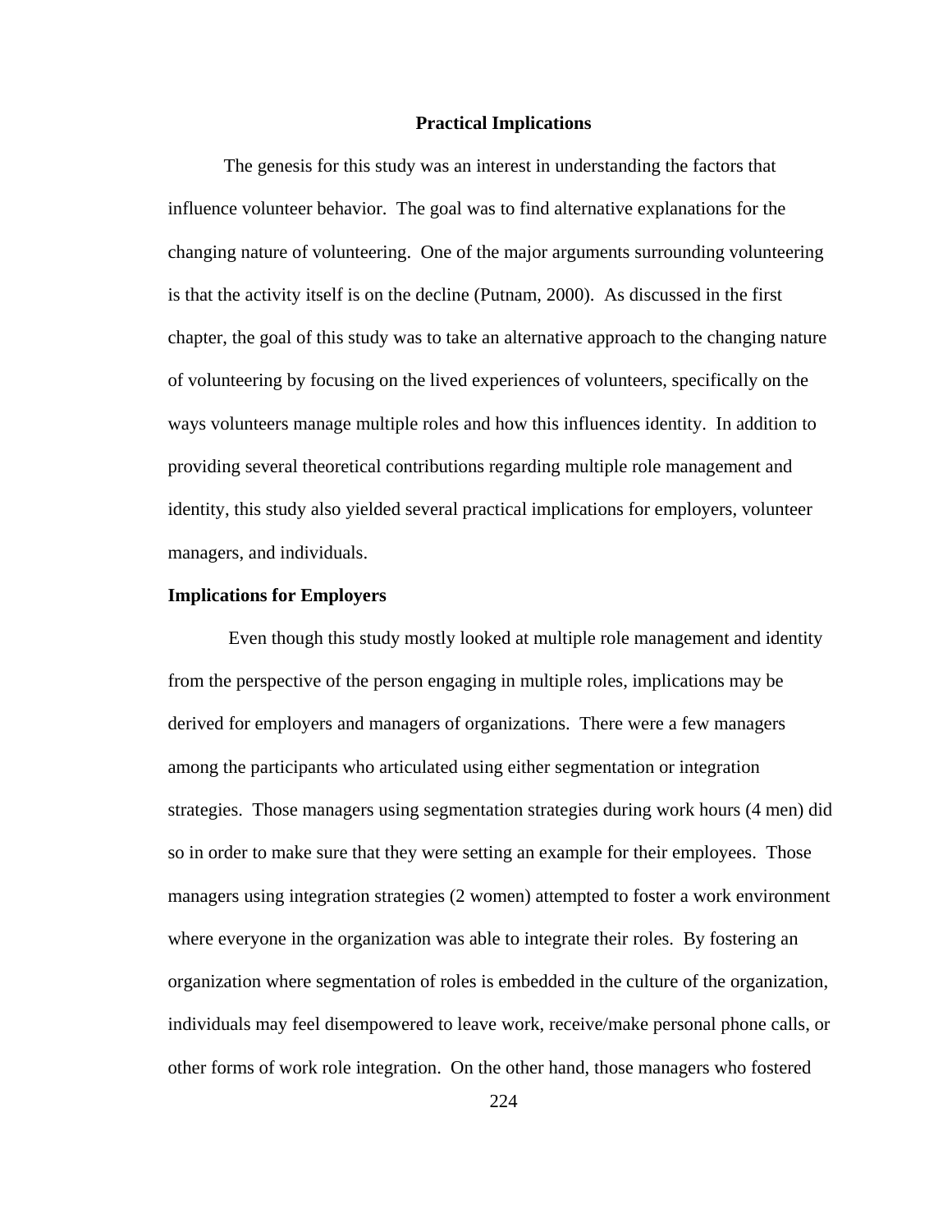## Practical Implications

The genesis for this study was an interest in understanding the factors that influence volunteer behavior. The goal was to find alternative explanations for the changing nature of volunteering. One of the major arguments surrounding volunteering is that the activity itself is on the decline (Putnam, 2000). As discussed in the first chapter, the goal of this study was to take an alternative approach to the changing nature of volunteering by focusing on the lived experiences of volunteers, specifically on the ways volunteers manage multiple roles and how this influences identity. In addition to providing several theoretical contributions regarding multiple role management and identity, this study also yielded several practical implications for employers, volunteer managers, and individuals.

### Implications for Employers

Even though this study mostly looked at multiple role management and identity from the perspective of the person engaging in multiple roles, implications may be derived for employers and managers of organizations. There were a few managers among the participants who articulated using either segmentation or integration strategies. Those managers using segmentation strategies during work hours (4 men) did so in order to make sure that they were setting an example for their employees. Those managers using integration strategies (2 women) attempted to foster a work environment where everyone in the organization was able to integrate their roles. By fostering an organization where segmentation of roles is embedded in the culture of the organization, individuals may feel disempowered to leave work, receive/make personal phone calls, or other forms of work role integration. On the other hand, those managers who fostered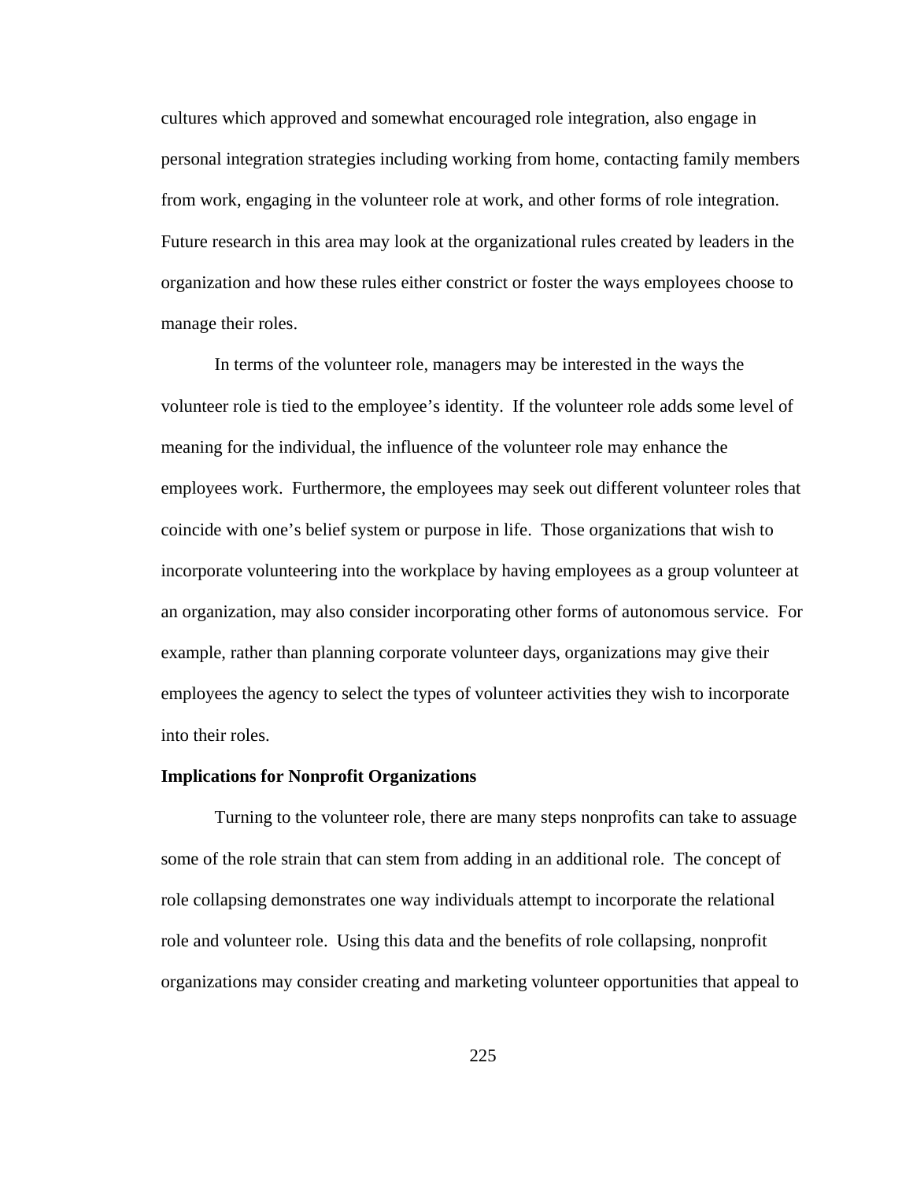cultures which approved and somewhat encouraged role integration, also engage in personal integration strategies including working from home, contacting family members from work, engaging in the volunteer role at work, and other forms of role integration. Future research in this area may look at the organizational rules created by leaders in the organization and how these rules either constrict or foster the ways employees choose to manage their roles.

In terms of the volunteer role, managers may be interested in the ways the volunteer role is tied to the employee's identity. If the volunteer role adds some level of meaning for the individual, the influence of the volunteer role may enhance the employees work. Furthermore, the employees may seek out different volunteer roles that coincide with one's belief system or purpose in life. Those organizations that wish to incorporate volunteering into the workplace by having employees as a group volunteer at an organization, may also consider incorporating other forms of autonomous service. For example, rather than planning corporate volunteer days, organizations may give their employees the agency to select the types of volunteer activities they wish to incorporate into their roles.

**Implications for Nonprofit Organizations**

Turning to the volunteer role, there are many steps nonprofits can take to assuage some of the role strain that can stem from adding in an additional role. The concept of role collapsing demonstrates one way individuals attempt to incorporate the relational role and volunteer role. Using this data and the benefits of role collapsing, nonprofit organizations may consider creating and marketing volunteer opportunities that appeal to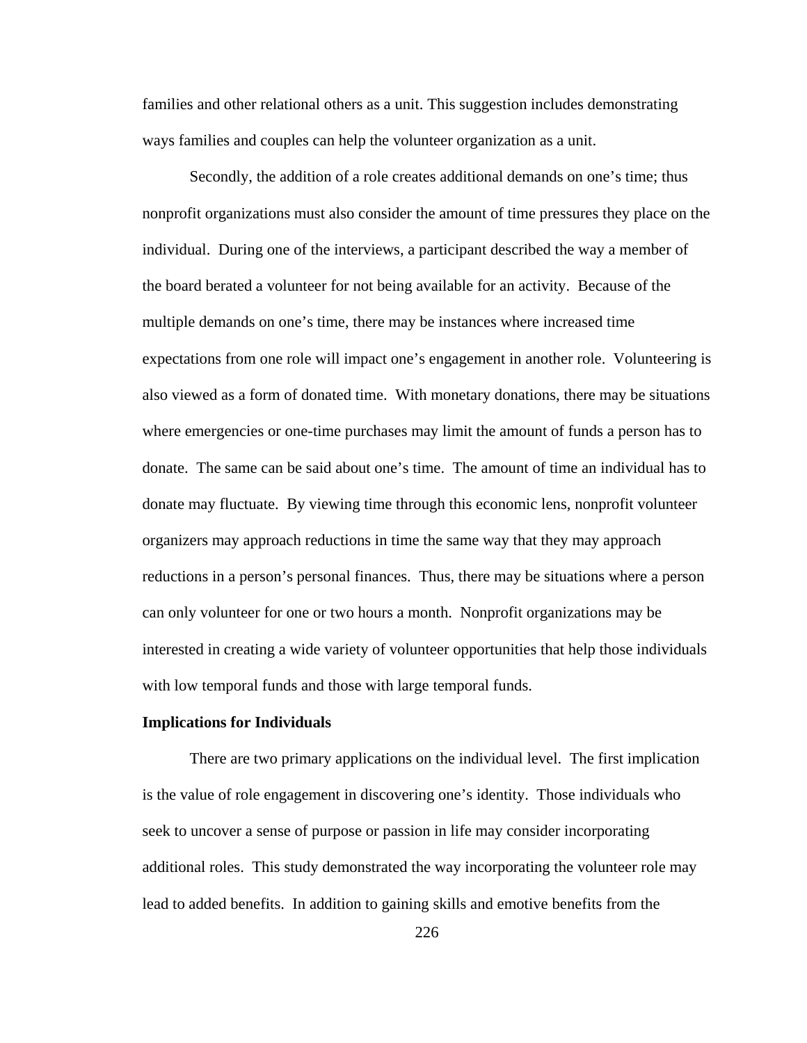families and other relational others as a unit. This suggestion includes demonstrating ways families and couples can help the volunteer organization as a unit.

Secondly, the addition of a role creates additional demands on one's time; thus nonprofit organizations must also consider the amount of time pressures they place on the individual. During one of the interviews, a participant described the way a member of the board berated a volunteer for not being available for an activity. Because of the multiple demands on one's time, there may be instances where increased time expectations from one role will impact one's engagement in another role. Volunteering is also viewed as a form of donated time. With monetary donations, there may be situations where emergencies or one-time purchases may limit the amount of funds a person has to donate. The same can be said about one's time. The amount of time an individual has to donate may fluctuate. By viewing time through this economic lens, nonprofit volunteer organizers may approach reductions in time the same way that they may approach reductions in a person's personal finances. Thus, there may be situations where a person can only volunteer for one or two hours a month. Nonprofit organizations may be interested in creating a wide variety of volunteer opportunities that help those individuals with low temporal funds and those with large temporal funds.

**Implications for Individuals**

There are two primary applications on the individual level. The first implication is the value of role engagement in discovering one's identity. Those individuals who seek to uncover a sense of purpose or passion in life may consider incorporating additional roles. This study demonstrated the way incorporating the volunteer role may lead to added benefits. In addition to gaining skills and emotive benefits from the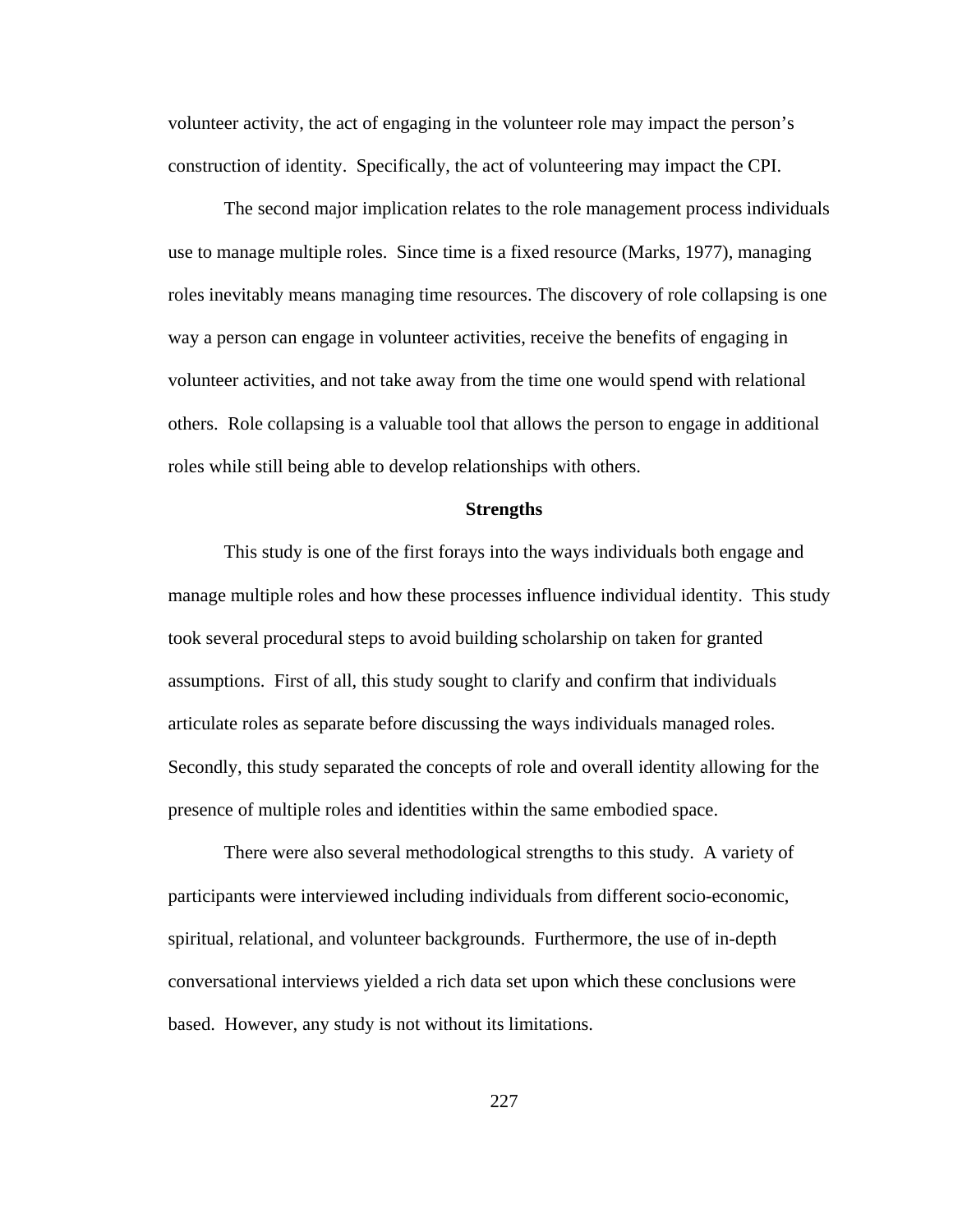volunteer activity, the act of engaging in the volunteer role may impact the person's construction of identity. Specifically, the act of volunteering may impact the CPI.

The second major implication relates to the role management process individuals use to manage multiple roles. Since time is a fixed resource (Marks, 1977), managing roles inevitably means managing time resources. The discovery of role collapsing is one way a person can engage in volunteer activities, receive the benefits of engaging in volunteer activities, and not take away from the time one would spend with relational others. Role collapsing is a valuable tool that allows the person to engage in additional roles while still being able to develop relationships with others.

## Strengths

This study is one of the first forays into the ways individuals both engage and manage multiple roles and how these processes influence individual identity. This study took several procedural steps to avoid building scholarship on taken for granted assumptions. First of all, this study sought to clarify and confirm that individuals articulate roles as separate before discussing the ways individuals managed roles. Secondly, this study separated the concepts of role and overall identity allowing for the presence of multiple roles and identities within the same embodied space.

There were also several methodological strengths to this study. A variety of participants were interviewed including individuals from different socio-economic, spiritual, relational, and volunteer backgrounds. Furthermore, the use of in-depth conversational interviews yielded a rich data set upon which these conclusions were based. However, any study is not without its limitations.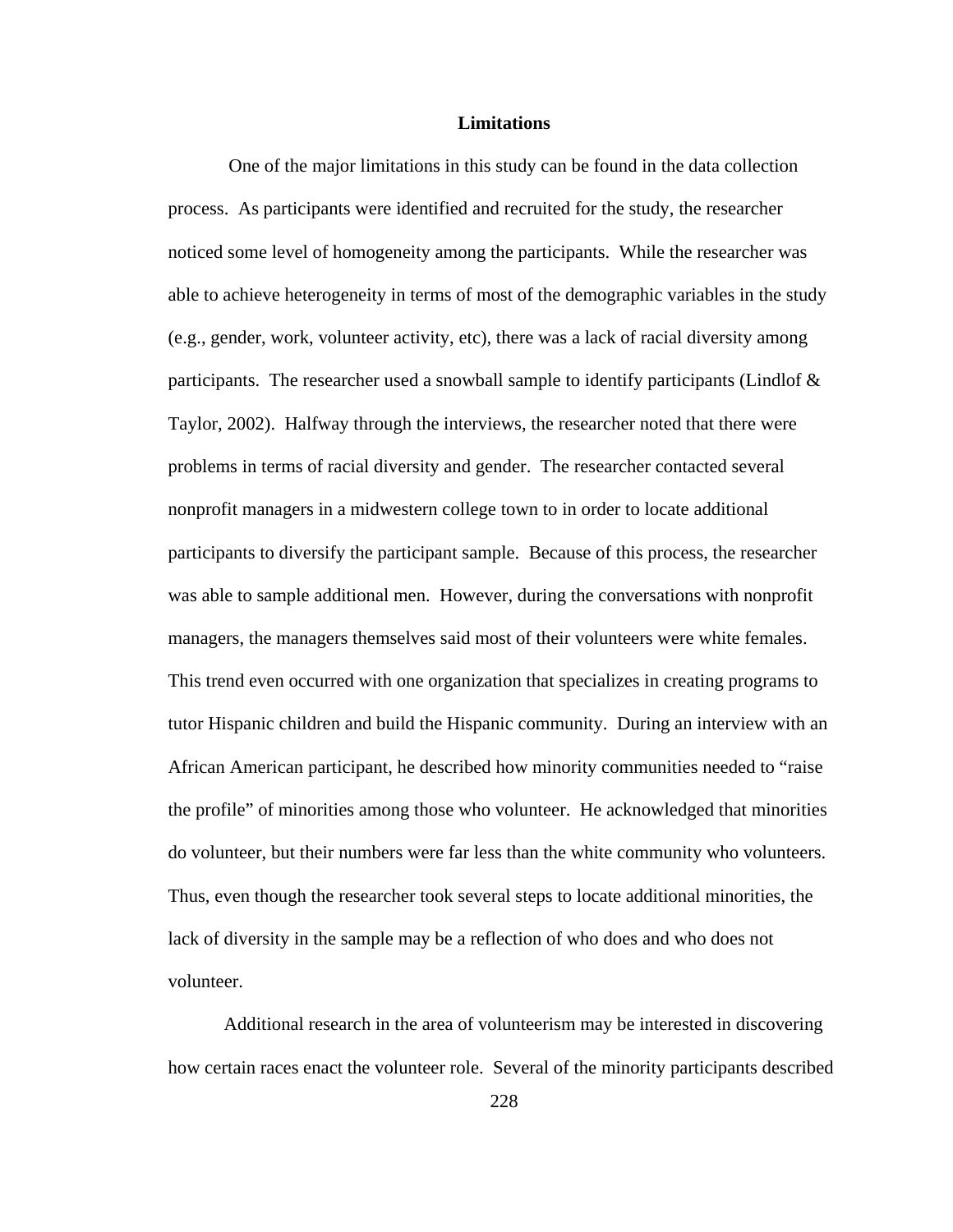## Limitations

One of the major limitations in this study can be found in the data collection process. As participants were identified and recruited for the study, the researcher noticed some level of homogeneity among the participants. While the researcher was able to achieve heterogeneity in terms of most of the demographic variables in the study (e.g., gender, work, volunteer activity, etc), there was a lack of racial diversity among participants. The researcher used a snowball sample to identify participants (Lindlof & Taylor, 2002). Halfway through the interviews, the researcher noted that there were problems in terms of racial diversity and gender. The researcher contacted several nonprofit managers in a midwestern college town to in order to locate additional participants to diversify the participant sample. Because of this process, the researcher was able to sample additional men. However, during the conversations with nonprofit managers, the managers themselves said most of their volunteers were white females. This trend even occurred with one organization that specializes in creating programs to tutor Hispanic children and build the Hispanic community. During an interview with an African American participant, he described how minority communities needed to "raise the profile" of minorities among those who volunteer. He acknowledged that minorities do volunteer, but their numbers were far less than the white community who volunteers. Thus, even though the researcher took several steps to locate additional minorities, the lack of diversity in the sample may be a reflection of who does and who does not volunteer.

Additional research in the area of volunteerism may be interested in discovering how certain races enact the volunteer role. Several of the minority participants described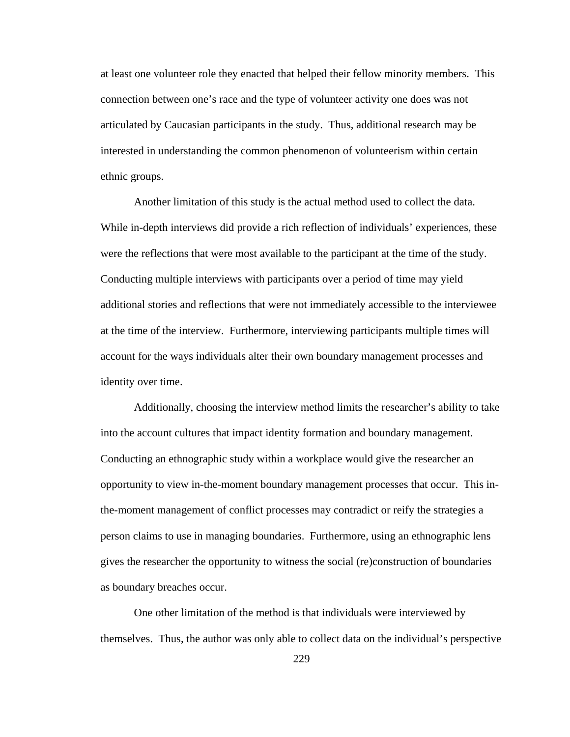at least one volunteer role they enacted that helped their fellow minority members. This connection between one's race and the type of volunteer activity one does was not articulated by Caucasian participants in the study. Thus, additional research may be interested in understanding the common phenomenon of volunteerism within certain ethnic groups.

Another limitation of this study is the actual method used to collect the data. While in-depth interviews did provide a rich reflection of individuals' experiences, these were the reflections that were most available to the participant at the time of the study. Conducting multiple interviews with participants over a period of time may yield additional stories and reflections that were not immediately accessible to the interviewee at the time of the interview. Furthermore, interviewing participants multiple times will account for the ways individuals alter their own boundary management processes and identity over time.

Additionally, choosing the interview method limits the researcher's ability to take into the account cultures that impact identity formation and boundary management. Conducting an ethnographic study within a workplace would give the researcher an opportunity to view in-the-moment boundary management processes that occur. This in-the-moment management of conflict processes may contradict or reify the strategies a person claims to use in managing boundaries. Furthermore, using an ethnographic lens gives the researcher the opportunity to witness the social (re)construction of boundaries as boundary breaches occur.

One other limitation of the method is that individuals were interviewed by themselves. Thus, the author was only able to collect data on the individual's perspective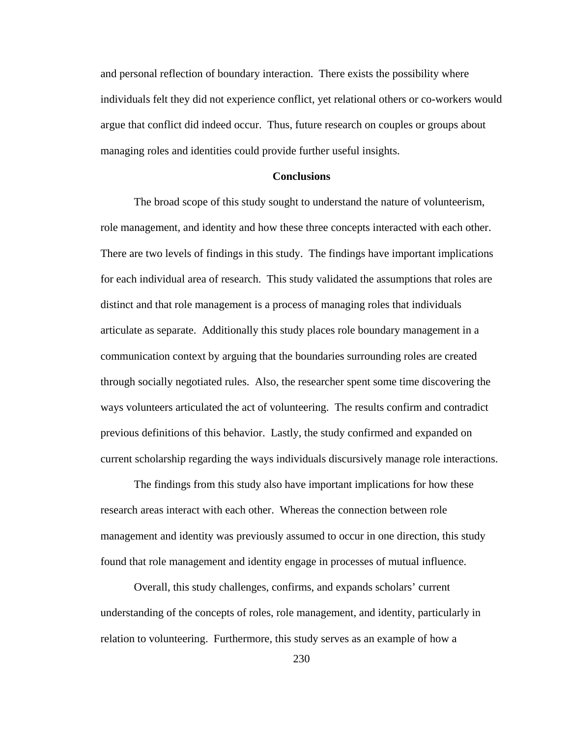and personal reflection of boundary interaction. There exists the possibility where individuals felt they did not experience conflict, yet relational others or co-workers would argue that conflict did indeed occur. Thus, future research on couples or groups about managing roles and identities could provide further useful insights.

## Conclusions

The broad scope of this study sought to understand the nature of volunteerism, role management, and identity and how these three concepts interacted with each other. There are two levels of findings in this study. The findings have important implications for each individual area of research. This study validated the assumptions that roles are distinct and that role management is a process of managing roles that individuals articulate as separate. Additionally this study places role boundary management in a communication context by arguing that the boundaries surrounding roles are created through socially negotiated rules. Also, the researcher spent some time discovering the ways volunteers articulated the act of volunteering. The results confirm and contradict previous definitions of this behavior. Lastly, the study confirmed and expanded on current scholarship regarding the ways individuals discursively manage role interactions.

The findings from this study also have important implications for how these research areas interact with each other. Whereas the connection between role management and identity was previously assumed to occur in one direction, this study found that role management and identity engage in processes of mutual influence.

Overall, this study challenges, confirms, and expands scholars' current understanding of the concepts of roles, role management, and identity, particularly in relation to volunteering. Furthermore, this study serves as an example of how a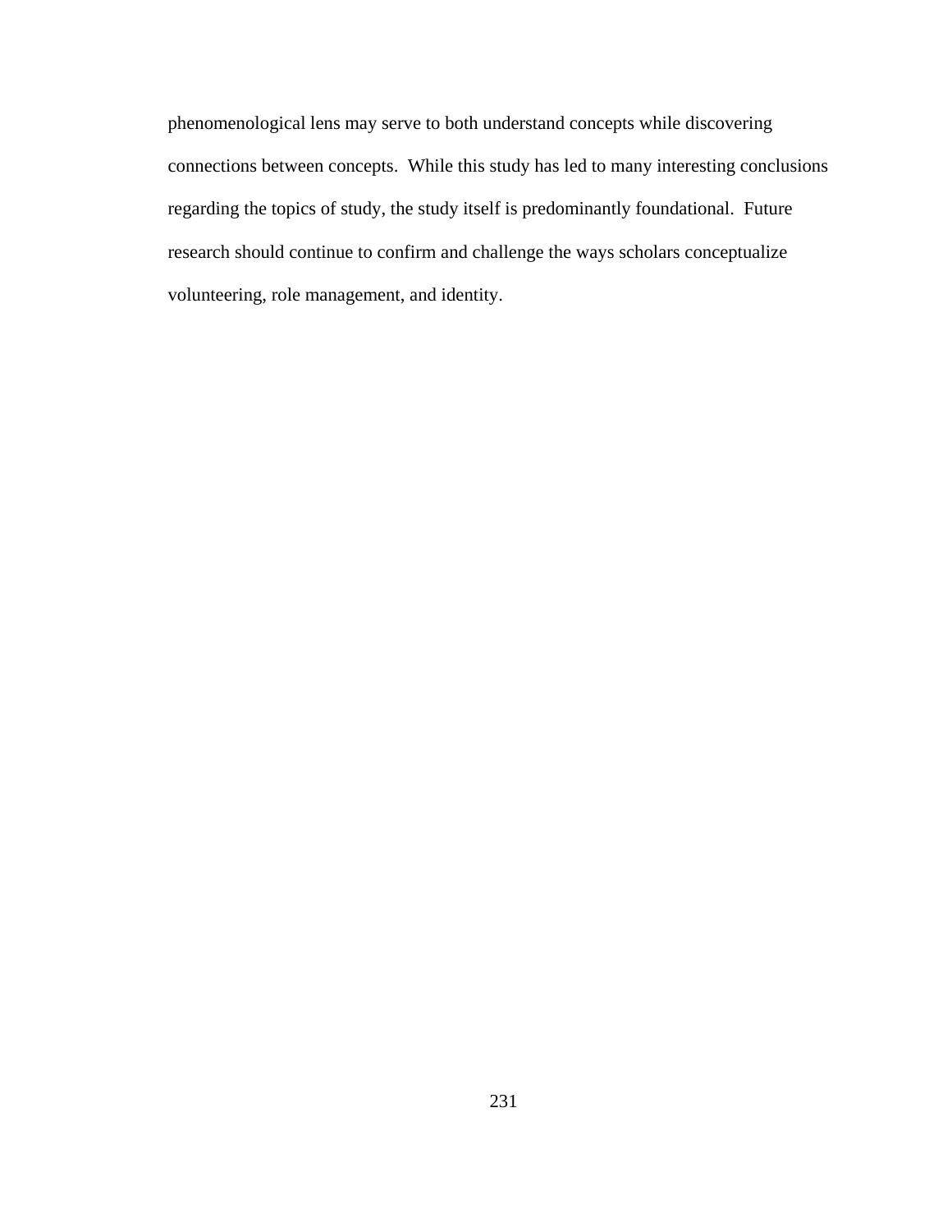phenomenological lens may serve to both understand concepts while discovering connections between concepts. While this study has led to many interesting conclusions regarding the topics of study, the study itself is predominantly foundational. Future research should continue to confirm and challenge the ways scholars conceptualize volunteering, role management, and identity.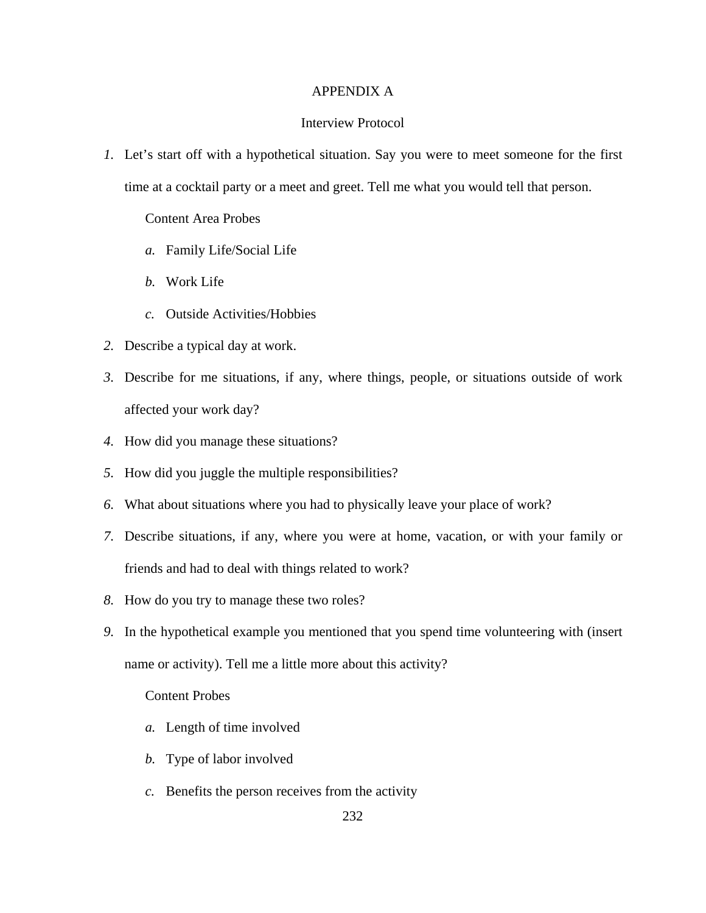# APPENDIX A

## Interview Protocol

1. Let's start off with a hypothetical situation. Say you were to meet someone for the first time at a cocktail party or a meet and greet. Tell me what you would tell that person.

   Content Area Probes

   a. Family Life/Social Life

   b. Work Life

   c. Outside Activities/Hobbies

2. Describe a typical day at work.

3. Describe for me situations, if any, where things, people, or situations outside of work affected your work day?

4. How did you manage these situations?

5. How did you juggle the multiple responsibilities?

6. What about situations where you had to physically leave your place of work?

7. Describe situations, if any, where you were at home, vacation, or with your family or friends and had to deal with things related to work?

8. How do you try to manage these two roles?

9. In the hypothetical example you mentioned that you spend time volunteering with (insert name or activity). Tell me a little more about this activity?

   Content Probes

   a. Length of time involved

   b. Type of labor involved

   c. Benefits the person receives from the activity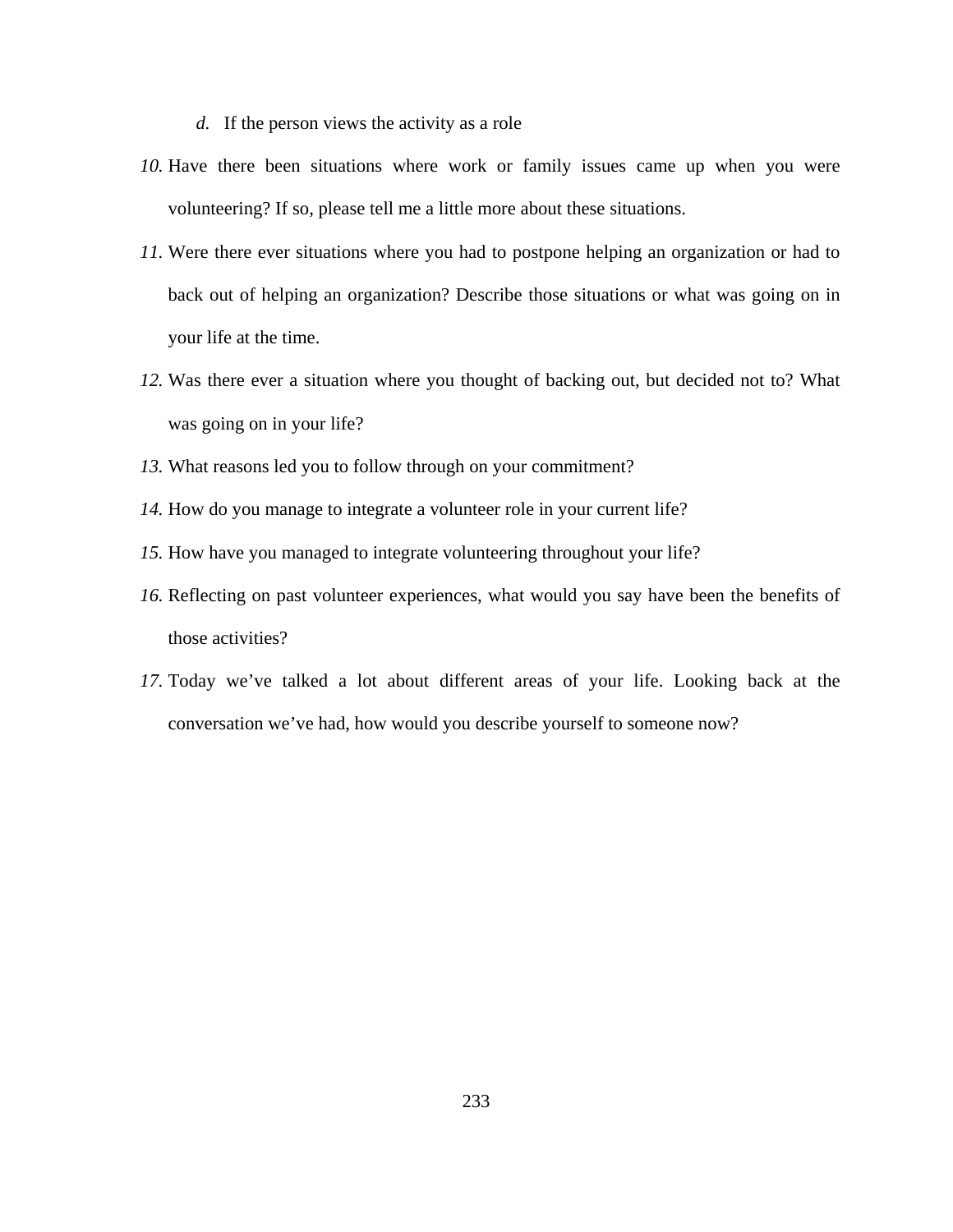d. If the person views the activity as a role

10. Have there been situations where work or family issues came up when you were volunteering? If so, please tell me a little more about these situations.
11. Were there ever situations where you had to postpone helping an organization or had to back out of helping an organization? Describe those situations or what was going on in your life at the time.
12. Was there ever a situation where you thought of backing out, but decided not to? What was going on in your life?
13. What reasons led you to follow through on your commitment?
14. How do you manage to integrate a volunteer role in your current life?
15. How have you managed to integrate volunteering throughout your life?
16. Reflecting on past volunteer experiences, what would you say have been the benefits of those activities?
17. Today we've talked a lot about different areas of your life. Looking back at the conversation we've had, how would you describe yourself to someone now?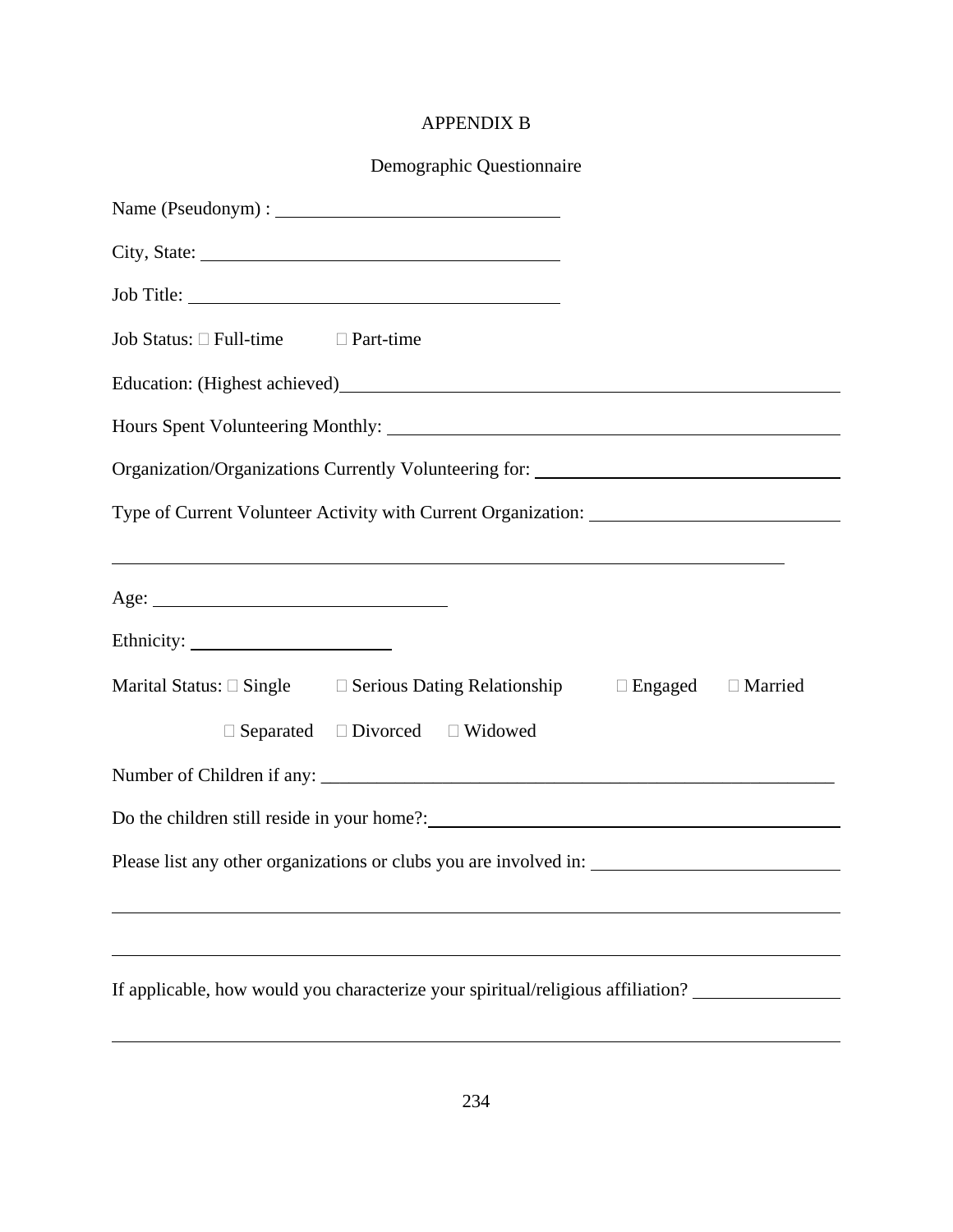# APPENDIX B

## Demographic Questionnaire

Name (Pseudonym) : ______________________________

City, State: ______________________________

Job Title: ______________________________

Job Status:  Full-time  Part-time

Education: (Highest achieved)______________________________

Hours Spent Volunteering Monthly: ______________________________

Organization/Organizations Currently Volunteering for: ______________________________

Type of Current Volunteer Activity with Current Organization: ______________________________

______________________________

Age: ______________________________

Ethnicity: ______________________________

Marital Status:  Single  Serious Dating Relationship  Engaged  Married

 Separated  Divorced  Widowed

Number of Children if any: ______________________________

Do the children still reside in your home?:______________________________

Please list any other organizations or clubs you are involved in: ______________________________

______________________________

______________________________

If applicable, how would you characterize your spiritual/religious affiliation? ______________________________

______________________________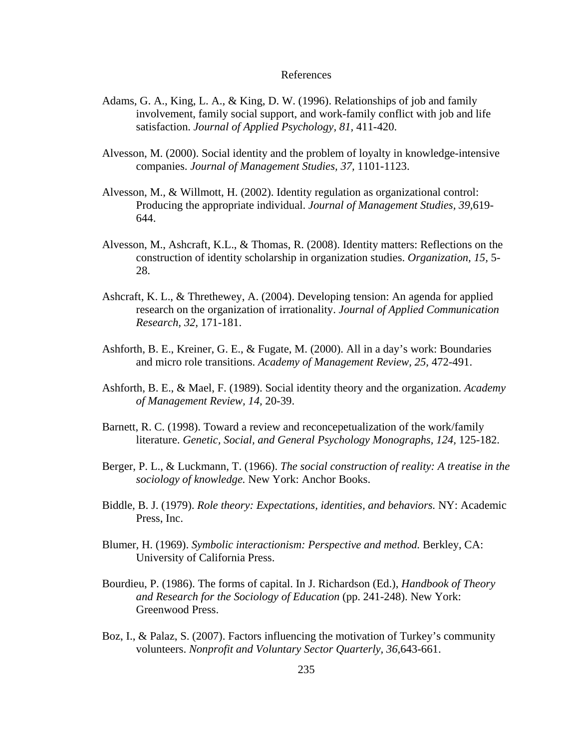# References

Adams, G. A., King, L. A., & King, D. W. (1996). Relationships of job and family involvement, family social support, and work-family conflict with job and life satisfaction. *Journal of Applied Psychology, 81,* 411-420.

Alvesson, M. (2000). Social identity and the problem of loyalty in knowledge-intensive companies. *Journal of Management Studies, 37,* 1101-1123.

Alvesson, M., & Willmott, H. (2002). Identity regulation as organizational control: Producing the appropriate individual. *Journal of Management Studies, 39,*619-644.

Alvesson, M., Ashcraft, K.L., & Thomas, R. (2008). Identity matters: Reflections on the construction of identity scholarship in organization studies. *Organization, 15,* 5-28.

Ashcraft, K. L., & Threthewey, A. (2004). Developing tension: An agenda for applied research on the organization of irrationality. *Journal of Applied Communication Research, 32,* 171-181.

Ashforth, B. E., Kreiner, G. E., & Fugate, M. (2000). All in a day's work: Boundaries and micro role transitions. *Academy of Management Review, 25,* 472-491.

Ashforth, B. E., & Mael, F. (1989). Social identity theory and the organization. *Academy of Management Review, 14,* 20-39.

Barnett, R. C. (1998). Toward a review and reconcepetualization of the work/family literature. *Genetic, Social, and General Psychology Monographs, 124,* 125-182.

Berger, P. L., & Luckmann, T. (1966). *The social construction of reality: A treatise in the sociology of knowledge.* New York: Anchor Books.

Biddle, B. J. (1979). *Role theory: Expectations, identities, and behaviors.* NY: Academic Press, Inc.

Blumer, H. (1969). *Symbolic interactionism: Perspective and method.* Berkley, CA: University of California Press.

Bourdieu, P. (1986). The forms of capital. In J. Richardson (Ed.), *Handbook of Theory and Research for the Sociology of Education* (pp. 241-248). New York: Greenwood Press.

Boz, I., & Palaz, S. (2007). Factors influencing the motivation of Turkey's community volunteers. *Nonprofit and Voluntary Sector Quarterly, 36,*643-661.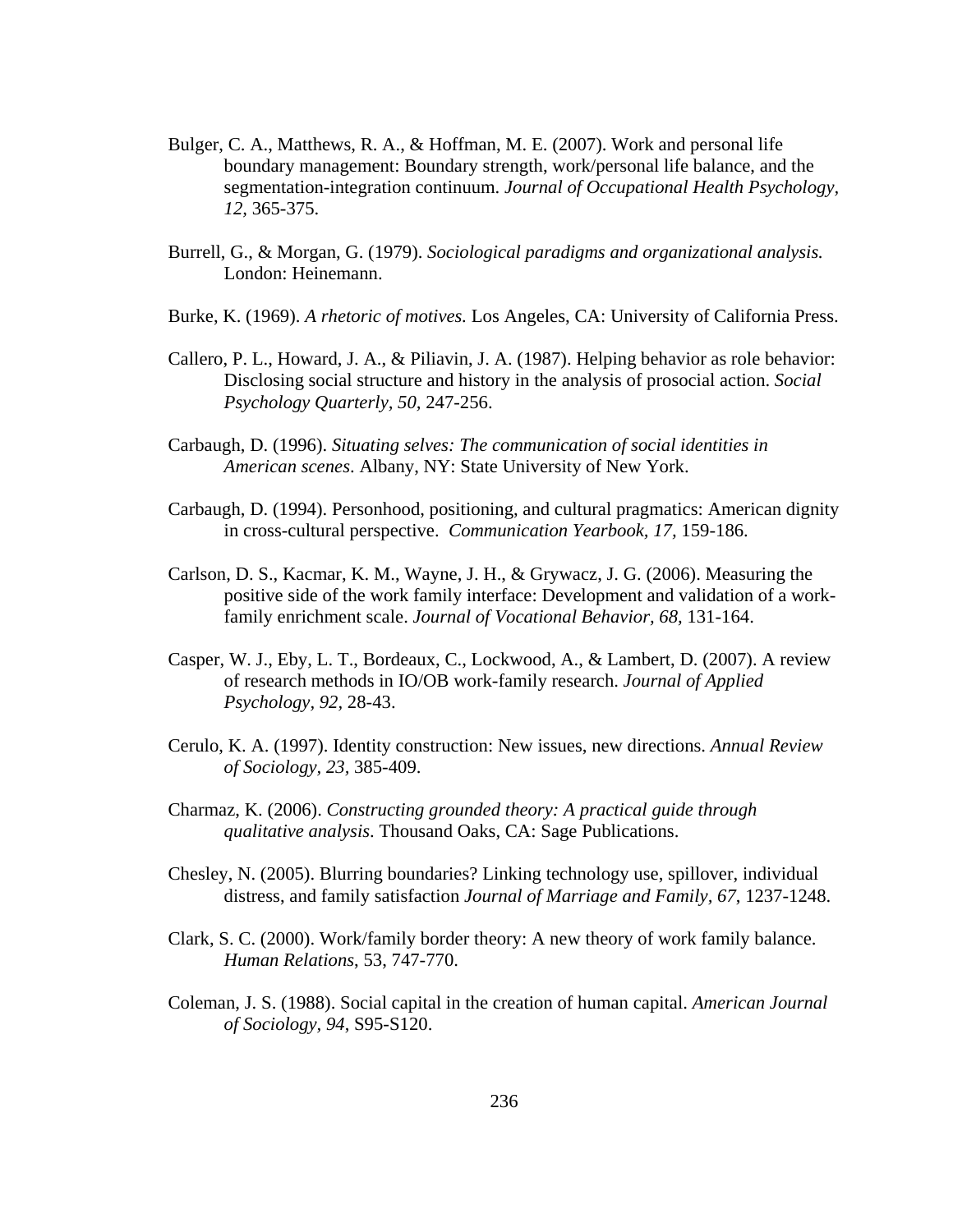Bulger, C. A., Matthews, R. A., & Hoffman, M. E. (2007). Work and personal life boundary management: Boundary strength, work/personal life balance, and the segmentation-integration continuum. *Journal of Occupational Health Psychology, 12*, 365-375.

Burrell, G., & Morgan, G. (1979). *Sociological paradigms and organizational analysis.* London: Heinemann.

Burke, K. (1969). *A rhetoric of motives.* Los Angeles, CA: University of California Press.

Callero, P. L., Howard, J. A., & Piliavin, J. A. (1987). Helping behavior as role behavior: Disclosing social structure and history in the analysis of prosocial action. *Social Psychology Quarterly, 50,* 247-256.

Carbaugh, D. (1996). *Situating selves: The communication of social identities in American scenes.* Albany, NY: State University of New York.

Carbaugh, D. (1994). Personhood, positioning, and cultural pragmatics: American dignity in cross-cultural perspective. *Communication Yearbook, 17,* 159-186.

Carlson, D. S., Kacmar, K. M., Wayne, J. H., & Grywacz, J. G. (2006). Measuring the positive side of the work family interface: Development and validation of a work-family enrichment scale. *Journal of Vocational Behavior, 68,* 131-164.

Casper, W. J., Eby, L. T., Bordeaux, C., Lockwood, A., & Lambert, D. (2007). A review of research methods in IO/OB work-family research. *Journal of Applied Psychology, 92,* 28-43.

Cerulo, K. A. (1997). Identity construction: New issues, new directions. *Annual Review of Sociology, 23,* 385-409.

Charmaz, K. (2006). *Constructing grounded theory: A practical guide through qualitative analysis.* Thousand Oaks, CA: Sage Publications.

Chesley, N. (2005). Blurring boundaries? Linking technology use, spillover, individual distress, and family satisfaction *Journal of Marriage and Family, 67*, 1237-1248.

Clark, S. C. (2000). Work/family border theory: A new theory of work family balance. *Human Relations*, 53, 747-770.

Coleman, J. S. (1988). Social capital in the creation of human capital. *American Journal of Sociology, 94*, S95-S120.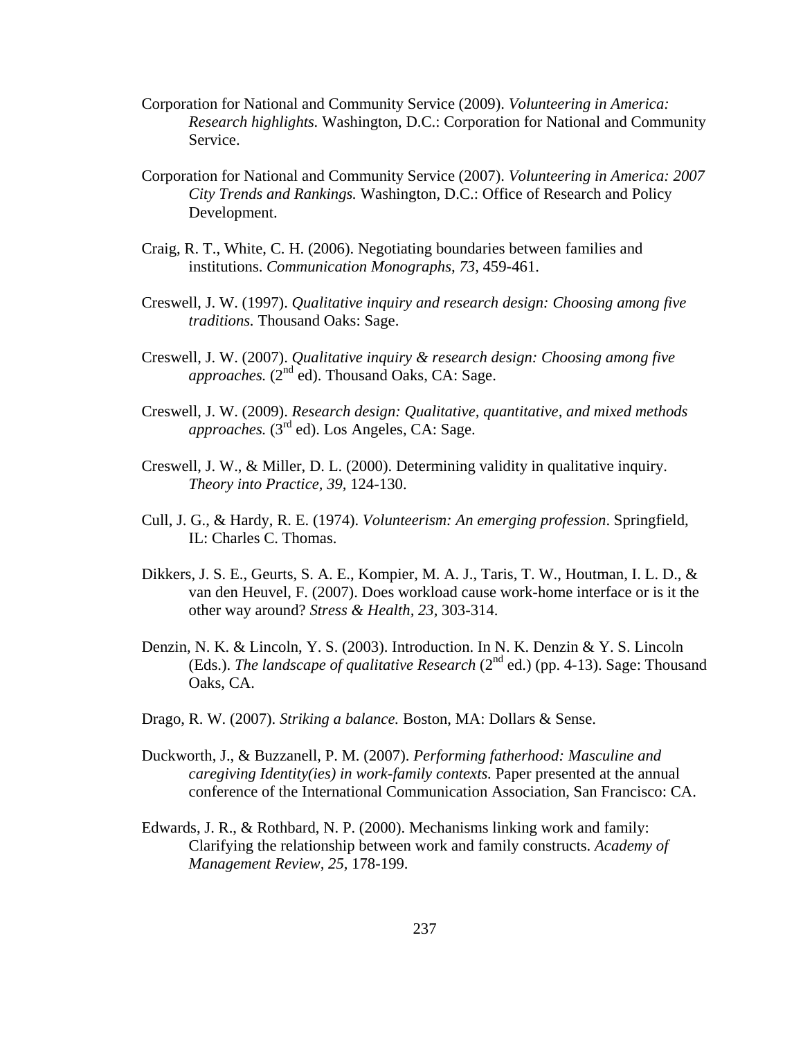Corporation for National and Community Service (2009). *Volunteering in America: Research highlights.* Washington, D.C.: Corporation for National and Community Service.

Corporation for National and Community Service (2007). *Volunteering in America: 2007 City Trends and Rankings.* Washington, D.C.: Office of Research and Policy Development.

Craig, R. T., White, C. H. (2006). Negotiating boundaries between families and institutions. *Communication Monographs, 73,* 459-461.

Creswell, J. W. (1997). *Qualitative inquiry and research design: Choosing among five traditions.* Thousand Oaks: Sage.

Creswell, J. W. (2007). *Qualitative inquiry & research design: Choosing among five approaches.* (2nd ed). Thousand Oaks, CA: Sage.

Creswell, J. W. (2009). *Research design: Qualitative, quantitative, and mixed methods approaches.* (3rd ed). Los Angeles, CA: Sage.

Creswell, J. W., & Miller, D. L. (2000). Determining validity in qualitative inquiry. *Theory into Practice, 39,* 124-130.

Cull, J. G., & Hardy, R. E. (1974). *Volunteerism: An emerging profession*. Springfield, IL: Charles C. Thomas.

Dikkers, J. S. E., Geurts, S. A. E., Kompier, M. A. J., Taris, T. W., Houtman, I. L. D., & van den Heuvel, F. (2007). Does workload cause work-home interface or is it the other way around? *Stress & Health, 23,* 303-314.

Denzin, N. K. & Lincoln, Y. S. (2003). Introduction. In N. K. Denzin & Y. S. Lincoln (Eds.). *The landscape of qualitative Research* (2nd ed.) (pp. 4-13). Sage: Thousand Oaks, CA.

Drago, R. W. (2007). *Striking a balance.* Boston, MA: Dollars & Sense.

Duckworth, J., & Buzzanell, P. M. (2007). *Performing fatherhood: Masculine and caregiving Identity(ies) in work-family contexts.* Paper presented at the annual conference of the International Communication Association, San Francisco: CA.

Edwards, J. R., & Rothbard, N. P. (2000). Mechanisms linking work and family: Clarifying the relationship between work and family constructs. *Academy of Management Review, 25,* 178-199.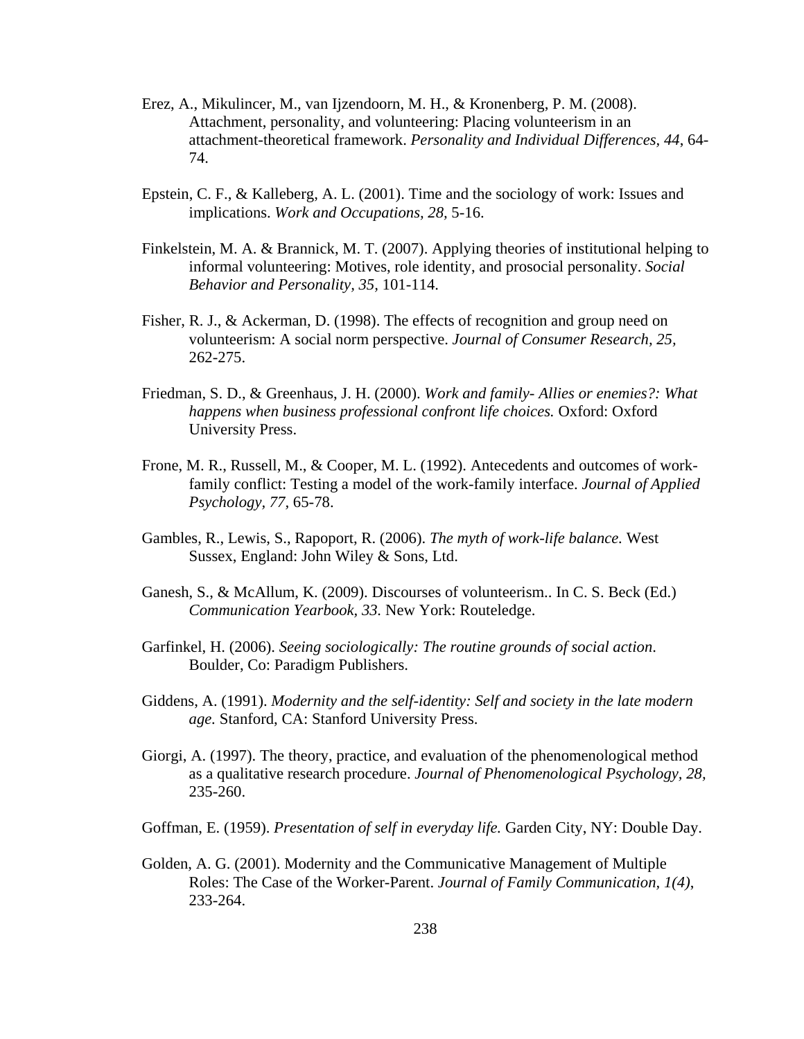Erez, A., Mikulincer, M., van Ijzendoorn, M. H., & Kronenberg, P. M. (2008). Attachment, personality, and volunteering: Placing volunteerism in an attachment-theoretical framework. *Personality and Individual Differences, 44*, 64-74.

Epstein, C. F., & Kalleberg, A. L. (2001). Time and the sociology of work: Issues and implications. *Work and Occupations, 28,* 5-16.

Finkelstein, M. A. & Brannick, M. T. (2007). Applying theories of institutional helping to informal volunteering: Motives, role identity, and prosocial personality. *Social Behavior and Personality, 35,* 101-114.

Fisher, R. J., & Ackerman, D. (1998). The effects of recognition and group need on volunteerism: A social norm perspective. *Journal of Consumer Research, 25,* 262-275.

Friedman, S. D., & Greenhaus, J. H. (2000). *Work and family- Allies or enemies?: What happens when business professional confront life choices.* Oxford: Oxford University Press.

Frone, M. R., Russell, M., & Cooper, M. L. (1992). Antecedents and outcomes of work-family conflict: Testing a model of the work-family interface. *Journal of Applied Psychology, 77,* 65-78.

Gambles, R., Lewis, S., Rapoport, R. (2006). *The myth of work-life balance.* West Sussex, England: John Wiley & Sons, Ltd.

Ganesh, S., & McAllum, K. (2009). Discourses of volunteerism.. In C. S. Beck (Ed.) *Communication Yearbook, 33.* New York: Routeledge.

Garfinkel, H. (2006). *Seeing sociologically: The routine grounds of social action*. Boulder, Co: Paradigm Publishers.

Giddens, A. (1991). *Modernity and the self-identity: Self and society in the late modern age.* Stanford, CA: Stanford University Press.

Giorgi, A. (1997). The theory, practice, and evaluation of the phenomenological method as a qualitative research procedure. *Journal of Phenomenological Psychology, 28,* 235-260.

Goffman, E. (1959). *Presentation of self in everyday life.* Garden City, NY: Double Day.

Golden, A. G. (2001). Modernity and the Communicative Management of Multiple Roles: The Case of the Worker-Parent. *Journal of Family Communication, 1(4)*, 233-264.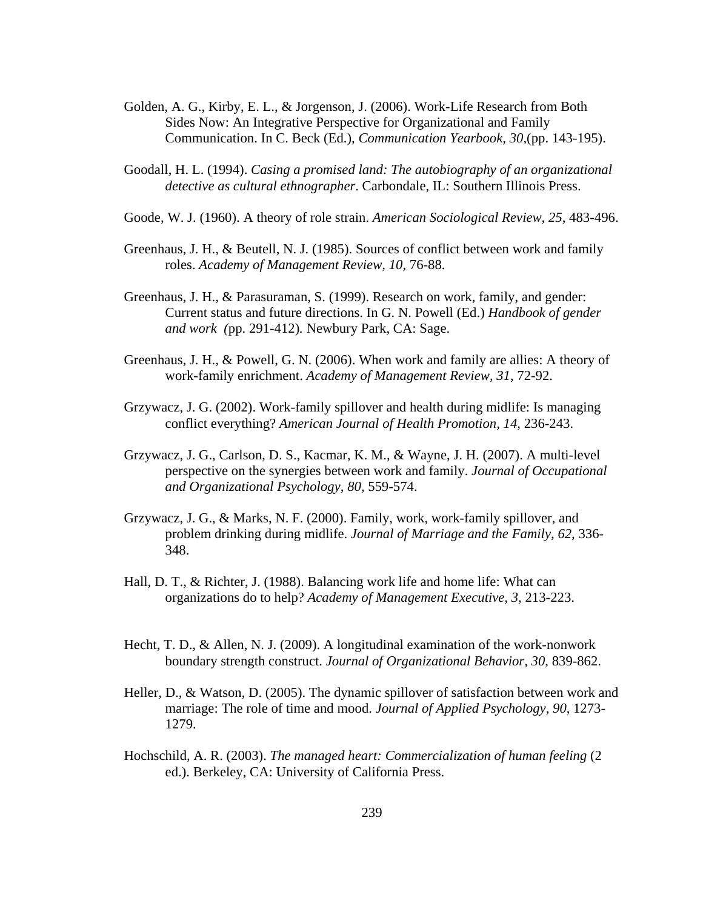Golden, A. G., Kirby, E. L., & Jorgenson, J. (2006). Work-Life Research from Both Sides Now: An Integrative Perspective for Organizational and Family Communication. In C. Beck (Ed.), *Communication Yearbook, 30,*(pp. 143-195).

Goodall, H. L. (1994). *Casing a promised land: The autobiography of an organizational detective as cultural ethnographer*. Carbondale, IL: Southern Illinois Press.

Goode, W. J. (1960). A theory of role strain. *American Sociological Review, 25,* 483-496.

Greenhaus, J. H., & Beutell, N. J. (1985). Sources of conflict between work and family roles. *Academy of Management Review, 10,* 76-88.

Greenhaus, J. H., & Parasuraman, S. (1999). Research on work, family, and gender: Current status and future directions. In G. N. Powell (Ed.) *Handbook of gender and work (*pp. 291-412)*.* Newbury Park, CA: Sage.

Greenhaus, J. H., & Powell, G. N. (2006). When work and family are allies: A theory of work-family enrichment. *Academy of Management Review, 31*, 72-92.

Grzywacz, J. G. (2002). Work-family spillover and health during midlife: Is managing conflict everything? *American Journal of Health Promotion, 14,* 236-243.

Grzywacz, J. G., Carlson, D. S., Kacmar, K. M., & Wayne, J. H. (2007). A multi-level perspective on the synergies between work and family. *Journal of Occupational and Organizational Psychology, 80,* 559-574.

Grzywacz, J. G., & Marks, N. F. (2000). Family, work, work-family spillover, and problem drinking during midlife. *Journal of Marriage and the Family, 62,* 336-348.

Hall, D. T., & Richter, J. (1988). Balancing work life and home life: What can organizations do to help? *Academy of Management Executive, 3,* 213-223.

Hecht, T. D., & Allen, N. J. (2009). A longitudinal examination of the work-nonwork boundary strength construct. *Journal of Organizational Behavior, 30,* 839-862.

Heller, D., & Watson, D. (2005). The dynamic spillover of satisfaction between work and marriage: The role of time and mood. *Journal of Applied Psychology, 90*, 1273-1279.

Hochschild, A. R. (2003). *The managed heart: Commercialization of human feeling* (2 ed.). Berkeley, CA: University of California Press.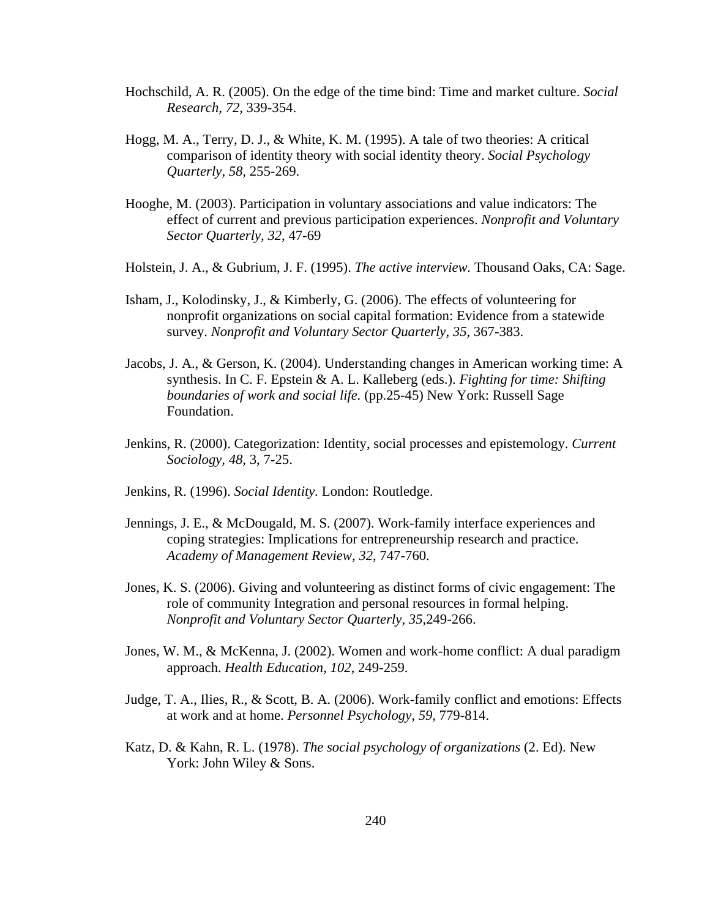Hochschild, A. R. (2005). On the edge of the time bind: Time and market culture. *Social Research, 72,* 339-354.

Hogg, M. A., Terry, D. J., & White, K. M. (1995). A tale of two theories: A critical comparison of identity theory with social identity theory. *Social Psychology Quarterly, 58,* 255-269.

Hooghe, M. (2003). Participation in voluntary associations and value indicators: The effect of current and previous participation experiences. *Nonprofit and Voluntary Sector Quarterly, 32,* 47-69

Holstein, J. A., & Gubrium, J. F. (1995). *The active interview.* Thousand Oaks, CA: Sage.

Isham, J., Kolodinsky, J., & Kimberly, G. (2006). The effects of volunteering for nonprofit organizations on social capital formation: Evidence from a statewide survey. *Nonprofit and Voluntary Sector Quarterly, 35,* 367-383.

Jacobs, J. A., & Gerson, K. (2004). Understanding changes in American working time: A synthesis. In C. F. Epstein & A. L. Kalleberg (eds.). *Fighting for time: Shifting boundaries of work and social life.* (pp.25-45) New York: Russell Sage Foundation.

Jenkins, R. (2000). Categorization: Identity, social processes and epistemology. *Current Sociology, 48,* 3, 7-25.

Jenkins, R. (1996). *Social Identity.* London: Routledge.

Jennings, J. E., & McDougald, M. S. (2007). Work-family interface experiences and coping strategies: Implications for entrepreneurship research and practice. *Academy of Management Review, 32,* 747-760.

Jones, K. S. (2006). Giving and volunteering as distinct forms of civic engagement: The role of community Integration and personal resources in formal helping. *Nonprofit and Voluntary Sector Quarterly, 35,*249-266.

Jones, W. M., & McKenna, J. (2002). Women and work-home conflict: A dual paradigm approach. *Health Education, 102,* 249-259.

Judge, T. A., Ilies, R., & Scott, B. A. (2006). Work-family conflict and emotions: Effects at work and at home. *Personnel Psychology, 59,* 779-814.

Katz, D. & Kahn, R. L. (1978). *The social psychology of organizations* (2. Ed). New York: John Wiley & Sons.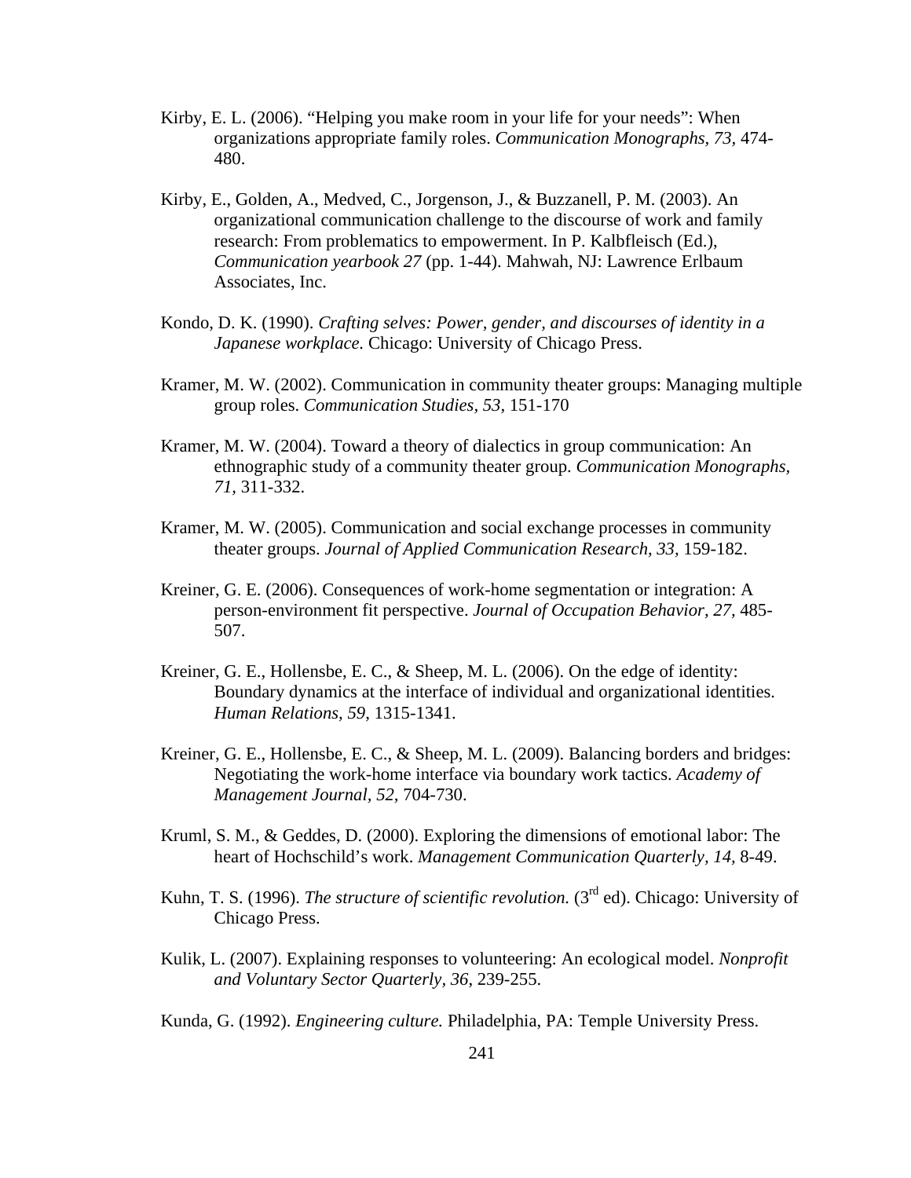Kirby, E. L. (2006). “Helping you make room in your life for your needs”: When organizations appropriate family roles. *Communication Monographs, 73,* 474-480.

Kirby, E., Golden, A., Medved, C., Jorgenson, J., & Buzzanell, P. M. (2003). An organizational communication challenge to the discourse of work and family research: From problematics to empowerment. In P. Kalbfleisch (Ed.), *Communication yearbook 27* (pp. 1-44). Mahwah, NJ: Lawrence Erlbaum Associates, Inc.

Kondo, D. K. (1990). *Crafting selves: Power, gender, and discourses of identity in a Japanese workplace.* Chicago: University of Chicago Press.

Kramer, M. W. (2002). Communication in community theater groups: Managing multiple group roles. *Communication Studies, 53,* 151-170

Kramer, M. W. (2004). Toward a theory of dialectics in group communication: An ethnographic study of a community theater group. *Communication Monographs, 71,* 311-332.

Kramer, M. W. (2005). Communication and social exchange processes in community theater groups. *Journal of Applied Communication Research, 33,* 159-182.

Kreiner, G. E. (2006). Consequences of work-home segmentation or integration: A person-environment fit perspective. *Journal of Occupation Behavior, 27,* 485-507.

Kreiner, G. E., Hollensbe, E. C., & Sheep, M. L. (2006). On the edge of identity: Boundary dynamics at the interface of individual and organizational identities. *Human Relations, 59*, 1315-1341.

Kreiner, G. E., Hollensbe, E. C., & Sheep, M. L. (2009). Balancing borders and bridges: Negotiating the work-home interface via boundary work tactics. *Academy of Management Journal, 52,* 704-730.

Kruml, S. M., & Geddes, D. (2000). Exploring the dimensions of emotional labor: The heart of Hochschild’s work. *Management Communication Quarterly, 14,* 8-49.

Kuhn, T. S. (1996). *The structure of scientific revolution.* (3rd ed). Chicago: University of Chicago Press.

Kulik, L. (2007). Explaining responses to volunteering: An ecological model. *Nonprofit and Voluntary Sector Quarterly, 36*, 239-255.

Kunda, G. (1992). *Engineering culture.* Philadelphia, PA: Temple University Press.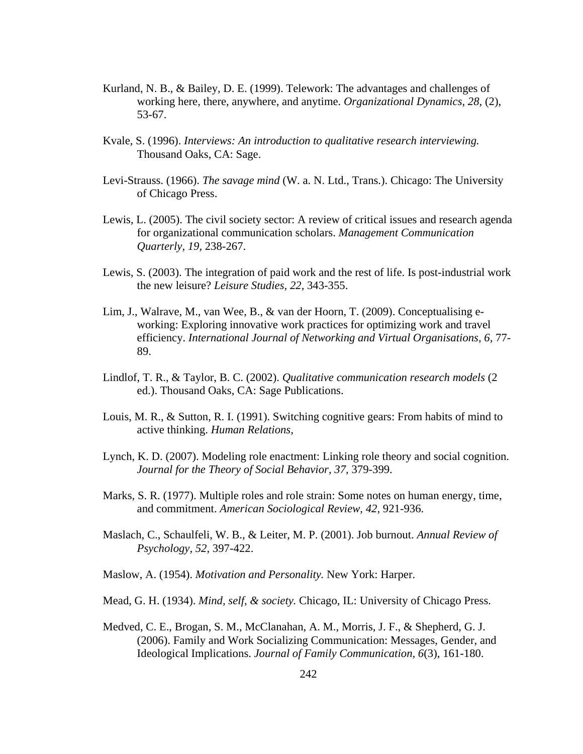Kurland, N. B., & Bailey, D. E. (1999). Telework: The advantages and challenges of working here, there, anywhere, and anytime. *Organizational Dynamics, 28,* (2), 53-67.

Kvale, S. (1996). *Interviews: An introduction to qualitative research interviewing.* Thousand Oaks, CA: Sage.

Levi-Strauss. (1966). *The savage mind* (W. a. N. Ltd., Trans.). Chicago: The University of Chicago Press.

Lewis, L. (2005). The civil society sector: A review of critical issues and research agenda for organizational communication scholars. *Management Communication Quarterly, 19*, 238-267.

Lewis, S. (2003). The integration of paid work and the rest of life. Is post-industrial work the new leisure? *Leisure Studies, 22,* 343-355.

Lim, J., Walrave, M., van Wee, B., & van der Hoorn, T. (2009). Conceptualising e-working: Exploring innovative work practices for optimizing work and travel efficiency. *International Journal of Networking and Virtual Organisations, 6,* 77-89.

Lindlof, T. R., & Taylor, B. C. (2002). *Qualitative communication research models* (2 ed.). Thousand Oaks, CA: Sage Publications.

Louis, M. R., & Sutton, R. I. (1991). Switching cognitive gears: From habits of mind to active thinking. *Human Relations,*

Lynch, K. D. (2007). Modeling role enactment: Linking role theory and social cognition. *Journal for the Theory of Social Behavior, 37,* 379-399.

Marks, S. R. (1977). Multiple roles and role strain: Some notes on human energy, time, and commitment. *American Sociological Review, 42,* 921-936.

Maslach, C., Schaulfeli, W. B., & Leiter, M. P. (2001). Job burnout. *Annual Review of Psychology, 52*, 397-422.

Maslow, A. (1954). *Motivation and Personality.* New York: Harper.

Mead, G. H. (1934). *Mind, self, & society.* Chicago, IL: University of Chicago Press.

Medved, C. E., Brogan, S. M., McClanahan, A. M., Morris, J. F., & Shepherd, G. J. (2006). Family and Work Socializing Communication: Messages, Gender, and Ideological Implications. *Journal of Family Communication, 6*(3), 161-180.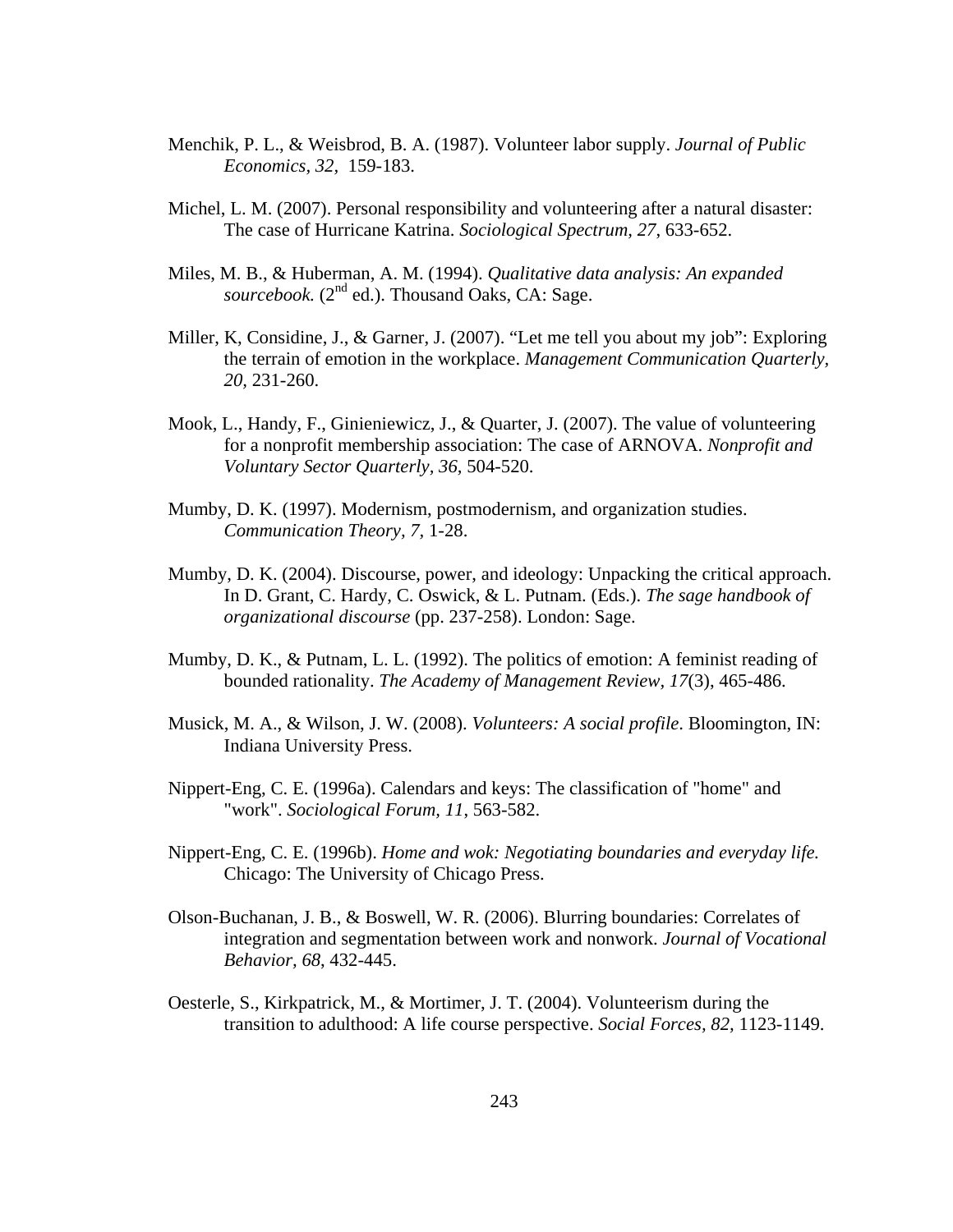Menchik, P. L., & Weisbrod, B. A. (1987). Volunteer labor supply. *Journal of Public Economics, 32*,  159-183.

Michel, L. M. (2007). Personal responsibility and volunteering after a natural disaster: The case of Hurricane Katrina. *Sociological Spectrum, 27*, 633-652.

Miles, M. B., & Huberman, A. M. (1994). *Qualitative data analysis: An expanded sourcebook.* (2nd ed.). Thousand Oaks, CA: Sage.

Miller, K, Considine, J., & Garner, J. (2007). “Let me tell you about my job”: Exploring the terrain of emotion in the workplace. *Management Communication Quarterly, 20*, 231-260.

Mook, L., Handy, F., Ginieniewicz, J., & Quarter, J. (2007). The value of volunteering for a nonprofit membership association: The case of ARNOVA. *Nonprofit and Voluntary Sector Quarterly, 36*, 504-520.

Mumby, D. K. (1997). Modernism, postmodernism, and organization studies. *Communication Theory, 7*, 1-28.

Mumby, D. K. (2004). Discourse, power, and ideology: Unpacking the critical approach. In D. Grant, C. Hardy, C. Oswick, & L. Putnam. (Eds.). *The sage handbook of organizational discourse* (pp. 237-258). London: Sage.

Mumby, D. K., & Putnam, L. L. (1992). The politics of emotion: A feminist reading of bounded rationality. *The Academy of Management Review, 17*(3), 465-486.

Musick, M. A., & Wilson, J. W. (2008). *Volunteers: A social profile*. Bloomington, IN: Indiana University Press.

Nippert-Eng, C. E. (1996a). Calendars and keys: The classification of "home" and "work". *Sociological Forum, 11*, 563-582.

Nippert-Eng, C. E. (1996b). *Home and wok: Negotiating boundaries and everyday life.* Chicago: The University of Chicago Press.

Olson-Buchanan, J. B., & Boswell, W. R. (2006). Blurring boundaries: Correlates of integration and segmentation between work and nonwork. *Journal of Vocational Behavior, 68*, 432-445.

Oesterle, S., Kirkpatrick, M., & Mortimer, J. T. (2004). Volunteerism during the transition to adulthood: A life course perspective. *Social Forces, 82*, 1123-1149.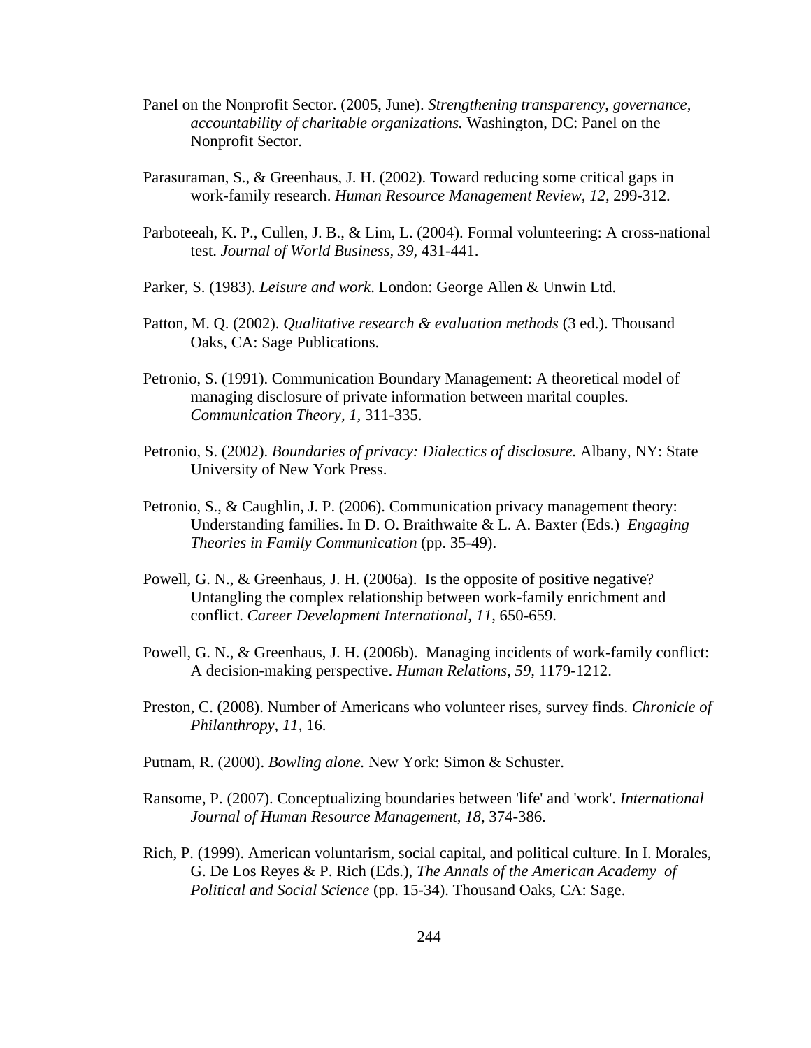Panel on the Nonprofit Sector. (2005, June). *Strengthening transparency, governance, accountability of charitable organizations.* Washington, DC: Panel on the Nonprofit Sector.

Parasuraman, S., & Greenhaus, J. H. (2002). Toward reducing some critical gaps in work-family research. *Human Resource Management Review, 12,* 299-312.

Parboteeah, K. P., Cullen, J. B., & Lim, L. (2004). Formal volunteering: A cross-national test. *Journal of World Business, 39,* 431-441.

Parker, S. (1983). *Leisure and work*. London: George Allen & Unwin Ltd.

Patton, M. Q. (2002). *Qualitative research & evaluation methods* (3 ed.). Thousand Oaks, CA: Sage Publications.

Petronio, S. (1991). Communication Boundary Management: A theoretical model of managing disclosure of private information between marital couples. *Communication Theory, 1,* 311-335.

Petronio, S. (2002). *Boundaries of privacy: Dialectics of disclosure.* Albany, NY: State University of New York Press.

Petronio, S., & Caughlin, J. P. (2006). Communication privacy management theory: Understanding families. In D. O. Braithwaite & L. A. Baxter (Eds.) *Engaging Theories in Family Communication* (pp. 35-49).

Powell, G. N., & Greenhaus, J. H. (2006a). Is the opposite of positive negative? Untangling the complex relationship between work-family enrichment and conflict. *Career Development International, 11,* 650-659.

Powell, G. N., & Greenhaus, J. H. (2006b). Managing incidents of work-family conflict: A decision-making perspective. *Human Relations, 59,* 1179-1212.

Preston, C. (2008). Number of Americans who volunteer rises, survey finds. *Chronicle of Philanthropy, 11,* 16.

Putnam, R. (2000). *Bowling alone.* New York: Simon & Schuster.

Ransome, P. (2007). Conceptualizing boundaries between 'life' and 'work'. *International Journal of Human Resource Management, 18,* 374-386.

Rich, P. (1999). American voluntarism, social capital, and political culture. In I. Morales, G. De Los Reyes & P. Rich (Eds.), *The Annals of the American Academy of Political and Social Science* (pp. 15-34). Thousand Oaks, CA: Sage.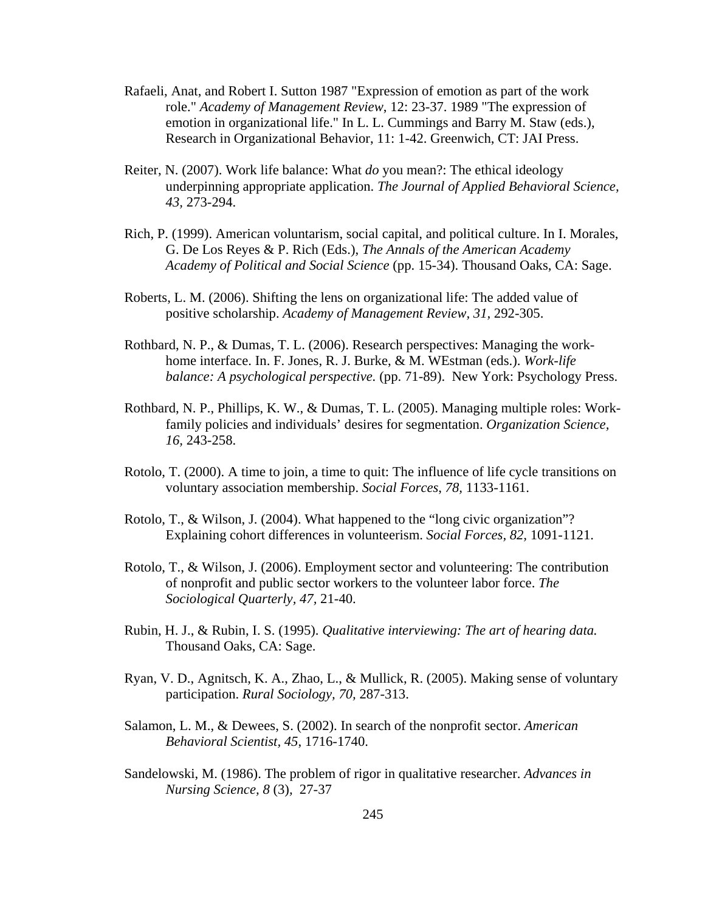Rafaeli, Anat, and Robert I. Sutton 1987 "Expression of emotion as part of the work role." *Academy of Management Review*, 12: 23-37. 1989 "The expression of emotion in organizational life." In L. L. Cummings and Barry M. Staw (eds.), Research in Organizational Behavior, 11: 1-42. Greenwich, CT: JAI Press.

Reiter, N. (2007). Work life balance: What *do* you mean?: The ethical ideology underpinning appropriate application. *The Journal of Applied Behavioral Science, 43,* 273-294.

Rich, P. (1999). American voluntarism, social capital, and political culture. In I. Morales, G. De Los Reyes & P. Rich (Eds.), *The Annals of the American Academy Academy of Political and Social Science* (pp. 15-34). Thousand Oaks, CA: Sage.

Roberts, L. M. (2006). Shifting the lens on organizational life: The added value of positive scholarship. *Academy of Management Review, 31,* 292-305.

Rothbard, N. P., & Dumas, T. L. (2006). Research perspectives: Managing the work-home interface. In. F. Jones, R. J. Burke, & M. WEstman (eds.). *Work-life balance: A psychological perspective.* (pp. 71-89). New York: Psychology Press.

Rothbard, N. P., Phillips, K. W., & Dumas, T. L. (2005). Managing multiple roles: Work-family policies and individuals' desires for segmentation. *Organization Science, 16,* 243-258.

Rotolo, T. (2000). A time to join, a time to quit: The influence of life cycle transitions on voluntary association membership. *Social Forces, 78,* 1133-1161.

Rotolo, T., & Wilson, J. (2004). What happened to the "long civic organization"? Explaining cohort differences in volunteerism. *Social Forces, 82,* 1091-1121.

Rotolo, T., & Wilson, J. (2006). Employment sector and volunteering: The contribution of nonprofit and public sector workers to the volunteer labor force. *The Sociological Quarterly, 47,* 21-40.

Rubin, H. J., & Rubin, I. S. (1995). *Qualitative interviewing: The art of hearing data.* Thousand Oaks, CA: Sage.

Ryan, V. D., Agnitsch, K. A., Zhao, L., & Mullick, R. (2005). Making sense of voluntary participation. *Rural Sociology, 70,* 287-313.

Salamon, L. M., & Dewees, S. (2002). In search of the nonprofit sector. *American Behavioral Scientist, 45,* 1716-1740.

Sandelowski, M. (1986). The problem of rigor in qualitative researcher. *Advances in Nursing Science, 8* (3), 27-37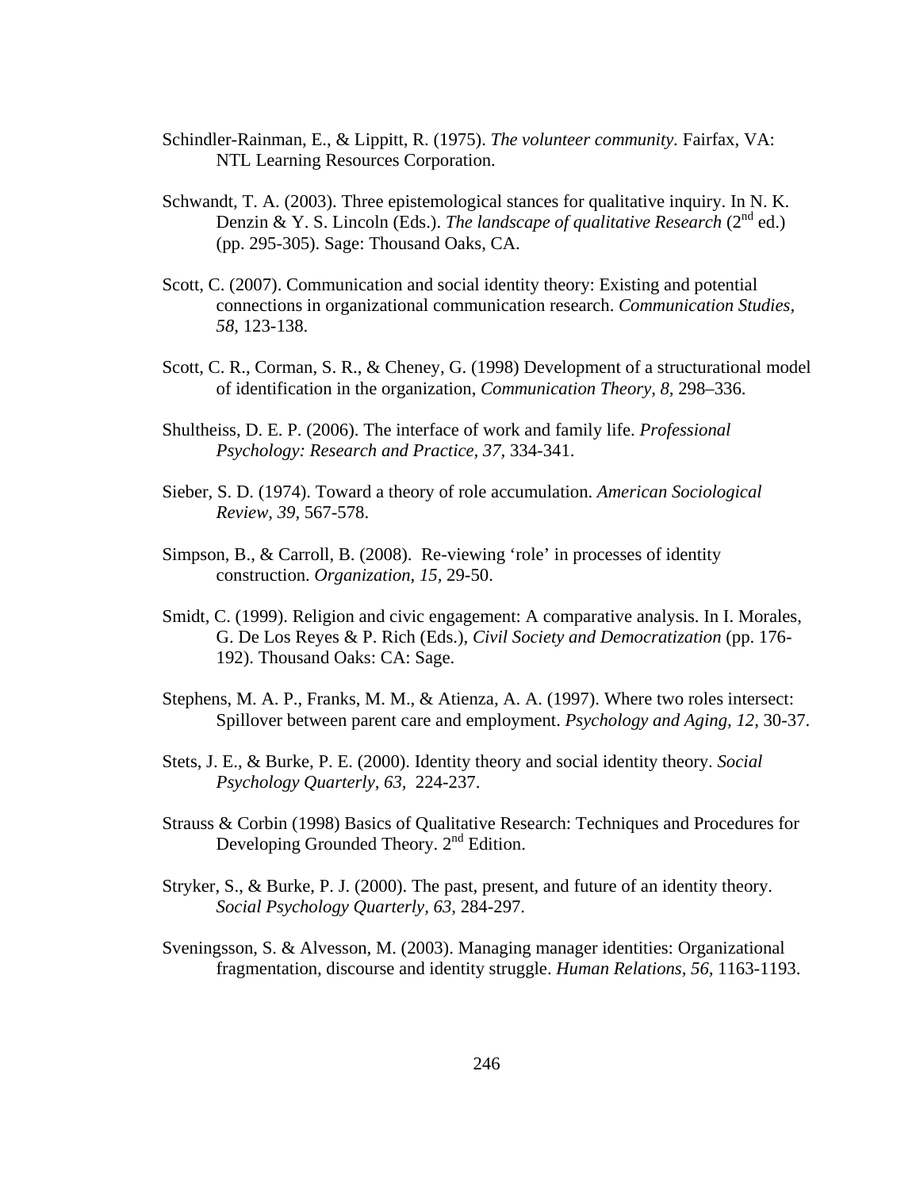Schindler-Rainman, E., & Lippitt, R. (1975). *The volunteer community.* Fairfax, VA: NTL Learning Resources Corporation.

Schwandt, T. A. (2003). Three epistemological stances for qualitative inquiry. In N. K. Denzin & Y. S. Lincoln (Eds.). *The landscape of qualitative Research* (2nd ed.) (pp. 295-305). Sage: Thousand Oaks, CA.

Scott, C. (2007). Communication and social identity theory: Existing and potential connections in organizational communication research. *Communication Studies, 58*, 123-138.

Scott, C. R., Corman, S. R., & Cheney, G. (1998) Development of a structurational model of identification in the organization, *Communication Theory, 8,* 298–336.

Shultheiss, D. E. P. (2006). The interface of work and family life. *Professional Psychology: Research and Practice, 37,* 334-341.

Sieber, S. D. (1974). Toward a theory of role accumulation. *American Sociological Review, 39,* 567-578.

Simpson, B., & Carroll, B. (2008). Re-viewing 'role' in processes of identity construction. *Organization, 15,* 29-50.

Smidt, C. (1999). Religion and civic engagement: A comparative analysis. In I. Morales, G. De Los Reyes & P. Rich (Eds.), *Civil Society and Democratization* (pp. 176-192). Thousand Oaks: CA: Sage.

Stephens, M. A. P., Franks, M. M., & Atienza, A. A. (1997). Where two roles intersect: Spillover between parent care and employment. *Psychology and Aging, 12,* 30-37.

Stets, J. E., & Burke, P. E. (2000). Identity theory and social identity theory. *Social Psychology Quarterly, 63,* 224-237.

Strauss & Corbin (1998) Basics of Qualitative Research: Techniques and Procedures for Developing Grounded Theory. 2nd Edition.

Stryker, S., & Burke, P. J. (2000). The past, present, and future of an identity theory. *Social Psychology Quarterly, 63*, 284-297.

Sveningsson, S. & Alvesson, M. (2003). Managing manager identities: Organizational fragmentation, discourse and identity struggle. *Human Relations, 56,* 1163-1193.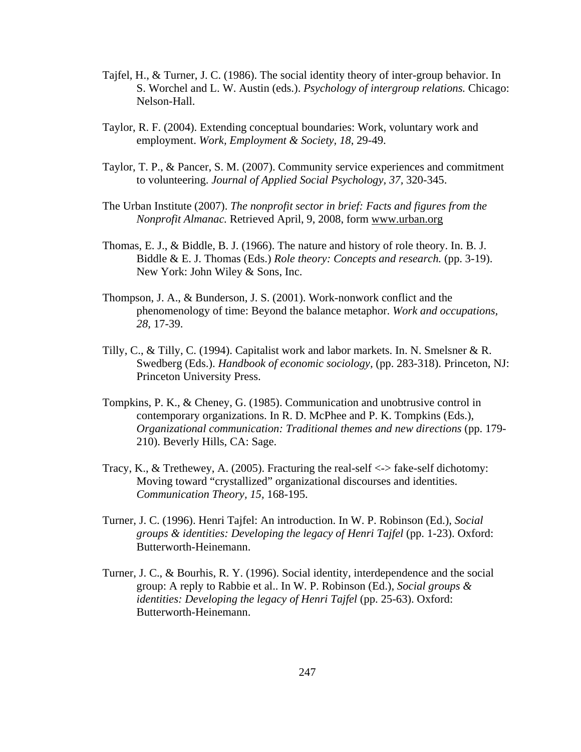Tajfel, H., & Turner, J. C. (1986). The social identity theory of inter-group behavior. In S. Worchel and L. W. Austin (eds.). *Psychology of intergroup relations.* Chicago: Nelson-Hall.

Taylor, R. F. (2004). Extending conceptual boundaries: Work, voluntary work and employment. *Work, Employment & Society, 18*, 29-49.

Taylor, T. P., & Pancer, S. M. (2007). Community service experiences and commitment to volunteering. *Journal of Applied Social Psychology, 37*, 320-345.

The Urban Institute (2007). *The nonprofit sector in brief: Facts and figures from the Nonprofit Almanac.* Retrieved April, 9, 2008, form www.urban.org

Thomas, E. J., & Biddle, B. J. (1966). The nature and history of role theory. In. B. J. Biddle & E. J. Thomas (Eds.) *Role theory: Concepts and research.* (pp. 3-19). New York: John Wiley & Sons, Inc.

Thompson, J. A., & Bunderson, J. S. (2001). Work-nonwork conflict and the phenomenology of time: Beyond the balance metaphor. *Work and occupations, 28*, 17-39.

Tilly, C., & Tilly, C. (1994). Capitalist work and labor markets. In. N. Smelsner & R. Swedberg (Eds.). *Handbook of economic sociology,* (pp. 283-318). Princeton, NJ: Princeton University Press.

Tompkins, P. K., & Cheney, G. (1985). Communication and unobtrusive control in contemporary organizations. In R. D. McPhee and P. K. Tompkins (Eds.), *Organizational communication: Traditional themes and new directions* (pp. 179-210). Beverly Hills, CA: Sage.

Tracy, K., & Trethewey, A. (2005). Fracturing the real-self <-> fake-self dichotomy: Moving toward "crystallized" organizational discourses and identities. *Communication Theory, 15,* 168-195.

Turner, J. C. (1996). Henri Tajfel: An introduction. In W. P. Robinson (Ed.), *Social groups & identities: Developing the legacy of Henri Tajfel* (pp. 1-23). Oxford: Butterworth-Heinemann.

Turner, J. C., & Bourhis, R. Y. (1996). Social identity, interdependence and the social group: A reply to Rabbie et al.. In W. P. Robinson (Ed.), *Social groups & identities: Developing the legacy of Henri Tajfel* (pp. 25-63). Oxford: Butterworth-Heinemann.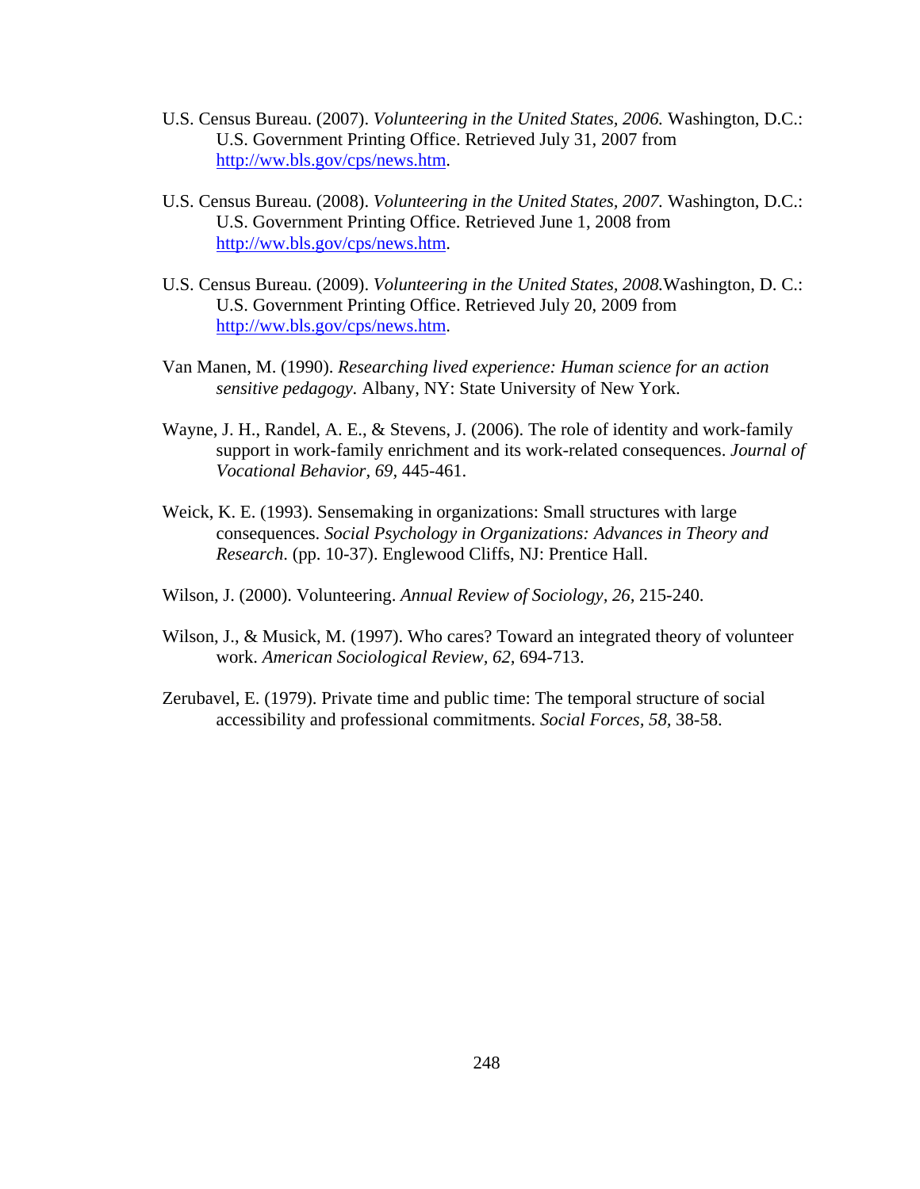U.S. Census Bureau. (2007). *Volunteering in the United States, 2006.* Washington, D.C.: U.S. Government Printing Office. Retrieved July 31, 2007 from http://ww.bls.gov/cps/news.htm.

U.S. Census Bureau. (2008). *Volunteering in the United States, 2007.* Washington, D.C.: U.S. Government Printing Office. Retrieved June 1, 2008 from http://ww.bls.gov/cps/news.htm.

U.S. Census Bureau. (2009). *Volunteering in the United States, 2008.*Washington, D. C.: U.S. Government Printing Office. Retrieved July 20, 2009 from http://ww.bls.gov/cps/news.htm.

Van Manen, M. (1990). *Researching lived experience: Human science for an action sensitive pedagogy.* Albany, NY: State University of New York.

Wayne, J. H., Randel, A. E., & Stevens, J. (2006). The role of identity and work-family support in work-family enrichment and its work-related consequences. *Journal of Vocational Behavior, 69*, 445-461.

Weick, K. E. (1993). Sensemaking in organizations: Small structures with large consequences. *Social Psychology in Organizations: Advances in Theory and Research*. (pp. 10-37). Englewood Cliffs, NJ: Prentice Hall.

Wilson, J. (2000). Volunteering. *Annual Review of Sociology, 26,* 215-240.

Wilson, J., & Musick, M. (1997). Who cares? Toward an integrated theory of volunteer work. *American Sociological Review, 62,* 694-713.

Zerubavel, E. (1979). Private time and public time: The temporal structure of social accessibility and professional commitments. *Social Forces, 58,* 38-58.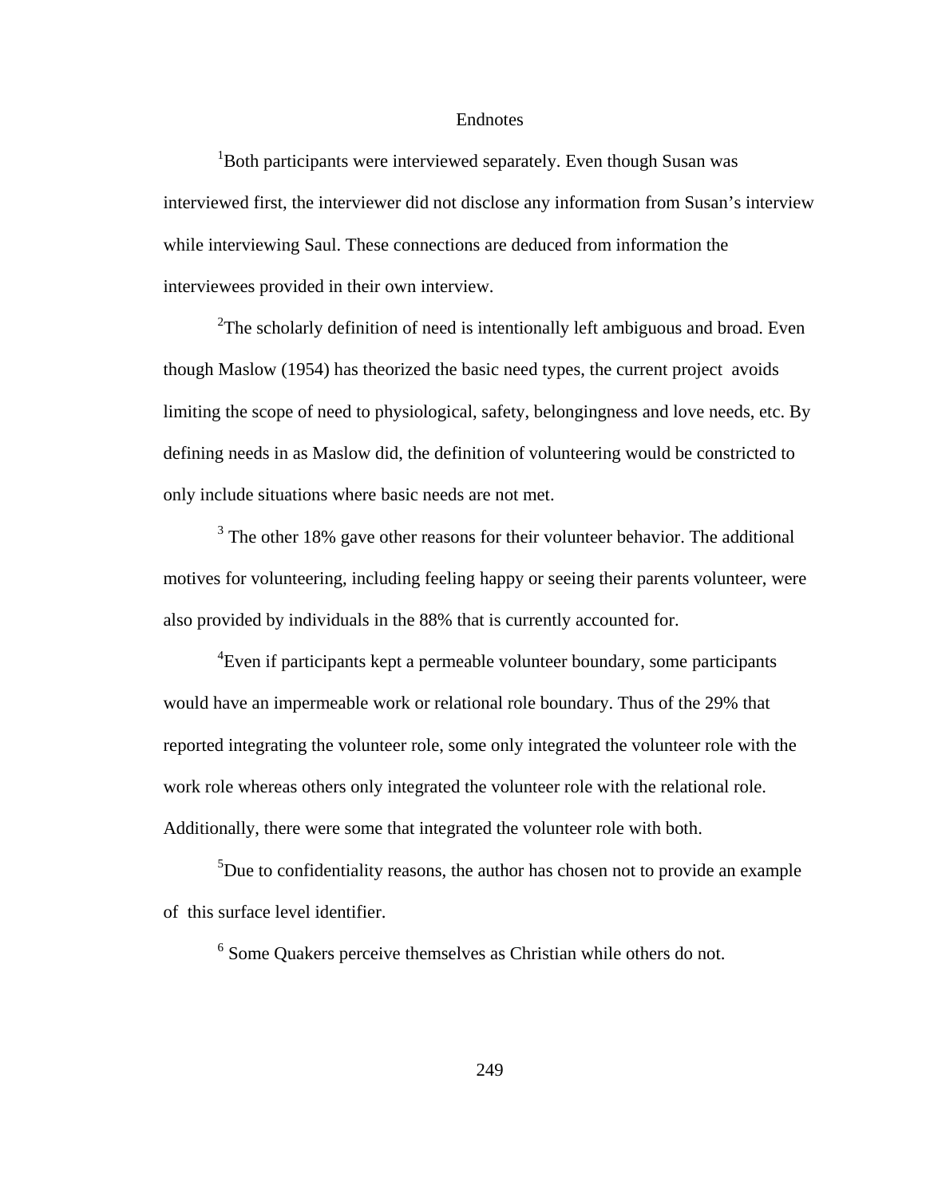# Endnotes

[1]Both participants were interviewed separately. Even though Susan was interviewed first, the interviewer did not disclose any information from Susan's interview while interviewing Saul. These connections are deduced from information the interviewees provided in their own interview.

[2]The scholarly definition of need is intentionally left ambiguous and broad. Even though Maslow (1954) has theorized the basic need types, the current project avoids limiting the scope of need to physiological, safety, belongingness and love needs, etc. By defining needs in as Maslow did, the definition of volunteering would be constricted to only include situations where basic needs are not met.

[3] The other 18% gave other reasons for their volunteer behavior. The additional motives for volunteering, including feeling happy or seeing their parents volunteer, were also provided by individuals in the 88% that is currently accounted for.

[4]Even if participants kept a permeable volunteer boundary, some participants would have an impermeable work or relational role boundary. Thus of the 29% that reported integrating the volunteer role, some only integrated the volunteer role with the work role whereas others only integrated the volunteer role with the relational role. Additionally, there were some that integrated the volunteer role with both.

[5]Due to confidentiality reasons, the author has chosen not to provide an example of this surface level identifier.

[6] Some Quakers perceive themselves as Christian while others do not.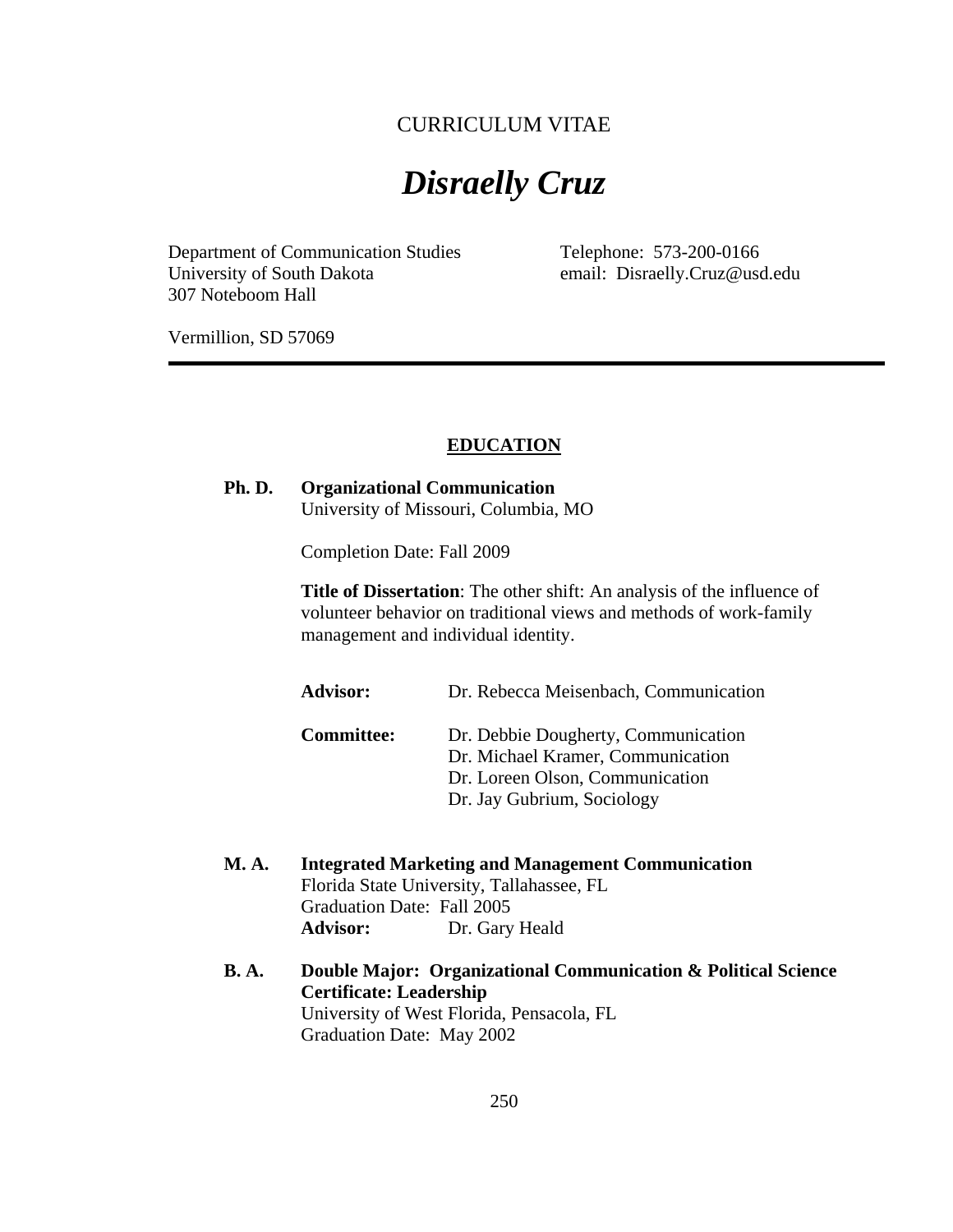CURRICULUM VITAE

# *Disraelly Cruz*

Department of Communication Studies
University of South Dakota
307 Noteboom Hall

Vermillion, SD 57069

Telephone: 573-200-0166
email: Disraelly.Cruz@usd.edu

---

## EDUCATION

**Ph. D.** **Organizational Communication**
University of Missouri, Columbia, MO

Completion Date: Fall 2009

**Title of Dissertation**: The other shift: An analysis of the influence of volunteer behavior on traditional views and methods of work-family management and individual identity.

**Advisor:** Dr. Rebecca Meisenbach, Communication

**Committee:** Dr. Debbie Dougherty, Communication
Dr. Michael Kramer, Communication
Dr. Loreen Olson, Communication
Dr. Jay Gubrium, Sociology

**M. A.** **Integrated Marketing and Management Communication**
Florida State University, Tallahassee, FL
Graduation Date: Fall 2005
**Advisor:** Dr. Gary Heald

**B. A.** **Double Major: Organizational Communication & Political Science**
**Certificate: Leadership**
University of West Florida, Pensacola, FL
Graduation Date: May 2002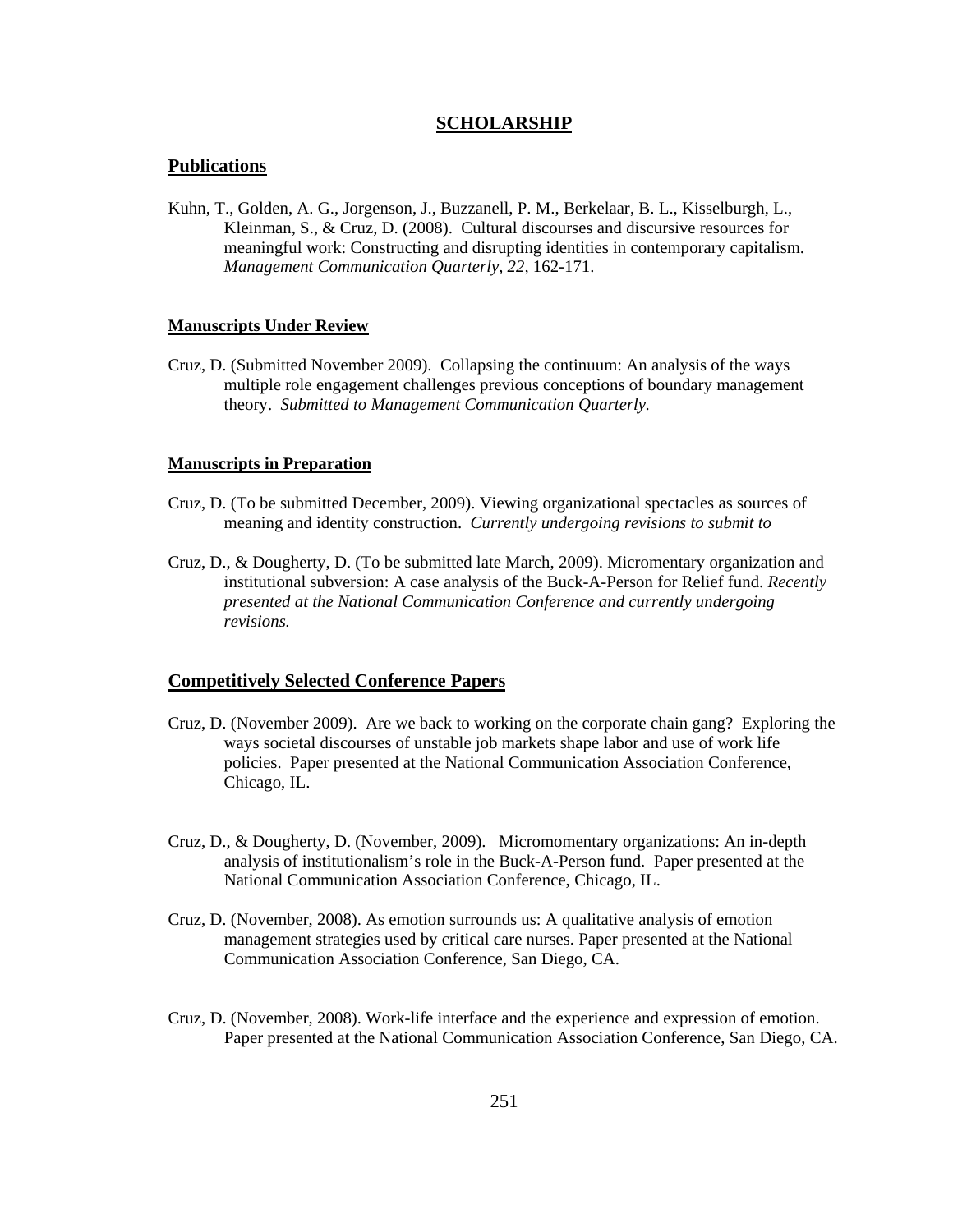# SCHOLARSHIP

## Publications

Kuhn, T., Golden, A. G., Jorgenson, J., Buzzanell, P. M., Berkelaar, B. L., Kisselburgh, L., Kleinman, S., & Cruz, D. (2008). Cultural discourses and discursive resources for meaningful work: Constructing and disrupting identities in contemporary capitalism. *Management Communication Quarterly, 22*, 162-171.

### Manuscripts Under Review

Cruz, D. (Submitted November 2009). Collapsing the continuum: An analysis of the ways multiple role engagement challenges previous conceptions of boundary management theory. *Submitted to Management Communication Quarterly.*

### Manuscripts in Preparation

Cruz, D. (To be submitted December, 2009). Viewing organizational spectacles as sources of meaning and identity construction. *Currently undergoing revisions to submit to*

Cruz, D., & Dougherty, D. (To be submitted late March, 2009). Micromentary organization and institutional subversion: A case analysis of the Buck-A-Person for Relief fund. *Recently presented at the National Communication Conference and currently undergoing revisions.*

## Competitively Selected Conference Papers

Cruz, D. (November 2009). Are we back to working on the corporate chain gang? Exploring the ways societal discourses of unstable job markets shape labor and use of work life policies. Paper presented at the National Communication Association Conference, Chicago, IL.

Cruz, D., & Dougherty, D. (November, 2009). Micromomentary organizations: An in-depth analysis of institutionalism's role in the Buck-A-Person fund. Paper presented at the National Communication Association Conference, Chicago, IL.

Cruz, D. (November, 2008). As emotion surrounds us: A qualitative analysis of emotion management strategies used by critical care nurses. Paper presented at the National Communication Association Conference, San Diego, CA.

Cruz, D. (November, 2008). Work-life interface and the experience and expression of emotion. Paper presented at the National Communication Association Conference, San Diego, CA.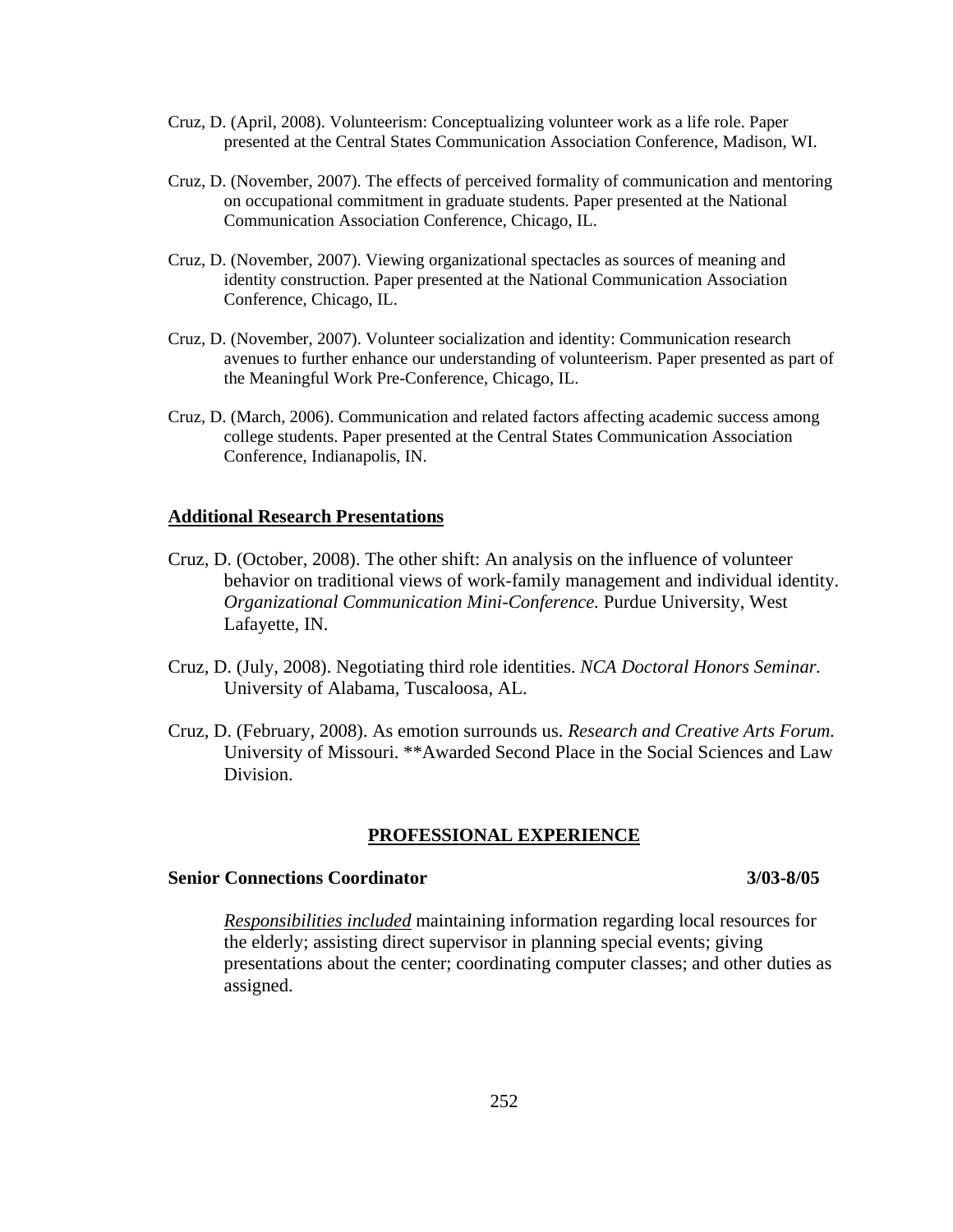Cruz, D. (April, 2008). Volunteerism: Conceptualizing volunteer work as a life role. Paper presented at the Central States Communication Association Conference, Madison, WI.

Cruz, D. (November, 2007). The effects of perceived formality of communication and mentoring on occupational commitment in graduate students. Paper presented at the National Communication Association Conference, Chicago, IL.

Cruz, D. (November, 2007). Viewing organizational spectacles as sources of meaning and identity construction. Paper presented at the National Communication Association Conference, Chicago, IL.

Cruz, D. (November, 2007). Volunteer socialization and identity: Communication research avenues to further enhance our understanding of volunteerism. Paper presented as part of the Meaningful Work Pre-Conference, Chicago, IL.

Cruz, D. (March, 2006). Communication and related factors affecting academic success among college students. Paper presented at the Central States Communication Association Conference, Indianapolis, IN.

## Additional Research Presentations

Cruz, D. (October, 2008). The other shift: An analysis on the influence of volunteer behavior on traditional views of work-family management and individual identity. *Organizational Communication Mini-Conference.* Purdue University, West Lafayette, IN.

Cruz, D. (July, 2008). Negotiating third role identities. *NCA Doctoral Honors Seminar.* University of Alabama, Tuscaloosa, AL.

Cruz, D. (February, 2008). As emotion surrounds us. *Research and Creative Arts Forum.* University of Missouri. **Awarded Second Place in the Social Sciences and Law Division.

## PROFESSIONAL EXPERIENCE

**Senior Connections Coordinator** **3/03-8/05**

*Responsibilities included* maintaining information regarding local resources for the elderly; assisting direct supervisor in planning special events; giving presentations about the center; coordinating computer classes; and other duties as assigned.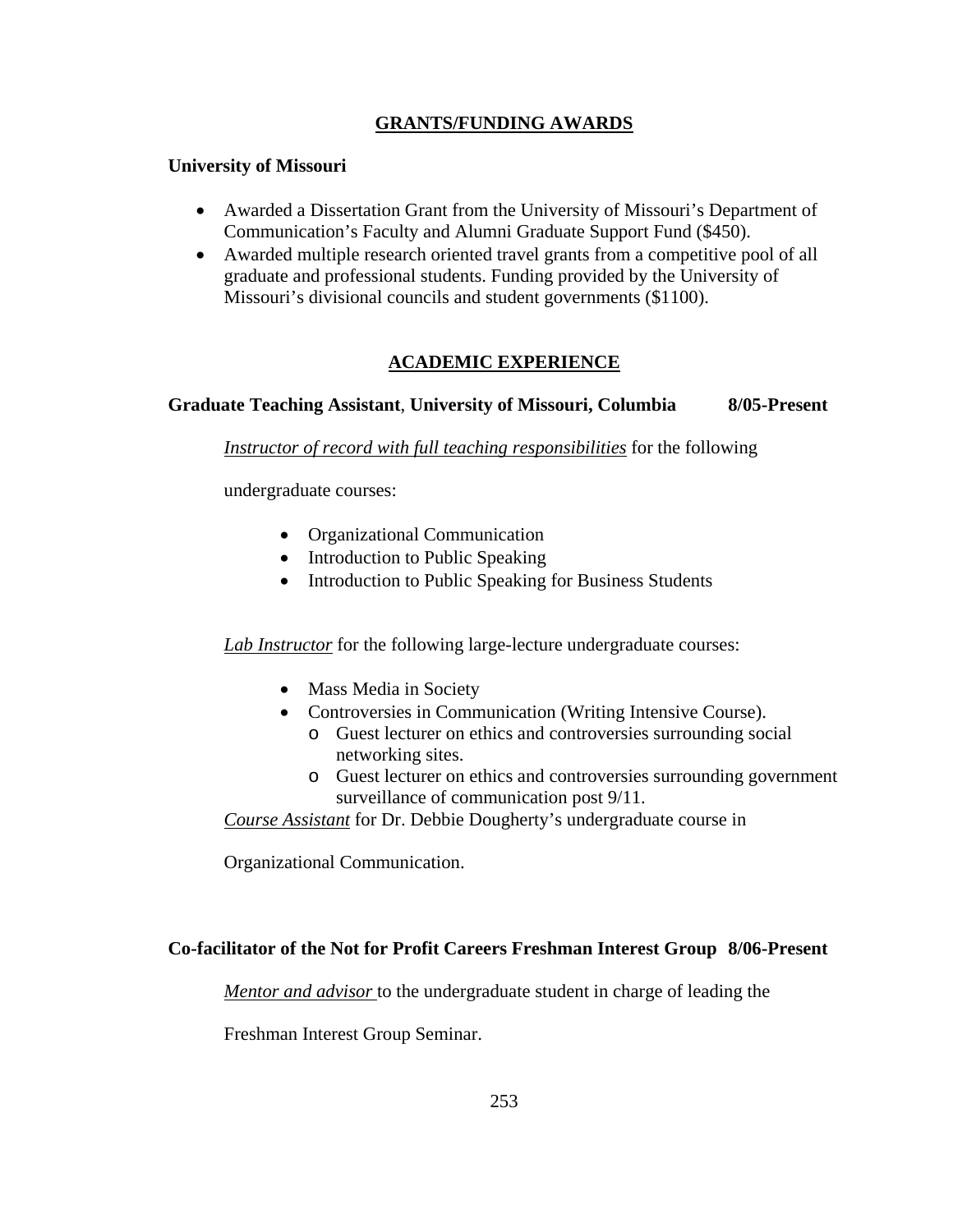## GRANTS/FUNDING AWARDS

**University of Missouri**

- Awarded a Dissertation Grant from the University of Missouri's Department of Communication's Faculty and Alumni Graduate Support Fund ($450).
- Awarded multiple research oriented travel grants from a competitive pool of all graduate and professional students. Funding provided by the University of Missouri's divisional councils and student governments ($1100).

## ACADEMIC EXPERIENCE

**Graduate Teaching Assistant**, **University of Missouri, Columbia** **8/05-Present**

*Instructor of record with full teaching responsibilities* for the following undergraduate courses:

- Organizational Communication
- Introduction to Public Speaking
- Introduction to Public Speaking for Business Students

*Lab Instructor* for the following large-lecture undergraduate courses:

- Mass Media in Society
- Controversies in Communication (Writing Intensive Course).
    - Guest lecturer on ethics and controversies surrounding social networking sites.
    - Guest lecturer on ethics and controversies surrounding government surveillance of communication post 9/11.

*Course Assistant* for Dr. Debbie Dougherty's undergraduate course in Organizational Communication.

**Co-facilitator of the Not for Profit Careers Freshman Interest Group** **8/06-Present**

*Mentor and advisor* to the undergraduate student in charge of leading the Freshman Interest Group Seminar.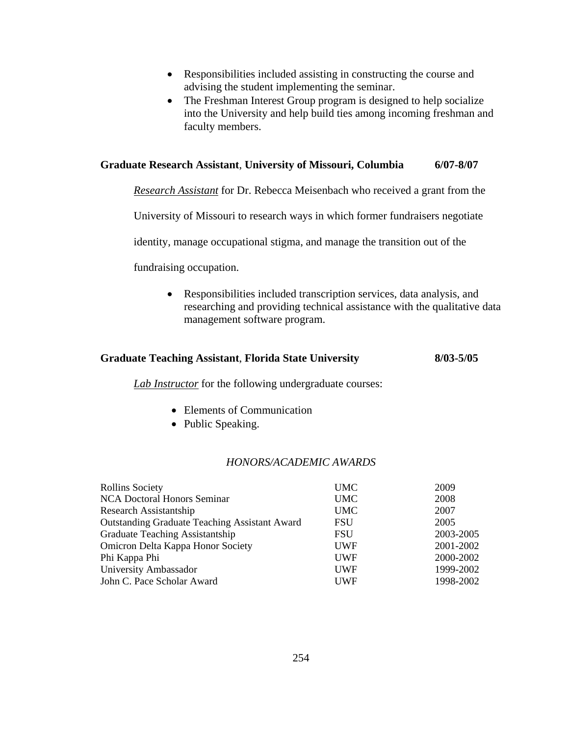- Responsibilities included assisting in constructing the course and advising the student implementing the seminar.
- The Freshman Interest Group program is designed to help socialize into the University and help build ties among incoming freshman and faculty members.

**Graduate Research Assistant**, **University of Missouri, Columbia** **6/07-8/07**

*Research Assistant* for Dr. Rebecca Meisenbach who received a grant from the University of Missouri to research ways in which former fundraisers negotiate identity, manage occupational stigma, and manage the transition out of the fundraising occupation.

- Responsibilities included transcription services, data analysis, and researching and providing technical assistance with the qualitative data management software program.

**Graduate Teaching Assistant**, **Florida State University** **8/03-5/05**

*Lab Instructor* for the following undergraduate courses:

- Elements of Communication
- Public Speaking.

## *HONORS/ACADEMIC AWARDS*

| | | |
|---|---|---|
| Rollins Society | UMC | 2009 |
| NCA Doctoral Honors Seminar | UMC | 2008 |
| Research Assistantship | UMC | 2007 |
| Outstanding Graduate Teaching Assistant Award | FSU | 2005 |
| Graduate Teaching Assistantship | FSU | 2003-2005 |
| Omicron Delta Kappa Honor Society | UWF | 2001-2002 |
| Phi Kappa Phi | UWF | 2000-2002 |
| University Ambassador | UWF | 1999-2002 |
| John C. Pace Scholar Award | UWF | 1998-2002 |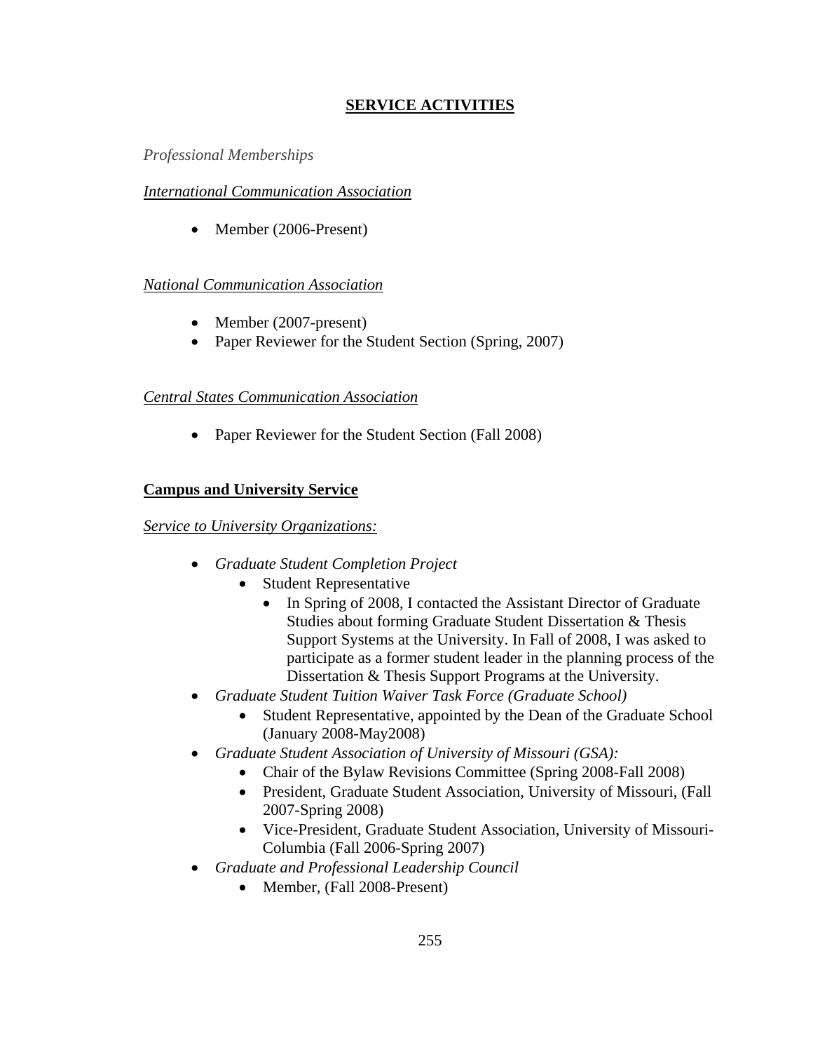## SERVICE ACTIVITIES

*Professional Memberships*

*International Communication Association*

- Member (2006-Present)

*National Communication Association*

- Member (2007-present)
- Paper Reviewer for the Student Section (Spring, 2007)

*Central States Communication Association*

- Paper Reviewer for the Student Section (Fall 2008)

**Campus and University Service**

*Service to University Organizations:*

- *Graduate Student Completion Project*
    - Student Representative
        - In Spring of 2008, I contacted the Assistant Director of Graduate Studies about forming Graduate Student Dissertation & Thesis Support Systems at the University. In Fall of 2008, I was asked to participate as a former student leader in the planning process of the Dissertation & Thesis Support Programs at the University.
- *Graduate Student Tuition Waiver Task Force (Graduate School)*
    - Student Representative, appointed by the Dean of the Graduate School (January 2008-May2008)
- *Graduate Student Association of University of Missouri (GSA):*
    - Chair of the Bylaw Revisions Committee (Spring 2008-Fall 2008)
    - President, Graduate Student Association, University of Missouri, (Fall 2007-Spring 2008)
    - Vice-President, Graduate Student Association, University of Missouri-Columbia (Fall 2006-Spring 2007)
- *Graduate and Professional Leadership Council*
    - Member, (Fall 2008-Present)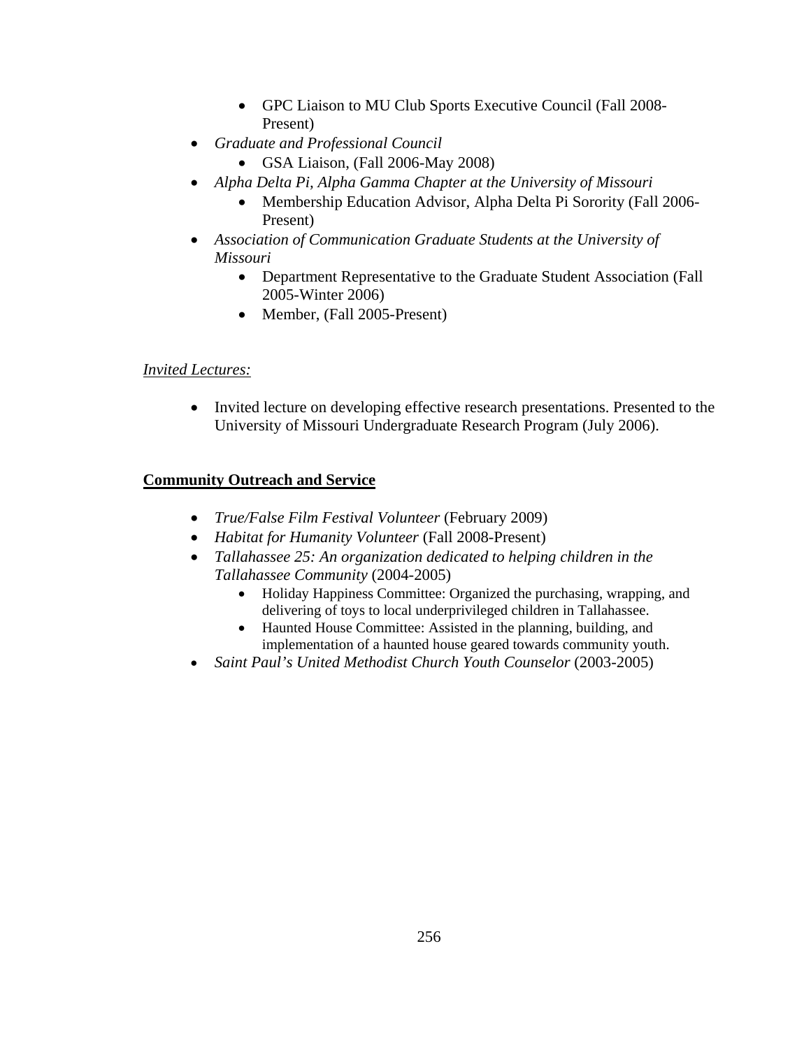- GPC Liaison to MU Club Sports Executive Council (Fall 2008-Present)
- *Graduate and Professional Council*
  - GSA Liaison, (Fall 2006-May 2008)
- *Alpha Delta Pi, Alpha Gamma Chapter at the University of Missouri*
  - Membership Education Advisor, Alpha Delta Pi Sorority (Fall 2006-Present)
- *Association of Communication Graduate Students at the University of Missouri*
  - Department Representative to the Graduate Student Association (Fall 2005-Winter 2006)
  - Member, (Fall 2005-Present)

*Invited Lectures:*

- Invited lecture on developing effective research presentations. Presented to the University of Missouri Undergraduate Research Program (July 2006).

**Community Outreach and Service**

- *True/False Film Festival Volunteer* (February 2009)
- *Habitat for Humanity Volunteer* (Fall 2008-Present)
- *Tallahassee 25: An organization dedicated to helping children in the Tallahassee Community* (2004-2005)
  - Holiday Happiness Committee: Organized the purchasing, wrapping, and delivering of toys to local underprivileged children in Tallahassee.
  - Haunted House Committee: Assisted in the planning, building, and implementation of a haunted house geared towards community youth.
- *Saint Paul's United Methodist Church Youth Counselor* (2003-2005)